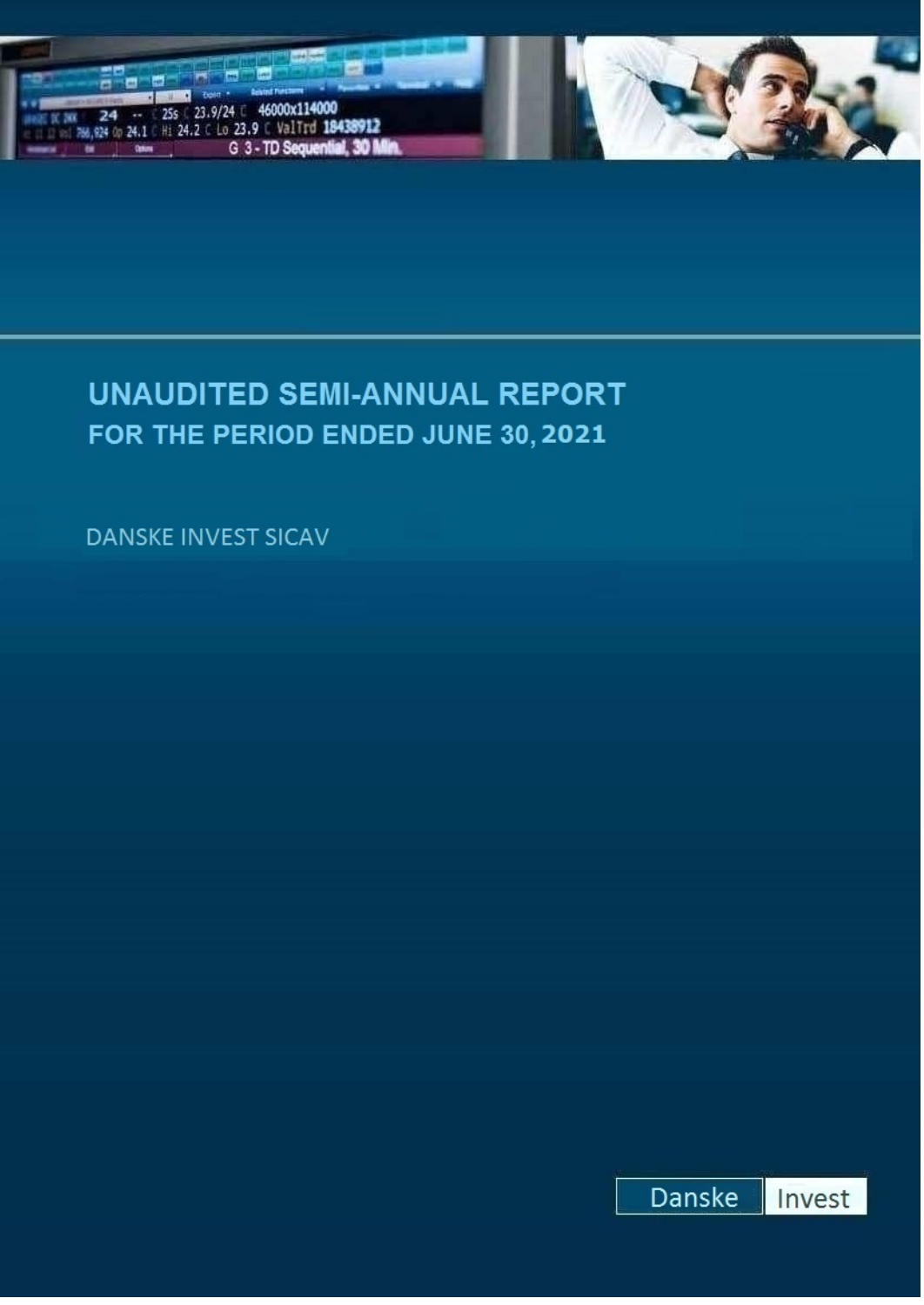# UNAUDITED SEMI-ANNUAL REPORT

## FOR THE PERIOD ENDED JUNE 30, 2021

DANSKE INVEST SICAV

Danske Invest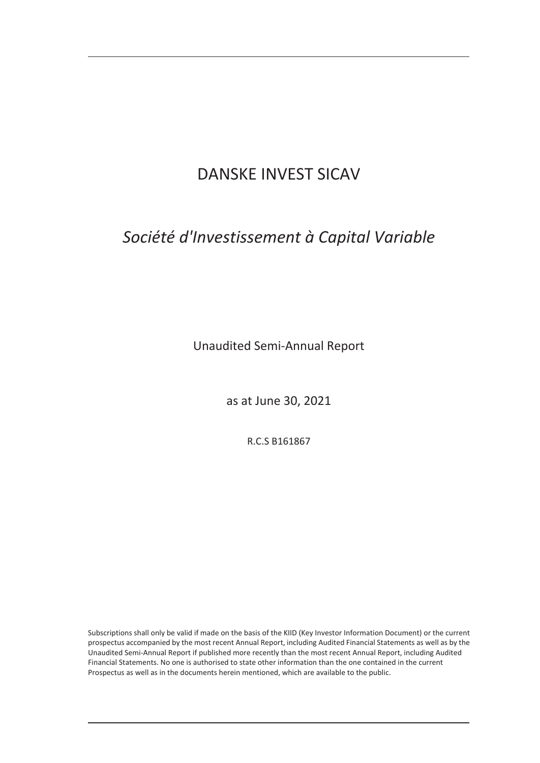# DANSKE INVEST SICAV

## *Société d'Investissement à Capital Variable*

Unaudited Semi-Annual Report

as at June 30, 2021

R.C.S B161867

Subscriptions shall only be valid if made on the basis of the KIID (Key Investor Information Document) or the current prospectus accompanied by the most recent Annual Report, including Audited Financial Statements as well as by the Unaudited Semi-Annual Report if published more recently than the most recent Annual Report, including Audited Financial Statements. No one is authorised to state other information than the one contained in the current Prospectus as well as in the documents herein mentioned, which are available to the public.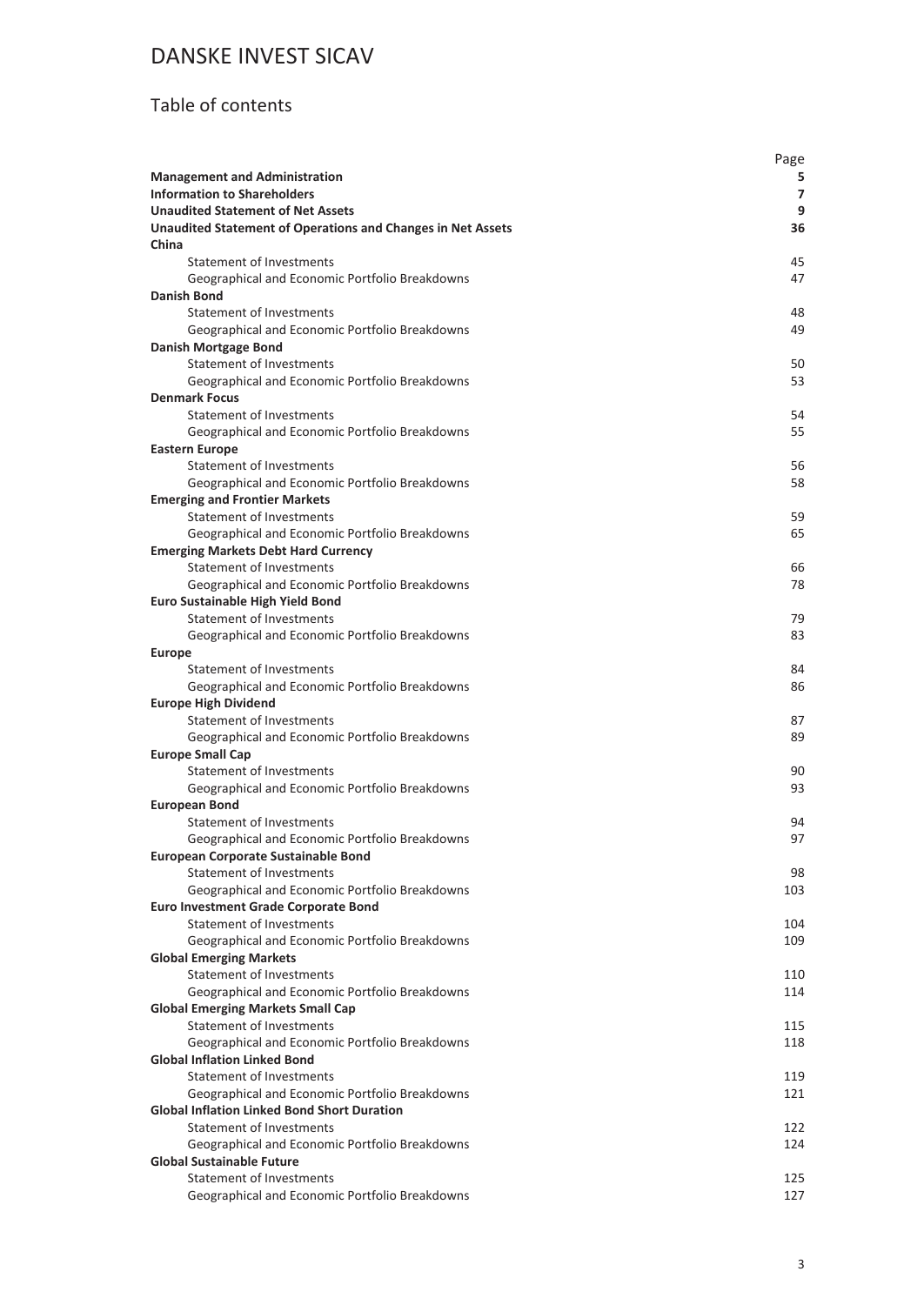# DANSKE INVEST SICAV

## Table of contents

| | Page |
|---|---|
| **Management and Administration** | **5** |
| **Information to Shareholders** | **7** |
| **Unaudited Statement of Net Assets** | **9** |
| **Unaudited Statement of Operations and Changes in Net Assets** | **36** |
| **China** | |
| Statement of Investments | 45 |
| Geographical and Economic Portfolio Breakdowns | 47 |
| **Danish Bond** | |
| Statement of Investments | 48 |
| Geographical and Economic Portfolio Breakdowns | 49 |
| **Danish Mortgage Bond** | |
| Statement of Investments | 50 |
| Geographical and Economic Portfolio Breakdowns | 53 |
| **Denmark Focus** | |
| Statement of Investments | 54 |
| Geographical and Economic Portfolio Breakdowns | 55 |
| **Eastern Europe** | |
| Statement of Investments | 56 |
| Geographical and Economic Portfolio Breakdowns | 58 |
| **Emerging and Frontier Markets** | |
| Statement of Investments | 59 |
| Geographical and Economic Portfolio Breakdowns | 65 |
| **Emerging Markets Debt Hard Currency** | |
| Statement of Investments | 66 |
| Geographical and Economic Portfolio Breakdowns | 78 |
| **Euro Sustainable High Yield Bond** | |
| Statement of Investments | 79 |
| Geographical and Economic Portfolio Breakdowns | 83 |
| **Europe** | |
| Statement of Investments | 84 |
| Geographical and Economic Portfolio Breakdowns | 86 |
| **Europe High Dividend** | |
| Statement of Investments | 87 |
| Geographical and Economic Portfolio Breakdowns | 89 |
| **Europe Small Cap** | |
| Statement of Investments | 90 |
| Geographical and Economic Portfolio Breakdowns | 93 |
| **European Bond** | |
| Statement of Investments | 94 |
| Geographical and Economic Portfolio Breakdowns | 97 |
| **European Corporate Sustainable Bond** | |
| Statement of Investments | 98 |
| Geographical and Economic Portfolio Breakdowns | 103 |
| **Euro Investment Grade Corporate Bond** | |
| Statement of Investments | 104 |
| Geographical and Economic Portfolio Breakdowns | 109 |
| **Global Emerging Markets** | |
| Statement of Investments | 110 |
| Geographical and Economic Portfolio Breakdowns | 114 |
| **Global Emerging Markets Small Cap** | |
| Statement of Investments | 115 |
| Geographical and Economic Portfolio Breakdowns | 118 |
| **Global Inflation Linked Bond** | |
| Statement of Investments | 119 |
| Geographical and Economic Portfolio Breakdowns | 121 |
| **Global Inflation Linked Bond Short Duration** | |
| Statement of Investments | 122 |
| Geographical and Economic Portfolio Breakdowns | 124 |
| **Global Sustainable Future** | |
| Statement of Investments | 125 |
| Geographical and Economic Portfolio Breakdowns | 127 |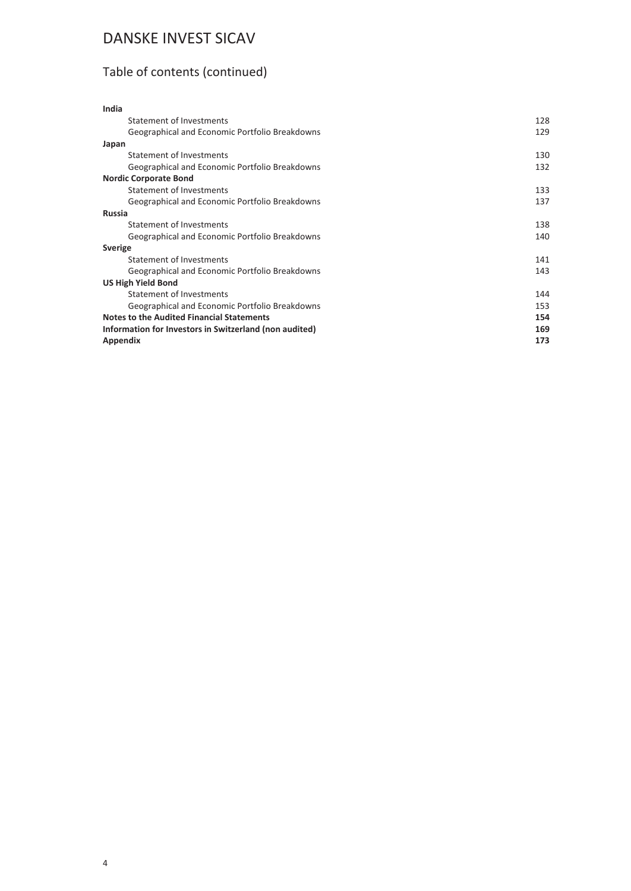# DANSKE INVEST SICAV

## Table of contents (continued)

| | |
|---|---|
| **India** | |
| Statement of Investments | 128 |
| Geographical and Economic Portfolio Breakdowns | 129 |
| **Japan** | |
| Statement of Investments | 130 |
| Geographical and Economic Portfolio Breakdowns | 132 |
| **Nordic Corporate Bond** | |
| Statement of Investments | 133 |
| Geographical and Economic Portfolio Breakdowns | 137 |
| **Russia** | |
| Statement of Investments | 138 |
| Geographical and Economic Portfolio Breakdowns | 140 |
| **Sverige** | |
| Statement of Investments | 141 |
| Geographical and Economic Portfolio Breakdowns | 143 |
| **US High Yield Bond** | |
| Statement of Investments | 144 |
| Geographical and Economic Portfolio Breakdowns | 153 |
| **Notes to the Audited Financial Statements** | **154** |
| **Information for Investors in Switzerland (non audited)** | **169** |
| **Appendix** | **173** |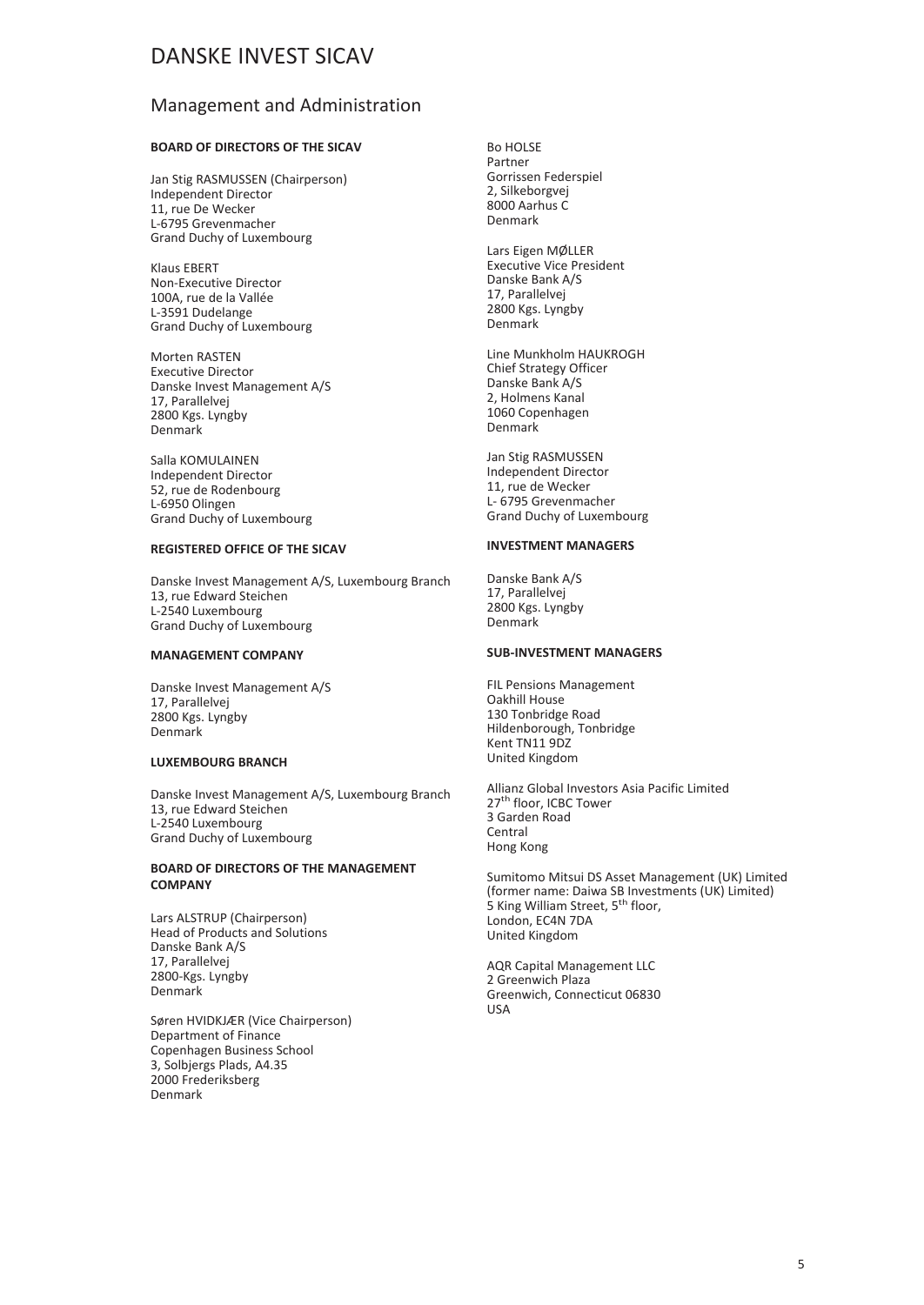# DANSKE INVEST SICAV

## Management and Administration

**BOARD OF DIRECTORS OF THE SICAV**

Jan Stig RASMUSSEN (Chairperson)
Independent Director
11, rue De Wecker
L-6795 Grevenmacher
Grand Duchy of Luxembourg

Klaus EBERT
Non-Executive Director
100A, rue de la Vallée
L-3591 Dudelange
Grand Duchy of Luxembourg

Morten RASTEN
Executive Director
Danske Invest Management A/S
17, Parallelvej
2800 Kgs. Lyngby
Denmark

Salla KOMULAINEN
Independent Director
52, rue de Rodenbourg
L-6950 Olingen
Grand Duchy of Luxembourg

**REGISTERED OFFICE OF THE SICAV**

Danske Invest Management A/S, Luxembourg Branch
13, rue Edward Steichen
L-2540 Luxembourg
Grand Duchy of Luxembourg

**MANAGEMENT COMPANY**

Danske Invest Management A/S
17, Parallelvej
2800 Kgs. Lyngby
Denmark

**LUXEMBOURG BRANCH**

Danske Invest Management A/S, Luxembourg Branch
13, rue Edward Steichen
L-2540 Luxembourg
Grand Duchy of Luxembourg

**BOARD OF DIRECTORS OF THE MANAGEMENT COMPANY**

Lars ALSTRUP (Chairperson)
Head of Products and Solutions
Danske Bank A/S
17, Parallelvej
2800-Kgs. Lyngby
Denmark

Søren HVIDKJÆR (Vice Chairperson)
Department of Finance
Copenhagen Business School
3, Solbjergs Plads, A4.35
2000 Frederiksberg
Denmark

Bo HOLSE
Partner
Gorrissen Federspiel
2, Silkeborgvej
8000 Aarhus C
Denmark

Lars Eigen MØLLER
Executive Vice President
Danske Bank A/S
17, Parallelvej
2800 Kgs. Lyngby
Denmark

Line Munkholm HAUKROGH
Chief Strategy Officer
Danske Bank A/S
2, Holmens Kanal
1060 Copenhagen
Denmark

Jan Stig RASMUSSEN
Independent Director
11, rue de Wecker
L- 6795 Grevenmacher
Grand Duchy of Luxembourg

**INVESTMENT MANAGERS**

Danske Bank A/S
17, Parallelvej
2800 Kgs. Lyngby
Denmark

**SUB-INVESTMENT MANAGERS**

FIL Pensions Management
Oakhill House
130 Tonbridge Road
Hildenborough, Tonbridge
Kent TN11 9DZ
United Kingdom

Allianz Global Investors Asia Pacific Limited
27th floor, ICBC Tower
3 Garden Road
Central
Hong Kong

Sumitomo Mitsui DS Asset Management (UK) Limited
(former name: Daiwa SB Investments (UK) Limited)
5 King William Street, 5th floor,
London, EC4N 7DA
United Kingdom

AQR Capital Management LLC
2 Greenwich Plaza
Greenwich, Connecticut 06830
USA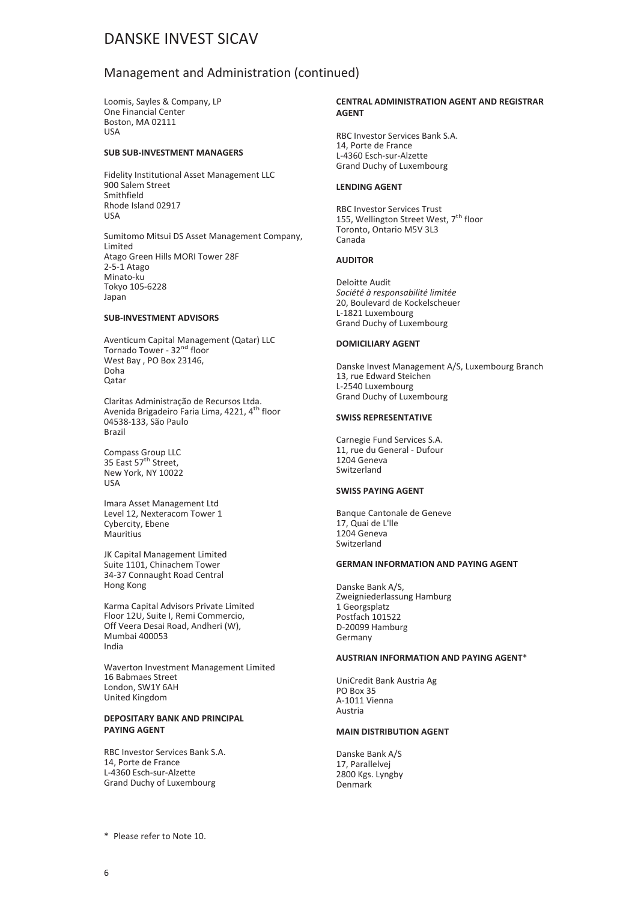# DANSKE INVEST SICAV

## Management and Administration (continued)

Loomis, Sayles & Company, LP
One Financial Center
Boston, MA 02111
USA

**SUB SUB-INVESTMENT MANAGERS**

Fidelity Institutional Asset Management LLC
900 Salem Street
Smithfield
Rhode Island 02917
USA

Sumitomo Mitsui DS Asset Management Company, Limited
Atago Green Hills MORI Tower 28F
2-5-1 Atago
Minato-ku
Tokyo 105-6228
Japan

**SUB-INVESTMENT ADVISORS**

Aventicum Capital Management (Qatar) LLC
Tornado Tower - 32nd floor
West Bay , PO Box 23146,
Doha
Qatar

Claritas Administração de Recursos Ltda.
Avenida Brigadeiro Faria Lima, 4221, 4th floor
04538-133, São Paulo
Brazil

Compass Group LLC
35 East 57th Street,
New York, NY 10022
USA

Imara Asset Management Ltd
Level 12, Nexteracom Tower 1
Cybercity, Ebene
Mauritius

JK Capital Management Limited
Suite 1101, Chinachem Tower
34-37 Connaught Road Central
Hong Kong

Karma Capital Advisors Private Limited
Floor 12U, Suite I, Remi Commercio,
Off Veera Desai Road, Andheri (W),
Mumbai 400053
India

Waverton Investment Management Limited
16 Babmaes Street
London, SW1Y 6AH
United Kingdom

**DEPOSITARY BANK AND PRINCIPAL PAYING AGENT**

RBC Investor Services Bank S.A.
14, Porte de France
L-4360 Esch-sur-Alzette
Grand Duchy of Luxembourg

**CENTRAL ADMINISTRATION AGENT AND REGISTRAR AGENT**

RBC Investor Services Bank S.A.
14, Porte de France
L-4360 Esch-sur-Alzette
Grand Duchy of Luxembourg

**LENDING AGENT**

RBC Investor Services Trust
155, Wellington Street West, 7th floor
Toronto, Ontario M5V 3L3
Canada

**AUDITOR**

Deloitte Audit
*Société à responsabilité limitée*
20, Boulevard de Kockelscheuer
L-1821 Luxembourg
Grand Duchy of Luxembourg

**DOMICILIARY AGENT**

Danske Invest Management A/S, Luxembourg Branch
13, rue Edward Steichen
L-2540 Luxembourg
Grand Duchy of Luxembourg

**SWISS REPRESENTATIVE**

Carnegie Fund Services S.A.
11, rue du General - Dufour
1204 Geneva
Switzerland

**SWISS PAYING AGENT**

Banque Cantonale de Geneve
17, Quai de L'Ile
1204 Geneva
Switzerland

**GERMAN INFORMATION AND PAYING AGENT**

Danske Bank A/S,
Zweigniederlassung Hamburg
1 Georgsplatz
Postfach 101522
D-20099 Hamburg
Germany

**AUSTRIAN INFORMATION AND PAYING AGENT***

UniCredit Bank Austria Ag
PO Box 35
A-1011 Vienna
Austria

**MAIN DISTRIBUTION AGENT**

Danske Bank A/S
17, Parallelvej
2800 Kgs. Lyngby
Denmark

\* Please refer to Note 10.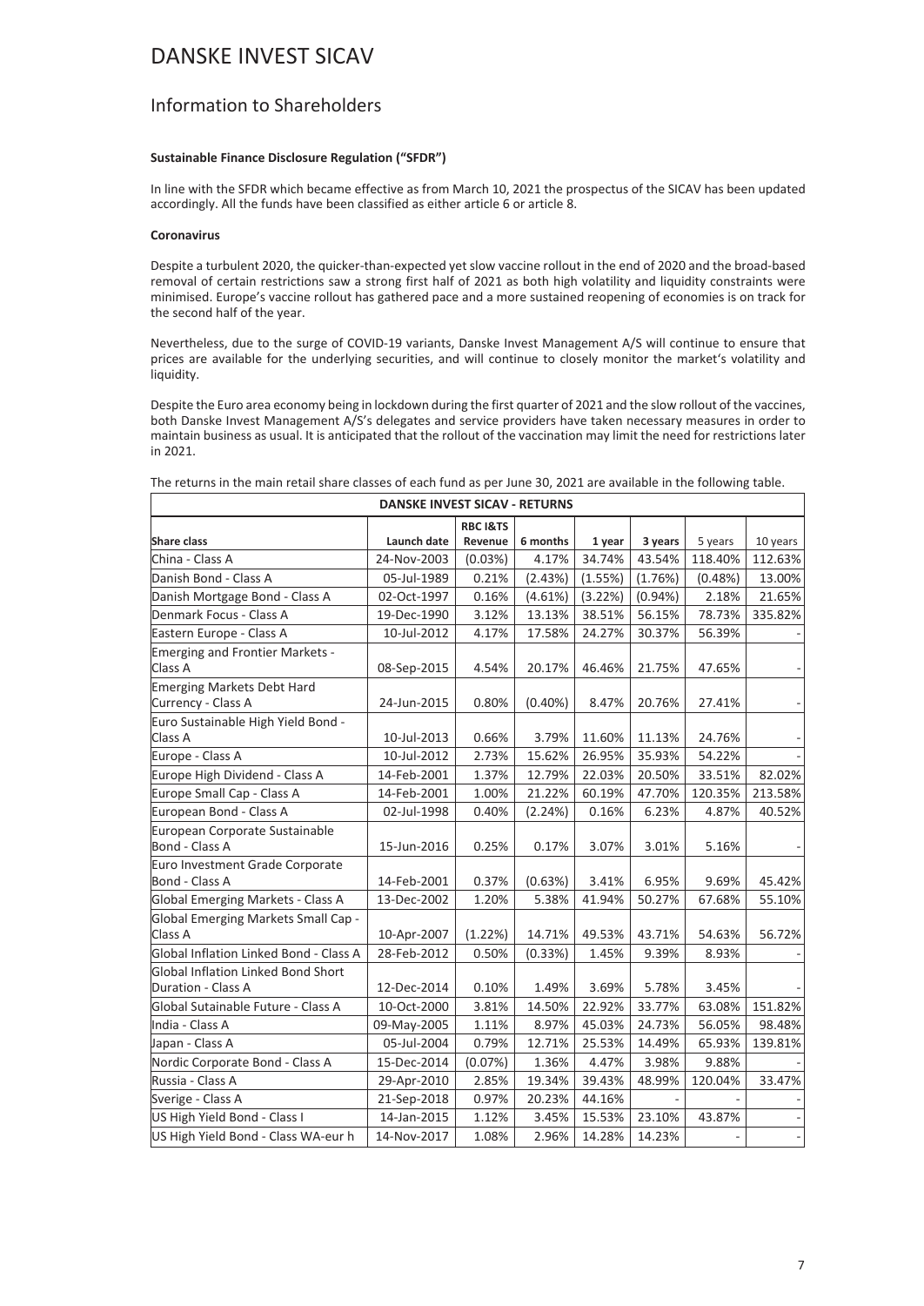# DANSKE INVEST SICAV

## Information to Shareholders

**Sustainable Finance Disclosure Regulation ("SFDR")**

In line with the SFDR which became effective as from March 10, 2021 the prospectus of the SICAV has been updated accordingly. All the funds have been classified as either article 6 or article 8.

**Coronavirus**

Despite a turbulent 2020, the quicker-than-expected yet slow vaccine rollout in the end of 2020 and the broad-based removal of certain restrictions saw a strong first half of 2021 as both high volatility and liquidity constraints were minimised. Europe's vaccine rollout has gathered pace and a more sustained reopening of economies is on track for the second half of the year.

Nevertheless, due to the surge of COVID-19 variants, Danske Invest Management A/S will continue to ensure that prices are available for the underlying securities, and will continue to closely monitor the market's volatility and liquidity.

Despite the Euro area economy being in lockdown during the first quarter of 2021 and the slow rollout of the vaccines, both Danske Invest Management A/S's delegates and service providers have taken necessary measures in order to maintain business as usual. It is anticipated that the rollout of the vaccination may limit the need for restrictions later in 2021.

The returns in the main retail share classes of each fund as per June 30, 2021 are available in the following table.

| DANSKE INVEST SICAV - RETURNS | | | | | | | |
|---|---|---|---|---|---|---|---|
| **Share class** | **Launch date** | **RBC I&TS Revenue** | **6 months** | **1 year** | **3 years** | 5 years | 10 years |
| China - Class A | 24-Nov-2003 | (0.03%) | 4.17% | 34.74% | 43.54% | 118.40% | 112.63% |
| Danish Bond - Class A | 05-Jul-1989 | 0.21% | (2.43%) | (1.55%) | (1.76%) | (0.48%) | 13.00% |
| Danish Mortgage Bond - Class A | 02-Oct-1997 | 0.16% | (4.61%) | (3.22%) | (0.94%) | 2.18% | 21.65% |
| Denmark Focus - Class A | 19-Dec-1990 | 3.12% | 13.13% | 38.51% | 56.15% | 78.73% | 335.82% |
| Eastern Europe - Class A | 10-Jul-2012 | 4.17% | 17.58% | 24.27% | 30.37% | 56.39% | - |
| Emerging and Frontier Markets - Class A | 08-Sep-2015 | 4.54% | 20.17% | 46.46% | 21.75% | 47.65% | - |
| Emerging Markets Debt Hard Currency - Class A | 24-Jun-2015 | 0.80% | (0.40%) | 8.47% | 20.76% | 27.41% | - |
| Euro Sustainable High Yield Bond - Class A | 10-Jul-2013 | 0.66% | 3.79% | 11.60% | 11.13% | 24.76% | - |
| Europe - Class A | 10-Jul-2012 | 2.73% | 15.62% | 26.95% | 35.93% | 54.22% | - |
| Europe High Dividend - Class A | 14-Feb-2001 | 1.37% | 12.79% | 22.03% | 20.50% | 33.51% | 82.02% |
| Europe Small Cap - Class A | 14-Feb-2001 | 1.00% | 21.22% | 60.19% | 47.70% | 120.35% | 213.58% |
| European Bond - Class A | 02-Jul-1998 | 0.40% | (2.24%) | 0.16% | 6.23% | 4.87% | 40.52% |
| European Corporate Sustainable Bond - Class A | 15-Jun-2016 | 0.25% | 0.17% | 3.07% | 3.01% | 5.16% | - |
| Euro Investment Grade Corporate Bond - Class A | 14-Feb-2001 | 0.37% | (0.63%) | 3.41% | 6.95% | 9.69% | 45.42% |
| Global Emerging Markets - Class A | 13-Dec-2002 | 1.20% | 5.38% | 41.94% | 50.27% | 67.68% | 55.10% |
| Global Emerging Markets Small Cap - Class A | 10-Apr-2007 | (1.22%) | 14.71% | 49.53% | 43.71% | 54.63% | 56.72% |
| Global Inflation Linked Bond - Class A | 28-Feb-2012 | 0.50% | (0.33%) | 1.45% | 9.39% | 8.93% | - |
| Global Inflation Linked Bond Short Duration - Class A | 12-Dec-2014 | 0.10% | 1.49% | 3.69% | 5.78% | 3.45% | - |
| Global Sutainable Future - Class A | 10-Oct-2000 | 3.81% | 14.50% | 22.92% | 33.77% | 63.08% | 151.82% |
| India - Class A | 09-May-2005 | 1.11% | 8.97% | 45.03% | 24.73% | 56.05% | 98.48% |
| Japan - Class A | 05-Jul-2004 | 0.79% | 12.71% | 25.53% | 14.49% | 65.93% | 139.81% |
| Nordic Corporate Bond - Class A | 15-Dec-2014 | (0.07%) | 1.36% | 4.47% | 3.98% | 9.88% | - |
| Russia - Class A | 29-Apr-2010 | 2.85% | 19.34% | 39.43% | 48.99% | 120.04% | 33.47% |
| Sverige - Class A | 21-Sep-2018 | 0.97% | 20.23% | 44.16% | - | - | - |
| US High Yield Bond - Class I | 14-Jan-2015 | 1.12% | 3.45% | 15.53% | 23.10% | 43.87% | - |
| US High Yield Bond - Class WA-eur h | 14-Nov-2017 | 1.08% | 2.96% | 14.28% | 14.23% | - | - |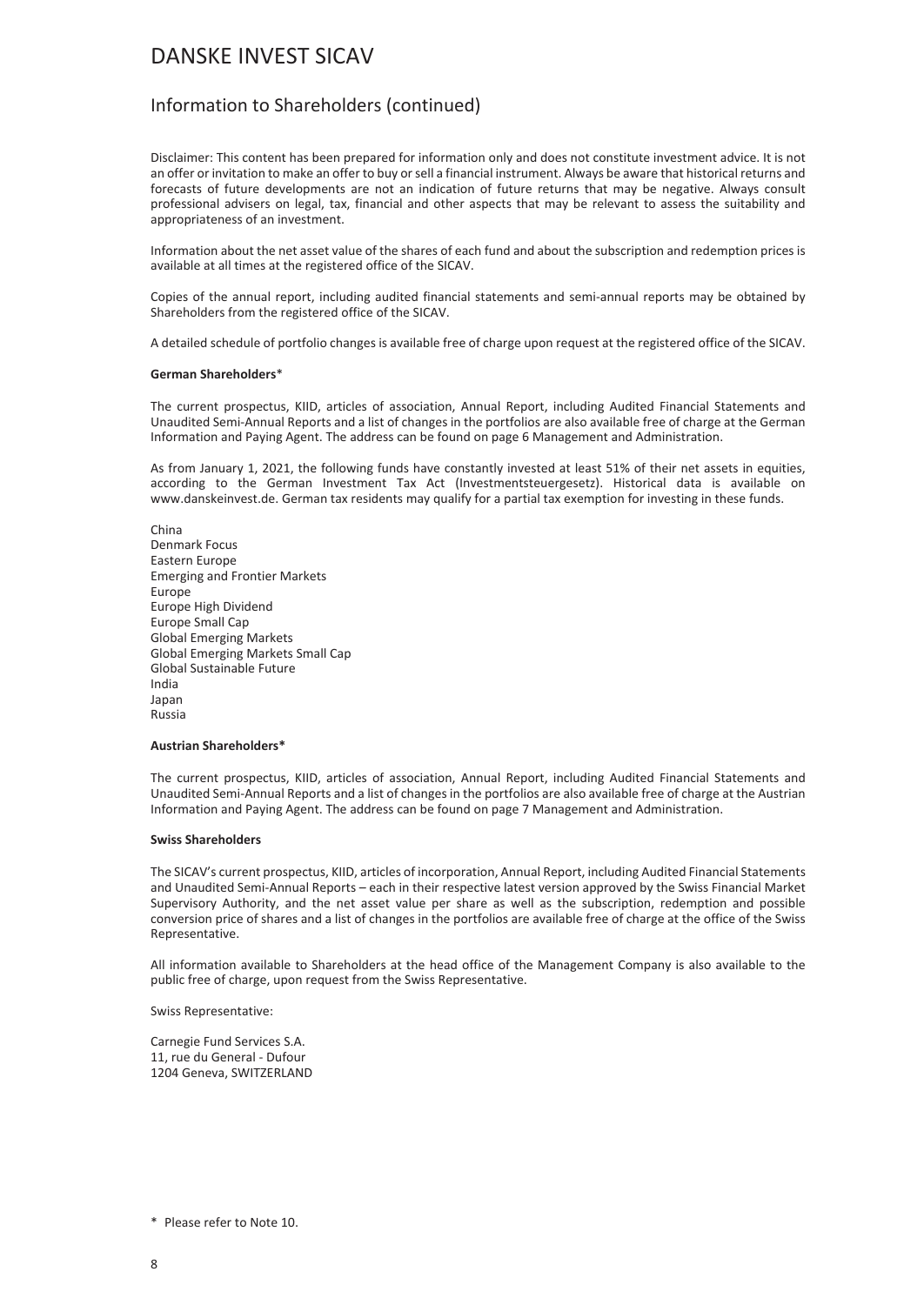# DANSKE INVEST SICAV

## Information to Shareholders (continued)

Disclaimer: This content has been prepared for information only and does not constitute investment advice. It is not an offer or invitation to make an offer to buy or sell a financial instrument. Always be aware that historical returns and forecasts of future developments are not an indication of future returns that may be negative. Always consult professional advisers on legal, tax, financial and other aspects that may be relevant to assess the suitability and appropriateness of an investment.

Information about the net asset value of the shares of each fund and about the subscription and redemption prices is available at all times at the registered office of the SICAV.

Copies of the annual report, including audited financial statements and semi-annual reports may be obtained by Shareholders from the registered office of the SICAV.

A detailed schedule of portfolio changes is available free of charge upon request at the registered office of the SICAV.

**German Shareholders***

The current prospectus, KIID, articles of association, Annual Report, including Audited Financial Statements and Unaudited Semi-Annual Reports and a list of changes in the portfolios are also available free of charge at the German Information and Paying Agent. The address can be found on page 6 Management and Administration.

As from January 1, 2021, the following funds have constantly invested at least 51% of their net assets in equities, according to the German Investment Tax Act (Investmentsteuergesetz). Historical data is available on www.danskeinvest.de. German tax residents may qualify for a partial tax exemption for investing in these funds.

China
Denmark Focus
Eastern Europe
Emerging and Frontier Markets
Europe
Europe High Dividend
Europe Small Cap
Global Emerging Markets
Global Emerging Markets Small Cap
Global Sustainable Future
India
Japan
Russia

**Austrian Shareholders***

The current prospectus, KIID, articles of association, Annual Report, including Audited Financial Statements and Unaudited Semi-Annual Reports and a list of changes in the portfolios are also available free of charge at the Austrian Information and Paying Agent. The address can be found on page 7 Management and Administration.

**Swiss Shareholders**

The SICAV's current prospectus, KIID, articles of incorporation, Annual Report, including Audited Financial Statements and Unaudited Semi-Annual Reports – each in their respective latest version approved by the Swiss Financial Market Supervisory Authority, and the net asset value per share as well as the subscription, redemption and possible conversion price of shares and a list of changes in the portfolios are available free of charge at the office of the Swiss Representative.

All information available to Shareholders at the head office of the Management Company is also available to the public free of charge, upon request from the Swiss Representative.

Swiss Representative:

Carnegie Fund Services S.A.
11, rue du General - Dufour
1204 Geneva, SWITZERLAND

\* Please refer to Note 10.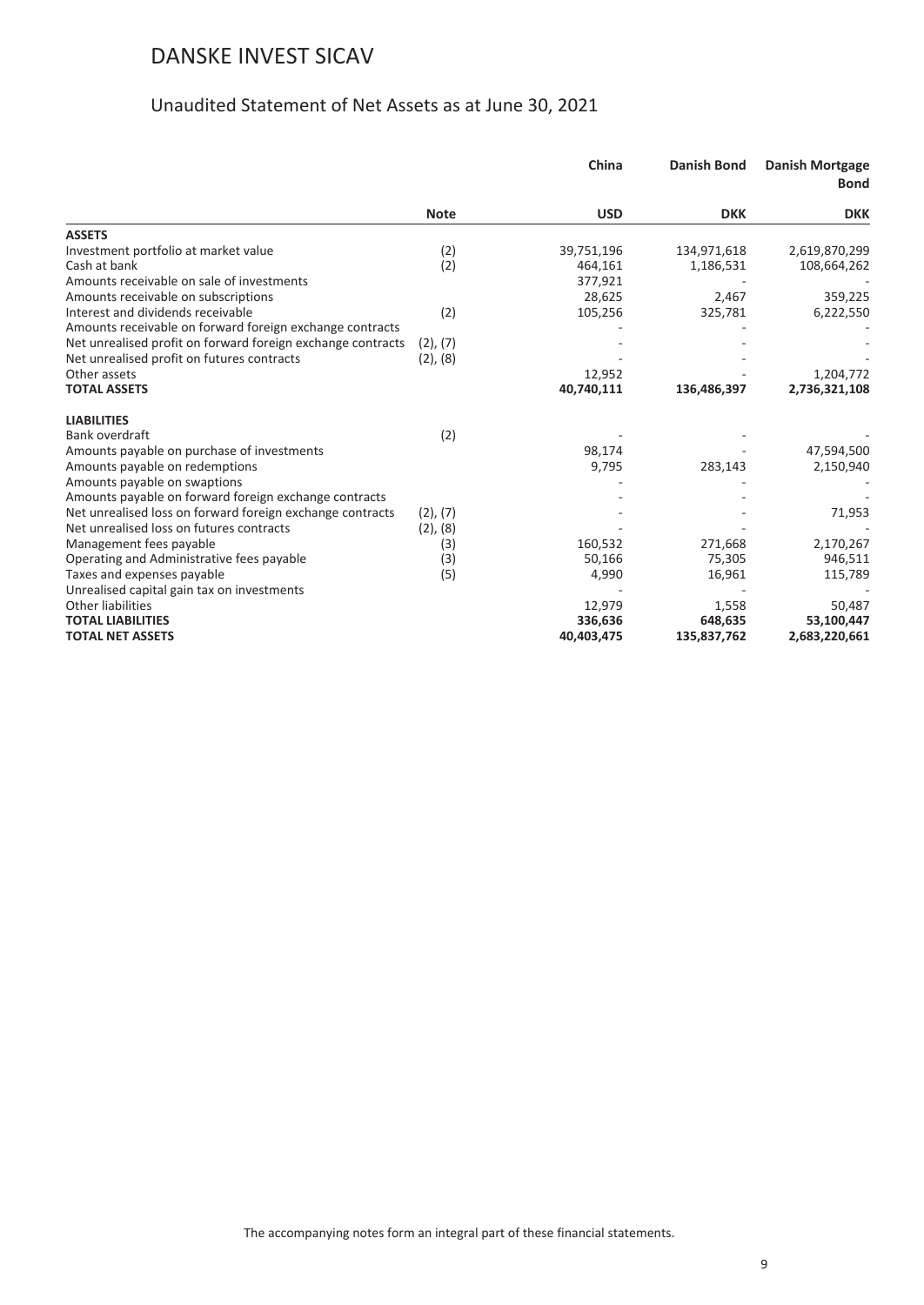# DANSKE INVEST SICAV

## Unaudited Statement of Net Assets as at June 30, 2021

| | Note | China | Danish Bond | Danish Mortgage Bond |
|---|---|---|---|---|
| | | **USD** | **DKK** | **DKK** |
| **ASSETS** | | | | |
| Investment portfolio at market value | (2) | 39,751,196 | 134,971,618 | 2,619,870,299 |
| Cash at bank | (2) | 464,161 | 1,186,531 | 108,664,262 |
| Amounts receivable on sale of investments | | 377,921 | - | - |
| Amounts receivable on subscriptions | | 28,625 | 2,467 | 359,225 |
| Interest and dividends receivable | (2) | 105,256 | 325,781 | 6,222,550 |
| Amounts receivable on forward foreign exchange contracts | | - | - | - |
| Net unrealised profit on forward foreign exchange contracts | (2), (7) | - | - | - |
| Net unrealised profit on futures contracts | (2), (8) | - | - | - |
| Other assets | | 12,952 | - | 1,204,772 |
| **TOTAL ASSETS** | | **40,740,111** | **136,486,397** | **2,736,321,108** |
| **LIABILITIES** | | | | |
| Bank overdraft | (2) | - | - | - |
| Amounts payable on purchase of investments | | 98,174 | - | 47,594,500 |
| Amounts payable on redemptions | | 9,795 | 283,143 | 2,150,940 |
| Amounts payable on swaptions | | - | - | - |
| Amounts payable on forward foreign exchange contracts | | - | - | - |
| Net unrealised loss on forward foreign exchange contracts | (2), (7) | - | - | 71,953 |
| Net unrealised loss on futures contracts | (2), (8) | - | - | - |
| Management fees payable | (3) | 160,532 | 271,668 | 2,170,267 |
| Operating and Administrative fees payable | (3) | 50,166 | 75,305 | 946,511 |
| Taxes and expenses payable | (5) | 4,990 | 16,961 | 115,789 |
| Unrealised capital gain tax on investments | | - | - | - |
| Other liabilities | | 12,979 | 1,558 | 50,487 |
| **TOTAL LIABILITIES** | | **336,636** | **648,635** | **53,100,447** |
| **TOTAL NET ASSETS** | | **40,403,475** | **135,837,762** | **2,683,220,661** |

The accompanying notes form an integral part of these financial statements.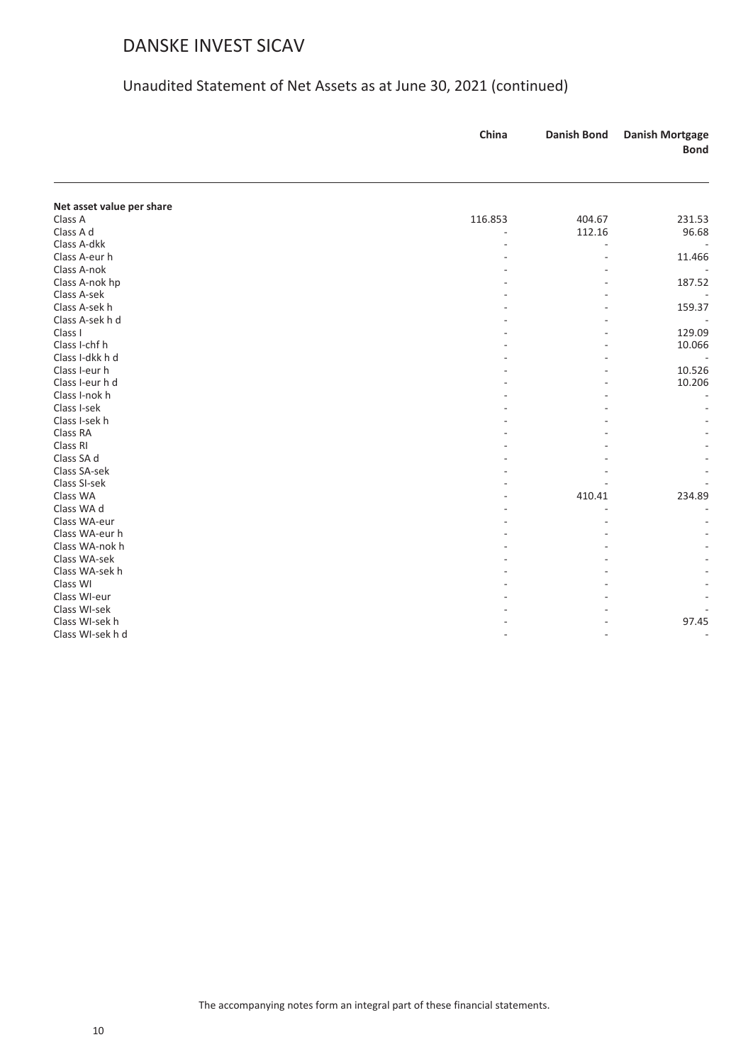# DANSKE INVEST SICAV

## Unaudited Statement of Net Assets as at June 30, 2021 (continued)

| | China | Danish Bond | Danish Mortgage Bond |
|---|---|---|---|
| **Net asset value per share** | | | |
| Class A | 116.853 | 404.67 | 231.53 |
| Class A d | - | 112.16 | 96.68 |
| Class A-dkk | - | - | - |
| Class A-eur h | - | - | 11.466 |
| Class A-nok | - | - | - |
| Class A-nok hp | - | - | 187.52 |
| Class A-sek | - | - | - |
| Class A-sek h | - | - | 159.37 |
| Class A-sek h d | - | - | - |
| Class I | - | - | 129.09 |
| Class I-chf h | - | - | 10.066 |
| Class I-dkk h d | - | - | - |
| Class I-eur h | - | - | 10.526 |
| Class I-eur h d | - | - | 10.206 |
| Class I-nok h | - | - | - |
| Class I-sek | - | - | - |
| Class I-sek h | - | - | - |
| Class RA | - | - | - |
| Class RI | - | - | - |
| Class SA d | - | - | - |
| Class SA-sek | - | - | - |
| Class SI-sek | - | - | - |
| Class WA | - | 410.41 | 234.89 |
| Class WA d | - | - | - |
| Class WA-eur | - | - | - |
| Class WA-eur h | - | - | - |
| Class WA-nok h | - | - | - |
| Class WA-sek | - | - | - |
| Class WA-sek h | - | - | - |
| Class WI | - | - | - |
| Class WI-eur | - | - | - |
| Class WI-sek | - | - | - |
| Class WI-sek h | - | - | 97.45 |
| Class WI-sek h d | - | - | - |

The accompanying notes form an integral part of these financial statements.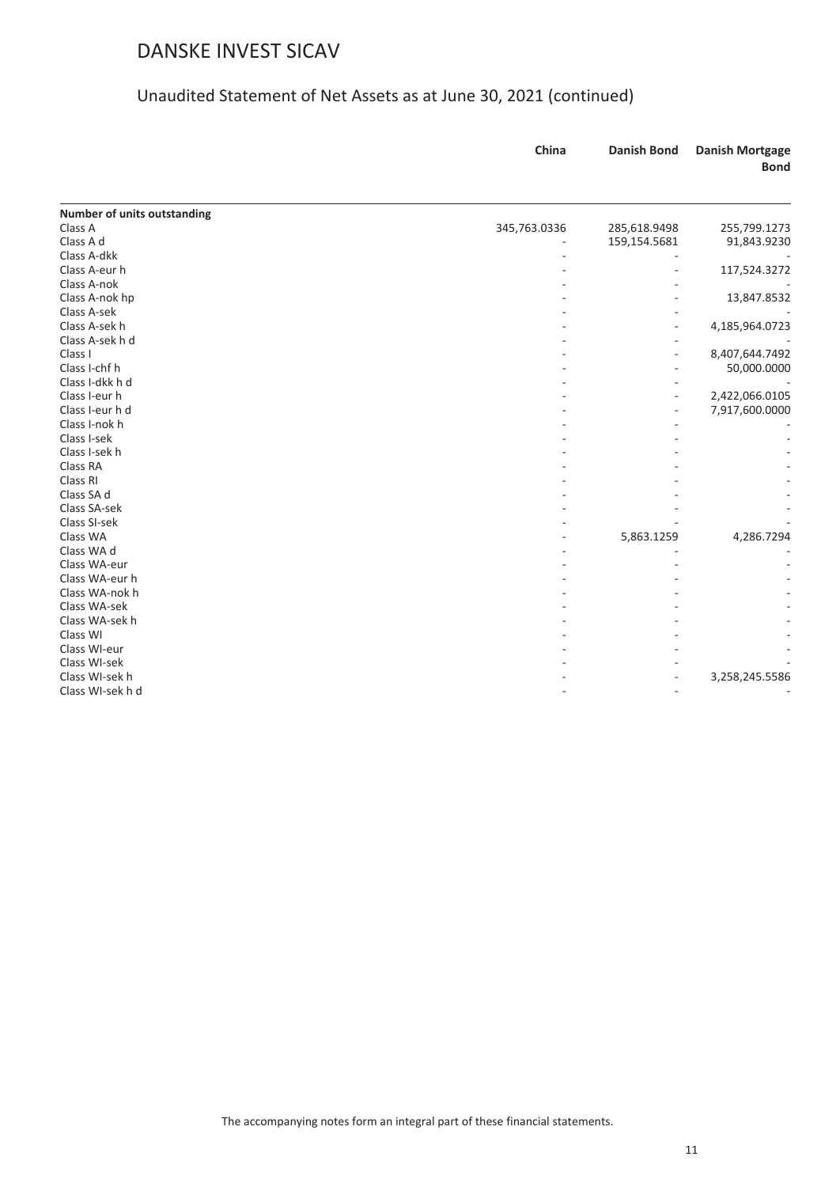# DANSKE INVEST SICAV

## Unaudited Statement of Net Assets as at June 30, 2021 (continued)

| | China | Danish Bond | Danish Mortgage Bond |
|---|---|---|---|
| **Number of units outstanding** | | | |
| Class A | 345,763.0336 | 285,618.9498 | 255,799.1273 |
| Class A d | - | 159,154.5681 | 91,843.9230 |
| Class A-dkk | - | - | - |
| Class A-eur h | - | - | 117,524.3272 |
| Class A-nok | - | - | - |
| Class A-nok hp | - | - | 13,847.8532 |
| Class A-sek | - | - | - |
| Class A-sek h | - | - | 4,185,964.0723 |
| Class A-sek h d | - | - | - |
| Class I | - | - | 8,407,644.7492 |
| Class I-chf h | - | - | 50,000.0000 |
| Class I-dkk h d | - | - | - |
| Class I-eur h | - | - | 2,422,066.0105 |
| Class I-eur h d | - | - | 7,917,600.0000 |
| Class I-nok h | - | - | - |
| Class I-sek | - | - | - |
| Class I-sek h | - | - | - |
| Class RA | - | - | - |
| Class RI | - | - | - |
| Class SA d | - | - | - |
| Class SA-sek | - | - | - |
| Class SI-sek | - | - | - |
| Class WA | - | 5,863.1259 | 4,286.7294 |
| Class WA d | - | - | - |
| Class WA-eur | - | - | - |
| Class WA-eur h | - | - | - |
| Class WA-nok h | - | - | - |
| Class WA-sek | - | - | - |
| Class WA-sek h | - | - | - |
| Class WI | - | - | - |
| Class WI-eur | - | - | - |
| Class WI-sek | - | - | - |
| Class WI-sek h | - | - | 3,258,245.5586 |
| Class WI-sek h d | - | - | - |

The accompanying notes form an integral part of these financial statements.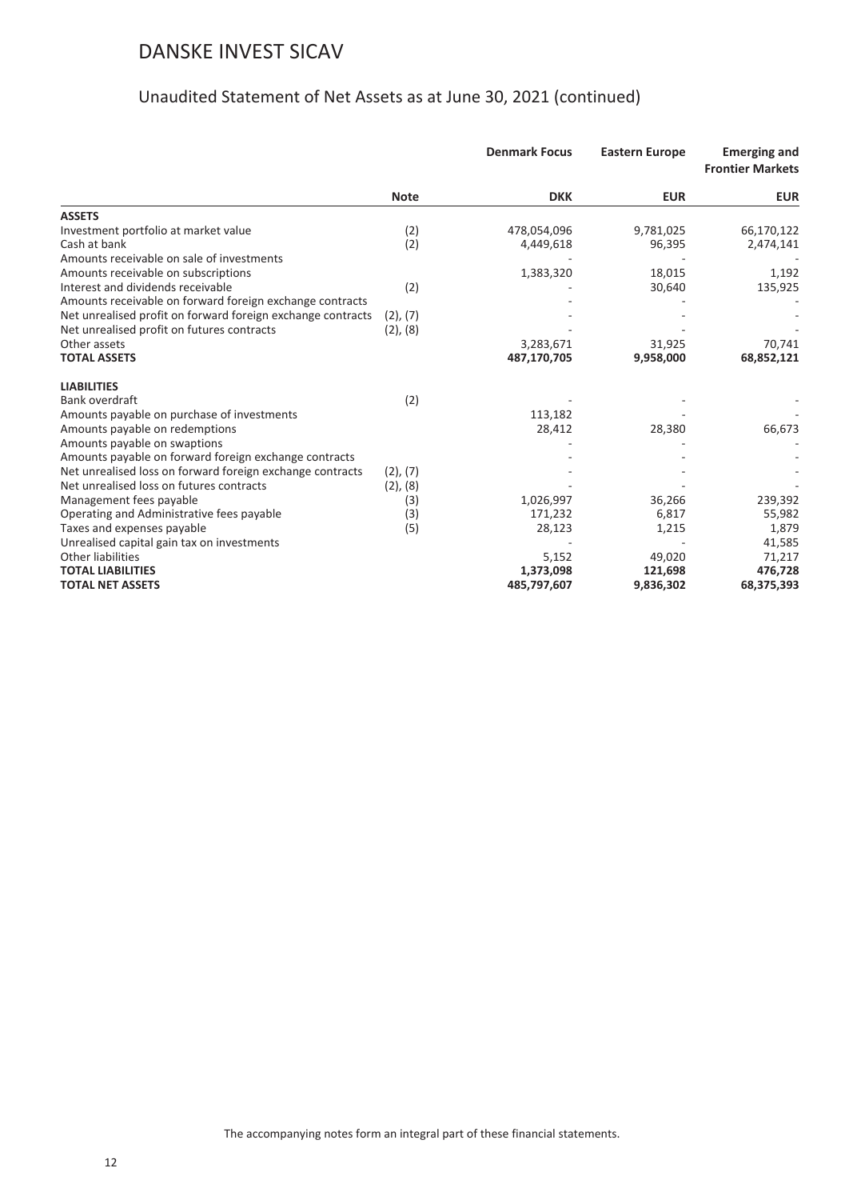# DANSKE INVEST SICAV

## Unaudited Statement of Net Assets as at June 30, 2021 (continued)

| | Note | Denmark Focus | Eastern Europe | Emerging and Frontier Markets |
|---|---|---|---|---|
| | | **DKK** | **EUR** | **EUR** |
| **ASSETS** | | | | |
| Investment portfolio at market value | (2) | 478,054,096 | 9,781,025 | 66,170,122 |
| Cash at bank | (2) | 4,449,618 | 96,395 | 2,474,141 |
| Amounts receivable on sale of investments | | - | - | - |
| Amounts receivable on subscriptions | | 1,383,320 | 18,015 | 1,192 |
| Interest and dividends receivable | (2) | - | 30,640 | 135,925 |
| Amounts receivable on forward foreign exchange contracts | | - | - | - |
| Net unrealised profit on forward foreign exchange contracts | (2), (7) | - | - | - |
| Net unrealised profit on futures contracts | (2), (8) | - | - | - |
| Other assets | | 3,283,671 | 31,925 | 70,741 |
| **TOTAL ASSETS** | | **487,170,705** | **9,958,000** | **68,852,121** |
| **LIABILITIES** | | | | |
| Bank overdraft | (2) | - | - | - |
| Amounts payable on purchase of investments | | 113,182 | - | - |
| Amounts payable on redemptions | | 28,412 | 28,380 | 66,673 |
| Amounts payable on swaptions | | - | - | - |
| Amounts payable on forward foreign exchange contracts | | - | - | - |
| Net unrealised loss on forward foreign exchange contracts | (2), (7) | - | - | - |
| Net unrealised loss on futures contracts | (2), (8) | - | - | - |
| Management fees payable | (3) | 1,026,997 | 36,266 | 239,392 |
| Operating and Administrative fees payable | (3) | 171,232 | 6,817 | 55,982 |
| Taxes and expenses payable | (5) | 28,123 | 1,215 | 1,879 |
| Unrealised capital gain tax on investments | | - | - | 41,585 |
| Other liabilities | | 5,152 | 49,020 | 71,217 |
| **TOTAL LIABILITIES** | | **1,373,098** | **121,698** | **476,728** |
| **TOTAL NET ASSETS** | | **485,797,607** | **9,836,302** | **68,375,393** |

The accompanying notes form an integral part of these financial statements.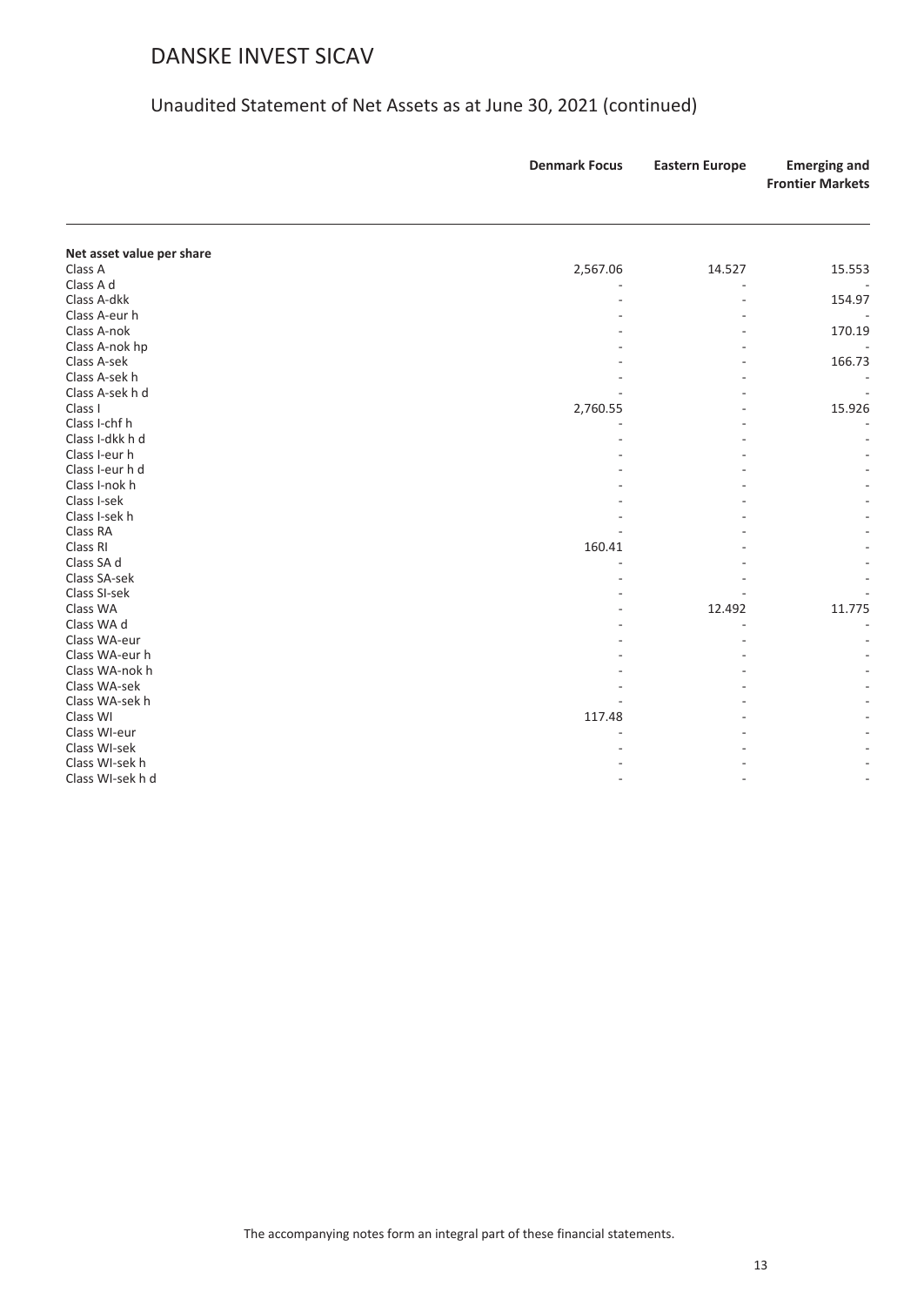# DANSKE INVEST SICAV

## Unaudited Statement of Net Assets as at June 30, 2021 (continued)

| | Denmark Focus | Eastern Europe | Emerging and Frontier Markets |
|---|---|---|---|
| **Net asset value per share** | | | |
| Class A | 2,567.06 | 14.527 | 15.553 |
| Class A d | - | - | - |
| Class A-dkk | - | - | 154.97 |
| Class A-eur h | - | - | - |
| Class A-nok | - | - | 170.19 |
| Class A-nok hp | - | - | - |
| Class A-sek | - | - | 166.73 |
| Class A-sek h | - | - | - |
| Class A-sek h d | - | - | - |
| Class I | 2,760.55 | - | 15.926 |
| Class I-chf h | - | - | - |
| Class I-dkk h d | - | - | - |
| Class I-eur h | - | - | - |
| Class I-eur h d | - | - | - |
| Class I-nok h | - | - | - |
| Class I-sek | - | - | - |
| Class I-sek h | - | - | - |
| Class RA | - | - | - |
| Class RI | 160.41 | - | - |
| Class SA d | - | - | - |
| Class SA-sek | - | - | - |
| Class SI-sek | - | - | - |
| Class WA | - | 12.492 | 11.775 |
| Class WA d | - | - | - |
| Class WA-eur | - | - | - |
| Class WA-eur h | - | - | - |
| Class WA-nok h | - | - | - |
| Class WA-sek | - | - | - |
| Class WA-sek h | - | - | - |
| Class WI | 117.48 | - | - |
| Class WI-eur | - | - | - |
| Class WI-sek | - | - | - |
| Class WI-sek h | - | - | - |
| Class WI-sek h d | - | - | - |

The accompanying notes form an integral part of these financial statements.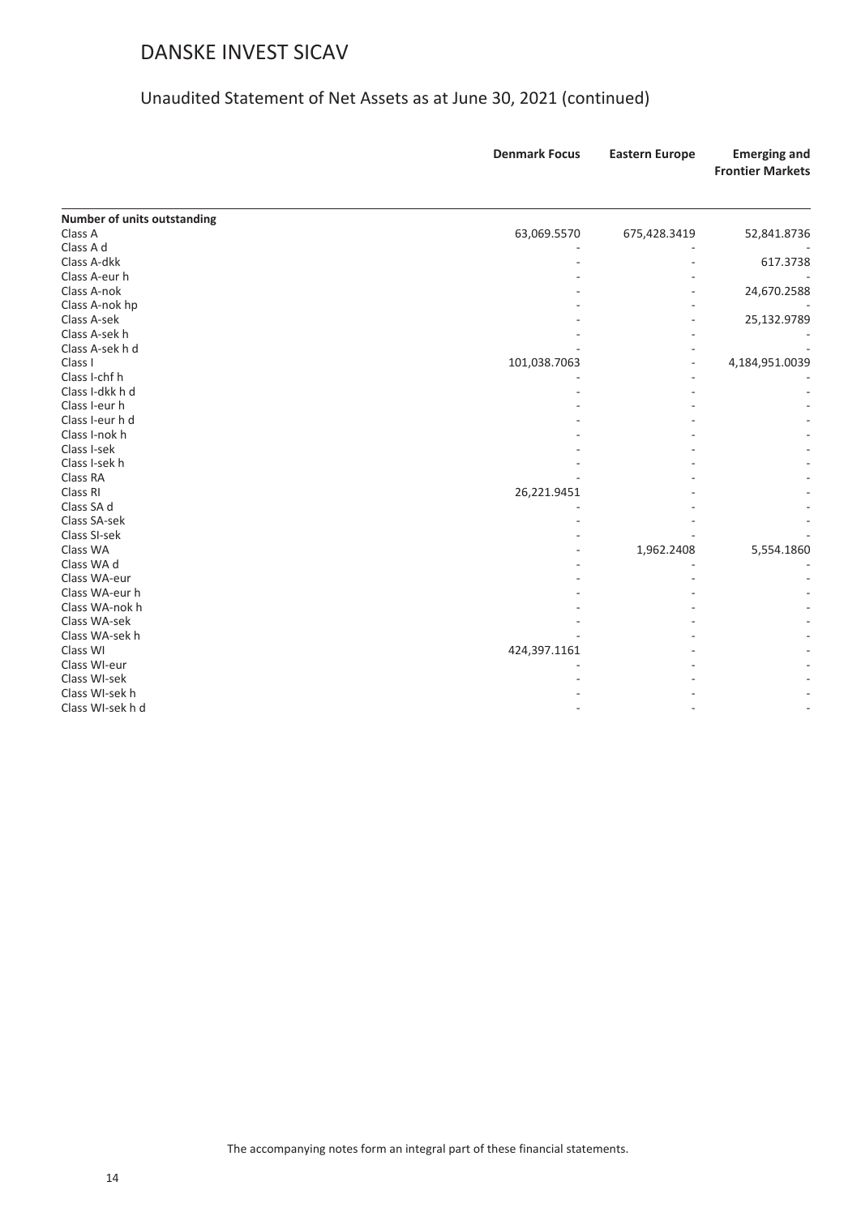# DANSKE INVEST SICAV

## Unaudited Statement of Net Assets as at June 30, 2021 (continued)

| | Denmark Focus | Eastern Europe | Emerging and Frontier Markets |
|---|---|---|---|
| **Number of units outstanding** | | | |
| Class A | 63,069.5570 | 675,428.3419 | 52,841.8736 |
| Class A d | - | - | - |
| Class A-dkk | - | - | 617.3738 |
| Class A-eur h | - | - | - |
| Class A-nok | - | - | 24,670.2588 |
| Class A-nok hp | - | - | - |
| Class A-sek | - | - | 25,132.9789 |
| Class A-sek h | - | - | - |
| Class A-sek h d | - | - | - |
| Class I | 101,038.7063 | - | 4,184,951.0039 |
| Class I-chf h | - | - | - |
| Class I-dkk h d | - | - | - |
| Class I-eur h | - | - | - |
| Class I-eur h d | - | - | - |
| Class I-nok h | - | - | - |
| Class I-sek | - | - | - |
| Class I-sek h | - | - | - |
| Class RA | - | - | - |
| Class RI | 26,221.9451 | - | - |
| Class SA d | - | - | - |
| Class SA-sek | - | - | - |
| Class SI-sek | - | - | - |
| Class WA | - | 1,962.2408 | 5,554.1860 |
| Class WA d | - | - | - |
| Class WA-eur | - | - | - |
| Class WA-eur h | - | - | - |
| Class WA-nok h | - | - | - |
| Class WA-sek | - | - | - |
| Class WA-sek h | - | - | - |
| Class WI | 424,397.1161 | - | - |
| Class WI-eur | - | - | - |
| Class WI-sek | - | - | - |
| Class WI-sek h | - | - | - |
| Class WI-sek h d | - | - | - |

The accompanying notes form an integral part of these financial statements.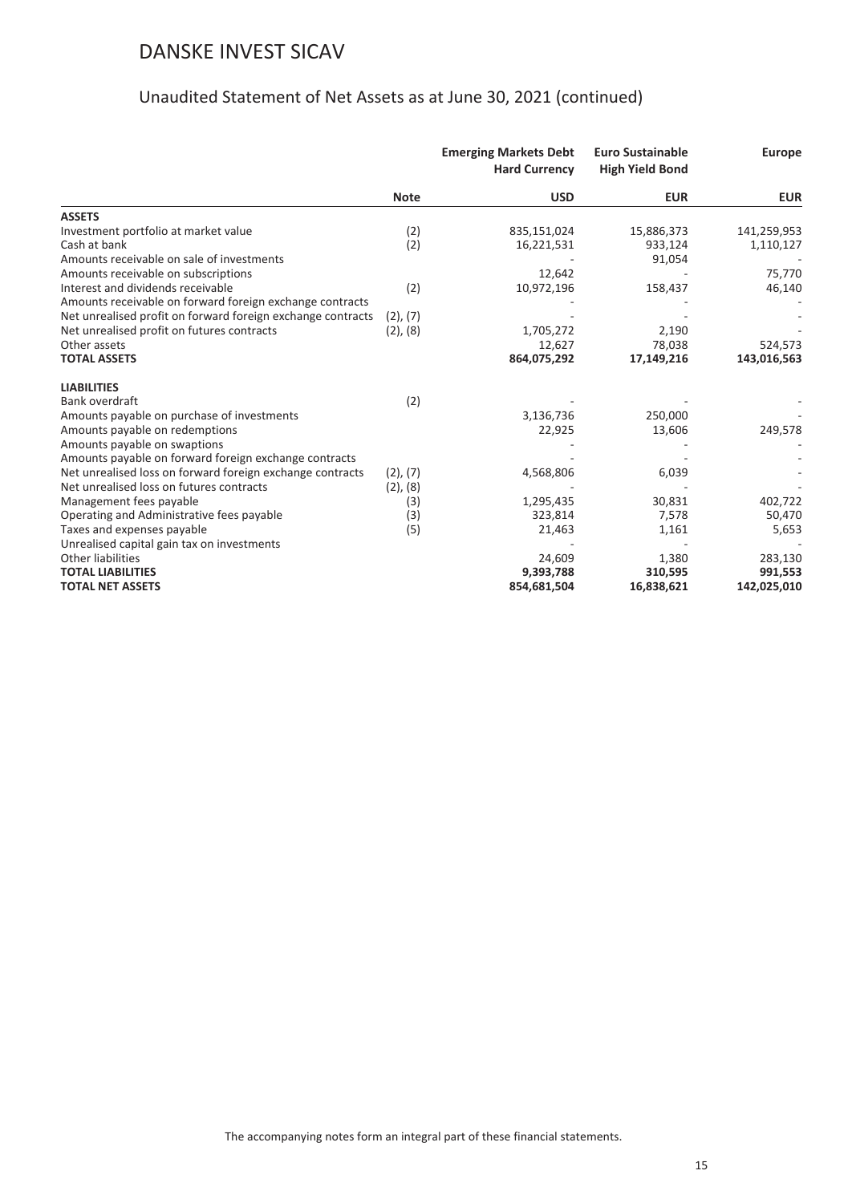# DANSKE INVEST SICAV

## Unaudited Statement of Net Assets as at June 30, 2021 (continued)

| | Note | Emerging Markets Debt Hard Currency | Euro Sustainable High Yield Bond | Europe |
|---|---|---|---|---|
| | | USD | EUR | EUR |
| **ASSETS** | | | | |
| Investment portfolio at market value | (2) | 835,151,024 | 15,886,373 | 141,259,953 |
| Cash at bank | (2) | 16,221,531 | 933,124 | 1,110,127 |
| Amounts receivable on sale of investments | | - | 91,054 | - |
| Amounts receivable on subscriptions | | 12,642 | - | 75,770 |
| Interest and dividends receivable | (2) | 10,972,196 | 158,437 | 46,140 |
| Amounts receivable on forward foreign exchange contracts | | - | - | - |
| Net unrealised profit on forward foreign exchange contracts | (2), (7) | - | - | - |
| Net unrealised profit on futures contracts | (2), (8) | 1,705,272 | 2,190 | - |
| Other assets | | 12,627 | 78,038 | 524,573 |
| **TOTAL ASSETS** | | **864,075,292** | **17,149,216** | **143,016,563** |
| **LIABILITIES** | | | | |
| Bank overdraft | (2) | - | - | - |
| Amounts payable on purchase of investments | | 3,136,736 | 250,000 | - |
| Amounts payable on redemptions | | 22,925 | 13,606 | 249,578 |
| Amounts payable on swaptions | | - | - | - |
| Amounts payable on forward foreign exchange contracts | | - | - | - |
| Net unrealised loss on forward foreign exchange contracts | (2), (7) | 4,568,806 | 6,039 | - |
| Net unrealised loss on futures contracts | (2), (8) | - | - | - |
| Management fees payable | (3) | 1,295,435 | 30,831 | 402,722 |
| Operating and Administrative fees payable | (3) | 323,814 | 7,578 | 50,470 |
| Taxes and expenses payable | (5) | 21,463 | 1,161 | 5,653 |
| Unrealised capital gain tax on investments | | - | - | - |
| Other liabilities | | 24,609 | 1,380 | 283,130 |
| **TOTAL LIABILITIES** | | **9,393,788** | **310,595** | **991,553** |
| **TOTAL NET ASSETS** | | **854,681,504** | **16,838,621** | **142,025,010** |

The accompanying notes form an integral part of these financial statements.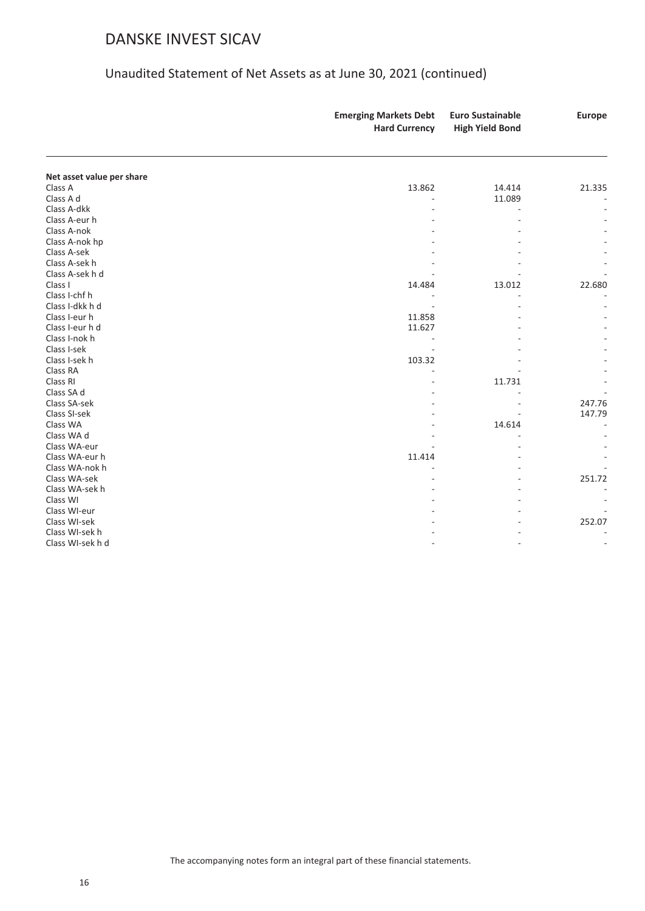# DANSKE INVEST SICAV

## Unaudited Statement of Net Assets as at June 30, 2021 (continued)

| | Emerging Markets Debt Hard Currency | Euro Sustainable High Yield Bond | Europe |
|---|---|---|---|
| **Net asset value per share** | | | |
| Class A | 13.862 | 14.414 | 21.335 |
| Class A d | - | 11.089 | - |
| Class A-dkk | - | - | - |
| Class A-eur h | - | - | - |
| Class A-nok | - | - | - |
| Class A-nok hp | - | - | - |
| Class A-sek | - | - | - |
| Class A-sek h | - | - | - |
| Class A-sek h d | - | - | - |
| Class I | 14.484 | 13.012 | 22.680 |
| Class I-chf h | - | - | - |
| Class I-dkk h d | - | - | - |
| Class I-eur h | 11.858 | - | - |
| Class I-eur h d | 11.627 | - | - |
| Class I-nok h | - | - | - |
| Class I-sek | - | - | - |
| Class I-sek h | 103.32 | - | - |
| Class RA | - | - | - |
| Class RI | - | 11.731 | - |
| Class SA d | - | - | - |
| Class SA-sek | - | - | 247.76 |
| Class SI-sek | - | - | 147.79 |
| Class WA | - | 14.614 | - |
| Class WA d | - | - | - |
| Class WA-eur | - | - | - |
| Class WA-eur h | 11.414 | - | - |
| Class WA-nok h | - | - | - |
| Class WA-sek | - | - | 251.72 |
| Class WA-sek h | - | - | - |
| Class WI | - | - | - |
| Class WI-eur | - | - | - |
| Class WI-sek | - | - | 252.07 |
| Class WI-sek h | - | - | - |
| Class WI-sek h d | - | - | - |

The accompanying notes form an integral part of these financial statements.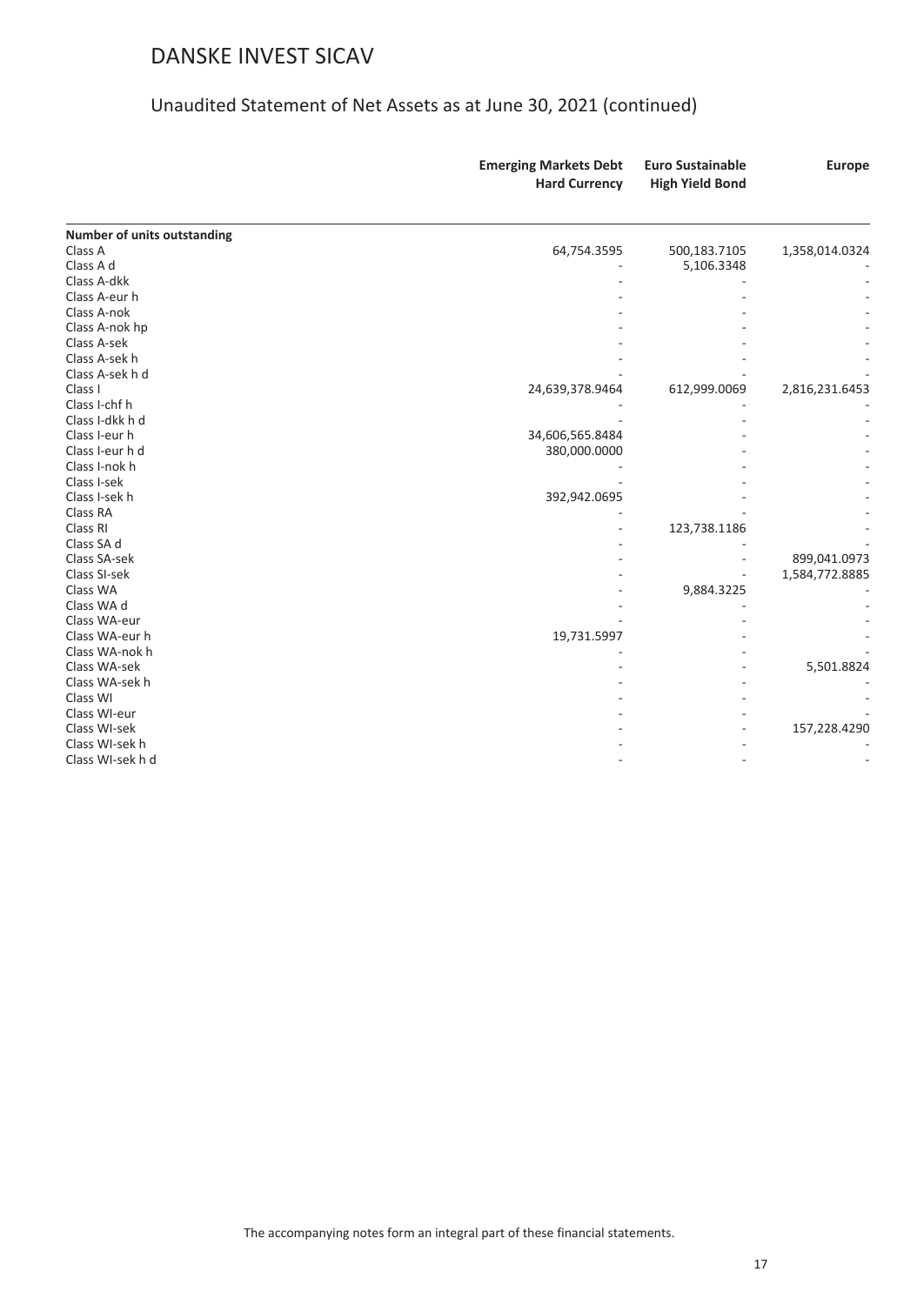# DANSKE INVEST SICAV

## Unaudited Statement of Net Assets as at June 30, 2021 (continued)

| | Emerging Markets Debt Hard Currency | Euro Sustainable High Yield Bond | Europe |
|---|---|---|---|
| **Number of units outstanding** | | | |
| Class A | 64,754.3595 | 500,183.7105 | 1,358,014.0324 |
| Class A d | - | 5,106.3348 | - |
| Class A-dkk | - | - | - |
| Class A-eur h | - | - | - |
| Class A-nok | - | - | - |
| Class A-nok hp | - | - | - |
| Class A-sek | - | - | - |
| Class A-sek h | - | - | - |
| Class A-sek h d | - | - | - |
| Class I | 24,639,378.9464 | 612,999.0069 | 2,816,231.6453 |
| Class I-chf h | - | - | - |
| Class I-dkk h d | - | - | - |
| Class I-eur h | 34,606,565.8484 | - | - |
| Class I-eur h d | 380,000.0000 | - | - |
| Class I-nok h | - | - | - |
| Class I-sek | - | - | - |
| Class I-sek h | 392,942.0695 | - | - |
| Class RA | - | - | - |
| Class RI | - | 123,738.1186 | - |
| Class SA d | - | - | - |
| Class SA-sek | - | - | 899,041.0973 |
| Class SI-sek | - | - | 1,584,772.8885 |
| Class WA | - | 9,884.3225 | - |
| Class WA d | - | - | - |
| Class WA-eur | - | - | - |
| Class WA-eur h | 19,731.5997 | - | - |
| Class WA-nok h | - | - | - |
| Class WA-sek | - | - | 5,501.8824 |
| Class WA-sek h | - | - | - |
| Class WI | - | - | - |
| Class WI-eur | - | - | - |
| Class WI-sek | - | - | 157,228.4290 |
| Class WI-sek h | - | - | - |
| Class WI-sek h d | - | - | - |

The accompanying notes form an integral part of these financial statements.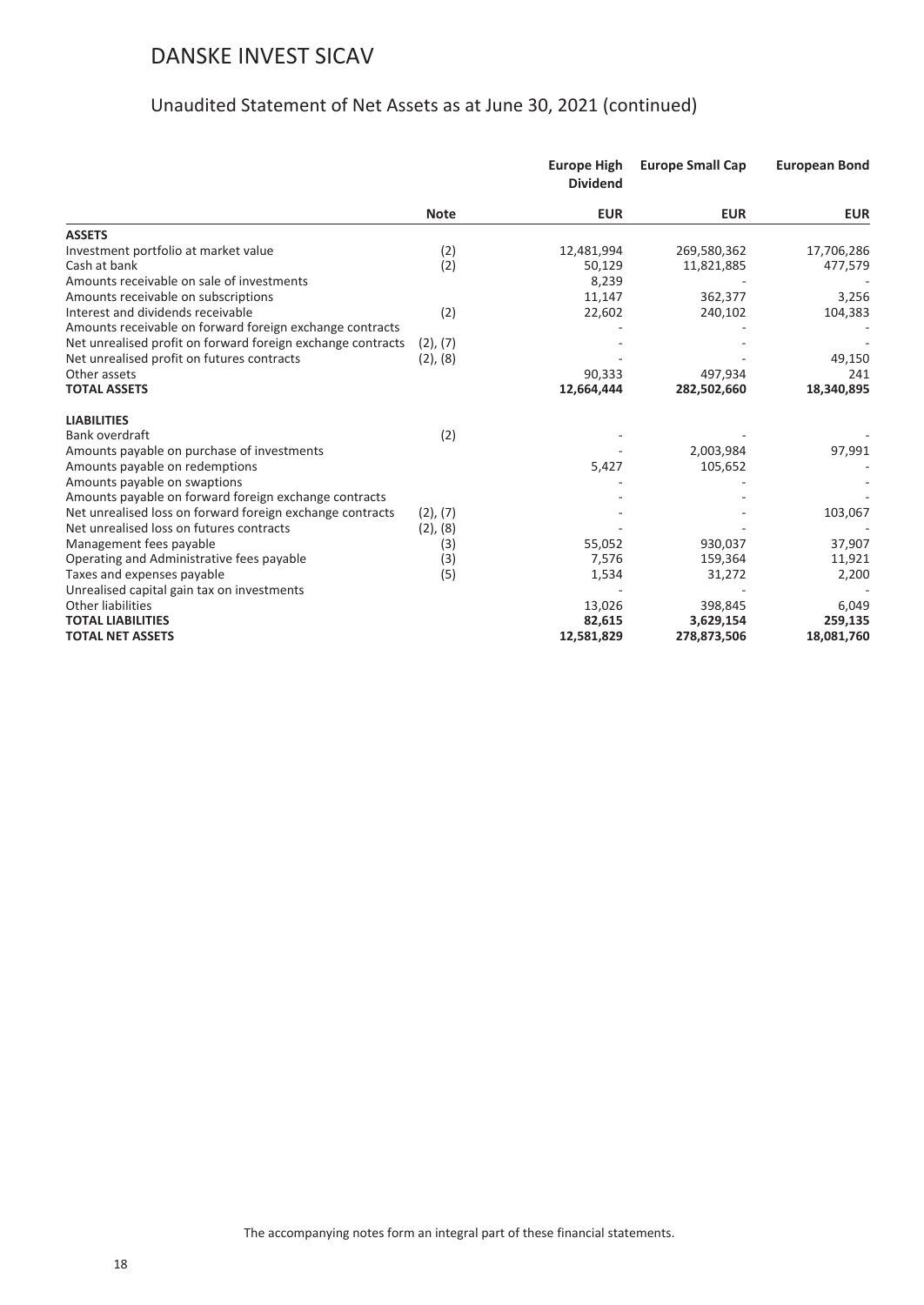# DANSKE INVEST SICAV

## Unaudited Statement of Net Assets as at June 30, 2021 (continued)

| | Note | Europe High Dividend | Europe Small Cap | European Bond |
|---|---|---|---|---|
| | | EUR | EUR | EUR |
| **ASSETS** | | | | |
| Investment portfolio at market value | (2) | 12,481,994 | 269,580,362 | 17,706,286 |
| Cash at bank | (2) | 50,129 | 11,821,885 | 477,579 |
| Amounts receivable on sale of investments | | 8,239 | - | - |
| Amounts receivable on subscriptions | | 11,147 | 362,377 | 3,256 |
| Interest and dividends receivable | (2) | 22,602 | 240,102 | 104,383 |
| Amounts receivable on forward foreign exchange contracts | | - | - | - |
| Net unrealised profit on forward foreign exchange contracts | (2), (7) | - | - | - |
| Net unrealised profit on futures contracts | (2), (8) | - | - | 49,150 |
| Other assets | | 90,333 | 497,934 | 241 |
| **TOTAL ASSETS** | | **12,664,444** | **282,502,660** | **18,340,895** |
| **LIABILITIES** | | | | |
| Bank overdraft | (2) | - | - | - |
| Amounts payable on purchase of investments | | - | 2,003,984 | 97,991 |
| Amounts payable on redemptions | | 5,427 | 105,652 | - |
| Amounts payable on swaptions | | - | - | - |
| Amounts payable on forward foreign exchange contracts | | - | - | - |
| Net unrealised loss on forward foreign exchange contracts | (2), (7) | - | - | 103,067 |
| Net unrealised loss on futures contracts | (2), (8) | - | - | - |
| Management fees payable | (3) | 55,052 | 930,037 | 37,907 |
| Operating and Administrative fees payable | (3) | 7,576 | 159,364 | 11,921 |
| Taxes and expenses payable | (5) | 1,534 | 31,272 | 2,200 |
| Unrealised capital gain tax on investments | | - | - | - |
| Other liabilities | | 13,026 | 398,845 | 6,049 |
| **TOTAL LIABILITIES** | | **82,615** | **3,629,154** | **259,135** |
| **TOTAL NET ASSETS** | | **12,581,829** | **278,873,506** | **18,081,760** |

The accompanying notes form an integral part of these financial statements.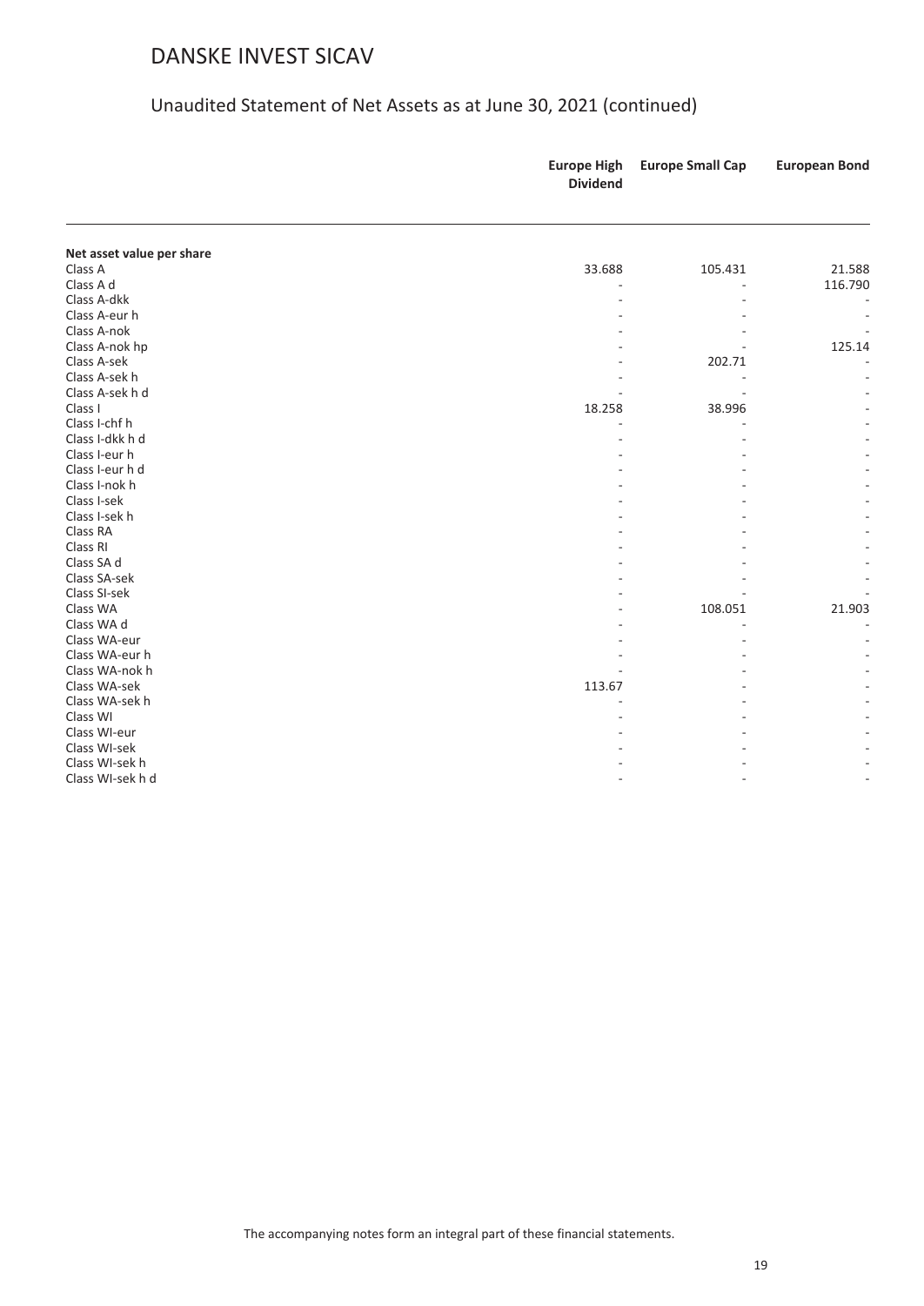# DANSKE INVEST SICAV

## Unaudited Statement of Net Assets as at June 30, 2021 (continued)

| | Europe High Dividend | Europe Small Cap | European Bond |
|---|---|---|---|
| **Net asset value per share** | | | |
| Class A | 33.688 | 105.431 | 21.588 |
| Class A d | - | - | 116.790 |
| Class A-dkk | - | - | - |
| Class A-eur h | - | - | - |
| Class A-nok | - | - | - |
| Class A-nok hp | - | - | 125.14 |
| Class A-sek | - | 202.71 | - |
| Class A-sek h | - | - | - |
| Class A-sek h d | - | - | - |
| Class I | 18.258 | 38.996 | - |
| Class I-chf h | - | - | - |
| Class I-dkk h d | - | - | - |
| Class I-eur h | - | - | - |
| Class I-eur h d | - | - | - |
| Class I-nok h | - | - | - |
| Class I-sek | - | - | - |
| Class I-sek h | - | - | - |
| Class RA | - | - | - |
| Class RI | - | - | - |
| Class SA d | - | - | - |
| Class SA-sek | - | - | - |
| Class SI-sek | - | - | - |
| Class WA | - | 108.051 | 21.903 |
| Class WA d | - | - | - |
| Class WA-eur | - | - | - |
| Class WA-eur h | - | - | - |
| Class WA-nok h | - | - | - |
| Class WA-sek | 113.67 | - | - |
| Class WA-sek h | - | - | - |
| Class WI | - | - | - |
| Class WI-eur | - | - | - |
| Class WI-sek | - | - | - |
| Class WI-sek h | - | - | - |
| Class WI-sek h d | - | - | - |

The accompanying notes form an integral part of these financial statements.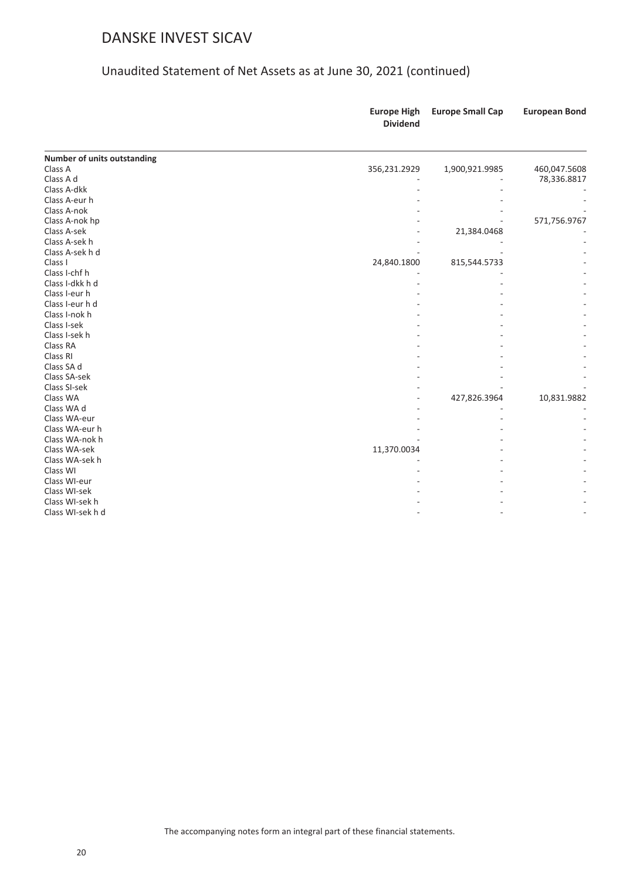# DANSKE INVEST SICAV

## Unaudited Statement of Net Assets as at June 30, 2021 (continued)

| | Europe High Dividend | Europe Small Cap | European Bond |
|---|---|---|---|
| **Number of units outstanding** | | | |
| Class A | 356,231.2929 | 1,900,921.9985 | 460,047.5608 |
| Class A d | - | - | 78,336.8817 |
| Class A-dkk | - | - | - |
| Class A-eur h | - | - | - |
| Class A-nok | - | - | - |
| Class A-nok hp | - | - | 571,756.9767 |
| Class A-sek | - | 21,384.0468 | - |
| Class A-sek h | - | - | - |
| Class A-sek h d | - | - | - |
| Class I | 24,840.1800 | 815,544.5733 | - |
| Class I-chf h | - | - | - |
| Class I-dkk h d | - | - | - |
| Class I-eur h | - | - | - |
| Class I-eur h d | - | - | - |
| Class I-nok h | - | - | - |
| Class I-sek | - | - | - |
| Class I-sek h | - | - | - |
| Class RA | - | - | - |
| Class RI | - | - | - |
| Class SA d | - | - | - |
| Class SA-sek | - | - | - |
| Class SI-sek | - | - | - |
| Class WA | - | 427,826.3964 | 10,831.9882 |
| Class WA d | - | - | - |
| Class WA-eur | - | - | - |
| Class WA-eur h | - | - | - |
| Class WA-nok h | - | - | - |
| Class WA-sek | 11,370.0034 | - | - |
| Class WA-sek h | - | - | - |
| Class WI | - | - | - |
| Class WI-eur | - | - | - |
| Class WI-sek | - | - | - |
| Class WI-sek h | - | - | - |
| Class WI-sek h d | - | - | - |

The accompanying notes form an integral part of these financial statements.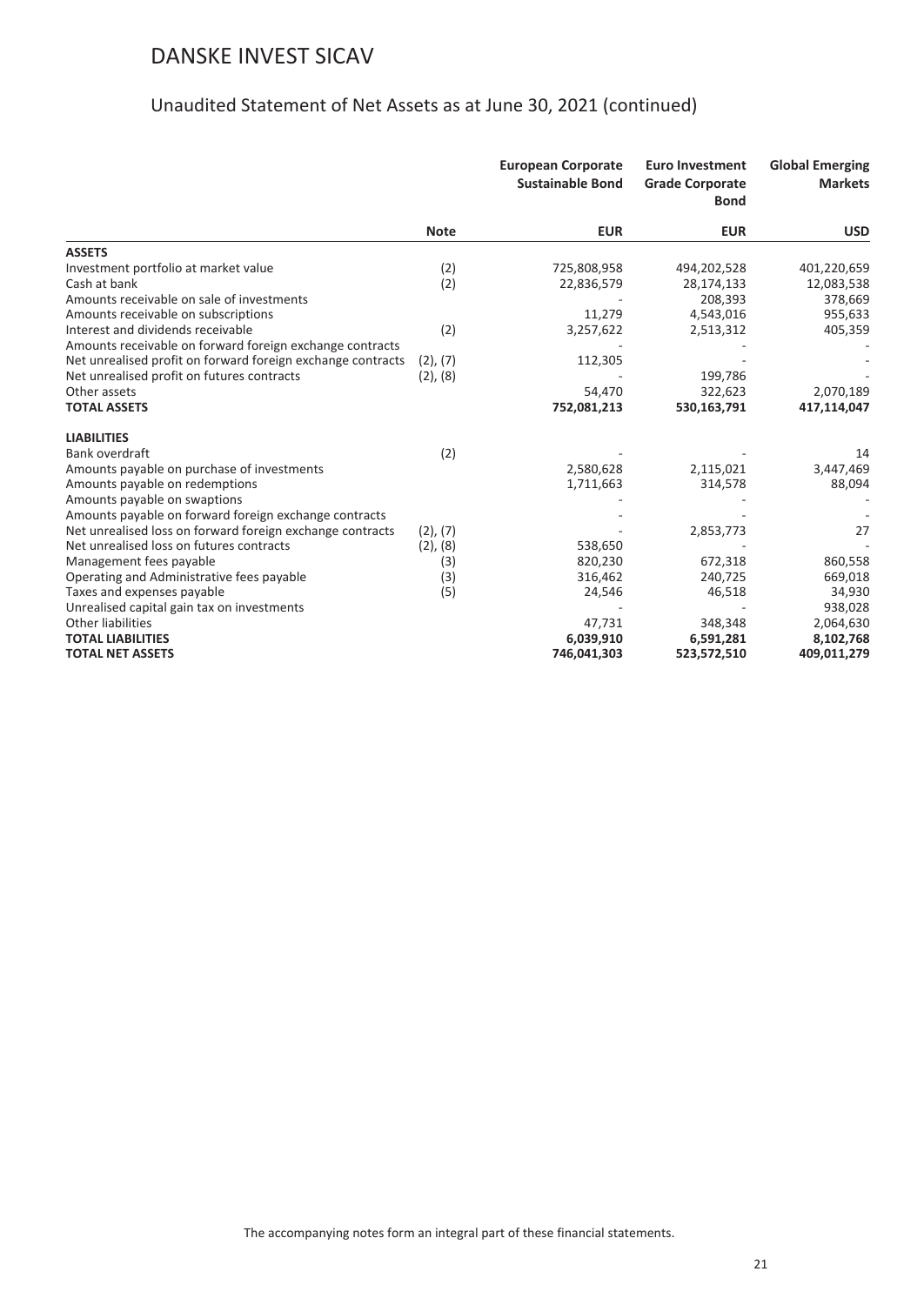# DANSKE INVEST SICAV

## Unaudited Statement of Net Assets as at June 30, 2021 (continued)

| | Note | European Corporate Sustainable Bond | Euro Investment Grade Corporate Bond | Global Emerging Markets |
|---|---|---|---|---|
| | | EUR | EUR | USD |
| **ASSETS** | | | | |
| Investment portfolio at market value | (2) | 725,808,958 | 494,202,528 | 401,220,659 |
| Cash at bank | (2) | 22,836,579 | 28,174,133 | 12,083,538 |
| Amounts receivable on sale of investments | | - | 208,393 | 378,669 |
| Amounts receivable on subscriptions | | 11,279 | 4,543,016 | 955,633 |
| Interest and dividends receivable | (2) | 3,257,622 | 2,513,312 | 405,359 |
| Amounts receivable on forward foreign exchange contracts | | - | - | - |
| Net unrealised profit on forward foreign exchange contracts | (2), (7) | 112,305 | - | - |
| Net unrealised profit on futures contracts | (2), (8) | - | 199,786 | - |
| Other assets | | 54,470 | 322,623 | 2,070,189 |
| **TOTAL ASSETS** | | **752,081,213** | **530,163,791** | **417,114,047** |
| **LIABILITIES** | | | | |
| Bank overdraft | (2) | - | - | 14 |
| Amounts payable on purchase of investments | | 2,580,628 | 2,115,021 | 3,447,469 |
| Amounts payable on redemptions | | 1,711,663 | 314,578 | 88,094 |
| Amounts payable on swaptions | | - | - | - |
| Amounts payable on forward foreign exchange contracts | | - | - | - |
| Net unrealised loss on forward foreign exchange contracts | (2), (7) | - | 2,853,773 | 27 |
| Net unrealised loss on futures contracts | (2), (8) | 538,650 | - | - |
| Management fees payable | (3) | 820,230 | 672,318 | 860,558 |
| Operating and Administrative fees payable | (3) | 316,462 | 240,725 | 669,018 |
| Taxes and expenses payable | (5) | 24,546 | 46,518 | 34,930 |
| Unrealised capital gain tax on investments | | - | - | 938,028 |
| Other liabilities | | 47,731 | 348,348 | 2,064,630 |
| **TOTAL LIABILITIES** | | **6,039,910** | **6,591,281** | **8,102,768** |
| **TOTAL NET ASSETS** | | **746,041,303** | **523,572,510** | **409,011,279** |

The accompanying notes form an integral part of these financial statements.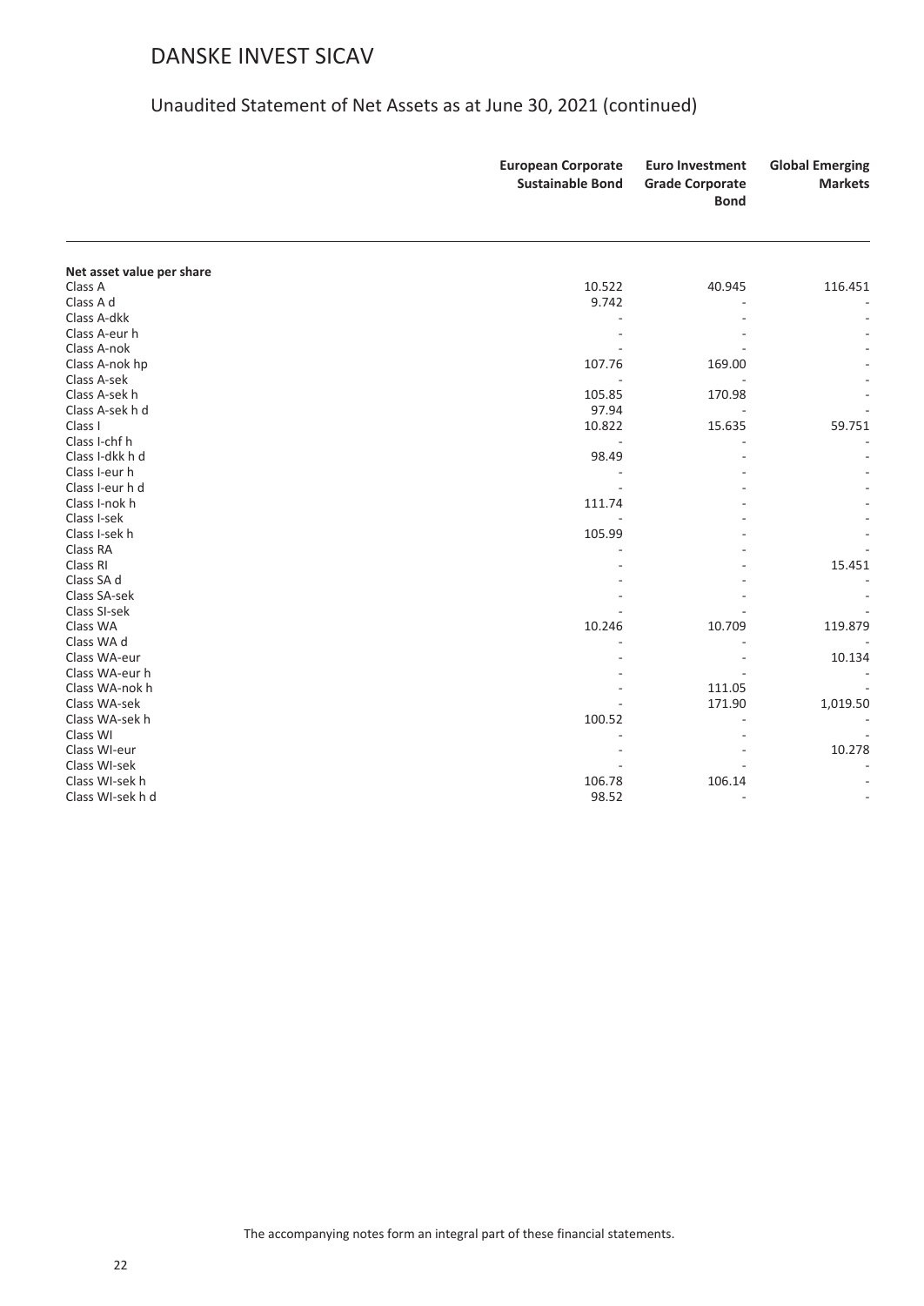# DANSKE INVEST SICAV

## Unaudited Statement of Net Assets as at June 30, 2021 (continued)

| | European Corporate Sustainable Bond | Euro Investment Grade Corporate Bond | Global Emerging Markets |
|---|---|---|---|
| **Net asset value per share** | | | |
| Class A | 10.522 | 40.945 | 116.451 |
| Class A d | 9.742 | - | - |
| Class A-dkk | - | - | - |
| Class A-eur h | - | - | - |
| Class A-nok | - | - | - |
| Class A-nok hp | 107.76 | 169.00 | - |
| Class A-sek | - | - | - |
| Class A-sek h | 105.85 | 170.98 | - |
| Class A-sek h d | 97.94 | - | - |
| Class I | 10.822 | 15.635 | 59.751 |
| Class I-chf h | - | - | - |
| Class I-dkk h d | 98.49 | - | - |
| Class I-eur h | - | - | - |
| Class I-eur h d | - | - | - |
| Class I-nok h | 111.74 | - | - |
| Class I-sek | - | - | - |
| Class I-sek h | 105.99 | - | - |
| Class RA | - | - | - |
| Class RI | - | - | 15.451 |
| Class SA d | - | - | - |
| Class SA-sek | - | - | - |
| Class SI-sek | - | - | - |
| Class WA | 10.246 | 10.709 | 119.879 |
| Class WA d | - | - | - |
| Class WA-eur | - | - | 10.134 |
| Class WA-eur h | - | - | - |
| Class WA-nok h | - | 111.05 | - |
| Class WA-sek | - | 171.90 | 1,019.50 |
| Class WA-sek h | 100.52 | - | - |
| Class WI | - | - | - |
| Class WI-eur | - | - | 10.278 |
| Class WI-sek | - | - | - |
| Class WI-sek h | 106.78 | 106.14 | - |
| Class WI-sek h d | 98.52 | - | - |

The accompanying notes form an integral part of these financial statements.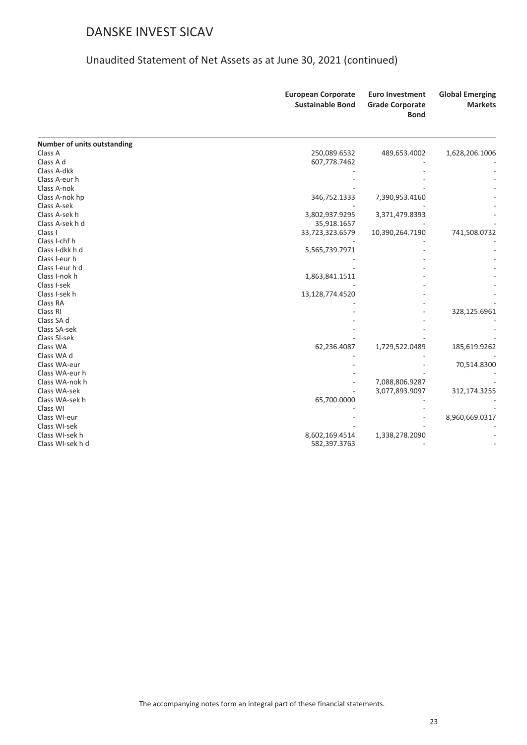# DANSKE INVEST SICAV

## Unaudited Statement of Net Assets as at June 30, 2021 (continued)

| | European Corporate Sustainable Bond | Euro Investment Grade Corporate Bond | Global Emerging Markets |
|---|---|---|---|
| **Number of units outstanding** | | | |
| Class A | 250,089.6532 | 489,653.4002 | 1,628,206.1006 |
| Class A d | 607,778.7462 | - | - |
| Class A-dkk | - | - | - |
| Class A-eur h | - | - | - |
| Class A-nok | - | - | - |
| Class A-nok hp | 346,752.1333 | 7,390,953.4160 | - |
| Class A-sek | - | - | - |
| Class A-sek h | 3,802,937.9295 | 3,371,479.8393 | - |
| Class A-sek h d | 35,918.1657 | - | - |
| Class I | 33,723,323.6579 | 10,390,264.7190 | 741,508.0732 |
| Class I-chf h | - | - | - |
| Class I-dkk h d | 5,565,739.7971 | - | - |
| Class I-eur h | - | - | - |
| Class I-eur h d | - | - | - |
| Class I-nok h | 1,863,841.1511 | - | - |
| Class I-sek | - | - | - |
| Class I-sek h | 13,128,774.4520 | - | - |
| Class RA | - | - | - |
| Class RI | - | - | 328,125.6961 |
| Class SA d | - | - | - |
| Class SA-sek | - | - | - |
| Class SI-sek | - | - | - |
| Class WA | 62,236.4087 | 1,729,522.0489 | 185,619.9262 |
| Class WA d | - | - | - |
| Class WA-eur | - | - | 70,514.8300 |
| Class WA-eur h | - | - | - |
| Class WA-nok h | - | 7,088,806.9287 | - |
| Class WA-sek | - | 3,077,893.9097 | 312,174.3255 |
| Class WA-sek h | 65,700.0000 | - | - |
| Class WI | - | - | - |
| Class WI-eur | - | - | 8,960,669.0317 |
| Class WI-sek | - | - | - |
| Class WI-sek h | 8,602,169.4514 | 1,338,278.2090 | - |
| Class WI-sek h d | 582,397.3763 | - | - |

The accompanying notes form an integral part of these financial statements.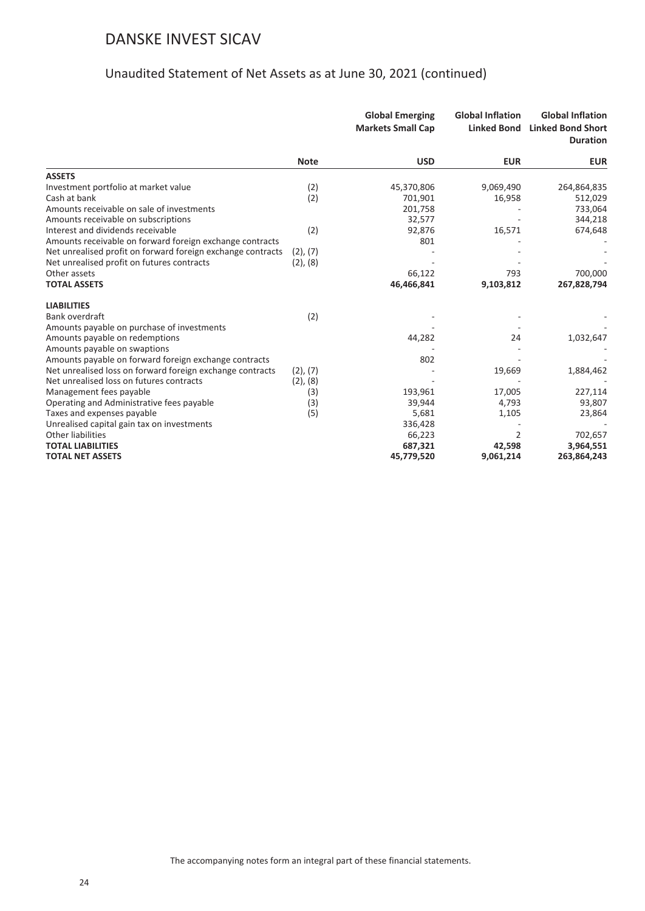# DANSKE INVEST SICAV

## Unaudited Statement of Net Assets as at June 30, 2021 (continued)

| | Note | Global Emerging Markets Small Cap | Global Inflation Linked Bond | Global Inflation Linked Bond Short Duration |
|---|---|---|---|---|
| | | **USD** | **EUR** | **EUR** |
| **ASSETS** | | | | |
| Investment portfolio at market value | (2) | 45,370,806 | 9,069,490 | 264,864,835 |
| Cash at bank | (2) | 701,901 | 16,958 | 512,029 |
| Amounts receivable on sale of investments | | 201,758 | - | 733,064 |
| Amounts receivable on subscriptions | | 32,577 | - | 344,218 |
| Interest and dividends receivable | (2) | 92,876 | 16,571 | 674,648 |
| Amounts receivable on forward foreign exchange contracts | | 801 | - | - |
| Net unrealised profit on forward foreign exchange contracts | (2), (7) | - | - | - |
| Net unrealised profit on futures contracts | (2), (8) | - | - | - |
| Other assets | | 66,122 | 793 | 700,000 |
| **TOTAL ASSETS** | | **46,466,841** | **9,103,812** | **267,828,794** |
| **LIABILITIES** | | | | |
| Bank overdraft | (2) | - | - | - |
| Amounts payable on purchase of investments | | - | - | - |
| Amounts payable on redemptions | | 44,282 | 24 | 1,032,647 |
| Amounts payable on swaptions | | - | - | - |
| Amounts payable on forward foreign exchange contracts | | 802 | - | - |
| Net unrealised loss on forward foreign exchange contracts | (2), (7) | - | 19,669 | 1,884,462 |
| Net unrealised loss on futures contracts | (2), (8) | - | - | - |
| Management fees payable | (3) | 193,961 | 17,005 | 227,114 |
| Operating and Administrative fees payable | (3) | 39,944 | 4,793 | 93,807 |
| Taxes and expenses payable | (5) | 5,681 | 1,105 | 23,864 |
| Unrealised capital gain tax on investments | | 336,428 | - | - |
| Other liabilities | | 66,223 | 2 | 702,657 |
| **TOTAL LIABILITIES** | | **687,321** | **42,598** | **3,964,551** |
| **TOTAL NET ASSETS** | | **45,779,520** | **9,061,214** | **263,864,243** |

The accompanying notes form an integral part of these financial statements.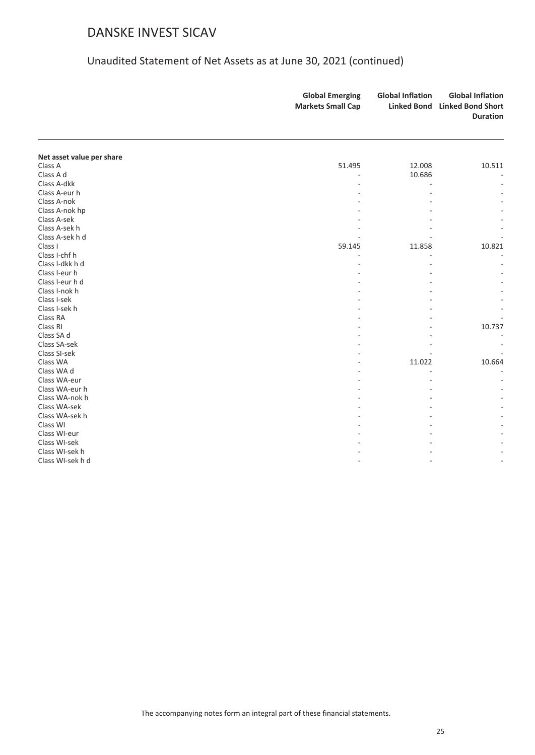# DANSKE INVEST SICAV

## Unaudited Statement of Net Assets as at June 30, 2021 (continued)

| | Global Emerging Markets Small Cap | Global Inflation Linked Bond | Global Inflation Linked Bond Short Duration |
|---|---|---|---|
| **Net asset value per share** | | | |
| Class A | 51.495 | 12.008 | 10.511 |
| Class A d | - | 10.686 | - |
| Class A-dkk | - | - | - |
| Class A-eur h | - | - | - |
| Class A-nok | - | - | - |
| Class A-nok hp | - | - | - |
| Class A-sek | - | - | - |
| Class A-sek h | - | - | - |
| Class A-sek h d | - | - | - |
| Class I | 59.145 | 11.858 | 10.821 |
| Class I-chf h | - | - | - |
| Class I-dkk h d | - | - | - |
| Class I-eur h | - | - | - |
| Class I-eur h d | - | - | - |
| Class I-nok h | - | - | - |
| Class I-sek | - | - | - |
| Class I-sek h | - | - | - |
| Class RA | - | - | - |
| Class RI | - | - | 10.737 |
| Class SA d | - | - | - |
| Class SA-sek | - | - | - |
| Class SI-sek | - | - | - |
| Class WA | - | 11.022 | 10.664 |
| Class WA d | - | - | - |
| Class WA-eur | - | - | - |
| Class WA-eur h | - | - | - |
| Class WA-nok h | - | - | - |
| Class WA-sek | - | - | - |
| Class WA-sek h | - | - | - |
| Class WI | - | - | - |
| Class WI-eur | - | - | - |
| Class WI-sek | - | - | - |
| Class WI-sek h | - | - | - |
| Class WI-sek h d | - | - | - |

The accompanying notes form an integral part of these financial statements.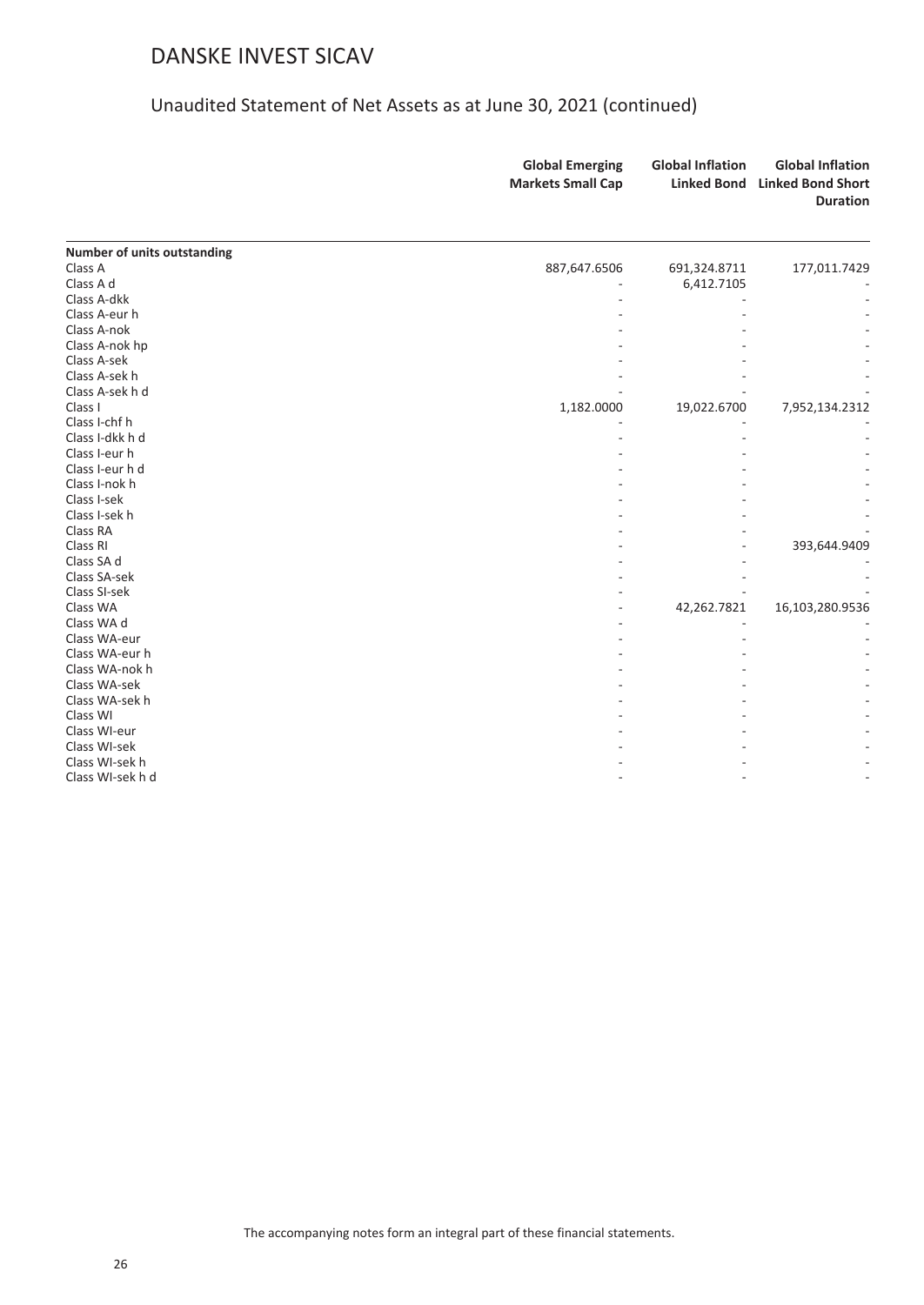# DANSKE INVEST SICAV

## Unaudited Statement of Net Assets as at June 30, 2021 (continued)

| | Global Emerging Markets Small Cap | Global Inflation Linked Bond | Global Inflation Linked Bond Short Duration |
|---|---|---|---|
| **Number of units outstanding** | | | |
| Class A | 887,647.6506 | 691,324.8711 | 177,011.7429 |
| Class A d | - | 6,412.7105 | - |
| Class A-dkk | - | - | - |
| Class A-eur h | - | - | - |
| Class A-nok | - | - | - |
| Class A-nok hp | - | - | - |
| Class A-sek | - | - | - |
| Class A-sek h | - | - | - |
| Class A-sek h d | - | - | - |
| Class I | 1,182.0000 | 19,022.6700 | 7,952,134.2312 |
| Class I-chf h | - | - | - |
| Class I-dkk h d | - | - | - |
| Class I-eur h | - | - | - |
| Class I-eur h d | - | - | - |
| Class I-nok h | - | - | - |
| Class I-sek | - | - | - |
| Class I-sek h | - | - | - |
| Class RA | - | - | - |
| Class RI | - | - | 393,644.9409 |
| Class SA d | - | - | - |
| Class SA-sek | - | - | - |
| Class SI-sek | - | - | - |
| Class WA | - | 42,262.7821 | 16,103,280.9536 |
| Class WA d | - | - | - |
| Class WA-eur | - | - | - |
| Class WA-eur h | - | - | - |
| Class WA-nok h | - | - | - |
| Class WA-sek | - | - | - |
| Class WA-sek h | - | - | - |
| Class WI | - | - | - |
| Class WI-eur | - | - | - |
| Class WI-sek | - | - | - |
| Class WI-sek h | - | - | - |
| Class WI-sek h d | - | - | - |

The accompanying notes form an integral part of these financial statements.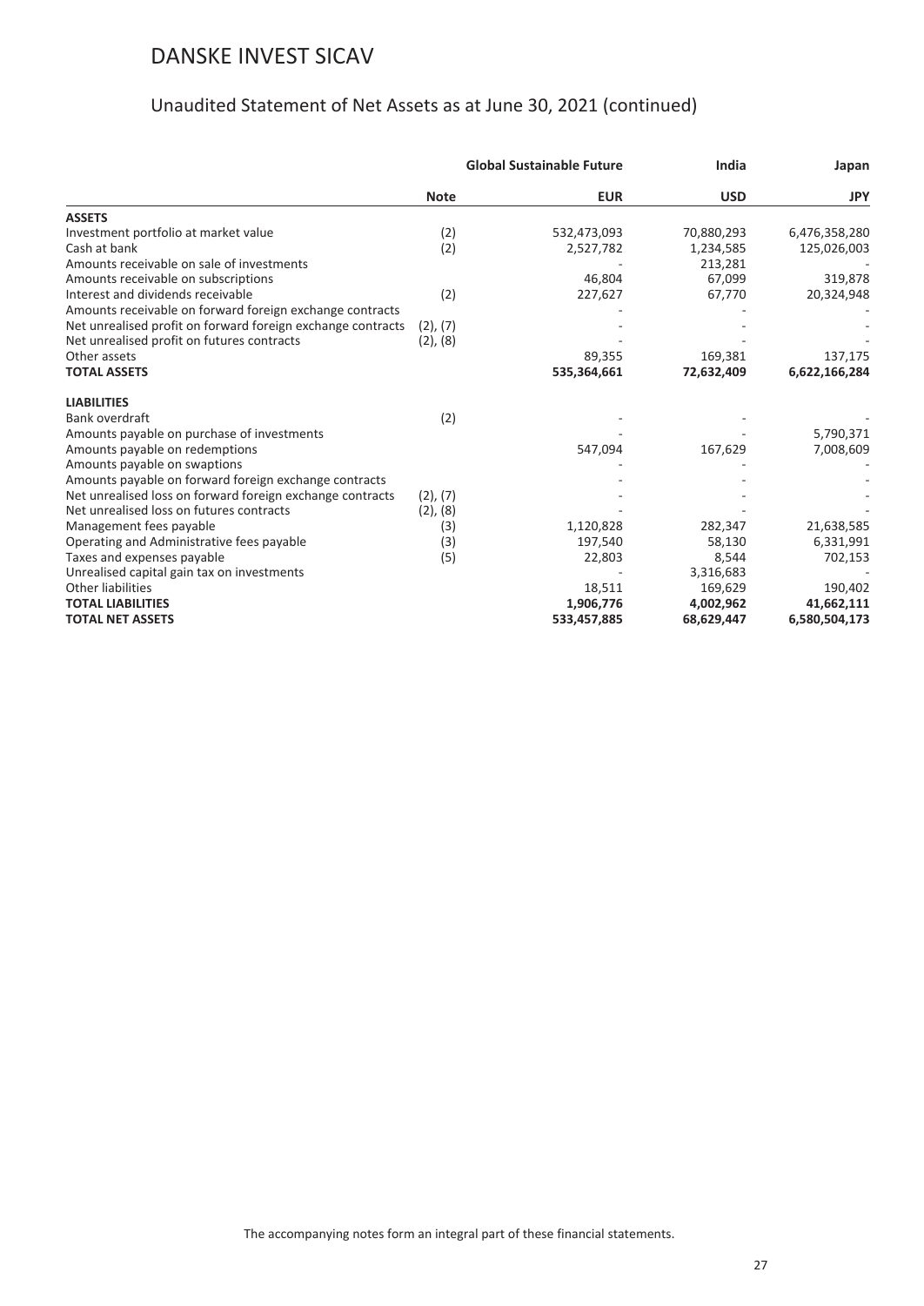# DANSKE INVEST SICAV

## Unaudited Statement of Net Assets as at June 30, 2021 (continued)

| | | Global Sustainable Future | India | Japan |
|---|---|---|---|---|
| | **Note** | **EUR** | **USD** | **JPY** |
| **ASSETS** | | | | |
| Investment portfolio at market value | (2) | 532,473,093 | 70,880,293 | 6,476,358,280 |
| Cash at bank | (2) | 2,527,782 | 1,234,585 | 125,026,003 |
| Amounts receivable on sale of investments | | - | 213,281 | - |
| Amounts receivable on subscriptions | | 46,804 | 67,099 | 319,878 |
| Interest and dividends receivable | (2) | 227,627 | 67,770 | 20,324,948 |
| Amounts receivable on forward foreign exchange contracts | | - | - | - |
| Net unrealised profit on forward foreign exchange contracts | (2), (7) | - | - | - |
| Net unrealised profit on futures contracts | (2), (8) | - | - | - |
| Other assets | | 89,355 | 169,381 | 137,175 |
| **TOTAL ASSETS** | | **535,364,661** | **72,632,409** | **6,622,166,284** |
| **LIABILITIES** | | | | |
| Bank overdraft | (2) | - | - | - |
| Amounts payable on purchase of investments | | - | - | 5,790,371 |
| Amounts payable on redemptions | | 547,094 | 167,629 | 7,008,609 |
| Amounts payable on swaptions | | - | - | - |
| Amounts payable on forward foreign exchange contracts | | - | - | - |
| Net unrealised loss on forward foreign exchange contracts | (2), (7) | - | - | - |
| Net unrealised loss on futures contracts | (2), (8) | - | - | - |
| Management fees payable | (3) | 1,120,828 | 282,347 | 21,638,585 |
| Operating and Administrative fees payable | (3) | 197,540 | 58,130 | 6,331,991 |
| Taxes and expenses payable | (5) | 22,803 | 8,544 | 702,153 |
| Unrealised capital gain tax on investments | | - | 3,316,683 | - |
| Other liabilities | | 18,511 | 169,629 | 190,402 |
| **TOTAL LIABILITIES** | | **1,906,776** | **4,002,962** | **41,662,111** |
| **TOTAL NET ASSETS** | | **533,457,885** | **68,629,447** | **6,580,504,173** |

The accompanying notes form an integral part of these financial statements.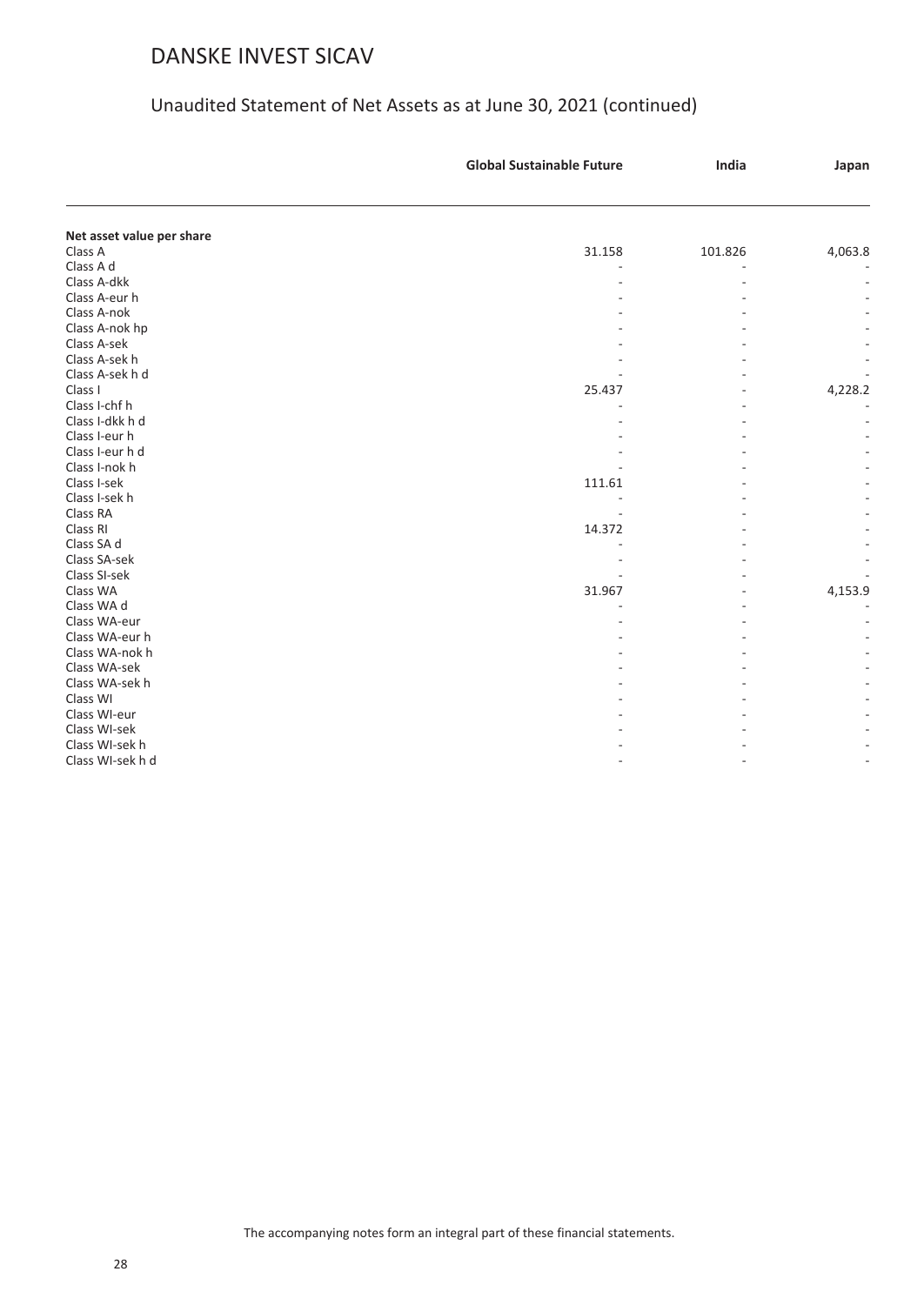# DANSKE INVEST SICAV

## Unaudited Statement of Net Assets as at June 30, 2021 (continued)

| | Global Sustainable Future | India | Japan |
|---|---|---|---|
| **Net asset value per share** | | | |
| Class A | 31.158 | 101.826 | 4,063.8 |
| Class A d | - | - | - |
| Class A-dkk | - | - | - |
| Class A-eur h | - | - | - |
| Class A-nok | - | - | - |
| Class A-nok hp | - | - | - |
| Class A-sek | - | - | - |
| Class A-sek h | - | - | - |
| Class A-sek h d | - | - | - |
| Class I | 25.437 | - | 4,228.2 |
| Class I-chf h | - | - | - |
| Class I-dkk h d | - | - | - |
| Class I-eur h | - | - | - |
| Class I-eur h d | - | - | - |
| Class I-nok h | - | - | - |
| Class I-sek | 111.61 | - | - |
| Class I-sek h | - | - | - |
| Class RA | - | - | - |
| Class RI | 14.372 | - | - |
| Class SA d | - | - | - |
| Class SA-sek | - | - | - |
| Class SI-sek | - | - | - |
| Class WA | 31.967 | - | 4,153.9 |
| Class WA d | - | - | - |
| Class WA-eur | - | - | - |
| Class WA-eur h | - | - | - |
| Class WA-nok h | - | - | - |
| Class WA-sek | - | - | - |
| Class WA-sek h | - | - | - |
| Class WI | - | - | - |
| Class WI-eur | - | - | - |
| Class WI-sek | - | - | - |
| Class WI-sek h | - | - | - |
| Class WI-sek h d | - | - | - |

The accompanying notes form an integral part of these financial statements.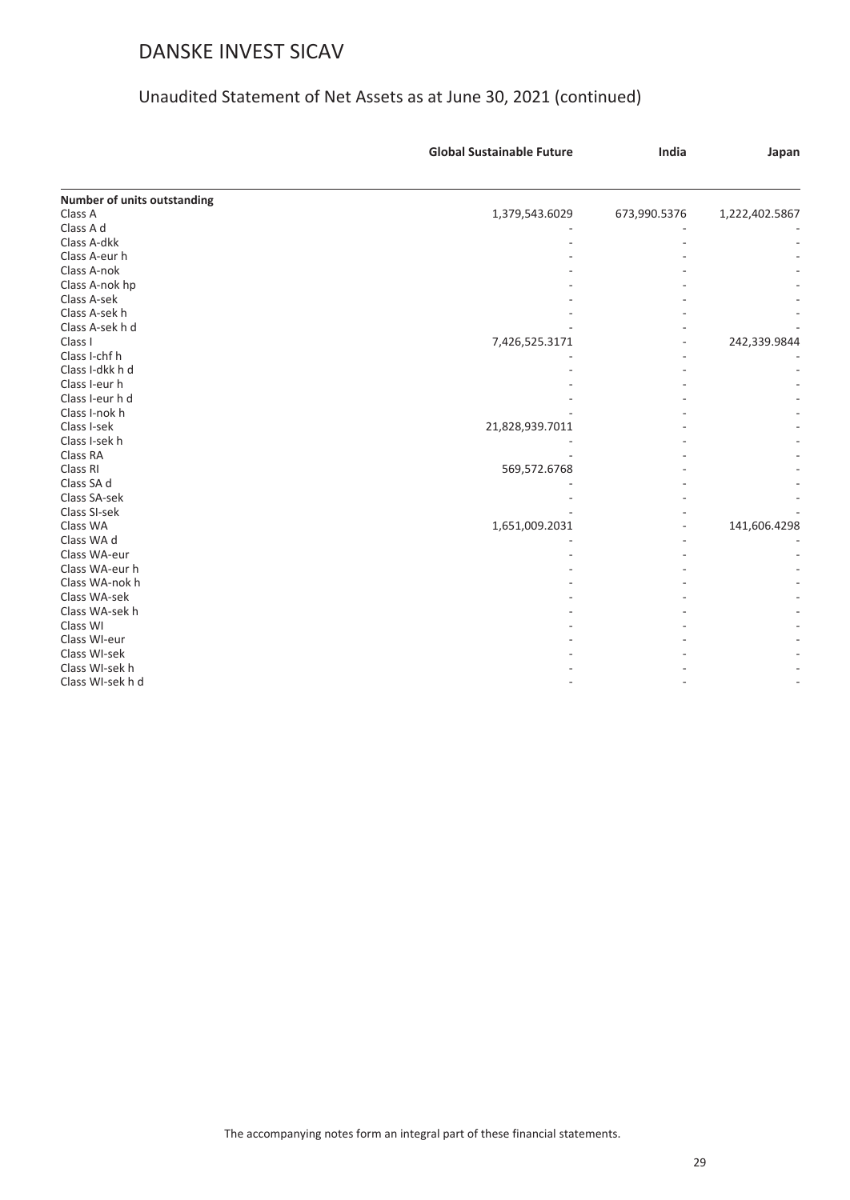# DANSKE INVEST SICAV

## Unaudited Statement of Net Assets as at June 30, 2021 (continued)

| | Global Sustainable Future | India | Japan |
|---|---|---|---|
| **Number of units outstanding** | | | |
| Class A | 1,379,543.6029 | 673,990.5376 | 1,222,402.5867 |
| Class A d | - | - | - |
| Class A-dkk | - | - | - |
| Class A-eur h | - | - | - |
| Class A-nok | - | - | - |
| Class A-nok hp | - | - | - |
| Class A-sek | - | - | - |
| Class A-sek h | - | - | - |
| Class A-sek h d | - | - | - |
| Class I | 7,426,525.3171 | - | 242,339.9844 |
| Class I-chf h | - | - | - |
| Class I-dkk h d | - | - | - |
| Class I-eur h | - | - | - |
| Class I-eur h d | - | - | - |
| Class I-nok h | - | - | - |
| Class I-sek | 21,828,939.7011 | - | - |
| Class I-sek h | - | - | - |
| Class RA | - | - | - |
| Class RI | 569,572.6768 | - | - |
| Class SA d | - | - | - |
| Class SA-sek | - | - | - |
| Class SI-sek | - | - | - |
| Class WA | 1,651,009.2031 | - | 141,606.4298 |
| Class WA d | - | - | - |
| Class WA-eur | - | - | - |
| Class WA-eur h | - | - | - |
| Class WA-nok h | - | - | - |
| Class WA-sek | - | - | - |
| Class WA-sek h | - | - | - |
| Class WI | - | - | - |
| Class WI-eur | - | - | - |
| Class WI-sek | - | - | - |
| Class WI-sek h | - | - | - |
| Class WI-sek h d | - | - | - |

The accompanying notes form an integral part of these financial statements.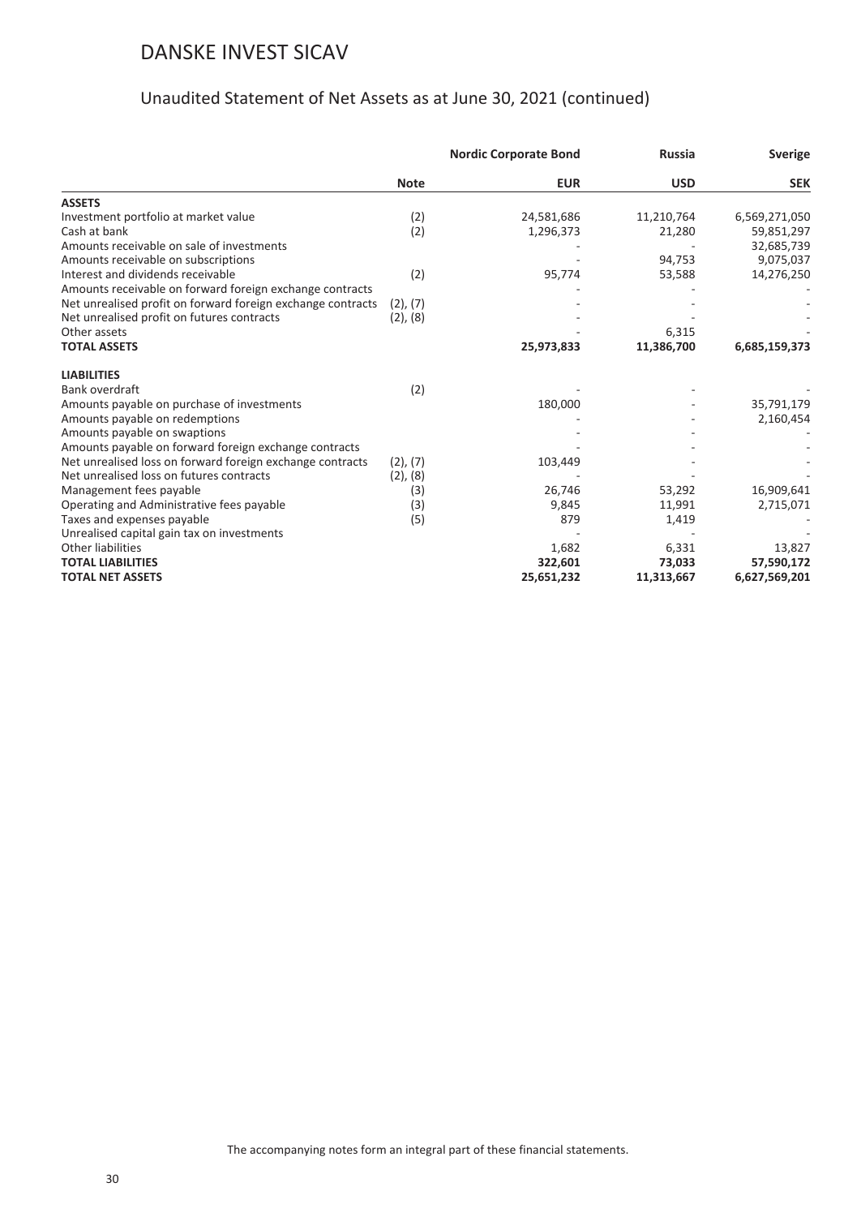# DANSKE INVEST SICAV

## Unaudited Statement of Net Assets as at June 30, 2021 (continued)

| | | Nordic Corporate Bond | Russia | Sverige |
|---|---|---|---|---|
| | **Note** | **EUR** | **USD** | **SEK** |
| **ASSETS** | | | | |
| Investment portfolio at market value | (2) | 24,581,686 | 11,210,764 | 6,569,271,050 |
| Cash at bank | (2) | 1,296,373 | 21,280 | 59,851,297 |
| Amounts receivable on sale of investments | | - | - | 32,685,739 |
| Amounts receivable on subscriptions | | - | 94,753 | 9,075,037 |
| Interest and dividends receivable | (2) | 95,774 | 53,588 | 14,276,250 |
| Amounts receivable on forward foreign exchange contracts | | - | - | - |
| Net unrealised profit on forward foreign exchange contracts | (2), (7) | - | - | - |
| Net unrealised profit on futures contracts | (2), (8) | - | - | - |
| Other assets | | - | 6,315 | - |
| **TOTAL ASSETS** | | **25,973,833** | **11,386,700** | **6,685,159,373** |
| **LIABILITIES** | | | | |
| Bank overdraft | (2) | - | - | - |
| Amounts payable on purchase of investments | | 180,000 | - | 35,791,179 |
| Amounts payable on redemptions | | - | - | 2,160,454 |
| Amounts payable on swaptions | | - | - | - |
| Amounts payable on forward foreign exchange contracts | | - | - | - |
| Net unrealised loss on forward foreign exchange contracts | (2), (7) | 103,449 | - | - |
| Net unrealised loss on futures contracts | (2), (8) | - | - | - |
| Management fees payable | (3) | 26,746 | 53,292 | 16,909,641 |
| Operating and Administrative fees payable | (3) | 9,845 | 11,991 | 2,715,071 |
| Taxes and expenses payable | (5) | 879 | 1,419 | - |
| Unrealised capital gain tax on investments | | - | - | - |
| Other liabilities | | 1,682 | 6,331 | 13,827 |
| **TOTAL LIABILITIES** | | **322,601** | **73,033** | **57,590,172** |
| **TOTAL NET ASSETS** | | **25,651,232** | **11,313,667** | **6,627,569,201** |

The accompanying notes form an integral part of these financial statements.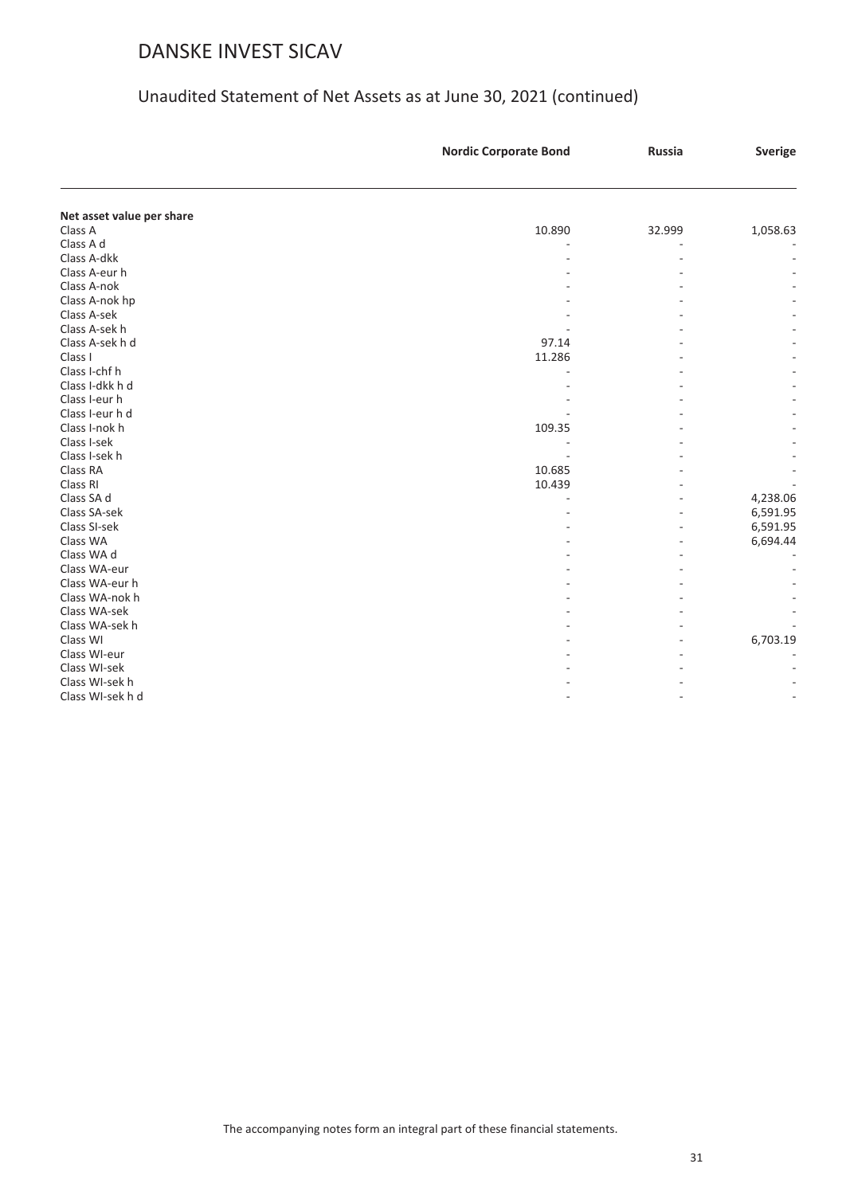# DANSKE INVEST SICAV

## Unaudited Statement of Net Assets as at June 30, 2021 (continued)

| | Nordic Corporate Bond | Russia | Sverige |
|---|---|---|---|
| **Net asset value per share** | | | |
| Class A | 10.890 | 32.999 | 1,058.63 |
| Class A d | - | - | - |
| Class A-dkk | - | - | - |
| Class A-eur h | - | - | - |
| Class A-nok | - | - | - |
| Class A-nok hp | - | - | - |
| Class A-sek | - | - | - |
| Class A-sek h | - | - | - |
| Class A-sek h d | 97.14 | - | - |
| Class I | 11.286 | - | - |
| Class I-chf h | - | - | - |
| Class I-dkk h d | - | - | - |
| Class I-eur h | - | - | - |
| Class I-eur h d | - | - | - |
| Class I-nok h | 109.35 | - | - |
| Class I-sek | - | - | - |
| Class I-sek h | - | - | - |
| Class RA | 10.685 | - | - |
| Class RI | 10.439 | - | - |
| Class SA d | - | - | 4,238.06 |
| Class SA-sek | - | - | 6,591.95 |
| Class SI-sek | - | - | 6,591.95 |
| Class WA | - | - | 6,694.44 |
| Class WA d | - | - | - |
| Class WA-eur | - | - | - |
| Class WA-eur h | - | - | - |
| Class WA-nok h | - | - | - |
| Class WA-sek | - | - | - |
| Class WA-sek h | - | - | - |
| Class WI | - | - | 6,703.19 |
| Class WI-eur | - | - | - |
| Class WI-sek | - | - | - |
| Class WI-sek h | - | - | - |
| Class WI-sek h d | - | - | - |

The accompanying notes form an integral part of these financial statements.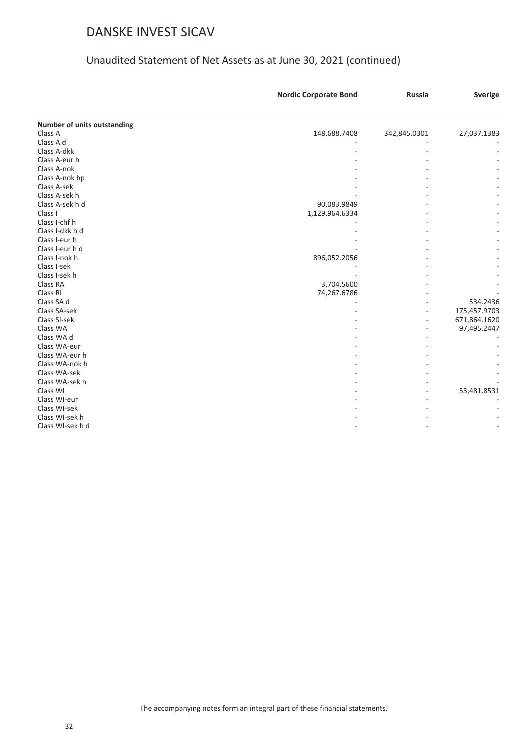# DANSKE INVEST SICAV

## Unaudited Statement of Net Assets as at June 30, 2021 (continued)

| | Nordic Corporate Bond | Russia | Sverige |
|---|---|---|---|
| **Number of units outstanding** | | | |
| Class A | 148,688.7408 | 342,845.0301 | 27,037.1383 |
| Class A d | - | - | - |
| Class A-dkk | - | - | - |
| Class A-eur h | - | - | - |
| Class A-nok | - | - | - |
| Class A-nok hp | - | - | - |
| Class A-sek | - | - | - |
| Class A-sek h | - | - | - |
| Class A-sek h d | 90,083.9849 | - | - |
| Class I | 1,129,964.6334 | - | - |
| Class I-chf h | - | - | - |
| Class I-dkk h d | - | - | - |
| Class I-eur h | - | - | - |
| Class I-eur h d | - | - | - |
| Class I-nok h | 896,052.2056 | - | - |
| Class I-sek | - | - | - |
| Class I-sek h | - | - | - |
| Class RA | 3,704.5600 | - | - |
| Class RI | 74,267.6786 | - | - |
| Class SA d | - | - | 534.2436 |
| Class SA-sek | - | - | 175,457.9703 |
| Class SI-sek | - | - | 671,864.1620 |
| Class WA | - | - | 97,495.2447 |
| Class WA d | - | - | - |
| Class WA-eur | - | - | - |
| Class WA-eur h | - | - | - |
| Class WA-nok h | - | - | - |
| Class WA-sek | - | - | - |
| Class WA-sek h | - | - | - |
| Class WI | - | - | 53,481.8531 |
| Class WI-eur | - | - | - |
| Class WI-sek | - | - | - |
| Class WI-sek h | - | - | - |
| Class WI-sek h d | - | - | - |

The accompanying notes form an integral part of these financial statements.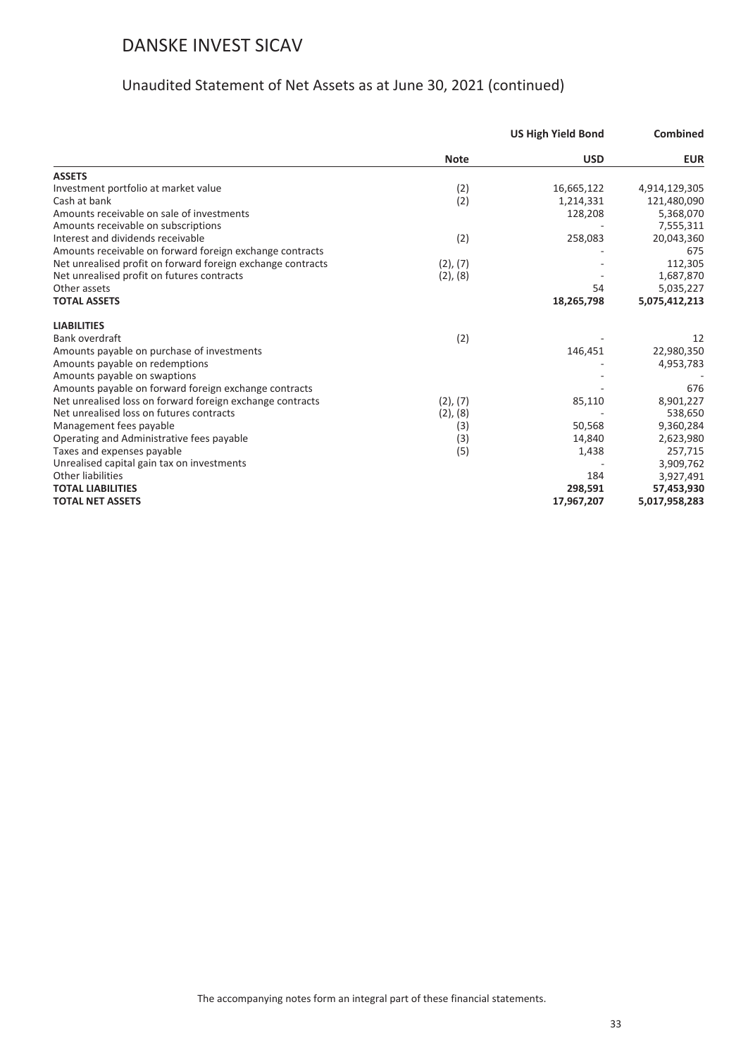# DANSKE INVEST SICAV

## Unaudited Statement of Net Assets as at June 30, 2021 (continued)

| | | US High Yield Bond | Combined |
|---|---|---|---|
| | Note | USD | EUR |
| **ASSETS** | | | |
| Investment portfolio at market value | (2) | 16,665,122 | 4,914,129,305 |
| Cash at bank | (2) | 1,214,331 | 121,480,090 |
| Amounts receivable on sale of investments | | 128,208 | 5,368,070 |
| Amounts receivable on subscriptions | | - | 7,555,311 |
| Interest and dividends receivable | (2) | 258,083 | 20,043,360 |
| Amounts receivable on forward foreign exchange contracts | | - | 675 |
| Net unrealised profit on forward foreign exchange contracts | (2), (7) | - | 112,305 |
| Net unrealised profit on futures contracts | (2), (8) | - | 1,687,870 |
| Other assets | | 54 | 5,035,227 |
| **TOTAL ASSETS** | | **18,265,798** | **5,075,412,213** |
| **LIABILITIES** | | | |
| Bank overdraft | (2) | - | 12 |
| Amounts payable on purchase of investments | | 146,451 | 22,980,350 |
| Amounts payable on redemptions | | - | 4,953,783 |
| Amounts payable on swaptions | | - | - |
| Amounts payable on forward foreign exchange contracts | | - | 676 |
| Net unrealised loss on forward foreign exchange contracts | (2), (7) | 85,110 | 8,901,227 |
| Net unrealised loss on futures contracts | (2), (8) | - | 538,650 |
| Management fees payable | (3) | 50,568 | 9,360,284 |
| Operating and Administrative fees payable | (3) | 14,840 | 2,623,980 |
| Taxes and expenses payable | (5) | 1,438 | 257,715 |
| Unrealised capital gain tax on investments | | - | 3,909,762 |
| Other liabilities | | 184 | 3,927,491 |
| **TOTAL LIABILITIES** | | **298,591** | **57,453,930** |
| **TOTAL NET ASSETS** | | **17,967,207** | **5,017,958,283** |

The accompanying notes form an integral part of these financial statements.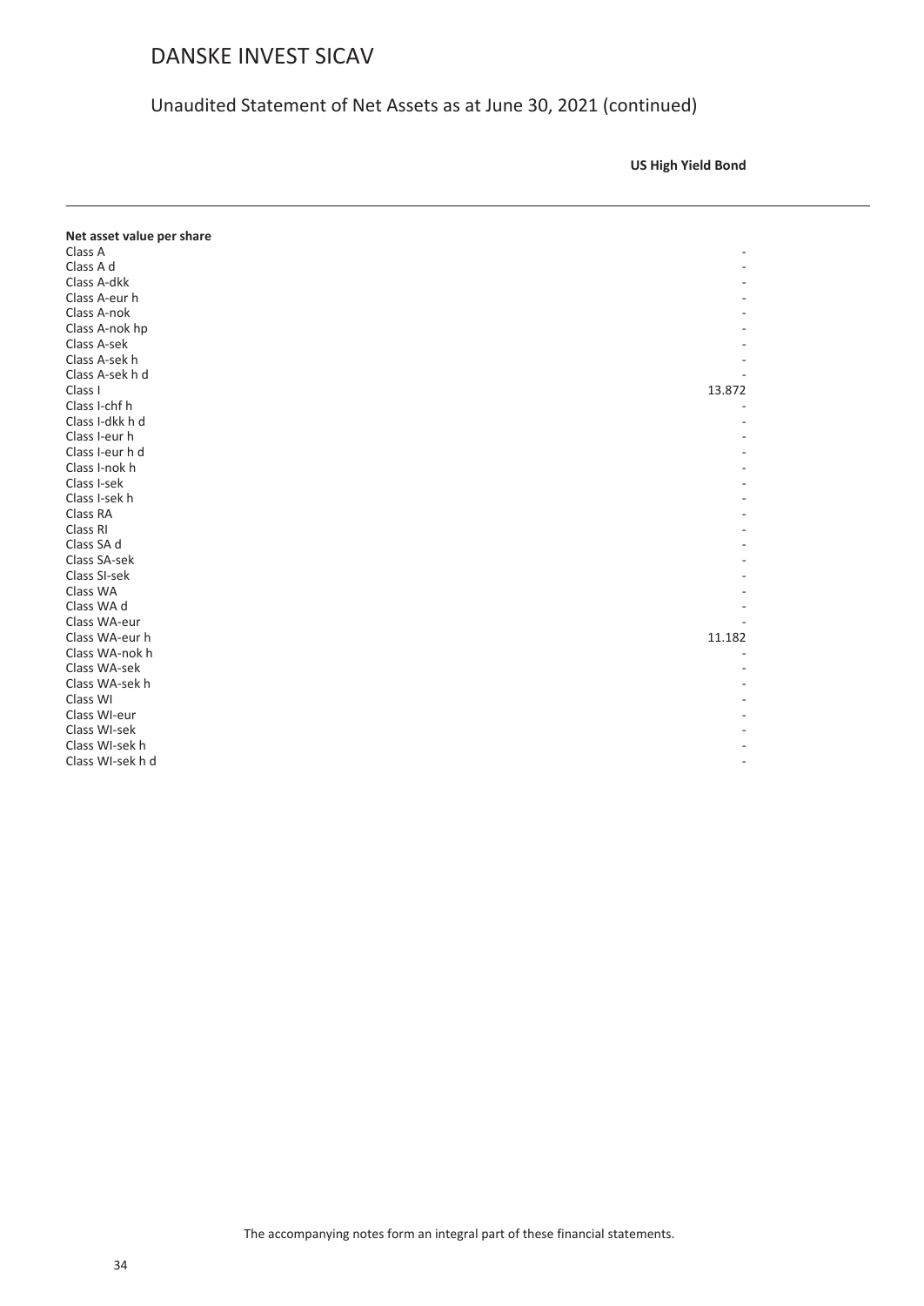# DANSKE INVEST SICAV

## Unaudited Statement of Net Assets as at June 30, 2021 (continued)

| | **US High Yield Bond** |
|---|---|
| **Net asset value per share** | |
| Class A | - |
| Class A d | - |
| Class A-dkk | - |
| Class A-eur h | - |
| Class A-nok | - |
| Class A-nok hp | - |
| Class A-sek | - |
| Class A-sek h | - |
| Class A-sek h d | - |
| Class I | 13.872 |
| Class I-chf h | - |
| Class I-dkk h d | - |
| Class I-eur h | - |
| Class I-eur h d | - |
| Class I-nok h | - |
| Class I-sek | - |
| Class I-sek h | - |
| Class RA | - |
| Class RI | - |
| Class SA d | - |
| Class SA-sek | - |
| Class SI-sek | - |
| Class WA | - |
| Class WA d | - |
| Class WA-eur | - |
| Class WA-eur h | 11.182 |
| Class WA-nok h | - |
| Class WA-sek | - |
| Class WA-sek h | - |
| Class WI | - |
| Class WI-eur | - |
| Class WI-sek | - |
| Class WI-sek h | - |
| Class WI-sek h d | - |

The accompanying notes form an integral part of these financial statements.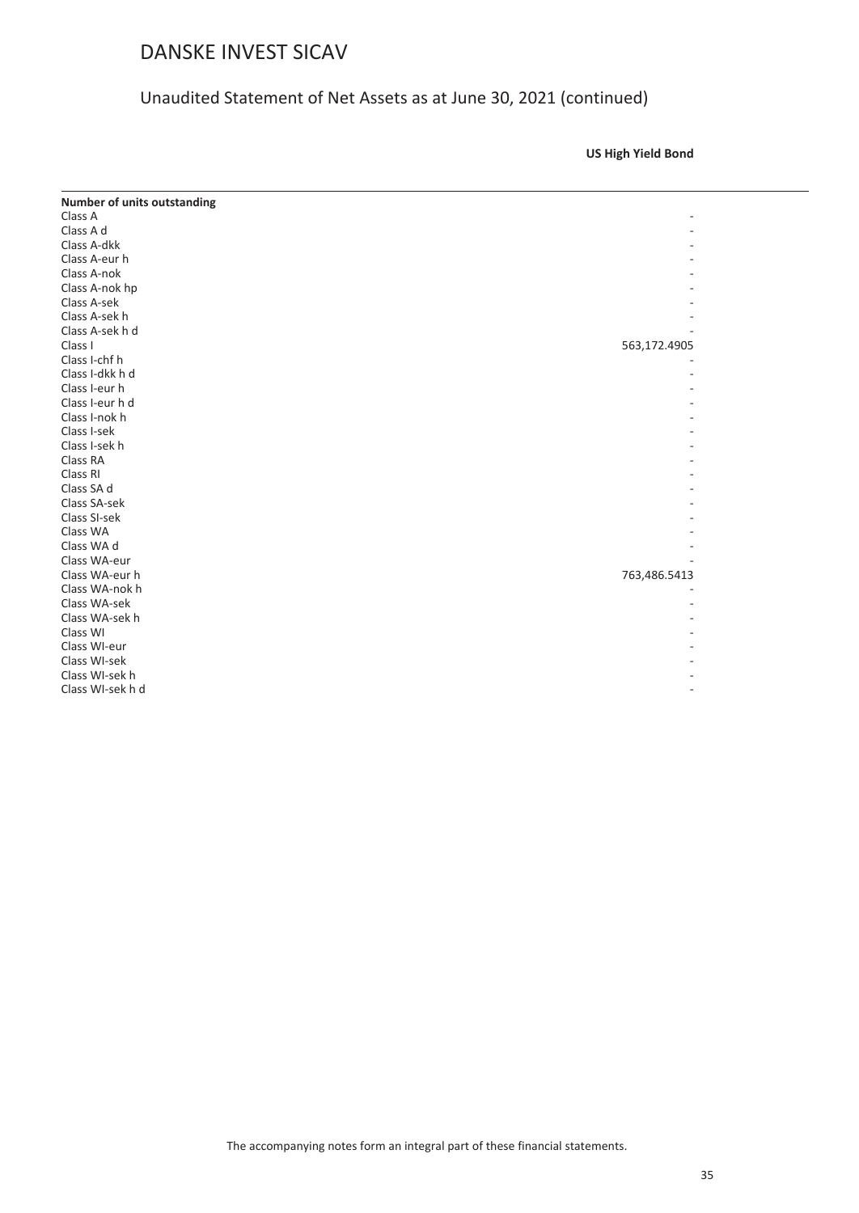# DANSKE INVEST SICAV

## Unaudited Statement of Net Assets as at June 30, 2021 (continued)

| | US High Yield Bond |
|---|---|
| **Number of units outstanding** | |
| Class A | - |
| Class A d | - |
| Class A-dkk | - |
| Class A-eur h | - |
| Class A-nok | - |
| Class A-nok hp | - |
| Class A-sek | - |
| Class A-sek h | - |
| Class A-sek h d | - |
| Class I | 563,172.4905 |
| Class I-chf h | - |
| Class I-dkk h d | - |
| Class I-eur h | - |
| Class I-eur h d | - |
| Class I-nok h | - |
| Class I-sek | - |
| Class I-sek h | - |
| Class RA | - |
| Class RI | - |
| Class SA d | - |
| Class SA-sek | - |
| Class SI-sek | - |
| Class WA | - |
| Class WA d | - |
| Class WA-eur | - |
| Class WA-eur h | 763,486.5413 |
| Class WA-nok h | - |
| Class WA-sek | - |
| Class WA-sek h | - |
| Class WI | - |
| Class WI-eur | - |
| Class WI-sek | - |
| Class WI-sek h | - |
| Class WI-sek h d | - |

The accompanying notes form an integral part of these financial statements.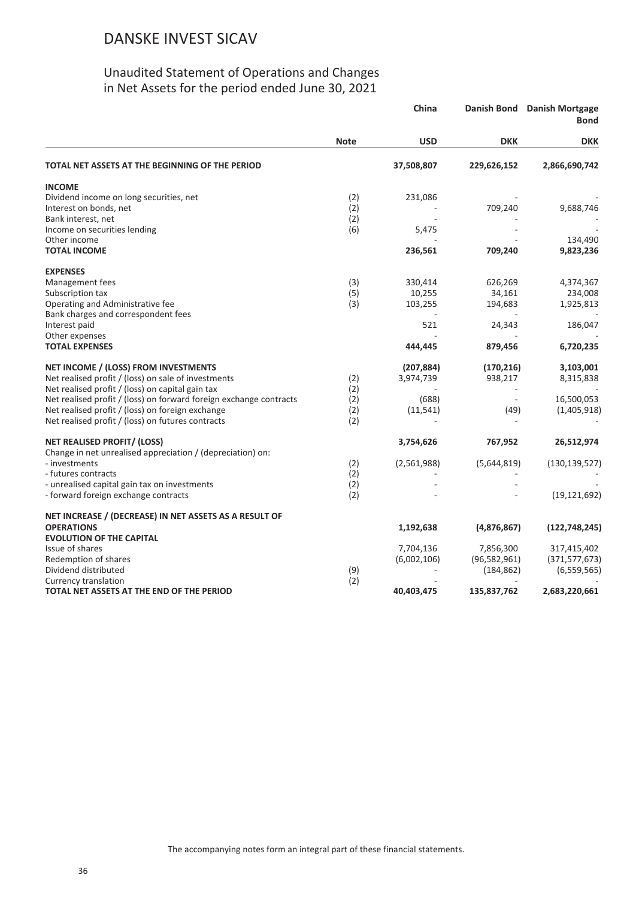# DANSKE INVEST SICAV

## Unaudited Statement of Operations and Changes in Net Assets for the period ended June 30, 2021

| | Note | China | Danish Bond | Danish Mortgage Bond |
|---|---|---|---|---|
| | | **USD** | **DKK** | **DKK** |
| **TOTAL NET ASSETS AT THE BEGINNING OF THE PERIOD** | | **37,508,807** | **229,626,152** | **2,866,690,742** |
| **INCOME** | | | | |
| Dividend income on long securities, net | (2) | 231,086 | - | - |
| Interest on bonds, net | (2) | - | 709,240 | 9,688,746 |
| Bank interest, net | (2) | - | - | - |
| Income on securities lending | (6) | 5,475 | - | - |
| Other income | | - | - | 134,490 |
| **TOTAL INCOME** | | **236,561** | **709,240** | **9,823,236** |
| **EXPENSES** | | | | |
| Management fees | (3) | 330,414 | 626,269 | 4,374,367 |
| Subscription tax | (5) | 10,255 | 34,161 | 234,008 |
| Operating and Administrative fee | (3) | 103,255 | 194,683 | 1,925,813 |
| Bank charges and correspondent fees | | - | - | - |
| Interest paid | | 521 | 24,343 | 186,047 |
| Other expenses | | - | - | - |
| **TOTAL EXPENSES** | | **444,445** | **879,456** | **6,720,235** |
| **NET INCOME / (LOSS) FROM INVESTMENTS** | | **(207,884)** | **(170,216)** | **3,103,001** |
| Net realised profit / (loss) on sale of investments | (2) | 3,974,739 | 938,217 | 8,315,838 |
| Net realised profit / (loss) on capital gain tax | (2) | - | - | - |
| Net realised profit / (loss) on forward foreign exchange contracts | (2) | (688) | - | 16,500,053 |
| Net realised profit / (loss) on foreign exchange | (2) | (11,541) | (49) | (1,405,918) |
| Net realised profit / (loss) on futures contracts | (2) | - | - | - |
| **NET REALISED PROFIT/ (LOSS)** | | **3,754,626** | **767,952** | **26,512,974** |
| Change in net unrealised appreciation / (depreciation) on: | | | | |
| - investments | (2) | (2,561,988) | (5,644,819) | (130,139,527) |
| - futures contracts | (2) | - | - | - |
| - unrealised capital gain tax on investments | (2) | - | - | - |
| - forward foreign exchange contracts | (2) | - | - | (19,121,692) |
| **NET INCREASE / (DECREASE) IN NET ASSETS AS A RESULT OF OPERATIONS** | | **1,192,638** | **(4,876,867)** | **(122,748,245)** |
| **EVOLUTION OF THE CAPITAL** | | | | |
| Issue of shares | | 7,704,136 | 7,856,300 | 317,415,402 |
| Redemption of shares | | (6,002,106) | (96,582,961) | (371,577,673) |
| Dividend distributed | (9) | - | (184,862) | (6,559,565) |
| Currency translation | (2) | - | - | - |
| **TOTAL NET ASSETS AT THE END OF THE PERIOD** | | **40,403,475** | **135,837,762** | **2,683,220,661** |

The accompanying notes form an integral part of these financial statements.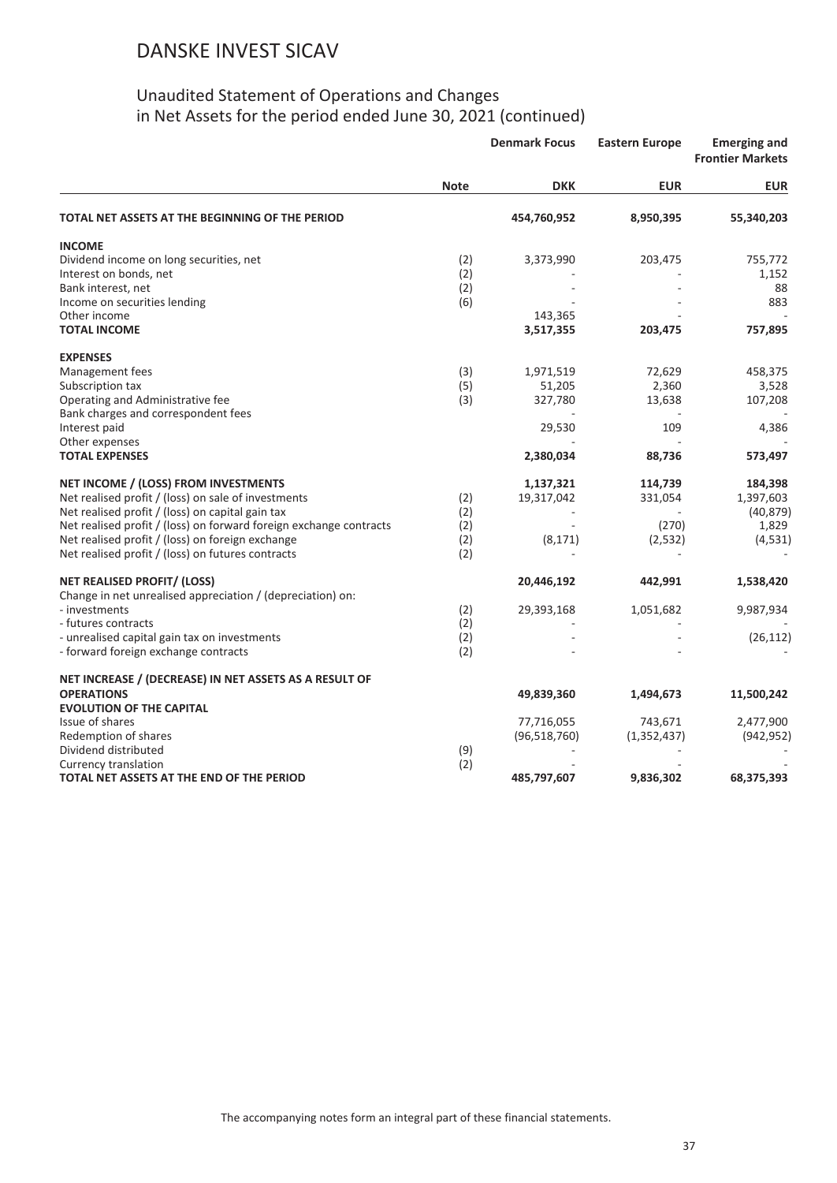# DANSKE INVEST SICAV

## Unaudited Statement of Operations and Changes in Net Assets for the period ended June 30, 2021 (continued)

| | Note | Denmark Focus | Eastern Europe | Emerging and Frontier Markets |
|---|---|---|---|---|
| | | **DKK** | **EUR** | **EUR** |
| **TOTAL NET ASSETS AT THE BEGINNING OF THE PERIOD** | | **454,760,952** | **8,950,395** | **55,340,203** |
| **INCOME** | | | | |
| Dividend income on long securities, net | (2) | 3,373,990 | 203,475 | 755,772 |
| Interest on bonds, net | (2) | - | - | 1,152 |
| Bank interest, net | (2) | - | - | 88 |
| Income on securities lending | (6) | - | - | 883 |
| Other income | | 143,365 | - | - |
| **TOTAL INCOME** | | 3,517,355 | 203,475 | 757,895 |
| **EXPENSES** | | | | |
| Management fees | (3) | 1,971,519 | 72,629 | 458,375 |
| Subscription tax | (5) | 51,205 | 2,360 | 3,528 |
| Operating and Administrative fee | (3) | 327,780 | 13,638 | 107,208 |
| Bank charges and correspondent fees | | - | - | - |
| Interest paid | | 29,530 | 109 | 4,386 |
| Other expenses | | - | - | - |
| **TOTAL EXPENSES** | | 2,380,034 | 88,736 | 573,497 |
| **NET INCOME / (LOSS) FROM INVESTMENTS** | | 1,137,321 | 114,739 | 184,398 |
| Net realised profit / (loss) on sale of investments | (2) | 19,317,042 | 331,054 | 1,397,603 |
| Net realised profit / (loss) on capital gain tax | (2) | - | - | (40,879) |
| Net realised profit / (loss) on forward foreign exchange contracts | (2) | - | (270) | 1,829 |
| Net realised profit / (loss) on foreign exchange | (2) | (8,171) | (2,532) | (4,531) |
| Net realised profit / (loss) on futures contracts | (2) | - | - | - |
| **NET REALISED PROFIT/ (LOSS)** | | 20,446,192 | 442,991 | 1,538,420 |
| Change in net unrealised appreciation / (depreciation) on: | | | | |
| - investments | (2) | 29,393,168 | 1,051,682 | 9,987,934 |
| - futures contracts | (2) | - | - | - |
| - unrealised capital gain tax on investments | (2) | - | - | (26,112) |
| - forward foreign exchange contracts | (2) | - | - | - |
| **NET INCREASE / (DECREASE) IN NET ASSETS AS A RESULT OF OPERATIONS** | | 49,839,360 | 1,494,673 | 11,500,242 |
| **EVOLUTION OF THE CAPITAL** | | | | |
| Issue of shares | | 77,716,055 | 743,671 | 2,477,900 |
| Redemption of shares | | (96,518,760) | (1,352,437) | (942,952) |
| Dividend distributed | (9) | - | - | - |
| Currency translation | (2) | - | - | - |
| **TOTAL NET ASSETS AT THE END OF THE PERIOD** | | **485,797,607** | **9,836,302** | **68,375,393** |

The accompanying notes form an integral part of these financial statements.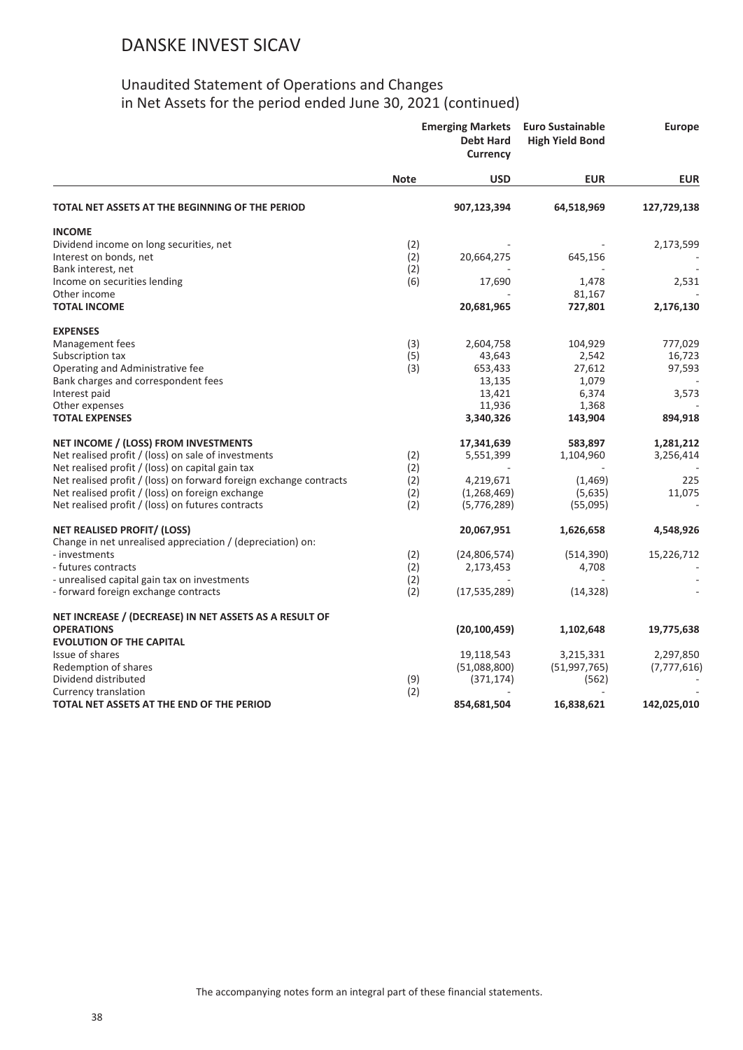# DANSKE INVEST SICAV

## Unaudited Statement of Operations and Changes in Net Assets for the period ended June 30, 2021 (continued)

| | Note | Emerging Markets Debt Hard Currency | Euro Sustainable High Yield Bond | Europe |
|---|---|---|---|---|
| | | USD | EUR | EUR |
| **TOTAL NET ASSETS AT THE BEGINNING OF THE PERIOD** | | **907,123,394** | **64,518,969** | **127,729,138** |
| **INCOME** | | | | |
| Dividend income on long securities, net | (2) | - | - | 2,173,599 |
| Interest on bonds, net | (2) | 20,664,275 | 645,156 | - |
| Bank interest, net | (2) | - | - | - |
| Income on securities lending | (6) | 17,690 | 1,478 | 2,531 |
| Other income | | - | 81,167 | - |
| **TOTAL INCOME** | | **20,681,965** | **727,801** | **2,176,130** |
| **EXPENSES** | | | | |
| Management fees | (3) | 2,604,758 | 104,929 | 777,029 |
| Subscription tax | (5) | 43,643 | 2,542 | 16,723 |
| Operating and Administrative fee | (3) | 653,433 | 27,612 | 97,593 |
| Bank charges and correspondent fees | | 13,135 | 1,079 | - |
| Interest paid | | 13,421 | 6,374 | 3,573 |
| Other expenses | | 11,936 | 1,368 | - |
| **TOTAL EXPENSES** | | **3,340,326** | **143,904** | **894,918** |
| **NET INCOME / (LOSS) FROM INVESTMENTS** | | **17,341,639** | **583,897** | **1,281,212** |
| Net realised profit / (loss) on sale of investments | (2) | 5,551,399 | 1,104,960 | 3,256,414 |
| Net realised profit / (loss) on capital gain tax | (2) | - | - | - |
| Net realised profit / (loss) on forward foreign exchange contracts | (2) | 4,219,671 | (1,469) | 225 |
| Net realised profit / (loss) on foreign exchange | (2) | (1,268,469) | (5,635) | 11,075 |
| Net realised profit / (loss) on futures contracts | (2) | (5,776,289) | (55,095) | - |
| **NET REALISED PROFIT/ (LOSS)** | | **20,067,951** | **1,626,658** | **4,548,926** |
| Change in net unrealised appreciation / (depreciation) on: | | | | |
| - investments | (2) | (24,806,574) | (514,390) | 15,226,712 |
| - futures contracts | (2) | 2,173,453 | 4,708 | - |
| - unrealised capital gain tax on investments | (2) | - | - | - |
| - forward foreign exchange contracts | (2) | (17,535,289) | (14,328) | - |
| **NET INCREASE / (DECREASE) IN NET ASSETS AS A RESULT OF OPERATIONS** | | **(20,100,459)** | **1,102,648** | **19,775,638** |
| **EVOLUTION OF THE CAPITAL** | | | | |
| Issue of shares | | 19,118,543 | 3,215,331 | 2,297,850 |
| Redemption of shares | | (51,088,800) | (51,997,765) | (7,777,616) |
| Dividend distributed | (9) | (371,174) | (562) | - |
| Currency translation | (2) | - | - | - |
| **TOTAL NET ASSETS AT THE END OF THE PERIOD** | | **854,681,504** | **16,838,621** | **142,025,010** |

The accompanying notes form an integral part of these financial statements.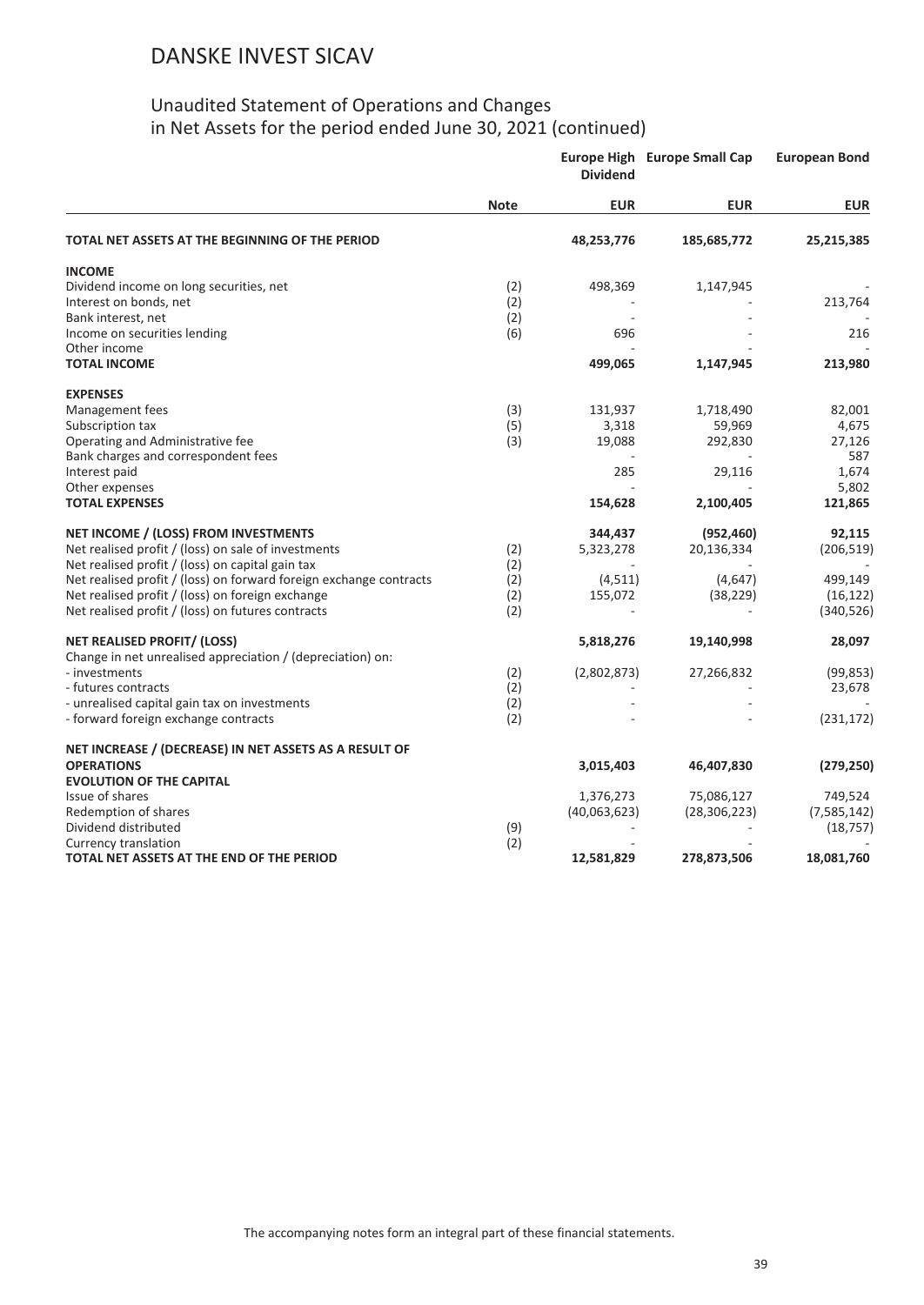# DANSKE INVEST SICAV

## Unaudited Statement of Operations and Changes in Net Assets for the period ended June 30, 2021 (continued)

| | Note | Europe High Dividend | Europe Small Cap | European Bond |
|---|---|---|---|---|
| | | **EUR** | **EUR** | **EUR** |
| **TOTAL NET ASSETS AT THE BEGINNING OF THE PERIOD** | | **48,253,776** | **185,685,772** | **25,215,385** |
| **INCOME** | | | | |
| Dividend income on long securities, net | (2) | 498,369 | 1,147,945 | - |
| Interest on bonds, net | (2) | - | - | 213,764 |
| Bank interest, net | (2) | - | - | - |
| Income on securities lending | (6) | 696 | - | 216 |
| Other income | | - | - | - |
| **TOTAL INCOME** | | **499,065** | **1,147,945** | **213,980** |
| **EXPENSES** | | | | |
| Management fees | (3) | 131,937 | 1,718,490 | 82,001 |
| Subscription tax | (5) | 3,318 | 59,969 | 4,675 |
| Operating and Administrative fee | (3) | 19,088 | 292,830 | 27,126 |
| Bank charges and correspondent fees | | - | - | 587 |
| Interest paid | | 285 | 29,116 | 1,674 |
| Other expenses | | - | - | 5,802 |
| **TOTAL EXPENSES** | | **154,628** | **2,100,405** | **121,865** |
| **NET INCOME / (LOSS) FROM INVESTMENTS** | | **344,437** | **(952,460)** | **92,115** |
| Net realised profit / (loss) on sale of investments | (2) | 5,323,278 | 20,136,334 | (206,519) |
| Net realised profit / (loss) on capital gain tax | (2) | - | - | - |
| Net realised profit / (loss) on forward foreign exchange contracts | (2) | (4,511) | (4,647) | 499,149 |
| Net realised profit / (loss) on foreign exchange | (2) | 155,072 | (38,229) | (16,122) |
| Net realised profit / (loss) on futures contracts | (2) | - | - | (340,526) |
| **NET REALISED PROFIT/ (LOSS)** | | **5,818,276** | **19,140,998** | **28,097** |
| Change in net unrealised appreciation / (depreciation) on: | | | | |
| - investments | (2) | (2,802,873) | 27,266,832 | (99,853) |
| - futures contracts | (2) | - | - | 23,678 |
| - unrealised capital gain tax on investments | (2) | - | - | - |
| - forward foreign exchange contracts | (2) | - | - | (231,172) |
| **NET INCREASE / (DECREASE) IN NET ASSETS AS A RESULT OF OPERATIONS** | | **3,015,403** | **46,407,830** | **(279,250)** |
| **EVOLUTION OF THE CAPITAL** | | | | |
| Issue of shares | | 1,376,273 | 75,086,127 | 749,524 |
| Redemption of shares | | (40,063,623) | (28,306,223) | (7,585,142) |
| Dividend distributed | (9) | - | - | (18,757) |
| Currency translation | (2) | - | - | - |
| **TOTAL NET ASSETS AT THE END OF THE PERIOD** | | **12,581,829** | **278,873,506** | **18,081,760** |

The accompanying notes form an integral part of these financial statements.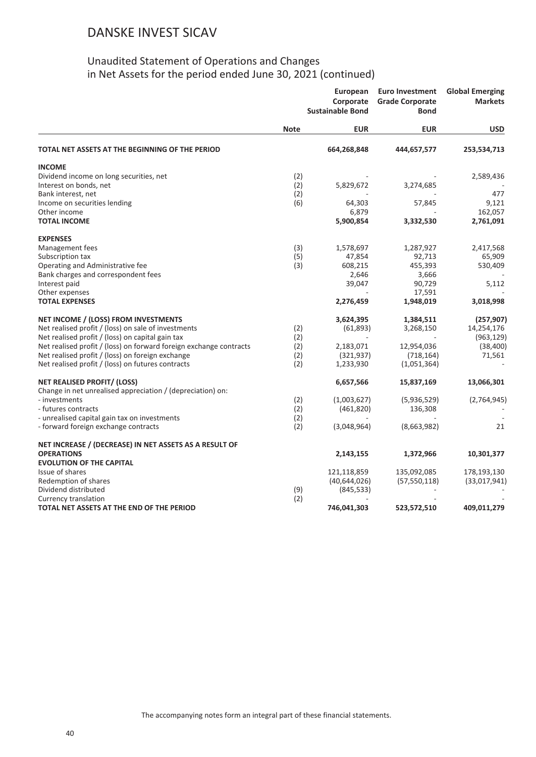# DANSKE INVEST SICAV

## Unaudited Statement of Operations and Changes in Net Assets for the period ended June 30, 2021 (continued)

| | Note | European Corporate Sustainable Bond | Euro Investment Grade Corporate Bond | Global Emerging Markets |
|---|---|---|---|---|
| | | **EUR** | **EUR** | **USD** |
| **TOTAL NET ASSETS AT THE BEGINNING OF THE PERIOD** | | **664,268,848** | **444,657,577** | **253,534,713** |
| **INCOME** | | | | |
| Dividend income on long securities, net | (2) | - | - | 2,589,436 |
| Interest on bonds, net | (2) | 5,829,672 | 3,274,685 | - |
| Bank interest, net | (2) | - | - | 477 |
| Income on securities lending | (6) | 64,303 | 57,845 | 9,121 |
| Other income | | 6,879 | - | 162,057 |
| **TOTAL INCOME** | | **5,900,854** | **3,332,530** | **2,761,091** |
| **EXPENSES** | | | | |
| Management fees | (3) | 1,578,697 | 1,287,927 | 2,417,568 |
| Subscription tax | (5) | 47,854 | 92,713 | 65,909 |
| Operating and Administrative fee | (3) | 608,215 | 455,393 | 530,409 |
| Bank charges and correspondent fees | | 2,646 | 3,666 | - |
| Interest paid | | 39,047 | 90,729 | 5,112 |
| Other expenses | | - | 17,591 | - |
| **TOTAL EXPENSES** | | **2,276,459** | **1,948,019** | **3,018,998** |
| **NET INCOME / (LOSS) FROM INVESTMENTS** | | **3,624,395** | **1,384,511** | **(257,907)** |
| Net realised profit / (loss) on sale of investments | (2) | (61,893) | 3,268,150 | 14,254,176 |
| Net realised profit / (loss) on capital gain tax | (2) | - | - | (963,129) |
| Net realised profit / (loss) on forward foreign exchange contracts | (2) | 2,183,071 | 12,954,036 | (38,400) |
| Net realised profit / (loss) on foreign exchange | (2) | (321,937) | (718,164) | 71,561 |
| Net realised profit / (loss) on futures contracts | (2) | 1,233,930 | (1,051,364) | - |
| **NET REALISED PROFIT/ (LOSS)** | | **6,657,566** | **15,837,169** | **13,066,301** |
| Change in net unrealised appreciation / (depreciation) on: | | | | |
| - investments | (2) | (1,003,627) | (5,936,529) | (2,764,945) |
| - futures contracts | (2) | (461,820) | 136,308 | - |
| - unrealised capital gain tax on investments | (2) | - | - | - |
| - forward foreign exchange contracts | (2) | (3,048,964) | (8,663,982) | 21 |
| **NET INCREASE / (DECREASE) IN NET ASSETS AS A RESULT OF OPERATIONS** | | **2,143,155** | **1,372,966** | **10,301,377** |
| **EVOLUTION OF THE CAPITAL** | | | | |
| Issue of shares | | 121,118,859 | 135,092,085 | 178,193,130 |
| Redemption of shares | | (40,644,026) | (57,550,118) | (33,017,941) |
| Dividend distributed | (9) | (845,533) | - | - |
| Currency translation | (2) | - | - | - |
| **TOTAL NET ASSETS AT THE END OF THE PERIOD** | | **746,041,303** | **523,572,510** | **409,011,279** |

The accompanying notes form an integral part of these financial statements.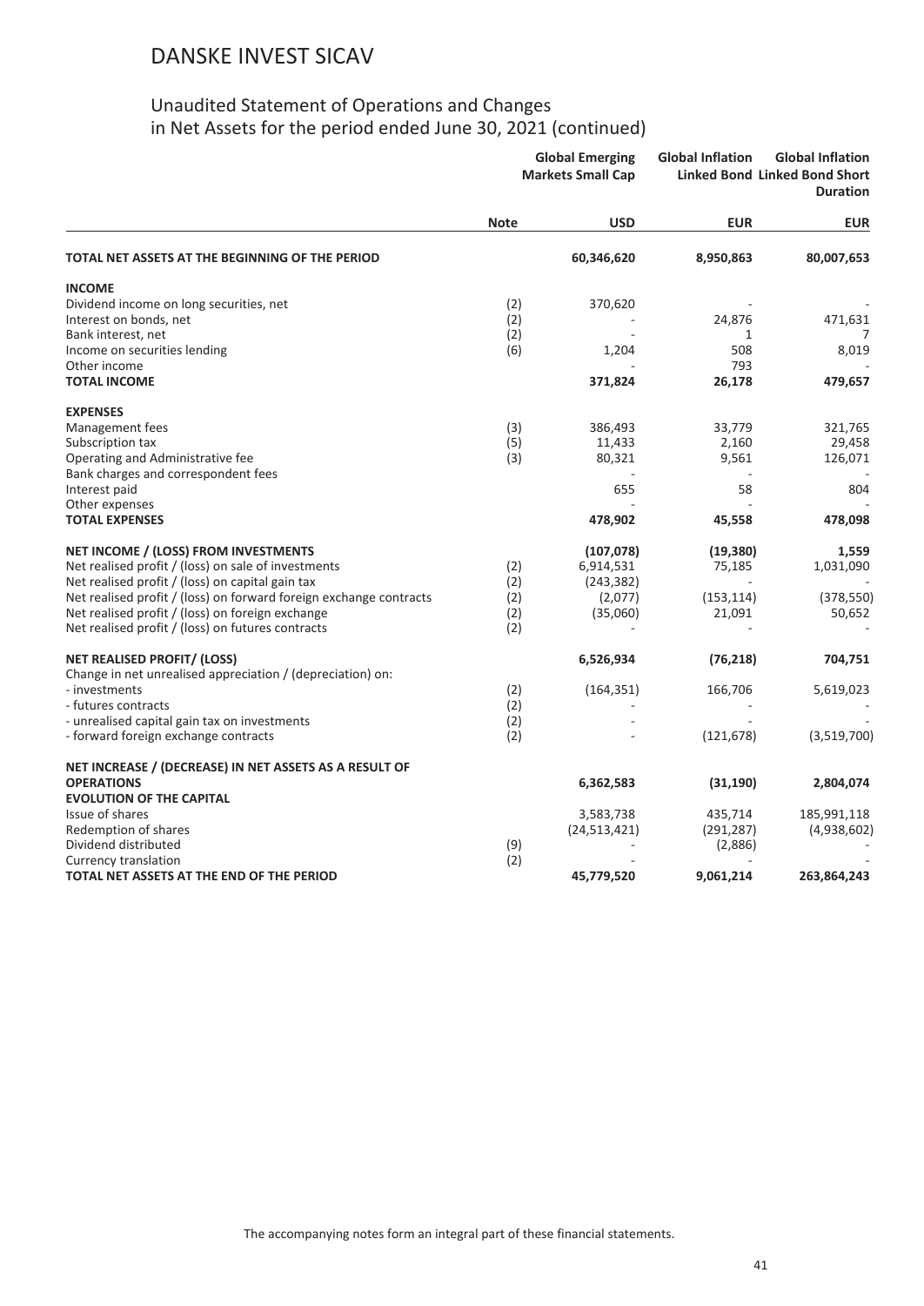# DANSKE INVEST SICAV

## Unaudited Statement of Operations and Changes in Net Assets for the period ended June 30, 2021 (continued)

| | Note | Global Emerging Markets Small Cap | Global Inflation Linked Bond | Global Inflation Linked Bond Short Duration |
|---|---|---|---|---|
| | | USD | EUR | EUR |
| **TOTAL NET ASSETS AT THE BEGINNING OF THE PERIOD** | | **60,346,620** | **8,950,863** | **80,007,653** |
| **INCOME** | | | | |
| Dividend income on long securities, net | (2) | 370,620 | - | - |
| Interest on bonds, net | (2) | - | 24,876 | 471,631 |
| Bank interest, net | (2) | - | 1 | 7 |
| Income on securities lending | (6) | 1,204 | 508 | 8,019 |
| Other income | | - | 793 | - |
| **TOTAL INCOME** | | **371,824** | **26,178** | **479,657** |
| **EXPENSES** | | | | |
| Management fees | (3) | 386,493 | 33,779 | 321,765 |
| Subscription tax | (5) | 11,433 | 2,160 | 29,458 |
| Operating and Administrative fee | (3) | 80,321 | 9,561 | 126,071 |
| Bank charges and correspondent fees | | - | - | - |
| Interest paid | | 655 | 58 | 804 |
| Other expenses | | - | - | - |
| **TOTAL EXPENSES** | | **478,902** | **45,558** | **478,098** |
| **NET INCOME / (LOSS) FROM INVESTMENTS** | | **(107,078)** | **(19,380)** | **1,559** |
| Net realised profit / (loss) on sale of investments | (2) | 6,914,531 | 75,185 | 1,031,090 |
| Net realised profit / (loss) on capital gain tax | (2) | (243,382) | - | - |
| Net realised profit / (loss) on forward foreign exchange contracts | (2) | (2,077) | (153,114) | (378,550) |
| Net realised profit / (loss) on foreign exchange | (2) | (35,060) | 21,091 | 50,652 |
| Net realised profit / (loss) on futures contracts | (2) | - | - | - |
| **NET REALISED PROFIT/ (LOSS)** | | **6,526,934** | **(76,218)** | **704,751** |
| Change in net unrealised appreciation / (depreciation) on: | | | | |
| - investments | (2) | (164,351) | 166,706 | 5,619,023 |
| - futures contracts | (2) | - | - | - |
| - unrealised capital gain tax on investments | (2) | - | - | - |
| - forward foreign exchange contracts | (2) | - | (121,678) | (3,519,700) |
| **NET INCREASE / (DECREASE) IN NET ASSETS AS A RESULT OF OPERATIONS** | | **6,362,583** | **(31,190)** | **2,804,074** |
| **EVOLUTION OF THE CAPITAL** | | | | |
| Issue of shares | | 3,583,738 | 435,714 | 185,991,118 |
| Redemption of shares | | (24,513,421) | (291,287) | (4,938,602) |
| Dividend distributed | (9) | - | (2,886) | - |
| Currency translation | (2) | - | - | - |
| **TOTAL NET ASSETS AT THE END OF THE PERIOD** | | **45,779,520** | **9,061,214** | **263,864,243** |

The accompanying notes form an integral part of these financial statements.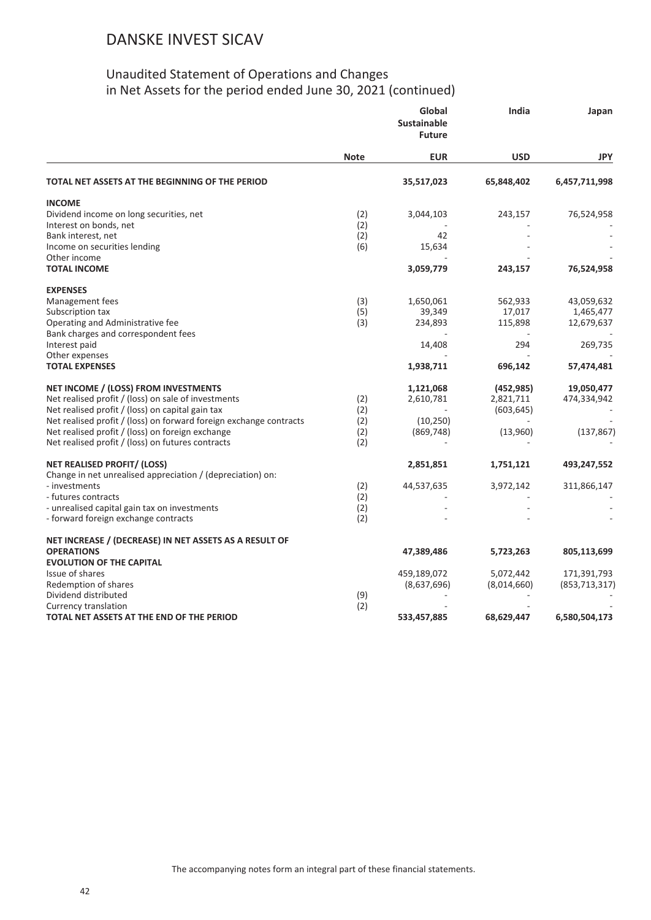# DANSKE INVEST SICAV

## Unaudited Statement of Operations and Changes in Net Assets for the period ended June 30, 2021 (continued)

| | Note | Global Sustainable Future | India | Japan |
|---|---|---|---|---|
| | | **EUR** | **USD** | **JPY** |
| **TOTAL NET ASSETS AT THE BEGINNING OF THE PERIOD** | | **35,517,023** | **65,848,402** | **6,457,711,998** |
| **INCOME** | | | | |
| Dividend income on long securities, net | (2) | 3,044,103 | 243,157 | 76,524,958 |
| Interest on bonds, net | (2) | - | - | - |
| Bank interest, net | (2) | 42 | - | - |
| Income on securities lending | (6) | 15,634 | - | - |
| Other income | | - | - | - |
| **TOTAL INCOME** | | **3,059,779** | **243,157** | **76,524,958** |
| **EXPENSES** | | | | |
| Management fees | (3) | 1,650,061 | 562,933 | 43,059,632 |
| Subscription tax | (5) | 39,349 | 17,017 | 1,465,477 |
| Operating and Administrative fee | (3) | 234,893 | 115,898 | 12,679,637 |
| Bank charges and correspondent fees | | - | - | - |
| Interest paid | | 14,408 | 294 | 269,735 |
| Other expenses | | - | - | - |
| **TOTAL EXPENSES** | | **1,938,711** | **696,142** | **57,474,481** |
| **NET INCOME / (LOSS) FROM INVESTMENTS** | | **1,121,068** | **(452,985)** | **19,050,477** |
| Net realised profit / (loss) on sale of investments | (2) | 2,610,781 | 2,821,711 | 474,334,942 |
| Net realised profit / (loss) on capital gain tax | (2) | - | (603,645) | - |
| Net realised profit / (loss) on forward foreign exchange contracts | (2) | (10,250) | - | - |
| Net realised profit / (loss) on foreign exchange | (2) | (869,748) | (13,960) | (137,867) |
| Net realised profit / (loss) on futures contracts | (2) | - | - | - |
| **NET REALISED PROFIT/ (LOSS)** | | **2,851,851** | **1,751,121** | **493,247,552** |
| Change in net unrealised appreciation / (depreciation) on: | | | | |
| - investments | (2) | 44,537,635 | 3,972,142 | 311,866,147 |
| - futures contracts | (2) | - | - | - |
| - unrealised capital gain tax on investments | (2) | - | - | - |
| - forward foreign exchange contracts | (2) | - | - | - |
| **NET INCREASE / (DECREASE) IN NET ASSETS AS A RESULT OF OPERATIONS** | | **47,389,486** | **5,723,263** | **805,113,699** |
| **EVOLUTION OF THE CAPITAL** | | | | |
| Issue of shares | | 459,189,072 | 5,072,442 | 171,391,793 |
| Redemption of shares | | (8,637,696) | (8,014,660) | (853,713,317) |
| Dividend distributed | (9) | - | - | - |
| Currency translation | (2) | - | - | - |
| **TOTAL NET ASSETS AT THE END OF THE PERIOD** | | **533,457,885** | **68,629,447** | **6,580,504,173** |

The accompanying notes form an integral part of these financial statements.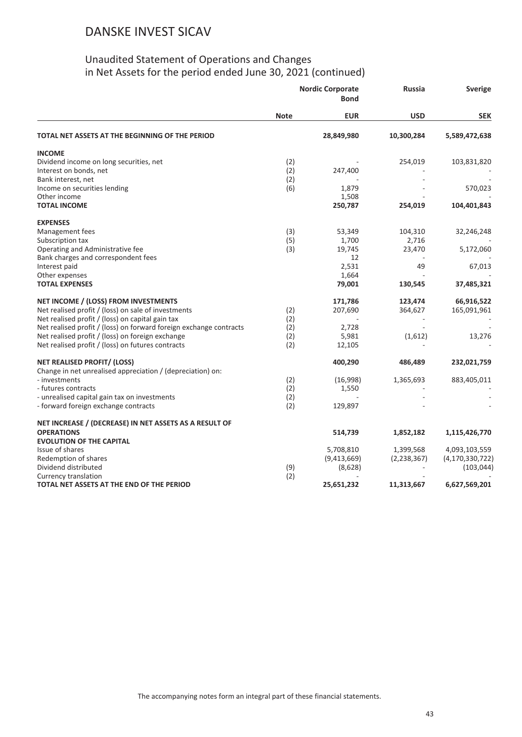# DANSKE INVEST SICAV

## Unaudited Statement of Operations and Changes in Net Assets for the period ended June 30, 2021 (continued)

| | Note | Nordic Corporate Bond | Russia | Sverige |
|---|---|---|---|---|
| | | **EUR** | **USD** | **SEK** |
| **TOTAL NET ASSETS AT THE BEGINNING OF THE PERIOD** | | **28,849,980** | **10,300,284** | **5,589,472,638** |
| **INCOME** | | | | |
| Dividend income on long securities, net | (2) | - | 254,019 | 103,831,820 |
| Interest on bonds, net | (2) | 247,400 | - | - |
| Bank interest, net | (2) | - | - | - |
| Income on securities lending | (6) | 1,879 | - | 570,023 |
| Other income | | 1,508 | - | - |
| **TOTAL INCOME** | | **250,787** | **254,019** | **104,401,843** |
| **EXPENSES** | | | | |
| Management fees | (3) | 53,349 | 104,310 | 32,246,248 |
| Subscription tax | (5) | 1,700 | 2,716 | - |
| Operating and Administrative fee | (3) | 19,745 | 23,470 | 5,172,060 |
| Bank charges and correspondent fees | | 12 | - | - |
| Interest paid | | 2,531 | 49 | 67,013 |
| Other expenses | | 1,664 | - | - |
| **TOTAL EXPENSES** | | **79,001** | **130,545** | **37,485,321** |
| **NET INCOME / (LOSS) FROM INVESTMENTS** | | **171,786** | **123,474** | **66,916,522** |
| Net realised profit / (loss) on sale of investments | (2) | 207,690 | 364,627 | 165,091,961 |
| Net realised profit / (loss) on capital gain tax | (2) | - | - | - |
| Net realised profit / (loss) on forward foreign exchange contracts | (2) | 2,728 | - | - |
| Net realised profit / (loss) on foreign exchange | (2) | 5,981 | (1,612) | 13,276 |
| Net realised profit / (loss) on futures contracts | (2) | 12,105 | - | - |
| **NET REALISED PROFIT/ (LOSS)** | | **400,290** | **486,489** | **232,021,759** |
| Change in net unrealised appreciation / (depreciation) on: | | | | |
| - investments | (2) | (16,998) | 1,365,693 | 883,405,011 |
| - futures contracts | (2) | 1,550 | - | - |
| - unrealised capital gain tax on investments | (2) | - | - | - |
| - forward foreign exchange contracts | (2) | 129,897 | - | - |
| **NET INCREASE / (DECREASE) IN NET ASSETS AS A RESULT OF OPERATIONS** | | **514,739** | **1,852,182** | **1,115,426,770** |
| **EVOLUTION OF THE CAPITAL** | | | | |
| Issue of shares | | 5,708,810 | 1,399,568 | 4,093,103,559 |
| Redemption of shares | | (9,413,669) | (2,238,367) | (4,170,330,722) |
| Dividend distributed | (9) | (8,628) | - | (103,044) |
| Currency translation | (2) | - | - | - |
| **TOTAL NET ASSETS AT THE END OF THE PERIOD** | | **25,651,232** | **11,313,667** | **6,627,569,201** |

The accompanying notes form an integral part of these financial statements.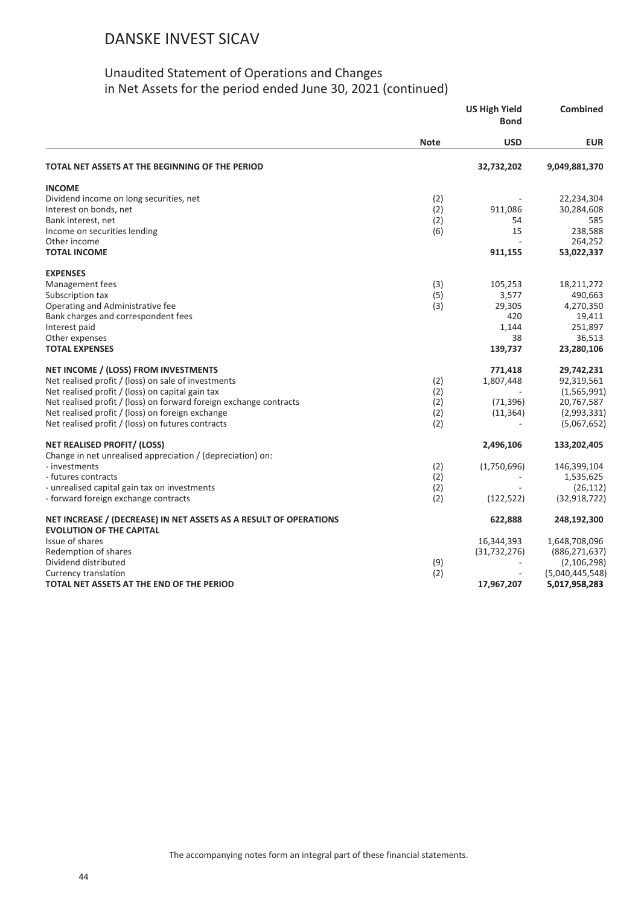# DANSKE INVEST SICAV

## Unaudited Statement of Operations and Changes in Net Assets for the period ended June 30, 2021 (continued)

| | Note | US High Yield Bond | Combined |
|---|---|---|---|
| | | **USD** | **EUR** |
| **TOTAL NET ASSETS AT THE BEGINNING OF THE PERIOD** | | **32,732,202** | **9,049,881,370** |
| **INCOME** | | | |
| Dividend income on long securities, net | (2) | - | 22,234,304 |
| Interest on bonds, net | (2) | 911,086 | 30,284,608 |
| Bank interest, net | (2) | 54 | 585 |
| Income on securities lending | (6) | 15 | 238,588 |
| Other income | | - | 264,252 |
| **TOTAL INCOME** | | **911,155** | **53,022,337** |
| **EXPENSES** | | | |
| Management fees | (3) | 105,253 | 18,211,272 |
| Subscription tax | (5) | 3,577 | 490,663 |
| Operating and Administrative fee | (3) | 29,305 | 4,270,350 |
| Bank charges and correspondent fees | | 420 | 19,411 |
| Interest paid | | 1,144 | 251,897 |
| Other expenses | | 38 | 36,513 |
| **TOTAL EXPENSES** | | **139,737** | **23,280,106** |
| **NET INCOME / (LOSS) FROM INVESTMENTS** | | **771,418** | **29,742,231** |
| Net realised profit / (loss) on sale of investments | (2) | 1,807,448 | 92,319,561 |
| Net realised profit / (loss) on capital gain tax | (2) | - | (1,565,991) |
| Net realised profit / (loss) on forward foreign exchange contracts | (2) | (71,396) | 20,767,587 |
| Net realised profit / (loss) on foreign exchange | (2) | (11,364) | (2,993,331) |
| Net realised profit / (loss) on futures contracts | (2) | - | (5,067,652) |
| **NET REALISED PROFIT/ (LOSS)** | | **2,496,106** | **133,202,405** |
| Change in net unrealised appreciation / (depreciation) on: | | | |
| - investments | (2) | (1,750,696) | 146,399,104 |
| - futures contracts | (2) | - | 1,535,625 |
| - unrealised capital gain tax on investments | (2) | - | (26,112) |
| - forward foreign exchange contracts | (2) | (122,522) | (32,918,722) |
| **NET INCREASE / (DECREASE) IN NET ASSETS AS A RESULT OF OPERATIONS** | | **622,888** | **248,192,300** |
| **EVOLUTION OF THE CAPITAL** | | | |
| Issue of shares | | 16,344,393 | 1,648,708,096 |
| Redemption of shares | | (31,732,276) | (886,271,637) |
| Dividend distributed | (9) | - | (2,106,298) |
| Currency translation | (2) | - | (5,040,445,548) |
| **TOTAL NET ASSETS AT THE END OF THE PERIOD** | | **17,967,207** | **5,017,958,283** |

The accompanying notes form an integral part of these financial statements.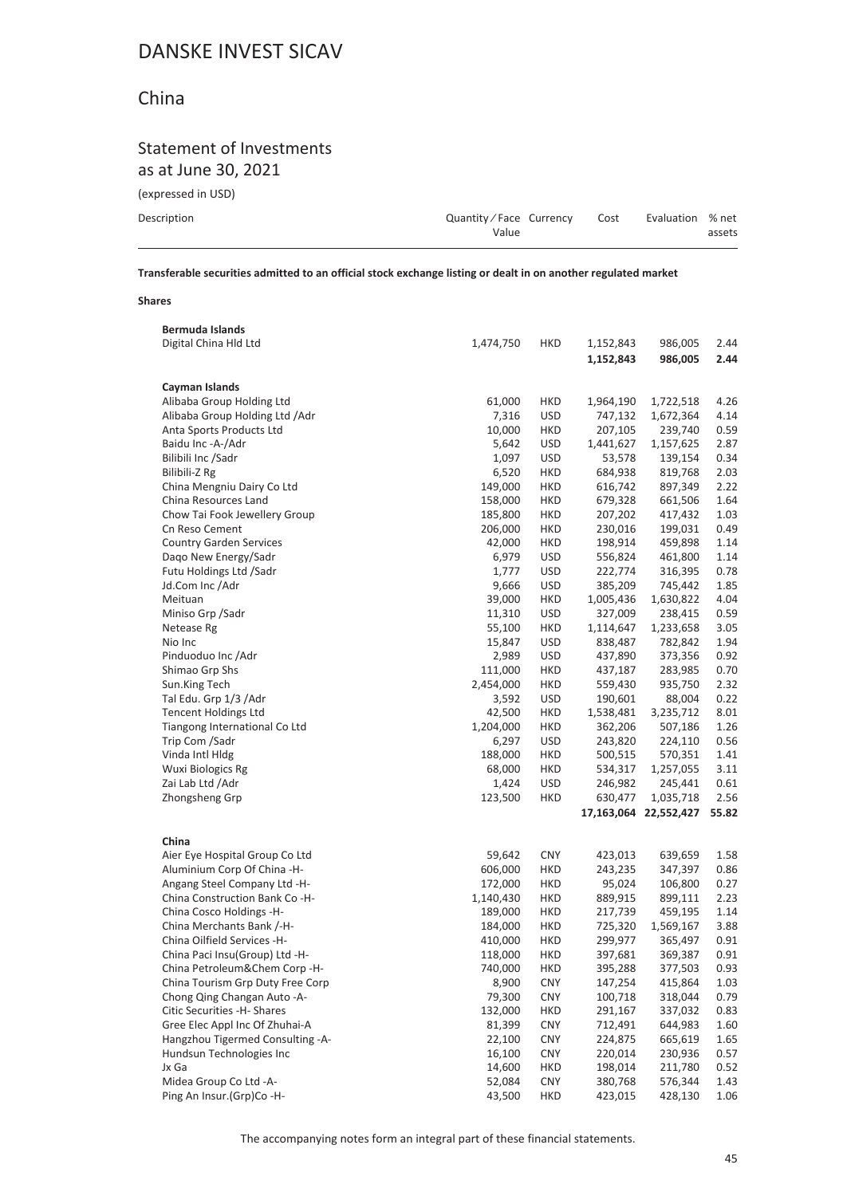# DANSKE INVEST SICAV

## China

### Statement of Investments
as at June 30, 2021

(expressed in USD)

| Description | Quantity / Face Value | Currency | Cost | Evaluation | % net assets |
|---|---|---|---|---|---|
| **Transferable securities admitted to an official stock exchange listing or dealt in on another regulated market** | | | | | |
| **Shares** | | | | | |
| **Bermuda Islands** | | | | | |
| Digital China Hld Ltd | 1,474,750 | HKD | 1,152,843 | 986,005 | 2.44 |
| | | | **1,152,843** | **986,005** | **2.44** |
| **Cayman Islands** | | | | | |
| Alibaba Group Holding Ltd | 61,000 | HKD | 1,964,190 | 1,722,518 | 4.26 |
| Alibaba Group Holding Ltd /Adr | 7,316 | USD | 747,132 | 1,672,364 | 4.14 |
| Anta Sports Products Ltd | 10,000 | HKD | 207,105 | 239,740 | 0.59 |
| Baidu Inc -A-/Adr | 5,642 | USD | 1,441,627 | 1,157,625 | 2.87 |
| Bilibili Inc /Sadr | 1,097 | USD | 53,578 | 139,154 | 0.34 |
| Bilibili-Z Rg | 6,520 | HKD | 684,938 | 819,768 | 2.03 |
| China Mengniu Dairy Co Ltd | 149,000 | HKD | 616,742 | 897,349 | 2.22 |
| China Resources Land | 158,000 | HKD | 679,328 | 661,506 | 1.64 |
| Chow Tai Fook Jewellery Group | 185,800 | HKD | 207,202 | 417,432 | 1.03 |
| Cn Reso Cement | 206,000 | HKD | 230,016 | 199,031 | 0.49 |
| Country Garden Services | 42,000 | HKD | 198,914 | 459,898 | 1.14 |
| Daqo New Energy/Sadr | 6,979 | USD | 556,824 | 461,800 | 1.14 |
| Futu Holdings Ltd /Sadr | 1,777 | USD | 222,774 | 316,395 | 0.78 |
| Jd.Com Inc /Adr | 9,666 | USD | 385,209 | 745,442 | 1.85 |
| Meituan | 39,000 | HKD | 1,005,436 | 1,630,822 | 4.04 |
| Miniso Grp /Sadr | 11,310 | USD | 327,009 | 238,415 | 0.59 |
| Netease Rg | 55,100 | HKD | 1,114,647 | 1,233,658 | 3.05 |
| Nio Inc | 15,847 | USD | 838,487 | 782,842 | 1.94 |
| Pinduoduo Inc /Adr | 2,989 | USD | 437,890 | 373,356 | 0.92 |
| Shimao Grp Shs | 111,000 | HKD | 437,187 | 283,985 | 0.70 |
| Sun.King Tech | 2,454,000 | HKD | 559,430 | 935,750 | 2.32 |
| Tal Edu. Grp 1/3 /Adr | 3,592 | USD | 190,601 | 88,004 | 0.22 |
| Tencent Holdings Ltd | 42,500 | HKD | 1,538,481 | 3,235,712 | 8.01 |
| Tiangong International Co Ltd | 1,204,000 | HKD | 362,206 | 507,186 | 1.26 |
| Trip Com /Sadr | 6,297 | USD | 243,820 | 224,110 | 0.56 |
| Vinda Intl Hldg | 188,000 | HKD | 500,515 | 570,351 | 1.41 |
| Wuxi Biologics Rg | 68,000 | HKD | 534,317 | 1,257,055 | 3.11 |
| Zai Lab Ltd /Adr | 1,424 | USD | 246,982 | 245,441 | 0.61 |
| Zhongsheng Grp | 123,500 | HKD | 630,477 | 1,035,718 | 2.56 |
| | | | **17,163,064** | **22,552,427** | **55.82** |
| **China** | | | | | |
| Aier Eye Hospital Group Co Ltd | 59,642 | CNY | 423,013 | 639,659 | 1.58 |
| Aluminium Corp Of China -H- | 606,000 | HKD | 243,235 | 347,397 | 0.86 |
| Angang Steel Company Ltd -H- | 172,000 | HKD | 95,024 | 106,800 | 0.27 |
| China Construction Bank Co -H- | 1,140,430 | HKD | 889,915 | 899,111 | 2.23 |
| China Cosco Holdings -H- | 189,000 | HKD | 217,739 | 459,195 | 1.14 |
| China Merchants Bank /-H- | 184,000 | HKD | 725,320 | 1,569,167 | 3.88 |
| China Oilfield Services -H- | 410,000 | HKD | 299,977 | 365,497 | 0.91 |
| China Paci Insu(Group) Ltd -H- | 118,000 | HKD | 397,681 | 369,387 | 0.91 |
| China Petroleum&Chem Corp -H- | 740,000 | HKD | 395,288 | 377,503 | 0.93 |
| China Tourism Grp Duty Free Corp | 8,900 | CNY | 147,254 | 415,864 | 1.03 |
| Chong Qing Changan Auto -A- | 79,300 | CNY | 100,718 | 318,044 | 0.79 |
| Citic Securities -H- Shares | 132,000 | HKD | 291,167 | 337,032 | 0.83 |
| Gree Elec Appl Inc Of Zhuhai-A | 81,399 | CNY | 712,491 | 644,983 | 1.60 |
| Hangzhou Tigermed Consulting -A- | 22,100 | CNY | 224,875 | 665,619 | 1.65 |
| Hundsun Technologies Inc | 16,100 | CNY | 220,014 | 230,936 | 0.57 |
| Jx Ga | 14,600 | HKD | 198,014 | 211,780 | 0.52 |
| Midea Group Co Ltd -A- | 52,084 | CNY | 380,768 | 576,344 | 1.43 |
| Ping An Insur.(Grp)Co -H- | 43,500 | HKD | 423,015 | 428,130 | 1.06 |

The accompanying notes form an integral part of these financial statements.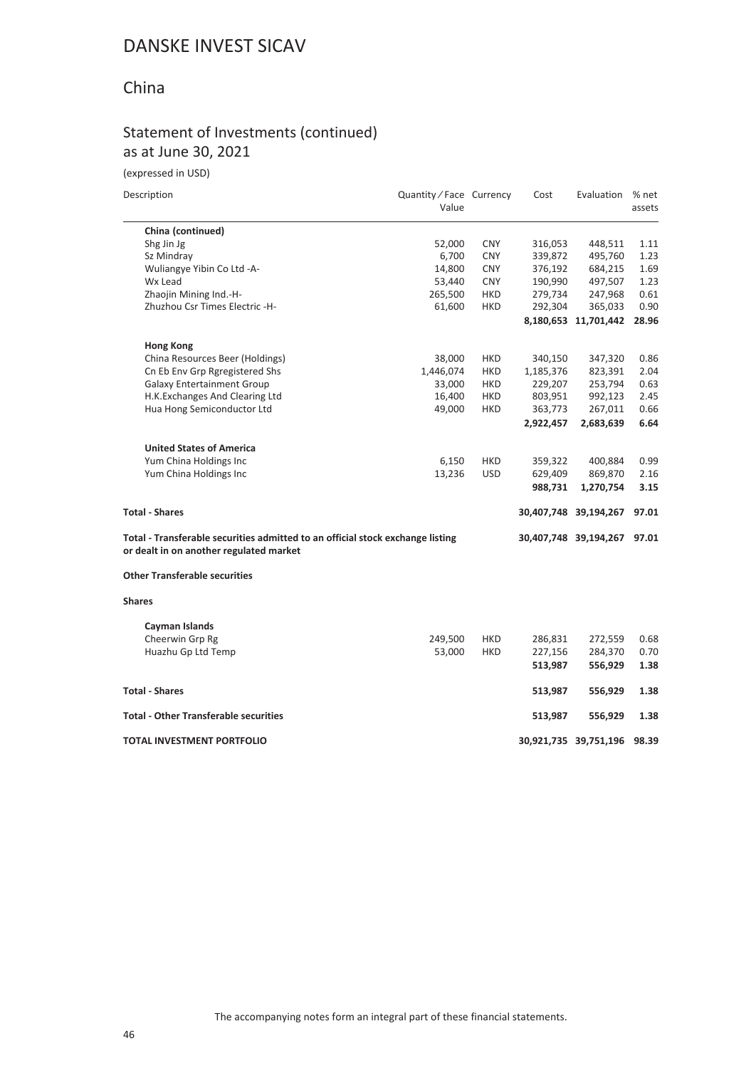# DANSKE INVEST SICAV

## China

### Statement of Investments (continued)
as at June 30, 2021

(expressed in USD)

| Description | Quantity / Face Value | Currency | Cost | Evaluation | % net assets |
|---|---|---|---|---|---|
| **China (continued)** | | | | | |
| Shg Jin Jg | 52,000 | CNY | 316,053 | 448,511 | 1.11 |
| Sz Mindray | 6,700 | CNY | 339,872 | 495,760 | 1.23 |
| Wuliangye Yibin Co Ltd -A- | 14,800 | CNY | 376,192 | 684,215 | 1.69 |
| Wx Lead | 53,440 | CNY | 190,990 | 497,507 | 1.23 |
| Zhaojin Mining Ind.-H- | 265,500 | HKD | 279,734 | 247,968 | 0.61 |
| Zhuzhou Csr Times Electric -H- | 61,600 | HKD | 292,304 | 365,033 | 0.90 |
| | | | **8,180,653** | **11,701,442** | **28.96** |
| **Hong Kong** | | | | | |
| China Resources Beer (Holdings) | 38,000 | HKD | 340,150 | 347,320 | 0.86 |
| Cn Eb Env Grp Rgregistered Shs | 1,446,074 | HKD | 1,185,376 | 823,391 | 2.04 |
| Galaxy Entertainment Group | 33,000 | HKD | 229,207 | 253,794 | 0.63 |
| H.K.Exchanges And Clearing Ltd | 16,400 | HKD | 803,951 | 992,123 | 2.45 |
| Hua Hong Semiconductor Ltd | 49,000 | HKD | 363,773 | 267,011 | 0.66 |
| | | | **2,922,457** | **2,683,639** | **6.64** |
| **United States of America** | | | | | |
| Yum China Holdings Inc | 6,150 | HKD | 359,322 | 400,884 | 0.99 |
| Yum China Holdings Inc | 13,236 | USD | 629,409 | 869,870 | 2.16 |
| | | | **988,731** | **1,270,754** | **3.15** |
| **Total - Shares** | | | **30,407,748** | **39,194,267** | **97.01** |
| **Total - Transferable securities admitted to an official stock exchange listing or dealt in on another regulated market** | | | **30,407,748** | **39,194,267** | **97.01** |
| **Other Transferable securities** | | | | | |
| **Shares** | | | | | |
| **Cayman Islands** | | | | | |
| Cheerwin Grp Rg | 249,500 | HKD | 286,831 | 272,559 | 0.68 |
| Huazhu Gp Ltd Temp | 53,000 | HKD | 227,156 | 284,370 | 0.70 |
| | | | **513,987** | **556,929** | **1.38** |
| **Total - Shares** | | | **513,987** | **556,929** | **1.38** |
| **Total - Other Transferable securities** | | | **513,987** | **556,929** | **1.38** |
| **TOTAL INVESTMENT PORTFOLIO** | | | **30,921,735** | **39,751,196** | **98.39** |

The accompanying notes form an integral part of these financial statements.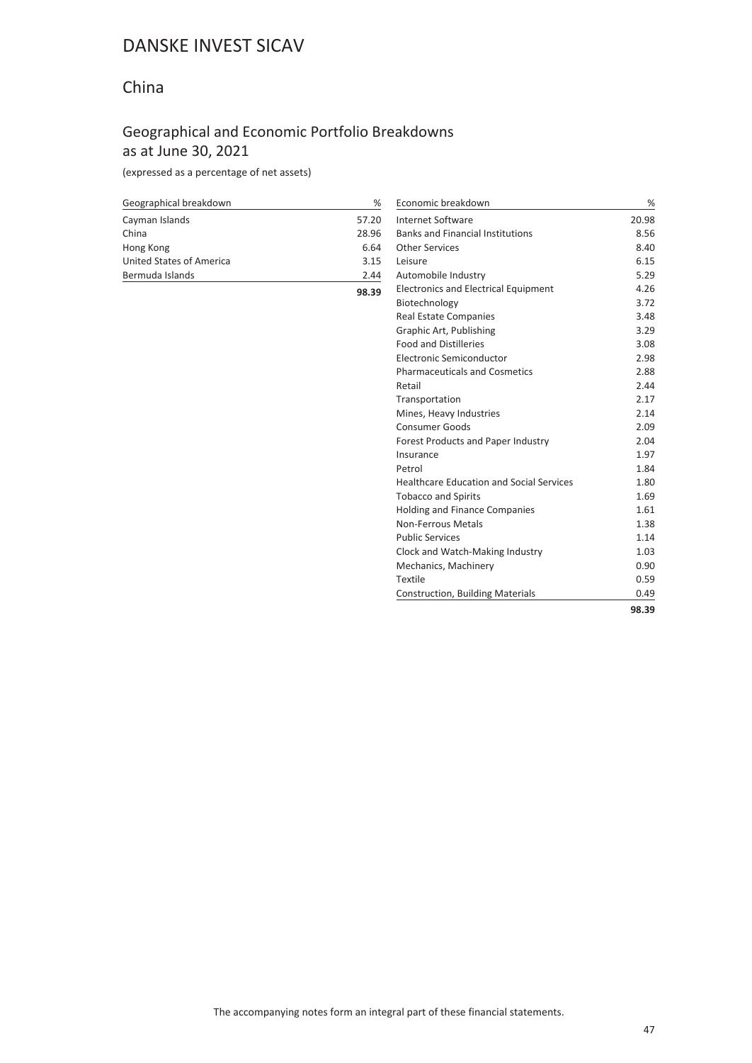# DANSKE INVEST SICAV

## China

### Geographical and Economic Portfolio Breakdowns as at June 30, 2021

(expressed as a percentage of net assets)

| Geographical breakdown | % |
|---|---|
| Cayman Islands | 57.20 |
| China | 28.96 |
| Hong Kong | 6.64 |
| United States of America | 3.15 |
| Bermuda Islands | 2.44 |
| | **98.39** |

| Economic breakdown | % |
|---|---|
| Internet Software | 20.98 |
| Banks and Financial Institutions | 8.56 |
| Other Services | 8.40 |
| Leisure | 6.15 |
| Automobile Industry | 5.29 |
| Electronics and Electrical Equipment | 4.26 |
| Biotechnology | 3.72 |
| Real Estate Companies | 3.48 |
| Graphic Art, Publishing | 3.29 |
| Food and Distilleries | 3.08 |
| Electronic Semiconductor | 2.98 |
| Pharmaceuticals and Cosmetics | 2.88 |
| Retail | 2.44 |
| Transportation | 2.17 |
| Mines, Heavy Industries | 2.14 |
| Consumer Goods | 2.09 |
| Forest Products and Paper Industry | 2.04 |
| Insurance | 1.97 |
| Petrol | 1.84 |
| Healthcare Education and Social Services | 1.80 |
| Tobacco and Spirits | 1.69 |
| Holding and Finance Companies | 1.61 |
| Non-Ferrous Metals | 1.38 |
| Public Services | 1.14 |
| Clock and Watch-Making Industry | 1.03 |
| Mechanics, Machinery | 0.90 |
| Textile | 0.59 |
| Construction, Building Materials | 0.49 |
| | **98.39** |

The accompanying notes form an integral part of these financial statements.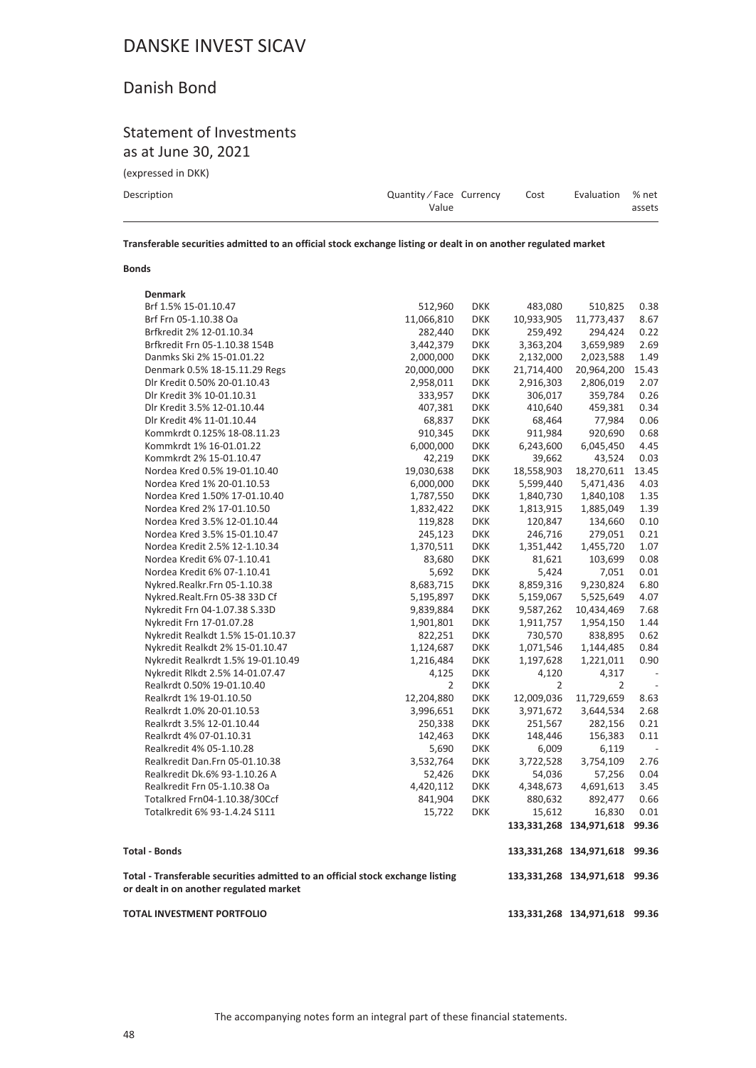# DANSKE INVEST SICAV

## Danish Bond

### Statement of Investments
as at June 30, 2021

(expressed in DKK)

| Description | Quantity / Face Value | Currency | Cost | Evaluation | % net assets |
|---|---|---|---|---|---|
| **Transferable securities admitted to an official stock exchange listing or dealt in on another regulated market** | | | | | |
| **Bonds** | | | | | |
| **Denmark** | | | | | |
| Brf 1.5% 15-01.10.47 | 512,960 | DKK | 483,080 | 510,825 | 0.38 |
| Brf Frn 05-1.10.38 Oa | 11,066,810 | DKK | 10,933,905 | 11,773,437 | 8.67 |
| Brfkredit 2% 12-01.10.34 | 282,440 | DKK | 259,492 | 294,424 | 0.22 |
| Brfkredit Frn 05-1.10.38 154B | 3,442,379 | DKK | 3,363,204 | 3,659,989 | 2.69 |
| Danmks Ski 2% 15-01.01.22 | 2,000,000 | DKK | 2,132,000 | 2,023,588 | 1.49 |
| Denmark 0.5% 18-15.11.29 Regs | 20,000,000 | DKK | 21,714,400 | 20,964,200 | 15.43 |
| Dlr Kredit 0.50% 20-01.10.43 | 2,958,011 | DKK | 2,916,303 | 2,806,019 | 2.07 |
| Dlr Kredit 3% 10-01.10.31 | 333,957 | DKK | 306,017 | 359,784 | 0.26 |
| Dlr Kredit 3.5% 12-01.10.44 | 407,381 | DKK | 410,640 | 459,381 | 0.34 |
| Dlr Kredit 4% 11-01.10.44 | 68,837 | DKK | 68,464 | 77,984 | 0.06 |
| Kommkrdt 0.125% 18-08.11.23 | 910,345 | DKK | 911,984 | 920,690 | 0.68 |
| Kommkrdt 1% 16-01.01.22 | 6,000,000 | DKK | 6,243,600 | 6,045,450 | 4.45 |
| Kommkrdt 2% 15-01.10.47 | 42,219 | DKK | 39,662 | 43,524 | 0.03 |
| Nordea Kred 0.5% 19-01.10.40 | 19,030,638 | DKK | 18,558,903 | 18,270,611 | 13.45 |
| Nordea Kred 1% 20-01.10.53 | 6,000,000 | DKK | 5,599,440 | 5,471,436 | 4.03 |
| Nordea Kred 1.50% 17-01.10.40 | 1,787,550 | DKK | 1,840,730 | 1,840,108 | 1.35 |
| Nordea Kred 2% 17-01.10.50 | 1,832,422 | DKK | 1,813,915 | 1,885,049 | 1.39 |
| Nordea Kred 3.5% 12-01.10.44 | 119,828 | DKK | 120,847 | 134,660 | 0.10 |
| Nordea Kred 3.5% 15-01.10.47 | 245,123 | DKK | 246,716 | 279,051 | 0.21 |
| Nordea Kredit 2.5% 12-1.10.34 | 1,370,511 | DKK | 1,351,442 | 1,455,720 | 1.07 |
| Nordea Kredit 6% 07-1.10.41 | 83,680 | DKK | 81,621 | 103,699 | 0.08 |
| Nordea Kredit 6% 07-1.10.41 | 5,692 | DKK | 5,424 | 7,051 | 0.01 |
| Nykred.Realkr.Frn 05-1.10.38 | 8,683,715 | DKK | 8,859,316 | 9,230,824 | 6.80 |
| Nykred.Realt.Frn 05-38 33D Cf | 5,195,897 | DKK | 5,159,067 | 5,525,649 | 4.07 |
| Nykredit Frn 04-1.07.38 S.33D | 9,839,884 | DKK | 9,587,262 | 10,434,469 | 7.68 |
| Nykredit Frn 17-01.07.28 | 1,901,801 | DKK | 1,911,757 | 1,954,150 | 1.44 |
| Nykredit Realkdt 1.5% 15-01.10.37 | 822,251 | DKK | 730,570 | 838,895 | 0.62 |
| Nykredit Realkdt 2% 15-01.10.47 | 1,124,687 | DKK | 1,071,546 | 1,144,485 | 0.84 |
| Nykredit Realkrdt 1.5% 19-01.10.49 | 1,216,484 | DKK | 1,197,628 | 1,221,011 | 0.90 |
| Nykredit Rlkdt 2.5% 14-01.07.47 | 4,125 | DKK | 4,120 | 4,317 | - |
| Realkrdt 0.50% 19-01.10.40 | 2 | DKK | 2 | 2 | - |
| Realkrdt 1% 19-01.10.50 | 12,204,880 | DKK | 12,009,036 | 11,729,659 | 8.63 |
| Realkrdt 1.0% 20-01.10.53 | 3,996,651 | DKK | 3,971,672 | 3,644,534 | 2.68 |
| Realkrdt 3.5% 12-01.10.44 | 250,338 | DKK | 251,567 | 282,156 | 0.21 |
| Realkrdt 4% 07-01.10.31 | 142,463 | DKK | 148,446 | 156,383 | 0.11 |
| Realkredit 4% 05-1.10.28 | 5,690 | DKK | 6,009 | 6,119 | - |
| Realkredit Dan.Frn 05-01.10.38 | 3,532,764 | DKK | 3,722,528 | 3,754,109 | 2.76 |
| Realkredit Dk.6% 93-1.10.26 A | 52,426 | DKK | 54,036 | 57,256 | 0.04 |
| Realkredit Frn 05-1.10.38 Oa | 4,420,112 | DKK | 4,348,673 | 4,691,613 | 3.45 |
| Totalkred Frn04-1.10.38/30Ccf | 841,904 | DKK | 880,632 | 892,477 | 0.66 |
| Totalkredit 6% 93-1.4.24 S111 | 15,722 | DKK | 15,612 | 16,830 | 0.01 |
| | | | **133,331,268** | **134,971,618** | **99.36** |
| **Total - Bonds** | | | **133,331,268** | **134,971,618** | **99.36** |
| **Total - Transferable securities admitted to an official stock exchange listing or dealt in on another regulated market** | | | **133,331,268** | **134,971,618** | **99.36** |
| **TOTAL INVESTMENT PORTFOLIO** | | | **133,331,268** | **134,971,618** | **99.36** |

The accompanying notes form an integral part of these financial statements.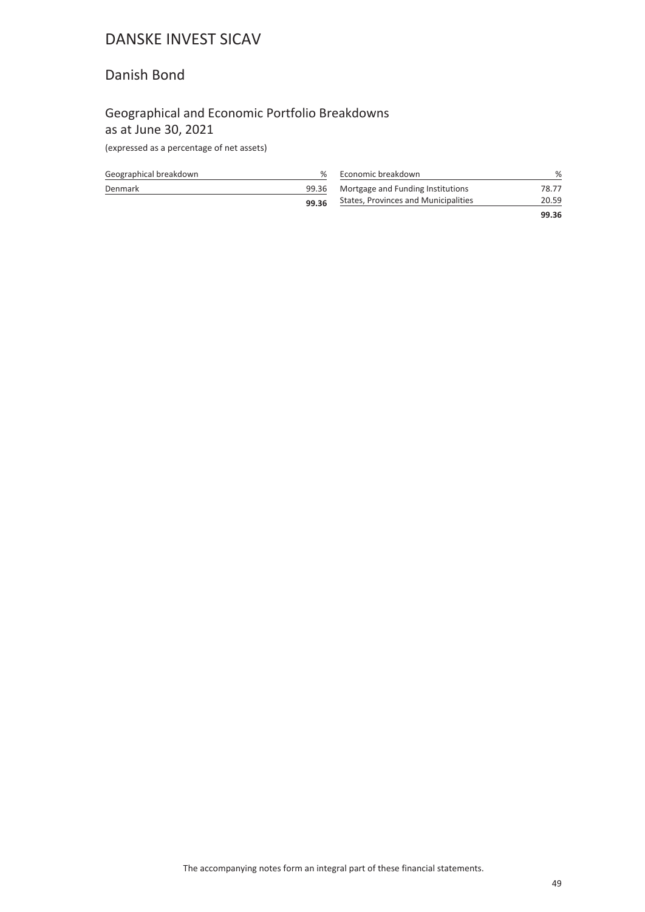# DANSKE INVEST SICAV

## Danish Bond

### Geographical and Economic Portfolio Breakdowns as at June 30, 2021

(expressed as a percentage of net assets)

| Geographical breakdown | % |
|---|---|
| Denmark | 99.36 |
| | **99.36** |

| Economic breakdown | % |
|---|---|
| Mortgage and Funding Institutions | 78.77 |
| States, Provinces and Municipalities | 20.59 |
| | **99.36** |

The accompanying notes form an integral part of these financial statements.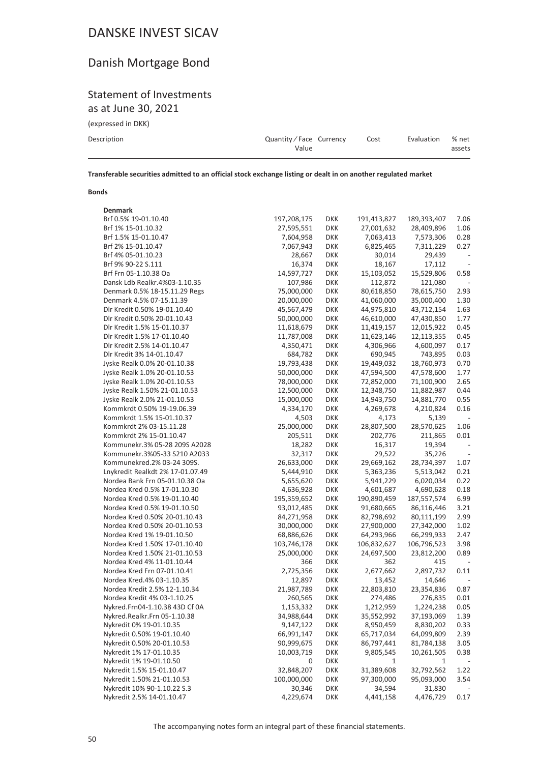# DANSKE INVEST SICAV

## Danish Mortgage Bond

### Statement of Investments
as at June 30, 2021

(expressed in DKK)

| Description | Quantity / Face Value | Currency | Cost | Evaluation | % net assets |
|---|---|---|---|---|---|

**Transferable securities admitted to an official stock exchange listing or dealt in on another regulated market**

**Bonds**

| Description | Quantity / Face Value | Currency | Cost | Evaluation | % net assets |
|---|---|---|---|---|---|
| **Denmark** | | | | | |
| Brf 0.5% 19-01.10.40 | 197,208,175 | DKK | 191,413,827 | 189,393,407 | 7.06 |
| Brf 1% 15-01.10.32 | 27,595,551 | DKK | 27,001,632 | 28,409,896 | 1.06 |
| Brf 1.5% 15-01.10.47 | 7,604,958 | DKK | 7,063,413 | 7,573,306 | 0.28 |
| Brf 2% 15-01.10.47 | 7,067,943 | DKK | 6,825,465 | 7,311,229 | 0.27 |
| Brf 4% 05-01.10.23 | 28,667 | DKK | 30,014 | 29,439 | - |
| Brf 9% 90-22 S.111 | 16,374 | DKK | 18,167 | 17,112 | - |
| Brf Frn 05-1.10.38 Oa | 14,597,727 | DKK | 15,103,052 | 15,529,806 | 0.58 |
| Dansk Ldb Realkr.4%03-1.10.35 | 107,986 | DKK | 112,872 | 121,080 | - |
| Denmark 0.5% 18-15.11.29 Regs | 75,000,000 | DKK | 80,618,850 | 78,615,750 | 2.93 |
| Denmark 4.5% 07-15.11.39 | 20,000,000 | DKK | 41,060,000 | 35,000,400 | 1.30 |
| Dlr Kredit 0.50% 19-01.10.40 | 45,567,479 | DKK | 44,975,810 | 43,712,154 | 1.63 |
| Dlr Kredit 0.50% 20-01.10.43 | 50,000,000 | DKK | 46,610,000 | 47,430,850 | 1.77 |
| Dlr Kredit 1.5% 15-01.10.37 | 11,618,679 | DKK | 11,419,157 | 12,015,922 | 0.45 |
| Dlr Kredit 1.5% 17-01.10.40 | 11,787,008 | DKK | 11,623,146 | 12,113,355 | 0.45 |
| Dlr Kredit 2.5% 14-01.10.47 | 4,350,471 | DKK | 4,306,966 | 4,600,097 | 0.17 |
| Dlr Kredit 3% 14-01.10.47 | 684,782 | DKK | 690,945 | 743,895 | 0.03 |
| Jyske Realk 0.0% 20-01.10.38 | 19,793,438 | DKK | 19,449,032 | 18,760,973 | 0.70 |
| Jyske Realk 1.0% 20-01.10.53 | 50,000,000 | DKK | 47,594,500 | 47,578,600 | 1.77 |
| Jyske Realk 1.0% 20-01.10.53 | 78,000,000 | DKK | 72,852,000 | 71,100,900 | 2.65 |
| Jyske Realk 1.50% 21-01.10.53 | 12,500,000 | DKK | 12,348,750 | 11,882,987 | 0.44 |
| Jyske Realk 2.0% 21-01.10.53 | 15,000,000 | DKK | 14,943,750 | 14,881,770 | 0.55 |
| Kommkrdt 0.50% 19-19.06.39 | 4,334,170 | DKK | 4,269,678 | 4,210,824 | 0.16 |
| Kommkrdt 1.5% 15-01.10.37 | 4,503 | DKK | 4,173 | 5,139 | - |
| Kommkrdt 2% 03-15.11.28 | 25,000,000 | DKK | 28,807,500 | 28,570,625 | 1.06 |
| Kommkrdt 2% 15-01.10.47 | 205,511 | DKK | 202,776 | 211,865 | 0.01 |
| Kommunekr.3% 05-28 209S A2028 | 18,282 | DKK | 16,317 | 19,394 | - |
| Kommunekr.3%05-33 S210 A2033 | 32,317 | DKK | 29,522 | 35,226 | - |
| Kommunekred.2% 03-24 309S. | 26,633,000 | DKK | 29,669,162 | 28,734,397 | 1.07 |
| Lnykredit Realkdt 2% 17-01.07.49 | 5,444,910 | DKK | 5,363,236 | 5,513,042 | 0.21 |
| Nordea Bank Frn 05-01.10.38 Oa | 5,655,620 | DKK | 5,941,229 | 6,020,034 | 0.22 |
| Nordea Kred 0.5% 17-01.10.30 | 4,636,928 | DKK | 4,601,687 | 4,690,628 | 0.18 |
| Nordea Kred 0.5% 19-01.10.40 | 195,359,652 | DKK | 190,890,459 | 187,557,574 | 6.99 |
| Nordea Kred 0.5% 19-01.10.50 | 93,012,485 | DKK | 91,680,665 | 86,116,446 | 3.21 |
| Nordea Kred 0.50% 20-01.10.43 | 84,271,958 | DKK | 82,798,692 | 80,111,199 | 2.99 |
| Nordea Kred 0.50% 20-01.10.53 | 30,000,000 | DKK | 27,900,000 | 27,342,000 | 1.02 |
| Nordea Kred 1% 19-01.10.50 | 68,886,626 | DKK | 64,293,966 | 66,299,933 | 2.47 |
| Nordea Kred 1.50% 17-01.10.40 | 103,746,178 | DKK | 106,832,627 | 106,796,523 | 3.98 |
| Nordea Kred 1.50% 21-01.10.53 | 25,000,000 | DKK | 24,697,500 | 23,812,200 | 0.89 |
| Nordea Kred 4% 11-01.10.44 | 366 | DKK | 362 | 415 | - |
| Nordea Kred Frn 07-01.10.41 | 2,725,356 | DKK | 2,677,662 | 2,897,732 | 0.11 |
| Nordea Kred.4% 03-1.10.35 | 12,897 | DKK | 13,452 | 14,646 | - |
| Nordea Kredit 2.5% 12-1.10.34 | 21,987,789 | DKK | 22,803,810 | 23,354,836 | 0.87 |
| Nordea Kredit 4% 03-1.10.25 | 260,565 | DKK | 274,486 | 276,835 | 0.01 |
| Nykred.Frn04-1.10.38 43D Cf 0A | 1,153,332 | DKK | 1,212,959 | 1,224,238 | 0.05 |
| Nykred.Realkr.Frn 05-1.10.38 | 34,988,644 | DKK | 35,552,992 | 37,193,069 | 1.39 |
| Nykredit 0% 19-01.10.35 | 9,147,122 | DKK | 8,950,459 | 8,830,202 | 0.33 |
| Nykredit 0.50% 19-01.10.40 | 66,991,147 | DKK | 65,717,034 | 64,099,809 | 2.39 |
| Nykredit 0.50% 20-01.10.53 | 90,999,675 | DKK | 86,797,441 | 81,784,138 | 3.05 |
| Nykredit 1% 17-01.10.35 | 10,003,719 | DKK | 9,805,545 | 10,261,505 | 0.38 |
| Nykredit 1% 19-01.10.50 | 0 | DKK | 1 | 1 | - |
| Nykredit 1.5% 15-01.10.47 | 32,848,207 | DKK | 31,389,608 | 32,792,562 | 1.22 |
| Nykredit 1.50% 21-01.10.53 | 100,000,000 | DKK | 97,300,000 | 95,093,000 | 3.54 |
| Nykredit 10% 90-1.10.22 S.3 | 30,346 | DKK | 34,594 | 31,830 | - |
| Nykredit 2.5% 14-01.10.47 | 4,229,674 | DKK | 4,441,158 | 4,476,729 | 0.17 |

The accompanying notes form an integral part of these financial statements.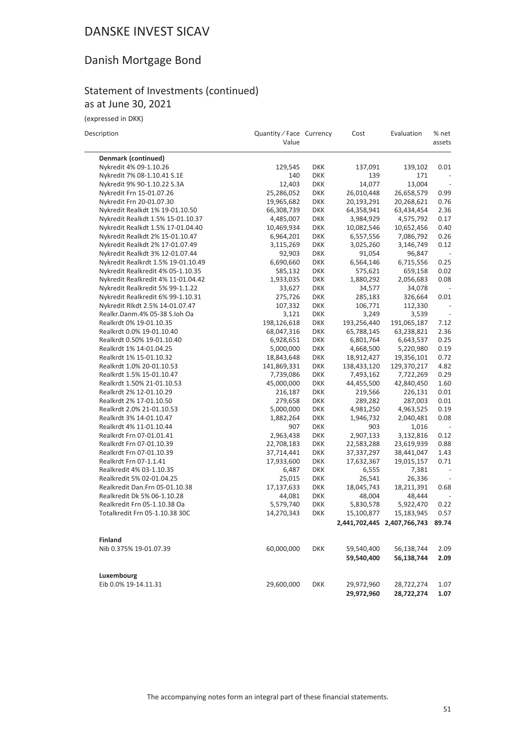# DANSKE INVEST SICAV

## Danish Mortgage Bond

### Statement of Investments (continued)
as at June 30, 2021

(expressed in DKK)

| Description | Quantity / Face Value | Currency | Cost | Evaluation | % net assets |
|---|---|---|---|---|---|
| **Denmark (continued)** | | | | | |
| Nykredit 4% 09-1.10.26 | 129,545 | DKK | 137,091 | 139,102 | 0.01 |
| Nykredit 7% 08-1.10.41 S.1E | 140 | DKK | 139 | 171 | - |
| Nykredit 9% 90-1.10.22 S.3A | 12,403 | DKK | 14,077 | 13,004 | - |
| Nykredit Frn 15-01.07.26 | 25,286,052 | DKK | 26,010,448 | 26,658,579 | 0.99 |
| Nykredit Frn 20-01.07.30 | 19,965,682 | DKK | 20,193,291 | 20,268,621 | 0.76 |
| Nykredit Realkdt 1% 19-01.10.50 | 66,308,739 | DKK | 64,358,941 | 63,434,454 | 2.36 |
| Nykredit Realkdt 1.5% 15-01.10.37 | 4,485,007 | DKK | 3,984,929 | 4,575,792 | 0.17 |
| Nykredit Realkdt 1.5% 17-01.04.40 | 10,469,934 | DKK | 10,082,546 | 10,652,456 | 0.40 |
| Nykredit Realkdt 2% 15-01.10.47 | 6,964,201 | DKK | 6,557,556 | 7,086,792 | 0.26 |
| Nykredit Realkdt 2% 17-01.07.49 | 3,115,269 | DKK | 3,025,260 | 3,146,749 | 0.12 |
| Nykredit Realkdt 3% 12-01.07.44 | 92,903 | DKK | 91,054 | 96,847 | - |
| Nykredit Realkrdt 1.5% 19-01.10.49 | 6,690,660 | DKK | 6,564,146 | 6,715,556 | 0.25 |
| Nykredit Realkredit 4% 05-1.10.35 | 585,132 | DKK | 575,621 | 659,158 | 0.02 |
| Nykredit Realkredit 4% 11-01.04.42 | 1,933,035 | DKK | 1,880,292 | 2,056,683 | 0.08 |
| Nykredit Realkredit 5% 99-1.1.22 | 33,627 | DKK | 34,577 | 34,078 | - |
| Nykredit Realkredit 6% 99-1.10.31 | 275,726 | DKK | 285,183 | 326,664 | 0.01 |
| Nykredit Rlkdt 2.5% 14-01.07.47 | 107,332 | DKK | 106,771 | 112,330 | - |
| Realkr.Danm.4% 05-38 S.Ioh Oa | 3,121 | DKK | 3,249 | 3,539 | - |
| Realkrdt 0% 19-01.10.35 | 198,126,618 | DKK | 193,256,440 | 191,065,187 | 7.12 |
| Realkrdt 0.0% 19-01.10.40 | 68,047,316 | DKK | 65,788,145 | 63,238,821 | 2.36 |
| Realkrdt 0.50% 19-01.10.40 | 6,928,651 | DKK | 6,801,764 | 6,643,537 | 0.25 |
| Realkrdt 1% 14-01.04.25 | 5,000,000 | DKK | 4,668,500 | 5,220,980 | 0.19 |
| Realkrdt 1% 15-01.10.32 | 18,843,648 | DKK | 18,912,427 | 19,356,101 | 0.72 |
| Realkrdt 1.0% 20-01.10.53 | 141,869,331 | DKK | 138,433,120 | 129,370,217 | 4.82 |
| Realkrdt 1.5% 15-01.10.47 | 7,739,086 | DKK | 7,493,162 | 7,722,269 | 0.29 |
| Realkrdt 1.50% 21-01.10.53 | 45,000,000 | DKK | 44,455,500 | 42,840,450 | 1.60 |
| Realkrdt 2% 12-01.10.29 | 216,187 | DKK | 219,566 | 226,131 | 0.01 |
| Realkrdt 2% 17-01.10.50 | 279,658 | DKK | 289,282 | 287,003 | 0.01 |
| Realkrdt 2.0% 21-01.10.53 | 5,000,000 | DKK | 4,981,250 | 4,963,525 | 0.19 |
| Realkrdt 3% 14-01.10.47 | 1,882,264 | DKK | 1,946,732 | 2,040,481 | 0.08 |
| Realkrdt 4% 11-01.10.44 | 907 | DKK | 903 | 1,016 | - |
| Realkrdt Frn 07-01.01.41 | 2,963,438 | DKK | 2,907,133 | 3,132,816 | 0.12 |
| Realkrdt Frn 07-01.10.39 | 22,708,183 | DKK | 22,583,288 | 23,619,939 | 0.88 |
| Realkrdt Frn 07-01.10.39 | 37,714,441 | DKK | 37,337,297 | 38,441,047 | 1.43 |
| Realkrdt Frn 07-1.1.41 | 17,933,600 | DKK | 17,632,367 | 19,015,157 | 0.71 |
| Realkredit 4% 03-1.10.35 | 6,487 | DKK | 6,555 | 7,381 | - |
| Realkredit 5% 02-01.04.25 | 25,015 | DKK | 26,541 | 26,336 | - |
| Realkredit Dan.Frn 05-01.10.38 | 17,137,633 | DKK | 18,045,743 | 18,211,391 | 0.68 |
| Realkredit Dk 5% 06-1.10.28 | 44,081 | DKK | 48,004 | 48,444 | - |
| Realkredit Frn 05-1.10.38 Oa | 5,579,740 | DKK | 5,830,578 | 5,922,470 | 0.22 |
| Totalkredit Frn 05-1.10.38 30C | 14,270,343 | DKK | 15,100,877 | 15,183,945 | 0.57 |
| | | | **2,441,702,445** | **2,407,766,743** | **89.74** |
| **Finland** | | | | | |
| Nib 0.375% 19-01.07.39 | 60,000,000 | DKK | 59,540,400 | 56,138,744 | 2.09 |
| | | | **59,540,400** | **56,138,744** | **2.09** |
| **Luxembourg** | | | | | |
| Eib 0.0% 19-14.11.31 | 29,600,000 | DKK | 29,972,960 | 28,722,274 | 1.07 |
| | | | **29,972,960** | **28,722,274** | **1.07** |

The accompanying notes form an integral part of these financial statements.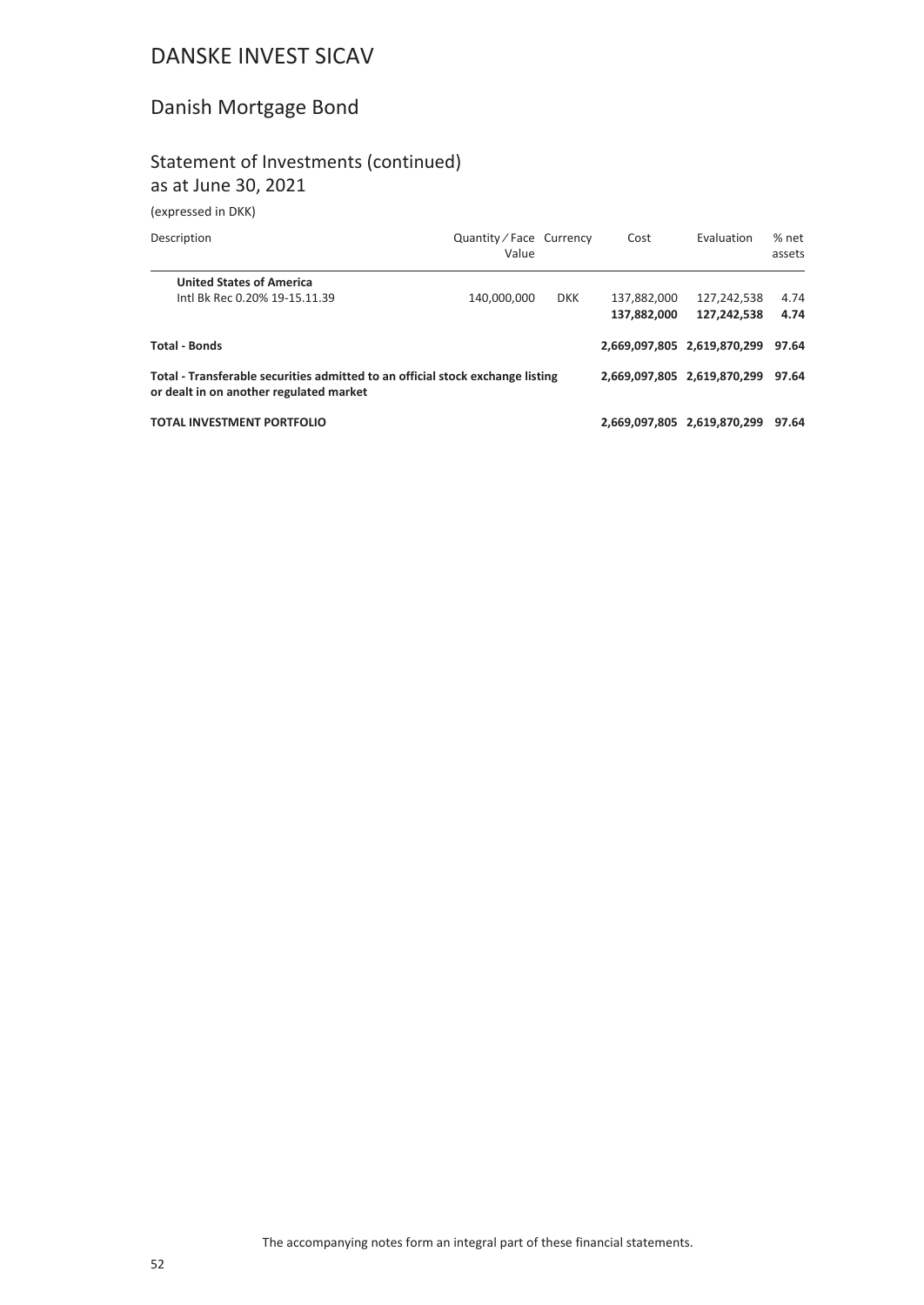# DANSKE INVEST SICAV

## Danish Mortgage Bond

### Statement of Investments (continued)
as at June 30, 2021

(expressed in DKK)

| Description | Quantity / Face Value | Currency | Cost | Evaluation | % net assets |
|---|---|---|---|---|---|
| **United States of America** | | | | | |
| Intl Bk Rec 0.20% 19-15.11.39 | 140,000,000 | DKK | 137,882,000 | 127,242,538 | 4.74 |
| | | | **137,882,000** | **127,242,538** | **4.74** |
| **Total - Bonds** | | | **2,669,097,805** | **2,619,870,299** | **97.64** |
| **Total - Transferable securities admitted to an official stock exchange listing or dealt in on another regulated market** | | | **2,669,097,805** | **2,619,870,299** | **97.64** |
| **TOTAL INVESTMENT PORTFOLIO** | | | **2,669,097,805** | **2,619,870,299** | **97.64** |

The accompanying notes form an integral part of these financial statements.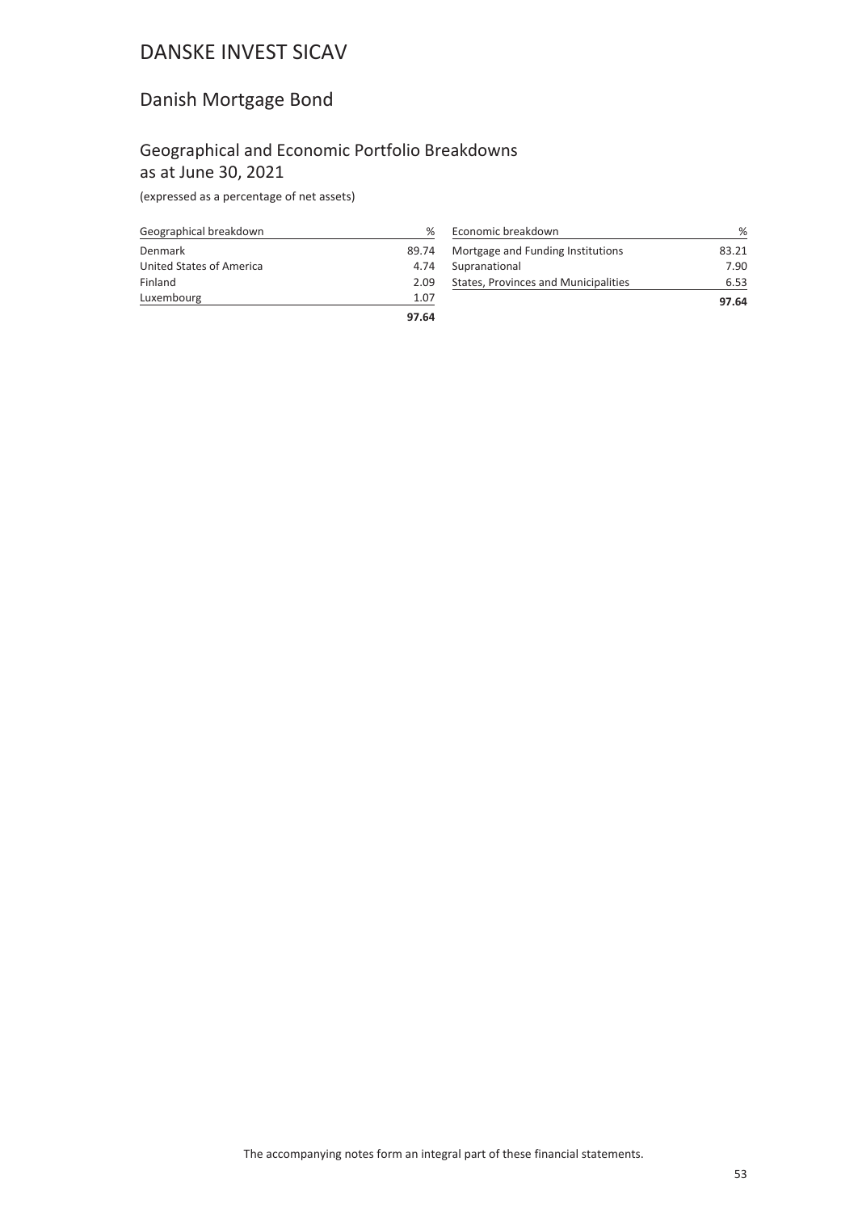# DANSKE INVEST SICAV

## Danish Mortgage Bond

### Geographical and Economic Portfolio Breakdowns as at June 30, 2021

(expressed as a percentage of net assets)

| Geographical breakdown | % |
|---|---|
| Denmark | 89.74 |
| United States of America | 4.74 |
| Finland | 2.09 |
| Luxembourg | 1.07 |
| | **97.64** |

| Economic breakdown | % |
|---|---|
| Mortgage and Funding Institutions | 83.21 |
| Supranational | 7.90 |
| States, Provinces and Municipalities | 6.53 |
| | **97.64** |

The accompanying notes form an integral part of these financial statements.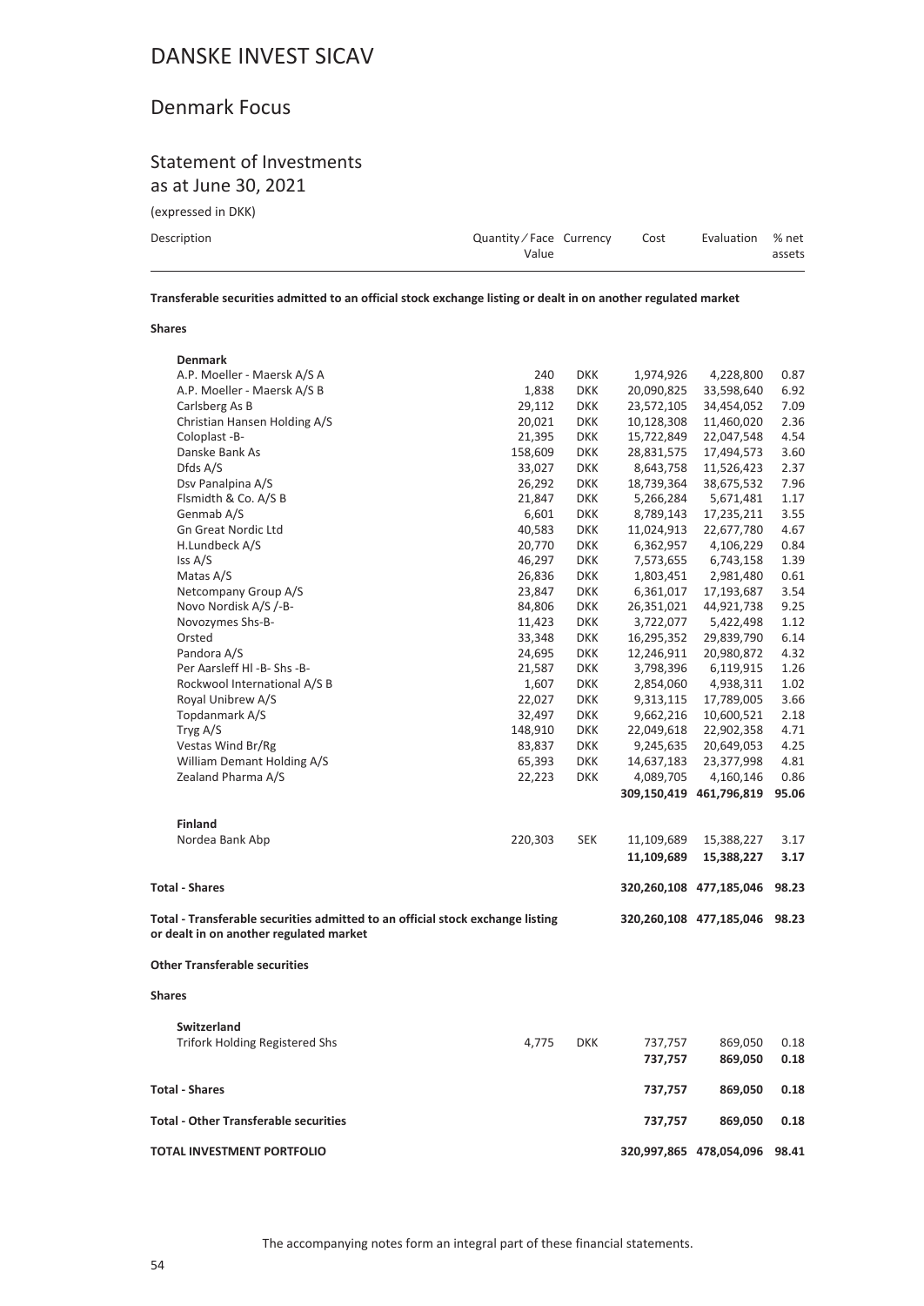# DANSKE INVEST SICAV

## Denmark Focus

### Statement of Investments
as at June 30, 2021

(expressed in DKK)

| Description | Quantity / Face Value | Currency | Cost | Evaluation | % net assets |
|---|---|---|---|---|---|
| **Transferable securities admitted to an official stock exchange listing or dealt in on another regulated market** | | | | | |
| **Shares** | | | | | |
| **Denmark** | | | | | |
| A.P. Moeller - Maersk A/S A | 240 | DKK | 1,974,926 | 4,228,800 | 0.87 |
| A.P. Moeller - Maersk A/S B | 1,838 | DKK | 20,090,825 | 33,598,640 | 6.92 |
| Carlsberg As B | 29,112 | DKK | 23,572,105 | 34,454,052 | 7.09 |
| Christian Hansen Holding A/S | 20,021 | DKK | 10,128,308 | 11,460,020 | 2.36 |
| Coloplast -B- | 21,395 | DKK | 15,722,849 | 22,047,548 | 4.54 |
| Danske Bank As | 158,609 | DKK | 28,831,575 | 17,494,573 | 3.60 |
| Dfds A/S | 33,027 | DKK | 8,643,758 | 11,526,423 | 2.37 |
| Dsv Panalpina A/S | 26,292 | DKK | 18,739,364 | 38,675,532 | 7.96 |
| Flsmidth & Co. A/S B | 21,847 | DKK | 5,266,284 | 5,671,481 | 1.17 |
| Genmab A/S | 6,601 | DKK | 8,789,143 | 17,235,211 | 3.55 |
| Gn Great Nordic Ltd | 40,583 | DKK | 11,024,913 | 22,677,780 | 4.67 |
| H.Lundbeck A/S | 20,770 | DKK | 6,362,957 | 4,106,229 | 0.84 |
| Iss A/S | 46,297 | DKK | 7,573,655 | 6,743,158 | 1.39 |
| Matas A/S | 26,836 | DKK | 1,803,451 | 2,981,480 | 0.61 |
| Netcompany Group A/S | 23,847 | DKK | 6,361,017 | 17,193,687 | 3.54 |
| Novo Nordisk A/S /-B- | 84,806 | DKK | 26,351,021 | 44,921,738 | 9.25 |
| Novozymes Shs-B- | 11,423 | DKK | 3,722,077 | 5,422,498 | 1.12 |
| Orsted | 33,348 | DKK | 16,295,352 | 29,839,790 | 6.14 |
| Pandora A/S | 24,695 | DKK | 12,246,911 | 20,980,872 | 4.32 |
| Per Aarsleff Hl -B- Shs -B- | 21,587 | DKK | 3,798,396 | 6,119,915 | 1.26 |
| Rockwool International A/S B | 1,607 | DKK | 2,854,060 | 4,938,311 | 1.02 |
| Royal Unibrew A/S | 22,027 | DKK | 9,313,115 | 17,789,005 | 3.66 |
| Topdanmark A/S | 32,497 | DKK | 9,662,216 | 10,600,521 | 2.18 |
| Tryg A/S | 148,910 | DKK | 22,049,618 | 22,902,358 | 4.71 |
| Vestas Wind Br/Rg | 83,837 | DKK | 9,245,635 | 20,649,053 | 4.25 |
| William Demant Holding A/S | 65,393 | DKK | 14,637,183 | 23,377,998 | 4.81 |
| Zealand Pharma A/S | 22,223 | DKK | 4,089,705 | 4,160,146 | 0.86 |
| | | | **309,150,419** | **461,796,819** | **95.06** |
| **Finland** | | | | | |
| Nordea Bank Abp | 220,303 | SEK | 11,109,689 | 15,388,227 | 3.17 |
| | | | **11,109,689** | **15,388,227** | **3.17** |
| **Total - Shares** | | | **320,260,108** | **477,185,046** | **98.23** |
| **Total - Transferable securities admitted to an official stock exchange listing or dealt in on another regulated market** | | | **320,260,108** | **477,185,046** | **98.23** |
| **Other Transferable securities** | | | | | |
| **Shares** | | | | | |
| **Switzerland** | | | | | |
| Trifork Holding Registered Shs | 4,775 | DKK | 737,757 | 869,050 | 0.18 |
| | | | **737,757** | **869,050** | **0.18** |
| **Total - Shares** | | | **737,757** | **869,050** | **0.18** |
| **Total - Other Transferable securities** | | | **737,757** | **869,050** | **0.18** |
| **TOTAL INVESTMENT PORTFOLIO** | | | **320,997,865** | **478,054,096** | **98.41** |

The accompanying notes form an integral part of these financial statements.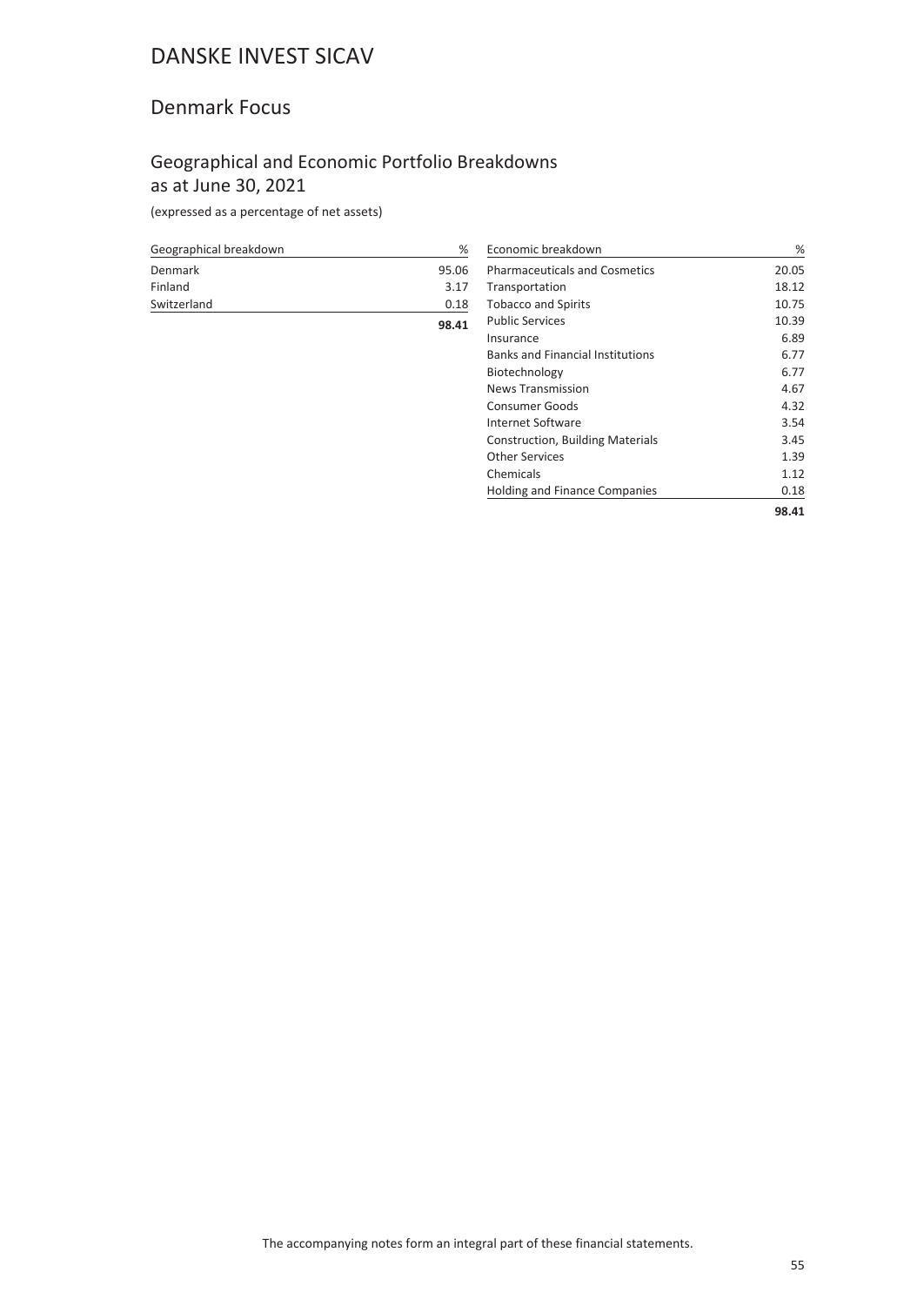# DANSKE INVEST SICAV

## Denmark Focus

### Geographical and Economic Portfolio Breakdowns as at June 30, 2021

(expressed as a percentage of net assets)

| Geographical breakdown | % |
|---|---|
| Denmark | 95.06 |
| Finland | 3.17 |
| Switzerland | 0.18 |
| | **98.41** |

| Economic breakdown | % |
|---|---|
| Pharmaceuticals and Cosmetics | 20.05 |
| Transportation | 18.12 |
| Tobacco and Spirits | 10.75 |
| Public Services | 10.39 |
| Insurance | 6.89 |
| Banks and Financial Institutions | 6.77 |
| Biotechnology | 6.77 |
| News Transmission | 4.67 |
| Consumer Goods | 4.32 |
| Internet Software | 3.54 |
| Construction, Building Materials | 3.45 |
| Other Services | 1.39 |
| Chemicals | 1.12 |
| Holding and Finance Companies | 0.18 |
| | **98.41** |

The accompanying notes form an integral part of these financial statements.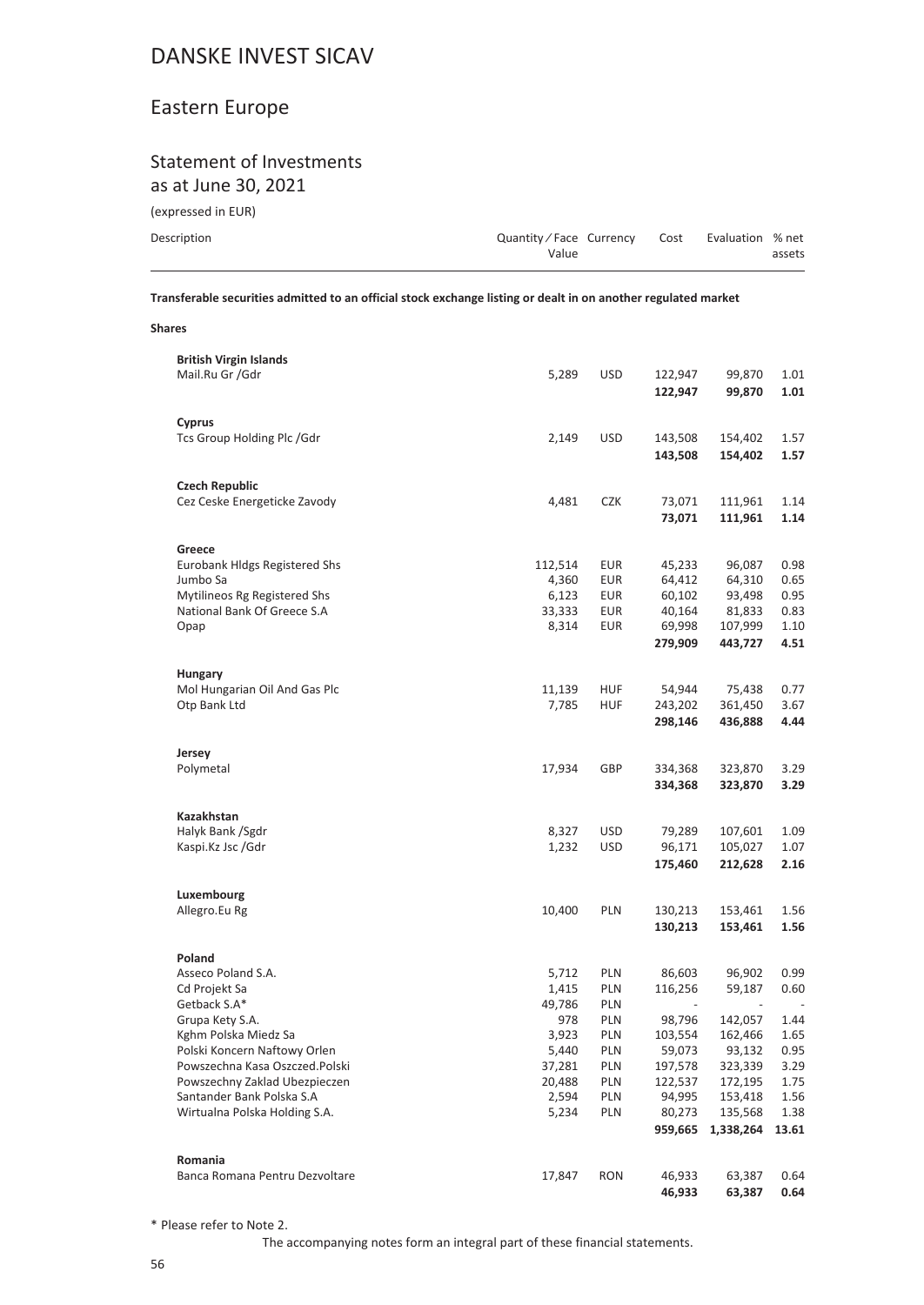# DANSKE INVEST SICAV

## Eastern Europe

### Statement of Investments
as at June 30, 2021

(expressed in EUR)

| Description | Quantity ⁄ Face Value | Currency | Cost | Evaluation | % net assets |
|---|---|---|---|---|---|
| **Transferable securities admitted to an official stock exchange listing or dealt in on another regulated market** | | | | | |
| **Shares** | | | | | |
| **British Virgin Islands** | | | | | |
| Mail.Ru Gr /Gdr | 5,289 | USD | 122,947 | 99,870 | 1.01 |
| | | | **122,947** | **99,870** | **1.01** |
| **Cyprus** | | | | | |
| Tcs Group Holding Plc /Gdr | 2,149 | USD | 143,508 | 154,402 | 1.57 |
| | | | **143,508** | **154,402** | **1.57** |
| **Czech Republic** | | | | | |
| Cez Ceske Energeticke Zavody | 4,481 | CZK | 73,071 | 111,961 | 1.14 |
| | | | **73,071** | **111,961** | **1.14** |
| **Greece** | | | | | |
| Eurobank Hldgs Registered Shs | 112,514 | EUR | 45,233 | 96,087 | 0.98 |
| Jumbo Sa | 4,360 | EUR | 64,412 | 64,310 | 0.65 |
| Mytilineos Rg Registered Shs | 6,123 | EUR | 60,102 | 93,498 | 0.95 |
| National Bank Of Greece S.A | 33,333 | EUR | 40,164 | 81,833 | 0.83 |
| Opap | 8,314 | EUR | 69,998 | 107,999 | 1.10 |
| | | | **279,909** | **443,727** | **4.51** |
| **Hungary** | | | | | |
| Mol Hungarian Oil And Gas Plc | 11,139 | HUF | 54,944 | 75,438 | 0.77 |
| Otp Bank Ltd | 7,785 | HUF | 243,202 | 361,450 | 3.67 |
| | | | **298,146** | **436,888** | **4.44** |
| **Jersey** | | | | | |
| Polymetal | 17,934 | GBP | 334,368 | 323,870 | 3.29 |
| | | | **334,368** | **323,870** | **3.29** |
| **Kazakhstan** | | | | | |
| Halyk Bank /Sgdr | 8,327 | USD | 79,289 | 107,601 | 1.09 |
| Kaspi.Kz Jsc /Gdr | 1,232 | USD | 96,171 | 105,027 | 1.07 |
| | | | **175,460** | **212,628** | **2.16** |
| **Luxembourg** | | | | | |
| Allegro.Eu Rg | 10,400 | PLN | 130,213 | 153,461 | 1.56 |
| | | | **130,213** | **153,461** | **1.56** |
| **Poland** | | | | | |
| Asseco Poland S.A. | 5,712 | PLN | 86,603 | 96,902 | 0.99 |
| Cd Projekt Sa | 1,415 | PLN | 116,256 | 59,187 | 0.60 |
| Getback S.A* | 49,786 | PLN | - | - | - |
| Grupa Kety S.A. | 978 | PLN | 98,796 | 142,057 | 1.44 |
| Kghm Polska Miedz Sa | 3,923 | PLN | 103,554 | 162,466 | 1.65 |
| Polski Koncern Naftowy Orlen | 5,440 | PLN | 59,073 | 93,132 | 0.95 |
| Powszechna Kasa Oszczed.Polski | 37,281 | PLN | 197,578 | 323,339 | 3.29 |
| Powszechny Zaklad Ubezpieczen | 20,488 | PLN | 122,537 | 172,195 | 1.75 |
| Santander Bank Polska S.A | 2,594 | PLN | 94,995 | 153,418 | 1.56 |
| Wirtualna Polska Holding S.A. | 5,234 | PLN | 80,273 | 135,568 | 1.38 |
| | | | **959,665** | **1,338,264** | **13.61** |
| **Romania** | | | | | |
| Banca Romana Pentru Dezvoltare | 17,847 | RON | 46,933 | 63,387 | 0.64 |
| | | | **46,933** | **63,387** | **0.64** |

\* Please refer to Note 2.

The accompanying notes form an integral part of these financial statements.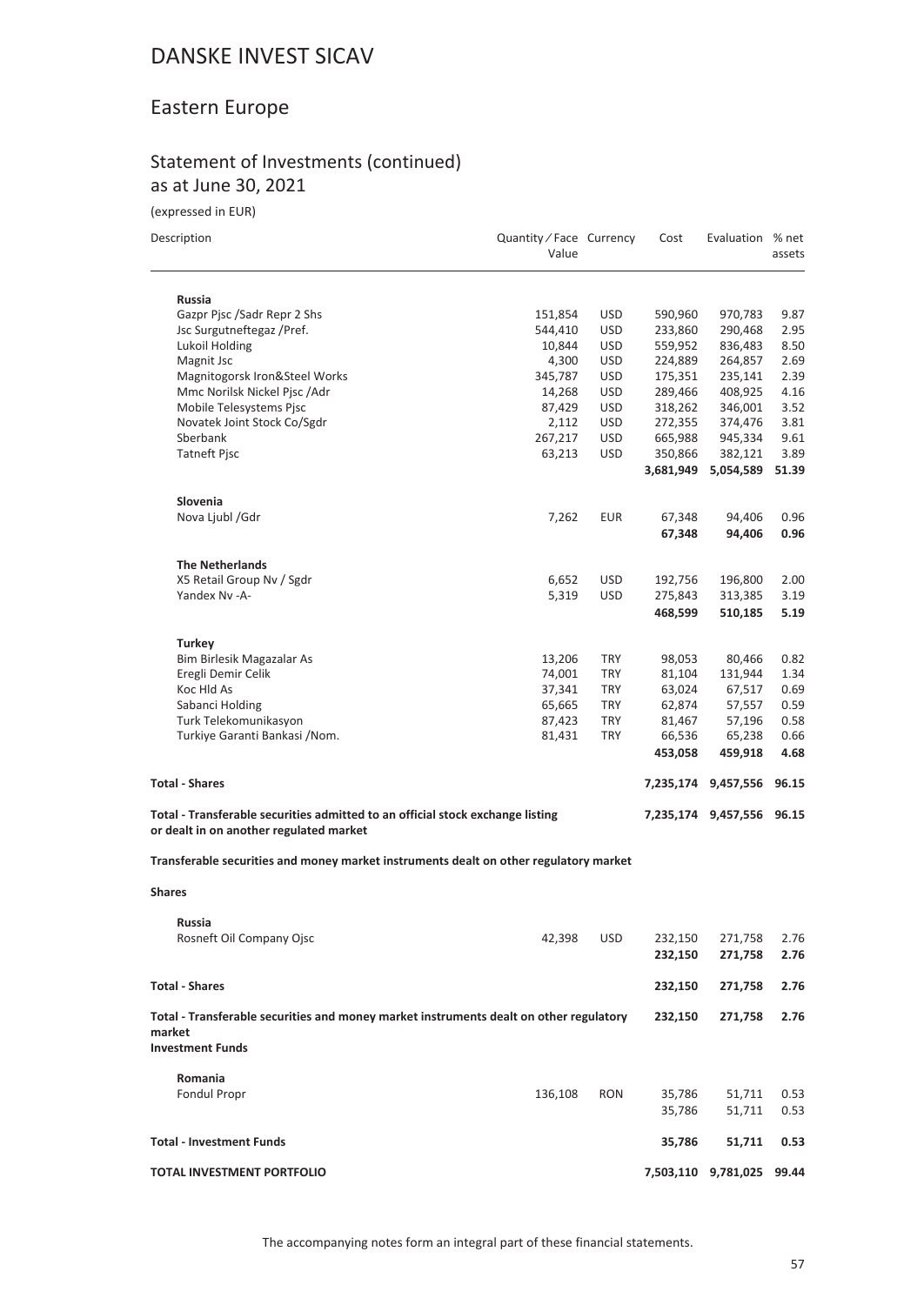# DANSKE INVEST SICAV

## Eastern Europe

### Statement of Investments (continued)
as at June 30, 2021

(expressed in EUR)

| Description | Quantity ⁄ Face Value | Currency | Cost | Evaluation | % net assets |
|---|---|---|---|---|---|
| **Russia** | | | | | |
| Gazpr Pjsc /Sadr Repr 2 Shs | 151,854 | USD | 590,960 | 970,783 | 9.87 |
| Jsc Surgutneftegaz /Pref. | 544,410 | USD | 233,860 | 290,468 | 2.95 |
| Lukoil Holding | 10,844 | USD | 559,952 | 836,483 | 8.50 |
| Magnit Jsc | 4,300 | USD | 224,889 | 264,857 | 2.69 |
| Magnitogorsk Iron&Steel Works | 345,787 | USD | 175,351 | 235,141 | 2.39 |
| Mmc Norilsk Nickel Pjsc /Adr | 14,268 | USD | 289,466 | 408,925 | 4.16 |
| Mobile Telesystems Pjsc | 87,429 | USD | 318,262 | 346,001 | 3.52 |
| Novatek Joint Stock Co/Sgdr | 2,112 | USD | 272,355 | 374,476 | 3.81 |
| Sberbank | 267,217 | USD | 665,988 | 945,334 | 9.61 |
| Tatneft Pjsc | 63,213 | USD | 350,866 | 382,121 | 3.89 |
| | | | **3,681,949** | **5,054,589** | **51.39** |
| **Slovenia** | | | | | |
| Nova Ljubl /Gdr | 7,262 | EUR | 67,348 | 94,406 | 0.96 |
| | | | **67,348** | **94,406** | **0.96** |
| **The Netherlands** | | | | | |
| X5 Retail Group Nv / Sgdr | 6,652 | USD | 192,756 | 196,800 | 2.00 |
| Yandex Nv -A- | 5,319 | USD | 275,843 | 313,385 | 3.19 |
| | | | **468,599** | **510,185** | **5.19** |
| **Turkey** | | | | | |
| Bim Birlesik Magazalar As | 13,206 | TRY | 98,053 | 80,466 | 0.82 |
| Eregli Demir Celik | 74,001 | TRY | 81,104 | 131,944 | 1.34 |
| Koc Hld As | 37,341 | TRY | 63,024 | 67,517 | 0.69 |
| Sabanci Holding | 65,665 | TRY | 62,874 | 57,557 | 0.59 |
| Turk Telekomunikasyon | 87,423 | TRY | 81,467 | 57,196 | 0.58 |
| Turkiye Garanti Bankasi /Nom. | 81,431 | TRY | 66,536 | 65,238 | 0.66 |
| | | | **453,058** | **459,918** | **4.68** |
| **Total - Shares** | | | **7,235,174** | **9,457,556** | **96.15** |
| **Total - Transferable securities admitted to an official stock exchange listing or dealt in on another regulated market** | | | **7,235,174** | **9,457,556** | **96.15** |
| **Transferable securities and money market instruments dealt on other regulatory market** | | | | | |
| **Shares** | | | | | |
| **Russia** | | | | | |
| Rosneft Oil Company Ojsc | 42,398 | USD | 232,150 | 271,758 | 2.76 |
| | | | **232,150** | **271,758** | **2.76** |
| **Total - Shares** | | | **232,150** | **271,758** | **2.76** |
| **Total - Transferable securities and money market instruments dealt on other regulatory market** | | | **232,150** | **271,758** | **2.76** |
| **Investment Funds** | | | | | |
| **Romania** | | | | | |
| Fondul Propr | 136,108 | RON | 35,786 | 51,711 | 0.53 |
| | | | 35,786 | 51,711 | 0.53 |
| **Total - Investment Funds** | | | **35,786** | **51,711** | **0.53** |
| **TOTAL INVESTMENT PORTFOLIO** | | | **7,503,110** | **9,781,025** | **99.44** |

The accompanying notes form an integral part of these financial statements.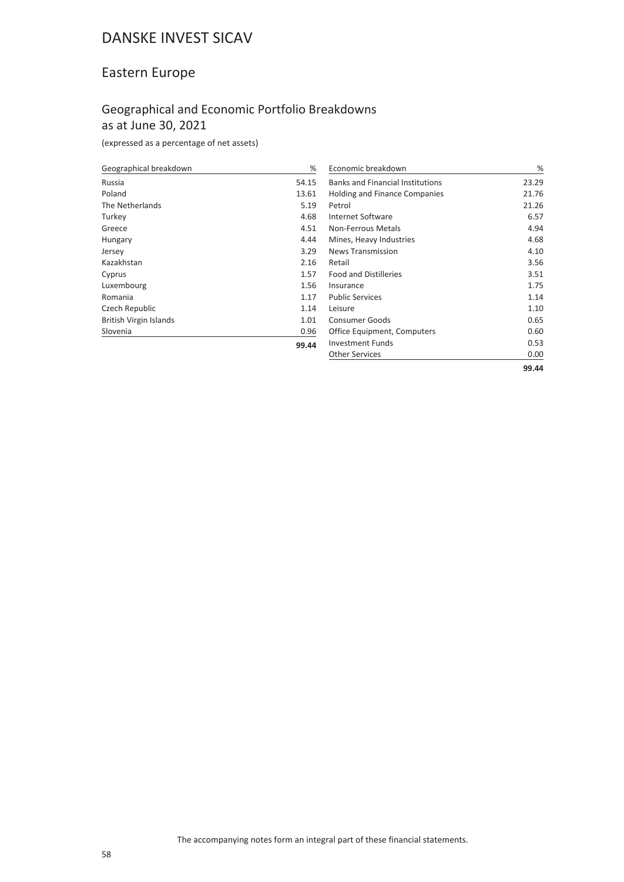# DANSKE INVEST SICAV

## Eastern Europe

### Geographical and Economic Portfolio Breakdowns
### as at June 30, 2021

(expressed as a percentage of net assets)

| Geographical breakdown | % |
|---|---|
| Russia | 54.15 |
| Poland | 13.61 |
| The Netherlands | 5.19 |
| Turkey | 4.68 |
| Greece | 4.51 |
| Hungary | 4.44 |
| Jersey | 3.29 |
| Kazakhstan | 2.16 |
| Cyprus | 1.57 |
| Luxembourg | 1.56 |
| Romania | 1.17 |
| Czech Republic | 1.14 |
| British Virgin Islands | 1.01 |
| Slovenia | 0.96 |
| | **99.44** |

| Economic breakdown | % |
|---|---|
| Banks and Financial Institutions | 23.29 |
| Holding and Finance Companies | 21.76 |
| Petrol | 21.26 |
| Internet Software | 6.57 |
| Non-Ferrous Metals | 4.94 |
| Mines, Heavy Industries | 4.68 |
| News Transmission | 4.10 |
| Retail | 3.56 |
| Food and Distilleries | 3.51 |
| Insurance | 1.75 |
| Public Services | 1.14 |
| Leisure | 1.10 |
| Consumer Goods | 0.65 |
| Office Equipment, Computers | 0.60 |
| Investment Funds | 0.53 |
| Other Services | 0.00 |
| | **99.44** |

The accompanying notes form an integral part of these financial statements.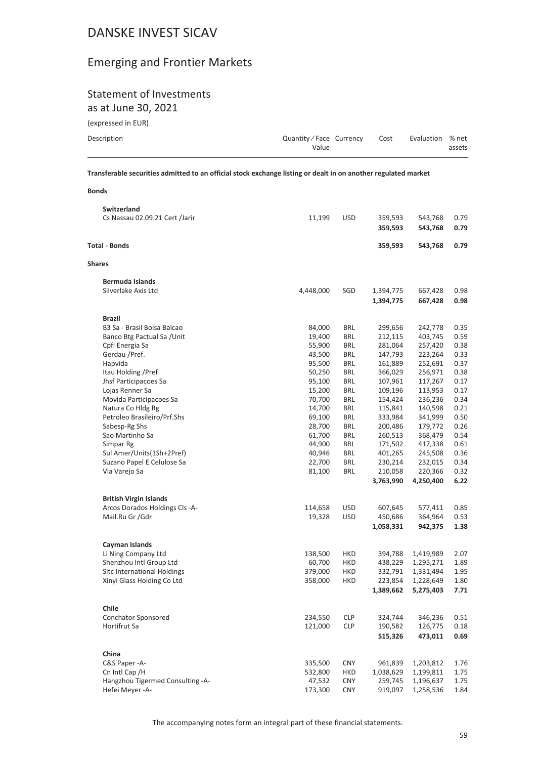# DANSKE INVEST SICAV

## Emerging and Frontier Markets

### Statement of Investments
as at June 30, 2021

(expressed in EUR)

| Description | Quantity / Face Value | Currency | Cost | Evaluation | % net assets |
|---|---|---|---|---|---|
| **Transferable securities admitted to an official stock exchange listing or dealt in on another regulated market** | | | | | |
| **Bonds** | | | | | |
| **Switzerland** | | | | | |
| Cs Nassau 02.09.21 Cert /Jarir | 11,199 | USD | 359,593 | 543,768 | 0.79 |
| | | | **359,593** | **543,768** | **0.79** |
| **Total - Bonds** | | | **359,593** | **543,768** | **0.79** |
| **Shares** | | | | | |
| **Bermuda Islands** | | | | | |
| Silverlake Axis Ltd | 4,448,000 | SGD | 1,394,775 | 667,428 | 0.98 |
| | | | **1,394,775** | **667,428** | **0.98** |
| **Brazil** | | | | | |
| B3 Sa - Brasil Bolsa Balcao | 84,000 | BRL | 299,656 | 242,778 | 0.35 |
| Banco Btg Pactual Sa /Unit | 19,400 | BRL | 212,115 | 403,745 | 0.59 |
| Cpfl Energia Sa | 55,900 | BRL | 281,064 | 257,420 | 0.38 |
| Gerdau /Pref. | 43,500 | BRL | 147,793 | 223,264 | 0.33 |
| Hapvida | 95,500 | BRL | 161,889 | 252,691 | 0.37 |
| Itau Holding /Pref | 50,250 | BRL | 366,029 | 256,971 | 0.38 |
| Jhsf Participacoes Sa | 95,100 | BRL | 107,961 | 117,267 | 0.17 |
| Lojas Renner Sa | 15,200 | BRL | 109,196 | 113,953 | 0.17 |
| Movida Participacoes Sa | 70,700 | BRL | 154,424 | 236,236 | 0.34 |
| Natura Co Hldg Rg | 14,700 | BRL | 115,841 | 140,598 | 0.21 |
| Petroleo Brasileiro/Prf.Shs | 69,100 | BRL | 333,984 | 341,999 | 0.50 |
| Sabesp-Rg Shs | 28,700 | BRL | 200,486 | 179,772 | 0.26 |
| Sao Martinho Sa | 61,700 | BRL | 260,513 | 368,479 | 0.54 |
| Simpar Rg | 44,900 | BRL | 171,502 | 417,338 | 0.61 |
| Sul Amer/Units(1Sh+2Pref) | 40,946 | BRL | 401,265 | 245,508 | 0.36 |
| Suzano Papel E Celulose Sa | 22,700 | BRL | 230,214 | 232,015 | 0.34 |
| Via Varejo Sa | 81,100 | BRL | 210,058 | 220,366 | 0.32 |
| | | | **3,763,990** | **4,250,400** | **6.22** |
| **British Virgin Islands** | | | | | |
| Arcos Dorados Holdings Cls -A- | 114,658 | USD | 607,645 | 577,411 | 0.85 |
| Mail.Ru Gr /Gdr | 19,328 | USD | 450,686 | 364,964 | 0.53 |
| | | | **1,058,331** | **942,375** | **1.38** |
| **Cayman Islands** | | | | | |
| Li Ning Company Ltd | 138,500 | HKD | 394,788 | 1,419,989 | 2.07 |
| Shenzhou Intl Group Ltd | 60,700 | HKD | 438,229 | 1,295,271 | 1.89 |
| Sitc International Holdings | 379,000 | HKD | 332,791 | 1,331,494 | 1.95 |
| Xinyi Glass Holding Co Ltd | 358,000 | HKD | 223,854 | 1,228,649 | 1.80 |
| | | | **1,389,662** | **5,275,403** | **7.71** |
| **Chile** | | | | | |
| Conchator Sponsored | 234,550 | CLP | 324,744 | 346,236 | 0.51 |
| Hortifrut Sa | 121,000 | CLP | 190,582 | 126,775 | 0.18 |
| | | | **515,326** | **473,011** | **0.69** |
| **China** | | | | | |
| C&S Paper -A- | 335,500 | CNY | 961,839 | 1,203,812 | 1.76 |
| Cn Intl Cap /H | 532,800 | HKD | 1,038,629 | 1,199,811 | 1.75 |
| Hangzhou Tigermed Consulting -A- | 47,532 | CNY | 259,745 | 1,196,637 | 1.75 |
| Hefei Meyer -A- | 173,300 | CNY | 919,097 | 1,258,536 | 1.84 |

The accompanying notes form an integral part of these financial statements.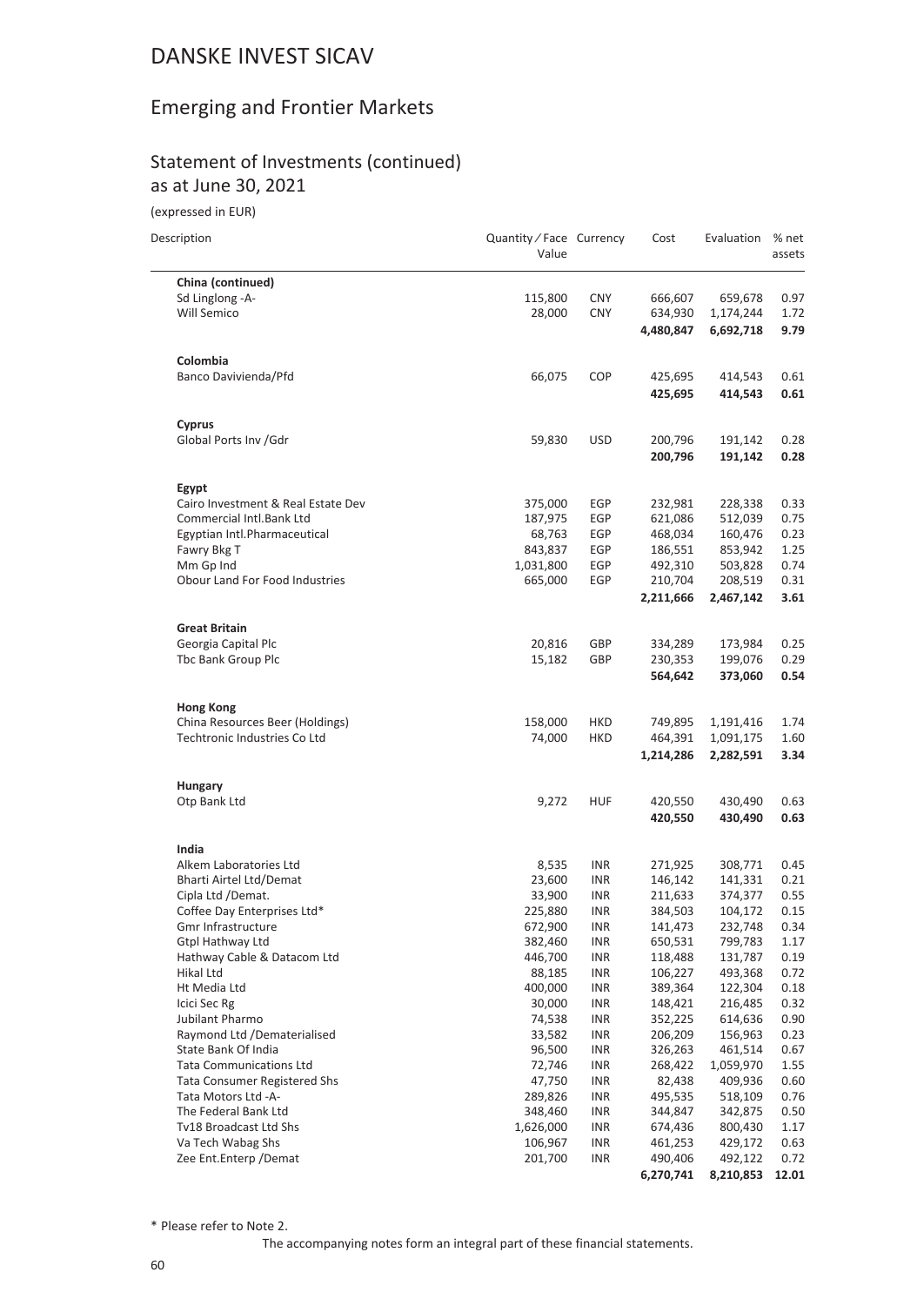# DANSKE INVEST SICAV

## Emerging and Frontier Markets

### Statement of Investments (continued)
as at June 30, 2021

(expressed in EUR)

| Description | Quantity / Face Value | Currency | Cost | Evaluation | % net assets |
|---|---|---|---|---|---|
| **China (continued)** | | | | | |
| Sd Linglong -A- | 115,800 | CNY | 666,607 | 659,678 | 0.97 |
| Will Semico | 28,000 | CNY | 634,930 | 1,174,244 | 1.72 |
| | | | **4,480,847** | **6,692,718** | **9.79** |
| **Colombia** | | | | | |
| Banco Davivienda/Pfd | 66,075 | COP | 425,695 | 414,543 | 0.61 |
| | | | **425,695** | **414,543** | **0.61** |
| **Cyprus** | | | | | |
| Global Ports Inv /Gdr | 59,830 | USD | 200,796 | 191,142 | 0.28 |
| | | | **200,796** | **191,142** | **0.28** |
| **Egypt** | | | | | |
| Cairo Investment & Real Estate Dev | 375,000 | EGP | 232,981 | 228,338 | 0.33 |
| Commercial Intl.Bank Ltd | 187,975 | EGP | 621,086 | 512,039 | 0.75 |
| Egyptian Intl.Pharmaceutical | 68,763 | EGP | 468,034 | 160,476 | 0.23 |
| Fawry Bkg T | 843,837 | EGP | 186,551 | 853,942 | 1.25 |
| Mm Gp Ind | 1,031,800 | EGP | 492,310 | 503,828 | 0.74 |
| Obour Land For Food Industries | 665,000 | EGP | 210,704 | 208,519 | 0.31 |
| | | | **2,211,666** | **2,467,142** | **3.61** |
| **Great Britain** | | | | | |
| Georgia Capital Plc | 20,816 | GBP | 334,289 | 173,984 | 0.25 |
| Tbc Bank Group Plc | 15,182 | GBP | 230,353 | 199,076 | 0.29 |
| | | | **564,642** | **373,060** | **0.54** |
| **Hong Kong** | | | | | |
| China Resources Beer (Holdings) | 158,000 | HKD | 749,895 | 1,191,416 | 1.74 |
| Techtronic Industries Co Ltd | 74,000 | HKD | 464,391 | 1,091,175 | 1.60 |
| | | | **1,214,286** | **2,282,591** | **3.34** |
| **Hungary** | | | | | |
| Otp Bank Ltd | 9,272 | HUF | 420,550 | 430,490 | 0.63 |
| | | | **420,550** | **430,490** | **0.63** |
| **India** | | | | | |
| Alkem Laboratories Ltd | 8,535 | INR | 271,925 | 308,771 | 0.45 |
| Bharti Airtel Ltd/Demat | 23,600 | INR | 146,142 | 141,331 | 0.21 |
| Cipla Ltd /Demat. | 33,900 | INR | 211,633 | 374,377 | 0.55 |
| Coffee Day Enterprises Ltd* | 225,880 | INR | 384,503 | 104,172 | 0.15 |
| Gmr Infrastructure | 672,900 | INR | 141,473 | 232,748 | 0.34 |
| Gtpl Hathway Ltd | 382,460 | INR | 650,531 | 799,783 | 1.17 |
| Hathway Cable & Datacom Ltd | 446,700 | INR | 118,488 | 131,787 | 0.19 |
| Hikal Ltd | 88,185 | INR | 106,227 | 493,368 | 0.72 |
| Ht Media Ltd | 400,000 | INR | 389,364 | 122,304 | 0.18 |
| Icici Sec Rg | 30,000 | INR | 148,421 | 216,485 | 0.32 |
| Jubilant Pharmo | 74,538 | INR | 352,225 | 614,636 | 0.90 |
| Raymond Ltd /Dematerialised | 33,582 | INR | 206,209 | 156,963 | 0.23 |
| State Bank Of India | 96,500 | INR | 326,263 | 461,514 | 0.67 |
| Tata Communications Ltd | 72,746 | INR | 268,422 | 1,059,970 | 1.55 |
| Tata Consumer Registered Shs | 47,750 | INR | 82,438 | 409,936 | 0.60 |
| Tata Motors Ltd -A- | 289,826 | INR | 495,535 | 518,109 | 0.76 |
| The Federal Bank Ltd | 348,460 | INR | 344,847 | 342,875 | 0.50 |
| Tv18 Broadcast Ltd Shs | 1,626,000 | INR | 674,436 | 800,430 | 1.17 |
| Va Tech Wabag Shs | 106,967 | INR | 461,253 | 429,172 | 0.63 |
| Zee Ent.Enterp /Demat | 201,700 | INR | 490,406 | 492,122 | 0.72 |
| | | | **6,270,741** | **8,210,853** | **12.01** |

\* Please refer to Note 2.

The accompanying notes form an integral part of these financial statements.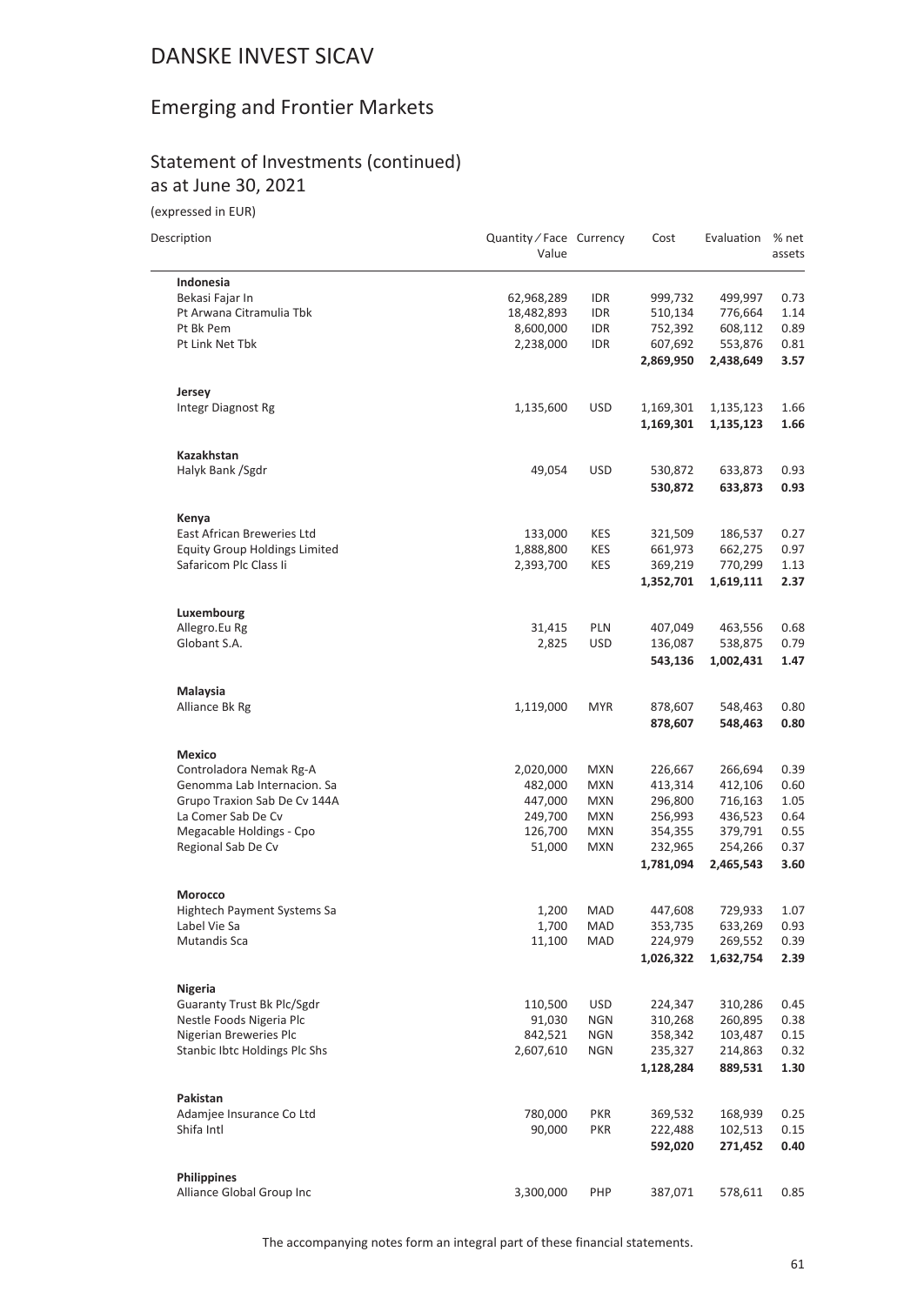# DANSKE INVEST SICAV

## Emerging and Frontier Markets

### Statement of Investments (continued)
as at June 30, 2021

(expressed in EUR)

| Description | Quantity / Face Value | Currency | Cost | Evaluation | % net assets |
|---|---|---|---|---|---|
| **Indonesia** | | | | | |
| Bekasi Fajar In | 62,968,289 | IDR | 999,732 | 499,997 | 0.73 |
| Pt Arwana Citramulia Tbk | 18,482,893 | IDR | 510,134 | 776,664 | 1.14 |
| Pt Bk Pem | 8,600,000 | IDR | 752,392 | 608,112 | 0.89 |
| Pt Link Net Tbk | 2,238,000 | IDR | 607,692 | 553,876 | 0.81 |
| | | | **2,869,950** | **2,438,649** | **3.57** |
| **Jersey** | | | | | |
| Integr Diagnost Rg | 1,135,600 | USD | 1,169,301 | 1,135,123 | 1.66 |
| | | | **1,169,301** | **1,135,123** | **1.66** |
| **Kazakhstan** | | | | | |
| Halyk Bank /Sgdr | 49,054 | USD | 530,872 | 633,873 | 0.93 |
| | | | **530,872** | **633,873** | **0.93** |
| **Kenya** | | | | | |
| East African Breweries Ltd | 133,000 | KES | 321,509 | 186,537 | 0.27 |
| Equity Group Holdings Limited | 1,888,800 | KES | 661,973 | 662,275 | 0.97 |
| Safaricom Plc Class Ii | 2,393,700 | KES | 369,219 | 770,299 | 1.13 |
| | | | **1,352,701** | **1,619,111** | **2.37** |
| **Luxembourg** | | | | | |
| Allegro.Eu Rg | 31,415 | PLN | 407,049 | 463,556 | 0.68 |
| Globant S.A. | 2,825 | USD | 136,087 | 538,875 | 0.79 |
| | | | **543,136** | **1,002,431** | **1.47** |
| **Malaysia** | | | | | |
| Alliance Bk Rg | 1,119,000 | MYR | 878,607 | 548,463 | 0.80 |
| | | | **878,607** | **548,463** | **0.80** |
| **Mexico** | | | | | |
| Controladora Nemak Rg-A | 2,020,000 | MXN | 226,667 | 266,694 | 0.39 |
| Genomma Lab Internacion. Sa | 482,000 | MXN | 413,314 | 412,106 | 0.60 |
| Grupo Traxion Sab De Cv 144A | 447,000 | MXN | 296,800 | 716,163 | 1.05 |
| La Comer Sab De Cv | 249,700 | MXN | 256,993 | 436,523 | 0.64 |
| Megacable Holdings - Cpo | 126,700 | MXN | 354,355 | 379,791 | 0.55 |
| Regional Sab De Cv | 51,000 | MXN | 232,965 | 254,266 | 0.37 |
| | | | **1,781,094** | **2,465,543** | **3.60** |
| **Morocco** | | | | | |
| Hightech Payment Systems Sa | 1,200 | MAD | 447,608 | 729,933 | 1.07 |
| Label Vie Sa | 1,700 | MAD | 353,735 | 633,269 | 0.93 |
| Mutandis Sca | 11,100 | MAD | 224,979 | 269,552 | 0.39 |
| | | | **1,026,322** | **1,632,754** | **2.39** |
| **Nigeria** | | | | | |
| Guaranty Trust Bk Plc/Sgdr | 110,500 | USD | 224,347 | 310,286 | 0.45 |
| Nestle Foods Nigeria Plc | 91,030 | NGN | 310,268 | 260,895 | 0.38 |
| Nigerian Breweries Plc | 842,521 | NGN | 358,342 | 103,487 | 0.15 |
| Stanbic Ibtc Holdings Plc Shs | 2,607,610 | NGN | 235,327 | 214,863 | 0.32 |
| | | | **1,128,284** | **889,531** | **1.30** |
| **Pakistan** | | | | | |
| Adamjee Insurance Co Ltd | 780,000 | PKR | 369,532 | 168,939 | 0.25 |
| Shifa Intl | 90,000 | PKR | 222,488 | 102,513 | 0.15 |
| | | | **592,020** | **271,452** | **0.40** |
| **Philippines** | | | | | |
| Alliance Global Group Inc | 3,300,000 | PHP | 387,071 | 578,611 | 0.85 |

The accompanying notes form an integral part of these financial statements.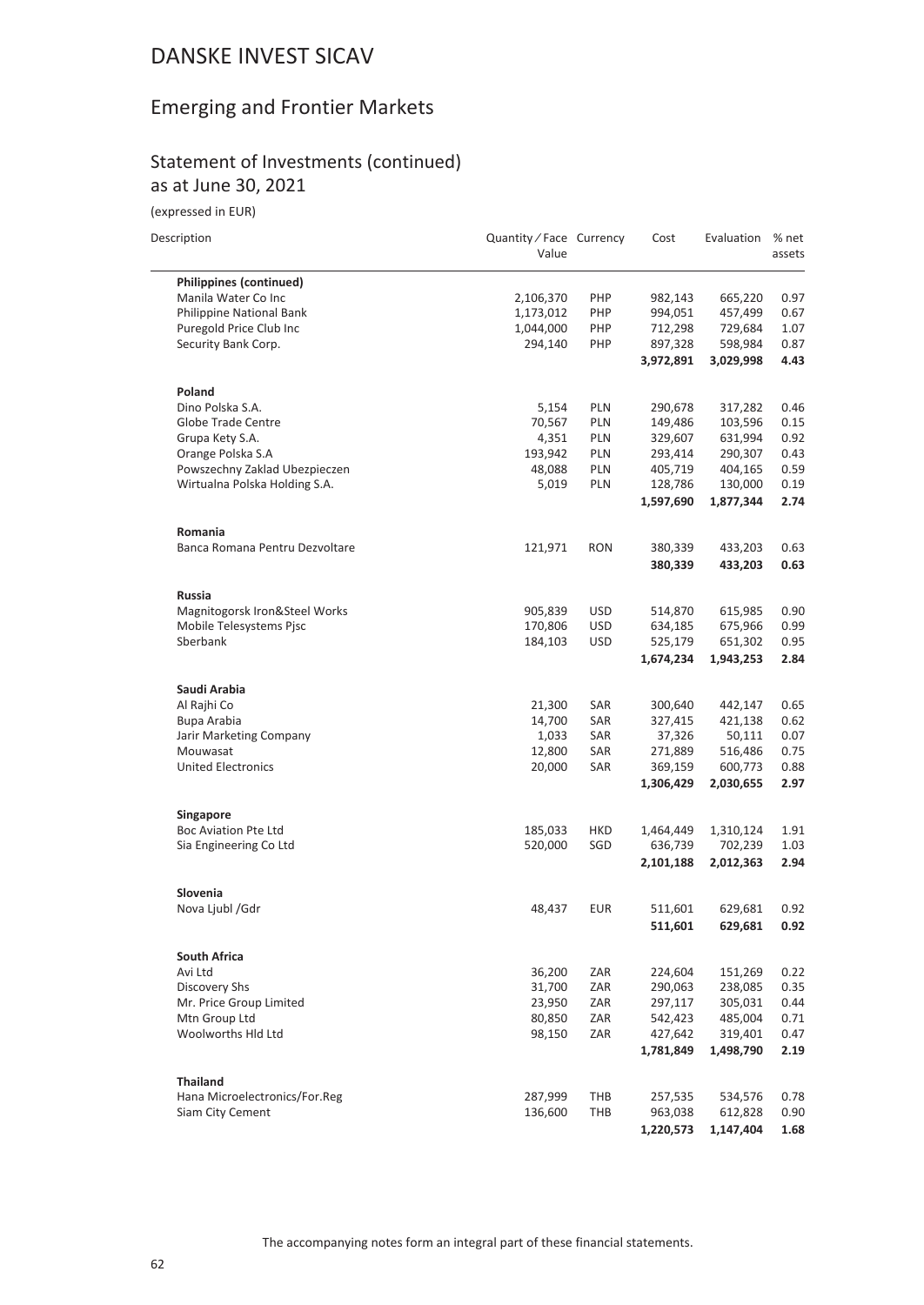# DANSKE INVEST SICAV

## Emerging and Frontier Markets

### Statement of Investments (continued)
as at June 30, 2021

(expressed in EUR)

| Description | Quantity / Face Value | Currency | Cost | Evaluation | % net assets |
|---|---|---|---|---|---|
| **Philippines (continued)** | | | | | |
| Manila Water Co Inc | 2,106,370 | PHP | 982,143 | 665,220 | 0.97 |
| Philippine National Bank | 1,173,012 | PHP | 994,051 | 457,499 | 0.67 |
| Puregold Price Club Inc | 1,044,000 | PHP | 712,298 | 729,684 | 1.07 |
| Security Bank Corp. | 294,140 | PHP | 897,328 | 598,984 | 0.87 |
| | | | **3,972,891** | **3,029,998** | **4.43** |
| **Poland** | | | | | |
| Dino Polska S.A. | 5,154 | PLN | 290,678 | 317,282 | 0.46 |
| Globe Trade Centre | 70,567 | PLN | 149,486 | 103,596 | 0.15 |
| Grupa Kety S.A. | 4,351 | PLN | 329,607 | 631,994 | 0.92 |
| Orange Polska S.A | 193,942 | PLN | 293,414 | 290,307 | 0.43 |
| Powszechny Zaklad Ubezpieczen | 48,088 | PLN | 405,719 | 404,165 | 0.59 |
| Wirtualna Polska Holding S.A. | 5,019 | PLN | 128,786 | 130,000 | 0.19 |
| | | | **1,597,690** | **1,877,344** | **2.74** |
| **Romania** | | | | | |
| Banca Romana Pentru Dezvoltare | 121,971 | RON | 380,339 | 433,203 | 0.63 |
| | | | **380,339** | **433,203** | **0.63** |
| **Russia** | | | | | |
| Magnitogorsk Iron&Steel Works | 905,839 | USD | 514,870 | 615,985 | 0.90 |
| Mobile Telesystems Pjsc | 170,806 | USD | 634,185 | 675,966 | 0.99 |
| Sberbank | 184,103 | USD | 525,179 | 651,302 | 0.95 |
| | | | **1,674,234** | **1,943,253** | **2.84** |
| **Saudi Arabia** | | | | | |
| Al Rajhi Co | 21,300 | SAR | 300,640 | 442,147 | 0.65 |
| Bupa Arabia | 14,700 | SAR | 327,415 | 421,138 | 0.62 |
| Jarir Marketing Company | 1,033 | SAR | 37,326 | 50,111 | 0.07 |
| Mouwasat | 12,800 | SAR | 271,889 | 516,486 | 0.75 |
| United Electronics | 20,000 | SAR | 369,159 | 600,773 | 0.88 |
| | | | **1,306,429** | **2,030,655** | **2.97** |
| **Singapore** | | | | | |
| Boc Aviation Pte Ltd | 185,033 | HKD | 1,464,449 | 1,310,124 | 1.91 |
| Sia Engineering Co Ltd | 520,000 | SGD | 636,739 | 702,239 | 1.03 |
| | | | **2,101,188** | **2,012,363** | **2.94** |
| **Slovenia** | | | | | |
| Nova Ljubl /Gdr | 48,437 | EUR | 511,601 | 629,681 | 0.92 |
| | | | **511,601** | **629,681** | **0.92** |
| **South Africa** | | | | | |
| Avi Ltd | 36,200 | ZAR | 224,604 | 151,269 | 0.22 |
| Discovery Shs | 31,700 | ZAR | 290,063 | 238,085 | 0.35 |
| Mr. Price Group Limited | 23,950 | ZAR | 297,117 | 305,031 | 0.44 |
| Mtn Group Ltd | 80,850 | ZAR | 542,423 | 485,004 | 0.71 |
| Woolworths Hld Ltd | 98,150 | ZAR | 427,642 | 319,401 | 0.47 |
| | | | **1,781,849** | **1,498,790** | **2.19** |
| **Thailand** | | | | | |
| Hana Microelectronics/For.Reg | 287,999 | THB | 257,535 | 534,576 | 0.78 |
| Siam City Cement | 136,600 | THB | 963,038 | 612,828 | 0.90 |
| | | | **1,220,573** | **1,147,404** | **1.68** |

The accompanying notes form an integral part of these financial statements.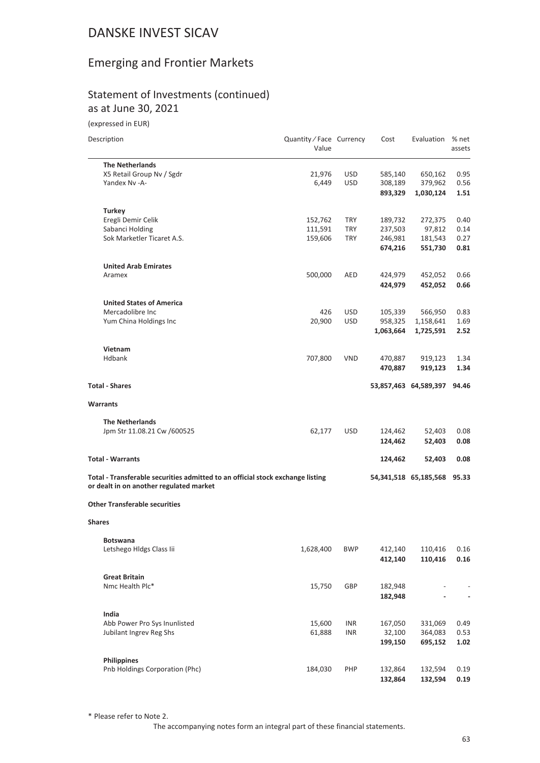# DANSKE INVEST SICAV

## Emerging and Frontier Markets

### Statement of Investments (continued)
as at June 30, 2021

(expressed in EUR)

| Description | Quantity / Face Value | Currency | Cost | Evaluation | % net assets |
|---|---|---|---|---|---|
| **The Netherlands** | | | | | |
| X5 Retail Group Nv / Sgdr | 21,976 | USD | 585,140 | 650,162 | 0.95 |
| Yandex Nv -A- | 6,449 | USD | 308,189 | 379,962 | 0.56 |
| | | | **893,329** | **1,030,124** | **1.51** |
| **Turkey** | | | | | |
| Eregli Demir Celik | 152,762 | TRY | 189,732 | 272,375 | 0.40 |
| Sabanci Holding | 111,591 | TRY | 237,503 | 97,812 | 0.14 |
| Sok Marketler Ticaret A.S. | 159,606 | TRY | 246,981 | 181,543 | 0.27 |
| | | | **674,216** | **551,730** | **0.81** |
| **United Arab Emirates** | | | | | |
| Aramex | 500,000 | AED | 424,979 | 452,052 | 0.66 |
| | | | **424,979** | **452,052** | **0.66** |
| **United States of America** | | | | | |
| Mercadolibre Inc | 426 | USD | 105,339 | 566,950 | 0.83 |
| Yum China Holdings Inc | 20,900 | USD | 958,325 | 1,158,641 | 1.69 |
| | | | **1,063,664** | **1,725,591** | **2.52** |
| **Vietnam** | | | | | |
| Hdbank | 707,800 | VND | 470,887 | 919,123 | 1.34 |
| | | | **470,887** | **919,123** | **1.34** |
| **Total - Shares** | | | **53,857,463** | **64,589,397** | **94.46** |
| **Warrants** | | | | | |
| **The Netherlands** | | | | | |
| Jpm Str 11.08.21 Cw /600525 | 62,177 | USD | 124,462 | 52,403 | 0.08 |
| | | | **124,462** | **52,403** | **0.08** |
| **Total - Warrants** | | | **124,462** | **52,403** | **0.08** |
| **Total - Transferable securities admitted to an official stock exchange listing or dealt in on another regulated market** | | | **54,341,518** | **65,185,568** | **95.33** |
| **Other Transferable securities** | | | | | |
| **Shares** | | | | | |
| **Botswana** | | | | | |
| Letshego Hldgs Class Iii | 1,628,400 | BWP | 412,140 | 110,416 | 0.16 |
| | | | **412,140** | **110,416** | **0.16** |
| **Great Britain** | | | | | |
| Nmc Health Plc* | 15,750 | GBP | 182,948 | - | - |
| | | | **182,948** | **-** | **-** |
| **India** | | | | | |
| Abb Power Pro Sys Inunlisted | 15,600 | INR | 167,050 | 331,069 | 0.49 |
| Jubilant Ingrev Reg Shs | 61,888 | INR | 32,100 | 364,083 | 0.53 |
| | | | **199,150** | **695,152** | **1.02** |
| **Philippines** | | | | | |
| Pnb Holdings Corporation (Phc) | 184,030 | PHP | 132,864 | 132,594 | 0.19 |
| | | | **132,864** | **132,594** | **0.19** |

\* Please refer to Note 2.

The accompanying notes form an integral part of these financial statements.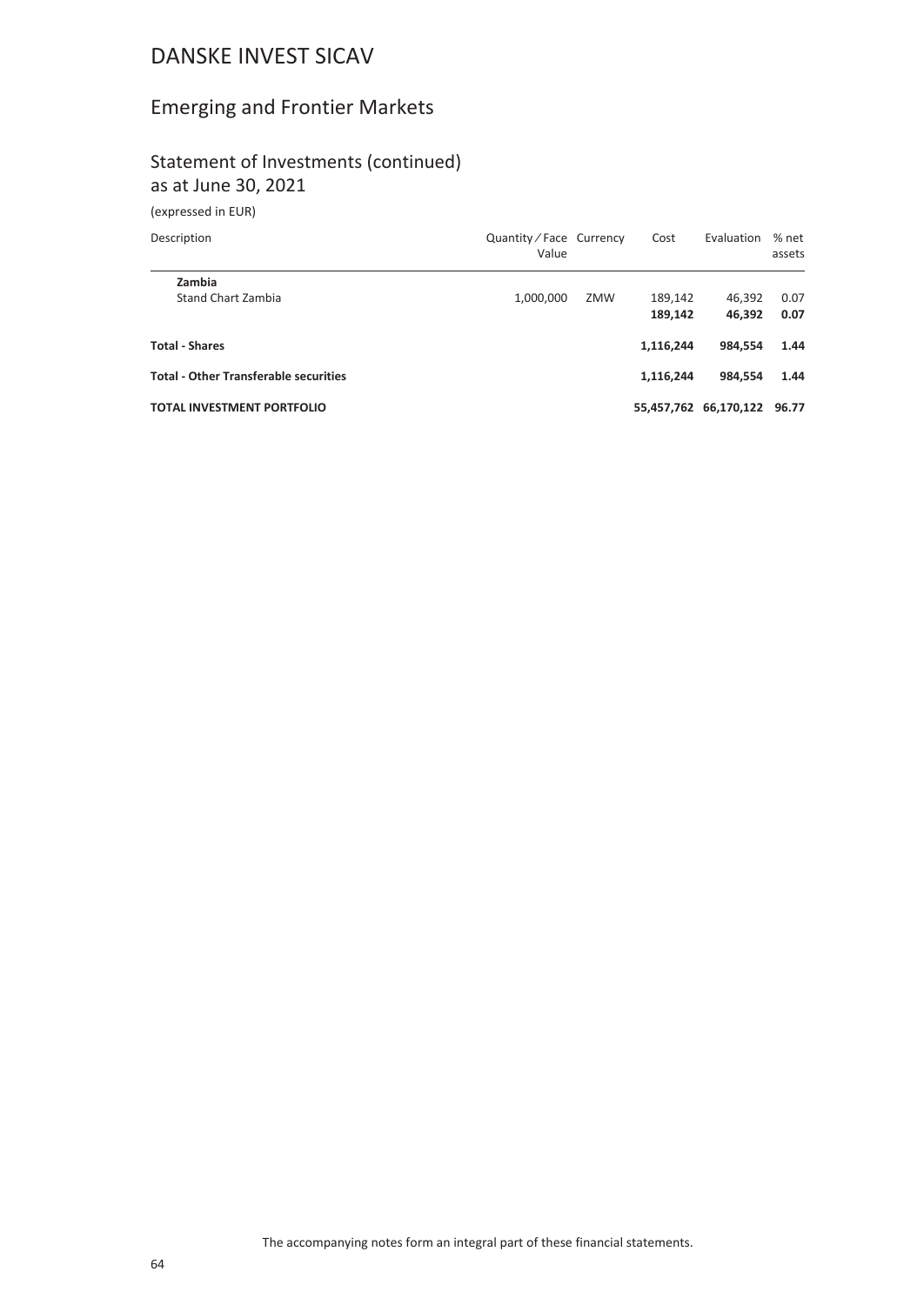# DANSKE INVEST SICAV

## Emerging and Frontier Markets

### Statement of Investments (continued)
as at June 30, 2021

(expressed in EUR)

| Description | Quantity / Face Value | Currency | Cost | Evaluation | % net assets |
|---|---|---|---|---|---|
| **Zambia** | | | | | |
| Stand Chart Zambia | 1,000,000 | ZMW | 189,142 | 46,392 | 0.07 |
| | | | **189,142** | **46,392** | **0.07** |
| **Total - Shares** | | | **1,116,244** | **984,554** | **1.44** |
| **Total - Other Transferable securities** | | | **1,116,244** | **984,554** | **1.44** |
| **TOTAL INVESTMENT PORTFOLIO** | | | **55,457,762** | **66,170,122** | **96.77** |

The accompanying notes form an integral part of these financial statements.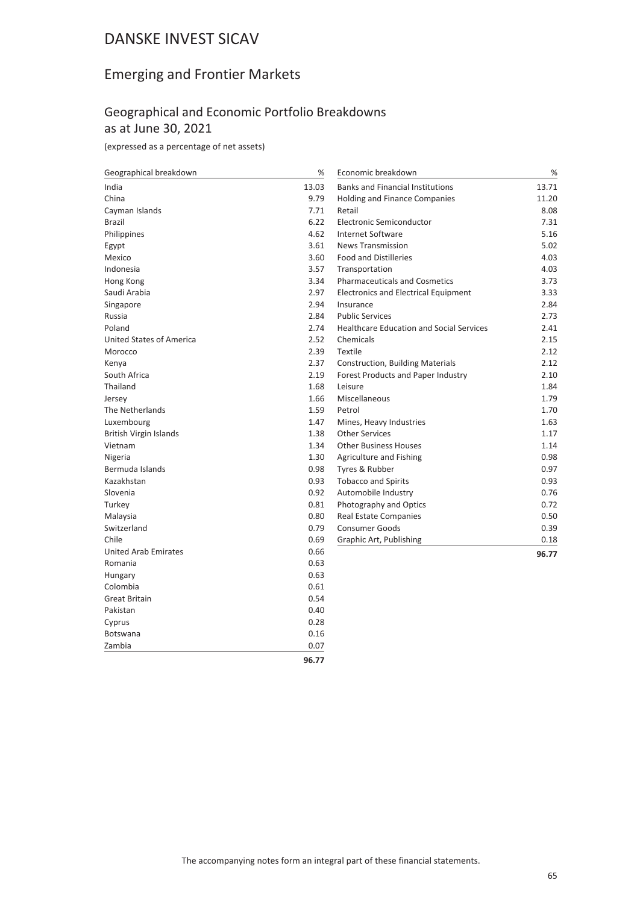# DANSKE INVEST SICAV

## Emerging and Frontier Markets

### Geographical and Economic Portfolio Breakdowns as at June 30, 2021

(expressed as a percentage of net assets)

| Geographical breakdown | % |
|---|---|
| India | 13.03 |
| China | 9.79 |
| Cayman Islands | 7.71 |
| Brazil | 6.22 |
| Philippines | 4.62 |
| Egypt | 3.61 |
| Mexico | 3.60 |
| Indonesia | 3.57 |
| Hong Kong | 3.34 |
| Saudi Arabia | 2.97 |
| Singapore | 2.94 |
| Russia | 2.84 |
| Poland | 2.74 |
| United States of America | 2.52 |
| Morocco | 2.39 |
| Kenya | 2.37 |
| South Africa | 2.19 |
| Thailand | 1.68 |
| Jersey | 1.66 |
| The Netherlands | 1.59 |
| Luxembourg | 1.47 |
| British Virgin Islands | 1.38 |
| Vietnam | 1.34 |
| Nigeria | 1.30 |
| Bermuda Islands | 0.98 |
| Kazakhstan | 0.93 |
| Slovenia | 0.92 |
| Turkey | 0.81 |
| Malaysia | 0.80 |
| Switzerland | 0.79 |
| Chile | 0.69 |
| United Arab Emirates | 0.66 |
| Romania | 0.63 |
| Hungary | 0.63 |
| Colombia | 0.61 |
| Great Britain | 0.54 |
| Pakistan | 0.40 |
| Cyprus | 0.28 |
| Botswana | 0.16 |
| Zambia | 0.07 |
| | **96.77** |

| Economic breakdown | % |
|---|---|
| Banks and Financial Institutions | 13.71 |
| Holding and Finance Companies | 11.20 |
| Retail | 8.08 |
| Electronic Semiconductor | 7.31 |
| Internet Software | 5.16 |
| News Transmission | 5.02 |
| Food and Distilleries | 4.03 |
| Transportation | 4.03 |
| Pharmaceuticals and Cosmetics | 3.73 |
| Electronics and Electrical Equipment | 3.33 |
| Insurance | 2.84 |
| Public Services | 2.73 |
| Healthcare Education and Social Services | 2.41 |
| Chemicals | 2.15 |
| Textile | 2.12 |
| Construction, Building Materials | 2.12 |
| Forest Products and Paper Industry | 2.10 |
| Leisure | 1.84 |
| Miscellaneous | 1.79 |
| Petrol | 1.70 |
| Mines, Heavy Industries | 1.63 |
| Other Services | 1.17 |
| Other Business Houses | 1.14 |
| Agriculture and Fishing | 0.98 |
| Tyres & Rubber | 0.97 |
| Tobacco and Spirits | 0.93 |
| Automobile Industry | 0.76 |
| Photography and Optics | 0.72 |
| Real Estate Companies | 0.50 |
| Consumer Goods | 0.39 |
| Graphic Art, Publishing | 0.18 |
| | **96.77** |

The accompanying notes form an integral part of these financial statements.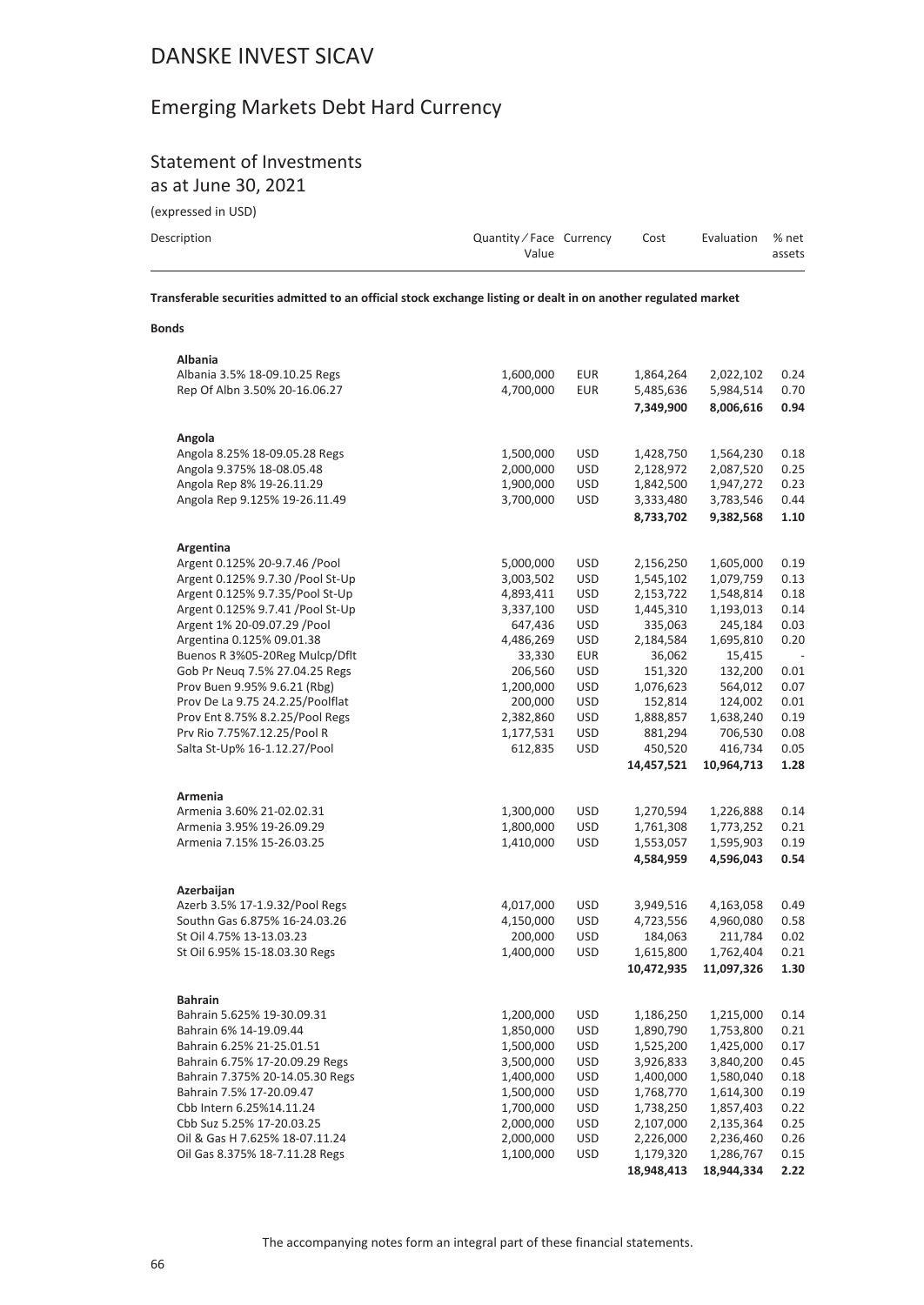# DANSKE INVEST SICAV

## Emerging Markets Debt Hard Currency

### Statement of Investments

as at June 30, 2021

(expressed in USD)

| Description | Quantity / Face Value | Currency | Cost | Evaluation | % net assets |
|---|---|---|---|---|---|

**Transferable securities admitted to an official stock exchange listing or dealt in on another regulated market**

**Bonds**

| Description | Quantity / Face Value | Currency | Cost | Evaluation | % net assets |
|---|---|---|---|---|---|
| **Albania** | | | | | |
| Albania 3.5% 18-09.10.25 Regs | 1,600,000 | EUR | 1,864,264 | 2,022,102 | 0.24 |
| Rep Of Albn 3.50% 20-16.06.27 | 4,700,000 | EUR | 5,485,636 | 5,984,514 | 0.70 |
| | | | **7,349,900** | **8,006,616** | **0.94** |
| **Angola** | | | | | |
| Angola 8.25% 18-09.05.28 Regs | 1,500,000 | USD | 1,428,750 | 1,564,230 | 0.18 |
| Angola 9.375% 18-08.05.48 | 2,000,000 | USD | 2,128,972 | 2,087,520 | 0.25 |
| Angola Rep 8% 19-26.11.29 | 1,900,000 | USD | 1,842,500 | 1,947,272 | 0.23 |
| Angola Rep 9.125% 19-26.11.49 | 3,700,000 | USD | 3,333,480 | 3,783,546 | 0.44 |
| | | | **8,733,702** | **9,382,568** | **1.10** |
| **Argentina** | | | | | |
| Argent 0.125% 20-9.7.46 /Pool | 5,000,000 | USD | 2,156,250 | 1,605,000 | 0.19 |
| Argent 0.125% 9.7.30 /Pool St-Up | 3,003,502 | USD | 1,545,102 | 1,079,759 | 0.13 |
| Argent 0.125% 9.7.35/Pool St-Up | 4,893,411 | USD | 2,153,722 | 1,548,814 | 0.18 |
| Argent 0.125% 9.7.41 /Pool St-Up | 3,337,100 | USD | 1,445,310 | 1,193,013 | 0.14 |
| Argent 1% 20-09.07.29 /Pool | 647,436 | USD | 335,063 | 245,184 | 0.03 |
| Argentina 0.125% 09.01.38 | 4,486,269 | USD | 2,184,584 | 1,695,810 | 0.20 |
| Buenos R 3%05-20Reg Mulcp/Dflt | 33,330 | EUR | 36,062 | 15,415 | - |
| Gob Pr Neuq 7.5% 27.04.25 Regs | 206,560 | USD | 151,320 | 132,200 | 0.01 |
| Prov Buen 9.95% 9.6.21 (Rbg) | 1,200,000 | USD | 1,076,623 | 564,012 | 0.07 |
| Prov De La 9.75 24.2.25/Poolflat | 200,000 | USD | 152,814 | 124,002 | 0.01 |
| Prov Ent 8.75% 8.2.25/Pool Regs | 2,382,860 | USD | 1,888,857 | 1,638,240 | 0.19 |
| Prv Rio 7.75%7.12.25/Pool R | 1,177,531 | USD | 881,294 | 706,530 | 0.08 |
| Salta St-Up% 16-1.12.27/Pool | 612,835 | USD | 450,520 | 416,734 | 0.05 |
| | | | **14,457,521** | **10,964,713** | **1.28** |
| **Armenia** | | | | | |
| Armenia 3.60% 21-02.02.31 | 1,300,000 | USD | 1,270,594 | 1,226,888 | 0.14 |
| Armenia 3.95% 19-26.09.29 | 1,800,000 | USD | 1,761,308 | 1,773,252 | 0.21 |
| Armenia 7.15% 15-26.03.25 | 1,410,000 | USD | 1,553,057 | 1,595,903 | 0.19 |
| | | | **4,584,959** | **4,596,043** | **0.54** |
| **Azerbaijan** | | | | | |
| Azerb 3.5% 17-1.9.32/Pool Regs | 4,017,000 | USD | 3,949,516 | 4,163,058 | 0.49 |
| Southn Gas 6.875% 16-24.03.26 | 4,150,000 | USD | 4,723,556 | 4,960,080 | 0.58 |
| St Oil 4.75% 13-13.03.23 | 200,000 | USD | 184,063 | 211,784 | 0.02 |
| St Oil 6.95% 15-18.03.30 Regs | 1,400,000 | USD | 1,615,800 | 1,762,404 | 0.21 |
| | | | **10,472,935** | **11,097,326** | **1.30** |
| **Bahrain** | | | | | |
| Bahrain 5.625% 19-30.09.31 | 1,200,000 | USD | 1,186,250 | 1,215,000 | 0.14 |
| Bahrain 6% 14-19.09.44 | 1,850,000 | USD | 1,890,790 | 1,753,800 | 0.21 |
| Bahrain 6.25% 21-25.01.51 | 1,500,000 | USD | 1,525,200 | 1,425,000 | 0.17 |
| Bahrain 6.75% 17-20.09.29 Regs | 3,500,000 | USD | 3,926,833 | 3,840,200 | 0.45 |
| Bahrain 7.375% 20-14.05.30 Regs | 1,400,000 | USD | 1,400,000 | 1,580,040 | 0.18 |
| Bahrain 7.5% 17-20.09.47 | 1,500,000 | USD | 1,768,770 | 1,614,300 | 0.19 |
| Cbb Intern 6.25%14.11.24 | 1,700,000 | USD | 1,738,250 | 1,857,403 | 0.22 |
| Cbb Suz 5.25% 17-20.03.25 | 2,000,000 | USD | 2,107,000 | 2,135,364 | 0.25 |
| Oil & Gas H 7.625% 18-07.11.24 | 2,000,000 | USD | 2,226,000 | 2,236,460 | 0.26 |
| Oil Gas 8.375% 18-7.11.28 Regs | 1,100,000 | USD | 1,179,320 | 1,286,767 | 0.15 |
| | | | **18,948,413** | **18,944,334** | **2.22** |

The accompanying notes form an integral part of these financial statements.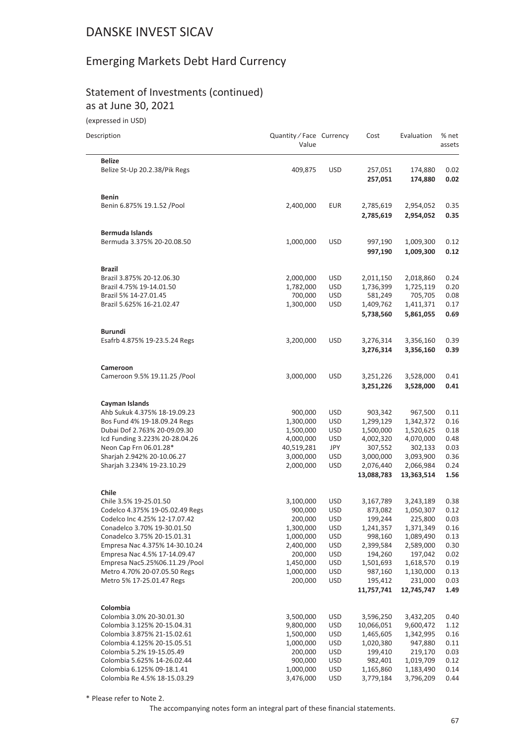# DANSKE INVEST SICAV

## Emerging Markets Debt Hard Currency

### Statement of Investments (continued)
as at June 30, 2021

(expressed in USD)

| Description | Quantity / Face Value | Currency | Cost | Evaluation | % net assets |
|---|---|---|---|---|---|
| **Belize** | | | | | |
| Belize St-Up 20.2.38/Pik Regs | 409,875 | USD | 257,051 | 174,880 | 0.02 |
| | | | **257,051** | **174,880** | **0.02** |
| **Benin** | | | | | |
| Benin 6.875% 19.1.52 /Pool | 2,400,000 | EUR | 2,785,619 | 2,954,052 | 0.35 |
| | | | **2,785,619** | **2,954,052** | **0.35** |
| **Bermuda Islands** | | | | | |
| Bermuda 3.375% 20-20.08.50 | 1,000,000 | USD | 997,190 | 1,009,300 | 0.12 |
| | | | **997,190** | **1,009,300** | **0.12** |
| **Brazil** | | | | | |
| Brazil 3.875% 20-12.06.30 | 2,000,000 | USD | 2,011,150 | 2,018,860 | 0.24 |
| Brazil 4.75% 19-14.01.50 | 1,782,000 | USD | 1,736,399 | 1,725,119 | 0.20 |
| Brazil 5% 14-27.01.45 | 700,000 | USD | 581,249 | 705,705 | 0.08 |
| Brazil 5.625% 16-21.02.47 | 1,300,000 | USD | 1,409,762 | 1,411,371 | 0.17 |
| | | | **5,738,560** | **5,861,055** | **0.69** |
| **Burundi** | | | | | |
| Esafrb 4.875% 19-23.5.24 Regs | 3,200,000 | USD | 3,276,314 | 3,356,160 | 0.39 |
| | | | **3,276,314** | **3,356,160** | **0.39** |
| **Cameroon** | | | | | |
| Cameroon 9.5% 19.11.25 /Pool | 3,000,000 | USD | 3,251,226 | 3,528,000 | 0.41 |
| | | | **3,251,226** | **3,528,000** | **0.41** |
| **Cayman Islands** | | | | | |
| Ahb Sukuk 4.375% 18-19.09.23 | 900,000 | USD | 903,342 | 967,500 | 0.11 |
| Bos Fund 4% 19-18.09.24 Regs | 1,300,000 | USD | 1,299,129 | 1,342,372 | 0.16 |
| Dubai Dof 2.763% 20-09.09.30 | 1,500,000 | USD | 1,500,000 | 1,520,625 | 0.18 |
| Icd Funding 3.223% 20-28.04.26 | 4,000,000 | USD | 4,002,320 | 4,070,000 | 0.48 |
| Neon Cap Frn 06.01.28* | 40,519,281 | JPY | 307,552 | 302,133 | 0.03 |
| Sharjah 2.942% 20-10.06.27 | 3,000,000 | USD | 3,000,000 | 3,093,900 | 0.36 |
| Sharjah 3.234% 19-23.10.29 | 2,000,000 | USD | 2,076,440 | 2,066,984 | 0.24 |
| | | | **13,088,783** | **13,363,514** | **1.56** |
| **Chile** | | | | | |
| Chile 3.5% 19-25.01.50 | 3,100,000 | USD | 3,167,789 | 3,243,189 | 0.38 |
| Codelco 4.375% 19-05.02.49 Regs | 900,000 | USD | 873,082 | 1,050,307 | 0.12 |
| Codelco Inc 4.25% 12-17.07.42 | 200,000 | USD | 199,244 | 225,800 | 0.03 |
| Conadelco 3.70% 19-30.01.50 | 1,300,000 | USD | 1,241,357 | 1,371,349 | 0.16 |
| Conadelco 3.75% 20-15.01.31 | 1,000,000 | USD | 998,160 | 1,089,490 | 0.13 |
| Empresa Nac 4.375% 14-30.10.24 | 2,400,000 | USD | 2,399,584 | 2,589,000 | 0.30 |
| Empresa Nac 4.5% 17-14.09.47 | 200,000 | USD | 194,260 | 197,042 | 0.02 |
| Empresa Nac5.25%06.11.29 /Pool | 1,450,000 | USD | 1,501,693 | 1,618,570 | 0.19 |
| Metro 4.70% 20-07.05.50 Regs | 1,000,000 | USD | 987,160 | 1,130,000 | 0.13 |
| Metro 5% 17-25.01.47 Regs | 200,000 | USD | 195,412 | 231,000 | 0.03 |
| | | | **11,757,741** | **12,745,747** | **1.49** |
| **Colombia** | | | | | |
| Colombia 3.0% 20-30.01.30 | 3,500,000 | USD | 3,596,250 | 3,432,205 | 0.40 |
| Colombia 3.125% 20-15.04.31 | 9,800,000 | USD | 10,066,051 | 9,600,472 | 1.12 |
| Colombia 3.875% 21-15.02.61 | 1,500,000 | USD | 1,465,605 | 1,342,995 | 0.16 |
| Colombia 4.125% 20-15.05.51 | 1,000,000 | USD | 1,020,380 | 947,880 | 0.11 |
| Colombia 5.2% 19-15.05.49 | 200,000 | USD | 199,410 | 219,170 | 0.03 |
| Colombia 5.625% 14-26.02.44 | 900,000 | USD | 982,401 | 1,019,709 | 0.12 |
| Colombia 6.125% 09-18.1.41 | 1,000,000 | USD | 1,165,860 | 1,183,490 | 0.14 |
| Colombia Re 4.5% 18-15.03.29 | 3,476,000 | USD | 3,779,184 | 3,796,209 | 0.44 |

\* Please refer to Note 2.

The accompanying notes form an integral part of these financial statements.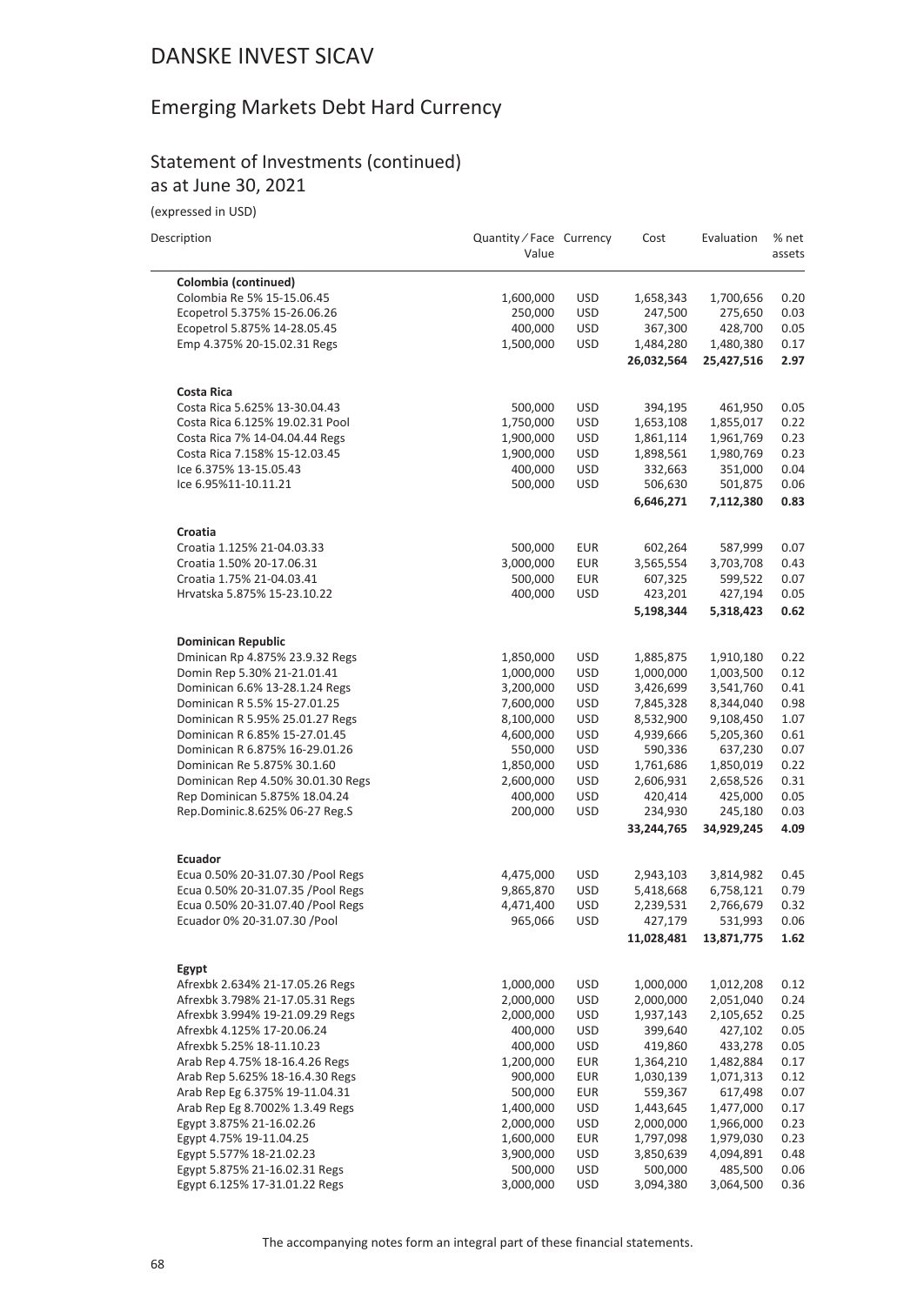# DANSKE INVEST SICAV

## Emerging Markets Debt Hard Currency

### Statement of Investments (continued)
as at June 30, 2021

(expressed in USD)

| Description | Quantity / Face Value | Currency | Cost | Evaluation | % net assets |
|---|---|---|---|---|---|
| **Colombia (continued)** | | | | | |
| Colombia Re 5% 15-15.06.45 | 1,600,000 | USD | 1,658,343 | 1,700,656 | 0.20 |
| Ecopetrol 5.375% 15-26.06.26 | 250,000 | USD | 247,500 | 275,650 | 0.03 |
| Ecopetrol 5.875% 14-28.05.45 | 400,000 | USD | 367,300 | 428,700 | 0.05 |
| Emp 4.375% 20-15.02.31 Regs | 1,500,000 | USD | 1,484,280 | 1,480,380 | 0.17 |
| | | | **26,032,564** | **25,427,516** | **2.97** |
| **Costa Rica** | | | | | |
| Costa Rica 5.625% 13-30.04.43 | 500,000 | USD | 394,195 | 461,950 | 0.05 |
| Costa Rica 6.125% 19.02.31 Pool | 1,750,000 | USD | 1,653,108 | 1,855,017 | 0.22 |
| Costa Rica 7% 14-04.04.44 Regs | 1,900,000 | USD | 1,861,114 | 1,961,769 | 0.23 |
| Costa Rica 7.158% 15-12.03.45 | 1,900,000 | USD | 1,898,561 | 1,980,769 | 0.23 |
| Ice 6.375% 13-15.05.43 | 400,000 | USD | 332,663 | 351,000 | 0.04 |
| Ice 6.95%11-10.11.21 | 500,000 | USD | 506,630 | 501,875 | 0.06 |
| | | | **6,646,271** | **7,112,380** | **0.83** |
| **Croatia** | | | | | |
| Croatia 1.125% 21-04.03.33 | 500,000 | EUR | 602,264 | 587,999 | 0.07 |
| Croatia 1.50% 20-17.06.31 | 3,000,000 | EUR | 3,565,554 | 3,703,708 | 0.43 |
| Croatia 1.75% 21-04.03.41 | 500,000 | EUR | 607,325 | 599,522 | 0.07 |
| Hrvatska 5.875% 15-23.10.22 | 400,000 | USD | 423,201 | 427,194 | 0.05 |
| | | | **5,198,344** | **5,318,423** | **0.62** |
| **Dominican Republic** | | | | | |
| Dminican Rp 4.875% 23.9.32 Regs | 1,850,000 | USD | 1,885,875 | 1,910,180 | 0.22 |
| Domin Rep 5.30% 21-21.01.41 | 1,000,000 | USD | 1,000,000 | 1,003,500 | 0.12 |
| Dominican 6.6% 13-28.1.24 Regs | 3,200,000 | USD | 3,426,699 | 3,541,760 | 0.41 |
| Dominican R 5.5% 15-27.01.25 | 7,600,000 | USD | 7,845,328 | 8,344,040 | 0.98 |
| Dominican R 5.95% 25.01.27 Regs | 8,100,000 | USD | 8,532,900 | 9,108,450 | 1.07 |
| Dominican R 6.85% 15-27.01.45 | 4,600,000 | USD | 4,939,666 | 5,205,360 | 0.61 |
| Dominican R 6.875% 16-29.01.26 | 550,000 | USD | 590,336 | 637,230 | 0.07 |
| Dominican Re 5.875% 30.1.60 | 1,850,000 | USD | 1,761,686 | 1,850,019 | 0.22 |
| Dominican Rep 4.50% 30.01.30 Regs | 2,600,000 | USD | 2,606,931 | 2,658,526 | 0.31 |
| Rep Dominican 5.875% 18.04.24 | 400,000 | USD | 420,414 | 425,000 | 0.05 |
| Rep.Dominic.8.625% 06-27 Reg.S | 200,000 | USD | 234,930 | 245,180 | 0.03 |
| | | | **33,244,765** | **34,929,245** | **4.09** |
| **Ecuador** | | | | | |
| Ecua 0.50% 20-31.07.30 /Pool Regs | 4,475,000 | USD | 2,943,103 | 3,814,982 | 0.45 |
| Ecua 0.50% 20-31.07.35 /Pool Regs | 9,865,870 | USD | 5,418,668 | 6,758,121 | 0.79 |
| Ecua 0.50% 20-31.07.40 /Pool Regs | 4,471,400 | USD | 2,239,531 | 2,766,679 | 0.32 |
| Ecuador 0% 20-31.07.30 /Pool | 965,066 | USD | 427,179 | 531,993 | 0.06 |
| | | | **11,028,481** | **13,871,775** | **1.62** |
| **Egypt** | | | | | |
| Afrexbk 2.634% 21-17.05.26 Regs | 1,000,000 | USD | 1,000,000 | 1,012,208 | 0.12 |
| Afrexbk 3.798% 21-17.05.31 Regs | 2,000,000 | USD | 2,000,000 | 2,051,040 | 0.24 |
| Afrexbk 3.994% 19-21.09.29 Regs | 2,000,000 | USD | 1,937,143 | 2,105,652 | 0.25 |
| Afrexbk 4.125% 17-20.06.24 | 400,000 | USD | 399,640 | 427,102 | 0.05 |
| Afrexbk 5.25% 18-11.10.23 | 400,000 | USD | 419,860 | 433,278 | 0.05 |
| Arab Rep 4.75% 18-16.4.26 Regs | 1,200,000 | EUR | 1,364,210 | 1,482,884 | 0.17 |
| Arab Rep 5.625% 18-16.4.30 Regs | 900,000 | EUR | 1,030,139 | 1,071,313 | 0.12 |
| Arab Rep Eg 6.375% 19-11.04.31 | 500,000 | EUR | 559,367 | 617,498 | 0.07 |
| Arab Rep Eg 8.7002% 1.3.49 Regs | 1,400,000 | USD | 1,443,645 | 1,477,000 | 0.17 |
| Egypt 3.875% 21-16.02.26 | 2,000,000 | USD | 2,000,000 | 1,966,000 | 0.23 |
| Egypt 4.75% 19-11.04.25 | 1,600,000 | EUR | 1,797,098 | 1,979,030 | 0.23 |
| Egypt 5.577% 18-21.02.23 | 3,900,000 | USD | 3,850,639 | 4,094,891 | 0.48 |
| Egypt 5.875% 21-16.02.31 Regs | 500,000 | USD | 500,000 | 485,500 | 0.06 |
| Egypt 6.125% 17-31.01.22 Regs | 3,000,000 | USD | 3,094,380 | 3,064,500 | 0.36 |

The accompanying notes form an integral part of these financial statements.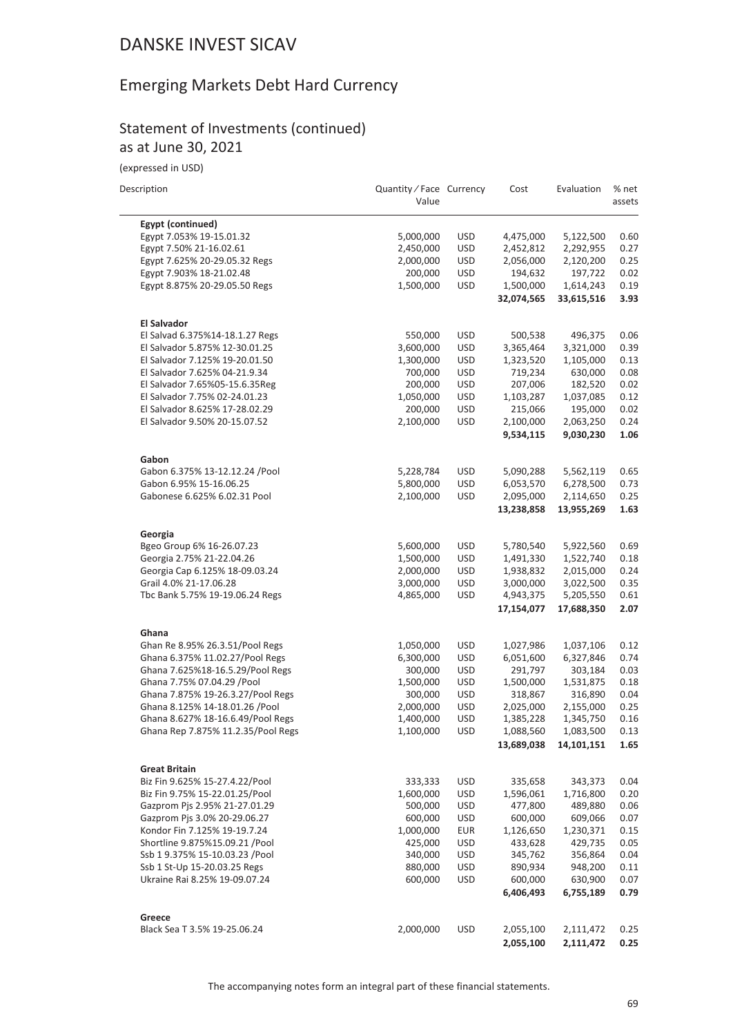# DANSKE INVEST SICAV

## Emerging Markets Debt Hard Currency

### Statement of Investments (continued)
as at June 30, 2021

(expressed in USD)

| Description | Quantity ⁄ Face Value | Currency | Cost | Evaluation | % net assets |
|---|---|---|---|---|---|
| **Egypt (continued)** | | | | | |
| Egypt 7.053% 19-15.01.32 | 5,000,000 | USD | 4,475,000 | 5,122,500 | 0.60 |
| Egypt 7.50% 21-16.02.61 | 2,450,000 | USD | 2,452,812 | 2,292,955 | 0.27 |
| Egypt 7.625% 20-29.05.32 Regs | 2,000,000 | USD | 2,056,000 | 2,120,200 | 0.25 |
| Egypt 7.903% 18-21.02.48 | 200,000 | USD | 194,632 | 197,722 | 0.02 |
| Egypt 8.875% 20-29.05.50 Regs | 1,500,000 | USD | 1,500,000 | 1,614,243 | 0.19 |
| | | | **32,074,565** | **33,615,516** | **3.93** |
| **El Salvador** | | | | | |
| El Salvad 6.375%14-18.1.27 Regs | 550,000 | USD | 500,538 | 496,375 | 0.06 |
| El Salvador 5.875% 12-30.01.25 | 3,600,000 | USD | 3,365,464 | 3,321,000 | 0.39 |
| El Salvador 7.125% 19-20.01.50 | 1,300,000 | USD | 1,323,520 | 1,105,000 | 0.13 |
| El Salvador 7.625% 04-21.9.34 | 700,000 | USD | 719,234 | 630,000 | 0.08 |
| El Salvador 7.65%05-15.6.35Reg | 200,000 | USD | 207,006 | 182,520 | 0.02 |
| El Salvador 7.75% 02-24.01.23 | 1,050,000 | USD | 1,103,287 | 1,037,085 | 0.12 |
| El Salvador 8.625% 17-28.02.29 | 200,000 | USD | 215,066 | 195,000 | 0.02 |
| El Salvador 9.50% 20-15.07.52 | 2,100,000 | USD | 2,100,000 | 2,063,250 | 0.24 |
| | | | **9,534,115** | **9,030,230** | **1.06** |
| **Gabon** | | | | | |
| Gabon 6.375% 13-12.12.24 /Pool | 5,228,784 | USD | 5,090,288 | 5,562,119 | 0.65 |
| Gabon 6.95% 15-16.06.25 | 5,800,000 | USD | 6,053,570 | 6,278,500 | 0.73 |
| Gabonese 6.625% 6.02.31 Pool | 2,100,000 | USD | 2,095,000 | 2,114,650 | 0.25 |
| | | | **13,238,858** | **13,955,269** | **1.63** |
| **Georgia** | | | | | |
| Bgeo Group 6% 16-26.07.23 | 5,600,000 | USD | 5,780,540 | 5,922,560 | 0.69 |
| Georgia 2.75% 21-22.04.26 | 1,500,000 | USD | 1,491,330 | 1,522,740 | 0.18 |
| Georgia Cap 6.125% 18-09.03.24 | 2,000,000 | USD | 1,938,832 | 2,015,000 | 0.24 |
| Grail 4.0% 21-17.06.28 | 3,000,000 | USD | 3,000,000 | 3,022,500 | 0.35 |
| Tbc Bank 5.75% 19-19.06.24 Regs | 4,865,000 | USD | 4,943,375 | 5,205,550 | 0.61 |
| | | | **17,154,077** | **17,688,350** | **2.07** |
| **Ghana** | | | | | |
| Ghan Re 8.95% 26.3.51/Pool Regs | 1,050,000 | USD | 1,027,986 | 1,037,106 | 0.12 |
| Ghana 6.375% 11.02.27/Pool Regs | 6,300,000 | USD | 6,051,600 | 6,327,846 | 0.74 |
| Ghana 7.625%18-16.5.29/Pool Regs | 300,000 | USD | 291,797 | 303,184 | 0.03 |
| Ghana 7.75% 07.04.29 /Pool | 1,500,000 | USD | 1,500,000 | 1,531,875 | 0.18 |
| Ghana 7.875% 19-26.3.27/Pool Regs | 300,000 | USD | 318,867 | 316,890 | 0.04 |
| Ghana 8.125% 14-18.01.26 /Pool | 2,000,000 | USD | 2,025,000 | 2,155,000 | 0.25 |
| Ghana 8.627% 18-16.6.49/Pool Regs | 1,400,000 | USD | 1,385,228 | 1,345,750 | 0.16 |
| Ghana Rep 7.875% 11.2.35/Pool Regs | 1,100,000 | USD | 1,088,560 | 1,083,500 | 0.13 |
| | | | **13,689,038** | **14,101,151** | **1.65** |
| **Great Britain** | | | | | |
| Biz Fin 9.625% 15-27.4.22/Pool | 333,333 | USD | 335,658 | 343,373 | 0.04 |
| Biz Fin 9.75% 15-22.01.25/Pool | 1,600,000 | USD | 1,596,061 | 1,716,800 | 0.20 |
| Gazprom Pjs 2.95% 21-27.01.29 | 500,000 | USD | 477,800 | 489,880 | 0.06 |
| Gazprom Pjs 3.0% 20-29.06.27 | 600,000 | USD | 600,000 | 609,066 | 0.07 |
| Kondor Fin 7.125% 19-19.7.24 | 1,000,000 | EUR | 1,126,650 | 1,230,371 | 0.15 |
| Shortline 9.875%15.09.21 /Pool | 425,000 | USD | 433,628 | 429,735 | 0.05 |
| Ssb 1 9.375% 15-10.03.23 /Pool | 340,000 | USD | 345,762 | 356,864 | 0.04 |
| Ssb 1 St-Up 15-20.03.25 Regs | 880,000 | USD | 890,934 | 948,200 | 0.11 |
| Ukraine Rai 8.25% 19-09.07.24 | 600,000 | USD | 600,000 | 630,900 | 0.07 |
| | | | **6,406,493** | **6,755,189** | **0.79** |
| **Greece** | | | | | |
| Black Sea T 3.5% 19-25.06.24 | 2,000,000 | USD | 2,055,100 | 2,111,472 | 0.25 |
| | | | **2,055,100** | **2,111,472** | **0.25** |

The accompanying notes form an integral part of these financial statements.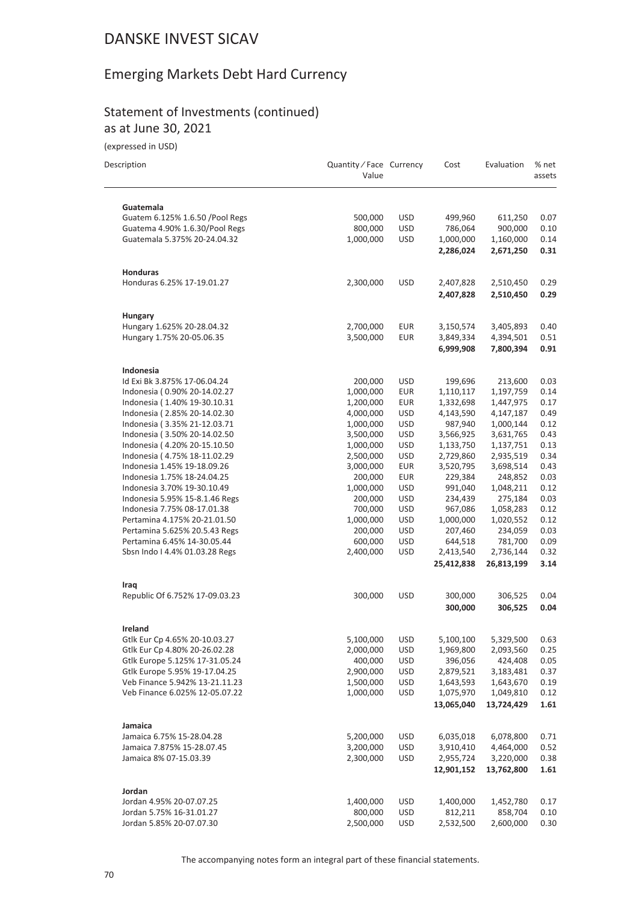# DANSKE INVEST SICAV

## Emerging Markets Debt Hard Currency

### Statement of Investments (continued)
as at June 30, 2021

(expressed in USD)

| Description | Quantity / Face Value | Currency | Cost | Evaluation | % net assets |
|---|---|---|---|---|---|
| **Guatemala** | | | | | |
| Guatem 6.125% 1.6.50 /Pool Regs | 500,000 | USD | 499,960 | 611,250 | 0.07 |
| Guatema 4.90% 1.6.30/Pool Regs | 800,000 | USD | 786,064 | 900,000 | 0.10 |
| Guatemala 5.375% 20-24.04.32 | 1,000,000 | USD | 1,000,000 | 1,160,000 | 0.14 |
| | | | **2,286,024** | **2,671,250** | **0.31** |
| **Honduras** | | | | | |
| Honduras 6.25% 17-19.01.27 | 2,300,000 | USD | 2,407,828 | 2,510,450 | 0.29 |
| | | | **2,407,828** | **2,510,450** | **0.29** |
| **Hungary** | | | | | |
| Hungary 1.625% 20-28.04.32 | 2,700,000 | EUR | 3,150,574 | 3,405,893 | 0.40 |
| Hungary 1.75% 20-05.06.35 | 3,500,000 | EUR | 3,849,334 | 4,394,501 | 0.51 |
| | | | **6,999,908** | **7,800,394** | **0.91** |
| **Indonesia** | | | | | |
| Id Exi Bk 3.875% 17-06.04.24 | 200,000 | USD | 199,696 | 213,600 | 0.03 |
| Indonesia ( 0.90% 20-14.02.27 | 1,000,000 | EUR | 1,110,117 | 1,197,759 | 0.14 |
| Indonesia ( 1.40% 19-30.10.31 | 1,200,000 | EUR | 1,332,698 | 1,447,975 | 0.17 |
| Indonesia ( 2.85% 20-14.02.30 | 4,000,000 | USD | 4,143,590 | 4,147,187 | 0.49 |
| Indonesia ( 3.35% 21-12.03.71 | 1,000,000 | USD | 987,940 | 1,000,144 | 0.12 |
| Indonesia ( 3.50% 20-14.02.50 | 3,500,000 | USD | 3,566,925 | 3,631,765 | 0.43 |
| Indonesia ( 4.20% 20-15.10.50 | 1,000,000 | USD | 1,133,750 | 1,137,751 | 0.13 |
| Indonesia ( 4.75% 18-11.02.29 | 2,500,000 | USD | 2,729,860 | 2,935,519 | 0.34 |
| Indonesia 1.45% 19-18.09.26 | 3,000,000 | EUR | 3,520,795 | 3,698,514 | 0.43 |
| Indonesia 1.75% 18-24.04.25 | 200,000 | EUR | 229,384 | 248,852 | 0.03 |
| Indonesia 3.70% 19-30.10.49 | 1,000,000 | USD | 991,040 | 1,048,211 | 0.12 |
| Indonesia 5.95% 15-8.1.46 Regs | 200,000 | USD | 234,439 | 275,184 | 0.03 |
| Indonesia 7.75% 08-17.01.38 | 700,000 | USD | 967,086 | 1,058,283 | 0.12 |
| Pertamina 4.175% 20-21.01.50 | 1,000,000 | USD | 1,000,000 | 1,020,552 | 0.12 |
| Pertamina 5.625% 20.5.43 Regs | 200,000 | USD | 207,460 | 234,059 | 0.03 |
| Pertamina 6.45% 14-30.05.44 | 600,000 | USD | 644,518 | 781,700 | 0.09 |
| Sbsn Indo I 4.4% 01.03.28 Regs | 2,400,000 | USD | 2,413,540 | 2,736,144 | 0.32 |
| | | | **25,412,838** | **26,813,199** | **3.14** |
| **Iraq** | | | | | |
| Republic Of 6.752% 17-09.03.23 | 300,000 | USD | 300,000 | 306,525 | 0.04 |
| | | | **300,000** | **306,525** | **0.04** |
| **Ireland** | | | | | |
| Gtlk Eur Cp 4.65% 20-10.03.27 | 5,100,000 | USD | 5,100,100 | 5,329,500 | 0.63 |
| Gtlk Eur Cp 4.80% 20-26.02.28 | 2,000,000 | USD | 1,969,800 | 2,093,560 | 0.25 |
| Gtlk Europe 5.125% 17-31.05.24 | 400,000 | USD | 396,056 | 424,408 | 0.05 |
| Gtlk Europe 5.95% 19-17.04.25 | 2,900,000 | USD | 2,879,521 | 3,183,481 | 0.37 |
| Veb Finance 5.942% 13-21.11.23 | 1,500,000 | USD | 1,643,593 | 1,643,670 | 0.19 |
| Veb Finance 6.025% 12-05.07.22 | 1,000,000 | USD | 1,075,970 | 1,049,810 | 0.12 |
| | | | **13,065,040** | **13,724,429** | **1.61** |
| **Jamaica** | | | | | |
| Jamaica 6.75% 15-28.04.28 | 5,200,000 | USD | 6,035,018 | 6,078,800 | 0.71 |
| Jamaica 7.875% 15-28.07.45 | 3,200,000 | USD | 3,910,410 | 4,464,000 | 0.52 |
| Jamaica 8% 07-15.03.39 | 2,300,000 | USD | 2,955,724 | 3,220,000 | 0.38 |
| | | | **12,901,152** | **13,762,800** | **1.61** |
| **Jordan** | | | | | |
| Jordan 4.95% 20-07.07.25 | 1,400,000 | USD | 1,400,000 | 1,452,780 | 0.17 |
| Jordan 5.75% 16-31.01.27 | 800,000 | USD | 812,211 | 858,704 | 0.10 |
| Jordan 5.85% 20-07.07.30 | 2,500,000 | USD | 2,532,500 | 2,600,000 | 0.30 |

The accompanying notes form an integral part of these financial statements.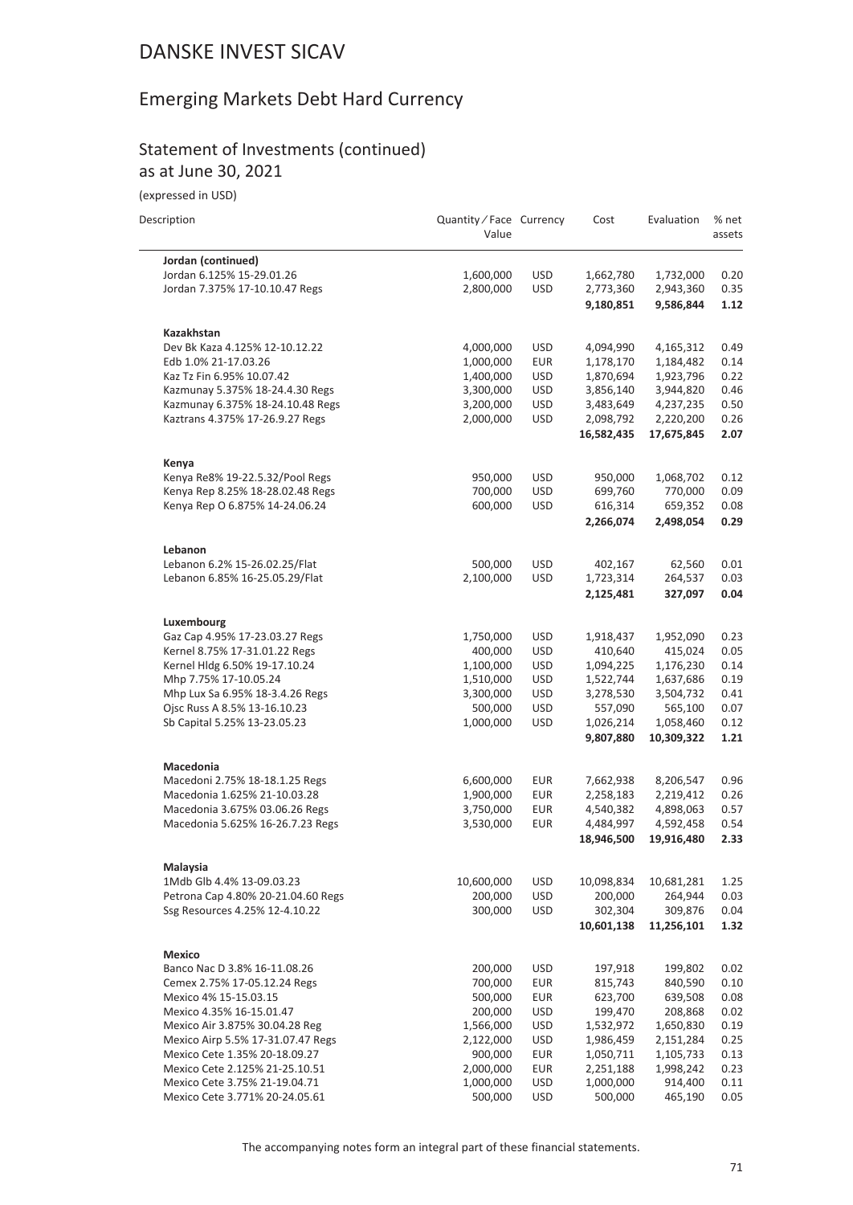# DANSKE INVEST SICAV

## Emerging Markets Debt Hard Currency

### Statement of Investments (continued)
as at June 30, 2021

(expressed in USD)

| Description | Quantity / Face Value | Currency | Cost | Evaluation | % net assets |
|---|---|---|---|---|---|
| **Jordan (continued)** | | | | | |
| Jordan 6.125% 15-29.01.26 | 1,600,000 | USD | 1,662,780 | 1,732,000 | 0.20 |
| Jordan 7.375% 17-10.10.47 Regs | 2,800,000 | USD | 2,773,360 | 2,943,360 | 0.35 |
| | | | **9,180,851** | **9,586,844** | **1.12** |
| **Kazakhstan** | | | | | |
| Dev Bk Kaza 4.125% 12-10.12.22 | 4,000,000 | USD | 4,094,990 | 4,165,312 | 0.49 |
| Edb 1.0% 21-17.03.26 | 1,000,000 | EUR | 1,178,170 | 1,184,482 | 0.14 |
| Kaz Tz Fin 6.95% 10.07.42 | 1,400,000 | USD | 1,870,694 | 1,923,796 | 0.22 |
| Kazmunay 5.375% 18-24.4.30 Regs | 3,300,000 | USD | 3,856,140 | 3,944,820 | 0.46 |
| Kazmunay 6.375% 18-24.10.48 Regs | 3,200,000 | USD | 3,483,649 | 4,237,235 | 0.50 |
| Kaztrans 4.375% 17-26.9.27 Regs | 2,000,000 | USD | 2,098,792 | 2,220,200 | 0.26 |
| | | | **16,582,435** | **17,675,845** | **2.07** |
| **Kenya** | | | | | |
| Kenya Re8% 19-22.5.32/Pool Regs | 950,000 | USD | 950,000 | 1,068,702 | 0.12 |
| Kenya Rep 8.25% 18-28.02.48 Regs | 700,000 | USD | 699,760 | 770,000 | 0.09 |
| Kenya Rep O 6.875% 14-24.06.24 | 600,000 | USD | 616,314 | 659,352 | 0.08 |
| | | | **2,266,074** | **2,498,054** | **0.29** |
| **Lebanon** | | | | | |
| Lebanon 6.2% 15-26.02.25/Flat | 500,000 | USD | 402,167 | 62,560 | 0.01 |
| Lebanon 6.85% 16-25.05.29/Flat | 2,100,000 | USD | 1,723,314 | 264,537 | 0.03 |
| | | | **2,125,481** | **327,097** | **0.04** |
| **Luxembourg** | | | | | |
| Gaz Cap 4.95% 17-23.03.27 Regs | 1,750,000 | USD | 1,918,437 | 1,952,090 | 0.23 |
| Kernel 8.75% 17-31.01.22 Regs | 400,000 | USD | 410,640 | 415,024 | 0.05 |
| Kernel Hldg 6.50% 19-17.10.24 | 1,100,000 | USD | 1,094,225 | 1,176,230 | 0.14 |
| Mhp 7.75% 17-10.05.24 | 1,510,000 | USD | 1,522,744 | 1,637,686 | 0.19 |
| Mhp Lux Sa 6.95% 18-3.4.26 Regs | 3,300,000 | USD | 3,278,530 | 3,504,732 | 0.41 |
| Ojsc Russ A 8.5% 13-16.10.23 | 500,000 | USD | 557,090 | 565,100 | 0.07 |
| Sb Capital 5.25% 13-23.05.23 | 1,000,000 | USD | 1,026,214 | 1,058,460 | 0.12 |
| | | | **9,807,880** | **10,309,322** | **1.21** |
| **Macedonia** | | | | | |
| Macedoni 2.75% 18-18.1.25 Regs | 6,600,000 | EUR | 7,662,938 | 8,206,547 | 0.96 |
| Macedonia 1.625% 21-10.03.28 | 1,900,000 | EUR | 2,258,183 | 2,219,412 | 0.26 |
| Macedonia 3.675% 03.06.26 Regs | 3,750,000 | EUR | 4,540,382 | 4,898,063 | 0.57 |
| Macedonia 5.625% 16-26.7.23 Regs | 3,530,000 | EUR | 4,484,997 | 4,592,458 | 0.54 |
| | | | **18,946,500** | **19,916,480** | **2.33** |
| **Malaysia** | | | | | |
| 1Mdb Glb 4.4% 13-09.03.23 | 10,600,000 | USD | 10,098,834 | 10,681,281 | 1.25 |
| Petrona Cap 4.80% 20-21.04.60 Regs | 200,000 | USD | 200,000 | 264,944 | 0.03 |
| Ssg Resources 4.25% 12-4.10.22 | 300,000 | USD | 302,304 | 309,876 | 0.04 |
| | | | **10,601,138** | **11,256,101** | **1.32** |
| **Mexico** | | | | | |
| Banco Nac D 3.8% 16-11.08.26 | 200,000 | USD | 197,918 | 199,802 | 0.02 |
| Cemex 2.75% 17-05.12.24 Regs | 700,000 | EUR | 815,743 | 840,590 | 0.10 |
| Mexico 4% 15-15.03.15 | 500,000 | EUR | 623,700 | 639,508 | 0.08 |
| Mexico 4.35% 16-15.01.47 | 200,000 | USD | 199,470 | 208,868 | 0.02 |
| Mexico Air 3.875% 30.04.28 Reg | 1,566,000 | USD | 1,532,972 | 1,650,830 | 0.19 |
| Mexico Airp 5.5% 17-31.07.47 Regs | 2,122,000 | USD | 1,986,459 | 2,151,284 | 0.25 |
| Mexico Cete 1.35% 20-18.09.27 | 900,000 | EUR | 1,050,711 | 1,105,733 | 0.13 |
| Mexico Cete 2.125% 21-25.10.51 | 2,000,000 | EUR | 2,251,188 | 1,998,242 | 0.23 |
| Mexico Cete 3.75% 21-19.04.71 | 1,000,000 | USD | 1,000,000 | 914,400 | 0.11 |
| Mexico Cete 3.771% 20-24.05.61 | 500,000 | USD | 500,000 | 465,190 | 0.05 |

The accompanying notes form an integral part of these financial statements.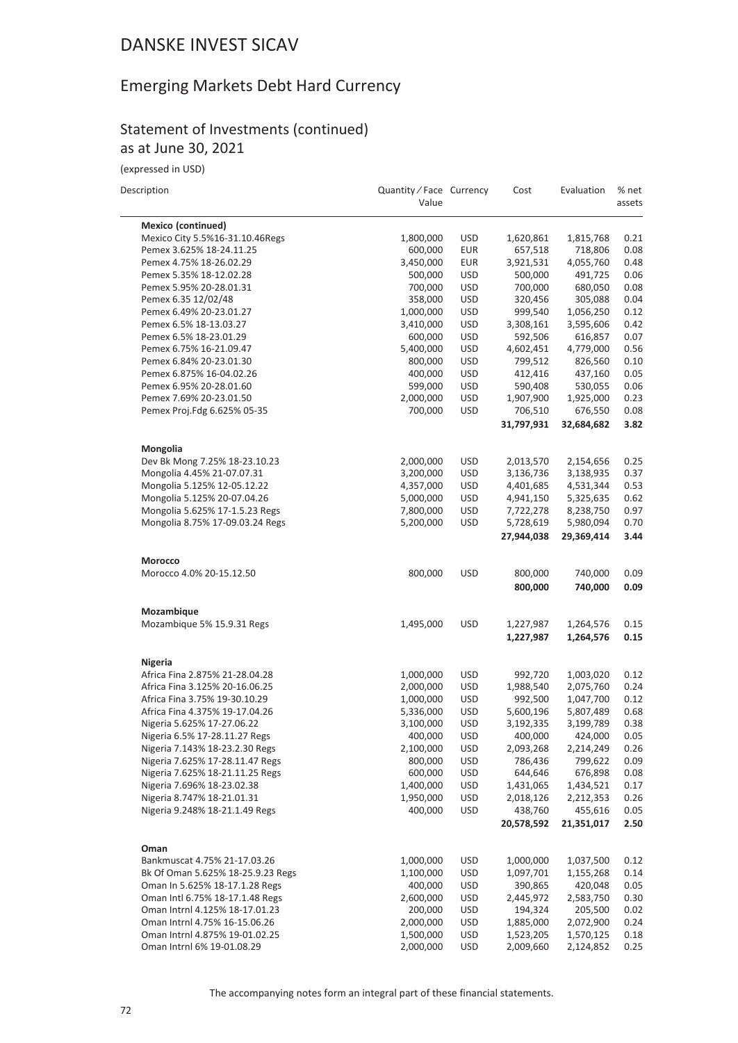# DANSKE INVEST SICAV

## Emerging Markets Debt Hard Currency

### Statement of Investments (continued)
as at June 30, 2021

(expressed in USD)

| Description | Quantity / Face Value | Currency | Cost | Evaluation | % net assets |
|---|---|---|---|---|---|
| **Mexico (continued)** | | | | | |
| Mexico City 5.5%16-31.10.46Regs | 1,800,000 | USD | 1,620,861 | 1,815,768 | 0.21 |
| Pemex 3.625% 18-24.11.25 | 600,000 | EUR | 657,518 | 718,806 | 0.08 |
| Pemex 4.75% 18-26.02.29 | 3,450,000 | EUR | 3,921,531 | 4,055,760 | 0.48 |
| Pemex 5.35% 18-12.02.28 | 500,000 | USD | 500,000 | 491,725 | 0.06 |
| Pemex 5.95% 20-28.01.31 | 700,000 | USD | 700,000 | 680,050 | 0.08 |
| Pemex 6.35 12/02/48 | 358,000 | USD | 320,456 | 305,088 | 0.04 |
| Pemex 6.49% 20-23.01.27 | 1,000,000 | USD | 999,540 | 1,056,250 | 0.12 |
| Pemex 6.5% 18-13.03.27 | 3,410,000 | USD | 3,308,161 | 3,595,606 | 0.42 |
| Pemex 6.5% 18-23.01.29 | 600,000 | USD | 592,506 | 616,857 | 0.07 |
| Pemex 6.75% 16-21.09.47 | 5,400,000 | USD | 4,602,451 | 4,779,000 | 0.56 |
| Pemex 6.84% 20-23.01.30 | 800,000 | USD | 799,512 | 826,560 | 0.10 |
| Pemex 6.875% 16-04.02.26 | 400,000 | USD | 412,416 | 437,160 | 0.05 |
| Pemex 6.95% 20-28.01.60 | 599,000 | USD | 590,408 | 530,055 | 0.06 |
| Pemex 7.69% 20-23.01.50 | 2,000,000 | USD | 1,907,900 | 1,925,000 | 0.23 |
| Pemex Proj.Fdg 6.625% 05-35 | 700,000 | USD | 706,510 | 676,550 | 0.08 |
| | | | **31,797,931** | **32,684,682** | **3.82** |
| **Mongolia** | | | | | |
| Dev Bk Mong 7.25% 18-23.10.23 | 2,000,000 | USD | 2,013,570 | 2,154,656 | 0.25 |
| Mongolia 4.45% 21-07.07.31 | 3,200,000 | USD | 3,136,736 | 3,138,935 | 0.37 |
| Mongolia 5.125% 12-05.12.22 | 4,357,000 | USD | 4,401,685 | 4,531,344 | 0.53 |
| Mongolia 5.125% 20-07.04.26 | 5,000,000 | USD | 4,941,150 | 5,325,635 | 0.62 |
| Mongolia 5.625% 17-1.5.23 Regs | 7,800,000 | USD | 7,722,278 | 8,238,750 | 0.97 |
| Mongolia 8.75% 17-09.03.24 Regs | 5,200,000 | USD | 5,728,619 | 5,980,094 | 0.70 |
| | | | **27,944,038** | **29,369,414** | **3.44** |
| **Morocco** | | | | | |
| Morocco 4.0% 20-15.12.50 | 800,000 | USD | 800,000 | 740,000 | 0.09 |
| | | | **800,000** | **740,000** | **0.09** |
| **Mozambique** | | | | | |
| Mozambique 5% 15.9.31 Regs | 1,495,000 | USD | 1,227,987 | 1,264,576 | 0.15 |
| | | | **1,227,987** | **1,264,576** | **0.15** |
| **Nigeria** | | | | | |
| Africa Fina 2.875% 21-28.04.28 | 1,000,000 | USD | 992,720 | 1,003,020 | 0.12 |
| Africa Fina 3.125% 20-16.06.25 | 2,000,000 | USD | 1,988,540 | 2,075,760 | 0.24 |
| Africa Fina 3.75% 19-30.10.29 | 1,000,000 | USD | 992,500 | 1,047,700 | 0.12 |
| Africa Fina 4.375% 19-17.04.26 | 5,336,000 | USD | 5,600,196 | 5,807,489 | 0.68 |
| Nigeria 5.625% 17-27.06.22 | 3,100,000 | USD | 3,192,335 | 3,199,789 | 0.38 |
| Nigeria 6.5% 17-28.11.27 Regs | 400,000 | USD | 400,000 | 424,000 | 0.05 |
| Nigeria 7.143% 18-23.2.30 Regs | 2,100,000 | USD | 2,093,268 | 2,214,249 | 0.26 |
| Nigeria 7.625% 17-28.11.47 Regs | 800,000 | USD | 786,436 | 799,622 | 0.09 |
| Nigeria 7.625% 18-21.11.25 Regs | 600,000 | USD | 644,646 | 676,898 | 0.08 |
| Nigeria 7.696% 18-23.02.38 | 1,400,000 | USD | 1,431,065 | 1,434,521 | 0.17 |
| Nigeria 8.747% 18-21.01.31 | 1,950,000 | USD | 2,018,126 | 2,212,353 | 0.26 |
| Nigeria 9.248% 18-21.1.49 Regs | 400,000 | USD | 438,760 | 455,616 | 0.05 |
| | | | **20,578,592** | **21,351,017** | **2.50** |
| **Oman** | | | | | |
| Bankmuscat 4.75% 21-17.03.26 | 1,000,000 | USD | 1,000,000 | 1,037,500 | 0.12 |
| Bk Of Oman 5.625% 18-25.9.23 Regs | 1,100,000 | USD | 1,097,701 | 1,155,268 | 0.14 |
| Oman In 5.625% 18-17.1.28 Regs | 400,000 | USD | 390,865 | 420,048 | 0.05 |
| Oman Intl 6.75% 18-17.1.48 Regs | 2,600,000 | USD | 2,445,972 | 2,583,750 | 0.30 |
| Oman Intrnl 4.125% 18-17.01.23 | 200,000 | USD | 194,324 | 205,500 | 0.02 |
| Oman Intrnl 4.75% 16-15.06.26 | 2,000,000 | USD | 1,885,000 | 2,072,900 | 0.24 |
| Oman Intrnl 4.875% 19-01.02.25 | 1,500,000 | USD | 1,523,205 | 1,570,125 | 0.18 |
| Oman Intrnl 6% 19-01.08.29 | 2,000,000 | USD | 2,009,660 | 2,124,852 | 0.25 |

The accompanying notes form an integral part of these financial statements.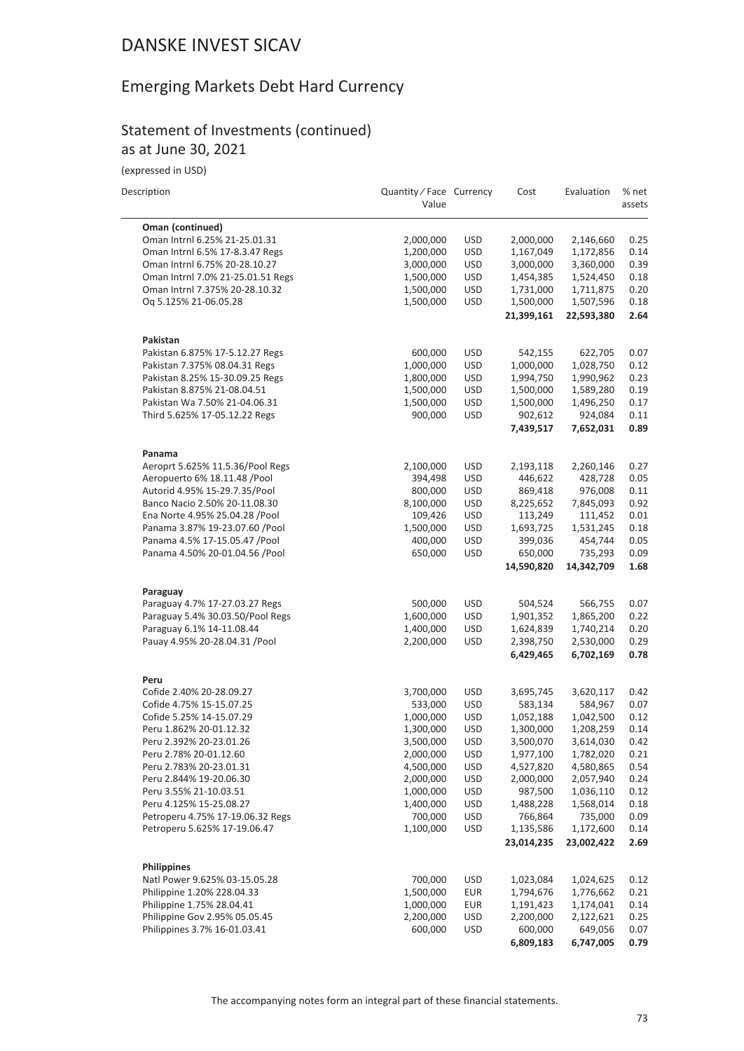# DANSKE INVEST SICAV

## Emerging Markets Debt Hard Currency

### Statement of Investments (continued)
as at June 30, 2021

(expressed in USD)

| Description | Quantity / Face Value | Currency | Cost | Evaluation | % net assets |
|---|---|---|---|---|---|
| **Oman (continued)** | | | | | |
| Oman Intrnl 6.25% 21-25.01.31 | 2,000,000 | USD | 2,000,000 | 2,146,660 | 0.25 |
| Oman Intrnl 6.5% 17-8.3.47 Regs | 1,200,000 | USD | 1,167,049 | 1,172,856 | 0.14 |
| Oman Intrnl 6.75% 20-28.10.27 | 3,000,000 | USD | 3,000,000 | 3,360,000 | 0.39 |
| Oman Intrnl 7.0% 21-25.01.51 Regs | 1,500,000 | USD | 1,454,385 | 1,524,450 | 0.18 |
| Oman Intrnl 7.375% 20-28.10.32 | 1,500,000 | USD | 1,731,000 | 1,711,875 | 0.20 |
| Oq 5.125% 21-06.05.28 | 1,500,000 | USD | 1,500,000 | 1,507,596 | 0.18 |
| | | | **21,399,161** | **22,593,380** | **2.64** |
| **Pakistan** | | | | | |
| Pakistan 6.875% 17-5.12.27 Regs | 600,000 | USD | 542,155 | 622,705 | 0.07 |
| Pakistan 7.375% 08.04.31 Regs | 1,000,000 | USD | 1,000,000 | 1,028,750 | 0.12 |
| Pakistan 8.25% 15-30.09.25 Regs | 1,800,000 | USD | 1,994,750 | 1,990,962 | 0.23 |
| Pakistan 8.875% 21-08.04.51 | 1,500,000 | USD | 1,500,000 | 1,589,280 | 0.19 |
| Pakistan Wa 7.50% 21-04.06.31 | 1,500,000 | USD | 1,500,000 | 1,496,250 | 0.17 |
| Third 5.625% 17-05.12.22 Regs | 900,000 | USD | 902,612 | 924,084 | 0.11 |
| | | | **7,439,517** | **7,652,031** | **0.89** |
| **Panama** | | | | | |
| Aeroprt 5.625% 11.5.36/Pool Regs | 2,100,000 | USD | 2,193,118 | 2,260,146 | 0.27 |
| Aeropuerto 6% 18.11.48 /Pool | 394,498 | USD | 446,622 | 428,728 | 0.05 |
| Autorid 4.95% 15-29.7.35/Pool | 800,000 | USD | 869,418 | 976,008 | 0.11 |
| Banco Nacio 2.50% 20-11.08.30 | 8,100,000 | USD | 8,225,652 | 7,845,093 | 0.92 |
| Ena Norte 4.95% 25.04.28 /Pool | 109,426 | USD | 113,249 | 111,452 | 0.01 |
| Panama 3.87% 19-23.07.60 /Pool | 1,500,000 | USD | 1,693,725 | 1,531,245 | 0.18 |
| Panama 4.5% 17-15.05.47 /Pool | 400,000 | USD | 399,036 | 454,744 | 0.05 |
| Panama 4.50% 20-01.04.56 /Pool | 650,000 | USD | 650,000 | 735,293 | 0.09 |
| | | | **14,590,820** | **14,342,709** | **1.68** |
| **Paraguay** | | | | | |
| Paraguay 4.7% 17-27.03.27 Regs | 500,000 | USD | 504,524 | 566,755 | 0.07 |
| Paraguay 5.4% 30.03.50/Pool Regs | 1,600,000 | USD | 1,901,352 | 1,865,200 | 0.22 |
| Paraguay 6.1% 14-11.08.44 | 1,400,000 | USD | 1,624,839 | 1,740,214 | 0.20 |
| Pauay 4.95% 20-28.04.31 /Pool | 2,200,000 | USD | 2,398,750 | 2,530,000 | 0.29 |
| | | | **6,429,465** | **6,702,169** | **0.78** |
| **Peru** | | | | | |
| Cofide 2.40% 20-28.09.27 | 3,700,000 | USD | 3,695,745 | 3,620,117 | 0.42 |
| Cofide 4.75% 15-15.07.25 | 533,000 | USD | 583,134 | 584,967 | 0.07 |
| Cofide 5.25% 14-15.07.29 | 1,000,000 | USD | 1,052,188 | 1,042,500 | 0.12 |
| Peru 1.862% 20-01.12.32 | 1,300,000 | USD | 1,300,000 | 1,208,259 | 0.14 |
| Peru 2.392% 20-23.01.26 | 3,500,000 | USD | 3,500,070 | 3,614,030 | 0.42 |
| Peru 2.78% 20-01.12.60 | 2,000,000 | USD | 1,977,100 | 1,782,020 | 0.21 |
| Peru 2.783% 20-23.01.31 | 4,500,000 | USD | 4,527,820 | 4,580,865 | 0.54 |
| Peru 2.844% 19-20.06.30 | 2,000,000 | USD | 2,000,000 | 2,057,940 | 0.24 |
| Peru 3.55% 21-10.03.51 | 1,000,000 | USD | 987,500 | 1,036,110 | 0.12 |
| Peru 4.125% 15-25.08.27 | 1,400,000 | USD | 1,488,228 | 1,568,014 | 0.18 |
| Petroperu 4.75% 17-19.06.32 Regs | 700,000 | USD | 766,864 | 735,000 | 0.09 |
| Petroperu 5.625% 17-19.06.47 | 1,100,000 | USD | 1,135,586 | 1,172,600 | 0.14 |
| | | | **23,014,235** | **23,002,422** | **2.69** |
| **Philippines** | | | | | |
| Natl Power 9.625% 03-15.05.28 | 700,000 | USD | 1,023,084 | 1,024,625 | 0.12 |
| Philippine 1.20% 228.04.33 | 1,500,000 | EUR | 1,794,676 | 1,776,662 | 0.21 |
| Philippine 1.75% 28.04.41 | 1,000,000 | EUR | 1,191,423 | 1,174,041 | 0.14 |
| Philippine Gov 2.95% 05.05.45 | 2,200,000 | USD | 2,200,000 | 2,122,621 | 0.25 |
| Philippines 3.7% 16-01.03.41 | 600,000 | USD | 600,000 | 649,056 | 0.07 |
| | | | **6,809,183** | **6,747,005** | **0.79** |

The accompanying notes form an integral part of these financial statements.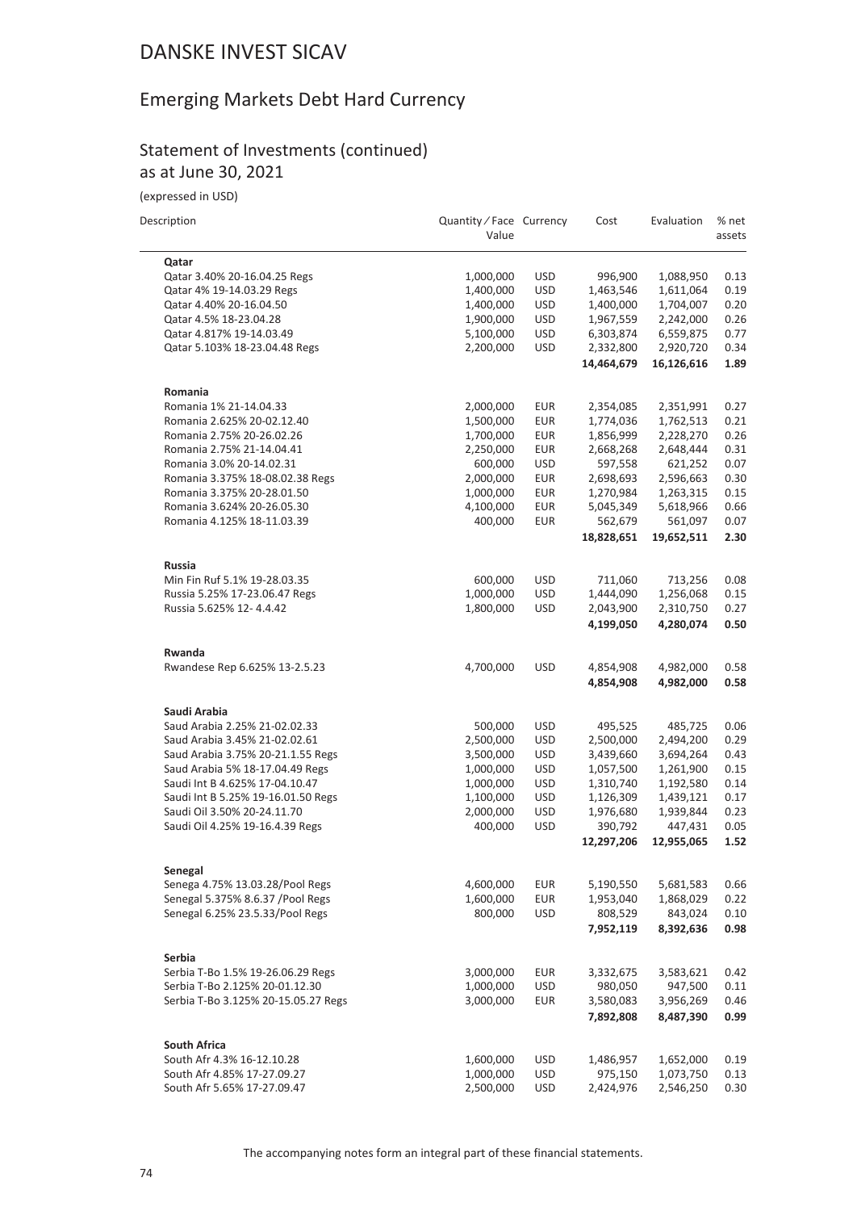# DANSKE INVEST SICAV

## Emerging Markets Debt Hard Currency

### Statement of Investments (continued)
as at June 30, 2021

(expressed in USD)

| Description | Quantity / Face Value | Currency | Cost | Evaluation | % net assets |
|---|---|---|---|---|---|
| **Qatar** | | | | | |
| Qatar 3.40% 20-16.04.25 Regs | 1,000,000 | USD | 996,900 | 1,088,950 | 0.13 |
| Qatar 4% 19-14.03.29 Regs | 1,400,000 | USD | 1,463,546 | 1,611,064 | 0.19 |
| Qatar 4.40% 20-16.04.50 | 1,400,000 | USD | 1,400,000 | 1,704,007 | 0.20 |
| Qatar 4.5% 18-23.04.28 | 1,900,000 | USD | 1,967,559 | 2,242,000 | 0.26 |
| Qatar 4.817% 19-14.03.49 | 5,100,000 | USD | 6,303,874 | 6,559,875 | 0.77 |
| Qatar 5.103% 18-23.04.48 Regs | 2,200,000 | USD | 2,332,800 | 2,920,720 | 0.34 |
| | | | **14,464,679** | **16,126,616** | **1.89** |
| **Romania** | | | | | |
| Romania 1% 21-14.04.33 | 2,000,000 | EUR | 2,354,085 | 2,351,991 | 0.27 |
| Romania 2.625% 20-02.12.40 | 1,500,000 | EUR | 1,774,036 | 1,762,513 | 0.21 |
| Romania 2.75% 20-26.02.26 | 1,700,000 | EUR | 1,856,999 | 2,228,270 | 0.26 |
| Romania 2.75% 21-14.04.41 | 2,250,000 | EUR | 2,668,268 | 2,648,444 | 0.31 |
| Romania 3.0% 20-14.02.31 | 600,000 | USD | 597,558 | 621,252 | 0.07 |
| Romania 3.375% 18-08.02.38 Regs | 2,000,000 | EUR | 2,698,693 | 2,596,663 | 0.30 |
| Romania 3.375% 20-28.01.50 | 1,000,000 | EUR | 1,270,984 | 1,263,315 | 0.15 |
| Romania 3.624% 20-26.05.30 | 4,100,000 | EUR | 5,045,349 | 5,618,966 | 0.66 |
| Romania 4.125% 18-11.03.39 | 400,000 | EUR | 562,679 | 561,097 | 0.07 |
| | | | **18,828,651** | **19,652,511** | **2.30** |
| **Russia** | | | | | |
| Min Fin Ruf 5.1% 19-28.03.35 | 600,000 | USD | 711,060 | 713,256 | 0.08 |
| Russia 5.25% 17-23.06.47 Regs | 1,000,000 | USD | 1,444,090 | 1,256,068 | 0.15 |
| Russia 5.625% 12- 4.4.42 | 1,800,000 | USD | 2,043,900 | 2,310,750 | 0.27 |
| | | | **4,199,050** | **4,280,074** | **0.50** |
| **Rwanda** | | | | | |
| Rwandese Rep 6.625% 13-2.5.23 | 4,700,000 | USD | 4,854,908 | 4,982,000 | 0.58 |
| | | | **4,854,908** | **4,982,000** | **0.58** |
| **Saudi Arabia** | | | | | |
| Saud Arabia 2.25% 21-02.02.33 | 500,000 | USD | 495,525 | 485,725 | 0.06 |
| Saud Arabia 3.45% 21-02.02.61 | 2,500,000 | USD | 2,500,000 | 2,494,200 | 0.29 |
| Saud Arabia 3.75% 20-21.1.55 Regs | 3,500,000 | USD | 3,439,660 | 3,694,264 | 0.43 |
| Saud Arabia 5% 18-17.04.49 Regs | 1,000,000 | USD | 1,057,500 | 1,261,900 | 0.15 |
| Saudi Int B 4.625% 17-04.10.47 | 1,000,000 | USD | 1,310,740 | 1,192,580 | 0.14 |
| Saudi Int B 5.25% 19-16.01.50 Regs | 1,100,000 | USD | 1,126,309 | 1,439,121 | 0.17 |
| Saudi Oil 3.50% 20-24.11.70 | 2,000,000 | USD | 1,976,680 | 1,939,844 | 0.23 |
| Saudi Oil 4.25% 19-16.4.39 Regs | 400,000 | USD | 390,792 | 447,431 | 0.05 |
| | | | **12,297,206** | **12,955,065** | **1.52** |
| **Senegal** | | | | | |
| Senega 4.75% 13.03.28/Pool Regs | 4,600,000 | EUR | 5,190,550 | 5,681,583 | 0.66 |
| Senegal 5.375% 8.6.37 /Pool Regs | 1,600,000 | EUR | 1,953,040 | 1,868,029 | 0.22 |
| Senegal 6.25% 23.5.33/Pool Regs | 800,000 | USD | 808,529 | 843,024 | 0.10 |
| | | | **7,952,119** | **8,392,636** | **0.98** |
| **Serbia** | | | | | |
| Serbia T-Bo 1.5% 19-26.06.29 Regs | 3,000,000 | EUR | 3,332,675 | 3,583,621 | 0.42 |
| Serbia T-Bo 2.125% 20-01.12.30 | 1,000,000 | USD | 980,050 | 947,500 | 0.11 |
| Serbia T-Bo 3.125% 20-15.05.27 Regs | 3,000,000 | EUR | 3,580,083 | 3,956,269 | 0.46 |
| | | | **7,892,808** | **8,487,390** | **0.99** |
| **South Africa** | | | | | |
| South Afr 4.3% 16-12.10.28 | 1,600,000 | USD | 1,486,957 | 1,652,000 | 0.19 |
| South Afr 4.85% 17-27.09.27 | 1,000,000 | USD | 975,150 | 1,073,750 | 0.13 |
| South Afr 5.65% 17-27.09.47 | 2,500,000 | USD | 2,424,976 | 2,546,250 | 0.30 |

The accompanying notes form an integral part of these financial statements.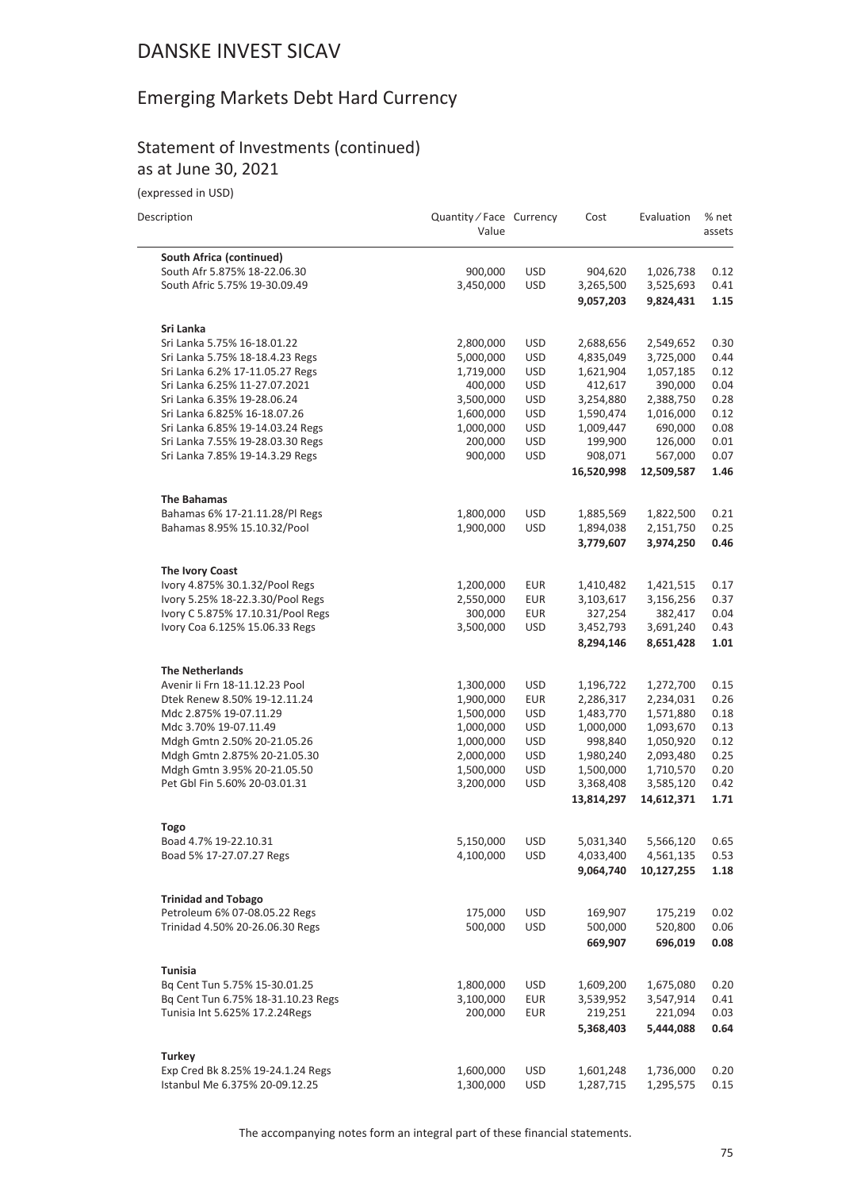# DANSKE INVEST SICAV

## Emerging Markets Debt Hard Currency

### Statement of Investments (continued)
as at June 30, 2021

(expressed in USD)

| Description | Quantity / Face Value | Currency | Cost | Evaluation | % net assets |
|---|---|---|---|---|---|
| **South Africa (continued)** | | | | | |
| South Afr 5.875% 18-22.06.30 | 900,000 | USD | 904,620 | 1,026,738 | 0.12 |
| South Afric 5.75% 19-30.09.49 | 3,450,000 | USD | 3,265,500 | 3,525,693 | 0.41 |
| | | | **9,057,203** | **9,824,431** | **1.15** |
| **Sri Lanka** | | | | | |
| Sri Lanka 5.75% 16-18.01.22 | 2,800,000 | USD | 2,688,656 | 2,549,652 | 0.30 |
| Sri Lanka 5.75% 18-18.4.23 Regs | 5,000,000 | USD | 4,835,049 | 3,725,000 | 0.44 |
| Sri Lanka 6.2% 17-11.05.27 Regs | 1,719,000 | USD | 1,621,904 | 1,057,185 | 0.12 |
| Sri Lanka 6.25% 11-27.07.2021 | 400,000 | USD | 412,617 | 390,000 | 0.04 |
| Sri Lanka 6.35% 19-28.06.24 | 3,500,000 | USD | 3,254,880 | 2,388,750 | 0.28 |
| Sri Lanka 6.825% 16-18.07.26 | 1,600,000 | USD | 1,590,474 | 1,016,000 | 0.12 |
| Sri Lanka 6.85% 19-14.03.24 Regs | 1,000,000 | USD | 1,009,447 | 690,000 | 0.08 |
| Sri Lanka 7.55% 19-28.03.30 Regs | 200,000 | USD | 199,900 | 126,000 | 0.01 |
| Sri Lanka 7.85% 19-14.3.29 Regs | 900,000 | USD | 908,071 | 567,000 | 0.07 |
| | | | **16,520,998** | **12,509,587** | **1.46** |
| **The Bahamas** | | | | | |
| Bahamas 6% 17-21.11.28/Pl Regs | 1,800,000 | USD | 1,885,569 | 1,822,500 | 0.21 |
| Bahamas 8.95% 15.10.32/Pool | 1,900,000 | USD | 1,894,038 | 2,151,750 | 0.25 |
| | | | **3,779,607** | **3,974,250** | **0.46** |
| **The Ivory Coast** | | | | | |
| Ivory 4.875% 30.1.32/Pool Regs | 1,200,000 | EUR | 1,410,482 | 1,421,515 | 0.17 |
| Ivory 5.25% 18-22.3.30/Pool Regs | 2,550,000 | EUR | 3,103,617 | 3,156,256 | 0.37 |
| Ivory C 5.875% 17.10.31/Pool Regs | 300,000 | EUR | 327,254 | 382,417 | 0.04 |
| Ivory Coa 6.125% 15.06.33 Regs | 3,500,000 | USD | 3,452,793 | 3,691,240 | 0.43 |
| | | | **8,294,146** | **8,651,428** | **1.01** |
| **The Netherlands** | | | | | |
| Avenir Ii Frn 18-11.12.23 Pool | 1,300,000 | USD | 1,196,722 | 1,272,700 | 0.15 |
| Dtek Renew 8.50% 19-12.11.24 | 1,900,000 | EUR | 2,286,317 | 2,234,031 | 0.26 |
| Mdc 2.875% 19-07.11.29 | 1,500,000 | USD | 1,483,770 | 1,571,880 | 0.18 |
| Mdc 3.70% 19-07.11.49 | 1,000,000 | USD | 1,000,000 | 1,093,670 | 0.13 |
| Mdgh Gmtn 2.50% 20-21.05.26 | 1,000,000 | USD | 998,840 | 1,050,920 | 0.12 |
| Mdgh Gmtn 2.875% 20-21.05.30 | 2,000,000 | USD | 1,980,240 | 2,093,480 | 0.25 |
| Mdgh Gmtn 3.95% 20-21.05.50 | 1,500,000 | USD | 1,500,000 | 1,710,570 | 0.20 |
| Pet Gbl Fin 5.60% 20-03.01.31 | 3,200,000 | USD | 3,368,408 | 3,585,120 | 0.42 |
| | | | **13,814,297** | **14,612,371** | **1.71** |
| **Togo** | | | | | |
| Boad 4.7% 19-22.10.31 | 5,150,000 | USD | 5,031,340 | 5,566,120 | 0.65 |
| Boad 5% 17-27.07.27 Regs | 4,100,000 | USD | 4,033,400 | 4,561,135 | 0.53 |
| | | | **9,064,740** | **10,127,255** | **1.18** |
| **Trinidad and Tobago** | | | | | |
| Petroleum 6% 07-08.05.22 Regs | 175,000 | USD | 169,907 | 175,219 | 0.02 |
| Trinidad 4.50% 20-26.06.30 Regs | 500,000 | USD | 500,000 | 520,800 | 0.06 |
| | | | **669,907** | **696,019** | **0.08** |
| **Tunisia** | | | | | |
| Bq Cent Tun 5.75% 15-30.01.25 | 1,800,000 | USD | 1,609,200 | 1,675,080 | 0.20 |
| Bq Cent Tun 6.75% 18-31.10.23 Regs | 3,100,000 | EUR | 3,539,952 | 3,547,914 | 0.41 |
| Tunisia Int 5.625% 17.2.24Regs | 200,000 | EUR | 219,251 | 221,094 | 0.03 |
| | | | **5,368,403** | **5,444,088** | **0.64** |
| **Turkey** | | | | | |
| Exp Cred Bk 8.25% 19-24.1.24 Regs | 1,600,000 | USD | 1,601,248 | 1,736,000 | 0.20 |
| Istanbul Me 6.375% 20-09.12.25 | 1,300,000 | USD | 1,287,715 | 1,295,575 | 0.15 |

The accompanying notes form an integral part of these financial statements.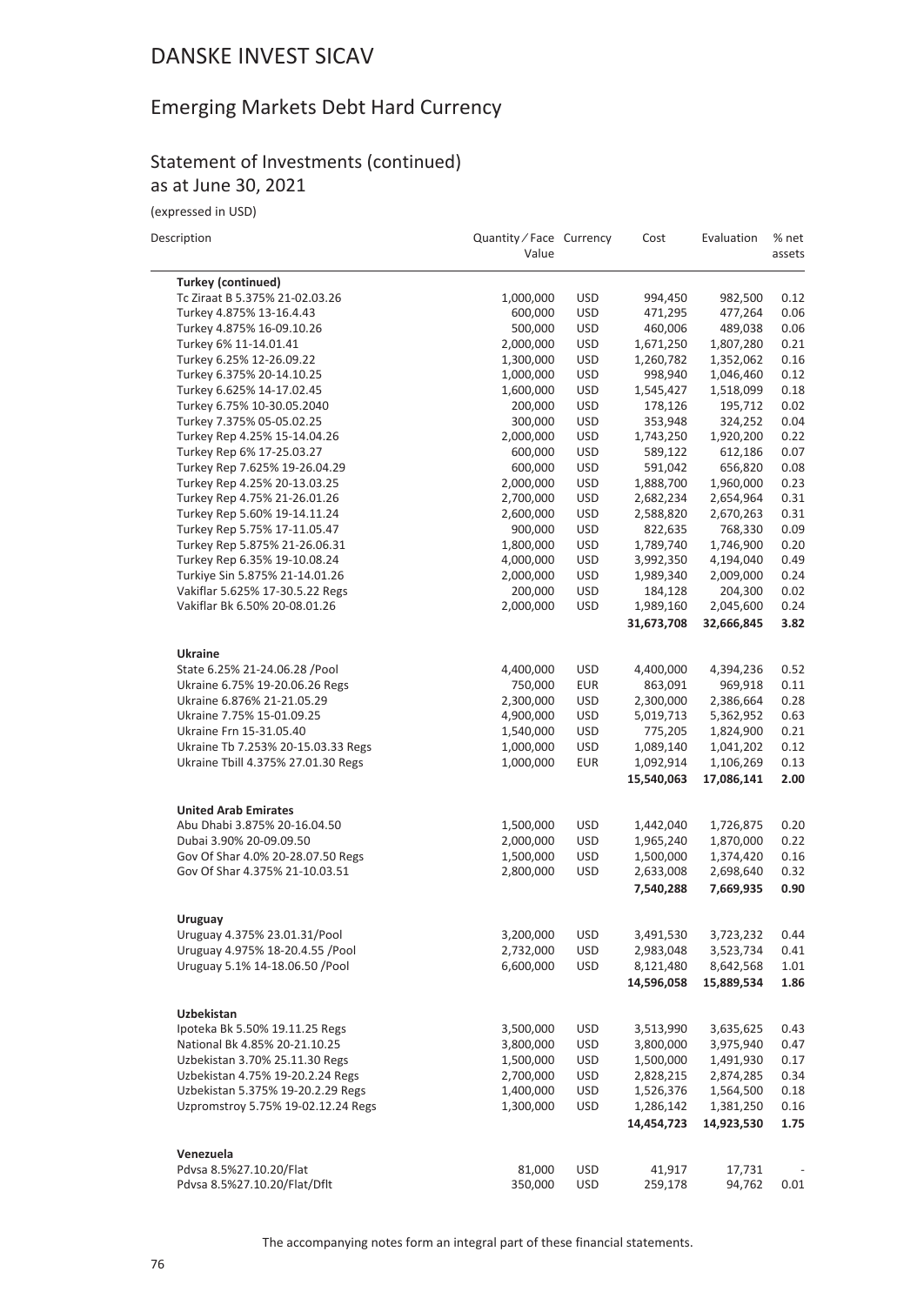# DANSKE INVEST SICAV

## Emerging Markets Debt Hard Currency

### Statement of Investments (continued)
as at June 30, 2021

(expressed in USD)

| Description | Quantity / Face Value | Currency | Cost | Evaluation | % net assets |
|---|---|---|---|---|---|
| **Turkey (continued)** | | | | | |
| Tc Ziraat B 5.375% 21-02.03.26 | 1,000,000 | USD | 994,450 | 982,500 | 0.12 |
| Turkey 4.875% 13-16.4.43 | 600,000 | USD | 471,295 | 477,264 | 0.06 |
| Turkey 4.875% 16-09.10.26 | 500,000 | USD | 460,006 | 489,038 | 0.06 |
| Turkey 6% 11-14.01.41 | 2,000,000 | USD | 1,671,250 | 1,807,280 | 0.21 |
| Turkey 6.25% 12-26.09.22 | 1,300,000 | USD | 1,260,782 | 1,352,062 | 0.16 |
| Turkey 6.375% 20-14.10.25 | 1,000,000 | USD | 998,940 | 1,046,460 | 0.12 |
| Turkey 6.625% 14-17.02.45 | 1,600,000 | USD | 1,545,427 | 1,518,099 | 0.18 |
| Turkey 6.75% 10-30.05.2040 | 200,000 | USD | 178,126 | 195,712 | 0.02 |
| Turkey 7.375% 05-05.02.25 | 300,000 | USD | 353,948 | 324,252 | 0.04 |
| Turkey Rep 4.25% 15-14.04.26 | 2,000,000 | USD | 1,743,250 | 1,920,200 | 0.22 |
| Turkey Rep 6% 17-25.03.27 | 600,000 | USD | 589,122 | 612,186 | 0.07 |
| Turkey Rep 7.625% 19-26.04.29 | 600,000 | USD | 591,042 | 656,820 | 0.08 |
| Turkey Rep 4.25% 20-13.03.25 | 2,000,000 | USD | 1,888,700 | 1,960,000 | 0.23 |
| Turkey Rep 4.75% 21-26.01.26 | 2,700,000 | USD | 2,682,234 | 2,654,964 | 0.31 |
| Turkey Rep 5.60% 19-14.11.24 | 2,600,000 | USD | 2,588,820 | 2,670,263 | 0.31 |
| Turkey Rep 5.75% 17-11.05.47 | 900,000 | USD | 822,635 | 768,330 | 0.09 |
| Turkey Rep 5.875% 21-26.06.31 | 1,800,000 | USD | 1,789,740 | 1,746,900 | 0.20 |
| Turkey Rep 6.35% 19-10.08.24 | 4,000,000 | USD | 3,992,350 | 4,194,040 | 0.49 |
| Turkiye Sin 5.875% 21-14.01.26 | 2,000,000 | USD | 1,989,340 | 2,009,000 | 0.24 |
| Vakiflar 5.625% 17-30.5.22 Regs | 200,000 | USD | 184,128 | 204,300 | 0.02 |
| Vakiflar Bk 6.50% 20-08.01.26 | 2,000,000 | USD | 1,989,160 | 2,045,600 | 0.24 |
| | | | **31,673,708** | **32,666,845** | **3.82** |
| **Ukraine** | | | | | |
| State 6.25% 21-24.06.28 /Pool | 4,400,000 | USD | 4,400,000 | 4,394,236 | 0.52 |
| Ukraine 6.75% 19-20.06.26 Regs | 750,000 | EUR | 863,091 | 969,918 | 0.11 |
| Ukraine 6.876% 21-21.05.29 | 2,300,000 | USD | 2,300,000 | 2,386,664 | 0.28 |
| Ukraine 7.75% 15-01.09.25 | 4,900,000 | USD | 5,019,713 | 5,362,952 | 0.63 |
| Ukraine Frn 15-31.05.40 | 1,540,000 | USD | 775,205 | 1,824,900 | 0.21 |
| Ukraine Tb 7.253% 20-15.03.33 Regs | 1,000,000 | USD | 1,089,140 | 1,041,202 | 0.12 |
| Ukraine Tbill 4.375% 27.01.30 Regs | 1,000,000 | EUR | 1,092,914 | 1,106,269 | 0.13 |
| | | | **15,540,063** | **17,086,141** | **2.00** |
| **United Arab Emirates** | | | | | |
| Abu Dhabi 3.875% 20-16.04.50 | 1,500,000 | USD | 1,442,040 | 1,726,875 | 0.20 |
| Dubai 3.90% 20-09.09.50 | 2,000,000 | USD | 1,965,240 | 1,870,000 | 0.22 |
| Gov Of Shar 4.0% 20-28.07.50 Regs | 1,500,000 | USD | 1,500,000 | 1,374,420 | 0.16 |
| Gov Of Shar 4.375% 21-10.03.51 | 2,800,000 | USD | 2,633,008 | 2,698,640 | 0.32 |
| | | | **7,540,288** | **7,669,935** | **0.90** |
| **Uruguay** | | | | | |
| Uruguay 4.375% 23.01.31/Pool | 3,200,000 | USD | 3,491,530 | 3,723,232 | 0.44 |
| Uruguay 4.975% 18-20.4.55 /Pool | 2,732,000 | USD | 2,983,048 | 3,523,734 | 0.41 |
| Uruguay 5.1% 14-18.06.50 /Pool | 6,600,000 | USD | 8,121,480 | 8,642,568 | 1.01 |
| | | | **14,596,058** | **15,889,534** | **1.86** |
| **Uzbekistan** | | | | | |
| Ipoteka Bk 5.50% 19.11.25 Regs | 3,500,000 | USD | 3,513,990 | 3,635,625 | 0.43 |
| National Bk 4.85% 20-21.10.25 | 3,800,000 | USD | 3,800,000 | 3,975,940 | 0.47 |
| Uzbekistan 3.70% 25.11.30 Regs | 1,500,000 | USD | 1,500,000 | 1,491,930 | 0.17 |
| Uzbekistan 4.75% 19-20.2.24 Regs | 2,700,000 | USD | 2,828,215 | 2,874,285 | 0.34 |
| Uzbekistan 5.375% 19-20.2.29 Regs | 1,400,000 | USD | 1,526,376 | 1,564,500 | 0.18 |
| Uzpromstroy 5.75% 19-02.12.24 Regs | 1,300,000 | USD | 1,286,142 | 1,381,250 | 0.16 |
| | | | **14,454,723** | **14,923,530** | **1.75** |
| **Venezuela** | | | | | |
| Pdvsa 8.5%27.10.20/Flat | 81,000 | USD | 41,917 | 17,731 | - |
| Pdvsa 8.5%27.10.20/Flat/Dflt | 350,000 | USD | 259,178 | 94,762 | 0.01 |

The accompanying notes form an integral part of these financial statements.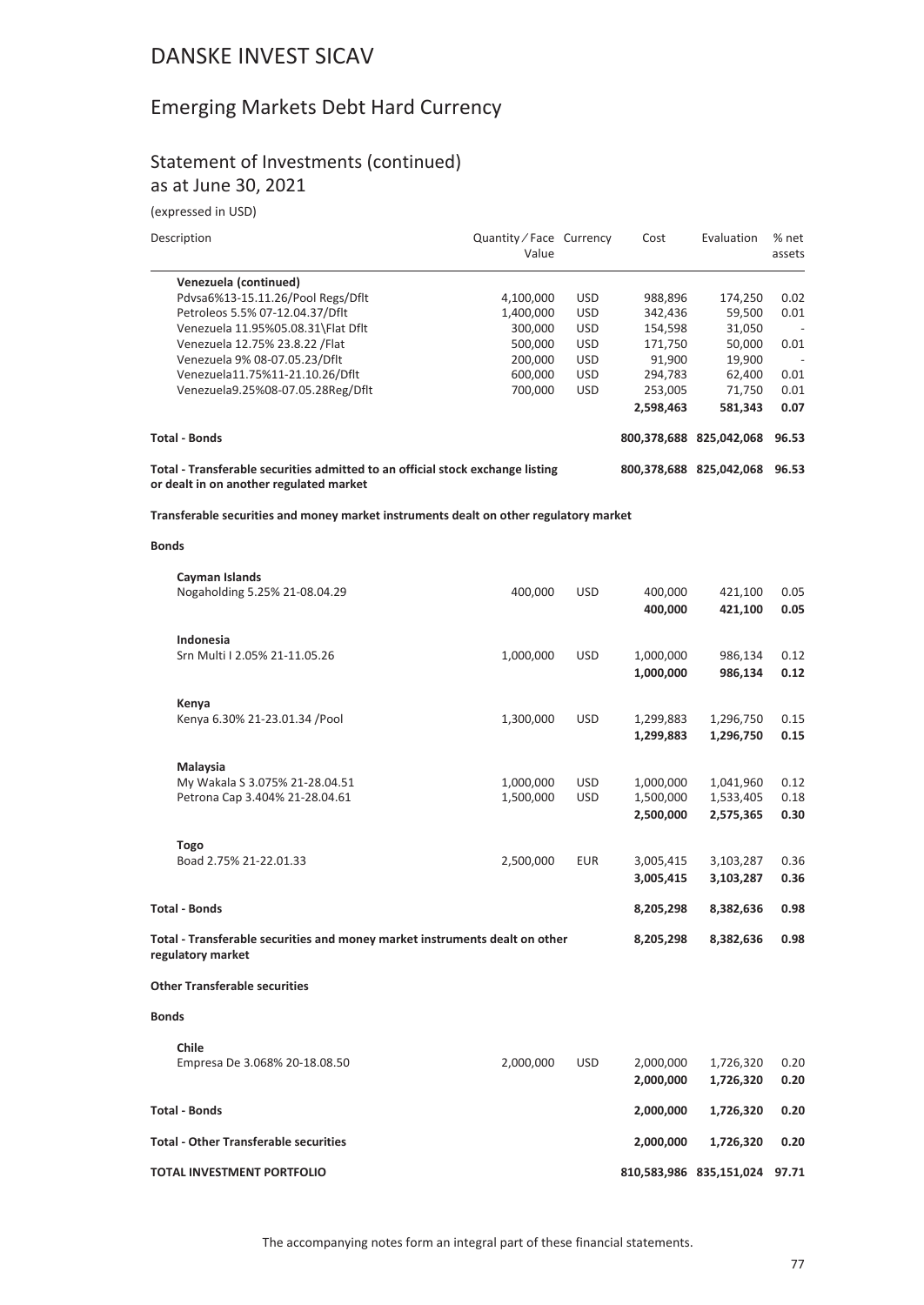# DANSKE INVEST SICAV

## Emerging Markets Debt Hard Currency

### Statement of Investments (continued)
as at June 30, 2021

(expressed in USD)

| Description | Quantity / Face Value | Currency | Cost | Evaluation | % net assets |
|---|---|---|---|---|---|
| **Venezuela (continued)** | | | | | |
| Pdvsa6%13-15.11.26/Pool Regs/Dflt | 4,100,000 | USD | 988,896 | 174,250 | 0.02 |
| Petroleos 5.5% 07-12.04.37/Dflt | 1,400,000 | USD | 342,436 | 59,500 | 0.01 |
| Venezuela 11.95%05.08.31\Flat Dflt | 300,000 | USD | 154,598 | 31,050 | - |
| Venezuela 12.75% 23.8.22 /Flat | 500,000 | USD | 171,750 | 50,000 | 0.01 |
| Venezuela 9% 08-07.05.23/Dflt | 200,000 | USD | 91,900 | 19,900 | - |
| Venezuela11.75%11-21.10.26/Dflt | 600,000 | USD | 294,783 | 62,400 | 0.01 |
| Venezuela9.25%08-07.05.28Reg/Dflt | 700,000 | USD | 253,005 | 71,750 | 0.01 |
| | | | **2,598,463** | **581,343** | **0.07** |
| **Total - Bonds** | | | **800,378,688** | **825,042,068** | **96.53** |
| **Total - Transferable securities admitted to an official stock exchange listing or dealt in on another regulated market** | | | **800,378,688** | **825,042,068** | **96.53** |
| **Transferable securities and money market instruments dealt on other regulatory market** | | | | | |
| **Bonds** | | | | | |
| **Cayman Islands** | | | | | |
| Nogaholding 5.25% 21-08.04.29 | 400,000 | USD | 400,000 | 421,100 | 0.05 |
| | | | **400,000** | **421,100** | **0.05** |
| **Indonesia** | | | | | |
| Srn Multi I 2.05% 21-11.05.26 | 1,000,000 | USD | 1,000,000 | 986,134 | 0.12 |
| | | | **1,000,000** | **986,134** | **0.12** |
| **Kenya** | | | | | |
| Kenya 6.30% 21-23.01.34 /Pool | 1,300,000 | USD | 1,299,883 | 1,296,750 | 0.15 |
| | | | **1,299,883** | **1,296,750** | **0.15** |
| **Malaysia** | | | | | |
| My Wakala S 3.075% 21-28.04.51 | 1,000,000 | USD | 1,000,000 | 1,041,960 | 0.12 |
| Petrona Cap 3.404% 21-28.04.61 | 1,500,000 | USD | 1,500,000 | 1,533,405 | 0.18 |
| | | | **2,500,000** | **2,575,365** | **0.30** |
| **Togo** | | | | | |
| Boad 2.75% 21-22.01.33 | 2,500,000 | EUR | 3,005,415 | 3,103,287 | 0.36 |
| | | | **3,005,415** | **3,103,287** | **0.36** |
| **Total - Bonds** | | | **8,205,298** | **8,382,636** | **0.98** |
| **Total - Transferable securities and money market instruments dealt on other regulatory market** | | | **8,205,298** | **8,382,636** | **0.98** |
| **Other Transferable securities** | | | | | |
| **Bonds** | | | | | |
| **Chile** | | | | | |
| Empresa De 3.068% 20-18.08.50 | 2,000,000 | USD | 2,000,000 | 1,726,320 | 0.20 |
| | | | **2,000,000** | **1,726,320** | **0.20** |
| **Total - Bonds** | | | **2,000,000** | **1,726,320** | **0.20** |
| **Total - Other Transferable securities** | | | **2,000,000** | **1,726,320** | **0.20** |
| **TOTAL INVESTMENT PORTFOLIO** | | | **810,583,986** | **835,151,024** | **97.71** |

The accompanying notes form an integral part of these financial statements.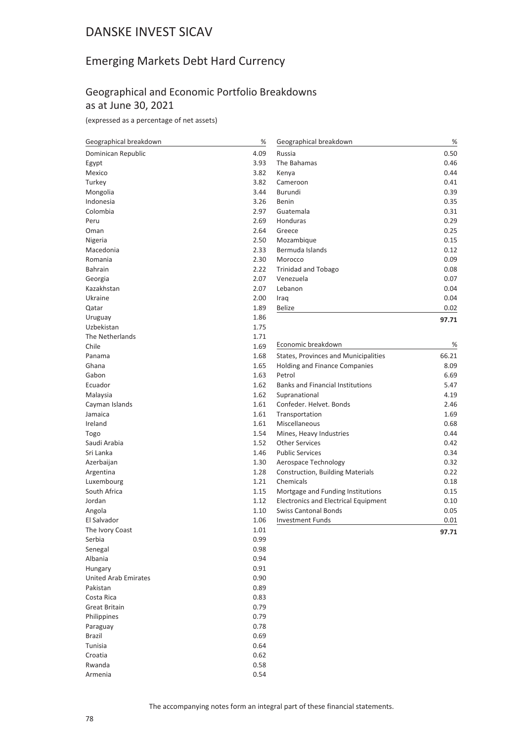# DANSKE INVEST SICAV

## Emerging Markets Debt Hard Currency

### Geographical and Economic Portfolio Breakdowns as at June 30, 2021

(expressed as a percentage of net assets)

| Geographical breakdown | % |
|---|---|
| Dominican Republic | 4.09 |
| Egypt | 3.93 |
| Mexico | 3.82 |
| Turkey | 3.82 |
| Mongolia | 3.44 |
| Indonesia | 3.26 |
| Colombia | 2.97 |
| Peru | 2.69 |
| Oman | 2.64 |
| Nigeria | 2.50 |
| Macedonia | 2.33 |
| Romania | 2.30 |
| Bahrain | 2.22 |
| Georgia | 2.07 |
| Kazakhstan | 2.07 |
| Ukraine | 2.00 |
| Qatar | 1.89 |
| Uruguay | 1.86 |
| Uzbekistan | 1.75 |
| The Netherlands | 1.71 |
| Chile | 1.69 |
| Panama | 1.68 |
| Ghana | 1.65 |
| Gabon | 1.63 |
| Ecuador | 1.62 |
| Malaysia | 1.62 |
| Cayman Islands | 1.61 |
| Jamaica | 1.61 |
| Ireland | 1.61 |
| Togo | 1.54 |
| Saudi Arabia | 1.52 |
| Sri Lanka | 1.46 |
| Azerbaijan | 1.30 |
| Argentina | 1.28 |
| Luxembourg | 1.21 |
| South Africa | 1.15 |
| Jordan | 1.12 |
| Angola | 1.10 |
| El Salvador | 1.06 |
| The Ivory Coast | 1.01 |
| Serbia | 0.99 |
| Senegal | 0.98 |
| Albania | 0.94 |
| Hungary | 0.91 |
| United Arab Emirates | 0.90 |
| Pakistan | 0.89 |
| Costa Rica | 0.83 |
| Great Britain | 0.79 |
| Philippines | 0.79 |
| Paraguay | 0.78 |
| Brazil | 0.69 |
| Tunisia | 0.64 |
| Croatia | 0.62 |
| Rwanda | 0.58 |
| Armenia | 0.54 |
| Russia | 0.50 |
| The Bahamas | 0.46 |
| Kenya | 0.44 |
| Cameroon | 0.41 |
| Burundi | 0.39 |
| Benin | 0.35 |
| Guatemala | 0.31 |
| Honduras | 0.29 |
| Greece | 0.25 |
| Mozambique | 0.15 |
| Bermuda Islands | 0.12 |
| Morocco | 0.09 |
| Trinidad and Tobago | 0.08 |
| Venezuela | 0.07 |
| Lebanon | 0.04 |
| Iraq | 0.04 |
| Belize | 0.02 |
| | **97.71** |

| Economic breakdown | % |
|---|---|
| States, Provinces and Municipalities | 66.21 |
| Holding and Finance Companies | 8.09 |
| Petrol | 6.69 |
| Banks and Financial Institutions | 5.47 |
| Supranational | 4.19 |
| Confeder. Helvet. Bonds | 2.46 |
| Transportation | 1.69 |
| Miscellaneous | 0.68 |
| Mines, Heavy Industries | 0.44 |
| Other Services | 0.42 |
| Public Services | 0.34 |
| Aerospace Technology | 0.32 |
| Construction, Building Materials | 0.22 |
| Chemicals | 0.18 |
| Mortgage and Funding Institutions | 0.15 |
| Electronics and Electrical Equipment | 0.10 |
| Swiss Cantonal Bonds | 0.05 |
| Investment Funds | 0.01 |
| | **97.71** |

The accompanying notes form an integral part of these financial statements.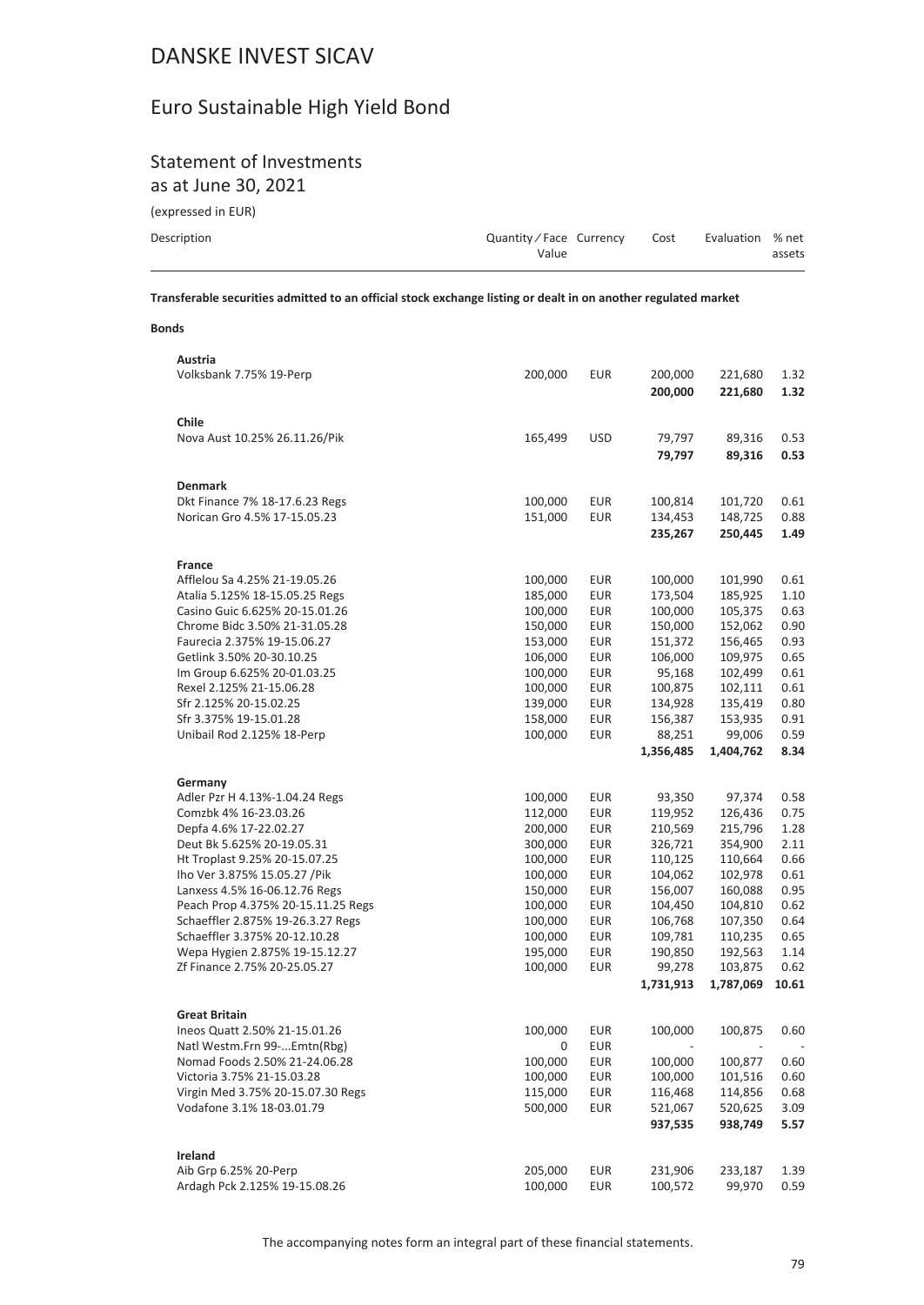# DANSKE INVEST SICAV

## Euro Sustainable High Yield Bond

### Statement of Investments

as at June 30, 2021

(expressed in EUR)

| Description | Quantity / Face Value | Currency | Cost | Evaluation | % net assets |
|---|---|---|---|---|---|
| **Transferable securities admitted to an official stock exchange listing or dealt in on another regulated market** | | | | | |
| **Bonds** | | | | | |
| **Austria** | | | | | |
| Volksbank 7.75% 19-Perp | 200,000 | EUR | 200,000 | 221,680 | 1.32 |
| | | | **200,000** | **221,680** | **1.32** |
| **Chile** | | | | | |
| Nova Aust 10.25% 26.11.26/Pik | 165,499 | USD | 79,797 | 89,316 | 0.53 |
| | | | **79,797** | **89,316** | **0.53** |
| **Denmark** | | | | | |
| Dkt Finance 7% 18-17.6.23 Regs | 100,000 | EUR | 100,814 | 101,720 | 0.61 |
| Norican Gro 4.5% 17-15.05.23 | 151,000 | EUR | 134,453 | 148,725 | 0.88 |
| | | | **235,267** | **250,445** | **1.49** |
| **France** | | | | | |
| Afflelou Sa 4.25% 21-19.05.26 | 100,000 | EUR | 100,000 | 101,990 | 0.61 |
| Atalia 5.125% 18-15.05.25 Regs | 185,000 | EUR | 173,504 | 185,925 | 1.10 |
| Casino Guic 6.625% 20-15.01.26 | 100,000 | EUR | 100,000 | 105,375 | 0.63 |
| Chrome Bidc 3.50% 21-31.05.28 | 150,000 | EUR | 150,000 | 152,062 | 0.90 |
| Faurecia 2.375% 19-15.06.27 | 153,000 | EUR | 151,372 | 156,465 | 0.93 |
| Getlink 3.50% 20-30.10.25 | 106,000 | EUR | 106,000 | 109,975 | 0.65 |
| Im Group 6.625% 20-01.03.25 | 100,000 | EUR | 95,168 | 102,499 | 0.61 |
| Rexel 2.125% 21-15.06.28 | 100,000 | EUR | 100,875 | 102,111 | 0.61 |
| Sfr 2.125% 20-15.02.25 | 139,000 | EUR | 134,928 | 135,419 | 0.80 |
| Sfr 3.375% 19-15.01.28 | 158,000 | EUR | 156,387 | 153,935 | 0.91 |
| Unibail Rod 2.125% 18-Perp | 100,000 | EUR | 88,251 | 99,006 | 0.59 |
| | | | **1,356,485** | **1,404,762** | **8.34** |
| **Germany** | | | | | |
| Adler Pzr H 4.13%-1.04.24 Regs | 100,000 | EUR | 93,350 | 97,374 | 0.58 |
| Comzbk 4% 16-23.03.26 | 112,000 | EUR | 119,952 | 126,436 | 0.75 |
| Depfa 4.6% 17-22.02.27 | 200,000 | EUR | 210,569 | 215,796 | 1.28 |
| Deut Bk 5.625% 20-19.05.31 | 300,000 | EUR | 326,721 | 354,900 | 2.11 |
| Ht Troplast 9.25% 20-15.07.25 | 100,000 | EUR | 110,125 | 110,664 | 0.66 |
| Iho Ver 3.875% 15.05.27 /Pik | 100,000 | EUR | 104,062 | 102,978 | 0.61 |
| Lanxess 4.5% 16-06.12.76 Regs | 150,000 | EUR | 156,007 | 160,088 | 0.95 |
| Peach Prop 4.375% 20-15.11.25 Regs | 100,000 | EUR | 104,450 | 104,810 | 0.62 |
| Schaeffler 2.875% 19-26.3.27 Regs | 100,000 | EUR | 106,768 | 107,350 | 0.64 |
| Schaeffler 3.375% 20-12.10.28 | 100,000 | EUR | 109,781 | 110,235 | 0.65 |
| Wepa Hygien 2.875% 19-15.12.27 | 195,000 | EUR | 190,850 | 192,563 | 1.14 |
| Zf Finance 2.75% 20-25.05.27 | 100,000 | EUR | 99,278 | 103,875 | 0.62 |
| | | | **1,731,913** | **1,787,069** | **10.61** |
| **Great Britain** | | | | | |
| Ineos Quatt 2.50% 21-15.01.26 | 100,000 | EUR | 100,000 | 100,875 | 0.60 |
| Natl Westm.Frn 99-...Emtn(Rbg) | 0 | EUR | - | - | - |
| Nomad Foods 2.50% 21-24.06.28 | 100,000 | EUR | 100,000 | 100,877 | 0.60 |
| Victoria 3.75% 21-15.03.28 | 100,000 | EUR | 100,000 | 101,516 | 0.60 |
| Virgin Med 3.75% 20-15.07.30 Regs | 115,000 | EUR | 116,468 | 114,856 | 0.68 |
| Vodafone 3.1% 18-03.01.79 | 500,000 | EUR | 521,067 | 520,625 | 3.09 |
| | | | **937,535** | **938,749** | **5.57** |
| **Ireland** | | | | | |
| Aib Grp 6.25% 20-Perp | 205,000 | EUR | 231,906 | 233,187 | 1.39 |
| Ardagh Pck 2.125% 19-15.08.26 | 100,000 | EUR | 100,572 | 99,970 | 0.59 |

The accompanying notes form an integral part of these financial statements.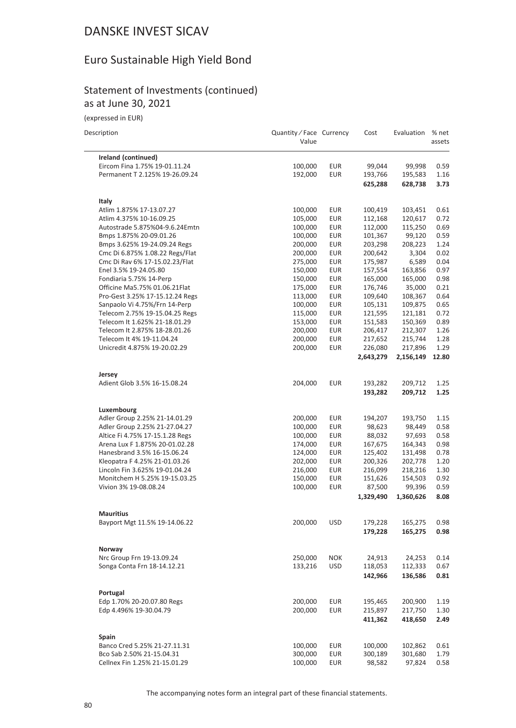# DANSKE INVEST SICAV

## Euro Sustainable High Yield Bond

### Statement of Investments (continued)
as at June 30, 2021

(expressed in EUR)

| Description | Quantity / Face Value | Currency | Cost | Evaluation | % net assets |
|---|---|---|---|---|---|
| **Ireland (continued)** | | | | | |
| Eircom Fina 1.75% 19-01.11.24 | 100,000 | EUR | 99,044 | 99,998 | 0.59 |
| Permanent T 2.125% 19-26.09.24 | 192,000 | EUR | 193,766 | 195,583 | 1.16 |
| | | | **625,288** | **628,738** | **3.73** |
| **Italy** | | | | | |
| Atlim 1.875% 17-13.07.27 | 100,000 | EUR | 100,419 | 103,451 | 0.61 |
| Atlim 4.375% 10-16.09.25 | 105,000 | EUR | 112,168 | 120,617 | 0.72 |
| Autostrade 5.875%04-9.6.24Emtn | 100,000 | EUR | 112,000 | 115,250 | 0.69 |
| Bmps 1.875% 20-09.01.26 | 100,000 | EUR | 101,367 | 99,120 | 0.59 |
| Bmps 3.625% 19-24.09.24 Regs | 200,000 | EUR | 203,298 | 208,223 | 1.24 |
| Cmc Di 6.875% 1.08.22 Regs/Flat | 200,000 | EUR | 200,642 | 3,304 | 0.02 |
| Cmc Di Rav 6% 17-15.02.23/Flat | 275,000 | EUR | 175,987 | 6,589 | 0.04 |
| Enel 3.5% 19-24.05.80 | 150,000 | EUR | 157,554 | 163,856 | 0.97 |
| Fondiaria 5.75% 14-Perp | 150,000 | EUR | 165,000 | 165,000 | 0.98 |
| Officine Ma5.75% 01.06.21Flat | 175,000 | EUR | 176,746 | 35,000 | 0.21 |
| Pro-Gest 3.25% 17-15.12.24 Regs | 113,000 | EUR | 109,640 | 108,367 | 0.64 |
| Sanpaolo Vi 4.75%/Frn 14-Perp | 100,000 | EUR | 105,131 | 109,875 | 0.65 |
| Telecom 2.75% 19-15.04.25 Regs | 115,000 | EUR | 121,595 | 121,181 | 0.72 |
| Telecom It 1.625% 21-18.01.29 | 153,000 | EUR | 151,583 | 150,369 | 0.89 |
| Telecom It 2.875% 18-28.01.26 | 200,000 | EUR | 206,417 | 212,307 | 1.26 |
| Telecom It 4% 19-11.04.24 | 200,000 | EUR | 217,652 | 215,744 | 1.28 |
| Unicredit 4.875% 19-20.02.29 | 200,000 | EUR | 226,080 | 217,896 | 1.29 |
| | | | **2,643,279** | **2,156,149** | **12.80** |
| **Jersey** | | | | | |
| Adient Glob 3.5% 16-15.08.24 | 204,000 | EUR | 193,282 | 209,712 | 1.25 |
| | | | **193,282** | **209,712** | **1.25** |
| **Luxembourg** | | | | | |
| Adler Group 2.25% 21-14.01.29 | 200,000 | EUR | 194,207 | 193,750 | 1.15 |
| Adler Group 2.25% 21-27.04.27 | 100,000 | EUR | 98,623 | 98,449 | 0.58 |
| Altice Fi 4.75% 17-15.1.28 Regs | 100,000 | EUR | 88,032 | 97,693 | 0.58 |
| Arena Lux F 1.875% 20-01.02.28 | 174,000 | EUR | 167,675 | 164,343 | 0.98 |
| Hanesbrand 3.5% 16-15.06.24 | 124,000 | EUR | 125,402 | 131,498 | 0.78 |
| Kleopatra F 4.25% 21-01.03.26 | 202,000 | EUR | 200,326 | 202,778 | 1.20 |
| Lincoln Fin 3.625% 19-01.04.24 | 216,000 | EUR | 216,099 | 218,216 | 1.30 |
| Monitchem H 5.25% 19-15.03.25 | 150,000 | EUR | 151,626 | 154,503 | 0.92 |
| Vivion 3% 19-08.08.24 | 100,000 | EUR | 87,500 | 99,396 | 0.59 |
| | | | **1,329,490** | **1,360,626** | **8.08** |
| **Mauritius** | | | | | |
| Bayport Mgt 11.5% 19-14.06.22 | 200,000 | USD | 179,228 | 165,275 | 0.98 |
| | | | **179,228** | **165,275** | **0.98** |
| **Norway** | | | | | |
| Nrc Group Frn 19-13.09.24 | 250,000 | NOK | 24,913 | 24,253 | 0.14 |
| Songa Conta Frn 18-14.12.21 | 133,216 | USD | 118,053 | 112,333 | 0.67 |
| | | | **142,966** | **136,586** | **0.81** |
| **Portugal** | | | | | |
| Edp 1.70% 20-20.07.80 Regs | 200,000 | EUR | 195,465 | 200,900 | 1.19 |
| Edp 4.496% 19-30.04.79 | 200,000 | EUR | 215,897 | 217,750 | 1.30 |
| | | | **411,362** | **418,650** | **2.49** |
| **Spain** | | | | | |
| Banco Cred 5.25% 21-27.11.31 | 100,000 | EUR | 100,000 | 102,862 | 0.61 |
| Bco Sab 2.50% 21-15.04.31 | 300,000 | EUR | 300,189 | 301,680 | 1.79 |
| Cellnex Fin 1.25% 21-15.01.29 | 100,000 | EUR | 98,582 | 97,824 | 0.58 |

The accompanying notes form an integral part of these financial statements.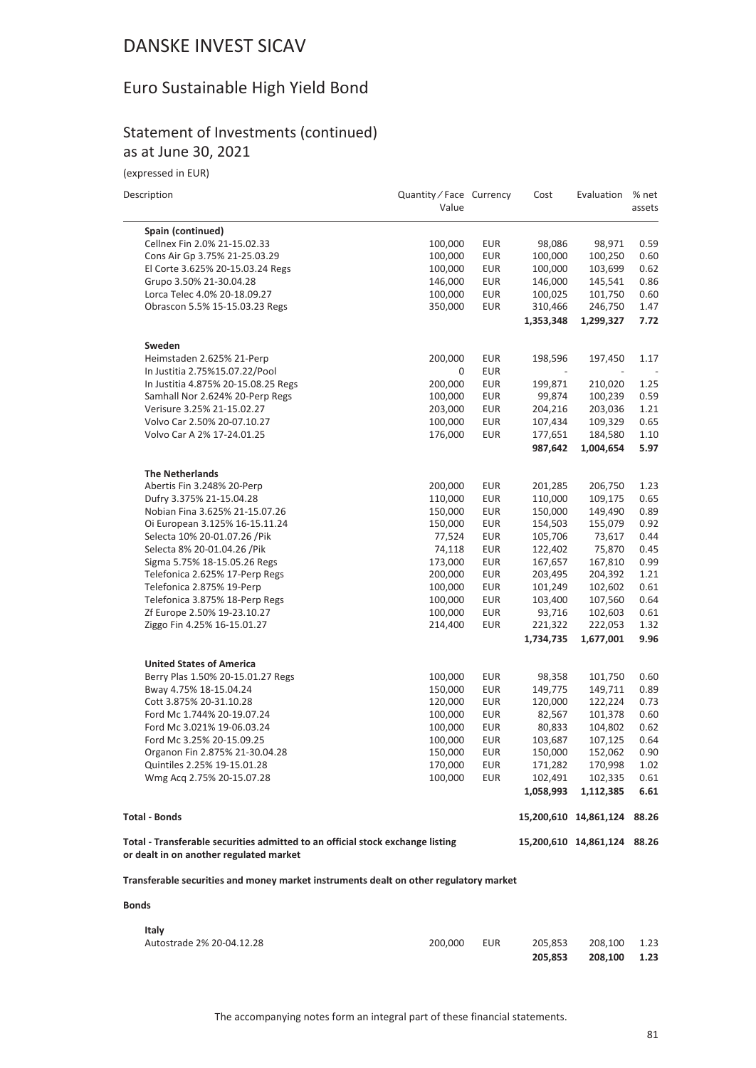# DANSKE INVEST SICAV

## Euro Sustainable High Yield Bond

### Statement of Investments (continued)
as at June 30, 2021

(expressed in EUR)

| Description | Quantity / Face Value | Currency | Cost | Evaluation | % net assets |
|---|---|---|---|---|---|
| **Spain (continued)** | | | | | |
| Cellnex Fin 2.0% 21-15.02.33 | 100,000 | EUR | 98,086 | 98,971 | 0.59 |
| Cons Air Gp 3.75% 21-25.03.29 | 100,000 | EUR | 100,000 | 100,250 | 0.60 |
| El Corte 3.625% 20-15.03.24 Regs | 100,000 | EUR | 100,000 | 103,699 | 0.62 |
| Grupo 3.50% 21-30.04.28 | 146,000 | EUR | 146,000 | 145,541 | 0.86 |
| Lorca Telec 4.0% 20-18.09.27 | 100,000 | EUR | 100,025 | 101,750 | 0.60 |
| Obrascon 5.5% 15-15.03.23 Regs | 350,000 | EUR | 310,466 | 246,750 | 1.47 |
| | | | **1,353,348** | **1,299,327** | **7.72** |
| **Sweden** | | | | | |
| Heimstaden 2.625% 21-Perp | 200,000 | EUR | 198,596 | 197,450 | 1.17 |
| In Justitia 2.75%15.07.22/Pool | 0 | EUR | - | - | - |
| In Justitia 4.875% 20-15.08.25 Regs | 200,000 | EUR | 199,871 | 210,020 | 1.25 |
| Samhall Nor 2.624% 20-Perp Regs | 100,000 | EUR | 99,874 | 100,239 | 0.59 |
| Verisure 3.25% 21-15.02.27 | 203,000 | EUR | 204,216 | 203,036 | 1.21 |
| Volvo Car 2.50% 20-07.10.27 | 100,000 | EUR | 107,434 | 109,329 | 0.65 |
| Volvo Car A 2% 17-24.01.25 | 176,000 | EUR | 177,651 | 184,580 | 1.10 |
| | | | **987,642** | **1,004,654** | **5.97** |
| **The Netherlands** | | | | | |
| Abertis Fin 3.248% 20-Perp | 200,000 | EUR | 201,285 | 206,750 | 1.23 |
| Dufry 3.375% 21-15.04.28 | 110,000 | EUR | 110,000 | 109,175 | 0.65 |
| Nobian Fina 3.625% 21-15.07.26 | 150,000 | EUR | 150,000 | 149,490 | 0.89 |
| Oi European 3.125% 16-15.11.24 | 150,000 | EUR | 154,503 | 155,079 | 0.92 |
| Selecta 10% 20-01.07.26 /Pik | 77,524 | EUR | 105,706 | 73,617 | 0.44 |
| Selecta 8% 20-01.04.26 /Pik | 74,118 | EUR | 122,402 | 75,870 | 0.45 |
| Sigma 5.75% 18-15.05.26 Regs | 173,000 | EUR | 167,657 | 167,810 | 0.99 |
| Telefonica 2.625% 17-Perp Regs | 200,000 | EUR | 203,495 | 204,392 | 1.21 |
| Telefonica 2.875% 19-Perp | 100,000 | EUR | 101,249 | 102,602 | 0.61 |
| Telefonica 3.875% 18-Perp Regs | 100,000 | EUR | 103,400 | 107,560 | 0.64 |
| Zf Europe 2.50% 19-23.10.27 | 100,000 | EUR | 93,716 | 102,603 | 0.61 |
| Ziggo Fin 4.25% 16-15.01.27 | 214,400 | EUR | 221,322 | 222,053 | 1.32 |
| | | | **1,734,735** | **1,677,001** | **9.96** |
| **United States of America** | | | | | |
| Berry Plas 1.50% 20-15.01.27 Regs | 100,000 | EUR | 98,358 | 101,750 | 0.60 |
| Bway 4.75% 18-15.04.24 | 150,000 | EUR | 149,775 | 149,711 | 0.89 |
| Cott 3.875% 20-31.10.28 | 120,000 | EUR | 120,000 | 122,224 | 0.73 |
| Ford Mc 1.744% 20-19.07.24 | 100,000 | EUR | 82,567 | 101,378 | 0.60 |
| Ford Mc 3.021% 19-06.03.24 | 100,000 | EUR | 80,833 | 104,802 | 0.62 |
| Ford Mc 3.25% 20-15.09.25 | 100,000 | EUR | 103,687 | 107,125 | 0.64 |
| Organon Fin 2.875% 21-30.04.28 | 150,000 | EUR | 150,000 | 152,062 | 0.90 |
| Quintiles 2.25% 19-15.01.28 | 170,000 | EUR | 171,282 | 170,998 | 1.02 |
| Wmg Acq 2.75% 20-15.07.28 | 100,000 | EUR | 102,491 | 102,335 | 0.61 |
| | | | **1,058,993** | **1,112,385** | **6.61** |
| **Total - Bonds** | | | **15,200,610** | **14,861,124** | **88.26** |
| **Total - Transferable securities admitted to an official stock exchange listing or dealt in on another regulated market** | | | **15,200,610** | **14,861,124** | **88.26** |

**Transferable securities and money market instruments dealt on other regulatory market**

**Bonds**

| Description | Quantity / Face Value | Currency | Cost | Evaluation | % net assets |
|---|---|---|---|---|---|
| **Italy** | | | | | |
| Autostrade 2% 20-04.12.28 | 200,000 | EUR | 205,853 | 208,100 | 1.23 |
| | | | **205,853** | **208,100** | **1.23** |

The accompanying notes form an integral part of these financial statements.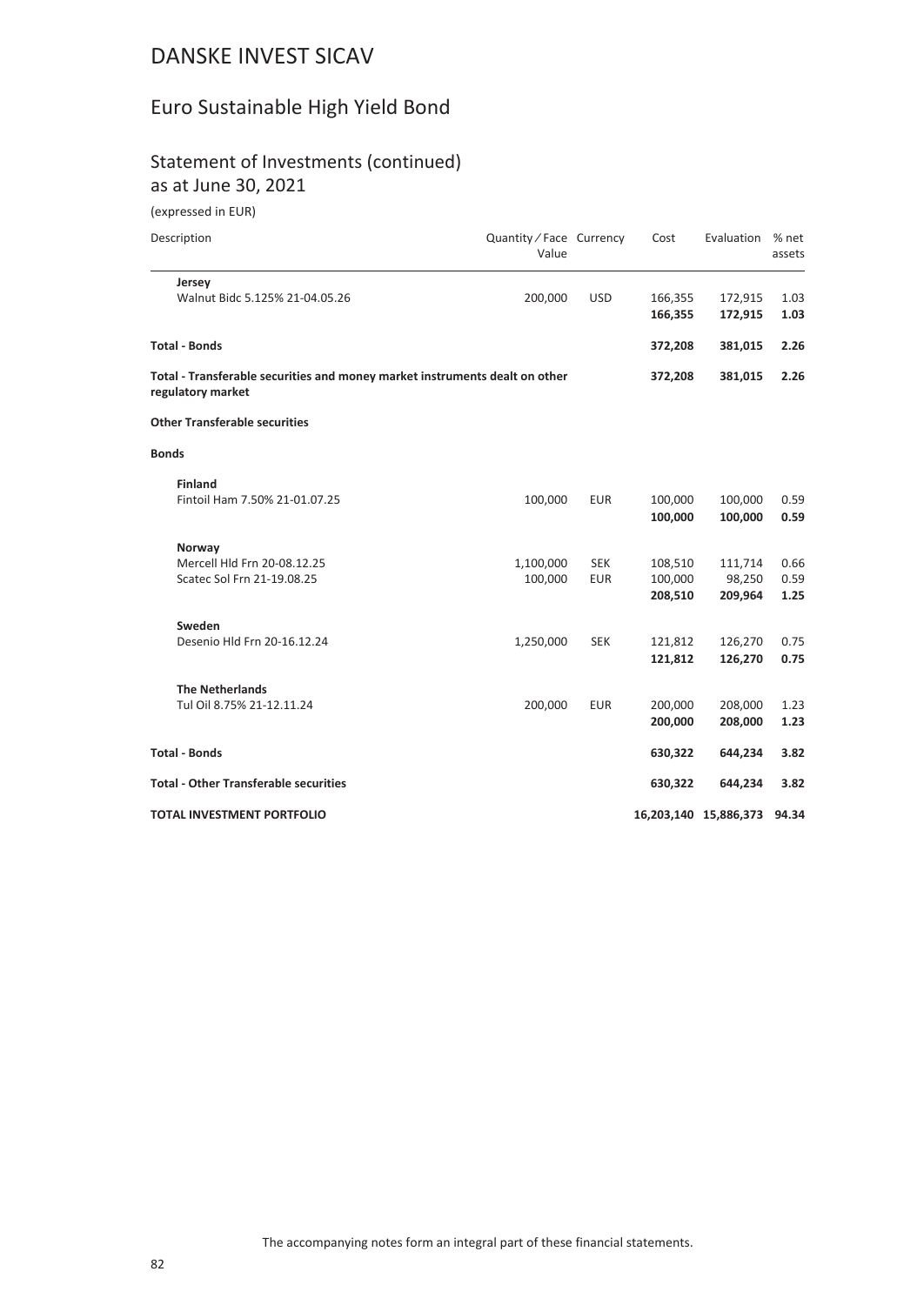# DANSKE INVEST SICAV

## Euro Sustainable High Yield Bond

### Statement of Investments (continued)
as at June 30, 2021

(expressed in EUR)

| Description | Quantity / Face Value | Currency | Cost | Evaluation | % net assets |
|---|---|---|---|---|---|
| **Jersey** | | | | | |
| Walnut Bidc 5.125% 21-04.05.26 | 200,000 | USD | 166,355 | 172,915 | 1.03 |
| | | | **166,355** | **172,915** | **1.03** |
| **Total - Bonds** | | | **372,208** | **381,015** | **2.26** |
| **Total - Transferable securities and money market instruments dealt on other regulatory market** | | | **372,208** | **381,015** | **2.26** |
| **Other Transferable securities** | | | | | |
| **Bonds** | | | | | |
| **Finland** | | | | | |
| Fintoil Ham 7.50% 21-01.07.25 | 100,000 | EUR | 100,000 | 100,000 | 0.59 |
| | | | **100,000** | **100,000** | **0.59** |
| **Norway** | | | | | |
| Mercell Hld Frn 20-08.12.25 | 1,100,000 | SEK | 108,510 | 111,714 | 0.66 |
| Scatec Sol Frn 21-19.08.25 | 100,000 | EUR | 100,000 | 98,250 | 0.59 |
| | | | **208,510** | **209,964** | **1.25** |
| **Sweden** | | | | | |
| Desenio Hld Frn 20-16.12.24 | 1,250,000 | SEK | 121,812 | 126,270 | 0.75 |
| | | | **121,812** | **126,270** | **0.75** |
| **The Netherlands** | | | | | |
| Tul Oil 8.75% 21-12.11.24 | 200,000 | EUR | 200,000 | 208,000 | 1.23 |
| | | | **200,000** | **208,000** | **1.23** |
| **Total - Bonds** | | | **630,322** | **644,234** | **3.82** |
| **Total - Other Transferable securities** | | | **630,322** | **644,234** | **3.82** |
| **TOTAL INVESTMENT PORTFOLIO** | | | **16,203,140** | **15,886,373** | **94.34** |

The accompanying notes form an integral part of these financial statements.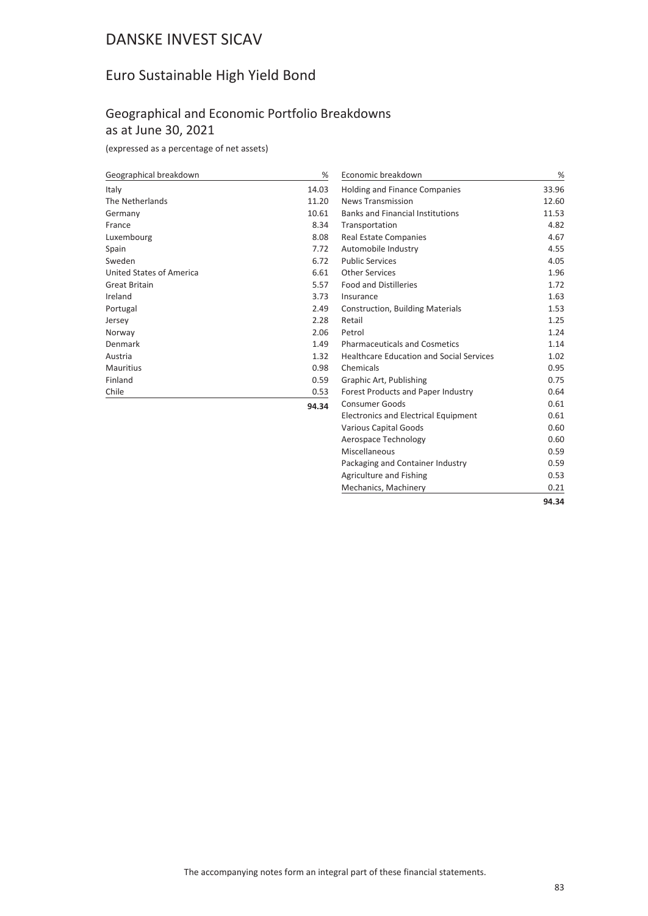# DANSKE INVEST SICAV

## Euro Sustainable High Yield Bond

### Geographical and Economic Portfolio Breakdowns as at June 30, 2021

(expressed as a percentage of net assets)

| Geographical breakdown | % |
|---|---|
| Italy | 14.03 |
| The Netherlands | 11.20 |
| Germany | 10.61 |
| France | 8.34 |
| Luxembourg | 8.08 |
| Spain | 7.72 |
| Sweden | 6.72 |
| United States of America | 6.61 |
| Great Britain | 5.57 |
| Ireland | 3.73 |
| Portugal | 2.49 |
| Jersey | 2.28 |
| Norway | 2.06 |
| Denmark | 1.49 |
| Austria | 1.32 |
| Mauritius | 0.98 |
| Finland | 0.59 |
| Chile | 0.53 |
| | **94.34** |

| Economic breakdown | % |
|---|---|
| Holding and Finance Companies | 33.96 |
| News Transmission | 12.60 |
| Banks and Financial Institutions | 11.53 |
| Transportation | 4.82 |
| Real Estate Companies | 4.67 |
| Automobile Industry | 4.55 |
| Public Services | 4.05 |
| Other Services | 1.96 |
| Food and Distilleries | 1.72 |
| Insurance | 1.63 |
| Construction, Building Materials | 1.53 |
| Retail | 1.25 |
| Petrol | 1.24 |
| Pharmaceuticals and Cosmetics | 1.14 |
| Healthcare Education and Social Services | 1.02 |
| Chemicals | 0.95 |
| Graphic Art, Publishing | 0.75 |
| Forest Products and Paper Industry | 0.64 |
| Consumer Goods | 0.61 |
| Electronics and Electrical Equipment | 0.61 |
| Various Capital Goods | 0.60 |
| Aerospace Technology | 0.60 |
| Miscellaneous | 0.59 |
| Packaging and Container Industry | 0.59 |
| Agriculture and Fishing | 0.53 |
| Mechanics, Machinery | 0.21 |
| | **94.34** |

The accompanying notes form an integral part of these financial statements.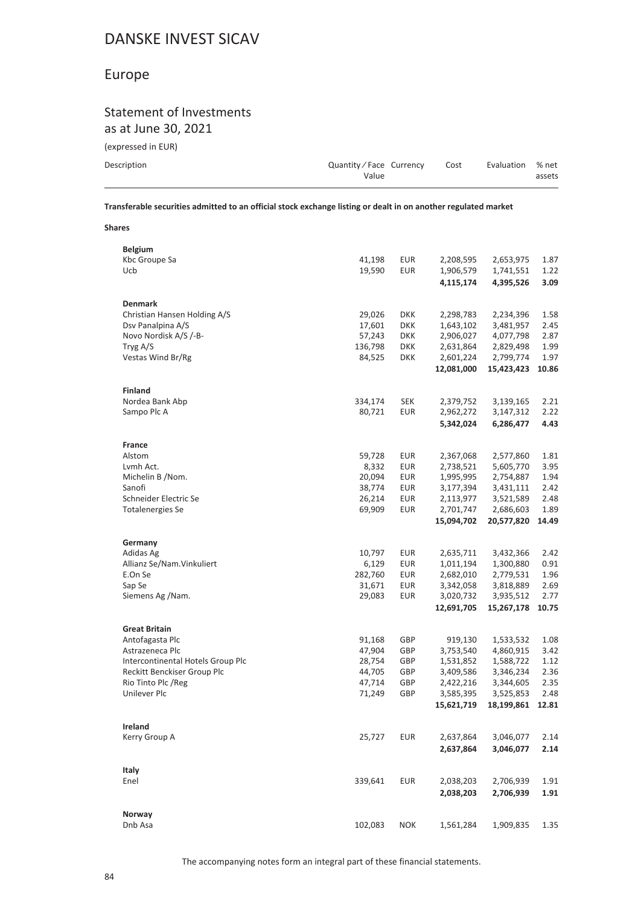# DANSKE INVEST SICAV

## Europe

### Statement of Investments
as at June 30, 2021

(expressed in EUR)

| Description | Quantity / Face Value | Currency | Cost | Evaluation | % net assets |
|---|---|---|---|---|---|
| **Transferable securities admitted to an official stock exchange listing or dealt in on another regulated market** | | | | | |
| **Shares** | | | | | |
| **Belgium** | | | | | |
| Kbc Groupe Sa | 41,198 | EUR | 2,208,595 | 2,653,975 | 1.87 |
| Ucb | 19,590 | EUR | 1,906,579 | 1,741,551 | 1.22 |
| | | | **4,115,174** | **4,395,526** | **3.09** |
| **Denmark** | | | | | |
| Christian Hansen Holding A/S | 29,026 | DKK | 2,298,783 | 2,234,396 | 1.58 |
| Dsv Panalpina A/S | 17,601 | DKK | 1,643,102 | 3,481,957 | 2.45 |
| Novo Nordisk A/S /-B- | 57,243 | DKK | 2,906,027 | 4,077,798 | 2.87 |
| Tryg A/S | 136,798 | DKK | 2,631,864 | 2,829,498 | 1.99 |
| Vestas Wind Br/Rg | 84,525 | DKK | 2,601,224 | 2,799,774 | 1.97 |
| | | | **12,081,000** | **15,423,423** | **10.86** |
| **Finland** | | | | | |
| Nordea Bank Abp | 334,174 | SEK | 2,379,752 | 3,139,165 | 2.21 |
| Sampo Plc A | 80,721 | EUR | 2,962,272 | 3,147,312 | 2.22 |
| | | | **5,342,024** | **6,286,477** | **4.43** |
| **France** | | | | | |
| Alstom | 59,728 | EUR | 2,367,068 | 2,577,860 | 1.81 |
| Lvmh Act. | 8,332 | EUR | 2,738,521 | 5,605,770 | 3.95 |
| Michelin B /Nom. | 20,094 | EUR | 1,995,995 | 2,754,887 | 1.94 |
| Sanofi | 38,774 | EUR | 3,177,394 | 3,431,111 | 2.42 |
| Schneider Electric Se | 26,214 | EUR | 2,113,977 | 3,521,589 | 2.48 |
| Totalenergies Se | 69,909 | EUR | 2,701,747 | 2,686,603 | 1.89 |
| | | | **15,094,702** | **20,577,820** | **14.49** |
| **Germany** | | | | | |
| Adidas Ag | 10,797 | EUR | 2,635,711 | 3,432,366 | 2.42 |
| Allianz Se/Nam.Vinkuliert | 6,129 | EUR | 1,011,194 | 1,300,880 | 0.91 |
| E.On Se | 282,760 | EUR | 2,682,010 | 2,779,531 | 1.96 |
| Sap Se | 31,671 | EUR | 3,342,058 | 3,818,889 | 2.69 |
| Siemens Ag /Nam. | 29,083 | EUR | 3,020,732 | 3,935,512 | 2.77 |
| | | | **12,691,705** | **15,267,178** | **10.75** |
| **Great Britain** | | | | | |
| Antofagasta Plc | 91,168 | GBP | 919,130 | 1,533,532 | 1.08 |
| Astrazeneca Plc | 47,904 | GBP | 3,753,540 | 4,860,915 | 3.42 |
| Intercontinental Hotels Group Plc | 28,754 | GBP | 1,531,852 | 1,588,722 | 1.12 |
| Reckitt Benckiser Group Plc | 44,705 | GBP | 3,409,586 | 3,346,234 | 2.36 |
| Rio Tinto Plc /Reg | 47,714 | GBP | 2,422,216 | 3,344,605 | 2.35 |
| Unilever Plc | 71,249 | GBP | 3,585,395 | 3,525,853 | 2.48 |
| | | | **15,621,719** | **18,199,861** | **12.81** |
| **Ireland** | | | | | |
| Kerry Group A | 25,727 | EUR | 2,637,864 | 3,046,077 | 2.14 |
| | | | **2,637,864** | **3,046,077** | **2.14** |
| **Italy** | | | | | |
| Enel | 339,641 | EUR | 2,038,203 | 2,706,939 | 1.91 |
| | | | **2,038,203** | **2,706,939** | **1.91** |
| **Norway** | | | | | |
| Dnb Asa | 102,083 | NOK | 1,561,284 | 1,909,835 | 1.35 |

The accompanying notes form an integral part of these financial statements.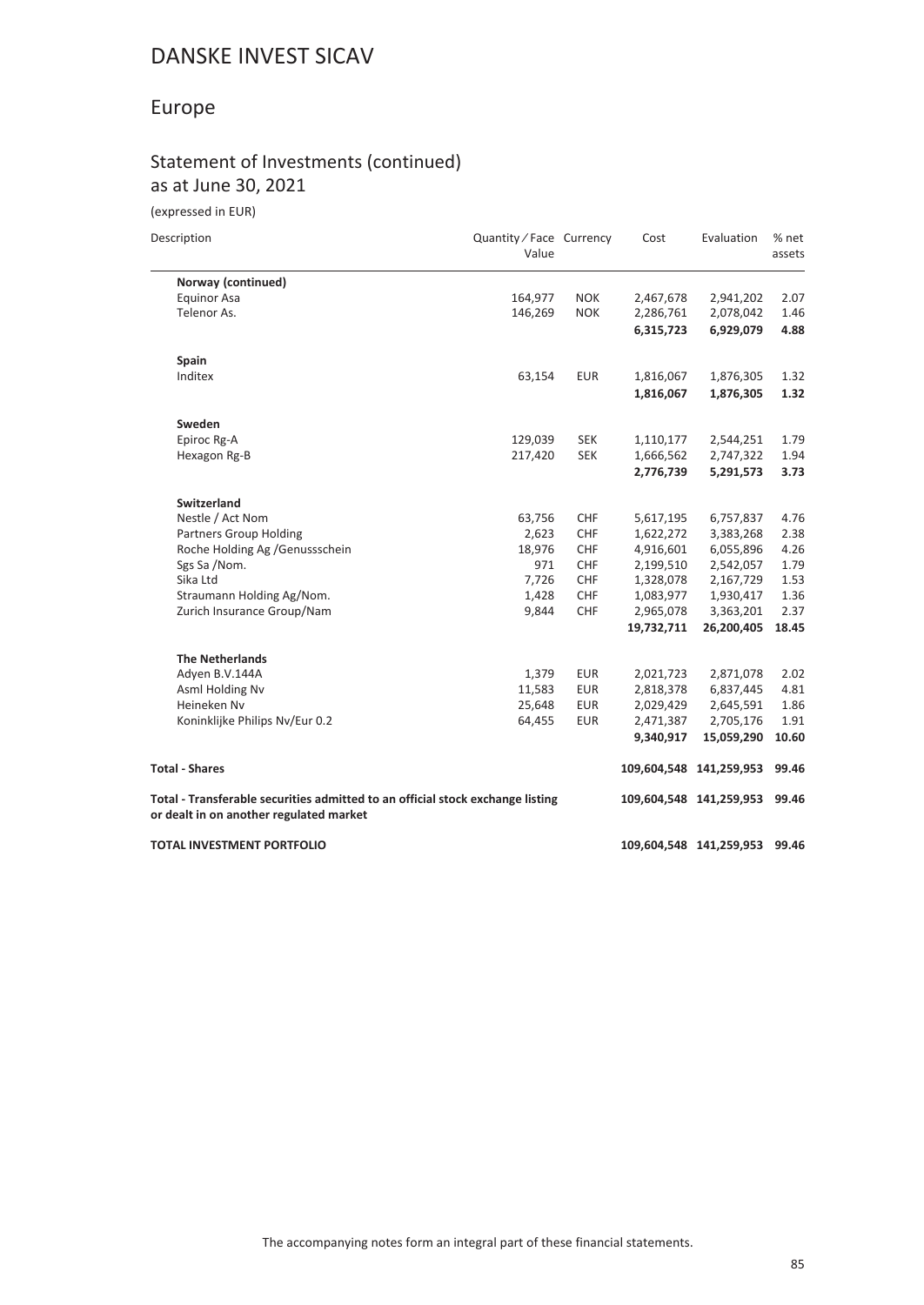# DANSKE INVEST SICAV

## Europe

### Statement of Investments (continued)
as at June 30, 2021

(expressed in EUR)

| Description | Quantity / Face Value | Currency | Cost | Evaluation | % net assets |
|---|---|---|---|---|---|
| **Norway (continued)** | | | | | |
| Equinor Asa | 164,977 | NOK | 2,467,678 | 2,941,202 | 2.07 |
| Telenor As. | 146,269 | NOK | 2,286,761 | 2,078,042 | 1.46 |
| | | | **6,315,723** | **6,929,079** | **4.88** |
| **Spain** | | | | | |
| Inditex | 63,154 | EUR | 1,816,067 | 1,876,305 | 1.32 |
| | | | **1,816,067** | **1,876,305** | **1.32** |
| **Sweden** | | | | | |
| Epiroc Rg-A | 129,039 | SEK | 1,110,177 | 2,544,251 | 1.79 |
| Hexagon Rg-B | 217,420 | SEK | 1,666,562 | 2,747,322 | 1.94 |
| | | | **2,776,739** | **5,291,573** | **3.73** |
| **Switzerland** | | | | | |
| Nestle / Act Nom | 63,756 | CHF | 5,617,195 | 6,757,837 | 4.76 |
| Partners Group Holding | 2,623 | CHF | 1,622,272 | 3,383,268 | 2.38 |
| Roche Holding Ag /Genussschein | 18,976 | CHF | 4,916,601 | 6,055,896 | 4.26 |
| Sgs Sa /Nom. | 971 | CHF | 2,199,510 | 2,542,057 | 1.79 |
| Sika Ltd | 7,726 | CHF | 1,328,078 | 2,167,729 | 1.53 |
| Straumann Holding Ag/Nom. | 1,428 | CHF | 1,083,977 | 1,930,417 | 1.36 |
| Zurich Insurance Group/Nam | 9,844 | CHF | 2,965,078 | 3,363,201 | 2.37 |
| | | | **19,732,711** | **26,200,405** | **18.45** |
| **The Netherlands** | | | | | |
| Adyen B.V.144A | 1,379 | EUR | 2,021,723 | 2,871,078 | 2.02 |
| Asml Holding Nv | 11,583 | EUR | 2,818,378 | 6,837,445 | 4.81 |
| Heineken Nv | 25,648 | EUR | 2,029,429 | 2,645,591 | 1.86 |
| Koninklijke Philips Nv/Eur 0.2 | 64,455 | EUR | 2,471,387 | 2,705,176 | 1.91 |
| | | | **9,340,917** | **15,059,290** | **10.60** |
| **Total - Shares** | | | **109,604,548** | **141,259,953** | **99.46** |
| **Total - Transferable securities admitted to an official stock exchange listing or dealt in on another regulated market** | | | **109,604,548** | **141,259,953** | **99.46** |
| **TOTAL INVESTMENT PORTFOLIO** | | | **109,604,548** | **141,259,953** | **99.46** |

The accompanying notes form an integral part of these financial statements.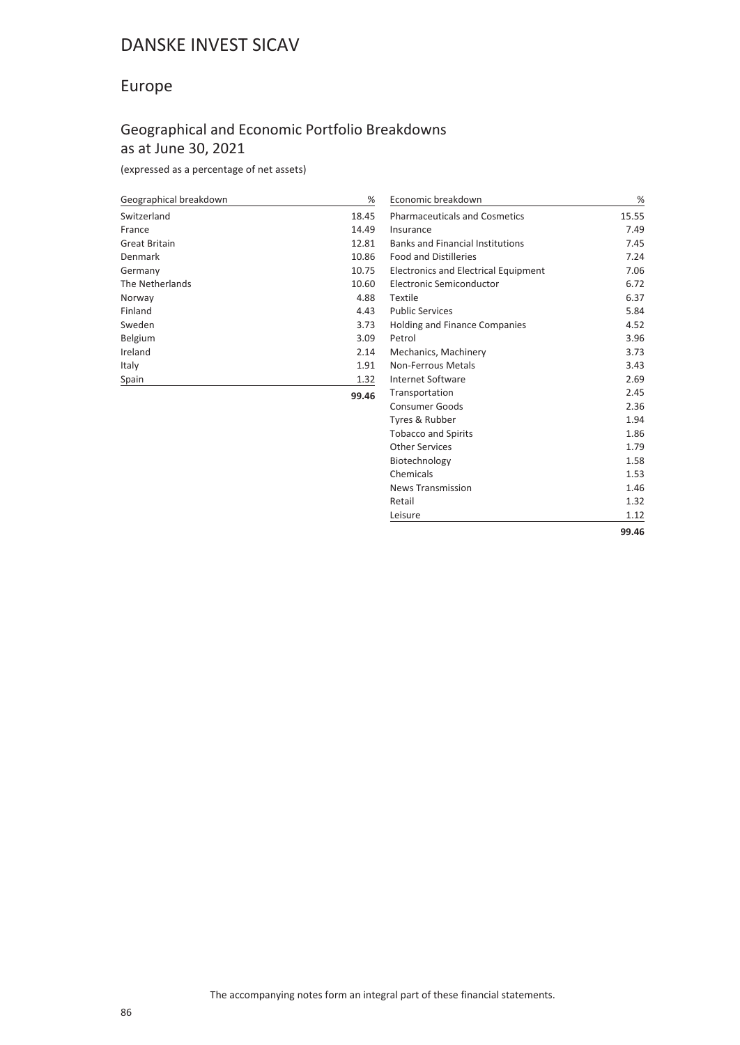# DANSKE INVEST SICAV

## Europe

### Geographical and Economic Portfolio Breakdowns as at June 30, 2021

(expressed as a percentage of net assets)

| Geographical breakdown | % |
|---|---|
| Switzerland | 18.45 |
| France | 14.49 |
| Great Britain | 12.81 |
| Denmark | 10.86 |
| Germany | 10.75 |
| The Netherlands | 10.60 |
| Norway | 4.88 |
| Finland | 4.43 |
| Sweden | 3.73 |
| Belgium | 3.09 |
| Ireland | 2.14 |
| Italy | 1.91 |
| Spain | 1.32 |
| | **99.46** |

| Economic breakdown | % |
|---|---|
| Pharmaceuticals and Cosmetics | 15.55 |
| Insurance | 7.49 |
| Banks and Financial Institutions | 7.45 |
| Food and Distilleries | 7.24 |
| Electronics and Electrical Equipment | 7.06 |
| Electronic Semiconductor | 6.72 |
| Textile | 6.37 |
| Public Services | 5.84 |
| Holding and Finance Companies | 4.52 |
| Petrol | 3.96 |
| Mechanics, Machinery | 3.73 |
| Non-Ferrous Metals | 3.43 |
| Internet Software | 2.69 |
| Transportation | 2.45 |
| Consumer Goods | 2.36 |
| Tyres & Rubber | 1.94 |
| Tobacco and Spirits | 1.86 |
| Other Services | 1.79 |
| Biotechnology | 1.58 |
| Chemicals | 1.53 |
| News Transmission | 1.46 |
| Retail | 1.32 |
| Leisure | 1.12 |
| | **99.46** |

The accompanying notes form an integral part of these financial statements.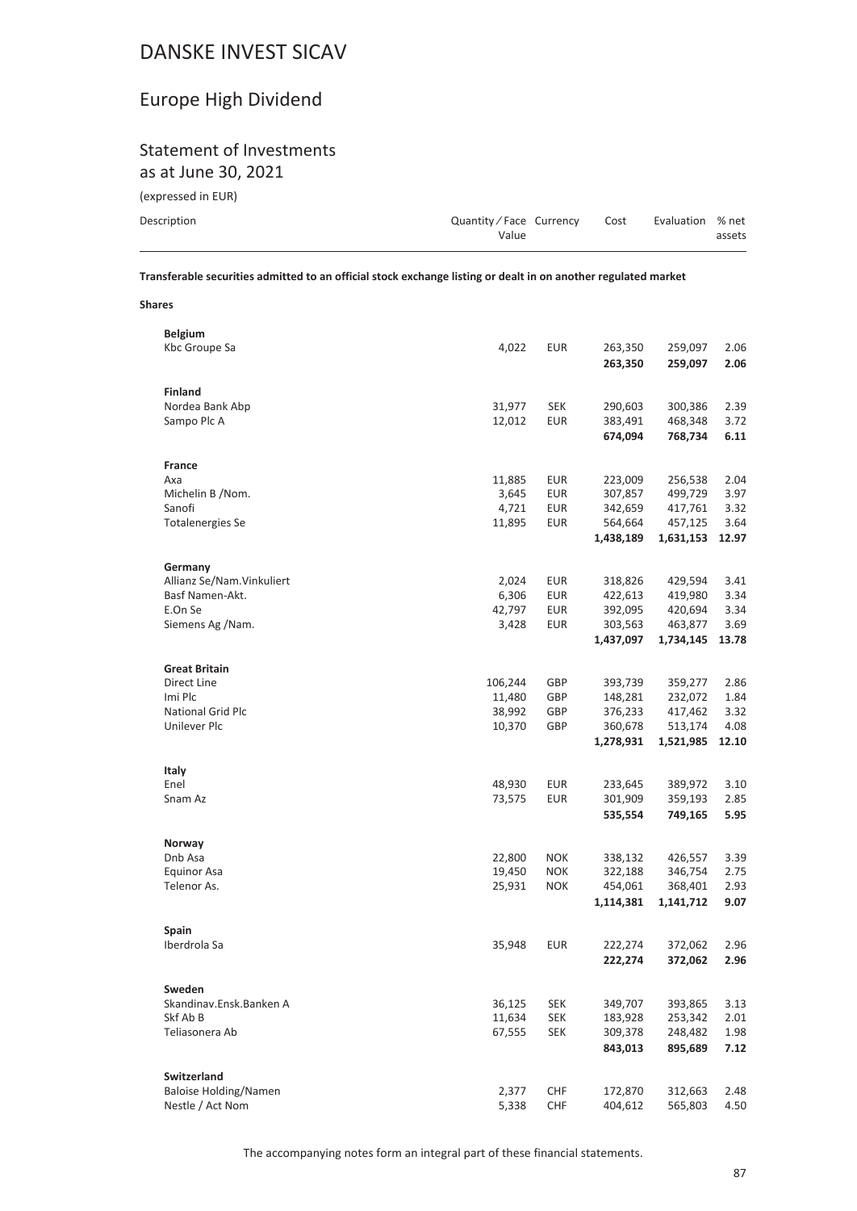# DANSKE INVEST SICAV

## Europe High Dividend

### Statement of Investments
as at June 30, 2021

(expressed in EUR)

| Description | Quantity / Face Value | Currency | Cost | Evaluation | % net assets |
|---|---|---|---|---|---|
| **Transferable securities admitted to an official stock exchange listing or dealt in on another regulated market** | | | | | |
| **Shares** | | | | | |
| **Belgium** | | | | | |
| Kbc Groupe Sa | 4,022 | EUR | 263,350 | 259,097 | 2.06 |
| | | | **263,350** | **259,097** | **2.06** |
| **Finland** | | | | | |
| Nordea Bank Abp | 31,977 | SEK | 290,603 | 300,386 | 2.39 |
| Sampo Plc A | 12,012 | EUR | 383,491 | 468,348 | 3.72 |
| | | | **674,094** | **768,734** | **6.11** |
| **France** | | | | | |
| Axa | 11,885 | EUR | 223,009 | 256,538 | 2.04 |
| Michelin B /Nom. | 3,645 | EUR | 307,857 | 499,729 | 3.97 |
| Sanofi | 4,721 | EUR | 342,659 | 417,761 | 3.32 |
| Totalenergies Se | 11,895 | EUR | 564,664 | 457,125 | 3.64 |
| | | | **1,438,189** | **1,631,153** | **12.97** |
| **Germany** | | | | | |
| Allianz Se/Nam.Vinkuliert | 2,024 | EUR | 318,826 | 429,594 | 3.41 |
| Basf Namen-Akt. | 6,306 | EUR | 422,613 | 419,980 | 3.34 |
| E.On Se | 42,797 | EUR | 392,095 | 420,694 | 3.34 |
| Siemens Ag /Nam. | 3,428 | EUR | 303,563 | 463,877 | 3.69 |
| | | | **1,437,097** | **1,734,145** | **13.78** |
| **Great Britain** | | | | | |
| Direct Line | 106,244 | GBP | 393,739 | 359,277 | 2.86 |
| Imi Plc | 11,480 | GBP | 148,281 | 232,072 | 1.84 |
| National Grid Plc | 38,992 | GBP | 376,233 | 417,462 | 3.32 |
| Unilever Plc | 10,370 | GBP | 360,678 | 513,174 | 4.08 |
| | | | **1,278,931** | **1,521,985** | **12.10** |
| **Italy** | | | | | |
| Enel | 48,930 | EUR | 233,645 | 389,972 | 3.10 |
| Snam Az | 73,575 | EUR | 301,909 | 359,193 | 2.85 |
| | | | **535,554** | **749,165** | **5.95** |
| **Norway** | | | | | |
| Dnb Asa | 22,800 | NOK | 338,132 | 426,557 | 3.39 |
| Equinor Asa | 19,450 | NOK | 322,188 | 346,754 | 2.75 |
| Telenor As. | 25,931 | NOK | 454,061 | 368,401 | 2.93 |
| | | | **1,114,381** | **1,141,712** | **9.07** |
| **Spain** | | | | | |
| Iberdrola Sa | 35,948 | EUR | 222,274 | 372,062 | 2.96 |
| | | | **222,274** | **372,062** | **2.96** |
| **Sweden** | | | | | |
| Skandinav.Ensk.Banken A | 36,125 | SEK | 349,707 | 393,865 | 3.13 |
| Skf Ab B | 11,634 | SEK | 183,928 | 253,342 | 2.01 |
| Teliasonera Ab | 67,555 | SEK | 309,378 | 248,482 | 1.98 |
| | | | **843,013** | **895,689** | **7.12** |
| **Switzerland** | | | | | |
| Baloise Holding/Namen | 2,377 | CHF | 172,870 | 312,663 | 2.48 |
| Nestle / Act Nom | 5,338 | CHF | 404,612 | 565,803 | 4.50 |

The accompanying notes form an integral part of these financial statements.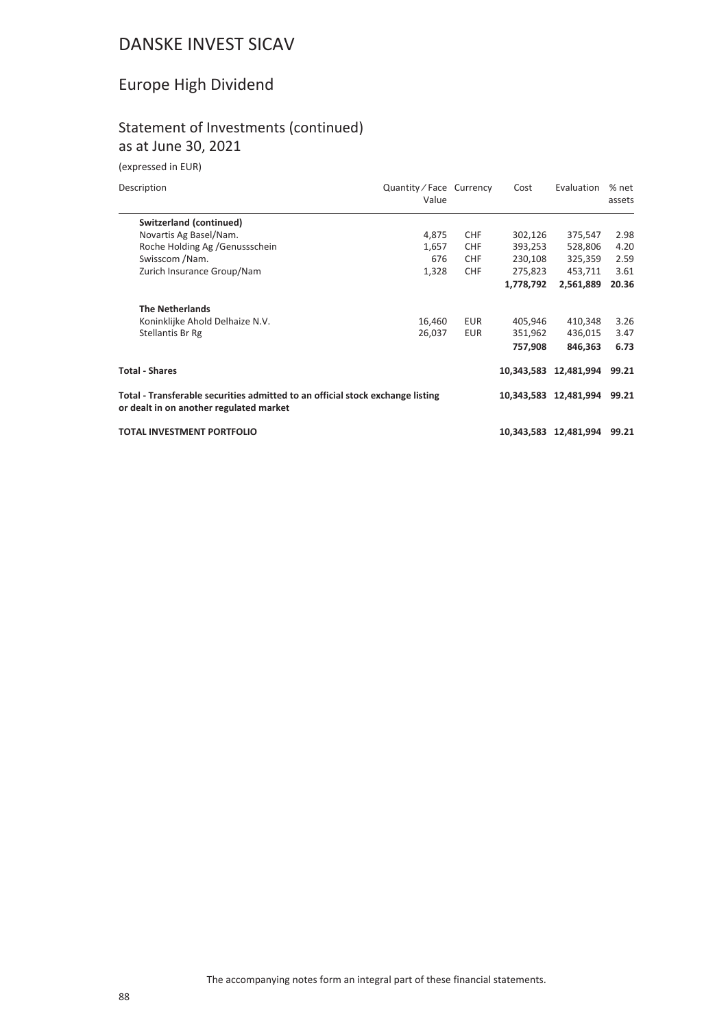# DANSKE INVEST SICAV

## Europe High Dividend

### Statement of Investments (continued)
as at June 30, 2021

(expressed in EUR)

| Description | Quantity / Face Value | Currency | Cost | Evaluation | % net assets |
|---|---|---|---|---|---|
| **Switzerland (continued)** | | | | | |
| Novartis Ag Basel/Nam. | 4,875 | CHF | 302,126 | 375,547 | 2.98 |
| Roche Holding Ag /Genussschein | 1,657 | CHF | 393,253 | 528,806 | 4.20 |
| Swisscom /Nam. | 676 | CHF | 230,108 | 325,359 | 2.59 |
| Zurich Insurance Group/Nam | 1,328 | CHF | 275,823 | 453,711 | 3.61 |
| | | | **1,778,792** | **2,561,889** | **20.36** |
| **The Netherlands** | | | | | |
| Koninklijke Ahold Delhaize N.V. | 16,460 | EUR | 405,946 | 410,348 | 3.26 |
| Stellantis Br Rg | 26,037 | EUR | 351,962 | 436,015 | 3.47 |
| | | | **757,908** | **846,363** | **6.73** |
| **Total - Shares** | | | **10,343,583** | **12,481,994** | **99.21** |
| **Total - Transferable securities admitted to an official stock exchange listing or dealt in on another regulated market** | | | **10,343,583** | **12,481,994** | **99.21** |
| **TOTAL INVESTMENT PORTFOLIO** | | | **10,343,583** | **12,481,994** | **99.21** |

The accompanying notes form an integral part of these financial statements.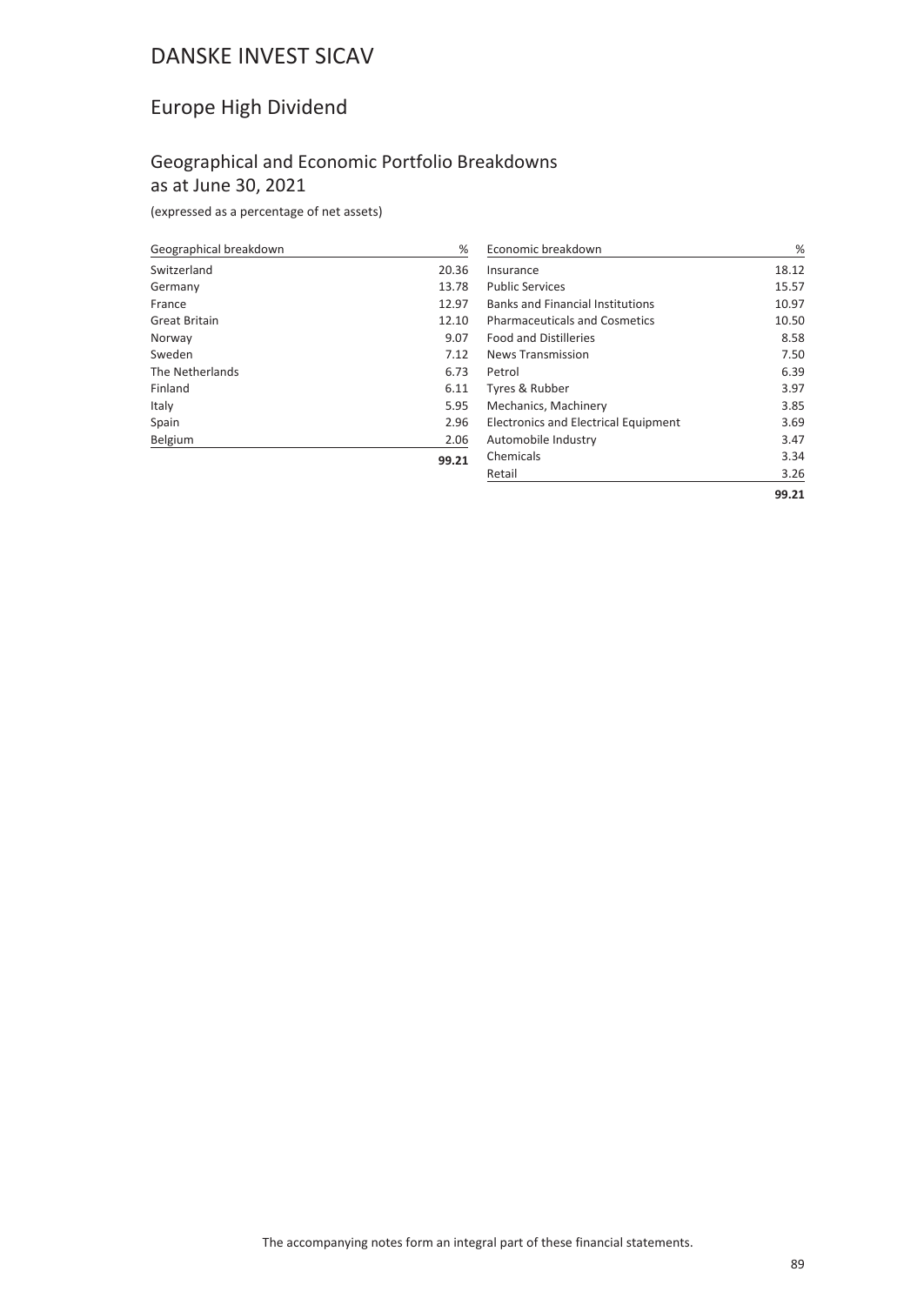# DANSKE INVEST SICAV

## Europe High Dividend

### Geographical and Economic Portfolio Breakdowns as at June 30, 2021

(expressed as a percentage of net assets)

| Geographical breakdown | % |
|---|---|
| Switzerland | 20.36 |
| Germany | 13.78 |
| France | 12.97 |
| Great Britain | 12.10 |
| Norway | 9.07 |
| Sweden | 7.12 |
| The Netherlands | 6.73 |
| Finland | 6.11 |
| Italy | 5.95 |
| Spain | 2.96 |
| Belgium | 2.06 |
| | **99.21** |

| Economic breakdown | % |
|---|---|
| Insurance | 18.12 |
| Public Services | 15.57 |
| Banks and Financial Institutions | 10.97 |
| Pharmaceuticals and Cosmetics | 10.50 |
| Food and Distilleries | 8.58 |
| News Transmission | 7.50 |
| Petrol | 6.39 |
| Tyres & Rubber | 3.97 |
| Mechanics, Machinery | 3.85 |
| Electronics and Electrical Equipment | 3.69 |
| Automobile Industry | 3.47 |
| Chemicals | 3.34 |
| Retail | 3.26 |
| | **99.21** |

The accompanying notes form an integral part of these financial statements.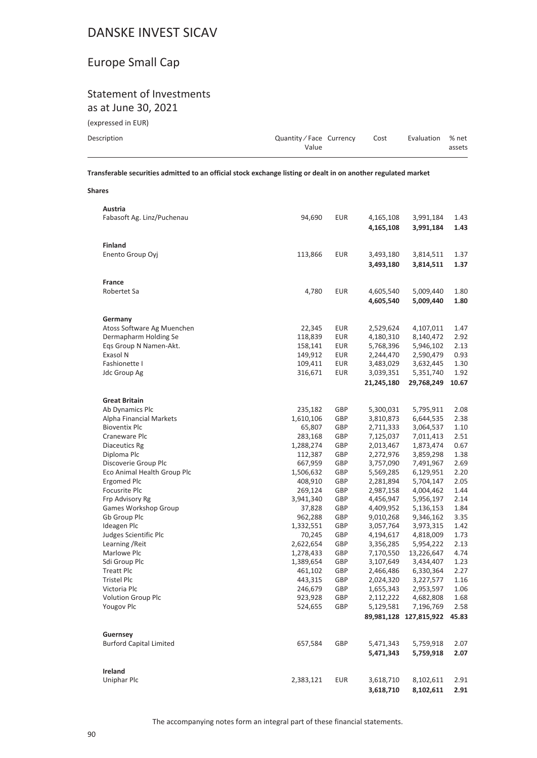# DANSKE INVEST SICAV

## Europe Small Cap

### Statement of Investments

as at June 30, 2021

(expressed in EUR)

| Description | Quantity / Face Value | Currency | Cost | Evaluation | % net assets |
|---|---|---|---|---|---|
| **Transferable securities admitted to an official stock exchange listing or dealt in on another regulated market** | | | | | |
| **Shares** | | | | | |
| **Austria** | | | | | |
| Fabasoft Ag. Linz/Puchenau | 94,690 | EUR | 4,165,108 | 3,991,184 | 1.43 |
| | | | **4,165,108** | **3,991,184** | **1.43** |
| **Finland** | | | | | |
| Enento Group Oyj | 113,866 | EUR | 3,493,180 | 3,814,511 | 1.37 |
| | | | **3,493,180** | **3,814,511** | **1.37** |
| **France** | | | | | |
| Robertet Sa | 4,780 | EUR | 4,605,540 | 5,009,440 | 1.80 |
| | | | **4,605,540** | **5,009,440** | **1.80** |
| **Germany** | | | | | |
| Atoss Software Ag Muenchen | 22,345 | EUR | 2,529,624 | 4,107,011 | 1.47 |
| Dermapharm Holding Se | 118,839 | EUR | 4,180,310 | 8,140,472 | 2.92 |
| Eqs Group N Namen-Akt. | 158,141 | EUR | 5,768,396 | 5,946,102 | 2.13 |
| Exasol N | 149,912 | EUR | 2,244,470 | 2,590,479 | 0.93 |
| Fashionette I | 109,411 | EUR | 3,483,029 | 3,632,445 | 1.30 |
| Jdc Group Ag | 316,671 | EUR | 3,039,351 | 5,351,740 | 1.92 |
| | | | **21,245,180** | **29,768,249** | **10.67** |
| **Great Britain** | | | | | |
| Ab Dynamics Plc | 235,182 | GBP | 5,300,031 | 5,795,911 | 2.08 |
| Alpha Financial Markets | 1,610,106 | GBP | 3,810,873 | 6,644,535 | 2.38 |
| Bioventix Plc | 65,807 | GBP | 2,711,333 | 3,064,537 | 1.10 |
| Craneware Plc | 283,168 | GBP | 7,125,037 | 7,011,413 | 2.51 |
| Diaceutics Rg | 1,288,274 | GBP | 2,013,467 | 1,873,474 | 0.67 |
| Diploma Plc | 112,387 | GBP | 2,272,976 | 3,859,298 | 1.38 |
| Discoverie Group Plc | 667,959 | GBP | 3,757,090 | 7,491,967 | 2.69 |
| Eco Animal Health Group Plc | 1,506,632 | GBP | 5,569,285 | 6,129,951 | 2.20 |
| Ergomed Plc | 408,910 | GBP | 2,281,894 | 5,704,147 | 2.05 |
| Focusrite Plc | 269,124 | GBP | 2,987,158 | 4,004,462 | 1.44 |
| Frp Advisory Rg | 3,941,340 | GBP | 4,456,947 | 5,956,197 | 2.14 |
| Games Workshop Group | 37,828 | GBP | 4,409,952 | 5,136,153 | 1.84 |
| Gb Group Plc | 962,288 | GBP | 9,010,268 | 9,346,162 | 3.35 |
| Ideagen Plc | 1,332,551 | GBP | 3,057,764 | 3,973,315 | 1.42 |
| Judges Scientific Plc | 70,245 | GBP | 4,194,617 | 4,818,009 | 1.73 |
| Learning /Reit | 2,622,654 | GBP | 3,356,285 | 5,954,222 | 2.13 |
| Marlowe Plc | 1,278,433 | GBP | 7,170,550 | 13,226,647 | 4.74 |
| Sdi Group Plc | 1,389,654 | GBP | 3,107,649 | 3,434,407 | 1.23 |
| Treatt Plc | 461,102 | GBP | 2,466,486 | 6,330,364 | 2.27 |
| Tristel Plc | 443,315 | GBP | 2,024,320 | 3,227,577 | 1.16 |
| Victoria Plc | 246,679 | GBP | 1,655,343 | 2,953,597 | 1.06 |
| Volution Group Plc | 923,928 | GBP | 2,112,222 | 4,682,808 | 1.68 |
| Yougov Plc | 524,655 | GBP | 5,129,581 | 7,196,769 | 2.58 |
| | | | **89,981,128** | **127,815,922** | **45.83** |
| **Guernsey** | | | | | |
| Burford Capital Limited | 657,584 | GBP | 5,471,343 | 5,759,918 | 2.07 |
| | | | **5,471,343** | **5,759,918** | **2.07** |
| **Ireland** | | | | | |
| Uniphar Plc | 2,383,121 | EUR | 3,618,710 | 8,102,611 | 2.91 |
| | | | **3,618,710** | **8,102,611** | **2.91** |

The accompanying notes form an integral part of these financial statements.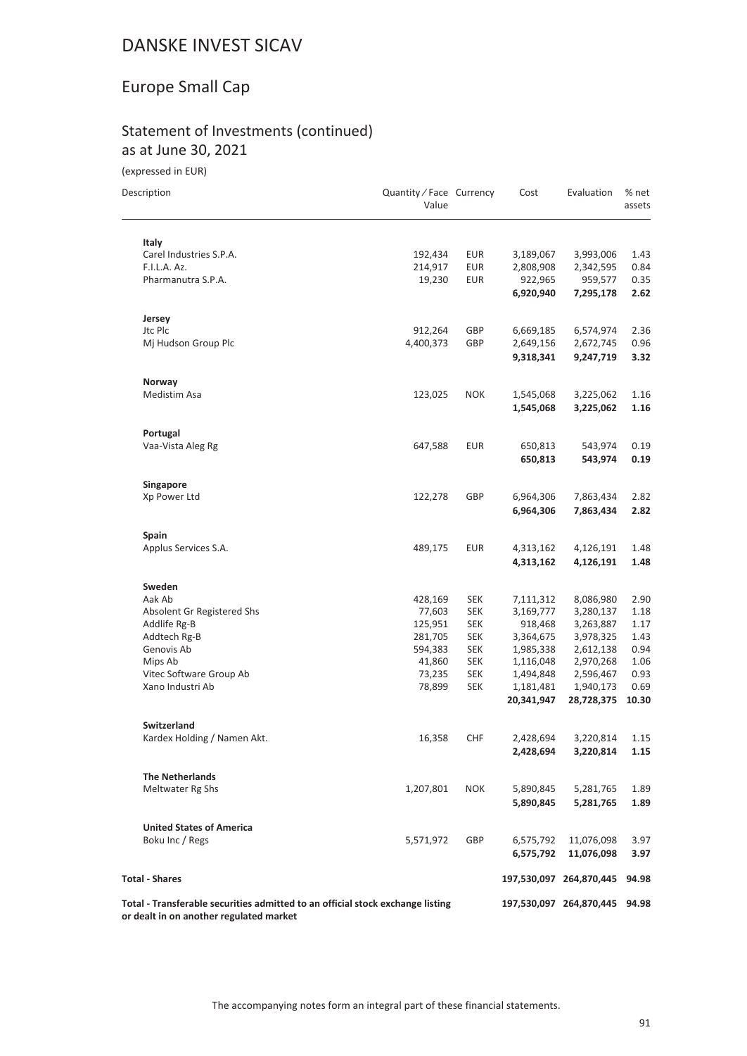# DANSKE INVEST SICAV

## Europe Small Cap

### Statement of Investments (continued)
as at June 30, 2021

(expressed in EUR)

| Description | Quantity / Face Value | Currency | Cost | Evaluation | % net assets |
|---|---|---|---|---|---|
| **Italy** | | | | | |
| Carel Industries S.P.A. | 192,434 | EUR | 3,189,067 | 3,993,006 | 1.43 |
| F.I.L.A. Az. | 214,917 | EUR | 2,808,908 | 2,342,595 | 0.84 |
| Pharmanutra S.P.A. | 19,230 | EUR | 922,965 | 959,577 | 0.35 |
| | | | **6,920,940** | **7,295,178** | **2.62** |
| **Jersey** | | | | | |
| Jtc Plc | 912,264 | GBP | 6,669,185 | 6,574,974 | 2.36 |
| Mj Hudson Group Plc | 4,400,373 | GBP | 2,649,156 | 2,672,745 | 0.96 |
| | | | **9,318,341** | **9,247,719** | **3.32** |
| **Norway** | | | | | |
| Medistim Asa | 123,025 | NOK | 1,545,068 | 3,225,062 | 1.16 |
| | | | **1,545,068** | **3,225,062** | **1.16** |
| **Portugal** | | | | | |
| Vaa-Vista Aleg Rg | 647,588 | EUR | 650,813 | 543,974 | 0.19 |
| | | | **650,813** | **543,974** | **0.19** |
| **Singapore** | | | | | |
| Xp Power Ltd | 122,278 | GBP | 6,964,306 | 7,863,434 | 2.82 |
| | | | **6,964,306** | **7,863,434** | **2.82** |
| **Spain** | | | | | |
| Applus Services S.A. | 489,175 | EUR | 4,313,162 | 4,126,191 | 1.48 |
| | | | **4,313,162** | **4,126,191** | **1.48** |
| **Sweden** | | | | | |
| Aak Ab | 428,169 | SEK | 7,111,312 | 8,086,980 | 2.90 |
| Absolent Gr Registered Shs | 77,603 | SEK | 3,169,777 | 3,280,137 | 1.18 |
| Addlife Rg-B | 125,951 | SEK | 918,468 | 3,263,887 | 1.17 |
| Addtech Rg-B | 281,705 | SEK | 3,364,675 | 3,978,325 | 1.43 |
| Genovis Ab | 594,383 | SEK | 1,985,338 | 2,612,138 | 0.94 |
| Mips Ab | 41,860 | SEK | 1,116,048 | 2,970,268 | 1.06 |
| Vitec Software Group Ab | 73,235 | SEK | 1,494,848 | 2,596,467 | 0.93 |
| Xano Industri Ab | 78,899 | SEK | 1,181,481 | 1,940,173 | 0.69 |
| | | | **20,341,947** | **28,728,375** | **10.30** |
| **Switzerland** | | | | | |
| Kardex Holding / Namen Akt. | 16,358 | CHF | 2,428,694 | 3,220,814 | 1.15 |
| | | | **2,428,694** | **3,220,814** | **1.15** |
| **The Netherlands** | | | | | |
| Meltwater Rg Shs | 1,207,801 | NOK | 5,890,845 | 5,281,765 | 1.89 |
| | | | **5,890,845** | **5,281,765** | **1.89** |
| **United States of America** | | | | | |
| Boku Inc / Regs | 5,571,972 | GBP | 6,575,792 | 11,076,098 | 3.97 |
| | | | **6,575,792** | **11,076,098** | **3.97** |
| **Total - Shares** | | | **197,530,097** | **264,870,445** | **94.98** |
| **Total - Transferable securities admitted to an official stock exchange listing or dealt in on another regulated market** | | | **197,530,097** | **264,870,445** | **94.98** |

The accompanying notes form an integral part of these financial statements.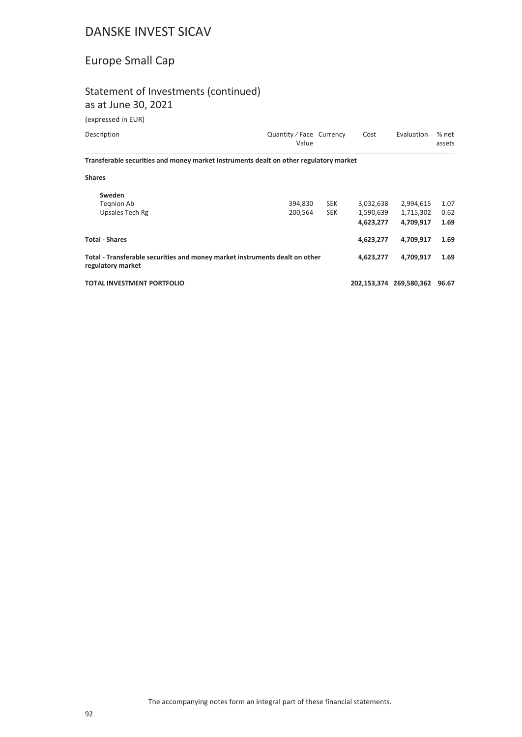# DANSKE INVEST SICAV

## Europe Small Cap

### Statement of Investments (continued)
as at June 30, 2021

(expressed in EUR)

| Description | Quantity / Face Value | Currency | Cost | Evaluation | % net assets |
|---|---|---|---|---|---|
| **Transferable securities and money market instruments dealt on other regulatory market** | | | | | |
| **Shares** | | | | | |
| **Sweden** | | | | | |
| Teqnion Ab | 394,830 | SEK | 3,032,638 | 2,994,615 | 1.07 |
| Upsales Tech Rg | 200,564 | SEK | 1,590,639 | 1,715,302 | 0.62 |
| | | | **4,623,277** | **4,709,917** | **1.69** |
| **Total - Shares** | | | **4,623,277** | **4,709,917** | **1.69** |
| **Total - Transferable securities and money market instruments dealt on other regulatory market** | | | **4,623,277** | **4,709,917** | **1.69** |
| **TOTAL INVESTMENT PORTFOLIO** | | | **202,153,374** | **269,580,362** | **96.67** |

The accompanying notes form an integral part of these financial statements.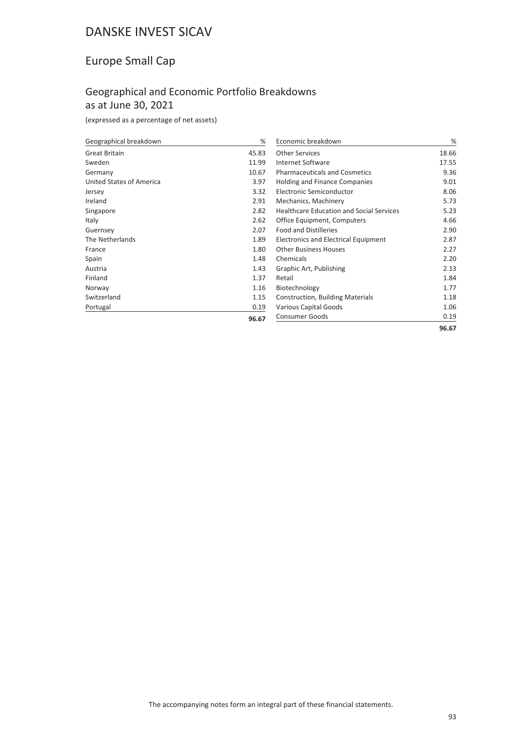# DANSKE INVEST SICAV

## Europe Small Cap

### Geographical and Economic Portfolio Breakdowns as at June 30, 2021

(expressed as a percentage of net assets)

| Geographical breakdown | % |
|---|---|
| Great Britain | 45.83 |
| Sweden | 11.99 |
| Germany | 10.67 |
| United States of America | 3.97 |
| Jersey | 3.32 |
| Ireland | 2.91 |
| Singapore | 2.82 |
| Italy | 2.62 |
| Guernsey | 2.07 |
| The Netherlands | 1.89 |
| France | 1.80 |
| Spain | 1.48 |
| Austria | 1.43 |
| Finland | 1.37 |
| Norway | 1.16 |
| Switzerland | 1.15 |
| Portugal | 0.19 |
| | **96.67** |

| Economic breakdown | % |
|---|---|
| Other Services | 18.66 |
| Internet Software | 17.55 |
| Pharmaceuticals and Cosmetics | 9.36 |
| Holding and Finance Companies | 9.01 |
| Electronic Semiconductor | 8.06 |
| Mechanics, Machinery | 5.73 |
| Healthcare Education and Social Services | 5.23 |
| Office Equipment, Computers | 4.66 |
| Food and Distilleries | 2.90 |
| Electronics and Electrical Equipment | 2.87 |
| Other Business Houses | 2.27 |
| Chemicals | 2.20 |
| Graphic Art, Publishing | 2.13 |
| Retail | 1.84 |
| Biotechnology | 1.77 |
| Construction, Building Materials | 1.18 |
| Various Capital Goods | 1.06 |
| Consumer Goods | 0.19 |
| | **96.67** |

The accompanying notes form an integral part of these financial statements.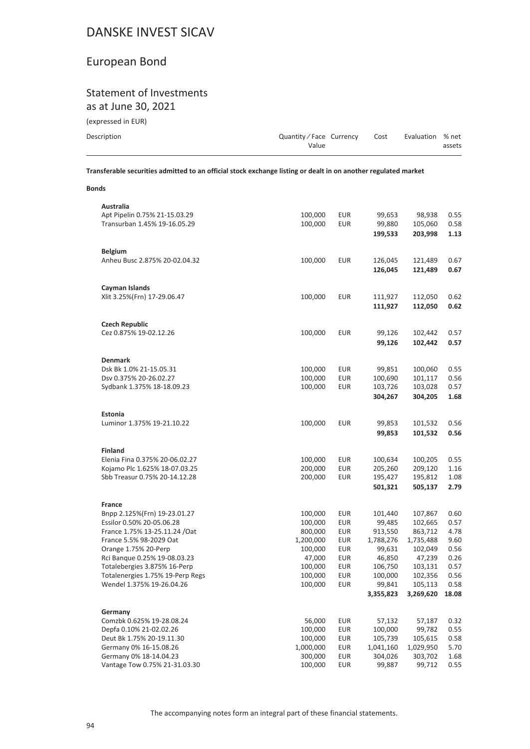# DANSKE INVEST SICAV

## European Bond

### Statement of Investments
as at June 30, 2021

(expressed in EUR)

| Description | Quantity / Face Value | Currency | Cost | Evaluation | % net assets |
|---|---|---|---|---|---|
| **Transferable securities admitted to an official stock exchange listing or dealt in on another regulated market** | | | | | |
| **Bonds** | | | | | |
| **Australia** | | | | | |
| Apt Pipelin 0.75% 21-15.03.29 | 100,000 | EUR | 99,653 | 98,938 | 0.55 |
| Transurban 1.45% 19-16.05.29 | 100,000 | EUR | 99,880 | 105,060 | 0.58 |
| | | | **199,533** | **203,998** | **1.13** |
| **Belgium** | | | | | |
| Anheu Busc 2.875% 20-02.04.32 | 100,000 | EUR | 126,045 | 121,489 | 0.67 |
| | | | **126,045** | **121,489** | **0.67** |
| **Cayman Islands** | | | | | |
| Xlit 3.25%(Frn) 17-29.06.47 | 100,000 | EUR | 111,927 | 112,050 | 0.62 |
| | | | **111,927** | **112,050** | **0.62** |
| **Czech Republic** | | | | | |
| Cez 0.875% 19-02.12.26 | 100,000 | EUR | 99,126 | 102,442 | 0.57 |
| | | | **99,126** | **102,442** | **0.57** |
| **Denmark** | | | | | |
| Dsk Bk 1.0% 21-15.05.31 | 100,000 | EUR | 99,851 | 100,060 | 0.55 |
| Dsv 0.375% 20-26.02.27 | 100,000 | EUR | 100,690 | 101,117 | 0.56 |
| Sydbank 1.375% 18-18.09.23 | 100,000 | EUR | 103,726 | 103,028 | 0.57 |
| | | | **304,267** | **304,205** | **1.68** |
| **Estonia** | | | | | |
| Luminor 1.375% 19-21.10.22 | 100,000 | EUR | 99,853 | 101,532 | 0.56 |
| | | | **99,853** | **101,532** | **0.56** |
| **Finland** | | | | | |
| Elenia Fina 0.375% 20-06.02.27 | 100,000 | EUR | 100,634 | 100,205 | 0.55 |
| Kojamo Plc 1.625% 18-07.03.25 | 200,000 | EUR | 205,260 | 209,120 | 1.16 |
| Sbb Treasur 0.75% 20-14.12.28 | 200,000 | EUR | 195,427 | 195,812 | 1.08 |
| | | | **501,321** | **505,137** | **2.79** |
| **France** | | | | | |
| Bnpp 2.125%(Frn) 19-23.01.27 | 100,000 | EUR | 101,440 | 107,867 | 0.60 |
| Essilor 0.50% 20-05.06.28 | 100,000 | EUR | 99,485 | 102,665 | 0.57 |
| France 1.75% 13-25.11.24 /Oat | 800,000 | EUR | 913,550 | 863,712 | 4.78 |
| France 5.5% 98-2029 Oat | 1,200,000 | EUR | 1,788,276 | 1,735,488 | 9.60 |
| Orange 1.75% 20-Perp | 100,000 | EUR | 99,631 | 102,049 | 0.56 |
| Rci Banque 0.25% 19-08.03.23 | 47,000 | EUR | 46,850 | 47,239 | 0.26 |
| Totalebergies 3.875% 16-Perp | 100,000 | EUR | 106,750 | 103,131 | 0.57 |
| Totalenergies 1.75% 19-Perp Regs | 100,000 | EUR | 100,000 | 102,356 | 0.56 |
| Wendel 1.375% 19-26.04.26 | 100,000 | EUR | 99,841 | 105,113 | 0.58 |
| | | | **3,355,823** | **3,269,620** | **18.08** |
| **Germany** | | | | | |
| Comzbk 0.625% 19-28.08.24 | 56,000 | EUR | 57,132 | 57,187 | 0.32 |
| Depfa 0.10% 21-02.02.26 | 100,000 | EUR | 100,000 | 99,782 | 0.55 |
| Deut Bk 1.75% 20-19.11.30 | 100,000 | EUR | 105,739 | 105,615 | 0.58 |
| Germany 0% 16-15.08.26 | 1,000,000 | EUR | 1,041,160 | 1,029,950 | 5.70 |
| Germany 0% 18-14.04.23 | 300,000 | EUR | 304,026 | 303,702 | 1.68 |
| Vantage Tow 0.75% 21-31.03.30 | 100,000 | EUR | 99,887 | 99,712 | 0.55 |

The accompanying notes form an integral part of these financial statements.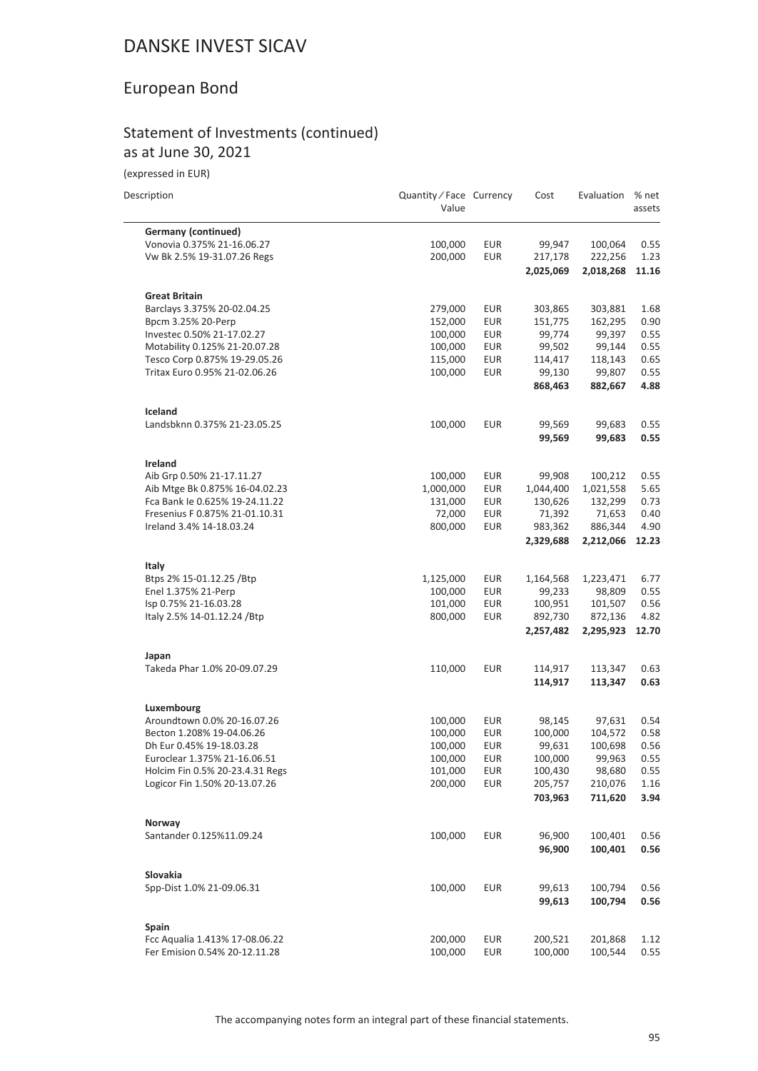# DANSKE INVEST SICAV

## European Bond

### Statement of Investments (continued)
as at June 30, 2021

(expressed in EUR)

| Description | Quantity ⁄ Face Value | Currency | Cost | Evaluation | % net assets |
|---|---|---|---|---|---|
| **Germany (continued)** | | | | | |
| Vonovia 0.375% 21-16.06.27 | 100,000 | EUR | 99,947 | 100,064 | 0.55 |
| Vw Bk 2.5% 19-31.07.26 Regs | 200,000 | EUR | 217,178 | 222,256 | 1.23 |
| | | | **2,025,069** | **2,018,268** | **11.16** |
| **Great Britain** | | | | | |
| Barclays 3.375% 20-02.04.25 | 279,000 | EUR | 303,865 | 303,881 | 1.68 |
| Bpcm 3.25% 20-Perp | 152,000 | EUR | 151,775 | 162,295 | 0.90 |
| Investec 0.50% 21-17.02.27 | 100,000 | EUR | 99,774 | 99,397 | 0.55 |
| Motability 0.125% 21-20.07.28 | 100,000 | EUR | 99,502 | 99,144 | 0.55 |
| Tesco Corp 0.875% 19-29.05.26 | 115,000 | EUR | 114,417 | 118,143 | 0.65 |
| Tritax Euro 0.95% 21-02.06.26 | 100,000 | EUR | 99,130 | 99,807 | 0.55 |
| | | | **868,463** | **882,667** | **4.88** |
| **Iceland** | | | | | |
| Landsbknn 0.375% 21-23.05.25 | 100,000 | EUR | 99,569 | 99,683 | 0.55 |
| | | | **99,569** | **99,683** | **0.55** |
| **Ireland** | | | | | |
| Aib Grp 0.50% 21-17.11.27 | 100,000 | EUR | 99,908 | 100,212 | 0.55 |
| Aib Mtge Bk 0.875% 16-04.02.23 | 1,000,000 | EUR | 1,044,400 | 1,021,558 | 5.65 |
| Fca Bank Ie 0.625% 19-24.11.22 | 131,000 | EUR | 130,626 | 132,299 | 0.73 |
| Fresenius F 0.875% 21-01.10.31 | 72,000 | EUR | 71,392 | 71,653 | 0.40 |
| Ireland 3.4% 14-18.03.24 | 800,000 | EUR | 983,362 | 886,344 | 4.90 |
| | | | **2,329,688** | **2,212,066** | **12.23** |
| **Italy** | | | | | |
| Btps 2% 15-01.12.25 /Btp | 1,125,000 | EUR | 1,164,568 | 1,223,471 | 6.77 |
| Enel 1.375% 21-Perp | 100,000 | EUR | 99,233 | 98,809 | 0.55 |
| Isp 0.75% 21-16.03.28 | 101,000 | EUR | 100,951 | 101,507 | 0.56 |
| Italy 2.5% 14-01.12.24 /Btp | 800,000 | EUR | 892,730 | 872,136 | 4.82 |
| | | | **2,257,482** | **2,295,923** | **12.70** |
| **Japan** | | | | | |
| Takeda Phar 1.0% 20-09.07.29 | 110,000 | EUR | 114,917 | 113,347 | 0.63 |
| | | | **114,917** | **113,347** | **0.63** |
| **Luxembourg** | | | | | |
| Aroundtown 0.0% 20-16.07.26 | 100,000 | EUR | 98,145 | 97,631 | 0.54 |
| Becton 1.208% 19-04.06.26 | 100,000 | EUR | 100,000 | 104,572 | 0.58 |
| Dh Eur 0.45% 19-18.03.28 | 100,000 | EUR | 99,631 | 100,698 | 0.56 |
| Euroclear 1.375% 21-16.06.51 | 100,000 | EUR | 100,000 | 99,963 | 0.55 |
| Holcim Fin 0.5% 20-23.4.31 Regs | 101,000 | EUR | 100,430 | 98,680 | 0.55 |
| Logicor Fin 1.50% 20-13.07.26 | 200,000 | EUR | 205,757 | 210,076 | 1.16 |
| | | | **703,963** | **711,620** | **3.94** |
| **Norway** | | | | | |
| Santander 0.125%11.09.24 | 100,000 | EUR | 96,900 | 100,401 | 0.56 |
| | | | **96,900** | **100,401** | **0.56** |
| **Slovakia** | | | | | |
| Spp-Dist 1.0% 21-09.06.31 | 100,000 | EUR | 99,613 | 100,794 | 0.56 |
| | | | **99,613** | **100,794** | **0.56** |
| **Spain** | | | | | |
| Fcc Aqualia 1.413% 17-08.06.22 | 200,000 | EUR | 200,521 | 201,868 | 1.12 |
| Fer Emision 0.54% 20-12.11.28 | 100,000 | EUR | 100,000 | 100,544 | 0.55 |

The accompanying notes form an integral part of these financial statements.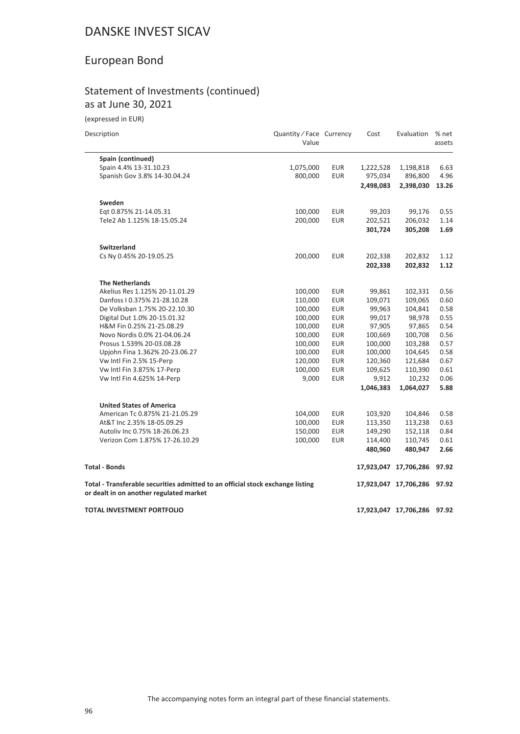# DANSKE INVEST SICAV

## European Bond

### Statement of Investments (continued)
as at June 30, 2021

(expressed in EUR)

| Description | Quantity / Face Value | Currency | Cost | Evaluation | % net assets |
|---|---|---|---|---|---|
| **Spain (continued)** | | | | | |
| Spain 4.4% 13-31.10.23 | 1,075,000 | EUR | 1,222,528 | 1,198,818 | 6.63 |
| Spanish Gov 3.8% 14-30.04.24 | 800,000 | EUR | 975,034 | 896,800 | 4.96 |
| | | | **2,498,083** | **2,398,030** | **13.26** |
| **Sweden** | | | | | |
| Eqt 0.875% 21-14.05.31 | 100,000 | EUR | 99,203 | 99,176 | 0.55 |
| Tele2 Ab 1.125% 18-15.05.24 | 200,000 | EUR | 202,521 | 206,032 | 1.14 |
| | | | **301,724** | **305,208** | **1.69** |
| **Switzerland** | | | | | |
| Cs Ny 0.45% 20-19.05.25 | 200,000 | EUR | 202,338 | 202,832 | 1.12 |
| | | | **202,338** | **202,832** | **1.12** |
| **The Netherlands** | | | | | |
| Akelius Res 1.125% 20-11.01.29 | 100,000 | EUR | 99,861 | 102,331 | 0.56 |
| Danfoss I 0.375% 21-28.10.28 | 110,000 | EUR | 109,071 | 109,065 | 0.60 |
| De Volksban 1.75% 20-22.10.30 | 100,000 | EUR | 99,963 | 104,841 | 0.58 |
| Digital Dut 1.0% 20-15.01.32 | 100,000 | EUR | 99,017 | 98,978 | 0.55 |
| H&M Fin 0.25% 21-25.08.29 | 100,000 | EUR | 97,905 | 97,865 | 0.54 |
| Novo Nordis 0.0% 21-04.06.24 | 100,000 | EUR | 100,669 | 100,708 | 0.56 |
| Prosus 1.539% 20-03.08.28 | 100,000 | EUR | 100,000 | 103,288 | 0.57 |
| Upjohn Fina 1.362% 20-23.06.27 | 100,000 | EUR | 100,000 | 104,645 | 0.58 |
| Vw Intl Fin 2.5% 15-Perp | 120,000 | EUR | 120,360 | 121,684 | 0.67 |
| Vw Intl Fin 3.875% 17-Perp | 100,000 | EUR | 109,625 | 110,390 | 0.61 |
| Vw Intl Fin 4.625% 14-Perp | 9,000 | EUR | 9,912 | 10,232 | 0.06 |
| | | | **1,046,383** | **1,064,027** | **5.88** |
| **United States of America** | | | | | |
| American Tc 0.875% 21-21.05.29 | 104,000 | EUR | 103,920 | 104,846 | 0.58 |
| At&T Inc 2.35% 18-05.09.29 | 100,000 | EUR | 113,350 | 113,238 | 0.63 |
| Autoliv Inc 0.75% 18-26.06.23 | 150,000 | EUR | 149,290 | 152,118 | 0.84 |
| Verizon Com 1.875% 17-26.10.29 | 100,000 | EUR | 114,400 | 110,745 | 0.61 |
| | | | **480,960** | **480,947** | **2.66** |
| **Total - Bonds** | | | **17,923,047** | **17,706,286** | **97.92** |
| **Total - Transferable securities admitted to an official stock exchange listing or dealt in on another regulated market** | | | **17,923,047** | **17,706,286** | **97.92** |
| **TOTAL INVESTMENT PORTFOLIO** | | | **17,923,047** | **17,706,286** | **97.92** |

The accompanying notes form an integral part of these financial statements.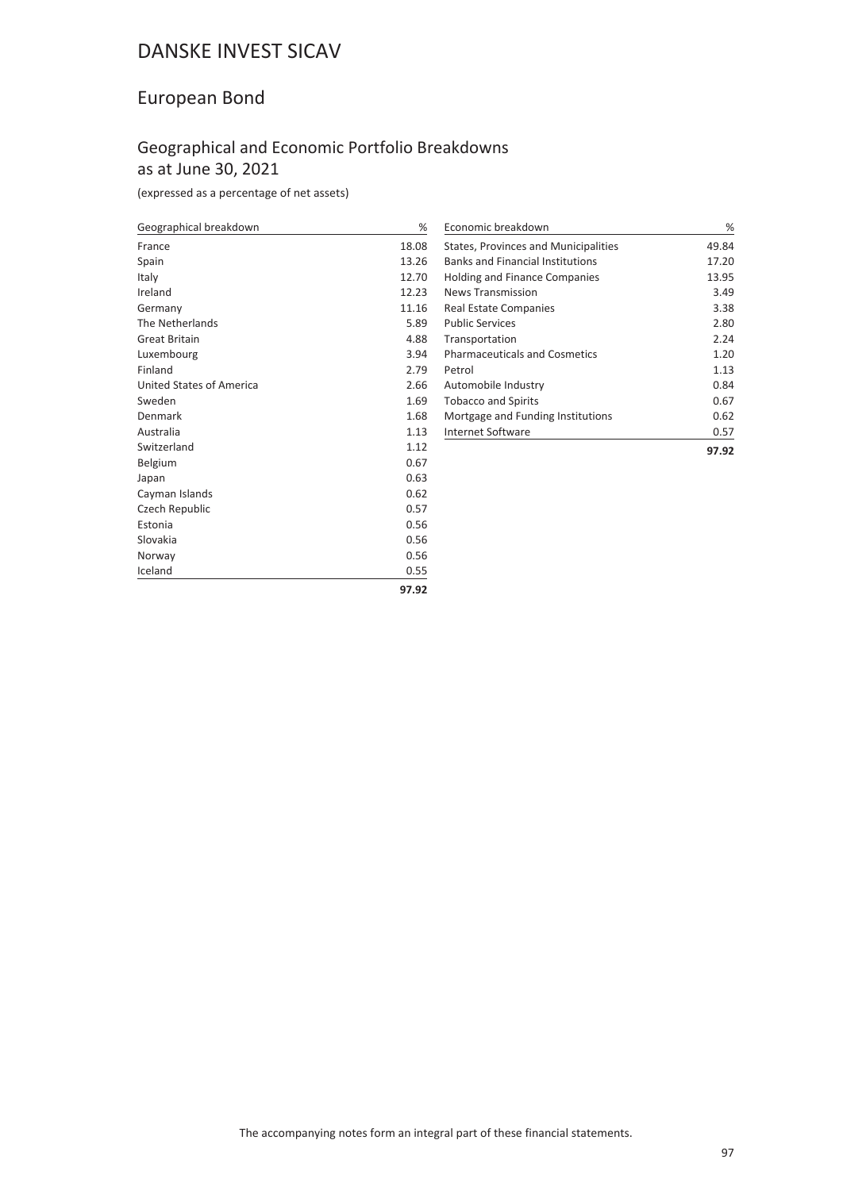# DANSKE INVEST SICAV

## European Bond

### Geographical and Economic Portfolio Breakdowns as at June 30, 2021

(expressed as a percentage of net assets)

| Geographical breakdown | % |
|---|---|
| France | 18.08 |
| Spain | 13.26 |
| Italy | 12.70 |
| Ireland | 12.23 |
| Germany | 11.16 |
| The Netherlands | 5.89 |
| Great Britain | 4.88 |
| Luxembourg | 3.94 |
| Finland | 2.79 |
| United States of America | 2.66 |
| Sweden | 1.69 |
| Denmark | 1.68 |
| Australia | 1.13 |
| Switzerland | 1.12 |
| Belgium | 0.67 |
| Japan | 0.63 |
| Cayman Islands | 0.62 |
| Czech Republic | 0.57 |
| Estonia | 0.56 |
| Slovakia | 0.56 |
| Norway | 0.56 |
| Iceland | 0.55 |
| | **97.92** |

| Economic breakdown | % |
|---|---|
| States, Provinces and Municipalities | 49.84 |
| Banks and Financial Institutions | 17.20 |
| Holding and Finance Companies | 13.95 |
| News Transmission | 3.49 |
| Real Estate Companies | 3.38 |
| Public Services | 2.80 |
| Transportation | 2.24 |
| Pharmaceuticals and Cosmetics | 1.20 |
| Petrol | 1.13 |
| Automobile Industry | 0.84 |
| Tobacco and Spirits | 0.67 |
| Mortgage and Funding Institutions | 0.62 |
| Internet Software | 0.57 |
| | **97.92** |

The accompanying notes form an integral part of these financial statements.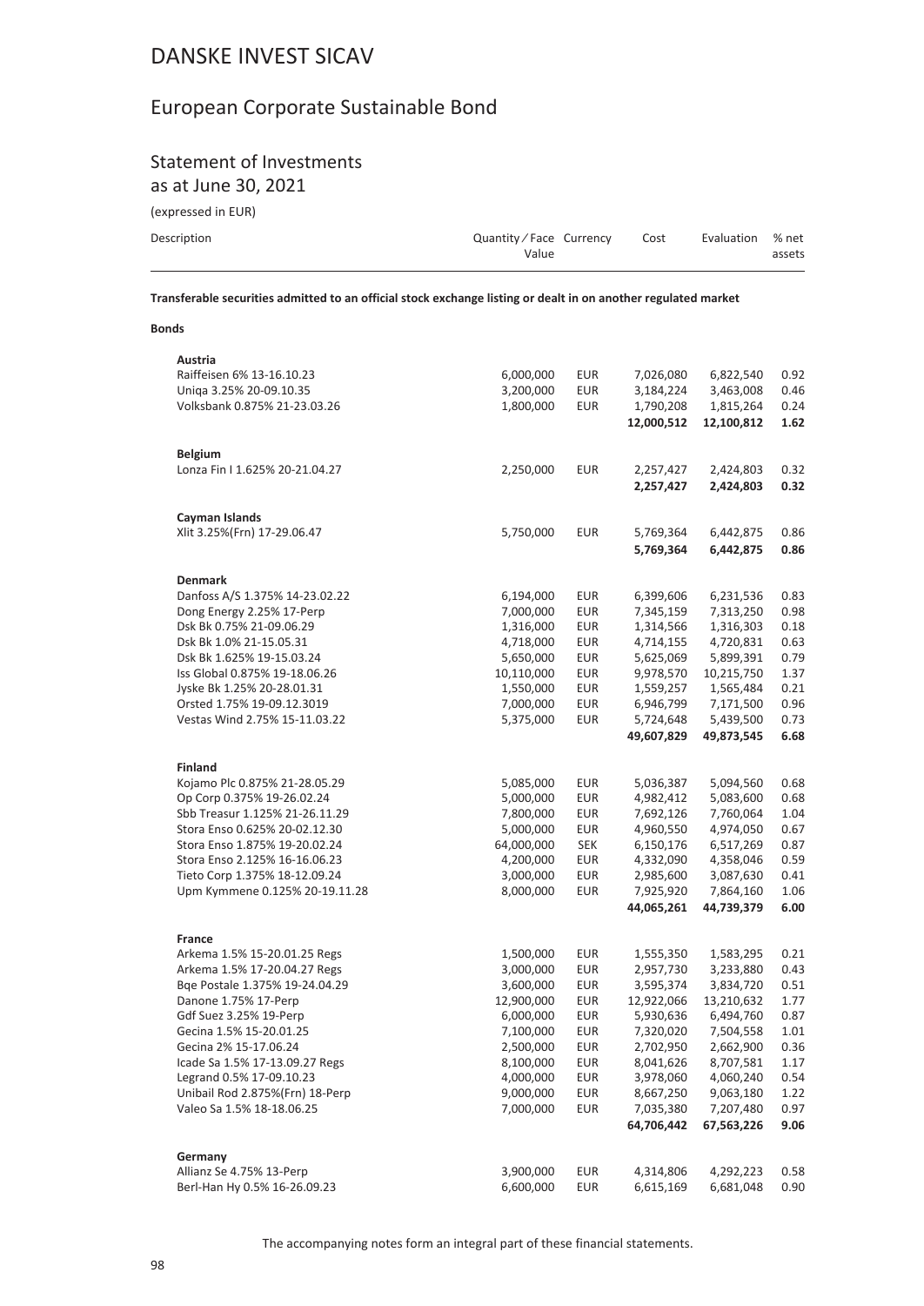# DANSKE INVEST SICAV

## European Corporate Sustainable Bond

### Statement of Investments
as at June 30, 2021

(expressed in EUR)

| Description | Quantity / Face Value | Currency | Cost | Evaluation | % net assets |
|---|---|---|---|---|---|
| **Transferable securities admitted to an official stock exchange listing or dealt in on another regulated market** | | | | | |
| **Bonds** | | | | | |
| **Austria** | | | | | |
| Raiffeisen 6% 13-16.10.23 | 6,000,000 | EUR | 7,026,080 | 6,822,540 | 0.92 |
| Uniqa 3.25% 20-09.10.35 | 3,200,000 | EUR | 3,184,224 | 3,463,008 | 0.46 |
| Volksbank 0.875% 21-23.03.26 | 1,800,000 | EUR | 1,790,208 | 1,815,264 | 0.24 |
| | | | **12,000,512** | **12,100,812** | **1.62** |
| **Belgium** | | | | | |
| Lonza Fin I 1.625% 20-21.04.27 | 2,250,000 | EUR | 2,257,427 | 2,424,803 | 0.32 |
| | | | **2,257,427** | **2,424,803** | **0.32** |
| **Cayman Islands** | | | | | |
| Xlit 3.25%(Frn) 17-29.06.47 | 5,750,000 | EUR | 5,769,364 | 6,442,875 | 0.86 |
| | | | **5,769,364** | **6,442,875** | **0.86** |
| **Denmark** | | | | | |
| Danfoss A/S 1.375% 14-23.02.22 | 6,194,000 | EUR | 6,399,606 | 6,231,536 | 0.83 |
| Dong Energy 2.25% 17-Perp | 7,000,000 | EUR | 7,345,159 | 7,313,250 | 0.98 |
| Dsk Bk 0.75% 21-09.06.29 | 1,316,000 | EUR | 1,314,566 | 1,316,303 | 0.18 |
| Dsk Bk 1.0% 21-15.05.31 | 4,718,000 | EUR | 4,714,155 | 4,720,831 | 0.63 |
| Dsk Bk 1.625% 19-15.03.24 | 5,650,000 | EUR | 5,625,069 | 5,899,391 | 0.79 |
| Iss Global 0.875% 19-18.06.26 | 10,110,000 | EUR | 9,978,570 | 10,215,750 | 1.37 |
| Jyske Bk 1.25% 20-28.01.31 | 1,550,000 | EUR | 1,559,257 | 1,565,484 | 0.21 |
| Orsted 1.75% 19-09.12.3019 | 7,000,000 | EUR | 6,946,799 | 7,171,500 | 0.96 |
| Vestas Wind 2.75% 15-11.03.22 | 5,375,000 | EUR | 5,724,648 | 5,439,500 | 0.73 |
| | | | **49,607,829** | **49,873,545** | **6.68** |
| **Finland** | | | | | |
| Kojamo Plc 0.875% 21-28.05.29 | 5,085,000 | EUR | 5,036,387 | 5,094,560 | 0.68 |
| Op Corp 0.375% 19-26.02.24 | 5,000,000 | EUR | 4,982,412 | 5,083,600 | 0.68 |
| Sbb Treasur 1.125% 21-26.11.29 | 7,800,000 | EUR | 7,692,126 | 7,760,064 | 1.04 |
| Stora Enso 0.625% 20-02.12.30 | 5,000,000 | EUR | 4,960,550 | 4,974,050 | 0.67 |
| Stora Enso 1.875% 19-20.02.24 | 64,000,000 | SEK | 6,150,176 | 6,517,269 | 0.87 |
| Stora Enso 2.125% 16-16.06.23 | 4,200,000 | EUR | 4,332,090 | 4,358,046 | 0.59 |
| Tieto Corp 1.375% 18-12.09.24 | 3,000,000 | EUR | 2,985,600 | 3,087,630 | 0.41 |
| Upm Kymmene 0.125% 20-19.11.28 | 8,000,000 | EUR | 7,925,920 | 7,864,160 | 1.06 |
| | | | **44,065,261** | **44,739,379** | **6.00** |
| **France** | | | | | |
| Arkema 1.5% 15-20.01.25 Regs | 1,500,000 | EUR | 1,555,350 | 1,583,295 | 0.21 |
| Arkema 1.5% 17-20.04.27 Regs | 3,000,000 | EUR | 2,957,730 | 3,233,880 | 0.43 |
| Bqe Postale 1.375% 19-24.04.29 | 3,600,000 | EUR | 3,595,374 | 3,834,720 | 0.51 |
| Danone 1.75% 17-Perp | 12,900,000 | EUR | 12,922,066 | 13,210,632 | 1.77 |
| Gdf Suez 3.25% 19-Perp | 6,000,000 | EUR | 5,930,636 | 6,494,760 | 0.87 |
| Gecina 1.5% 15-20.01.25 | 7,100,000 | EUR | 7,320,020 | 7,504,558 | 1.01 |
| Gecina 2% 15-17.06.24 | 2,500,000 | EUR | 2,702,950 | 2,662,900 | 0.36 |
| Icade Sa 1.5% 17-13.09.27 Regs | 8,100,000 | EUR | 8,041,626 | 8,707,581 | 1.17 |
| Legrand 0.5% 17-09.10.23 | 4,000,000 | EUR | 3,978,060 | 4,060,240 | 0.54 |
| Unibail Rod 2.875%(Frn) 18-Perp | 9,000,000 | EUR | 8,667,250 | 9,063,180 | 1.22 |
| Valeo Sa 1.5% 18-18.06.25 | 7,000,000 | EUR | 7,035,380 | 7,207,480 | 0.97 |
| | | | **64,706,442** | **67,563,226** | **9.06** |
| **Germany** | | | | | |
| Allianz Se 4.75% 13-Perp | 3,900,000 | EUR | 4,314,806 | 4,292,223 | 0.58 |
| Berl-Han Hy 0.5% 16-26.09.23 | 6,600,000 | EUR | 6,615,169 | 6,681,048 | 0.90 |

The accompanying notes form an integral part of these financial statements.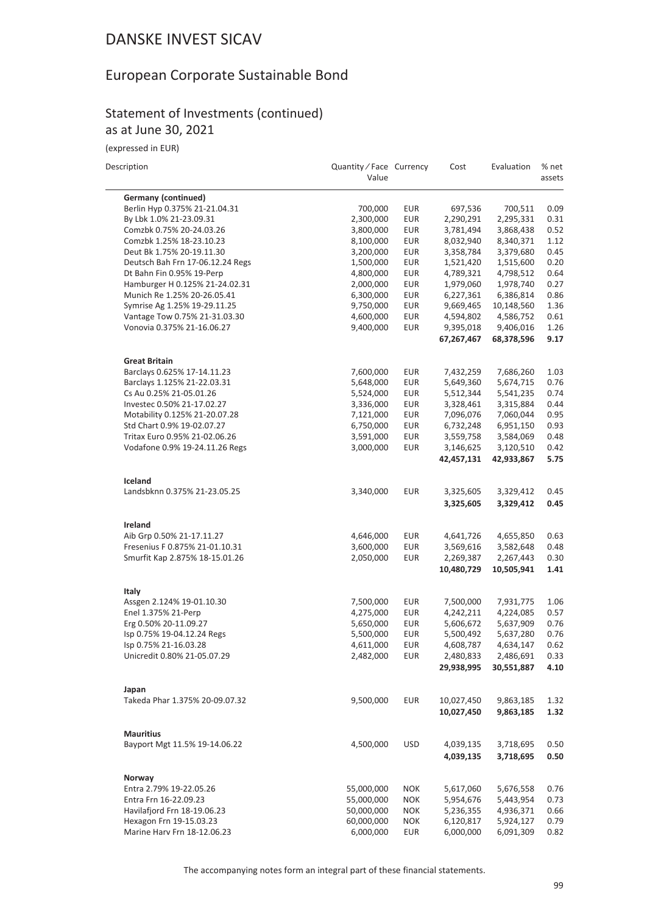# DANSKE INVEST SICAV

## European Corporate Sustainable Bond

### Statement of Investments (continued)
as at June 30, 2021

(expressed in EUR)

| Description | Quantity / Face Value | Currency | Cost | Evaluation | % net assets |
|---|---|---|---|---|---|
| **Germany (continued)** | | | | | |
| Berlin Hyp 0.375% 21-21.04.31 | 700,000 | EUR | 697,536 | 700,511 | 0.09 |
| By Lbk 1.0% 21-23.09.31 | 2,300,000 | EUR | 2,290,291 | 2,295,331 | 0.31 |
| Comzbk 0.75% 20-24.03.26 | 3,800,000 | EUR | 3,781,494 | 3,868,438 | 0.52 |
| Comzbk 1.25% 18-23.10.23 | 8,100,000 | EUR | 8,032,940 | 8,340,371 | 1.12 |
| Deut Bk 1.75% 20-19.11.30 | 3,200,000 | EUR | 3,358,784 | 3,379,680 | 0.45 |
| Deutsch Bah Frn 17-06.12.24 Regs | 1,500,000 | EUR | 1,521,420 | 1,515,600 | 0.20 |
| Dt Bahn Fin 0.95% 19-Perp | 4,800,000 | EUR | 4,789,321 | 4,798,512 | 0.64 |
| Hamburger H 0.125% 21-24.02.31 | 2,000,000 | EUR | 1,979,060 | 1,978,740 | 0.27 |
| Munich Re 1.25% 20-26.05.41 | 6,300,000 | EUR | 6,227,361 | 6,386,814 | 0.86 |
| Symrise Ag 1.25% 19-29.11.25 | 9,750,000 | EUR | 9,669,465 | 10,148,560 | 1.36 |
| Vantage Tow 0.75% 21-31.03.30 | 4,600,000 | EUR | 4,594,802 | 4,586,752 | 0.61 |
| Vonovia 0.375% 21-16.06.27 | 9,400,000 | EUR | 9,395,018 | 9,406,016 | 1.26 |
| | | | **67,267,467** | **68,378,596** | **9.17** |
| **Great Britain** | | | | | |
| Barclays 0.625% 17-14.11.23 | 7,600,000 | EUR | 7,432,259 | 7,686,260 | 1.03 |
| Barclays 1.125% 21-22.03.31 | 5,648,000 | EUR | 5,649,360 | 5,674,715 | 0.76 |
| Cs Au 0.25% 21-05.01.26 | 5,524,000 | EUR | 5,512,344 | 5,541,235 | 0.74 |
| Investec 0.50% 21-17.02.27 | 3,336,000 | EUR | 3,328,461 | 3,315,884 | 0.44 |
| Motability 0.125% 21-20.07.28 | 7,121,000 | EUR | 7,096,076 | 7,060,044 | 0.95 |
| Std Chart 0.9% 19-02.07.27 | 6,750,000 | EUR | 6,732,248 | 6,951,150 | 0.93 |
| Tritax Euro 0.95% 21-02.06.26 | 3,591,000 | EUR | 3,559,758 | 3,584,069 | 0.48 |
| Vodafone 0.9% 19-24.11.26 Regs | 3,000,000 | EUR | 3,146,625 | 3,120,510 | 0.42 |
| | | | **42,457,131** | **42,933,867** | **5.75** |
| **Iceland** | | | | | |
| Landsbknn 0.375% 21-23.05.25 | 3,340,000 | EUR | 3,325,605 | 3,329,412 | 0.45 |
| | | | **3,325,605** | **3,329,412** | **0.45** |
| **Ireland** | | | | | |
| Aib Grp 0.50% 21-17.11.27 | 4,646,000 | EUR | 4,641,726 | 4,655,850 | 0.63 |
| Fresenius F 0.875% 21-01.10.31 | 3,600,000 | EUR | 3,569,616 | 3,582,648 | 0.48 |
| Smurfit Kap 2.875% 18-15.01.26 | 2,050,000 | EUR | 2,269,387 | 2,267,443 | 0.30 |
| | | | **10,480,729** | **10,505,941** | **1.41** |
| **Italy** | | | | | |
| Assgen 2.124% 19-01.10.30 | 7,500,000 | EUR | 7,500,000 | 7,931,775 | 1.06 |
| Enel 1.375% 21-Perp | 4,275,000 | EUR | 4,242,211 | 4,224,085 | 0.57 |
| Erg 0.50% 20-11.09.27 | 5,650,000 | EUR | 5,606,672 | 5,637,909 | 0.76 |
| Isp 0.75% 19-04.12.24 Regs | 5,500,000 | EUR | 5,500,492 | 5,637,280 | 0.76 |
| Isp 0.75% 21-16.03.28 | 4,611,000 | EUR | 4,608,787 | 4,634,147 | 0.62 |
| Unicredit 0.80% 21-05.07.29 | 2,482,000 | EUR | 2,480,833 | 2,486,691 | 0.33 |
| | | | **29,938,995** | **30,551,887** | **4.10** |
| **Japan** | | | | | |
| Takeda Phar 1.375% 20-09.07.32 | 9,500,000 | EUR | 10,027,450 | 9,863,185 | 1.32 |
| | | | **10,027,450** | **9,863,185** | **1.32** |
| **Mauritius** | | | | | |
| Bayport Mgt 11.5% 19-14.06.22 | 4,500,000 | USD | 4,039,135 | 3,718,695 | 0.50 |
| | | | **4,039,135** | **3,718,695** | **0.50** |
| **Norway** | | | | | |
| Entra 2.79% 19-22.05.26 | 55,000,000 | NOK | 5,617,060 | 5,676,558 | 0.76 |
| Entra Frn 16-22.09.23 | 55,000,000 | NOK | 5,954,676 | 5,443,954 | 0.73 |
| Havilafjord Frn 18-19.06.23 | 50,000,000 | NOK | 5,236,355 | 4,936,371 | 0.66 |
| Hexagon Frn 19-15.03.23 | 60,000,000 | NOK | 6,120,817 | 5,924,127 | 0.79 |
| Marine Harv Frn 18-12.06.23 | 6,000,000 | EUR | 6,000,000 | 6,091,309 | 0.82 |

The accompanying notes form an integral part of these financial statements.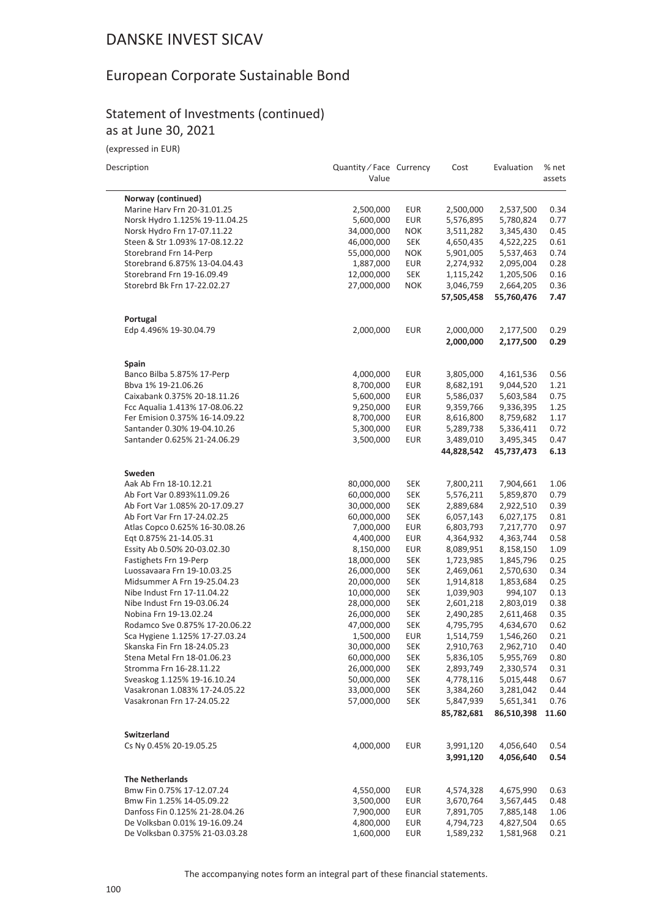# DANSKE INVEST SICAV

## European Corporate Sustainable Bond

### Statement of Investments (continued)
as at June 30, 2021

(expressed in EUR)

| Description | Quantity / Face Value | Currency | Cost | Evaluation | % net assets |
|---|---|---|---|---|---|
| **Norway (continued)** | | | | | |
| Marine Harv Frn 20-31.01.25 | 2,500,000 | EUR | 2,500,000 | 2,537,500 | 0.34 |
| Norsk Hydro 1.125% 19-11.04.25 | 5,600,000 | EUR | 5,576,895 | 5,780,824 | 0.77 |
| Norsk Hydro Frn 17-07.11.22 | 34,000,000 | NOK | 3,511,282 | 3,345,430 | 0.45 |
| Steen & Str 1.093% 17-08.12.22 | 46,000,000 | SEK | 4,650,435 | 4,522,225 | 0.61 |
| Storebrand Frn 14-Perp | 55,000,000 | NOK | 5,901,005 | 5,537,463 | 0.74 |
| Storebrand 6.875% 13-04.04.43 | 1,887,000 | EUR | 2,274,932 | 2,095,004 | 0.28 |
| Storebrand Frn 19-16.09.49 | 12,000,000 | SEK | 1,115,242 | 1,205,506 | 0.16 |
| Storebrd Bk Frn 17-22.02.27 | 27,000,000 | NOK | 3,046,759 | 2,664,205 | 0.36 |
| | | | **57,505,458** | **55,760,476** | **7.47** |
| **Portugal** | | | | | |
| Edp 4.496% 19-30.04.79 | 2,000,000 | EUR | 2,000,000 | 2,177,500 | 0.29 |
| | | | **2,000,000** | **2,177,500** | **0.29** |
| **Spain** | | | | | |
| Banco Bilba 5.875% 17-Perp | 4,000,000 | EUR | 3,805,000 | 4,161,536 | 0.56 |
| Bbva 1% 19-21.06.26 | 8,700,000 | EUR | 8,682,191 | 9,044,520 | 1.21 |
| Caixabank 0.375% 20-18.11.26 | 5,600,000 | EUR | 5,586,037 | 5,603,584 | 0.75 |
| Fcc Aqualia 1.413% 17-08.06.22 | 9,250,000 | EUR | 9,359,766 | 9,336,395 | 1.25 |
| Fer Emision 0.375% 16-14.09.22 | 8,700,000 | EUR | 8,616,800 | 8,759,682 | 1.17 |
| Santander 0.30% 19-04.10.26 | 5,300,000 | EUR | 5,289,738 | 5,336,411 | 0.72 |
| Santander 0.625% 21-24.06.29 | 3,500,000 | EUR | 3,489,010 | 3,495,345 | 0.47 |
| | | | **44,828,542** | **45,737,473** | **6.13** |
| **Sweden** | | | | | |
| Aak Ab Frn 18-10.12.21 | 80,000,000 | SEK | 7,800,211 | 7,904,661 | 1.06 |
| Ab Fort Var 0.893%11.09.26 | 60,000,000 | SEK | 5,576,211 | 5,859,870 | 0.79 |
| Ab Fort Var 1.085% 20-17.09.27 | 30,000,000 | SEK | 2,889,684 | 2,922,510 | 0.39 |
| Ab Fort Var Frn 17-24.02.25 | 60,000,000 | SEK | 6,057,143 | 6,027,175 | 0.81 |
| Atlas Copco 0.625% 16-30.08.26 | 7,000,000 | EUR | 6,803,793 | 7,217,770 | 0.97 |
| Eqt 0.875% 21-14.05.31 | 4,400,000 | EUR | 4,364,932 | 4,363,744 | 0.58 |
| Essity Ab 0.50% 20-03.02.30 | 8,150,000 | EUR | 8,089,951 | 8,158,150 | 1.09 |
| Fastighets Frn 19-Perp | 18,000,000 | SEK | 1,723,985 | 1,845,796 | 0.25 |
| Luossavaara Frn 19-10.03.25 | 26,000,000 | SEK | 2,469,061 | 2,570,630 | 0.34 |
| Midsummer A Frn 19-25.04.23 | 20,000,000 | SEK | 1,914,818 | 1,853,684 | 0.25 |
| Nibe Indust Frn 17-11.04.22 | 10,000,000 | SEK | 1,039,903 | 994,107 | 0.13 |
| Nibe Indust Frn 19-03.06.24 | 28,000,000 | SEK | 2,601,218 | 2,803,019 | 0.38 |
| Nobina Frn 19-13.02.24 | 26,000,000 | SEK | 2,490,285 | 2,611,468 | 0.35 |
| Rodamco Sve 0.875% 17-20.06.22 | 47,000,000 | SEK | 4,795,795 | 4,634,670 | 0.62 |
| Sca Hygiene 1.125% 17-27.03.24 | 1,500,000 | EUR | 1,514,759 | 1,546,260 | 0.21 |
| Skanska Fin Frn 18-24.05.23 | 30,000,000 | SEK | 2,910,763 | 2,962,710 | 0.40 |
| Stena Metal Frn 18-01.06.23 | 60,000,000 | SEK | 5,836,105 | 5,955,769 | 0.80 |
| Stromma Frn 16-28.11.22 | 26,000,000 | SEK | 2,893,749 | 2,330,574 | 0.31 |
| Sveaskog 1.125% 19-16.10.24 | 50,000,000 | SEK | 4,778,116 | 5,015,448 | 0.67 |
| Vasakronan 1.083% 17-24.05.22 | 33,000,000 | SEK | 3,384,260 | 3,281,042 | 0.44 |
| Vasakronan Frn 17-24.05.22 | 57,000,000 | SEK | 5,847,939 | 5,651,341 | 0.76 |
| | | | **85,782,681** | **86,510,398** | **11.60** |
| **Switzerland** | | | | | |
| Cs Ny 0.45% 20-19.05.25 | 4,000,000 | EUR | 3,991,120 | 4,056,640 | 0.54 |
| | | | **3,991,120** | **4,056,640** | **0.54** |
| **The Netherlands** | | | | | |
| Bmw Fin 0.75% 17-12.07.24 | 4,550,000 | EUR | 4,574,328 | 4,675,990 | 0.63 |
| Bmw Fin 1.25% 14-05.09.22 | 3,500,000 | EUR | 3,670,764 | 3,567,445 | 0.48 |
| Danfoss Fin 0.125% 21-28.04.26 | 7,900,000 | EUR | 7,891,705 | 7,885,148 | 1.06 |
| De Volksban 0.01% 19-16.09.24 | 4,800,000 | EUR | 4,794,723 | 4,827,504 | 0.65 |
| De Volksban 0.375% 21-03.03.28 | 1,600,000 | EUR | 1,589,232 | 1,581,968 | 0.21 |

The accompanying notes form an integral part of these financial statements.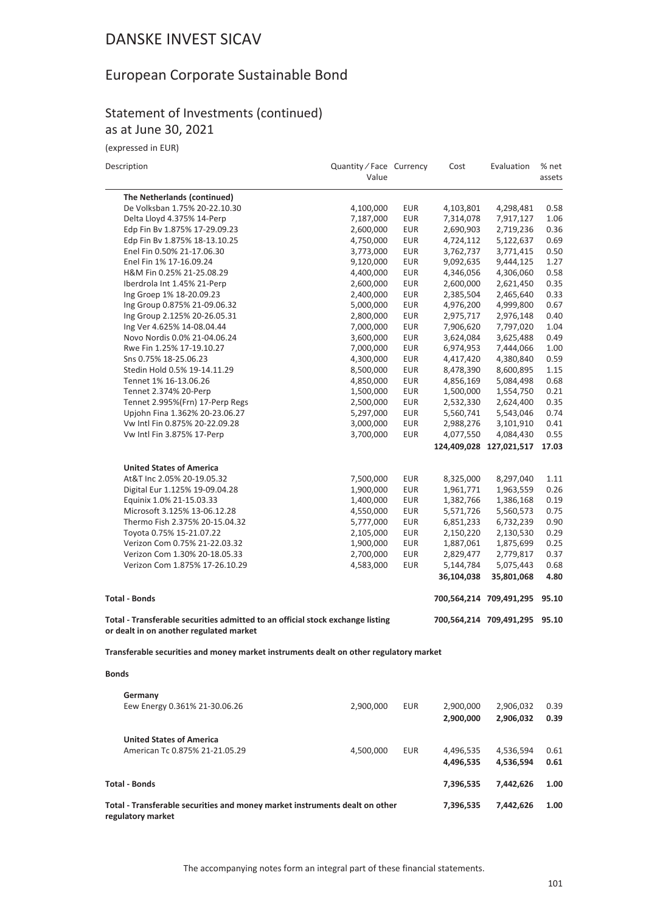# DANSKE INVEST SICAV

## European Corporate Sustainable Bond

### Statement of Investments (continued)
as at June 30, 2021

(expressed in EUR)

| Description | Quantity / Face Value | Currency | Cost | Evaluation | % net assets |
|---|---|---|---|---|---|
| **The Netherlands (continued)** | | | | | |
| De Volksban 1.75% 20-22.10.30 | 4,100,000 | EUR | 4,103,801 | 4,298,481 | 0.58 |
| Delta Lloyd 4.375% 14-Perp | 7,187,000 | EUR | 7,314,078 | 7,917,127 | 1.06 |
| Edp Fin Bv 1.875% 17-29.09.23 | 2,600,000 | EUR | 2,690,903 | 2,719,236 | 0.36 |
| Edp Fin Bv 1.875% 18-13.10.25 | 4,750,000 | EUR | 4,724,112 | 5,122,637 | 0.69 |
| Enel Fin 0.50% 21-17.06.30 | 3,773,000 | EUR | 3,762,737 | 3,771,415 | 0.50 |
| Enel Fin 1% 17-16.09.24 | 9,120,000 | EUR | 9,092,635 | 9,444,125 | 1.27 |
| H&M Fin 0.25% 21-25.08.29 | 4,400,000 | EUR | 4,346,056 | 4,306,060 | 0.58 |
| Iberdrola Int 1.45% 21-Perp | 2,600,000 | EUR | 2,600,000 | 2,621,450 | 0.35 |
| Ing Groep 1% 18-20.09.23 | 2,400,000 | EUR | 2,385,504 | 2,465,640 | 0.33 |
| Ing Group 0.875% 21-09.06.32 | 5,000,000 | EUR | 4,976,200 | 4,999,800 | 0.67 |
| Ing Group 2.125% 20-26.05.31 | 2,800,000 | EUR | 2,975,717 | 2,976,148 | 0.40 |
| Ing Ver 4.625% 14-08.04.44 | 7,000,000 | EUR | 7,906,620 | 7,797,020 | 1.04 |
| Novo Nordis 0.0% 21-04.06.24 | 3,600,000 | EUR | 3,624,084 | 3,625,488 | 0.49 |
| Rwe Fin 1.25% 17-19.10.27 | 7,000,000 | EUR | 6,974,953 | 7,444,066 | 1.00 |
| Sns 0.75% 18-25.06.23 | 4,300,000 | EUR | 4,417,420 | 4,380,840 | 0.59 |
| Stedin Hold 0.5% 19-14.11.29 | 8,500,000 | EUR | 8,478,390 | 8,600,895 | 1.15 |
| Tennet 1% 16-13.06.26 | 4,850,000 | EUR | 4,856,169 | 5,084,498 | 0.68 |
| Tennet 2.374% 20-Perp | 1,500,000 | EUR | 1,500,000 | 1,554,750 | 0.21 |
| Tennet 2.995%(Frn) 17-Perp Regs | 2,500,000 | EUR | 2,532,330 | 2,624,400 | 0.35 |
| Upjohn Fina 1.362% 20-23.06.27 | 5,297,000 | EUR | 5,560,741 | 5,543,046 | 0.74 |
| Vw Intl Fin 0.875% 20-22.09.28 | 3,000,000 | EUR | 2,988,276 | 3,101,910 | 0.41 |
| Vw Intl Fin 3.875% 17-Perp | 3,700,000 | EUR | 4,077,550 | 4,084,430 | 0.55 |
| | | | **124,409,028** | **127,021,517** | **17.03** |
| **United States of America** | | | | | |
| At&T Inc 2.05% 20-19.05.32 | 7,500,000 | EUR | 8,325,000 | 8,297,040 | 1.11 |
| Digital Eur 1.125% 19-09.04.28 | 1,900,000 | EUR | 1,961,771 | 1,963,559 | 0.26 |
| Equinix 1.0% 21-15.03.33 | 1,400,000 | EUR | 1,382,766 | 1,386,168 | 0.19 |
| Microsoft 3.125% 13-06.12.28 | 4,550,000 | EUR | 5,571,726 | 5,560,573 | 0.75 |
| Thermo Fish 2.375% 20-15.04.32 | 5,777,000 | EUR | 6,851,233 | 6,732,239 | 0.90 |
| Toyota 0.75% 15-21.07.22 | 2,105,000 | EUR | 2,150,220 | 2,130,530 | 0.29 |
| Verizon Com 0.75% 21-22.03.32 | 1,900,000 | EUR | 1,887,061 | 1,875,699 | 0.25 |
| Verizon Com 1.30% 20-18.05.33 | 2,700,000 | EUR | 2,829,477 | 2,779,817 | 0.37 |
| Verizon Com 1.875% 17-26.10.29 | 4,583,000 | EUR | 5,144,784 | 5,075,443 | 0.68 |
| | | | **36,104,038** | **35,801,068** | **4.80** |
| **Total - Bonds** | | | **700,564,214** | **709,491,295** | **95.10** |
| **Total - Transferable securities admitted to an official stock exchange listing or dealt in on another regulated market** | | | **700,564,214** | **709,491,295** | **95.10** |

**Transferable securities and money market instruments dealt on other regulatory market**

**Bonds**

| Description | Quantity / Face Value | Currency | Cost | Evaluation | % net assets |
|---|---|---|---|---|---|
| **Germany** | | | | | |
| Eew Energy 0.361% 21-30.06.26 | 2,900,000 | EUR | 2,900,000 | 2,906,032 | 0.39 |
| | | | **2,900,000** | **2,906,032** | **0.39** |
| **United States of America** | | | | | |
| American Tc 0.875% 21-21.05.29 | 4,500,000 | EUR | 4,496,535 | 4,536,594 | 0.61 |
| | | | **4,496,535** | **4,536,594** | **0.61** |
| **Total - Bonds** | | | **7,396,535** | **7,442,626** | **1.00** |
| **Total - Transferable securities and money market instruments dealt on other regulatory market** | | | **7,396,535** | **7,442,626** | **1.00** |

The accompanying notes form an integral part of these financial statements.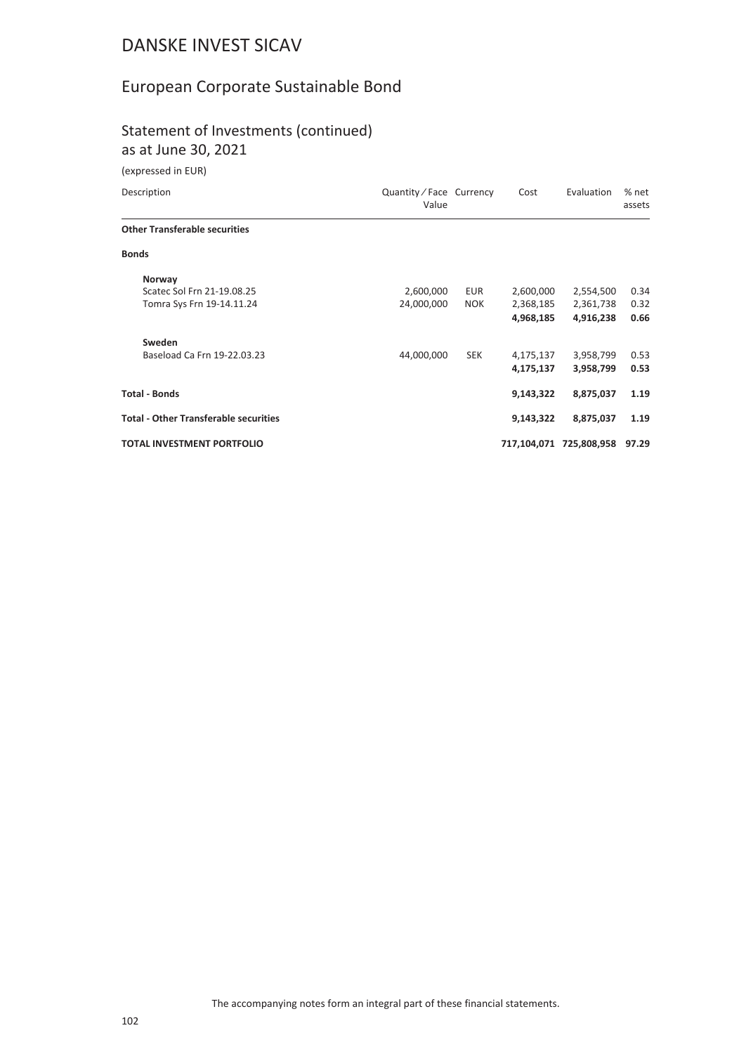# DANSKE INVEST SICAV

## European Corporate Sustainable Bond

### Statement of Investments (continued)
as at June 30, 2021

(expressed in EUR)

| Description | Quantity / Face Value | Currency | Cost | Evaluation | % net assets |
|---|---|---|---|---|---|
| **Other Transferable securities** | | | | | |
| **Bonds** | | | | | |
| **Norway** | | | | | |
| Scatec Sol Frn 21-19.08.25 | 2,600,000 | EUR | 2,600,000 | 2,554,500 | 0.34 |
| Tomra Sys Frn 19-14.11.24 | 24,000,000 | NOK | 2,368,185 | 2,361,738 | 0.32 |
| | | | **4,968,185** | **4,916,238** | **0.66** |
| **Sweden** | | | | | |
| Baseload Ca Frn 19-22.03.23 | 44,000,000 | SEK | 4,175,137 | 3,958,799 | 0.53 |
| | | | **4,175,137** | **3,958,799** | **0.53** |
| **Total - Bonds** | | | **9,143,322** | **8,875,037** | **1.19** |
| **Total - Other Transferable securities** | | | **9,143,322** | **8,875,037** | **1.19** |
| **TOTAL INVESTMENT PORTFOLIO** | | | **717,104,071** | **725,808,958** | **97.29** |

The accompanying notes form an integral part of these financial statements.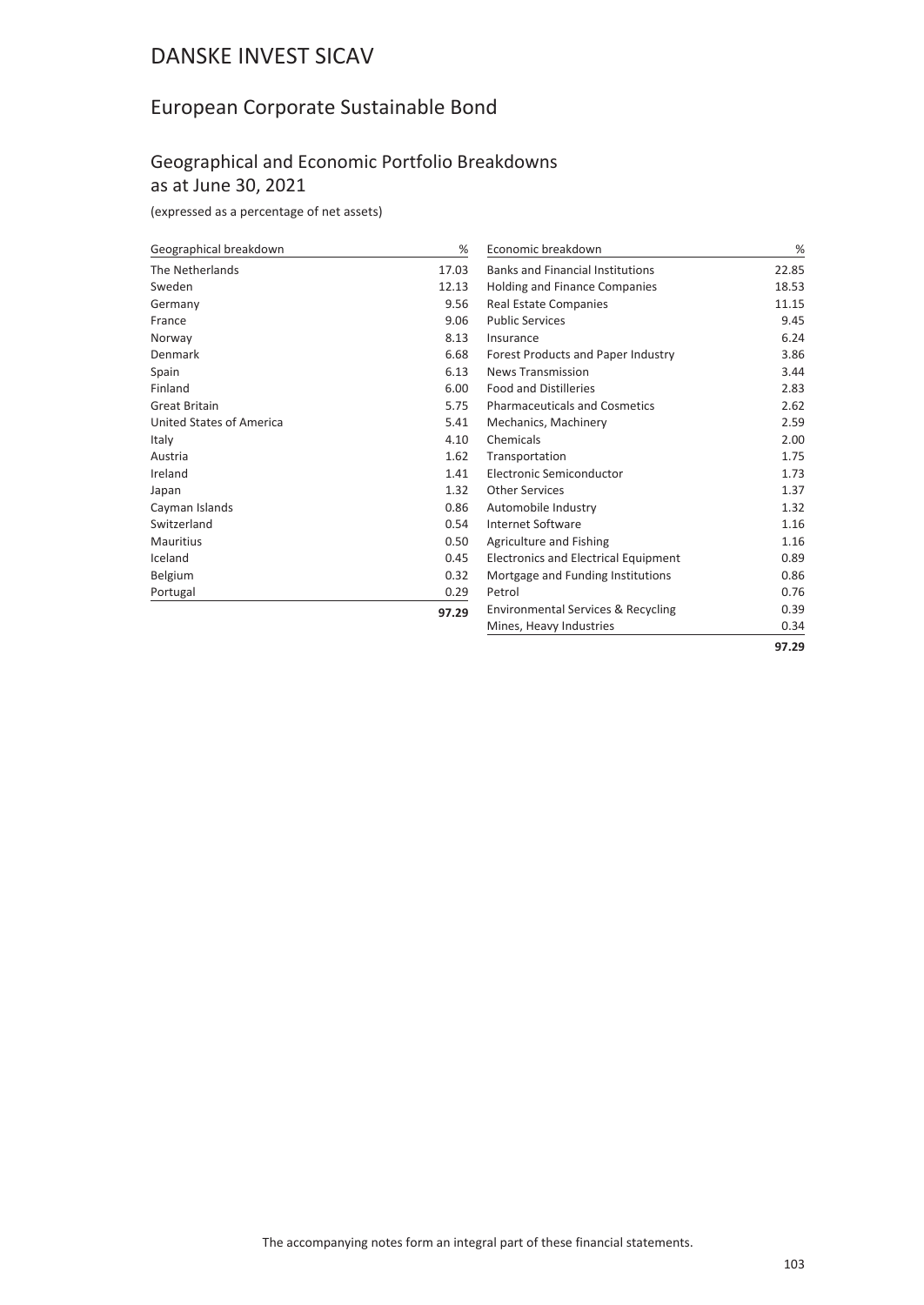# DANSKE INVEST SICAV

## European Corporate Sustainable Bond

### Geographical and Economic Portfolio Breakdowns as at June 30, 2021

(expressed as a percentage of net assets)

| Geographical breakdown | % |
|---|---|
| The Netherlands | 17.03 |
| Sweden | 12.13 |
| Germany | 9.56 |
| France | 9.06 |
| Norway | 8.13 |
| Denmark | 6.68 |
| Spain | 6.13 |
| Finland | 6.00 |
| Great Britain | 5.75 |
| United States of America | 5.41 |
| Italy | 4.10 |
| Austria | 1.62 |
| Ireland | 1.41 |
| Japan | 1.32 |
| Cayman Islands | 0.86 |
| Switzerland | 0.54 |
| Mauritius | 0.50 |
| Iceland | 0.45 |
| Belgium | 0.32 |
| Portugal | 0.29 |
| | **97.29** |

| Economic breakdown | % |
|---|---|
| Banks and Financial Institutions | 22.85 |
| Holding and Finance Companies | 18.53 |
| Real Estate Companies | 11.15 |
| Public Services | 9.45 |
| Insurance | 6.24 |
| Forest Products and Paper Industry | 3.86 |
| News Transmission | 3.44 |
| Food and Distilleries | 2.83 |
| Pharmaceuticals and Cosmetics | 2.62 |
| Mechanics, Machinery | 2.59 |
| Chemicals | 2.00 |
| Transportation | 1.75 |
| Electronic Semiconductor | 1.73 |
| Other Services | 1.37 |
| Automobile Industry | 1.32 |
| Internet Software | 1.16 |
| Agriculture and Fishing | 1.16 |
| Electronics and Electrical Equipment | 0.89 |
| Mortgage and Funding Institutions | 0.86 |
| Petrol | 0.76 |
| Environmental Services & Recycling | 0.39 |
| Mines, Heavy Industries | 0.34 |
| | **97.29** |

The accompanying notes form an integral part of these financial statements.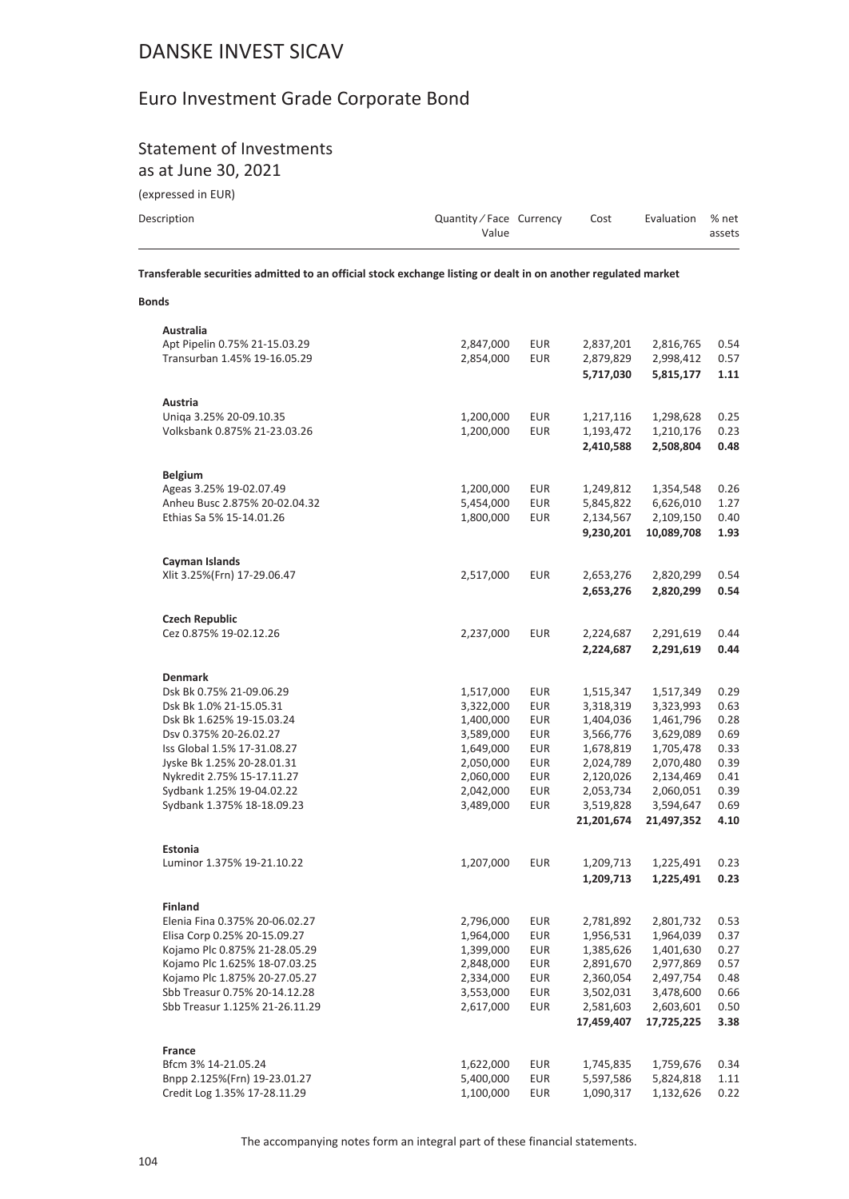# DANSKE INVEST SICAV

## Euro Investment Grade Corporate Bond

### Statement of Investments

as at June 30, 2021

(expressed in EUR)

| Description | Quantity / Face Value | Currency | Cost | Evaluation | % net assets |
|---|---|---|---|---|---|
| **Transferable securities admitted to an official stock exchange listing or dealt in on another regulated market** | | | | | |
| **Bonds** | | | | | |
| **Australia** | | | | | |
| Apt Pipelin 0.75% 21-15.03.29 | 2,847,000 | EUR | 2,837,201 | 2,816,765 | 0.54 |
| Transurban 1.45% 19-16.05.29 | 2,854,000 | EUR | 2,879,829 | 2,998,412 | 0.57 |
| | | | **5,717,030** | **5,815,177** | **1.11** |
| **Austria** | | | | | |
| Uniqa 3.25% 20-09.10.35 | 1,200,000 | EUR | 1,217,116 | 1,298,628 | 0.25 |
| Volksbank 0.875% 21-23.03.26 | 1,200,000 | EUR | 1,193,472 | 1,210,176 | 0.23 |
| | | | **2,410,588** | **2,508,804** | **0.48** |
| **Belgium** | | | | | |
| Ageas 3.25% 19-02.07.49 | 1,200,000 | EUR | 1,249,812 | 1,354,548 | 0.26 |
| Anheu Busc 2.875% 20-02.04.32 | 5,454,000 | EUR | 5,845,822 | 6,626,010 | 1.27 |
| Ethias Sa 5% 15-14.01.26 | 1,800,000 | EUR | 2,134,567 | 2,109,150 | 0.40 |
| | | | **9,230,201** | **10,089,708** | **1.93** |
| **Cayman Islands** | | | | | |
| Xlit 3.25%(Frn) 17-29.06.47 | 2,517,000 | EUR | 2,653,276 | 2,820,299 | 0.54 |
| | | | **2,653,276** | **2,820,299** | **0.54** |
| **Czech Republic** | | | | | |
| Cez 0.875% 19-02.12.26 | 2,237,000 | EUR | 2,224,687 | 2,291,619 | 0.44 |
| | | | **2,224,687** | **2,291,619** | **0.44** |
| **Denmark** | | | | | |
| Dsk Bk 0.75% 21-09.06.29 | 1,517,000 | EUR | 1,515,347 | 1,517,349 | 0.29 |
| Dsk Bk 1.0% 21-15.05.31 | 3,322,000 | EUR | 3,318,319 | 3,323,993 | 0.63 |
| Dsk Bk 1.625% 19-15.03.24 | 1,400,000 | EUR | 1,404,036 | 1,461,796 | 0.28 |
| Dsv 0.375% 20-26.02.27 | 3,589,000 | EUR | 3,566,776 | 3,629,089 | 0.69 |
| Iss Global 1.5% 17-31.08.27 | 1,649,000 | EUR | 1,678,819 | 1,705,478 | 0.33 |
| Jyske Bk 1.25% 20-28.01.31 | 2,050,000 | EUR | 2,024,789 | 2,070,480 | 0.39 |
| Nykredit 2.75% 15-17.11.27 | 2,060,000 | EUR | 2,120,026 | 2,134,469 | 0.41 |
| Sydbank 1.25% 19-04.02.22 | 2,042,000 | EUR | 2,053,734 | 2,060,051 | 0.39 |
| Sydbank 1.375% 18-18.09.23 | 3,489,000 | EUR | 3,519,828 | 3,594,647 | 0.69 |
| | | | **21,201,674** | **21,497,352** | **4.10** |
| **Estonia** | | | | | |
| Luminor 1.375% 19-21.10.22 | 1,207,000 | EUR | 1,209,713 | 1,225,491 | 0.23 |
| | | | **1,209,713** | **1,225,491** | **0.23** |
| **Finland** | | | | | |
| Elenia Fina 0.375% 20-06.02.27 | 2,796,000 | EUR | 2,781,892 | 2,801,732 | 0.53 |
| Elisa Corp 0.25% 20-15.09.27 | 1,964,000 | EUR | 1,956,531 | 1,964,039 | 0.37 |
| Kojamo Plc 0.875% 21-28.05.29 | 1,399,000 | EUR | 1,385,626 | 1,401,630 | 0.27 |
| Kojamo Plc 1.625% 18-07.03.25 | 2,848,000 | EUR | 2,891,670 | 2,977,869 | 0.57 |
| Kojamo Plc 1.875% 20-27.05.27 | 2,334,000 | EUR | 2,360,054 | 2,497,754 | 0.48 |
| Sbb Treasur 0.75% 20-14.12.28 | 3,553,000 | EUR | 3,502,031 | 3,478,600 | 0.66 |
| Sbb Treasur 1.125% 21-26.11.29 | 2,617,000 | EUR | 2,581,603 | 2,603,601 | 0.50 |
| | | | **17,459,407** | **17,725,225** | **3.38** |
| **France** | | | | | |
| Bfcm 3% 14-21.05.24 | 1,622,000 | EUR | 1,745,835 | 1,759,676 | 0.34 |
| Bnpp 2.125%(Frn) 19-23.01.27 | 5,400,000 | EUR | 5,597,586 | 5,824,818 | 1.11 |
| Credit Log 1.35% 17-28.11.29 | 1,100,000 | EUR | 1,090,317 | 1,132,626 | 0.22 |

The accompanying notes form an integral part of these financial statements.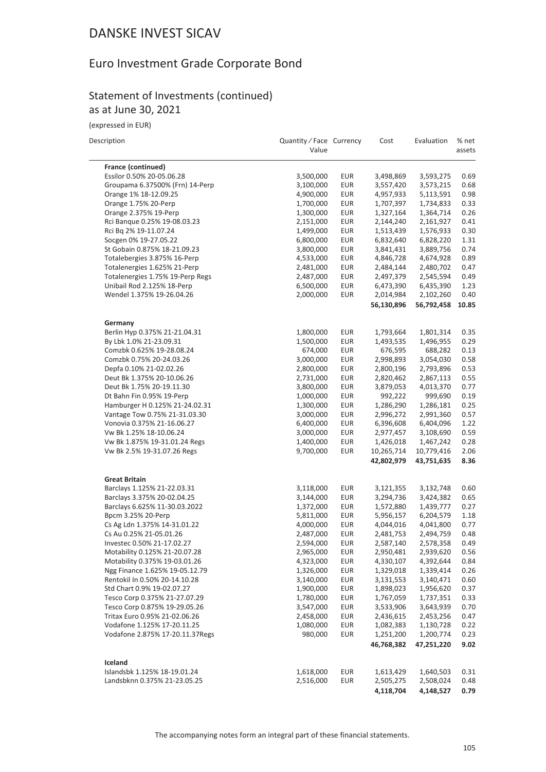# DANSKE INVEST SICAV

## Euro Investment Grade Corporate Bond

### Statement of Investments (continued)
as at June 30, 2021

(expressed in EUR)

| Description | Quantity / Face Value | Currency | Cost | Evaluation | % net assets |
|---|---|---|---|---|---|
| **France (continued)** | | | | | |
| Essilor 0.50% 20-05.06.28 | 3,500,000 | EUR | 3,498,869 | 3,593,275 | 0.69 |
| Groupama 6.37500% (Frn) 14-Perp | 3,100,000 | EUR | 3,557,420 | 3,573,215 | 0.68 |
| Orange 1% 18-12.09.25 | 4,900,000 | EUR | 4,957,933 | 5,113,591 | 0.98 |
| Orange 1.75% 20-Perp | 1,700,000 | EUR | 1,707,397 | 1,734,833 | 0.33 |
| Orange 2.375% 19-Perp | 1,300,000 | EUR | 1,327,164 | 1,364,714 | 0.26 |
| Rci Banque 0.25% 19-08.03.23 | 2,151,000 | EUR | 2,144,240 | 2,161,927 | 0.41 |
| Rci Bq 2% 19-11.07.24 | 1,499,000 | EUR | 1,513,439 | 1,576,933 | 0.30 |
| Socgen 0% 19-27.05.22 | 6,800,000 | EUR | 6,832,640 | 6,828,220 | 1.31 |
| St Gobain 0.875% 18-21.09.23 | 3,800,000 | EUR | 3,841,431 | 3,889,756 | 0.74 |
| Totalebergies 3.875% 16-Perp | 4,533,000 | EUR | 4,846,728 | 4,674,928 | 0.89 |
| Totalenergies 1.625% 21-Perp | 2,481,000 | EUR | 2,484,144 | 2,480,702 | 0.47 |
| Totalenergies 1.75% 19-Perp Regs | 2,487,000 | EUR | 2,497,379 | 2,545,594 | 0.49 |
| Unibail Rod 2.125% 18-Perp | 6,500,000 | EUR | 6,473,390 | 6,435,390 | 1.23 |
| Wendel 1.375% 19-26.04.26 | 2,000,000 | EUR | 2,014,984 | 2,102,260 | 0.40 |
| | | | **56,130,896** | **56,792,458** | **10.85** |
| **Germany** | | | | | |
| Berlin Hyp 0.375% 21-21.04.31 | 1,800,000 | EUR | 1,793,664 | 1,801,314 | 0.35 |
| By Lbk 1.0% 21-23.09.31 | 1,500,000 | EUR | 1,493,535 | 1,496,955 | 0.29 |
| Comzbk 0.625% 19-28.08.24 | 674,000 | EUR | 676,595 | 688,282 | 0.13 |
| Comzbk 0.75% 20-24.03.26 | 3,000,000 | EUR | 2,998,893 | 3,054,030 | 0.58 |
| Depfa 0.10% 21-02.02.26 | 2,800,000 | EUR | 2,800,196 | 2,793,896 | 0.53 |
| Deut Bk 1.375% 20-10.06.26 | 2,731,000 | EUR | 2,820,462 | 2,867,113 | 0.55 |
| Deut Bk 1.75% 20-19.11.30 | 3,800,000 | EUR | 3,879,053 | 4,013,370 | 0.77 |
| Dt Bahn Fin 0.95% 19-Perp | 1,000,000 | EUR | 992,222 | 999,690 | 0.19 |
| Hamburger H 0.125% 21-24.02.31 | 1,300,000 | EUR | 1,286,290 | 1,286,181 | 0.25 |
| Vantage Tow 0.75% 21-31.03.30 | 3,000,000 | EUR | 2,996,272 | 2,991,360 | 0.57 |
| Vonovia 0.375% 21-16.06.27 | 6,400,000 | EUR | 6,396,608 | 6,404,096 | 1.22 |
| Vw Bk 1.25% 18-10.06.24 | 3,000,000 | EUR | 2,977,457 | 3,108,690 | 0.59 |
| Vw Bk 1.875% 19-31.01.24 Regs | 1,400,000 | EUR | 1,426,018 | 1,467,242 | 0.28 |
| Vw Bk 2.5% 19-31.07.26 Regs | 9,700,000 | EUR | 10,265,714 | 10,779,416 | 2.06 |
| | | | **42,802,979** | **43,751,635** | **8.36** |
| **Great Britain** | | | | | |
| Barclays 1.125% 21-22.03.31 | 3,118,000 | EUR | 3,121,355 | 3,132,748 | 0.60 |
| Barclays 3.375% 20-02.04.25 | 3,144,000 | EUR | 3,294,736 | 3,424,382 | 0.65 |
| Barclays 6.625% 11-30.03.2022 | 1,372,000 | EUR | 1,572,880 | 1,439,777 | 0.27 |
| Bpcm 3.25% 20-Perp | 5,811,000 | EUR | 5,956,157 | 6,204,579 | 1.18 |
| Cs Ag Ldn 1.375% 14-31.01.22 | 4,000,000 | EUR | 4,044,016 | 4,041,800 | 0.77 |
| Cs Au 0.25% 21-05.01.26 | 2,487,000 | EUR | 2,481,753 | 2,494,759 | 0.48 |
| Investec 0.50% 21-17.02.27 | 2,594,000 | EUR | 2,587,140 | 2,578,358 | 0.49 |
| Motability 0.125% 21-20.07.28 | 2,965,000 | EUR | 2,950,481 | 2,939,620 | 0.56 |
| Motability 0.375% 19-03.01.26 | 4,323,000 | EUR | 4,330,107 | 4,392,644 | 0.84 |
| Ngg Finance 1.625% 19-05.12.79 | 1,326,000 | EUR | 1,329,018 | 1,339,414 | 0.26 |
| Rentokil In 0.50% 20-14.10.28 | 3,140,000 | EUR | 3,131,553 | 3,140,471 | 0.60 |
| Std Chart 0.9% 19-02.07.27 | 1,900,000 | EUR | 1,898,023 | 1,956,620 | 0.37 |
| Tesco Corp 0.375% 21-27.07.29 | 1,780,000 | EUR | 1,767,059 | 1,737,351 | 0.33 |
| Tesco Corp 0.875% 19-29.05.26 | 3,547,000 | EUR | 3,533,906 | 3,643,939 | 0.70 |
| Tritax Euro 0.95% 21-02.06.26 | 2,458,000 | EUR | 2,436,615 | 2,453,256 | 0.47 |
| Vodafone 1.125% 17-20.11.25 | 1,080,000 | EUR | 1,082,383 | 1,130,728 | 0.22 |
| Vodafone 2.875% 17-20.11.37Regs | 980,000 | EUR | 1,251,200 | 1,200,774 | 0.23 |
| | | | **46,768,382** | **47,251,220** | **9.02** |
| **Iceland** | | | | | |
| Islandsbk 1.125% 18-19.01.24 | 1,618,000 | EUR | 1,613,429 | 1,640,503 | 0.31 |
| Landsbknn 0.375% 21-23.05.25 | 2,516,000 | EUR | 2,505,275 | 2,508,024 | 0.48 |
| | | | **4,118,704** | **4,148,527** | **0.79** |

The accompanying notes form an integral part of these financial statements.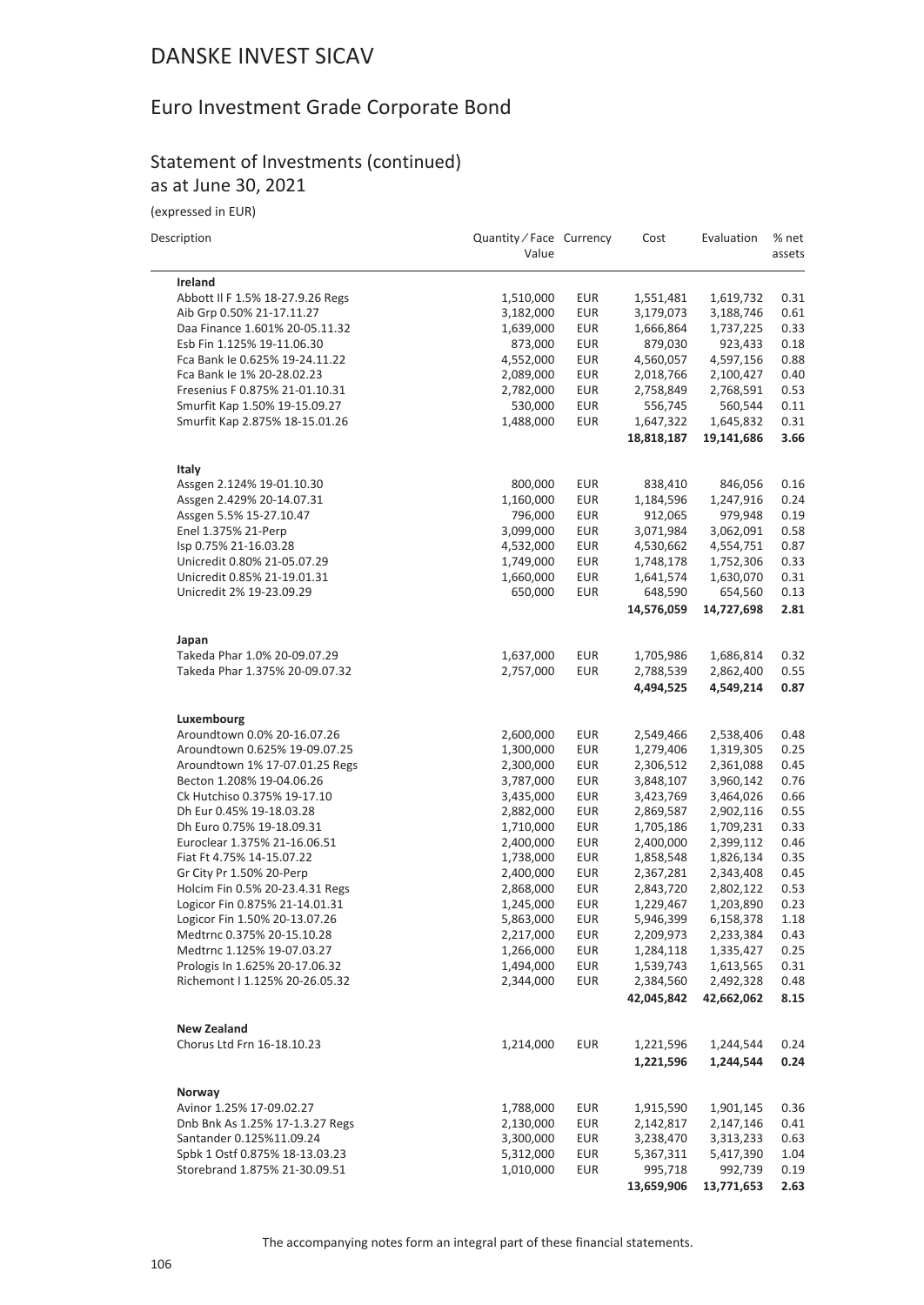# DANSKE INVEST SICAV

## Euro Investment Grade Corporate Bond

### Statement of Investments (continued)
as at June 30, 2021

(expressed in EUR)

| Description | Quantity / Face Value | Currency | Cost | Evaluation | % net assets |
|---|---|---|---|---|---|
| **Ireland** | | | | | |
| Abbott Il F 1.5% 18-27.9.26 Regs | 1,510,000 | EUR | 1,551,481 | 1,619,732 | 0.31 |
| Aib Grp 0.50% 21-17.11.27 | 3,182,000 | EUR | 3,179,073 | 3,188,746 | 0.61 |
| Daa Finance 1.601% 20-05.11.32 | 1,639,000 | EUR | 1,666,864 | 1,737,225 | 0.33 |
| Esb Fin 1.125% 19-11.06.30 | 873,000 | EUR | 879,030 | 923,433 | 0.18 |
| Fca Bank Ie 0.625% 19-24.11.22 | 4,552,000 | EUR | 4,560,057 | 4,597,156 | 0.88 |
| Fca Bank Ie 1% 20-28.02.23 | 2,089,000 | EUR | 2,018,766 | 2,100,427 | 0.40 |
| Fresenius F 0.875% 21-01.10.31 | 2,782,000 | EUR | 2,758,849 | 2,768,591 | 0.53 |
| Smurfit Kap 1.50% 19-15.09.27 | 530,000 | EUR | 556,745 | 560,544 | 0.11 |
| Smurfit Kap 2.875% 18-15.01.26 | 1,488,000 | EUR | 1,647,322 | 1,645,832 | 0.31 |
| | | | **18,818,187** | **19,141,686** | **3.66** |
| **Italy** | | | | | |
| Assgen 2.124% 19-01.10.30 | 800,000 | EUR | 838,410 | 846,056 | 0.16 |
| Assgen 2.429% 20-14.07.31 | 1,160,000 | EUR | 1,184,596 | 1,247,916 | 0.24 |
| Assgen 5.5% 15-27.10.47 | 796,000 | EUR | 912,065 | 979,948 | 0.19 |
| Enel 1.375% 21-Perp | 3,099,000 | EUR | 3,071,984 | 3,062,091 | 0.58 |
| Isp 0.75% 21-16.03.28 | 4,532,000 | EUR | 4,530,662 | 4,554,751 | 0.87 |
| Unicredit 0.80% 21-05.07.29 | 1,749,000 | EUR | 1,748,178 | 1,752,306 | 0.33 |
| Unicredit 0.85% 21-19.01.31 | 1,660,000 | EUR | 1,641,574 | 1,630,070 | 0.31 |
| Unicredit 2% 19-23.09.29 | 650,000 | EUR | 648,590 | 654,560 | 0.13 |
| | | | **14,576,059** | **14,727,698** | **2.81** |
| **Japan** | | | | | |
| Takeda Phar 1.0% 20-09.07.29 | 1,637,000 | EUR | 1,705,986 | 1,686,814 | 0.32 |
| Takeda Phar 1.375% 20-09.07.32 | 2,757,000 | EUR | 2,788,539 | 2,862,400 | 0.55 |
| | | | **4,494,525** | **4,549,214** | **0.87** |
| **Luxembourg** | | | | | |
| Aroundtown 0.0% 20-16.07.26 | 2,600,000 | EUR | 2,549,466 | 2,538,406 | 0.48 |
| Aroundtown 0.625% 19-09.07.25 | 1,300,000 | EUR | 1,279,406 | 1,319,305 | 0.25 |
| Aroundtown 1% 17-07.01.25 Regs | 2,300,000 | EUR | 2,306,512 | 2,361,088 | 0.45 |
| Becton 1.208% 19-04.06.26 | 3,787,000 | EUR | 3,848,107 | 3,960,142 | 0.76 |
| Ck Hutchiso 0.375% 19-17.10 | 3,435,000 | EUR | 3,423,769 | 3,464,026 | 0.66 |
| Dh Eur 0.45% 19-18.03.28 | 2,882,000 | EUR | 2,869,587 | 2,902,116 | 0.55 |
| Dh Euro 0.75% 19-18.09.31 | 1,710,000 | EUR | 1,705,186 | 1,709,231 | 0.33 |
| Euroclear 1.375% 21-16.06.51 | 2,400,000 | EUR | 2,400,000 | 2,399,112 | 0.46 |
| Fiat Ft 4.75% 14-15.07.22 | 1,738,000 | EUR | 1,858,548 | 1,826,134 | 0.35 |
| Gr City Pr 1.50% 20-Perp | 2,400,000 | EUR | 2,367,281 | 2,343,408 | 0.45 |
| Holcim Fin 0.5% 20-23.4.31 Regs | 2,868,000 | EUR | 2,843,720 | 2,802,122 | 0.53 |
| Logicor Fin 0.875% 21-14.01.31 | 1,245,000 | EUR | 1,229,467 | 1,203,890 | 0.23 |
| Logicor Fin 1.50% 20-13.07.26 | 5,863,000 | EUR | 5,946,399 | 6,158,378 | 1.18 |
| Medtrnc 0.375% 20-15.10.28 | 2,217,000 | EUR | 2,209,973 | 2,233,384 | 0.43 |
| Medtrnc 1.125% 19-07.03.27 | 1,266,000 | EUR | 1,284,118 | 1,335,427 | 0.25 |
| Prologis In 1.625% 20-17.06.32 | 1,494,000 | EUR | 1,539,743 | 1,613,565 | 0.31 |
| Richemont I 1.125% 20-26.05.32 | 2,344,000 | EUR | 2,384,560 | 2,492,328 | 0.48 |
| | | | **42,045,842** | **42,662,062** | **8.15** |
| **New Zealand** | | | | | |
| Chorus Ltd Frn 16-18.10.23 | 1,214,000 | EUR | 1,221,596 | 1,244,544 | 0.24 |
| | | | **1,221,596** | **1,244,544** | **0.24** |
| **Norway** | | | | | |
| Avinor 1.25% 17-09.02.27 | 1,788,000 | EUR | 1,915,590 | 1,901,145 | 0.36 |
| Dnb Bnk As 1.25% 17-1.3.27 Regs | 2,130,000 | EUR | 2,142,817 | 2,147,146 | 0.41 |
| Santander 0.125%11.09.24 | 3,300,000 | EUR | 3,238,470 | 3,313,233 | 0.63 |
| Spbk 1 Ostf 0.875% 18-13.03.23 | 5,312,000 | EUR | 5,367,311 | 5,417,390 | 1.04 |
| Storebrand 1.875% 21-30.09.51 | 1,010,000 | EUR | 995,718 | 992,739 | 0.19 |
| | | | **13,659,906** | **13,771,653** | **2.63** |

The accompanying notes form an integral part of these financial statements.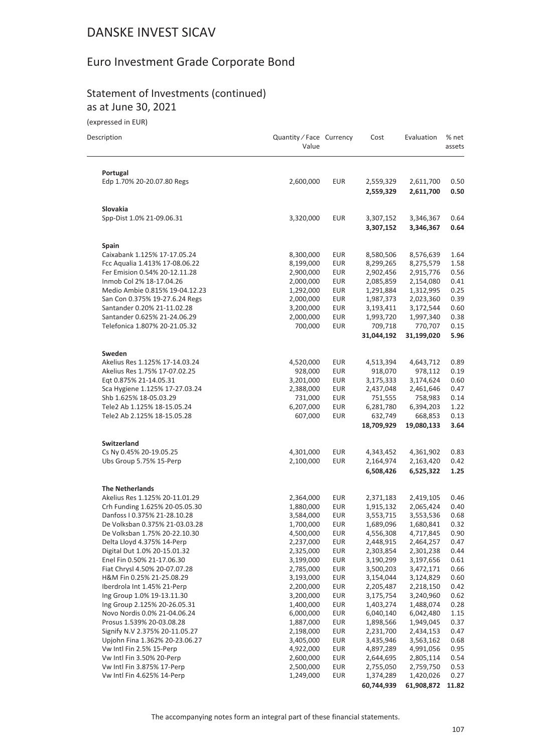# DANSKE INVEST SICAV

## Euro Investment Grade Corporate Bond

### Statement of Investments (continued)
as at June 30, 2021

(expressed in EUR)

| Description | Quantity / Face Value | Currency | Cost | Evaluation | % net assets |
|---|---|---|---|---|---|
| **Portugal** | | | | | |
| Edp 1.70% 20-20.07.80 Regs | 2,600,000 | EUR | 2,559,329 | 2,611,700 | 0.50 |
| | | | **2,559,329** | **2,611,700** | **0.50** |
| **Slovakia** | | | | | |
| Spp-Dist 1.0% 21-09.06.31 | 3,320,000 | EUR | 3,307,152 | 3,346,367 | 0.64 |
| | | | **3,307,152** | **3,346,367** | **0.64** |
| **Spain** | | | | | |
| Caixabank 1.125% 17-17.05.24 | 8,300,000 | EUR | 8,580,506 | 8,576,639 | 1.64 |
| Fcc Aqualia 1.413% 17-08.06.22 | 8,199,000 | EUR | 8,299,265 | 8,275,579 | 1.58 |
| Fer Emision 0.54% 20-12.11.28 | 2,900,000 | EUR | 2,902,456 | 2,915,776 | 0.56 |
| Inmob Col 2% 18-17.04.26 | 2,000,000 | EUR | 2,085,859 | 2,154,080 | 0.41 |
| Medio Ambie 0.815% 19-04.12.23 | 1,292,000 | EUR | 1,291,884 | 1,312,995 | 0.25 |
| San Con 0.375% 19-27.6.24 Regs | 2,000,000 | EUR | 1,987,373 | 2,023,360 | 0.39 |
| Santander 0.20% 21-11.02.28 | 3,200,000 | EUR | 3,193,411 | 3,172,544 | 0.60 |
| Santander 0.625% 21-24.06.29 | 2,000,000 | EUR | 1,993,720 | 1,997,340 | 0.38 |
| Telefonica 1.807% 20-21.05.32 | 700,000 | EUR | 709,718 | 770,707 | 0.15 |
| | | | **31,044,192** | **31,199,020** | **5.96** |
| **Sweden** | | | | | |
| Akelius Res 1.125% 17-14.03.24 | 4,520,000 | EUR | 4,513,394 | 4,643,712 | 0.89 |
| Akelius Res 1.75% 17-07.02.25 | 928,000 | EUR | 918,070 | 978,112 | 0.19 |
| Eqt 0.875% 21-14.05.31 | 3,201,000 | EUR | 3,175,333 | 3,174,624 | 0.60 |
| Sca Hygiene 1.125% 17-27.03.24 | 2,388,000 | EUR | 2,437,048 | 2,461,646 | 0.47 |
| Shb 1.625% 18-05.03.29 | 731,000 | EUR | 751,555 | 758,983 | 0.14 |
| Tele2 Ab 1.125% 18-15.05.24 | 6,207,000 | EUR | 6,281,780 | 6,394,203 | 1.22 |
| Tele2 Ab 2.125% 18-15.05.28 | 607,000 | EUR | 632,749 | 668,853 | 0.13 |
| | | | **18,709,929** | **19,080,133** | **3.64** |
| **Switzerland** | | | | | |
| Cs Ny 0.45% 20-19.05.25 | 4,301,000 | EUR | 4,343,452 | 4,361,902 | 0.83 |
| Ubs Group 5.75% 15-Perp | 2,100,000 | EUR | 2,164,974 | 2,163,420 | 0.42 |
| | | | **6,508,426** | **6,525,322** | **1.25** |
| **The Netherlands** | | | | | |
| Akelius Res 1.125% 20-11.01.29 | 2,364,000 | EUR | 2,371,183 | 2,419,105 | 0.46 |
| Crh Funding 1.625% 20-05.05.30 | 1,880,000 | EUR | 1,915,132 | 2,065,424 | 0.40 |
| Danfoss I 0.375% 21-28.10.28 | 3,584,000 | EUR | 3,553,715 | 3,553,536 | 0.68 |
| De Volksban 0.375% 21-03.03.28 | 1,700,000 | EUR | 1,689,096 | 1,680,841 | 0.32 |
| De Volksban 1.75% 20-22.10.30 | 4,500,000 | EUR | 4,556,308 | 4,717,845 | 0.90 |
| Delta Lloyd 4.375% 14-Perp | 2,237,000 | EUR | 2,448,915 | 2,464,257 | 0.47 |
| Digital Dut 1.0% 20-15.01.32 | 2,325,000 | EUR | 2,303,854 | 2,301,238 | 0.44 |
| Enel Fin 0.50% 21-17.06.30 | 3,199,000 | EUR | 3,190,299 | 3,197,656 | 0.61 |
| Fiat Chrysl 4.50% 20-07.07.28 | 2,785,000 | EUR | 3,500,203 | 3,472,171 | 0.66 |
| H&M Fin 0.25% 21-25.08.29 | 3,193,000 | EUR | 3,154,044 | 3,124,829 | 0.60 |
| Iberdrola Int 1.45% 21-Perp | 2,200,000 | EUR | 2,205,487 | 2,218,150 | 0.42 |
| Ing Group 1.0% 19-13.11.30 | 3,200,000 | EUR | 3,175,754 | 3,240,960 | 0.62 |
| Ing Group 2.125% 20-26.05.31 | 1,400,000 | EUR | 1,403,274 | 1,488,074 | 0.28 |
| Novo Nordis 0.0% 21-04.06.24 | 6,000,000 | EUR | 6,040,140 | 6,042,480 | 1.15 |
| Prosus 1.539% 20-03.08.28 | 1,887,000 | EUR | 1,898,566 | 1,949,045 | 0.37 |
| Signify N.V 2.375% 20-11.05.27 | 2,198,000 | EUR | 2,231,700 | 2,434,153 | 0.47 |
| Upjohn Fina 1.362% 20-23.06.27 | 3,405,000 | EUR | 3,435,946 | 3,563,162 | 0.68 |
| Vw Intl Fin 2.5% 15-Perp | 4,922,000 | EUR | 4,897,289 | 4,991,056 | 0.95 |
| Vw Intl Fin 3.50% 20-Perp | 2,600,000 | EUR | 2,644,695 | 2,805,114 | 0.54 |
| Vw Intl Fin 3.875% 17-Perp | 2,500,000 | EUR | 2,755,050 | 2,759,750 | 0.53 |
| Vw Intl Fin 4.625% 14-Perp | 1,249,000 | EUR | 1,374,289 | 1,420,026 | 0.27 |
| | | | **60,744,939** | **61,908,872** | **11.82** |

The accompanying notes form an integral part of these financial statements.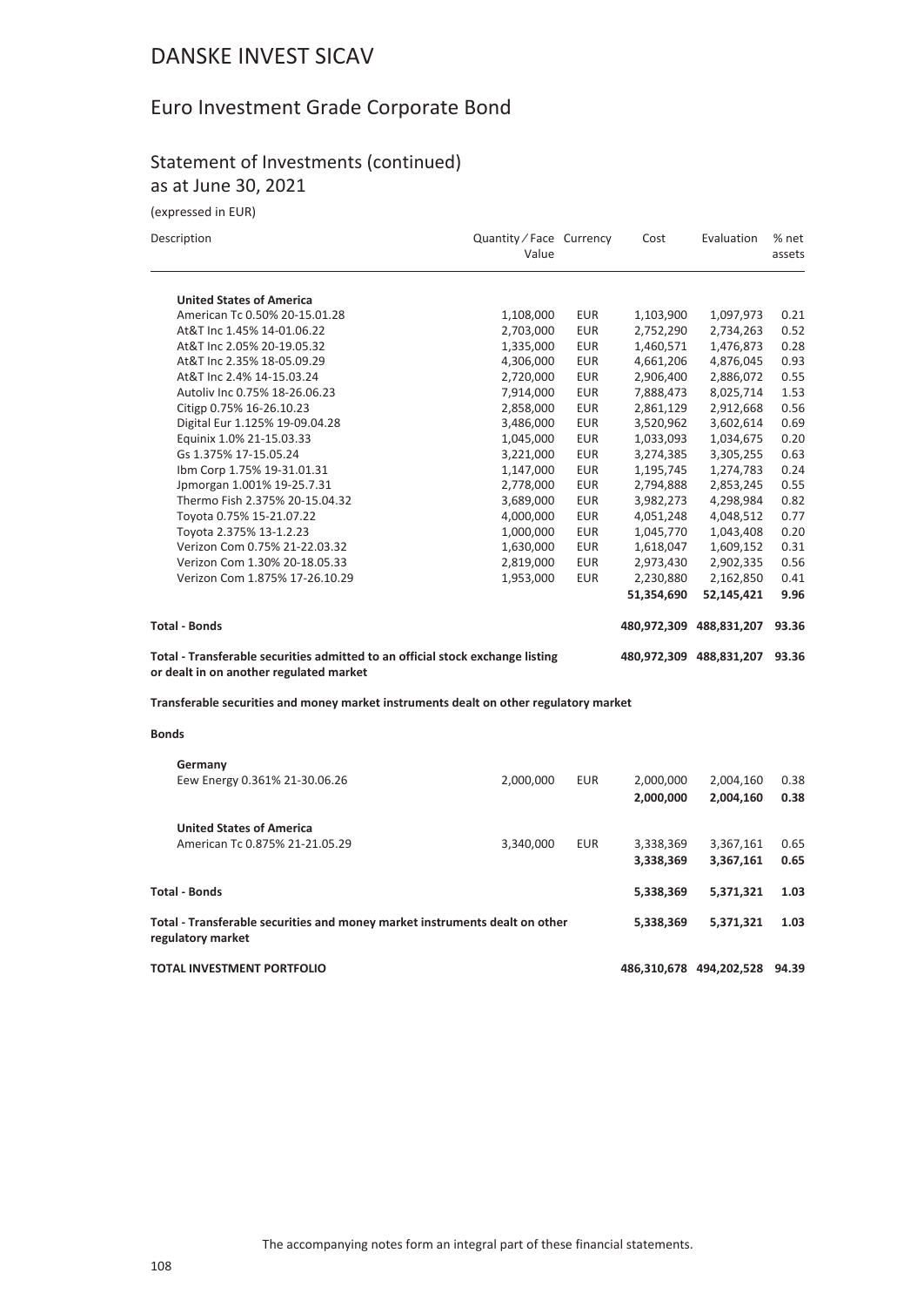# DANSKE INVEST SICAV

## Euro Investment Grade Corporate Bond

### Statement of Investments (continued)
as at June 30, 2021

(expressed in EUR)

| Description | Quantity / Face Value | Currency | Cost | Evaluation | % net assets |
|---|---|---|---|---|---|
| **United States of America** | | | | | |
| American Tc 0.50% 20-15.01.28 | 1,108,000 | EUR | 1,103,900 | 1,097,973 | 0.21 |
| At&T Inc 1.45% 14-01.06.22 | 2,703,000 | EUR | 2,752,290 | 2,734,263 | 0.52 |
| At&T Inc 2.05% 20-19.05.32 | 1,335,000 | EUR | 1,460,571 | 1,476,873 | 0.28 |
| At&T Inc 2.35% 18-05.09.29 | 4,306,000 | EUR | 4,661,206 | 4,876,045 | 0.93 |
| At&T Inc 2.4% 14-15.03.24 | 2,720,000 | EUR | 2,906,400 | 2,886,072 | 0.55 |
| Autoliv Inc 0.75% 18-26.06.23 | 7,914,000 | EUR | 7,888,473 | 8,025,714 | 1.53 |
| Citigp 0.75% 16-26.10.23 | 2,858,000 | EUR | 2,861,129 | 2,912,668 | 0.56 |
| Digital Eur 1.125% 19-09.04.28 | 3,486,000 | EUR | 3,520,962 | 3,602,614 | 0.69 |
| Equinix 1.0% 21-15.03.33 | 1,045,000 | EUR | 1,033,093 | 1,034,675 | 0.20 |
| Gs 1.375% 17-15.05.24 | 3,221,000 | EUR | 3,274,385 | 3,305,255 | 0.63 |
| Ibm Corp 1.75% 19-31.01.31 | 1,147,000 | EUR | 1,195,745 | 1,274,783 | 0.24 |
| Jpmorgan 1.001% 19-25.7.31 | 2,778,000 | EUR | 2,794,888 | 2,853,245 | 0.55 |
| Thermo Fish 2.375% 20-15.04.32 | 3,689,000 | EUR | 3,982,273 | 4,298,984 | 0.82 |
| Toyota 0.75% 15-21.07.22 | 4,000,000 | EUR | 4,051,248 | 4,048,512 | 0.77 |
| Toyota 2.375% 13-1.2.23 | 1,000,000 | EUR | 1,045,770 | 1,043,408 | 0.20 |
| Verizon Com 0.75% 21-22.03.32 | 1,630,000 | EUR | 1,618,047 | 1,609,152 | 0.31 |
| Verizon Com 1.30% 20-18.05.33 | 2,819,000 | EUR | 2,973,430 | 2,902,335 | 0.56 |
| Verizon Com 1.875% 17-26.10.29 | 1,953,000 | EUR | 2,230,880 | 2,162,850 | 0.41 |
| | | | **51,354,690** | **52,145,421** | **9.96** |
| **Total - Bonds** | | | **480,972,309** | **488,831,207** | **93.36** |
| **Total - Transferable securities admitted to an official stock exchange listing or dealt in on another regulated market** | | | **480,972,309** | **488,831,207** | **93.36** |

**Transferable securities and money market instruments dealt on other regulatory market**

**Bonds**

| Description | Quantity / Face Value | Currency | Cost | Evaluation | % net assets |
|---|---|---|---|---|---|
| **Germany** | | | | | |
| Eew Energy 0.361% 21-30.06.26 | 2,000,000 | EUR | 2,000,000 | 2,004,160 | 0.38 |
| | | | **2,000,000** | **2,004,160** | **0.38** |
| **United States of America** | | | | | |
| American Tc 0.875% 21-21.05.29 | 3,340,000 | EUR | 3,338,369 | 3,367,161 | 0.65 |
| | | | **3,338,369** | **3,367,161** | **0.65** |
| **Total - Bonds** | | | **5,338,369** | **5,371,321** | **1.03** |
| **Total - Transferable securities and money market instruments dealt on other regulatory market** | | | **5,338,369** | **5,371,321** | **1.03** |
| **TOTAL INVESTMENT PORTFOLIO** | | | **486,310,678** | **494,202,528** | **94.39** |

The accompanying notes form an integral part of these financial statements.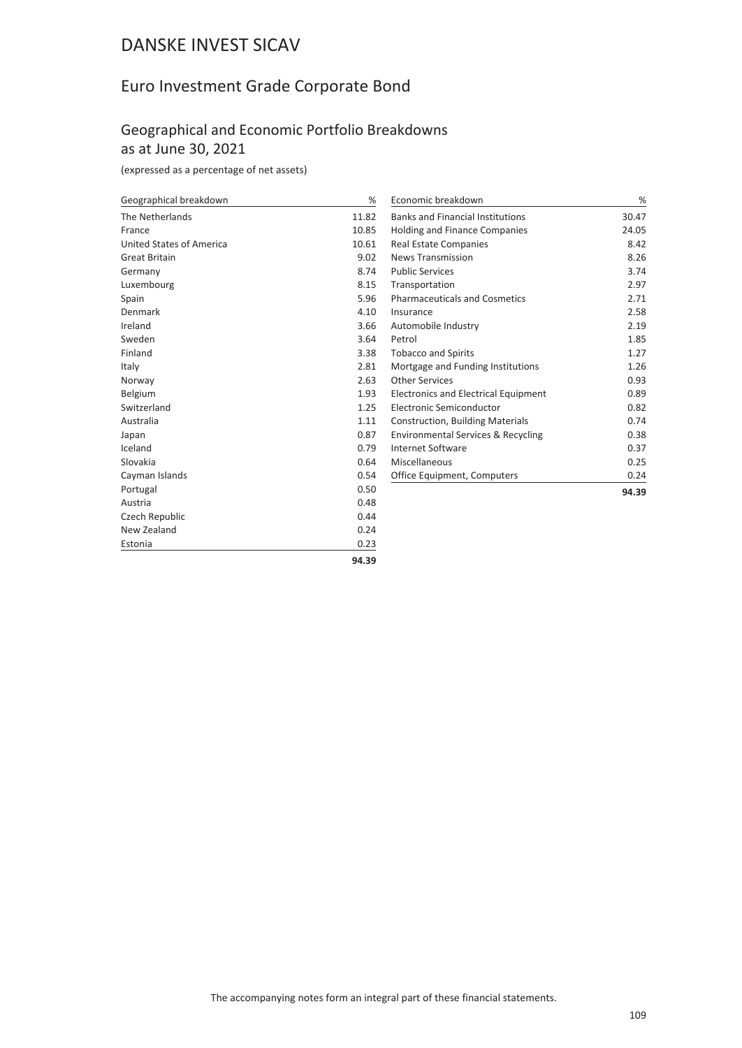# DANSKE INVEST SICAV

## Euro Investment Grade Corporate Bond

### Geographical and Economic Portfolio Breakdowns as at June 30, 2021

(expressed as a percentage of net assets)

| Geographical breakdown | % |
|---|---|
| The Netherlands | 11.82 |
| France | 10.85 |
| United States of America | 10.61 |
| Great Britain | 9.02 |
| Germany | 8.74 |
| Luxembourg | 8.15 |
| Spain | 5.96 |
| Denmark | 4.10 |
| Ireland | 3.66 |
| Sweden | 3.64 |
| Finland | 3.38 |
| Italy | 2.81 |
| Norway | 2.63 |
| Belgium | 1.93 |
| Switzerland | 1.25 |
| Australia | 1.11 |
| Japan | 0.87 |
| Iceland | 0.79 |
| Slovakia | 0.64 |
| Cayman Islands | 0.54 |
| Portugal | 0.50 |
| Austria | 0.48 |
| Czech Republic | 0.44 |
| New Zealand | 0.24 |
| Estonia | 0.23 |
| | **94.39** |

| Economic breakdown | % |
|---|---|
| Banks and Financial Institutions | 30.47 |
| Holding and Finance Companies | 24.05 |
| Real Estate Companies | 8.42 |
| News Transmission | 8.26 |
| Public Services | 3.74 |
| Transportation | 2.97 |
| Pharmaceuticals and Cosmetics | 2.71 |
| Insurance | 2.58 |
| Automobile Industry | 2.19 |
| Petrol | 1.85 |
| Tobacco and Spirits | 1.27 |
| Mortgage and Funding Institutions | 1.26 |
| Other Services | 0.93 |
| Electronics and Electrical Equipment | 0.89 |
| Electronic Semiconductor | 0.82 |
| Construction, Building Materials | 0.74 |
| Environmental Services & Recycling | 0.38 |
| Internet Software | 0.37 |
| Miscellaneous | 0.25 |
| Office Equipment, Computers | 0.24 |
| | **94.39** |

The accompanying notes form an integral part of these financial statements.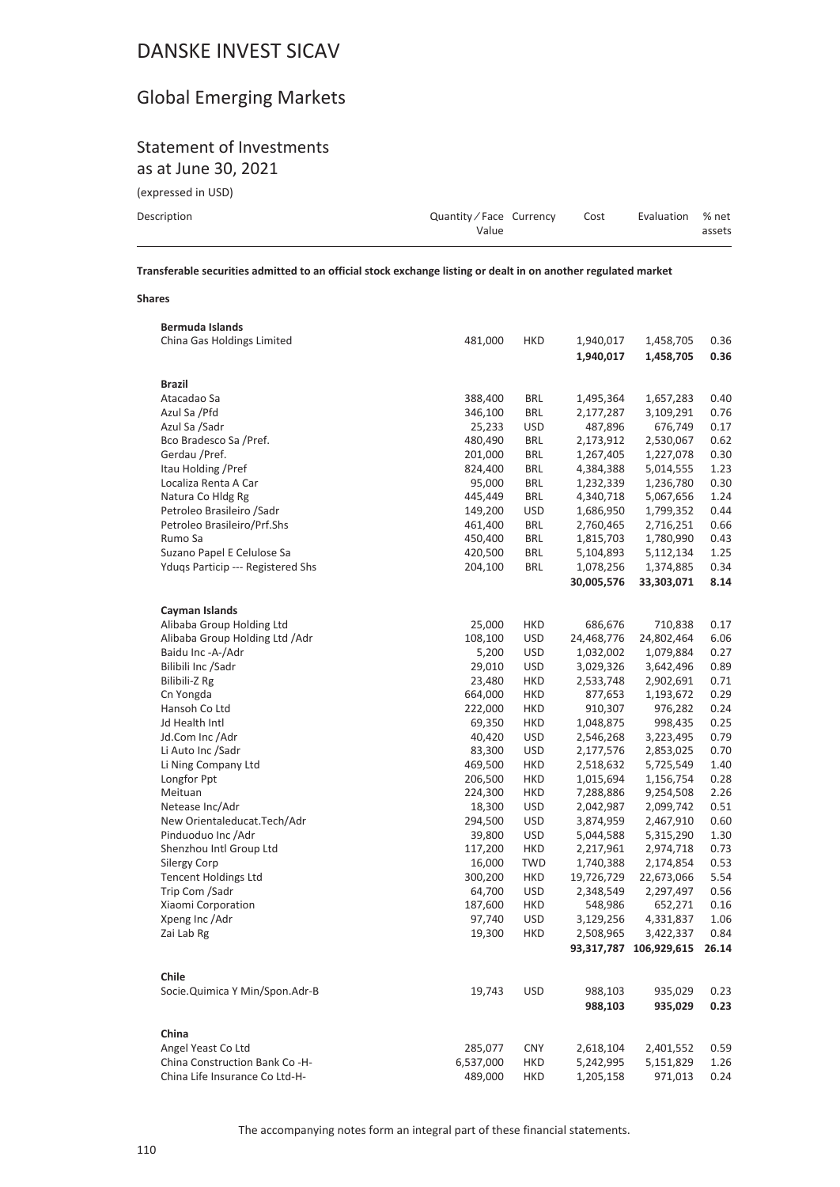# DANSKE INVEST SICAV

## Global Emerging Markets

### Statement of Investments

as at June 30, 2021

(expressed in USD)

| Description | Quantity / Face Value | Currency | Cost | Evaluation | % net assets |
|---|---|---|---|---|---|

**Transferable securities admitted to an official stock exchange listing or dealt in on another regulated market**

**Shares**

| Description | Quantity / Face Value | Currency | Cost | Evaluation | % net assets |
|---|---|---|---|---|---|
| **Bermuda Islands** | | | | | |
| China Gas Holdings Limited | 481,000 | HKD | 1,940,017 | 1,458,705 | 0.36 |
| | | | **1,940,017** | **1,458,705** | **0.36** |
| **Brazil** | | | | | |
| Atacadao Sa | 388,400 | BRL | 1,495,364 | 1,657,283 | 0.40 |
| Azul Sa /Pfd | 346,100 | BRL | 2,177,287 | 3,109,291 | 0.76 |
| Azul Sa /Sadr | 25,233 | USD | 487,896 | 676,749 | 0.17 |
| Bco Bradesco Sa /Pref. | 480,490 | BRL | 2,173,912 | 2,530,067 | 0.62 |
| Gerdau /Pref. | 201,000 | BRL | 1,267,405 | 1,227,078 | 0.30 |
| Itau Holding /Pref | 824,400 | BRL | 4,384,388 | 5,014,555 | 1.23 |
| Localiza Renta A Car | 95,000 | BRL | 1,232,339 | 1,236,780 | 0.30 |
| Natura Co Hldg Rg | 445,449 | BRL | 4,340,718 | 5,067,656 | 1.24 |
| Petroleo Brasileiro /Sadr | 149,200 | USD | 1,686,950 | 1,799,352 | 0.44 |
| Petroleo Brasileiro/Prf.Shs | 461,400 | BRL | 2,760,465 | 2,716,251 | 0.66 |
| Rumo Sa | 450,400 | BRL | 1,815,703 | 1,780,990 | 0.43 |
| Suzano Papel E Celulose Sa | 420,500 | BRL | 5,104,893 | 5,112,134 | 1.25 |
| Yduqs Particip --- Registered Shs | 204,100 | BRL | 1,078,256 | 1,374,885 | 0.34 |
| | | | **30,005,576** | **33,303,071** | **8.14** |
| **Cayman Islands** | | | | | |
| Alibaba Group Holding Ltd | 25,000 | HKD | 686,676 | 710,838 | 0.17 |
| Alibaba Group Holding Ltd /Adr | 108,100 | USD | 24,468,776 | 24,802,464 | 6.06 |
| Baidu Inc -A-/Adr | 5,200 | USD | 1,032,002 | 1,079,884 | 0.27 |
| Bilibili Inc /Sadr | 29,010 | USD | 3,029,326 | 3,642,496 | 0.89 |
| Bilibili-Z Rg | 23,480 | HKD | 2,533,748 | 2,902,691 | 0.71 |
| Cn Yongda | 664,000 | HKD | 877,653 | 1,193,672 | 0.29 |
| Hansoh Co Ltd | 222,000 | HKD | 910,307 | 976,282 | 0.24 |
| Jd Health Intl | 69,350 | HKD | 1,048,875 | 998,435 | 0.25 |
| Jd.Com Inc /Adr | 40,420 | USD | 2,546,268 | 3,223,495 | 0.79 |
| Li Auto Inc /Sadr | 83,300 | USD | 2,177,576 | 2,853,025 | 0.70 |
| Li Ning Company Ltd | 469,500 | HKD | 2,518,632 | 5,725,549 | 1.40 |
| Longfor Ppt | 206,500 | HKD | 1,015,694 | 1,156,754 | 0.28 |
| Meituan | 224,300 | HKD | 7,288,886 | 9,254,508 | 2.26 |
| Netease Inc/Adr | 18,300 | USD | 2,042,987 | 2,099,742 | 0.51 |
| New Orientaleducat.Tech/Adr | 294,500 | USD | 3,874,959 | 2,467,910 | 0.60 |
| Pinduoduo Inc /Adr | 39,800 | USD | 5,044,588 | 5,315,290 | 1.30 |
| Shenzhou Intl Group Ltd | 117,200 | HKD | 2,217,961 | 2,974,718 | 0.73 |
| Silergy Corp | 16,000 | TWD | 1,740,388 | 2,174,854 | 0.53 |
| Tencent Holdings Ltd | 300,200 | HKD | 19,726,729 | 22,673,066 | 5.54 |
| Trip Com /Sadr | 64,700 | USD | 2,348,549 | 2,297,497 | 0.56 |
| Xiaomi Corporation | 187,600 | HKD | 548,986 | 652,271 | 0.16 |
| Xpeng Inc /Adr | 97,740 | USD | 3,129,256 | 4,331,837 | 1.06 |
| Zai Lab Rg | 19,300 | HKD | 2,508,965 | 3,422,337 | 0.84 |
| | | | **93,317,787** | **106,929,615** | **26.14** |
| **Chile** | | | | | |
| Socie.Quimica Y Min/Spon.Adr-B | 19,743 | USD | 988,103 | 935,029 | 0.23 |
| | | | **988,103** | **935,029** | **0.23** |
| **China** | | | | | |
| Angel Yeast Co Ltd | 285,077 | CNY | 2,618,104 | 2,401,552 | 0.59 |
| China Construction Bank Co -H- | 6,537,000 | HKD | 5,242,995 | 5,151,829 | 1.26 |
| China Life Insurance Co Ltd-H- | 489,000 | HKD | 1,205,158 | 971,013 | 0.24 |

The accompanying notes form an integral part of these financial statements.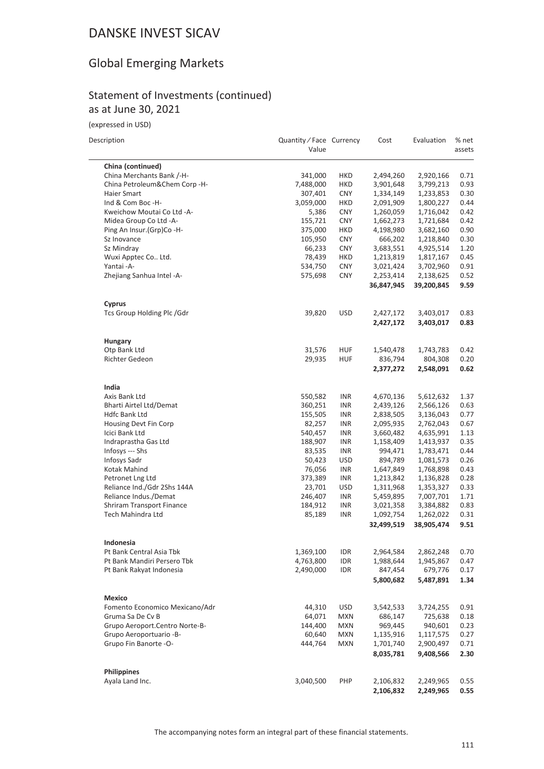# DANSKE INVEST SICAV

## Global Emerging Markets

### Statement of Investments (continued)
as at June 30, 2021

(expressed in USD)

| Description | Quantity / Face Value | Currency | Cost | Evaluation | % net assets |
|---|---|---|---|---|---|
| **China (continued)** | | | | | |
| China Merchants Bank /-H- | 341,000 | HKD | 2,494,260 | 2,920,166 | 0.71 |
| China Petroleum&Chem Corp -H- | 7,488,000 | HKD | 3,901,648 | 3,799,213 | 0.93 |
| Haier Smart | 307,401 | CNY | 1,334,149 | 1,233,853 | 0.30 |
| Ind & Com Boc -H- | 3,059,000 | HKD | 2,091,909 | 1,800,227 | 0.44 |
| Kweichow Moutai Co Ltd -A- | 5,386 | CNY | 1,260,059 | 1,716,042 | 0.42 |
| Midea Group Co Ltd -A- | 155,721 | CNY | 1,662,273 | 1,721,684 | 0.42 |
| Ping An Insur.(Grp)Co -H- | 375,000 | HKD | 4,198,980 | 3,682,160 | 0.90 |
| Sz Inovance | 105,950 | CNY | 666,202 | 1,218,840 | 0.30 |
| Sz Mindray | 66,233 | CNY | 3,683,551 | 4,925,514 | 1.20 |
| Wuxi Apptec Co.. Ltd. | 78,439 | HKD | 1,213,819 | 1,817,167 | 0.45 |
| Yantai -A- | 534,750 | CNY | 3,021,424 | 3,702,960 | 0.91 |
| Zhejiang Sanhua Intel -A- | 575,698 | CNY | 2,253,414 | 2,138,625 | 0.52 |
| | | | **36,847,945** | **39,200,845** | **9.59** |
| **Cyprus** | | | | | |
| Tcs Group Holding Plc /Gdr | 39,820 | USD | 2,427,172 | 3,403,017 | 0.83 |
| | | | **2,427,172** | **3,403,017** | **0.83** |
| **Hungary** | | | | | |
| Otp Bank Ltd | 31,576 | HUF | 1,540,478 | 1,743,783 | 0.42 |
| Richter Gedeon | 29,935 | HUF | 836,794 | 804,308 | 0.20 |
| | | | **2,377,272** | **2,548,091** | **0.62** |
| **India** | | | | | |
| Axis Bank Ltd | 550,582 | INR | 4,670,136 | 5,612,632 | 1.37 |
| Bharti Airtel Ltd/Demat | 360,251 | INR | 2,439,126 | 2,566,126 | 0.63 |
| Hdfc Bank Ltd | 155,505 | INR | 2,838,505 | 3,136,043 | 0.77 |
| Housing Devt Fin Corp | 82,257 | INR | 2,095,935 | 2,762,043 | 0.67 |
| Icici Bank Ltd | 540,457 | INR | 3,660,482 | 4,635,991 | 1.13 |
| Indraprastha Gas Ltd | 188,907 | INR | 1,158,409 | 1,413,937 | 0.35 |
| Infosys --- Shs | 83,535 | INR | 994,471 | 1,783,471 | 0.44 |
| Infosys Sadr | 50,423 | USD | 894,789 | 1,081,573 | 0.26 |
| Kotak Mahind | 76,056 | INR | 1,647,849 | 1,768,898 | 0.43 |
| Petronet Lng Ltd | 373,389 | INR | 1,213,842 | 1,136,828 | 0.28 |
| Reliance Ind./Gdr 2Shs 144A | 23,701 | USD | 1,311,968 | 1,353,327 | 0.33 |
| Reliance Indus./Demat | 246,407 | INR | 5,459,895 | 7,007,701 | 1.71 |
| Shriram Transport Finance | 184,912 | INR | 3,021,358 | 3,384,882 | 0.83 |
| Tech Mahindra Ltd | 85,189 | INR | 1,092,754 | 1,262,022 | 0.31 |
| | | | **32,499,519** | **38,905,474** | **9.51** |
| **Indonesia** | | | | | |
| Pt Bank Central Asia Tbk | 1,369,100 | IDR | 2,964,584 | 2,862,248 | 0.70 |
| Pt Bank Mandiri Persero Tbk | 4,763,800 | IDR | 1,988,644 | 1,945,867 | 0.47 |
| Pt Bank Rakyat Indonesia | 2,490,000 | IDR | 847,454 | 679,776 | 0.17 |
| | | | **5,800,682** | **5,487,891** | **1.34** |
| **Mexico** | | | | | |
| Fomento Economico Mexicano/Adr | 44,310 | USD | 3,542,533 | 3,724,255 | 0.91 |
| Gruma Sa De Cv B | 64,071 | MXN | 686,147 | 725,638 | 0.18 |
| Grupo Aeroport.Centro Norte-B- | 144,400 | MXN | 969,445 | 940,601 | 0.23 |
| Grupo Aeroportuario -B- | 60,640 | MXN | 1,135,916 | 1,117,575 | 0.27 |
| Grupo Fin Banorte -O- | 444,764 | MXN | 1,701,740 | 2,900,497 | 0.71 |
| | | | **8,035,781** | **9,408,566** | **2.30** |
| **Philippines** | | | | | |
| Ayala Land Inc. | 3,040,500 | PHP | 2,106,832 | 2,249,965 | 0.55 |
| | | | **2,106,832** | **2,249,965** | **0.55** |

The accompanying notes form an integral part of these financial statements.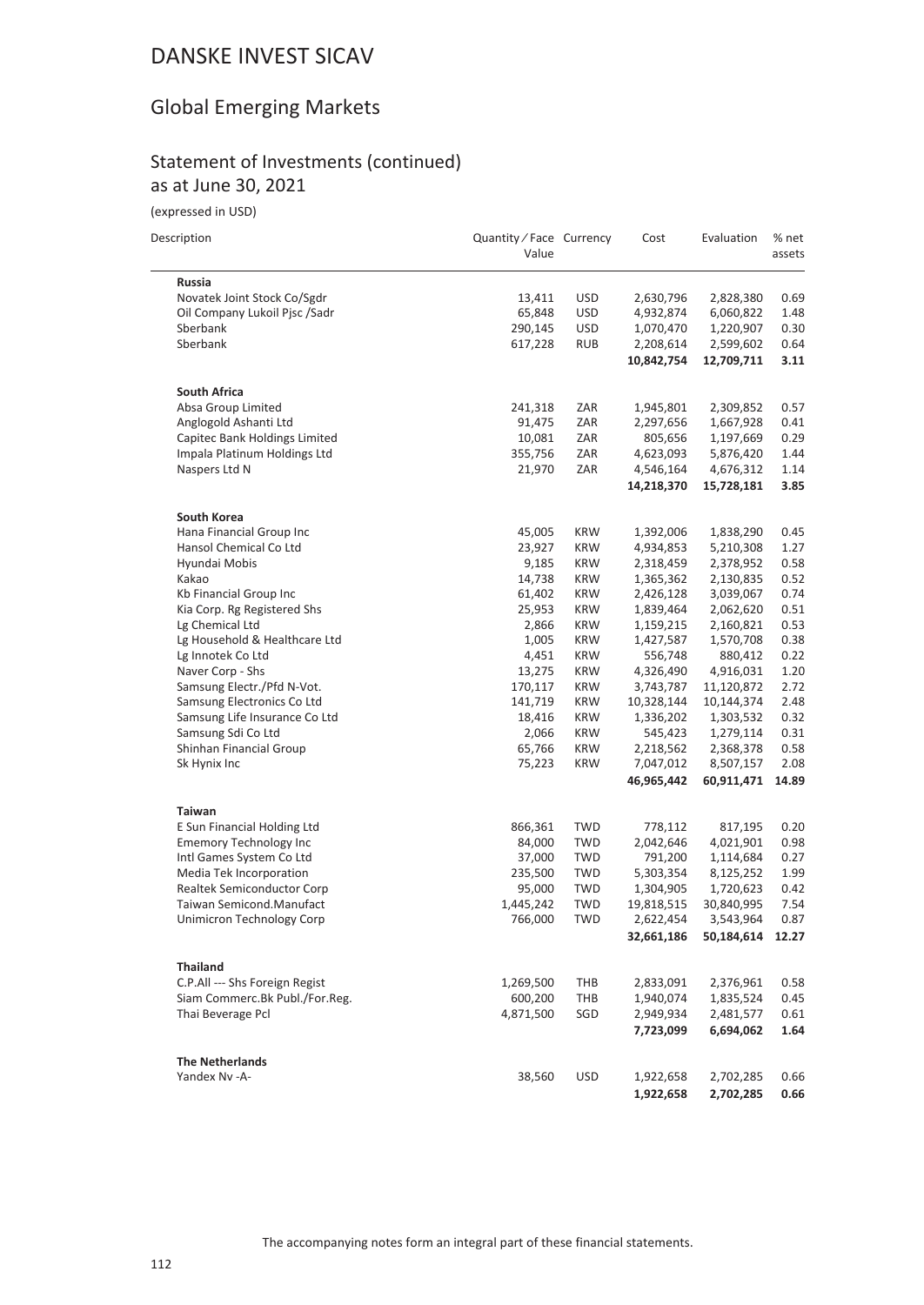# DANSKE INVEST SICAV

## Global Emerging Markets

### Statement of Investments (continued)
as at June 30, 2021

(expressed in USD)

| Description | Quantity / Face Value | Currency | Cost | Evaluation | % net assets |
|---|---|---|---|---|---|
| **Russia** | | | | | |
| Novatek Joint Stock Co/Sgdr | 13,411 | USD | 2,630,796 | 2,828,380 | 0.69 |
| Oil Company Lukoil Pjsc /Sadr | 65,848 | USD | 4,932,874 | 6,060,822 | 1.48 |
| Sberbank | 290,145 | USD | 1,070,470 | 1,220,907 | 0.30 |
| Sberbank | 617,228 | RUB | 2,208,614 | 2,599,602 | 0.64 |
| | | | **10,842,754** | **12,709,711** | **3.11** |
| **South Africa** | | | | | |
| Absa Group Limited | 241,318 | ZAR | 1,945,801 | 2,309,852 | 0.57 |
| Anglogold Ashanti Ltd | 91,475 | ZAR | 2,297,656 | 1,667,928 | 0.41 |
| Capitec Bank Holdings Limited | 10,081 | ZAR | 805,656 | 1,197,669 | 0.29 |
| Impala Platinum Holdings Ltd | 355,756 | ZAR | 4,623,093 | 5,876,420 | 1.44 |
| Naspers Ltd N | 21,970 | ZAR | 4,546,164 | 4,676,312 | 1.14 |
| | | | **14,218,370** | **15,728,181** | **3.85** |
| **South Korea** | | | | | |
| Hana Financial Group Inc | 45,005 | KRW | 1,392,006 | 1,838,290 | 0.45 |
| Hansol Chemical Co Ltd | 23,927 | KRW | 4,934,853 | 5,210,308 | 1.27 |
| Hyundai Mobis | 9,185 | KRW | 2,318,459 | 2,378,952 | 0.58 |
| Kakao | 14,738 | KRW | 1,365,362 | 2,130,835 | 0.52 |
| Kb Financial Group Inc | 61,402 | KRW | 2,426,128 | 3,039,067 | 0.74 |
| Kia Corp. Rg Registered Shs | 25,953 | KRW | 1,839,464 | 2,062,620 | 0.51 |
| Lg Chemical Ltd | 2,866 | KRW | 1,159,215 | 2,160,821 | 0.53 |
| Lg Household & Healthcare Ltd | 1,005 | KRW | 1,427,587 | 1,570,708 | 0.38 |
| Lg Innotek Co Ltd | 4,451 | KRW | 556,748 | 880,412 | 0.22 |
| Naver Corp - Shs | 13,275 | KRW | 4,326,490 | 4,916,031 | 1.20 |
| Samsung Electr./Pfd N-Vot. | 170,117 | KRW | 3,743,787 | 11,120,872 | 2.72 |
| Samsung Electronics Co Ltd | 141,719 | KRW | 10,328,144 | 10,144,374 | 2.48 |
| Samsung Life Insurance Co Ltd | 18,416 | KRW | 1,336,202 | 1,303,532 | 0.32 |
| Samsung Sdi Co Ltd | 2,066 | KRW | 545,423 | 1,279,114 | 0.31 |
| Shinhan Financial Group | 65,766 | KRW | 2,218,562 | 2,368,378 | 0.58 |
| Sk Hynix Inc | 75,223 | KRW | 7,047,012 | 8,507,157 | 2.08 |
| | | | **46,965,442** | **60,911,471** | **14.89** |
| **Taiwan** | | | | | |
| E Sun Financial Holding Ltd | 866,361 | TWD | 778,112 | 817,195 | 0.20 |
| Ememory Technology Inc | 84,000 | TWD | 2,042,646 | 4,021,901 | 0.98 |
| Intl Games System Co Ltd | 37,000 | TWD | 791,200 | 1,114,684 | 0.27 |
| Media Tek Incorporation | 235,500 | TWD | 5,303,354 | 8,125,252 | 1.99 |
| Realtek Semiconductor Corp | 95,000 | TWD | 1,304,905 | 1,720,623 | 0.42 |
| Taiwan Semicond.Manufact | 1,445,242 | TWD | 19,818,515 | 30,840,995 | 7.54 |
| Unimicron Technology Corp | 766,000 | TWD | 2,622,454 | 3,543,964 | 0.87 |
| | | | **32,661,186** | **50,184,614** | **12.27** |
| **Thailand** | | | | | |
| C.P.All --- Shs Foreign Regist | 1,269,500 | THB | 2,833,091 | 2,376,961 | 0.58 |
| Siam Commerc.Bk Publ./For.Reg. | 600,200 | THB | 1,940,074 | 1,835,524 | 0.45 |
| Thai Beverage Pcl | 4,871,500 | SGD | 2,949,934 | 2,481,577 | 0.61 |
| | | | **7,723,099** | **6,694,062** | **1.64** |
| **The Netherlands** | | | | | |
| Yandex Nv -A- | 38,560 | USD | 1,922,658 | 2,702,285 | 0.66 |
| | | | **1,922,658** | **2,702,285** | **0.66** |

The accompanying notes form an integral part of these financial statements.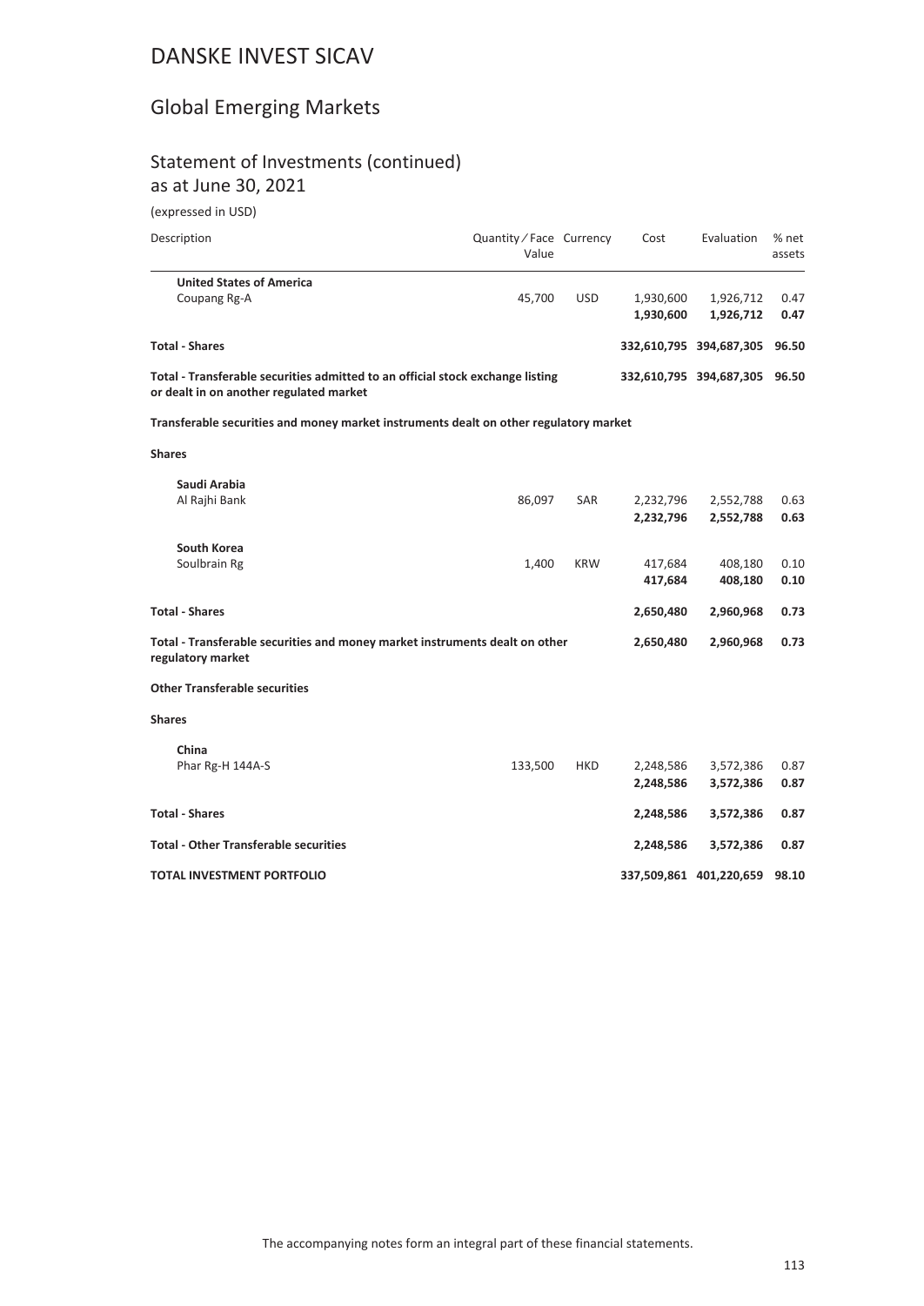# DANSKE INVEST SICAV

## Global Emerging Markets

### Statement of Investments (continued)
as at June 30, 2021

(expressed in USD)

| Description | Quantity / Face Value | Currency | Cost | Evaluation | % net assets |
|---|---|---|---|---|---|
| **United States of America** | | | | | |
| Coupang Rg-A | 45,700 | USD | 1,930,600 | 1,926,712 | 0.47 |
| | | | **1,930,600** | **1,926,712** | **0.47** |
| **Total - Shares** | | | **332,610,795** | **394,687,305** | **96.50** |
| **Total - Transferable securities admitted to an official stock exchange listing or dealt in on another regulated market** | | | **332,610,795** | **394,687,305** | **96.50** |
| **Transferable securities and money market instruments dealt on other regulatory market** | | | | | |
| **Shares** | | | | | |
| **Saudi Arabia** | | | | | |
| Al Rajhi Bank | 86,097 | SAR | 2,232,796 | 2,552,788 | 0.63 |
| | | | **2,232,796** | **2,552,788** | **0.63** |
| **South Korea** | | | | | |
| Soulbrain Rg | 1,400 | KRW | 417,684 | 408,180 | 0.10 |
| | | | **417,684** | **408,180** | **0.10** |
| **Total - Shares** | | | **2,650,480** | **2,960,968** | **0.73** |
| **Total - Transferable securities and money market instruments dealt on other regulatory market** | | | **2,650,480** | **2,960,968** | **0.73** |
| **Other Transferable securities** | | | | | |
| **Shares** | | | | | |
| **China** | | | | | |
| Phar Rg-H 144A-S | 133,500 | HKD | 2,248,586 | 3,572,386 | 0.87 |
| | | | **2,248,586** | **3,572,386** | **0.87** |
| **Total - Shares** | | | **2,248,586** | **3,572,386** | **0.87** |
| **Total - Other Transferable securities** | | | **2,248,586** | **3,572,386** | **0.87** |
| **TOTAL INVESTMENT PORTFOLIO** | | | **337,509,861** | **401,220,659** | **98.10** |

The accompanying notes form an integral part of these financial statements.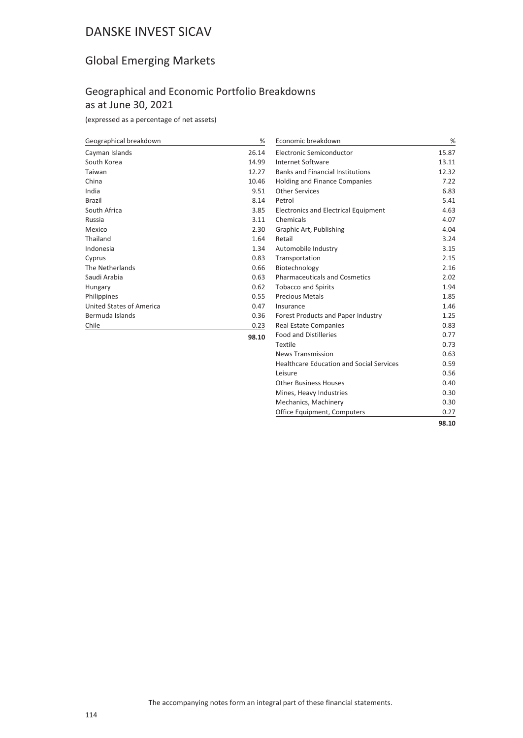# DANSKE INVEST SICAV

## Global Emerging Markets

### Geographical and Economic Portfolio Breakdowns as at June 30, 2021

(expressed as a percentage of net assets)

| Geographical breakdown | % |
|---|---|
| Cayman Islands | 26.14 |
| South Korea | 14.99 |
| Taiwan | 12.27 |
| China | 10.46 |
| India | 9.51 |
| Brazil | 8.14 |
| South Africa | 3.85 |
| Russia | 3.11 |
| Mexico | 2.30 |
| Thailand | 1.64 |
| Indonesia | 1.34 |
| Cyprus | 0.83 |
| The Netherlands | 0.66 |
| Saudi Arabia | 0.63 |
| Hungary | 0.62 |
| Philippines | 0.55 |
| United States of America | 0.47 |
| Bermuda Islands | 0.36 |
| Chile | 0.23 |
| | **98.10** |

| Economic breakdown | % |
|---|---|
| Electronic Semiconductor | 15.87 |
| Internet Software | 13.11 |
| Banks and Financial Institutions | 12.32 |
| Holding and Finance Companies | 7.22 |
| Other Services | 6.83 |
| Petrol | 5.41 |
| Electronics and Electrical Equipment | 4.63 |
| Chemicals | 4.07 |
| Graphic Art, Publishing | 4.04 |
| Retail | 3.24 |
| Automobile Industry | 3.15 |
| Transportation | 2.15 |
| Biotechnology | 2.16 |
| Pharmaceuticals and Cosmetics | 2.02 |
| Tobacco and Spirits | 1.94 |
| Precious Metals | 1.85 |
| Insurance | 1.46 |
| Forest Products and Paper Industry | 1.25 |
| Real Estate Companies | 0.83 |
| Food and Distilleries | 0.77 |
| Textile | 0.73 |
| News Transmission | 0.63 |
| Healthcare Education and Social Services | 0.59 |
| Leisure | 0.56 |
| Other Business Houses | 0.40 |
| Mines, Heavy Industries | 0.30 |
| Mechanics, Machinery | 0.30 |
| Office Equipment, Computers | 0.27 |
| | **98.10** |

The accompanying notes form an integral part of these financial statements.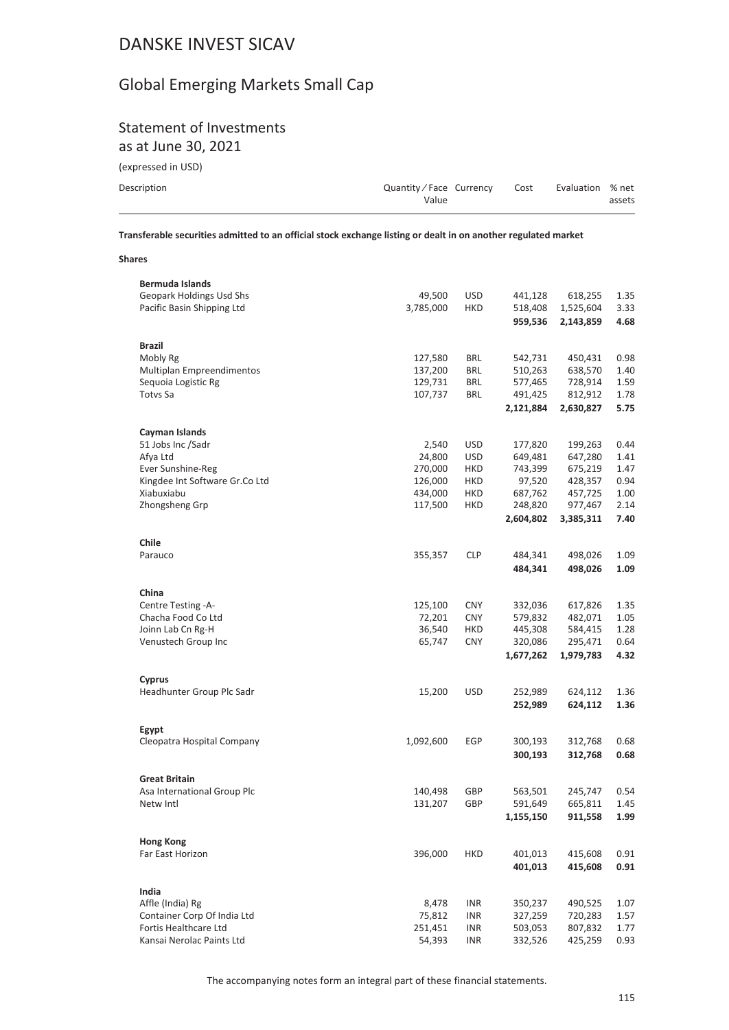# DANSKE INVEST SICAV

## Global Emerging Markets Small Cap

### Statement of Investments
as at June 30, 2021

(expressed in USD)

| Description | Quantity / Face Value | Currency | Cost | Evaluation | % net assets |
|---|---|---|---|---|---|

**Transferable securities admitted to an official stock exchange listing or dealt in on another regulated market**

**Shares**

| Description | Quantity / Face Value | Currency | Cost | Evaluation | % net assets |
|---|---|---|---|---|---|
| **Bermuda Islands** | | | | | |
| Geopark Holdings Usd Shs | 49,500 | USD | 441,128 | 618,255 | 1.35 |
| Pacific Basin Shipping Ltd | 3,785,000 | HKD | 518,408 | 1,525,604 | 3.33 |
| | | | **959,536** | **2,143,859** | **4.68** |
| **Brazil** | | | | | |
| Mobly Rg | 127,580 | BRL | 542,731 | 450,431 | 0.98 |
| Multiplan Empreendimentos | 137,200 | BRL | 510,263 | 638,570 | 1.40 |
| Sequoia Logistic Rg | 129,731 | BRL | 577,465 | 728,914 | 1.59 |
| Totvs Sa | 107,737 | BRL | 491,425 | 812,912 | 1.78 |
| | | | **2,121,884** | **2,630,827** | **5.75** |
| **Cayman Islands** | | | | | |
| 51 Jobs Inc /Sadr | 2,540 | USD | 177,820 | 199,263 | 0.44 |
| Afya Ltd | 24,800 | USD | 649,481 | 647,280 | 1.41 |
| Ever Sunshine-Reg | 270,000 | HKD | 743,399 | 675,219 | 1.47 |
| Kingdee Int Software Gr.Co Ltd | 126,000 | HKD | 97,520 | 428,357 | 0.94 |
| Xiabuxiabu | 434,000 | HKD | 687,762 | 457,725 | 1.00 |
| Zhongsheng Grp | 117,500 | HKD | 248,820 | 977,467 | 2.14 |
| | | | **2,604,802** | **3,385,311** | **7.40** |
| **Chile** | | | | | |
| Parauco | 355,357 | CLP | 484,341 | 498,026 | 1.09 |
| | | | **484,341** | **498,026** | **1.09** |
| **China** | | | | | |
| Centre Testing -A- | 125,100 | CNY | 332,036 | 617,826 | 1.35 |
| Chacha Food Co Ltd | 72,201 | CNY | 579,832 | 482,071 | 1.05 |
| Joinn Lab Cn Rg-H | 36,540 | HKD | 445,308 | 584,415 | 1.28 |
| Venustech Group Inc | 65,747 | CNY | 320,086 | 295,471 | 0.64 |
| | | | **1,677,262** | **1,979,783** | **4.32** |
| **Cyprus** | | | | | |
| Headhunter Group Plc Sadr | 15,200 | USD | 252,989 | 624,112 | 1.36 |
| | | | **252,989** | **624,112** | **1.36** |
| **Egypt** | | | | | |
| Cleopatra Hospital Company | 1,092,600 | EGP | 300,193 | 312,768 | 0.68 |
| | | | **300,193** | **312,768** | **0.68** |
| **Great Britain** | | | | | |
| Asa International Group Plc | 140,498 | GBP | 563,501 | 245,747 | 0.54 |
| Netw Intl | 131,207 | GBP | 591,649 | 665,811 | 1.45 |
| | | | **1,155,150** | **911,558** | **1.99** |
| **Hong Kong** | | | | | |
| Far East Horizon | 396,000 | HKD | 401,013 | 415,608 | 0.91 |
| | | | **401,013** | **415,608** | **0.91** |
| **India** | | | | | |
| Affle (India) Rg | 8,478 | INR | 350,237 | 490,525 | 1.07 |
| Container Corp Of India Ltd | 75,812 | INR | 327,259 | 720,283 | 1.57 |
| Fortis Healthcare Ltd | 251,451 | INR | 503,053 | 807,832 | 1.77 |
| Kansai Nerolac Paints Ltd | 54,393 | INR | 332,526 | 425,259 | 0.93 |

The accompanying notes form an integral part of these financial statements.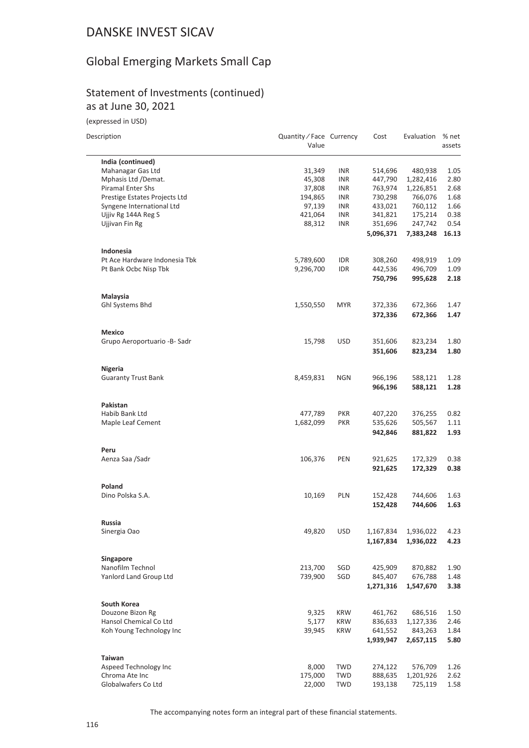# DANSKE INVEST SICAV

## Global Emerging Markets Small Cap

### Statement of Investments (continued)
### as at June 30, 2021

(expressed in USD)

| Description | Quantity / Face Value | Currency | Cost | Evaluation | % net assets |
|---|---|---|---|---|---|
| **India (continued)** | | | | | |
| Mahanagar Gas Ltd | 31,349 | INR | 514,696 | 480,938 | 1.05 |
| Mphasis Ltd /Demat. | 45,308 | INR | 447,790 | 1,282,416 | 2.80 |
| Piramal Enter Shs | 37,808 | INR | 763,974 | 1,226,851 | 2.68 |
| Prestige Estates Projects Ltd | 194,865 | INR | 730,298 | 766,076 | 1.68 |
| Syngene International Ltd | 97,139 | INR | 433,021 | 760,112 | 1.66 |
| Ujjiv Rg 144A Reg S | 421,064 | INR | 341,821 | 175,214 | 0.38 |
| Ujjivan Fin Rg | 88,312 | INR | 351,696 | 247,742 | 0.54 |
| | | | **5,096,371** | **7,383,248** | **16.13** |
| **Indonesia** | | | | | |
| Pt Ace Hardware Indonesia Tbk | 5,789,600 | IDR | 308,260 | 498,919 | 1.09 |
| Pt Bank Ocbc Nisp Tbk | 9,296,700 | IDR | 442,536 | 496,709 | 1.09 |
| | | | **750,796** | **995,628** | **2.18** |
| **Malaysia** | | | | | |
| Ghl Systems Bhd | 1,550,550 | MYR | 372,336 | 672,366 | 1.47 |
| | | | **372,336** | **672,366** | **1.47** |
| **Mexico** | | | | | |
| Grupo Aeroportuario -B- Sadr | 15,798 | USD | 351,606 | 823,234 | 1.80 |
| | | | **351,606** | **823,234** | **1.80** |
| **Nigeria** | | | | | |
| Guaranty Trust Bank | 8,459,831 | NGN | 966,196 | 588,121 | 1.28 |
| | | | **966,196** | **588,121** | **1.28** |
| **Pakistan** | | | | | |
| Habib Bank Ltd | 477,789 | PKR | 407,220 | 376,255 | 0.82 |
| Maple Leaf Cement | 1,682,099 | PKR | 535,626 | 505,567 | 1.11 |
| | | | **942,846** | **881,822** | **1.93** |
| **Peru** | | | | | |
| Aenza Saa /Sadr | 106,376 | PEN | 921,625 | 172,329 | 0.38 |
| | | | **921,625** | **172,329** | **0.38** |
| **Poland** | | | | | |
| Dino Polska S.A. | 10,169 | PLN | 152,428 | 744,606 | 1.63 |
| | | | **152,428** | **744,606** | **1.63** |
| **Russia** | | | | | |
| Sinergia Oao | 49,820 | USD | 1,167,834 | 1,936,022 | 4.23 |
| | | | **1,167,834** | **1,936,022** | **4.23** |
| **Singapore** | | | | | |
| Nanofilm Technol | 213,700 | SGD | 425,909 | 870,882 | 1.90 |
| Yanlord Land Group Ltd | 739,900 | SGD | 845,407 | 676,788 | 1.48 |
| | | | **1,271,316** | **1,547,670** | **3.38** |
| **South Korea** | | | | | |
| Douzone Bizon Rg | 9,325 | KRW | 461,762 | 686,516 | 1.50 |
| Hansol Chemical Co Ltd | 5,177 | KRW | 836,633 | 1,127,336 | 2.46 |
| Koh Young Technology Inc | 39,945 | KRW | 641,552 | 843,263 | 1.84 |
| | | | **1,939,947** | **2,657,115** | **5.80** |
| **Taiwan** | | | | | |
| Aspeed Technology Inc | 8,000 | TWD | 274,122 | 576,709 | 1.26 |
| Chroma Ate Inc | 175,000 | TWD | 888,635 | 1,201,926 | 2.62 |
| Globalwafers Co Ltd | 22,000 | TWD | 193,138 | 725,119 | 1.58 |

The accompanying notes form an integral part of these financial statements.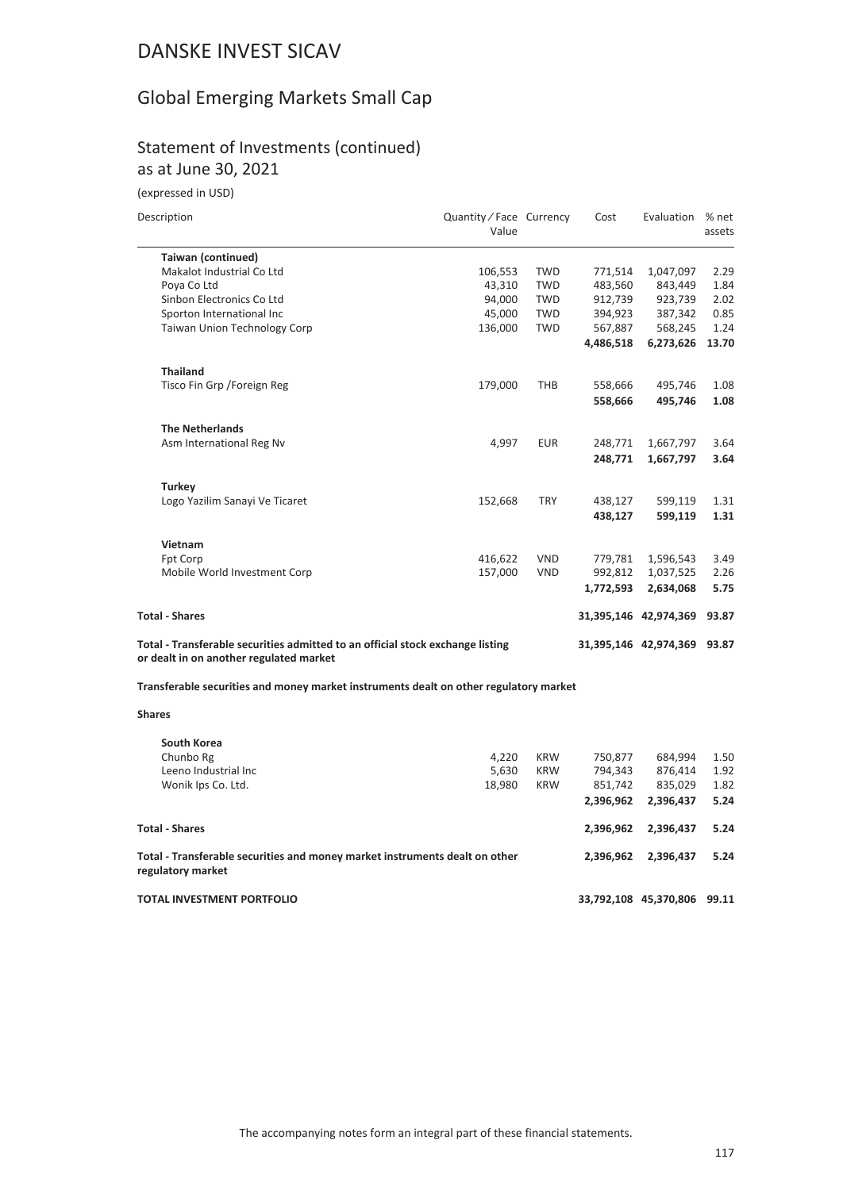# DANSKE INVEST SICAV

## Global Emerging Markets Small Cap

### Statement of Investments (continued)
as at June 30, 2021

(expressed in USD)

| Description | Quantity / Face Value | Currency | Cost | Evaluation | % net assets |
|---|---|---|---|---|---|
| **Taiwan (continued)** | | | | | |
| Makalot Industrial Co Ltd | 106,553 | TWD | 771,514 | 1,047,097 | 2.29 |
| Poya Co Ltd | 43,310 | TWD | 483,560 | 843,449 | 1.84 |
| Sinbon Electronics Co Ltd | 94,000 | TWD | 912,739 | 923,739 | 2.02 |
| Sporton International Inc | 45,000 | TWD | 394,923 | 387,342 | 0.85 |
| Taiwan Union Technology Corp | 136,000 | TWD | 567,887 | 568,245 | 1.24 |
| | | | **4,486,518** | **6,273,626** | **13.70** |
| **Thailand** | | | | | |
| Tisco Fin Grp /Foreign Reg | 179,000 | THB | 558,666 | 495,746 | 1.08 |
| | | | **558,666** | **495,746** | **1.08** |
| **The Netherlands** | | | | | |
| Asm International Reg Nv | 4,997 | EUR | 248,771 | 1,667,797 | 3.64 |
| | | | **248,771** | **1,667,797** | **3.64** |
| **Turkey** | | | | | |
| Logo Yazilim Sanayi Ve Ticaret | 152,668 | TRY | 438,127 | 599,119 | 1.31 |
| | | | **438,127** | **599,119** | **1.31** |
| **Vietnam** | | | | | |
| Fpt Corp | 416,622 | VND | 779,781 | 1,596,543 | 3.49 |
| Mobile World Investment Corp | 157,000 | VND | 992,812 | 1,037,525 | 2.26 |
| | | | **1,772,593** | **2,634,068** | **5.75** |
| **Total - Shares** | | | **31,395,146** | **42,974,369** | **93.87** |
| **Total - Transferable securities admitted to an official stock exchange listing or dealt in on another regulated market** | | | **31,395,146** | **42,974,369** | **93.87** |

**Transferable securities and money market instruments dealt on other regulatory market**

**Shares**

| Description | Quantity / Face Value | Currency | Cost | Evaluation | % net assets |
|---|---|---|---|---|---|
| **South Korea** | | | | | |
| Chunbo Rg | 4,220 | KRW | 750,877 | 684,994 | 1.50 |
| Leeno Industrial Inc | 5,630 | KRW | 794,343 | 876,414 | 1.92 |
| Wonik Ips Co. Ltd. | 18,980 | KRW | 851,742 | 835,029 | 1.82 |
| | | | **2,396,962** | **2,396,437** | **5.24** |
| **Total - Shares** | | | **2,396,962** | **2,396,437** | **5.24** |
| **Total - Transferable securities and money market instruments dealt on other regulatory market** | | | **2,396,962** | **2,396,437** | **5.24** |
| **TOTAL INVESTMENT PORTFOLIO** | | | **33,792,108** | **45,370,806** | **99.11** |

The accompanying notes form an integral part of these financial statements.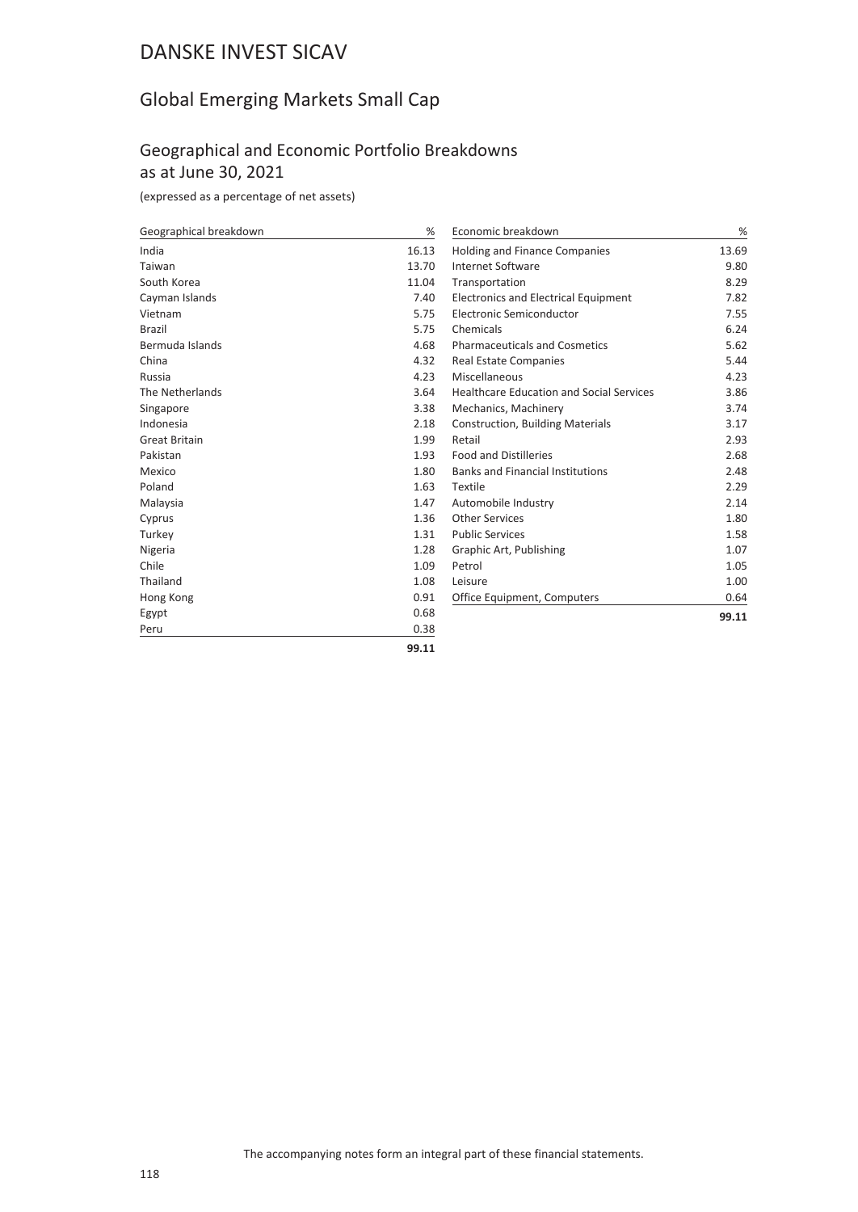# DANSKE INVEST SICAV

## Global Emerging Markets Small Cap

### Geographical and Economic Portfolio Breakdowns as at June 30, 2021

(expressed as a percentage of net assets)

| Geographical breakdown | % |
|---|---|
| India | 16.13 |
| Taiwan | 13.70 |
| South Korea | 11.04 |
| Cayman Islands | 7.40 |
| Vietnam | 5.75 |
| Brazil | 5.75 |
| Bermuda Islands | 4.68 |
| China | 4.32 |
| Russia | 4.23 |
| The Netherlands | 3.64 |
| Singapore | 3.38 |
| Indonesia | 2.18 |
| Great Britain | 1.99 |
| Pakistan | 1.93 |
| Mexico | 1.80 |
| Poland | 1.63 |
| Malaysia | 1.47 |
| Cyprus | 1.36 |
| Turkey | 1.31 |
| Nigeria | 1.28 |
| Chile | 1.09 |
| Thailand | 1.08 |
| Hong Kong | 0.91 |
| Egypt | 0.68 |
| Peru | 0.38 |
| | **99.11** |

| Economic breakdown | % |
|---|---|
| Holding and Finance Companies | 13.69 |
| Internet Software | 9.80 |
| Transportation | 8.29 |
| Electronics and Electrical Equipment | 7.82 |
| Electronic Semiconductor | 7.55 |
| Chemicals | 6.24 |
| Pharmaceuticals and Cosmetics | 5.62 |
| Real Estate Companies | 5.44 |
| Miscellaneous | 4.23 |
| Healthcare Education and Social Services | 3.86 |
| Mechanics, Machinery | 3.74 |
| Construction, Building Materials | 3.17 |
| Retail | 2.93 |
| Food and Distilleries | 2.68 |
| Banks and Financial Institutions | 2.48 |
| Textile | 2.29 |
| Automobile Industry | 2.14 |
| Other Services | 1.80 |
| Public Services | 1.58 |
| Graphic Art, Publishing | 1.07 |
| Petrol | 1.05 |
| Leisure | 1.00 |
| Office Equipment, Computers | 0.64 |
| | **99.11** |

The accompanying notes form an integral part of these financial statements.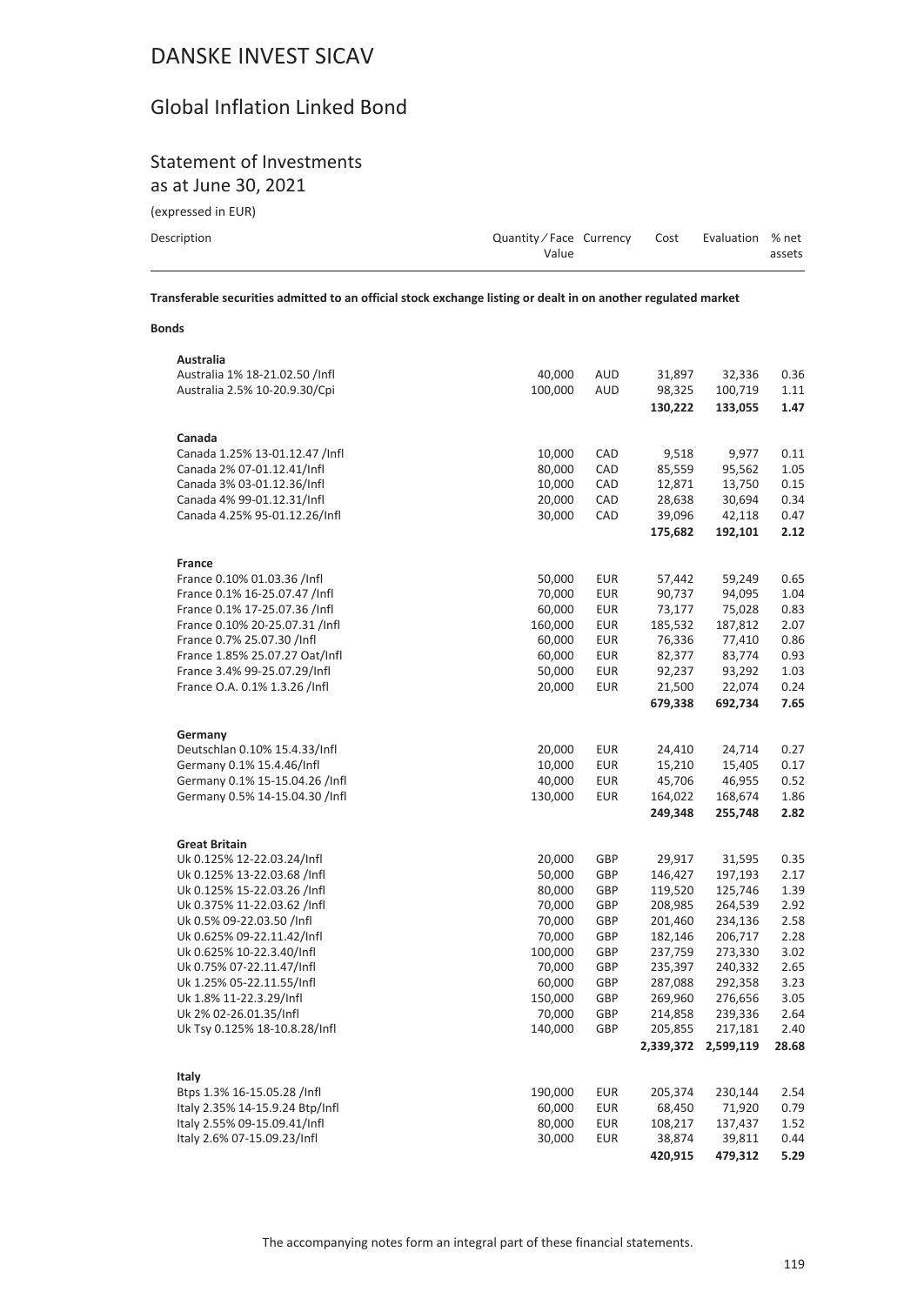# DANSKE INVEST SICAV

## Global Inflation Linked Bond

### Statement of Investments

as at June 30, 2021

(expressed in EUR)

| Description | Quantity / Face Value | Currency | Cost | Evaluation | % net assets |
|---|---|---|---|---|---|
| **Transferable securities admitted to an official stock exchange listing or dealt in on another regulated market** | | | | | |
| **Bonds** | | | | | |
| **Australia** | | | | | |
| Australia 1% 18-21.02.50 /Infl | 40,000 | AUD | 31,897 | 32,336 | 0.36 |
| Australia 2.5% 10-20.9.30/Cpi | 100,000 | AUD | 98,325 | 100,719 | 1.11 |
| | | | **130,222** | **133,055** | **1.47** |
| **Canada** | | | | | |
| Canada 1.25% 13-01.12.47 /Infl | 10,000 | CAD | 9,518 | 9,977 | 0.11 |
| Canada 2% 07-01.12.41/Infl | 80,000 | CAD | 85,559 | 95,562 | 1.05 |
| Canada 3% 03-01.12.36/Infl | 10,000 | CAD | 12,871 | 13,750 | 0.15 |
| Canada 4% 99-01.12.31/Infl | 20,000 | CAD | 28,638 | 30,694 | 0.34 |
| Canada 4.25% 95-01.12.26/Infl | 30,000 | CAD | 39,096 | 42,118 | 0.47 |
| | | | **175,682** | **192,101** | **2.12** |
| **France** | | | | | |
| France 0.10% 01.03.36 /Infl | 50,000 | EUR | 57,442 | 59,249 | 0.65 |
| France 0.1% 16-25.07.47 /Infl | 70,000 | EUR | 90,737 | 94,095 | 1.04 |
| France 0.1% 17-25.07.36 /Infl | 60,000 | EUR | 73,177 | 75,028 | 0.83 |
| France 0.10% 20-25.07.31 /Infl | 160,000 | EUR | 185,532 | 187,812 | 2.07 |
| France 0.7% 25.07.30 /Infl | 60,000 | EUR | 76,336 | 77,410 | 0.86 |
| France 1.85% 25.07.27 Oat/Infl | 60,000 | EUR | 82,377 | 83,774 | 0.93 |
| France 3.4% 99-25.07.29/Infl | 50,000 | EUR | 92,237 | 93,292 | 1.03 |
| France O.A. 0.1% 1.3.26 /Infl | 20,000 | EUR | 21,500 | 22,074 | 0.24 |
| | | | **679,338** | **692,734** | **7.65** |
| **Germany** | | | | | |
| Deutschlan 0.10% 15.4.33/Infl | 20,000 | EUR | 24,410 | 24,714 | 0.27 |
| Germany 0.1% 15.4.46/Infl | 10,000 | EUR | 15,210 | 15,405 | 0.17 |
| Germany 0.1% 15-15.04.26 /Infl | 40,000 | EUR | 45,706 | 46,955 | 0.52 |
| Germany 0.5% 14-15.04.30 /Infl | 130,000 | EUR | 164,022 | 168,674 | 1.86 |
| | | | **249,348** | **255,748** | **2.82** |
| **Great Britain** | | | | | |
| Uk 0.125% 12-22.03.24/Infl | 20,000 | GBP | 29,917 | 31,595 | 0.35 |
| Uk 0.125% 13-22.03.68 /Infl | 50,000 | GBP | 146,427 | 197,193 | 2.17 |
| Uk 0.125% 15-22.03.26 /Infl | 80,000 | GBP | 119,520 | 125,746 | 1.39 |
| Uk 0.375% 11-22.03.62 /Infl | 70,000 | GBP | 208,985 | 264,539 | 2.92 |
| Uk 0.5% 09-22.03.50 /Infl | 70,000 | GBP | 201,460 | 234,136 | 2.58 |
| Uk 0.625% 09-22.11.42/Infl | 70,000 | GBP | 182,146 | 206,717 | 2.28 |
| Uk 0.625% 10-22.3.40/Infl | 100,000 | GBP | 237,759 | 273,330 | 3.02 |
| Uk 0.75% 07-22.11.47/Infl | 70,000 | GBP | 235,397 | 240,332 | 2.65 |
| Uk 1.25% 05-22.11.55/Infl | 60,000 | GBP | 287,088 | 292,358 | 3.23 |
| Uk 1.8% 11-22.3.29/Infl | 150,000 | GBP | 269,960 | 276,656 | 3.05 |
| Uk 2% 02-26.01.35/Infl | 70,000 | GBP | 214,858 | 239,336 | 2.64 |
| Uk Tsy 0.125% 18-10.8.28/Infl | 140,000 | GBP | 205,855 | 217,181 | 2.40 |
| | | | **2,339,372** | **2,599,119** | **28.68** |
| **Italy** | | | | | |
| Btps 1.3% 16-15.05.28 /Infl | 190,000 | EUR | 205,374 | 230,144 | 2.54 |
| Italy 2.35% 14-15.9.24 Btp/Infl | 60,000 | EUR | 68,450 | 71,920 | 0.79 |
| Italy 2.55% 09-15.09.41/Infl | 80,000 | EUR | 108,217 | 137,437 | 1.52 |
| Italy 2.6% 07-15.09.23/Infl | 30,000 | EUR | 38,874 | 39,811 | 0.44 |
| | | | **420,915** | **479,312** | **5.29** |

The accompanying notes form an integral part of these financial statements.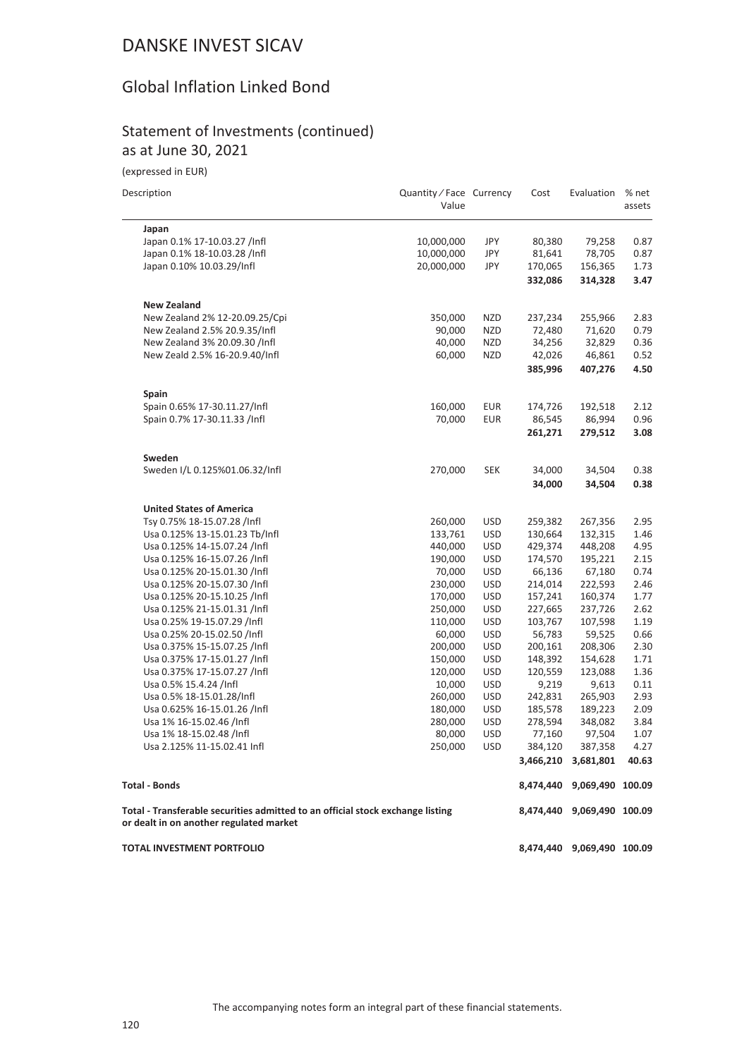# DANSKE INVEST SICAV

## Global Inflation Linked Bond

### Statement of Investments (continued)
as at June 30, 2021

(expressed in EUR)

| Description | Quantity / Face Value | Currency | Cost | Evaluation | % net assets |
|---|---|---|---|---|---|
| **Japan** | | | | | |
| Japan 0.1% 17-10.03.27 /Infl | 10,000,000 | JPY | 80,380 | 79,258 | 0.87 |
| Japan 0.1% 18-10.03.28 /Infl | 10,000,000 | JPY | 81,641 | 78,705 | 0.87 |
| Japan 0.10% 10.03.29/Infl | 20,000,000 | JPY | 170,065 | 156,365 | 1.73 |
| | | | **332,086** | **314,328** | **3.47** |
| **New Zealand** | | | | | |
| New Zealand 2% 12-20.09.25/Cpi | 350,000 | NZD | 237,234 | 255,966 | 2.83 |
| New Zealand 2.5% 20.9.35/Infl | 90,000 | NZD | 72,480 | 71,620 | 0.79 |
| New Zealand 3% 20.09.30 /Infl | 40,000 | NZD | 34,256 | 32,829 | 0.36 |
| New Zeald 2.5% 16-20.9.40/Infl | 60,000 | NZD | 42,026 | 46,861 | 0.52 |
| | | | **385,996** | **407,276** | **4.50** |
| **Spain** | | | | | |
| Spain 0.65% 17-30.11.27/Infl | 160,000 | EUR | 174,726 | 192,518 | 2.12 |
| Spain 0.7% 17-30.11.33 /Infl | 70,000 | EUR | 86,545 | 86,994 | 0.96 |
| | | | **261,271** | **279,512** | **3.08** |
| **Sweden** | | | | | |
| Sweden I/L 0.125%01.06.32/Infl | 270,000 | SEK | 34,000 | 34,504 | 0.38 |
| | | | **34,000** | **34,504** | **0.38** |
| **United States of America** | | | | | |
| Tsy 0.75% 18-15.07.28 /Infl | 260,000 | USD | 259,382 | 267,356 | 2.95 |
| Usa 0.125% 13-15.01.23 Tb/Infl | 133,761 | USD | 130,664 | 132,315 | 1.46 |
| Usa 0.125% 14-15.07.24 /Infl | 440,000 | USD | 429,374 | 448,208 | 4.95 |
| Usa 0.125% 16-15.07.26 /Infl | 190,000 | USD | 174,570 | 195,221 | 2.15 |
| Usa 0.125% 20-15.01.30 /Infl | 70,000 | USD | 66,136 | 67,180 | 0.74 |
| Usa 0.125% 20-15.07.30 /Infl | 230,000 | USD | 214,014 | 222,593 | 2.46 |
| Usa 0.125% 20-15.10.25 /Infl | 170,000 | USD | 157,241 | 160,374 | 1.77 |
| Usa 0.125% 21-15.01.31 /Infl | 250,000 | USD | 227,665 | 237,726 | 2.62 |
| Usa 0.25% 19-15.07.29 /Infl | 110,000 | USD | 103,767 | 107,598 | 1.19 |
| Usa 0.25% 20-15.02.50 /Infl | 60,000 | USD | 56,783 | 59,525 | 0.66 |
| Usa 0.375% 15-15.07.25 /Infl | 200,000 | USD | 200,161 | 208,306 | 2.30 |
| Usa 0.375% 17-15.01.27 /Infl | 150,000 | USD | 148,392 | 154,628 | 1.71 |
| Usa 0.375% 17-15.07.27 /Infl | 120,000 | USD | 120,559 | 123,088 | 1.36 |
| Usa 0.5% 15.4.24 /Infl | 10,000 | USD | 9,219 | 9,613 | 0.11 |
| Usa 0.5% 18-15.01.28/Infl | 260,000 | USD | 242,831 | 265,903 | 2.93 |
| Usa 0.625% 16-15.01.26 /Infl | 180,000 | USD | 185,578 | 189,223 | 2.09 |
| Usa 1% 16-15.02.46 /Infl | 280,000 | USD | 278,594 | 348,082 | 3.84 |
| Usa 1% 18-15.02.48 /Infl | 80,000 | USD | 77,160 | 97,504 | 1.07 |
| Usa 2.125% 11-15.02.41 Infl | 250,000 | USD | 384,120 | 387,358 | 4.27 |
| | | | **3,466,210** | **3,681,801** | **40.63** |
| **Total - Bonds** | | | **8,474,440** | **9,069,490** | **100.09** |
| **Total - Transferable securities admitted to an official stock exchange listing or dealt in on another regulated market** | | | **8,474,440** | **9,069,490** | **100.09** |
| **TOTAL INVESTMENT PORTFOLIO** | | | **8,474,440** | **9,069,490** | **100.09** |

The accompanying notes form an integral part of these financial statements.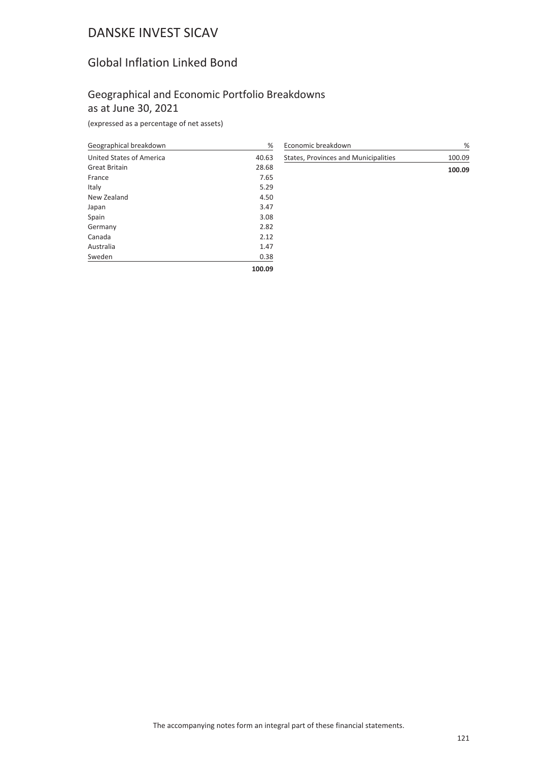# DANSKE INVEST SICAV

## Global Inflation Linked Bond

### Geographical and Economic Portfolio Breakdowns as at June 30, 2021

(expressed as a percentage of net assets)

| Geographical breakdown | % |
|---|---|
| United States of America | 40.63 |
| Great Britain | 28.68 |
| France | 7.65 |
| Italy | 5.29 |
| New Zealand | 4.50 |
| Japan | 3.47 |
| Spain | 3.08 |
| Germany | 2.82 |
| Canada | 2.12 |
| Australia | 1.47 |
| Sweden | 0.38 |
| | **100.09** |

| Economic breakdown | % |
|---|---|
| States, Provinces and Municipalities | 100.09 |
| | **100.09** |

The accompanying notes form an integral part of these financial statements.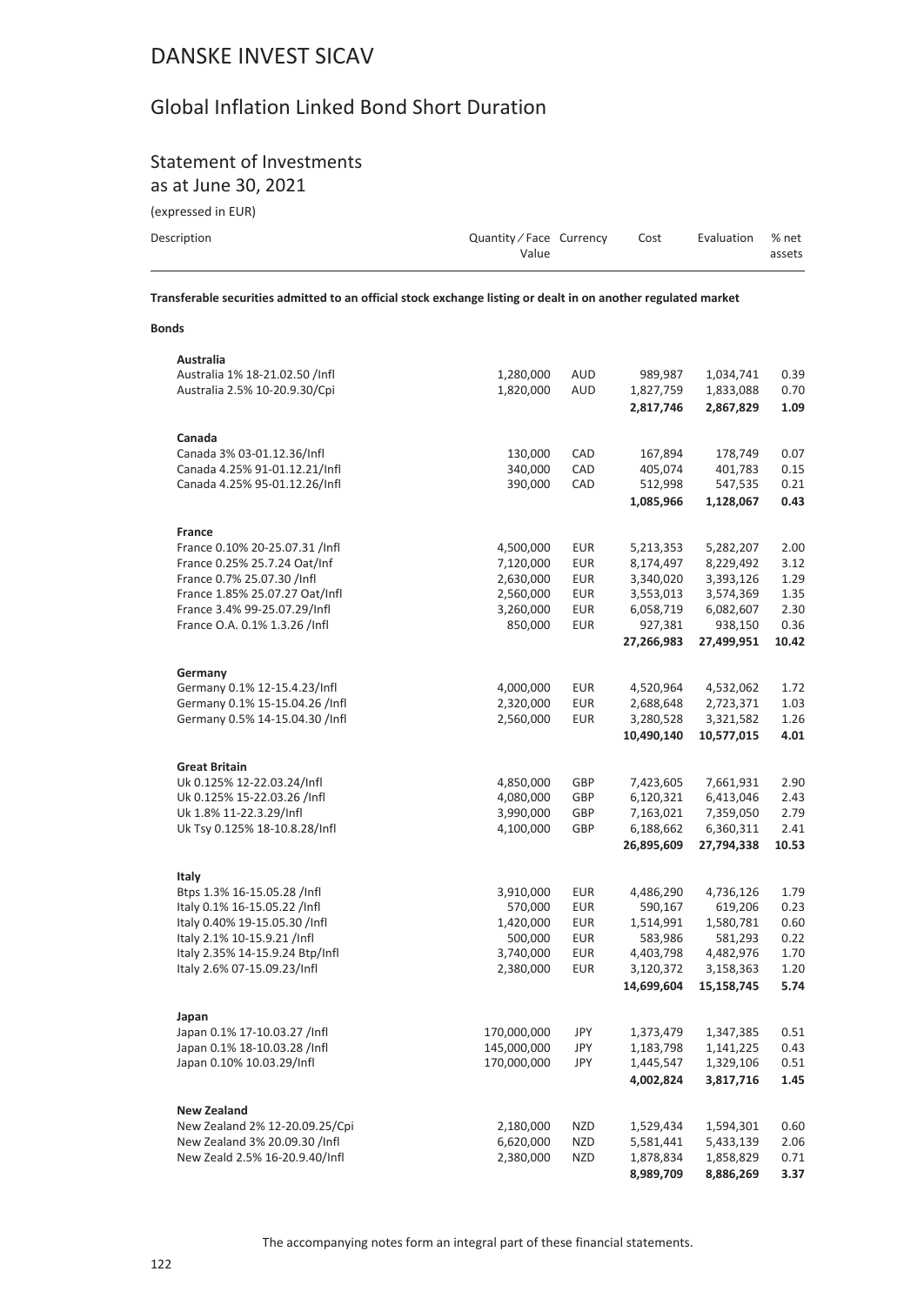# DANSKE INVEST SICAV

## Global Inflation Linked Bond Short Duration

### Statement of Investments
as at June 30, 2021

(expressed in EUR)

| Description | Quantity / Face Value | Currency | Cost | Evaluation | % net assets |
|---|---|---|---|---|---|
| **Transferable securities admitted to an official stock exchange listing or dealt in on another regulated market** | | | | | |
| **Bonds** | | | | | |
| **Australia** | | | | | |
| Australia 1% 18-21.02.50 /Infl | 1,280,000 | AUD | 989,987 | 1,034,741 | 0.39 |
| Australia 2.5% 10-20.9.30/Cpi | 1,820,000 | AUD | 1,827,759 | 1,833,088 | 0.70 |
| | | | **2,817,746** | **2,867,829** | **1.09** |
| **Canada** | | | | | |
| Canada 3% 03-01.12.36/Infl | 130,000 | CAD | 167,894 | 178,749 | 0.07 |
| Canada 4.25% 91-01.12.21/Infl | 340,000 | CAD | 405,074 | 401,783 | 0.15 |
| Canada 4.25% 95-01.12.26/Infl | 390,000 | CAD | 512,998 | 547,535 | 0.21 |
| | | | **1,085,966** | **1,128,067** | **0.43** |
| **France** | | | | | |
| France 0.10% 20-25.07.31 /Infl | 4,500,000 | EUR | 5,213,353 | 5,282,207 | 2.00 |
| France 0.25% 25.7.24 Oat/Inf | 7,120,000 | EUR | 8,174,497 | 8,229,492 | 3.12 |
| France 0.7% 25.07.30 /Infl | 2,630,000 | EUR | 3,340,020 | 3,393,126 | 1.29 |
| France 1.85% 25.07.27 Oat/Infl | 2,560,000 | EUR | 3,553,013 | 3,574,369 | 1.35 |
| France 3.4% 99-25.07.29/Infl | 3,260,000 | EUR | 6,058,719 | 6,082,607 | 2.30 |
| France O.A. 0.1% 1.3.26 /Infl | 850,000 | EUR | 927,381 | 938,150 | 0.36 |
| | | | **27,266,983** | **27,499,951** | **10.42** |
| **Germany** | | | | | |
| Germany 0.1% 12-15.4.23/Infl | 4,000,000 | EUR | 4,520,964 | 4,532,062 | 1.72 |
| Germany 0.1% 15-15.04.26 /Infl | 2,320,000 | EUR | 2,688,648 | 2,723,371 | 1.03 |
| Germany 0.5% 14-15.04.30 /Infl | 2,560,000 | EUR | 3,280,528 | 3,321,582 | 1.26 |
| | | | **10,490,140** | **10,577,015** | **4.01** |
| **Great Britain** | | | | | |
| Uk 0.125% 12-22.03.24/Infl | 4,850,000 | GBP | 7,423,605 | 7,661,931 | 2.90 |
| Uk 0.125% 15-22.03.26 /Infl | 4,080,000 | GBP | 6,120,321 | 6,413,046 | 2.43 |
| Uk 1.8% 11-22.3.29/Infl | 3,990,000 | GBP | 7,163,021 | 7,359,050 | 2.79 |
| Uk Tsy 0.125% 18-10.8.28/Infl | 4,100,000 | GBP | 6,188,662 | 6,360,311 | 2.41 |
| | | | **26,895,609** | **27,794,338** | **10.53** |
| **Italy** | | | | | |
| Btps 1.3% 16-15.05.28 /Infl | 3,910,000 | EUR | 4,486,290 | 4,736,126 | 1.79 |
| Italy 0.1% 16-15.05.22 /Infl | 570,000 | EUR | 590,167 | 619,206 | 0.23 |
| Italy 0.40% 19-15.05.30 /Infl | 1,420,000 | EUR | 1,514,991 | 1,580,781 | 0.60 |
| Italy 2.1% 10-15.9.21 /Infl | 500,000 | EUR | 583,986 | 581,293 | 0.22 |
| Italy 2.35% 14-15.9.24 Btp/Infl | 3,740,000 | EUR | 4,403,798 | 4,482,976 | 1.70 |
| Italy 2.6% 07-15.09.23/Infl | 2,380,000 | EUR | 3,120,372 | 3,158,363 | 1.20 |
| | | | **14,699,604** | **15,158,745** | **5.74** |
| **Japan** | | | | | |
| Japan 0.1% 17-10.03.27 /Infl | 170,000,000 | JPY | 1,373,479 | 1,347,385 | 0.51 |
| Japan 0.1% 18-10.03.28 /Infl | 145,000,000 | JPY | 1,183,798 | 1,141,225 | 0.43 |
| Japan 0.10% 10.03.29/Infl | 170,000,000 | JPY | 1,445,547 | 1,329,106 | 0.51 |
| | | | **4,002,824** | **3,817,716** | **1.45** |
| **New Zealand** | | | | | |
| New Zealand 2% 12-20.09.25/Cpi | 2,180,000 | NZD | 1,529,434 | 1,594,301 | 0.60 |
| New Zealand 3% 20.09.30 /Infl | 6,620,000 | NZD | 5,581,441 | 5,433,139 | 2.06 |
| New Zeald 2.5% 16-20.9.40/Infl | 2,380,000 | NZD | 1,878,834 | 1,858,829 | 0.71 |
| | | | **8,989,709** | **8,886,269** | **3.37** |

The accompanying notes form an integral part of these financial statements.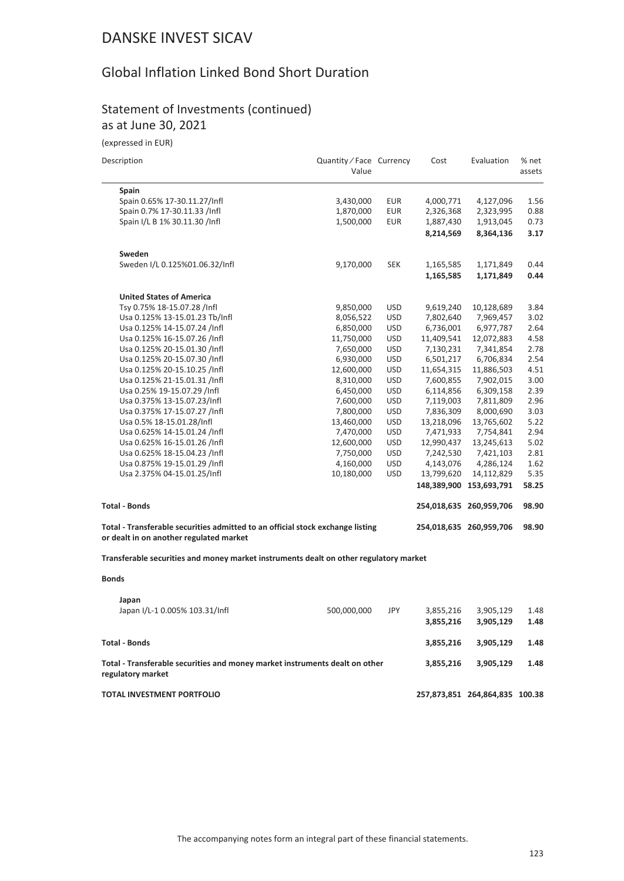# DANSKE INVEST SICAV

## Global Inflation Linked Bond Short Duration

### Statement of Investments (continued)
as at June 30, 2021

(expressed in EUR)

| Description | Quantity / Face Value | Currency | Cost | Evaluation | % net assets |
|---|---|---|---|---|---|
| **Spain** | | | | | |
| Spain 0.65% 17-30.11.27/Infl | 3,430,000 | EUR | 4,000,771 | 4,127,096 | 1.56 |
| Spain 0.7% 17-30.11.33 /Infl | 1,870,000 | EUR | 2,326,368 | 2,323,995 | 0.88 |
| Spain I/L B 1% 30.11.30 /Infl | 1,500,000 | EUR | 1,887,430 | 1,913,045 | 0.73 |
| | | | **8,214,569** | **8,364,136** | **3.17** |
| **Sweden** | | | | | |
| Sweden I/L 0.125%01.06.32/Infl | 9,170,000 | SEK | 1,165,585 | 1,171,849 | 0.44 |
| | | | **1,165,585** | **1,171,849** | **0.44** |
| **United States of America** | | | | | |
| Tsy 0.75% 18-15.07.28 /Infl | 9,850,000 | USD | 9,619,240 | 10,128,689 | 3.84 |
| Usa 0.125% 13-15.01.23 Tb/Infl | 8,056,522 | USD | 7,802,640 | 7,969,457 | 3.02 |
| Usa 0.125% 14-15.07.24 /Infl | 6,850,000 | USD | 6,736,001 | 6,977,787 | 2.64 |
| Usa 0.125% 16-15.07.26 /Infl | 11,750,000 | USD | 11,409,541 | 12,072,883 | 4.58 |
| Usa 0.125% 20-15.01.30 /Infl | 7,650,000 | USD | 7,130,231 | 7,341,854 | 2.78 |
| Usa 0.125% 20-15.07.30 /Infl | 6,930,000 | USD | 6,501,217 | 6,706,834 | 2.54 |
| Usa 0.125% 20-15.10.25 /Infl | 12,600,000 | USD | 11,654,315 | 11,886,503 | 4.51 |
| Usa 0.125% 21-15.01.31 /Infl | 8,310,000 | USD | 7,600,855 | 7,902,015 | 3.00 |
| Usa 0.25% 19-15.07.29 /Infl | 6,450,000 | USD | 6,114,856 | 6,309,158 | 2.39 |
| Usa 0.375% 13-15.07.23/Infl | 7,600,000 | USD | 7,119,003 | 7,811,809 | 2.96 |
| Usa 0.375% 17-15.07.27 /Infl | 7,800,000 | USD | 7,836,309 | 8,000,690 | 3.03 |
| Usa 0.5% 18-15.01.28/Infl | 13,460,000 | USD | 13,218,096 | 13,765,602 | 5.22 |
| Usa 0.625% 14-15.01.24 /Infl | 7,470,000 | USD | 7,471,933 | 7,754,841 | 2.94 |
| Usa 0.625% 16-15.01.26 /Infl | 12,600,000 | USD | 12,990,437 | 13,245,613 | 5.02 |
| Usa 0.625% 18-15.04.23 /Infl | 7,750,000 | USD | 7,242,530 | 7,421,103 | 2.81 |
| Usa 0.875% 19-15.01.29 /Infl | 4,160,000 | USD | 4,143,076 | 4,286,124 | 1.62 |
| Usa 2.375% 04-15.01.25/Infl | 10,180,000 | USD | 13,799,620 | 14,112,829 | 5.35 |
| | | | **148,389,900** | **153,693,791** | **58.25** |
| **Total - Bonds** | | | **254,018,635** | **260,959,706** | **98.90** |
| **Total - Transferable securities admitted to an official stock exchange listing or dealt in on another regulated market** | | | **254,018,635** | **260,959,706** | **98.90** |

**Transferable securities and money market instruments dealt on other regulatory market**

**Bonds**

| Description | Quantity / Face Value | Currency | Cost | Evaluation | % net assets |
|---|---|---|---|---|---|
| **Japan** | | | | | |
| Japan I/L-1 0.005% 103.31/Infl | 500,000,000 | JPY | 3,855,216 | 3,905,129 | 1.48 |
| | | | **3,855,216** | **3,905,129** | **1.48** |
| **Total - Bonds** | | | **3,855,216** | **3,905,129** | **1.48** |
| **Total - Transferable securities and money market instruments dealt on other regulatory market** | | | **3,855,216** | **3,905,129** | **1.48** |
| **TOTAL INVESTMENT PORTFOLIO** | | | **257,873,851** | **264,864,835** | **100.38** |

The accompanying notes form an integral part of these financial statements.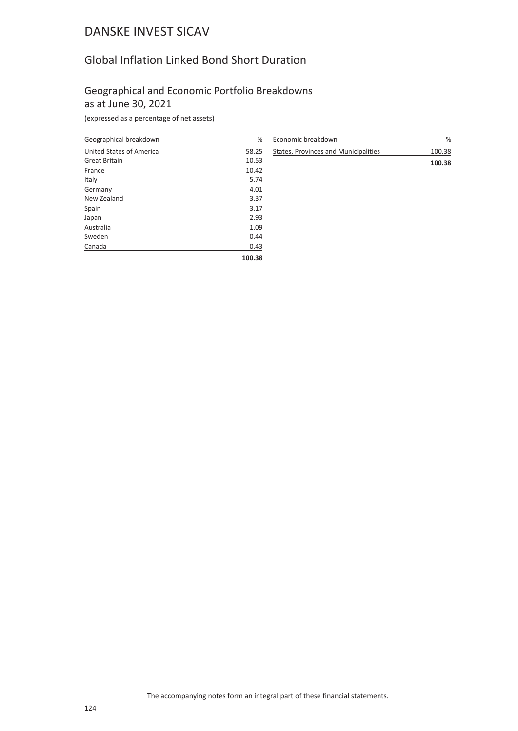# DANSKE INVEST SICAV

## Global Inflation Linked Bond Short Duration

### Geographical and Economic Portfolio Breakdowns as at June 30, 2021

(expressed as a percentage of net assets)

| Geographical breakdown | % |
|---|---|
| United States of America | 58.25 |
| Great Britain | 10.53 |
| France | 10.42 |
| Italy | 5.74 |
| Germany | 4.01 |
| New Zealand | 3.37 |
| Spain | 3.17 |
| Japan | 2.93 |
| Australia | 1.09 |
| Sweden | 0.44 |
| Canada | 0.43 |
| | **100.38** |

| Economic breakdown | % |
|---|---|
| States, Provinces and Municipalities | 100.38 |
| | **100.38** |

The accompanying notes form an integral part of these financial statements.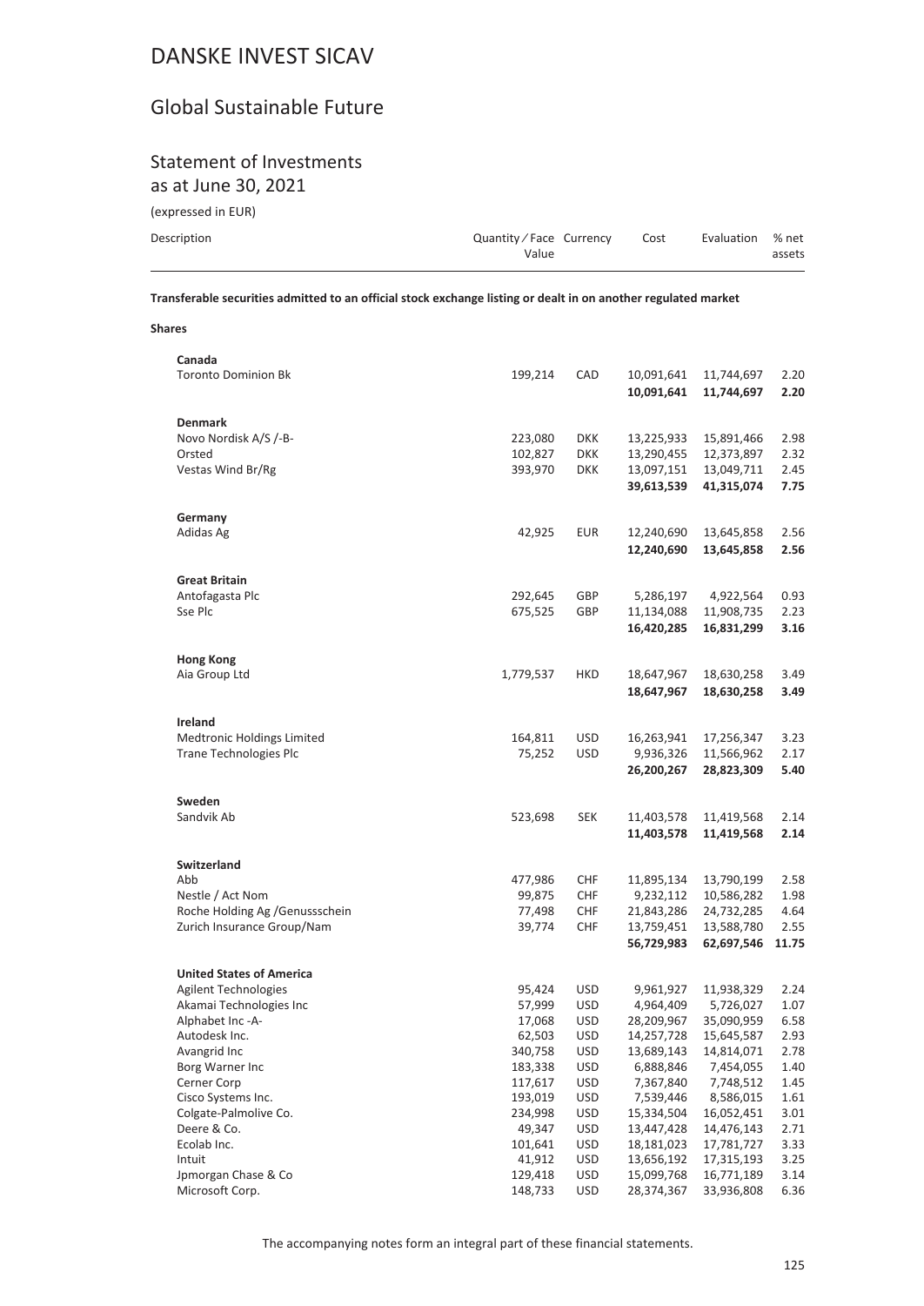# DANSKE INVEST SICAV

## Global Sustainable Future

### Statement of Investments

as at June 30, 2021

(expressed in EUR)

| Description | Quantity / Face Value | Currency | Cost | Evaluation | % net assets |
|---|---|---|---|---|---|
| **Transferable securities admitted to an official stock exchange listing or dealt in on another regulated market** | | | | | |
| **Shares** | | | | | |
| **Canada** | | | | | |
| Toronto Dominion Bk | 199,214 | CAD | 10,091,641 | 11,744,697 | 2.20 |
| | | | **10,091,641** | **11,744,697** | **2.20** |
| **Denmark** | | | | | |
| Novo Nordisk A/S /-B- | 223,080 | DKK | 13,225,933 | 15,891,466 | 2.98 |
| Orsted | 102,827 | DKK | 13,290,455 | 12,373,897 | 2.32 |
| Vestas Wind Br/Rg | 393,970 | DKK | 13,097,151 | 13,049,711 | 2.45 |
| | | | **39,613,539** | **41,315,074** | **7.75** |
| **Germany** | | | | | |
| Adidas Ag | 42,925 | EUR | 12,240,690 | 13,645,858 | 2.56 |
| | | | **12,240,690** | **13,645,858** | **2.56** |
| **Great Britain** | | | | | |
| Antofagasta Plc | 292,645 | GBP | 5,286,197 | 4,922,564 | 0.93 |
| Sse Plc | 675,525 | GBP | 11,134,088 | 11,908,735 | 2.23 |
| | | | **16,420,285** | **16,831,299** | **3.16** |
| **Hong Kong** | | | | | |
| Aia Group Ltd | 1,779,537 | HKD | 18,647,967 | 18,630,258 | 3.49 |
| | | | **18,647,967** | **18,630,258** | **3.49** |
| **Ireland** | | | | | |
| Medtronic Holdings Limited | 164,811 | USD | 16,263,941 | 17,256,347 | 3.23 |
| Trane Technologies Plc | 75,252 | USD | 9,936,326 | 11,566,962 | 2.17 |
| | | | **26,200,267** | **28,823,309** | **5.40** |
| **Sweden** | | | | | |
| Sandvik Ab | 523,698 | SEK | 11,403,578 | 11,419,568 | 2.14 |
| | | | **11,403,578** | **11,419,568** | **2.14** |
| **Switzerland** | | | | | |
| Abb | 477,986 | CHF | 11,895,134 | 13,790,199 | 2.58 |
| Nestle / Act Nom | 99,875 | CHF | 9,232,112 | 10,586,282 | 1.98 |
| Roche Holding Ag /Genussschein | 77,498 | CHF | 21,843,286 | 24,732,285 | 4.64 |
| Zurich Insurance Group/Nam | 39,774 | CHF | 13,759,451 | 13,588,780 | 2.55 |
| | | | **56,729,983** | **62,697,546** | **11.75** |
| **United States of America** | | | | | |
| Agilent Technologies | 95,424 | USD | 9,961,927 | 11,938,329 | 2.24 |
| Akamai Technologies Inc | 57,999 | USD | 4,964,409 | 5,726,027 | 1.07 |
| Alphabet Inc -A- | 17,068 | USD | 28,209,967 | 35,090,959 | 6.58 |
| Autodesk Inc. | 62,503 | USD | 14,257,728 | 15,645,587 | 2.93 |
| Avangrid Inc | 340,758 | USD | 13,689,143 | 14,814,071 | 2.78 |
| Borg Warner Inc | 183,338 | USD | 6,888,846 | 7,454,055 | 1.40 |
| Cerner Corp | 117,617 | USD | 7,367,840 | 7,748,512 | 1.45 |
| Cisco Systems Inc. | 193,019 | USD | 7,539,446 | 8,586,015 | 1.61 |
| Colgate-Palmolive Co. | 234,998 | USD | 15,334,504 | 16,052,451 | 3.01 |
| Deere & Co. | 49,347 | USD | 13,447,428 | 14,476,143 | 2.71 |
| Ecolab Inc. | 101,641 | USD | 18,181,023 | 17,781,727 | 3.33 |
| Intuit | 41,912 | USD | 13,656,192 | 17,315,193 | 3.25 |
| Jpmorgan Chase & Co | 129,418 | USD | 15,099,768 | 16,771,189 | 3.14 |
| Microsoft Corp. | 148,733 | USD | 28,374,367 | 33,936,808 | 6.36 |

The accompanying notes form an integral part of these financial statements.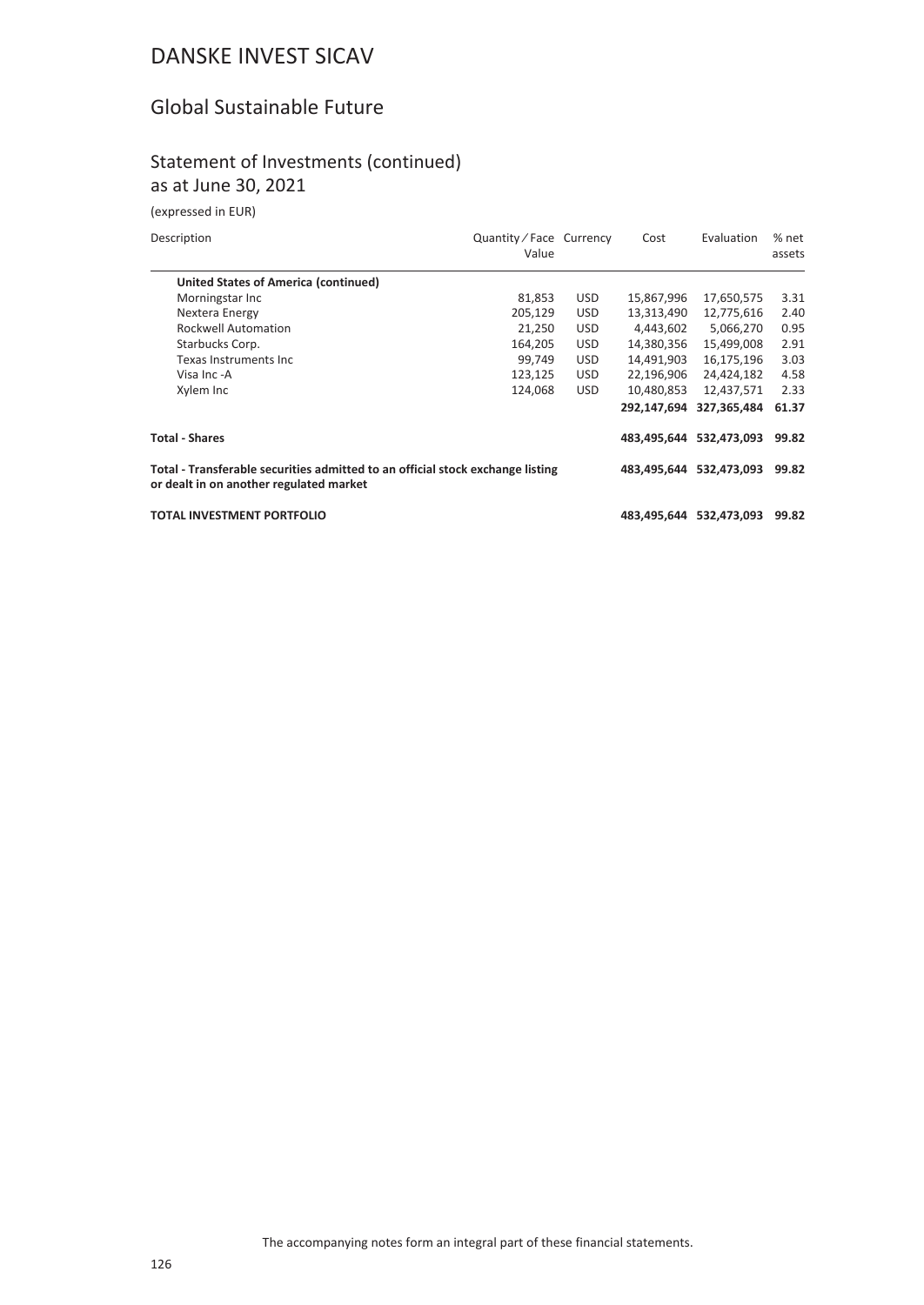# DANSKE INVEST SICAV

## Global Sustainable Future

### Statement of Investments (continued) as at June 30, 2021

(expressed in EUR)

| Description | Quantity / Face Value | Currency | Cost | Evaluation | % net assets |
|---|---|---|---|---|---|
| **United States of America (continued)** | | | | | |
| Morningstar Inc | 81,853 | USD | 15,867,996 | 17,650,575 | 3.31 |
| Nextera Energy | 205,129 | USD | 13,313,490 | 12,775,616 | 2.40 |
| Rockwell Automation | 21,250 | USD | 4,443,602 | 5,066,270 | 0.95 |
| Starbucks Corp. | 164,205 | USD | 14,380,356 | 15,499,008 | 2.91 |
| Texas Instruments Inc | 99,749 | USD | 14,491,903 | 16,175,196 | 3.03 |
| Visa Inc -A | 123,125 | USD | 22,196,906 | 24,424,182 | 4.58 |
| Xylem Inc | 124,068 | USD | 10,480,853 | 12,437,571 | 2.33 |
| | | | **292,147,694** | **327,365,484** | **61.37** |
| **Total - Shares** | | | **483,495,644** | **532,473,093** | **99.82** |
| **Total - Transferable securities admitted to an official stock exchange listing or dealt in on another regulated market** | | | **483,495,644** | **532,473,093** | **99.82** |
| **TOTAL INVESTMENT PORTFOLIO** | | | **483,495,644** | **532,473,093** | **99.82** |

The accompanying notes form an integral part of these financial statements.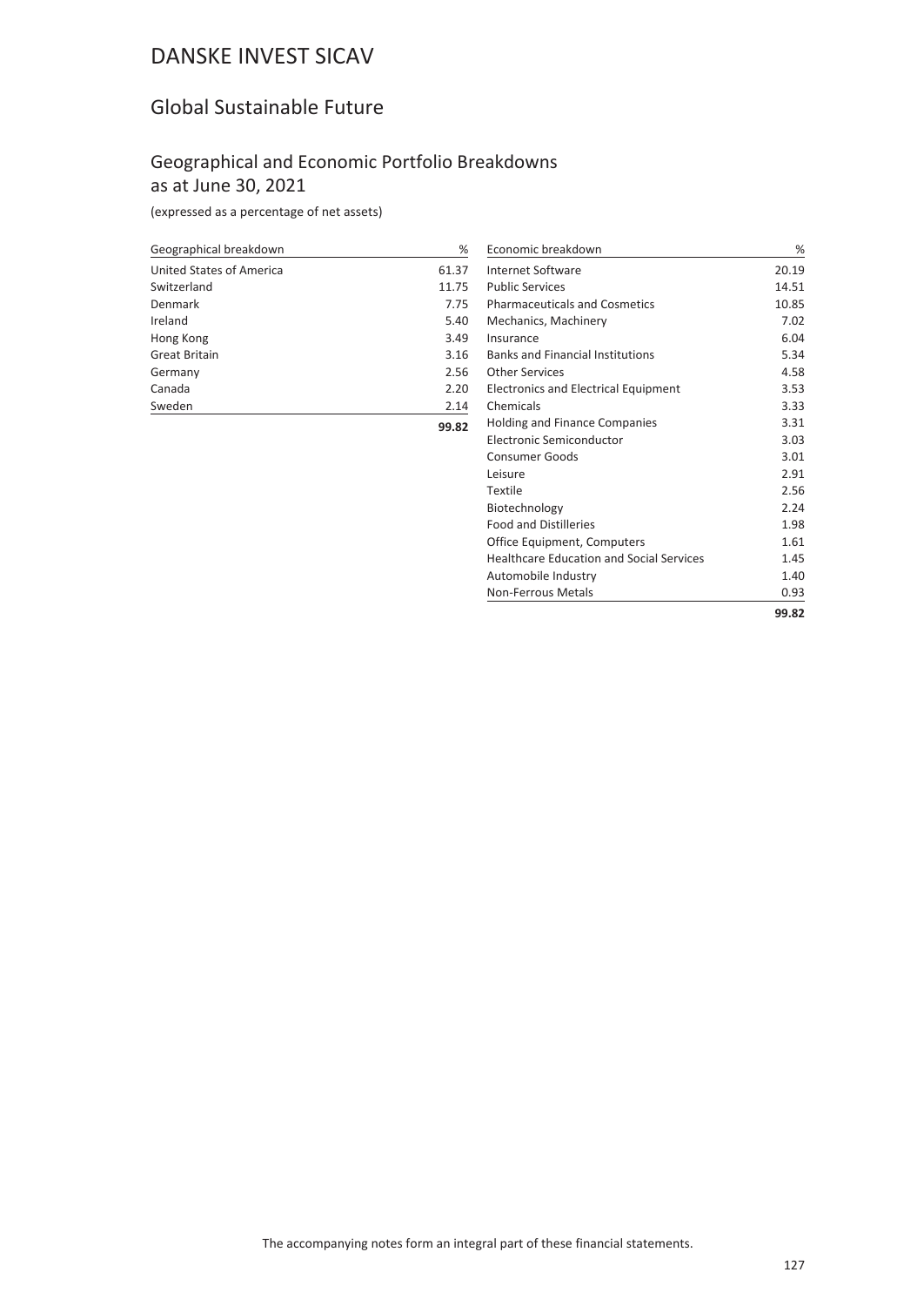# DANSKE INVEST SICAV

## Global Sustainable Future

### Geographical and Economic Portfolio Breakdowns as at June 30, 2021

(expressed as a percentage of net assets)

| Geographical breakdown | % |
|---|---|
| United States of America | 61.37 |
| Switzerland | 11.75 |
| Denmark | 7.75 |
| Ireland | 5.40 |
| Hong Kong | 3.49 |
| Great Britain | 3.16 |
| Germany | 2.56 |
| Canada | 2.20 |
| Sweden | 2.14 |
| | **99.82** |

| Economic breakdown | % |
|---|---|
| Internet Software | 20.19 |
| Public Services | 14.51 |
| Pharmaceuticals and Cosmetics | 10.85 |
| Mechanics, Machinery | 7.02 |
| Insurance | 6.04 |
| Banks and Financial Institutions | 5.34 |
| Other Services | 4.58 |
| Electronics and Electrical Equipment | 3.53 |
| Chemicals | 3.33 |
| Holding and Finance Companies | 3.31 |
| Electronic Semiconductor | 3.03 |
| Consumer Goods | 3.01 |
| Leisure | 2.91 |
| Textile | 2.56 |
| Biotechnology | 2.24 |
| Food and Distilleries | 1.98 |
| Office Equipment, Computers | 1.61 |
| Healthcare Education and Social Services | 1.45 |
| Automobile Industry | 1.40 |
| Non-Ferrous Metals | 0.93 |
| | **99.82** |

The accompanying notes form an integral part of these financial statements.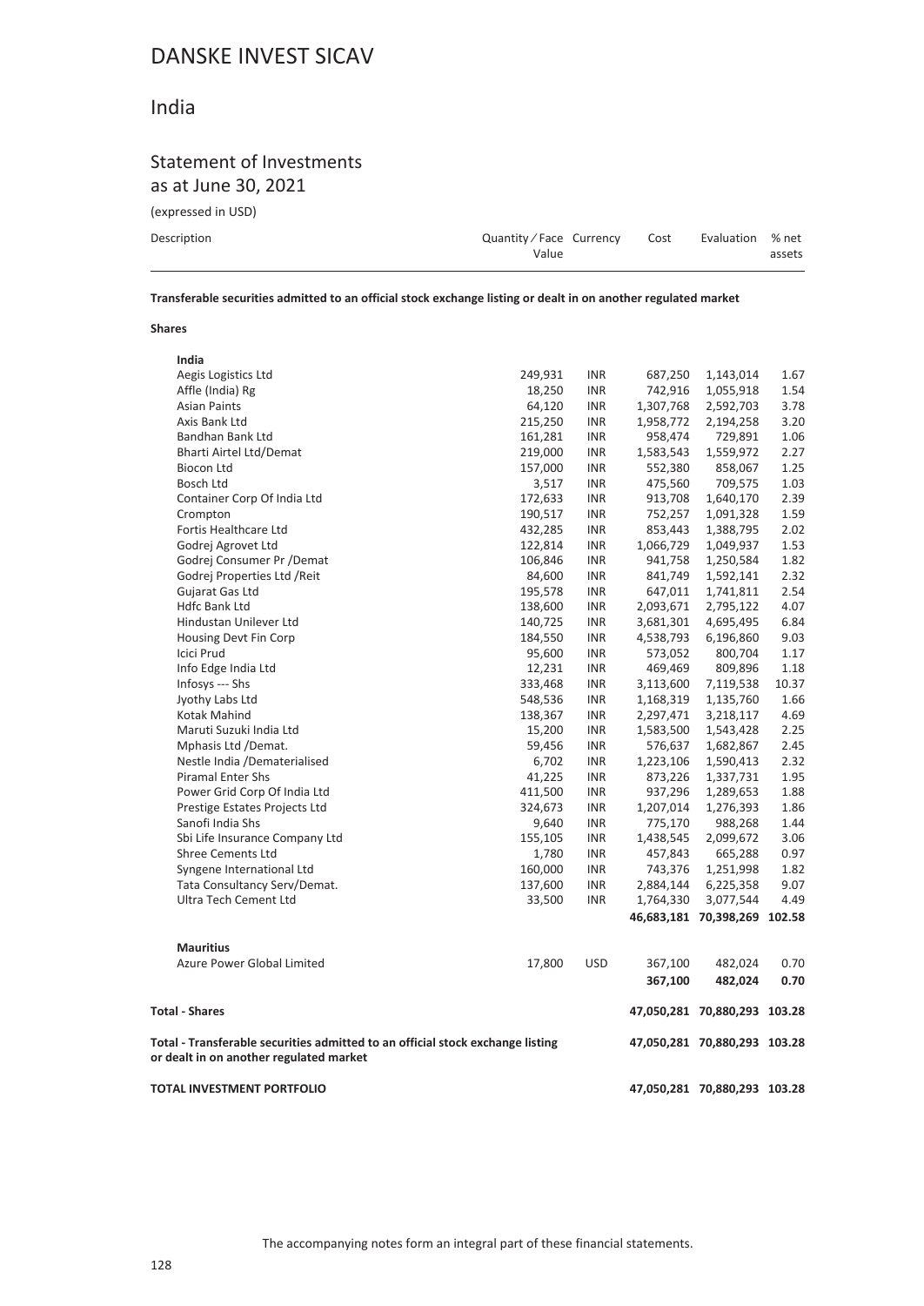# DANSKE INVEST SICAV

## India

### Statement of Investments
as at June 30, 2021

(expressed in USD)

| Description | Quantity / Face Value | Currency | Cost | Evaluation | % net assets |
|---|---|---|---|---|---|
| **Transferable securities admitted to an official stock exchange listing or dealt in on another regulated market** | | | | | |
| **Shares** | | | | | |
| **India** | | | | | |
| Aegis Logistics Ltd | 249,931 | INR | 687,250 | 1,143,014 | 1.67 |
| Affle (India) Rg | 18,250 | INR | 742,916 | 1,055,918 | 1.54 |
| Asian Paints | 64,120 | INR | 1,307,768 | 2,592,703 | 3.78 |
| Axis Bank Ltd | 215,250 | INR | 1,958,772 | 2,194,258 | 3.20 |
| Bandhan Bank Ltd | 161,281 | INR | 958,474 | 729,891 | 1.06 |
| Bharti Airtel Ltd/Demat | 219,000 | INR | 1,583,543 | 1,559,972 | 2.27 |
| Biocon Ltd | 157,000 | INR | 552,380 | 858,067 | 1.25 |
| Bosch Ltd | 3,517 | INR | 475,560 | 709,575 | 1.03 |
| Container Corp Of India Ltd | 172,633 | INR | 913,708 | 1,640,170 | 2.39 |
| Crompton | 190,517 | INR | 752,257 | 1,091,328 | 1.59 |
| Fortis Healthcare Ltd | 432,285 | INR | 853,443 | 1,388,795 | 2.02 |
| Godrej Agrovet Ltd | 122,814 | INR | 1,066,729 | 1,049,937 | 1.53 |
| Godrej Consumer Pr /Demat | 106,846 | INR | 941,758 | 1,250,584 | 1.82 |
| Godrej Properties Ltd /Reit | 84,600 | INR | 841,749 | 1,592,141 | 2.32 |
| Gujarat Gas Ltd | 195,578 | INR | 647,011 | 1,741,811 | 2.54 |
| Hdfc Bank Ltd | 138,600 | INR | 2,093,671 | 2,795,122 | 4.07 |
| Hindustan Unilever Ltd | 140,725 | INR | 3,681,301 | 4,695,495 | 6.84 |
| Housing Devt Fin Corp | 184,550 | INR | 4,538,793 | 6,196,860 | 9.03 |
| Icici Prud | 95,600 | INR | 573,052 | 800,704 | 1.17 |
| Info Edge India Ltd | 12,231 | INR | 469,469 | 809,896 | 1.18 |
| Infosys --- Shs | 333,468 | INR | 3,113,600 | 7,119,538 | 10.37 |
| Jyothy Labs Ltd | 548,536 | INR | 1,168,319 | 1,135,760 | 1.66 |
| Kotak Mahind | 138,367 | INR | 2,297,471 | 3,218,117 | 4.69 |
| Maruti Suzuki India Ltd | 15,200 | INR | 1,583,500 | 1,543,428 | 2.25 |
| Mphasis Ltd /Demat. | 59,456 | INR | 576,637 | 1,682,867 | 2.45 |
| Nestle India /Dematerialised | 6,702 | INR | 1,223,106 | 1,590,413 | 2.32 |
| Piramal Enter Shs | 41,225 | INR | 873,226 | 1,337,731 | 1.95 |
| Power Grid Corp Of India Ltd | 411,500 | INR | 937,296 | 1,289,653 | 1.88 |
| Prestige Estates Projects Ltd | 324,673 | INR | 1,207,014 | 1,276,393 | 1.86 |
| Sanofi India Shs | 9,640 | INR | 775,170 | 988,268 | 1.44 |
| Sbi Life Insurance Company Ltd | 155,105 | INR | 1,438,545 | 2,099,672 | 3.06 |
| Shree Cements Ltd | 1,780 | INR | 457,843 | 665,288 | 0.97 |
| Syngene International Ltd | 160,000 | INR | 743,376 | 1,251,998 | 1.82 |
| Tata Consultancy Serv/Demat. | 137,600 | INR | 2,884,144 | 6,225,358 | 9.07 |
| Ultra Tech Cement Ltd | 33,500 | INR | 1,764,330 | 3,077,544 | 4.49 |
| | | | **46,683,181** | **70,398,269** | **102.58** |
| **Mauritius** | | | | | |
| Azure Power Global Limited | 17,800 | USD | 367,100 | 482,024 | 0.70 |
| | | | **367,100** | **482,024** | **0.70** |
| **Total - Shares** | | | **47,050,281** | **70,880,293** | **103.28** |
| **Total - Transferable securities admitted to an official stock exchange listing or dealt in on another regulated market** | | | **47,050,281** | **70,880,293** | **103.28** |
| **TOTAL INVESTMENT PORTFOLIO** | | | **47,050,281** | **70,880,293** | **103.28** |

The accompanying notes form an integral part of these financial statements.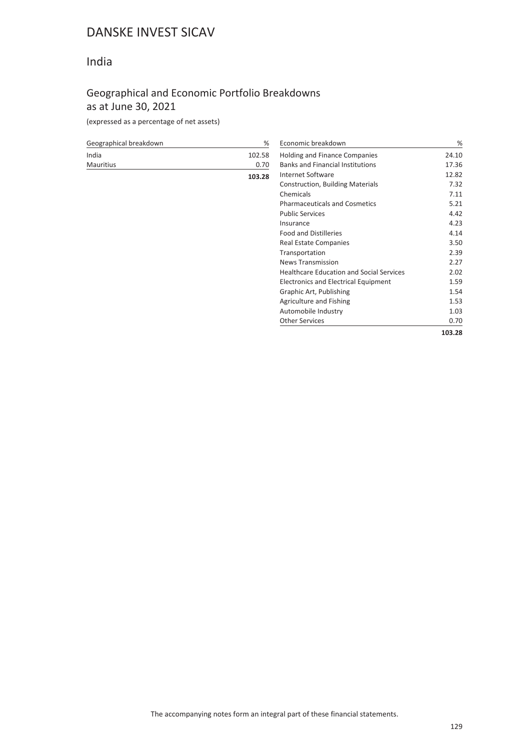# DANSKE INVEST SICAV

## India

### Geographical and Economic Portfolio Breakdowns as at June 30, 2021

(expressed as a percentage of net assets)

| Geographical breakdown | % |
|---|---|
| India | 102.58 |
| Mauritius | 0.70 |
| | **103.28** |

| Economic breakdown | % |
|---|---|
| Holding and Finance Companies | 24.10 |
| Banks and Financial Institutions | 17.36 |
| Internet Software | 12.82 |
| Construction, Building Materials | 7.32 |
| Chemicals | 7.11 |
| Pharmaceuticals and Cosmetics | 5.21 |
| Public Services | 4.42 |
| Insurance | 4.23 |
| Food and Distilleries | 4.14 |
| Real Estate Companies | 3.50 |
| Transportation | 2.39 |
| News Transmission | 2.27 |
| Healthcare Education and Social Services | 2.02 |
| Electronics and Electrical Equipment | 1.59 |
| Graphic Art, Publishing | 1.54 |
| Agriculture and Fishing | 1.53 |
| Automobile Industry | 1.03 |
| Other Services | 0.70 |
| | **103.28** |

The accompanying notes form an integral part of these financial statements.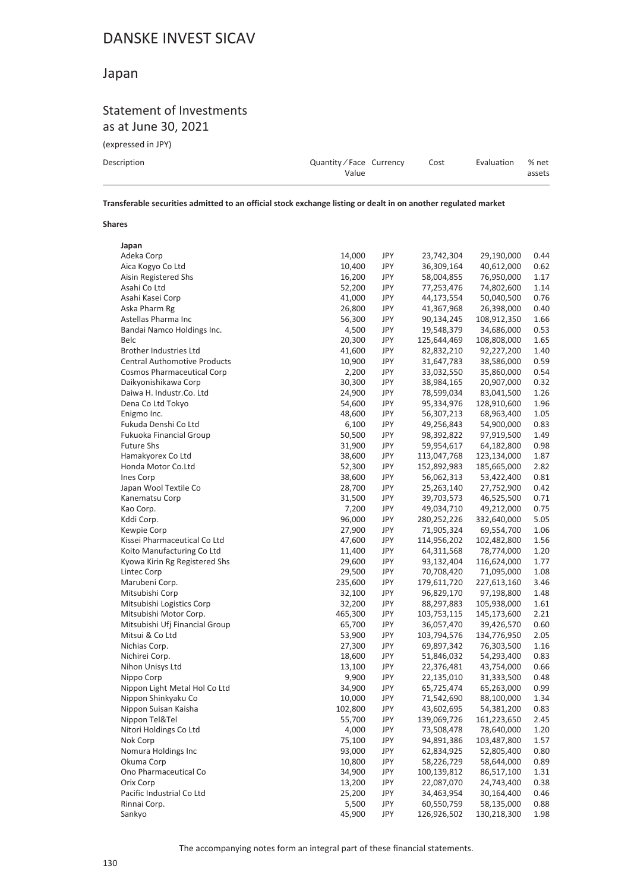# DANSKE INVEST SICAV

## Japan

### Statement of Investments

as at June 30, 2021

(expressed in JPY)

| Description | Quantity / Face Value | Currency | Cost | Evaluation | % net assets |
|---|---|---|---|---|---|

**Transferable securities admitted to an official stock exchange listing or dealt in on another regulated market**

**Shares**

| Description | Quantity / Face Value | Currency | Cost | Evaluation | % net assets |
|---|---|---|---|---|---|
| **Japan** | | | | | |
| Adeka Corp | 14,000 | JPY | 23,742,304 | 29,190,000 | 0.44 |
| Aica Kogyo Co Ltd | 10,400 | JPY | 36,309,164 | 40,612,000 | 0.62 |
| Aisin Registered Shs | 16,200 | JPY | 58,004,855 | 76,950,000 | 1.17 |
| Asahi Co Ltd | 52,200 | JPY | 77,253,476 | 74,802,600 | 1.14 |
| Asahi Kasei Corp | 41,000 | JPY | 44,173,554 | 50,040,500 | 0.76 |
| Aska Pharm Rg | 26,800 | JPY | 41,367,968 | 26,398,000 | 0.40 |
| Astellas Pharma Inc | 56,300 | JPY | 90,134,245 | 108,912,350 | 1.66 |
| Bandai Namco Holdings Inc. | 4,500 | JPY | 19,548,379 | 34,686,000 | 0.53 |
| Belc | 20,300 | JPY | 125,644,469 | 108,808,000 | 1.65 |
| Brother Industries Ltd | 41,600 | JPY | 82,832,210 | 92,227,200 | 1.40 |
| Central Authomotive Products | 10,900 | JPY | 31,647,783 | 38,586,000 | 0.59 |
| Cosmos Pharmaceutical Corp | 2,200 | JPY | 33,032,550 | 35,860,000 | 0.54 |
| Daikyonishikawa Corp | 30,300 | JPY | 38,984,165 | 20,907,000 | 0.32 |
| Daiwa H. Industr.Co. Ltd | 24,900 | JPY | 78,599,034 | 83,041,500 | 1.26 |
| Dena Co Ltd Tokyo | 54,600 | JPY | 95,334,976 | 128,910,600 | 1.96 |
| Enigmo Inc. | 48,600 | JPY | 56,307,213 | 68,963,400 | 1.05 |
| Fukuda Denshi Co Ltd | 6,100 | JPY | 49,256,843 | 54,900,000 | 0.83 |
| Fukuoka Financial Group | 50,500 | JPY | 98,392,822 | 97,919,500 | 1.49 |
| Future Shs | 31,900 | JPY | 59,954,617 | 64,182,800 | 0.98 |
| Hamakyorex Co Ltd | 38,600 | JPY | 113,047,768 | 123,134,000 | 1.87 |
| Honda Motor Co.Ltd | 52,300 | JPY | 152,892,983 | 185,665,000 | 2.82 |
| Ines Corp | 38,600 | JPY | 56,062,313 | 53,422,400 | 0.81 |
| Japan Wool Textile Co | 28,700 | JPY | 25,263,140 | 27,752,900 | 0.42 |
| Kanematsu Corp | 31,500 | JPY | 39,703,573 | 46,525,500 | 0.71 |
| Kao Corp. | 7,200 | JPY | 49,034,710 | 49,212,000 | 0.75 |
| Kddi Corp. | 96,000 | JPY | 280,252,226 | 332,640,000 | 5.05 |
| Kewpie Corp | 27,900 | JPY | 71,905,324 | 69,554,700 | 1.06 |
| Kissei Pharmaceutical Co Ltd | 47,600 | JPY | 114,956,202 | 102,482,800 | 1.56 |
| Koito Manufacturing Co Ltd | 11,400 | JPY | 64,311,568 | 78,774,000 | 1.20 |
| Kyowa Kirin Rg Registered Shs | 29,600 | JPY | 93,132,404 | 116,624,000 | 1.77 |
| Lintec Corp | 29,500 | JPY | 70,708,420 | 71,095,000 | 1.08 |
| Marubeni Corp. | 235,600 | JPY | 179,611,720 | 227,613,160 | 3.46 |
| Mitsubishi Corp | 32,100 | JPY | 96,829,170 | 97,198,800 | 1.48 |
| Mitsubishi Logistics Corp | 32,200 | JPY | 88,297,883 | 105,938,000 | 1.61 |
| Mitsubishi Motor Corp. | 465,300 | JPY | 103,753,115 | 145,173,600 | 2.21 |
| Mitsubishi Ufj Financial Group | 65,700 | JPY | 36,057,470 | 39,426,570 | 0.60 |
| Mitsui & Co Ltd | 53,900 | JPY | 103,794,576 | 134,776,950 | 2.05 |
| Nichias Corp. | 27,300 | JPY | 69,897,342 | 76,303,500 | 1.16 |
| Nichirei Corp. | 18,600 | JPY | 51,846,032 | 54,293,400 | 0.83 |
| Nihon Unisys Ltd | 13,100 | JPY | 22,376,481 | 43,754,000 | 0.66 |
| Nippo Corp | 9,900 | JPY | 22,135,010 | 31,333,500 | 0.48 |
| Nippon Light Metal Hol Co Ltd | 34,900 | JPY | 65,725,474 | 65,263,000 | 0.99 |
| Nippon Shinkyaku Co | 10,000 | JPY | 71,542,690 | 88,100,000 | 1.34 |
| Nippon Suisan Kaisha | 102,800 | JPY | 43,602,695 | 54,381,200 | 0.83 |
| Nippon Tel&Tel | 55,700 | JPY | 139,069,726 | 161,223,650 | 2.45 |
| Nitori Holdings Co Ltd | 4,000 | JPY | 73,508,478 | 78,640,000 | 1.20 |
| Nok Corp | 75,100 | JPY | 94,891,386 | 103,487,800 | 1.57 |
| Nomura Holdings Inc | 93,000 | JPY | 62,834,925 | 52,805,400 | 0.80 |
| Okuma Corp | 10,800 | JPY | 58,226,729 | 58,644,000 | 0.89 |
| Ono Pharmaceutical Co | 34,900 | JPY | 100,139,812 | 86,517,100 | 1.31 |
| Orix Corp | 13,200 | JPY | 22,087,070 | 24,743,400 | 0.38 |
| Pacific Industrial Co Ltd | 25,200 | JPY | 34,463,954 | 30,164,400 | 0.46 |
| Rinnai Corp. | 5,500 | JPY | 60,550,759 | 58,135,000 | 0.88 |
| Sankyo | 45,900 | JPY | 126,926,502 | 130,218,300 | 1.98 |

The accompanying notes form an integral part of these financial statements.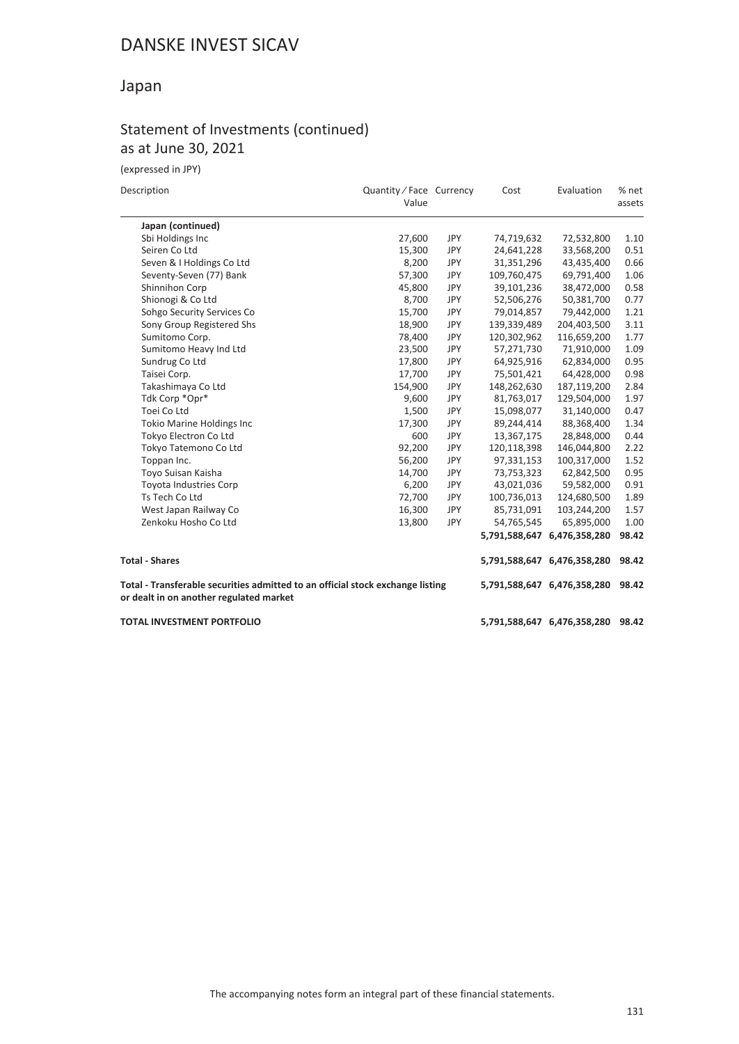# DANSKE INVEST SICAV

## Japan

### Statement of Investments (continued)
as at June 30, 2021

(expressed in JPY)

| Description | Quantity ⁄ Face Value | Currency | Cost | Evaluation | % net assets |
|---|---|---|---|---|---|
| **Japan (continued)** | | | | | |
| Sbi Holdings Inc | 27,600 | JPY | 74,719,632 | 72,532,800 | 1.10 |
| Seiren Co Ltd | 15,300 | JPY | 24,641,228 | 33,568,200 | 0.51 |
| Seven & I Holdings Co Ltd | 8,200 | JPY | 31,351,296 | 43,435,400 | 0.66 |
| Seventy-Seven (77) Bank | 57,300 | JPY | 109,760,475 | 69,791,400 | 1.06 |
| Shinnihon Corp | 45,800 | JPY | 39,101,236 | 38,472,000 | 0.58 |
| Shionogi & Co Ltd | 8,700 | JPY | 52,506,276 | 50,381,700 | 0.77 |
| Sohgo Security Services Co | 15,700 | JPY | 79,014,857 | 79,442,000 | 1.21 |
| Sony Group Registered Shs | 18,900 | JPY | 139,339,489 | 204,403,500 | 3.11 |
| Sumitomo Corp. | 78,400 | JPY | 120,302,962 | 116,659,200 | 1.77 |
| Sumitomo Heavy Ind Ltd | 23,500 | JPY | 57,271,730 | 71,910,000 | 1.09 |
| Sundrug Co Ltd | 17,800 | JPY | 64,925,916 | 62,834,000 | 0.95 |
| Taisei Corp. | 17,700 | JPY | 75,501,421 | 64,428,000 | 0.98 |
| Takashimaya Co Ltd | 154,900 | JPY | 148,262,630 | 187,119,200 | 2.84 |
| Tdk Corp *Opr* | 9,600 | JPY | 81,763,017 | 129,504,000 | 1.97 |
| Toei Co Ltd | 1,500 | JPY | 15,098,077 | 31,140,000 | 0.47 |
| Tokio Marine Holdings Inc | 17,300 | JPY | 89,244,414 | 88,368,400 | 1.34 |
| Tokyo Electron Co Ltd | 600 | JPY | 13,367,175 | 28,848,000 | 0.44 |
| Tokyo Tatemono Co Ltd | 92,200 | JPY | 120,118,398 | 146,044,800 | 2.22 |
| Toppan Inc. | 56,200 | JPY | 97,331,153 | 100,317,000 | 1.52 |
| Toyo Suisan Kaisha | 14,700 | JPY | 73,753,323 | 62,842,500 | 0.95 |
| Toyota Industries Corp | 6,200 | JPY | 43,021,036 | 59,582,000 | 0.91 |
| Ts Tech Co Ltd | 72,700 | JPY | 100,736,013 | 124,680,500 | 1.89 |
| West Japan Railway Co | 16,300 | JPY | 85,731,091 | 103,244,200 | 1.57 |
| Zenkoku Hosho Co Ltd | 13,800 | JPY | 54,765,545 | 65,895,000 | 1.00 |
| | | | **5,791,588,647** | **6,476,358,280** | **98.42** |
| **Total - Shares** | | | **5,791,588,647** | **6,476,358,280** | **98.42** |
| **Total - Transferable securities admitted to an official stock exchange listing or dealt in on another regulated market** | | | **5,791,588,647** | **6,476,358,280** | **98.42** |
| **TOTAL INVESTMENT PORTFOLIO** | | | **5,791,588,647** | **6,476,358,280** | **98.42** |

The accompanying notes form an integral part of these financial statements.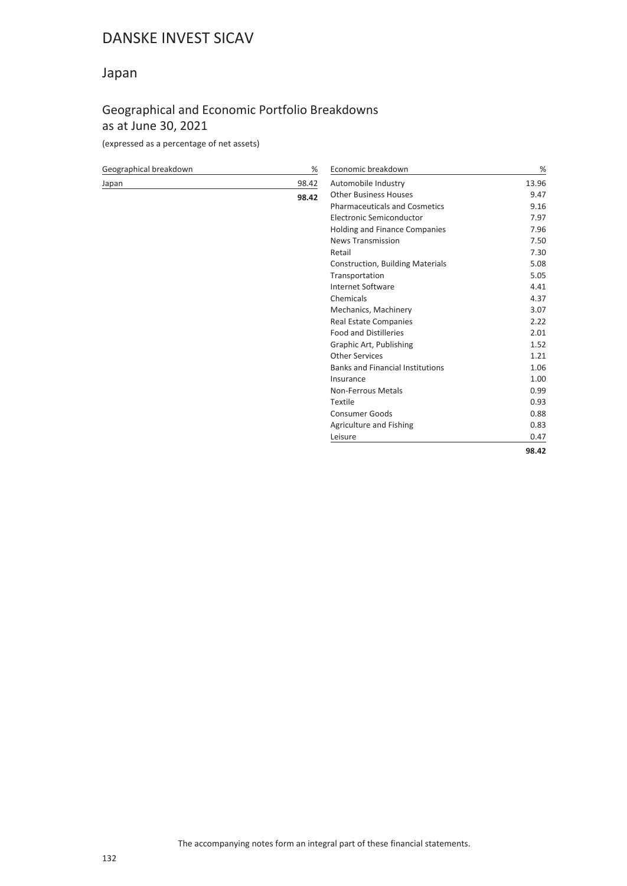# DANSKE INVEST SICAV

## Japan

### Geographical and Economic Portfolio Breakdowns as at June 30, 2021

(expressed as a percentage of net assets)

| Geographical breakdown | % |
|---|---|
| Japan | 98.42 |
| | **98.42** |

| Economic breakdown | % |
|---|---|
| Automobile Industry | 13.96 |
| Other Business Houses | 9.47 |
| Pharmaceuticals and Cosmetics | 9.16 |
| Electronic Semiconductor | 7.97 |
| Holding and Finance Companies | 7.96 |
| News Transmission | 7.50 |
| Retail | 7.30 |
| Construction, Building Materials | 5.08 |
| Transportation | 5.05 |
| Internet Software | 4.41 |
| Chemicals | 4.37 |
| Mechanics, Machinery | 3.07 |
| Real Estate Companies | 2.22 |
| Food and Distilleries | 2.01 |
| Graphic Art, Publishing | 1.52 |
| Other Services | 1.21 |
| Banks and Financial Institutions | 1.06 |
| Insurance | 1.00 |
| Non-Ferrous Metals | 0.99 |
| Textile | 0.93 |
| Consumer Goods | 0.88 |
| Agriculture and Fishing | 0.83 |
| Leisure | 0.47 |
| | **98.42** |

The accompanying notes form an integral part of these financial statements.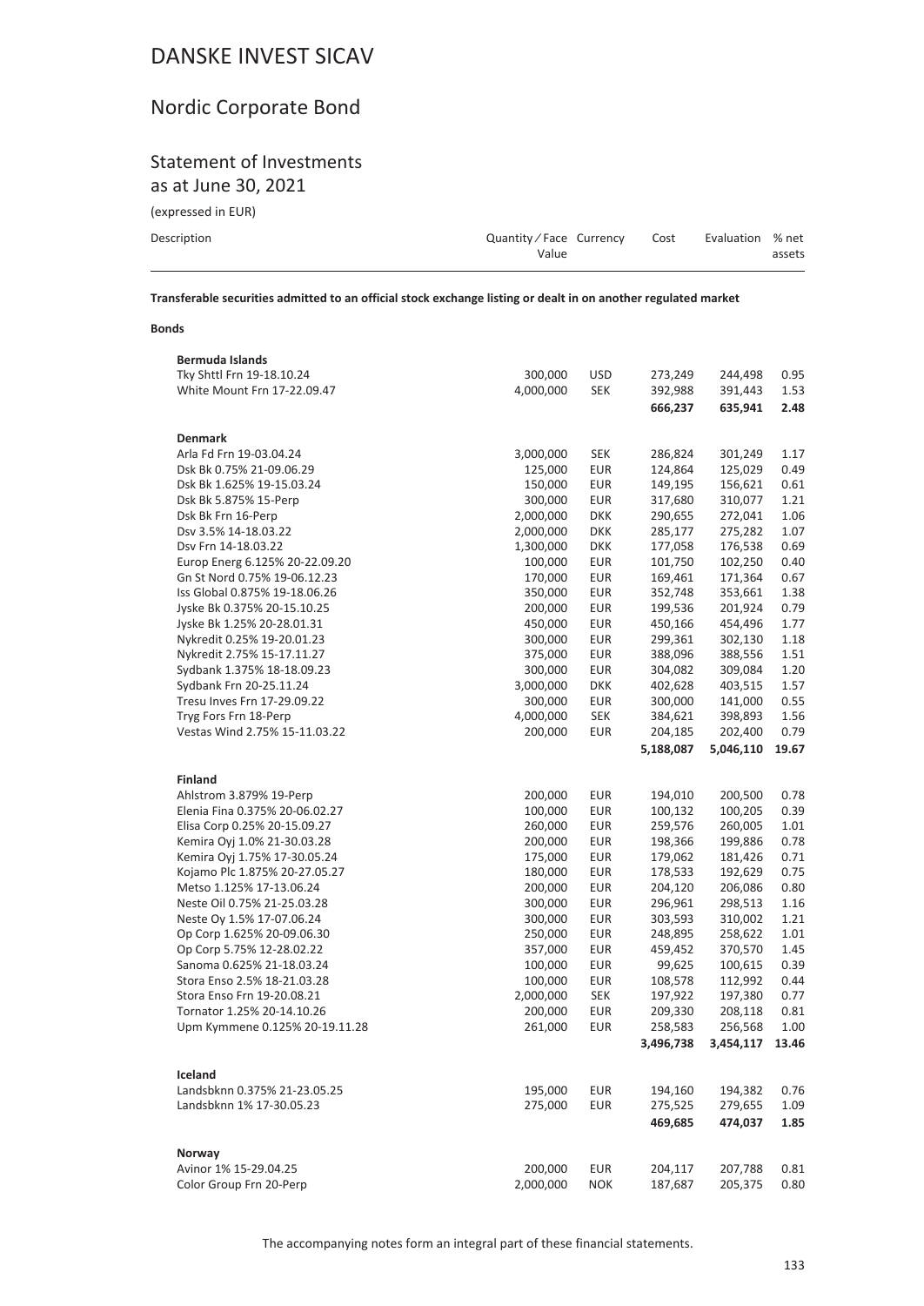# DANSKE INVEST SICAV

## Nordic Corporate Bond

### Statement of Investments
as at June 30, 2021

(expressed in EUR)

| Description | Quantity / Face Value | Currency | Cost | Evaluation | % net assets |
|---|---|---|---|---|---|
| **Transferable securities admitted to an official stock exchange listing or dealt in on another regulated market** | | | | | |
| **Bonds** | | | | | |
| **Bermuda Islands** | | | | | |
| Tky Shttl Frn 19-18.10.24 | 300,000 | USD | 273,249 | 244,498 | 0.95 |
| White Mount Frn 17-22.09.47 | 4,000,000 | SEK | 392,988 | 391,443 | 1.53 |
| | | | **666,237** | **635,941** | **2.48** |
| **Denmark** | | | | | |
| Arla Fd Frn 19-03.04.24 | 3,000,000 | SEK | 286,824 | 301,249 | 1.17 |
| Dsk Bk 0.75% 21-09.06.29 | 125,000 | EUR | 124,864 | 125,029 | 0.49 |
| Dsk Bk 1.625% 19-15.03.24 | 150,000 | EUR | 149,195 | 156,621 | 0.61 |
| Dsk Bk 5.875% 15-Perp | 300,000 | EUR | 317,680 | 310,077 | 1.21 |
| Dsk Bk Frn 16-Perp | 2,000,000 | DKK | 290,655 | 272,041 | 1.06 |
| Dsv 3.5% 14-18.03.22 | 2,000,000 | DKK | 285,177 | 275,282 | 1.07 |
| Dsv Frn 14-18.03.22 | 1,300,000 | DKK | 177,058 | 176,538 | 0.69 |
| Europ Energ 6.125% 20-22.09.20 | 100,000 | EUR | 101,750 | 102,250 | 0.40 |
| Gn St Nord 0.75% 19-06.12.23 | 170,000 | EUR | 169,461 | 171,364 | 0.67 |
| Iss Global 0.875% 19-18.06.26 | 350,000 | EUR | 352,748 | 353,661 | 1.38 |
| Jyske Bk 0.375% 20-15.10.25 | 200,000 | EUR | 199,536 | 201,924 | 0.79 |
| Jyske Bk 1.25% 20-28.01.31 | 450,000 | EUR | 450,166 | 454,496 | 1.77 |
| Nykredit 0.25% 19-20.01.23 | 300,000 | EUR | 299,361 | 302,130 | 1.18 |
| Nykredit 2.75% 15-17.11.27 | 375,000 | EUR | 388,096 | 388,556 | 1.51 |
| Sydbank 1.375% 18-18.09.23 | 300,000 | EUR | 304,082 | 309,084 | 1.20 |
| Sydbank Frn 20-25.11.24 | 3,000,000 | DKK | 402,628 | 403,515 | 1.57 |
| Tresu Inves Frn 17-29.09.22 | 300,000 | EUR | 300,000 | 141,000 | 0.55 |
| Tryg Fors Frn 18-Perp | 4,000,000 | SEK | 384,621 | 398,893 | 1.56 |
| Vestas Wind 2.75% 15-11.03.22 | 200,000 | EUR | 204,185 | 202,400 | 0.79 |
| | | | **5,188,087** | **5,046,110** | **19.67** |
| **Finland** | | | | | |
| Ahlstrom 3.879% 19-Perp | 200,000 | EUR | 194,010 | 200,500 | 0.78 |
| Elenia Fina 0.375% 20-06.02.27 | 100,000 | EUR | 100,132 | 100,205 | 0.39 |
| Elisa Corp 0.25% 20-15.09.27 | 260,000 | EUR | 259,576 | 260,005 | 1.01 |
| Kemira Oyj 1.0% 21-30.03.28 | 200,000 | EUR | 198,366 | 199,886 | 0.78 |
| Kemira Oyj 1.75% 17-30.05.24 | 175,000 | EUR | 179,062 | 181,426 | 0.71 |
| Kojamo Plc 1.875% 20-27.05.27 | 180,000 | EUR | 178,533 | 192,629 | 0.75 |
| Metso 1.125% 17-13.06.24 | 200,000 | EUR | 204,120 | 206,086 | 0.80 |
| Neste Oil 0.75% 21-25.03.28 | 300,000 | EUR | 296,961 | 298,513 | 1.16 |
| Neste Oy 1.5% 17-07.06.24 | 300,000 | EUR | 303,593 | 310,002 | 1.21 |
| Op Corp 1.625% 20-09.06.30 | 250,000 | EUR | 248,895 | 258,622 | 1.01 |
| Op Corp 5.75% 12-28.02.22 | 357,000 | EUR | 459,452 | 370,570 | 1.45 |
| Sanoma 0.625% 21-18.03.24 | 100,000 | EUR | 99,625 | 100,615 | 0.39 |
| Stora Enso 2.5% 18-21.03.28 | 100,000 | EUR | 108,578 | 112,992 | 0.44 |
| Stora Enso Frn 19-20.08.21 | 2,000,000 | SEK | 197,922 | 197,380 | 0.77 |
| Tornator 1.25% 20-14.10.26 | 200,000 | EUR | 209,330 | 208,118 | 0.81 |
| Upm Kymmene 0.125% 20-19.11.28 | 261,000 | EUR | 258,583 | 256,568 | 1.00 |
| | | | **3,496,738** | **3,454,117** | **13.46** |
| **Iceland** | | | | | |
| Landsbknn 0.375% 21-23.05.25 | 195,000 | EUR | 194,160 | 194,382 | 0.76 |
| Landsbknn 1% 17-30.05.23 | 275,000 | EUR | 275,525 | 279,655 | 1.09 |
| | | | **469,685** | **474,037** | **1.85** |
| **Norway** | | | | | |
| Avinor 1% 15-29.04.25 | 200,000 | EUR | 204,117 | 207,788 | 0.81 |
| Color Group Frn 20-Perp | 2,000,000 | NOK | 187,687 | 205,375 | 0.80 |

The accompanying notes form an integral part of these financial statements.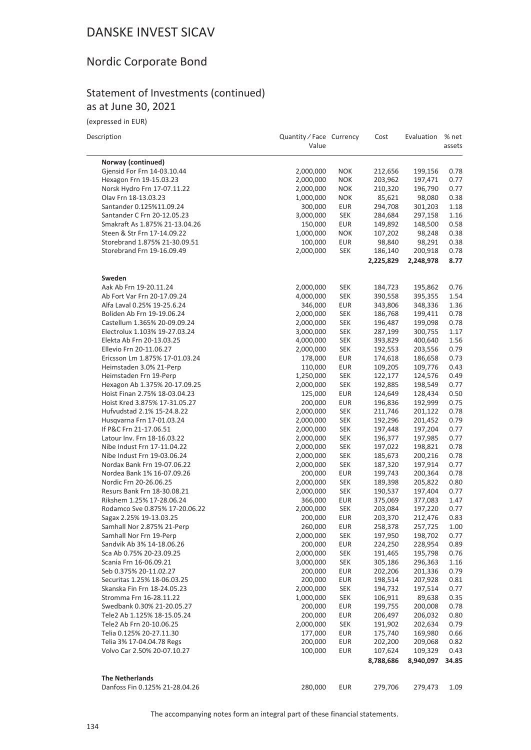# DANSKE INVEST SICAV

## Nordic Corporate Bond

### Statement of Investments (continued)
### as at June 30, 2021

(expressed in EUR)

| Description | Quantity / Face Value | Currency | Cost | Evaluation | % net assets |
|---|---|---|---|---|---|
| **Norway (continued)** | | | | | |
| Gjensid For Frn 14-03.10.44 | 2,000,000 | NOK | 212,656 | 199,156 | 0.78 |
| Hexagon Frn 19-15.03.23 | 2,000,000 | NOK | 203,962 | 197,471 | 0.77 |
| Norsk Hydro Frn 17-07.11.22 | 2,000,000 | NOK | 210,320 | 196,790 | 0.77 |
| Olav Frn 18-13.03.23 | 1,000,000 | NOK | 85,621 | 98,080 | 0.38 |
| Santander 0.125%11.09.24 | 300,000 | EUR | 294,708 | 301,203 | 1.18 |
| Santander C Frn 20-12.05.23 | 3,000,000 | SEK | 284,684 | 297,158 | 1.16 |
| Smakraft As 1.875% 21-13.04.26 | 150,000 | EUR | 149,892 | 148,500 | 0.58 |
| Steen & Str Frn 17-14.09.22 | 1,000,000 | NOK | 107,202 | 98,248 | 0.38 |
| Storebrand 1.875% 21-30.09.51 | 100,000 | EUR | 98,840 | 98,291 | 0.38 |
| Storebrand Frn 19-16.09.49 | 2,000,000 | SEK | 186,140 | 200,918 | 0.78 |
| | | | **2,225,829** | **2,248,978** | **8.77** |
| **Sweden** | | | | | |
| Aak Ab Frn 19-20.11.24 | 2,000,000 | SEK | 184,723 | 195,862 | 0.76 |
| Ab Fort Var Frn 20-17.09.24 | 4,000,000 | SEK | 390,558 | 395,355 | 1.54 |
| Alfa Laval 0.25% 19-25.6.24 | 346,000 | EUR | 343,806 | 348,336 | 1.36 |
| Boliden Ab Frn 19-19.06.24 | 2,000,000 | SEK | 186,768 | 199,411 | 0.78 |
| Castellum 1.365% 20-09.09.24 | 2,000,000 | SEK | 196,487 | 199,098 | 0.78 |
| Electrolux 1.103% 19-27.03.24 | 3,000,000 | SEK | 287,199 | 300,755 | 1.17 |
| Elekta Ab Frn 20-13.03.25 | 4,000,000 | SEK | 393,829 | 400,640 | 1.56 |
| Ellevio Frn 20-11.06.27 | 2,000,000 | SEK | 192,553 | 203,556 | 0.79 |
| Ericsson Lm 1.875% 17-01.03.24 | 178,000 | EUR | 174,618 | 186,658 | 0.73 |
| Heimstaden 3.0% 21-Perp | 110,000 | EUR | 109,205 | 109,776 | 0.43 |
| Heimstaden Frn 19-Perp | 1,250,000 | SEK | 122,177 | 124,576 | 0.49 |
| Hexagon Ab 1.375% 20-17.09.25 | 2,000,000 | SEK | 192,885 | 198,549 | 0.77 |
| Hoist Finan 2.75% 18-03.04.23 | 125,000 | EUR | 124,649 | 128,434 | 0.50 |
| Hoist Kred 3.875% 17-31.05.27 | 200,000 | EUR | 196,836 | 192,999 | 0.75 |
| Hufvudstad 2.1% 15-24.8.22 | 2,000,000 | SEK | 211,746 | 201,122 | 0.78 |
| Husqvarna Frn 17-01.03.24 | 2,000,000 | SEK | 192,296 | 201,452 | 0.79 |
| If P&C Frn 21-17.06.51 | 2,000,000 | SEK | 197,448 | 197,204 | 0.77 |
| Latour Inv. Frn 18-16.03.22 | 2,000,000 | SEK | 196,377 | 197,985 | 0.77 |
| Nibe Indust Frn 17-11.04.22 | 2,000,000 | SEK | 197,022 | 198,821 | 0.78 |
| Nibe Indust Frn 19-03.06.24 | 2,000,000 | SEK | 185,673 | 200,216 | 0.78 |
| Nordax Bank Frn 19-07.06.22 | 2,000,000 | SEK | 187,320 | 197,914 | 0.77 |
| Nordea Bank 1% 16-07.09.26 | 200,000 | EUR | 199,743 | 200,364 | 0.78 |
| Nordic Frn 20-26.06.25 | 2,000,000 | SEK | 189,398 | 205,822 | 0.80 |
| Resurs Bank Frn 18-30.08.21 | 2,000,000 | SEK | 190,537 | 197,404 | 0.77 |
| Rikshem 1.25% 17-28.06.24 | 366,000 | EUR | 375,069 | 377,083 | 1.47 |
| Rodamco Sve 0.875% 17-20.06.22 | 2,000,000 | SEK | 203,084 | 197,220 | 0.77 |
| Sagax 2.25% 19-13.03.25 | 200,000 | EUR | 203,370 | 212,476 | 0.83 |
| Samhall Nor 2.875% 21-Perp | 260,000 | EUR | 258,378 | 257,725 | 1.00 |
| Samhall Nor Frn 19-Perp | 2,000,000 | SEK | 197,950 | 198,702 | 0.77 |
| Sandvik Ab 3% 14-18.06.26 | 200,000 | EUR | 224,250 | 228,954 | 0.89 |
| Sca Ab 0.75% 20-23.09.25 | 2,000,000 | SEK | 191,465 | 195,798 | 0.76 |
| Scania Frn 16-06.09.21 | 3,000,000 | SEK | 305,186 | 296,363 | 1.16 |
| Seb 0.375% 20-11.02.27 | 200,000 | EUR | 202,206 | 201,336 | 0.79 |
| Securitas 1.25% 18-06.03.25 | 200,000 | EUR | 198,514 | 207,928 | 0.81 |
| Skanska Fin Frn 18-24.05.23 | 2,000,000 | SEK | 194,732 | 197,514 | 0.77 |
| Stromma Frn 16-28.11.22 | 1,000,000 | SEK | 106,911 | 89,638 | 0.35 |
| Swedbank 0.30% 21-20.05.27 | 200,000 | EUR | 199,755 | 200,008 | 0.78 |
| Tele2 Ab 1.125% 18-15.05.24 | 200,000 | EUR | 206,497 | 206,032 | 0.80 |
| Tele2 Ab Frn 20-10.06.25 | 2,000,000 | SEK | 191,902 | 202,634 | 0.79 |
| Telia 0.125% 20-27.11.30 | 177,000 | EUR | 175,740 | 169,980 | 0.66 |
| Telia 3% 17-04.04.78 Regs | 200,000 | EUR | 202,200 | 209,068 | 0.82 |
| Volvo Car 2.50% 20-07.10.27 | 100,000 | EUR | 107,624 | 109,329 | 0.43 |
| | | | **8,788,686** | **8,940,097** | **34.85** |
| **The Netherlands** | | | | | |
| Danfoss Fin 0.125% 21-28.04.26 | 280,000 | EUR | 279,706 | 279,473 | 1.09 |

The accompanying notes form an integral part of these financial statements.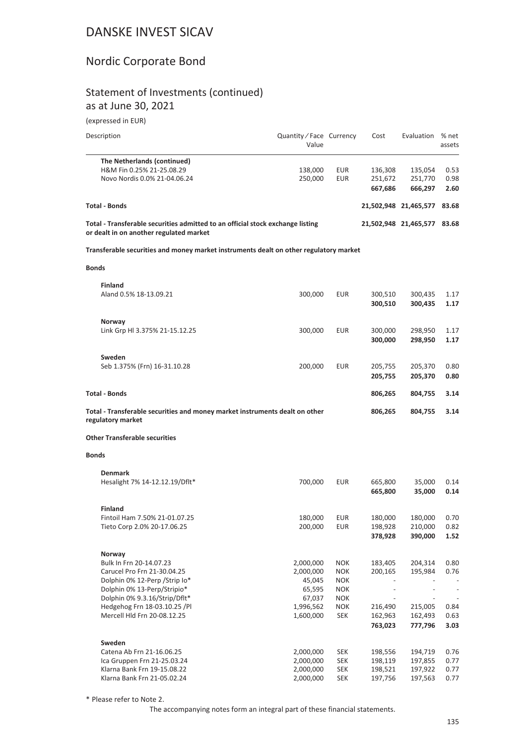# DANSKE INVEST SICAV

## Nordic Corporate Bond

### Statement of Investments (continued)
as at June 30, 2021

(expressed in EUR)

| Description | Quantity / Face Value | Currency | Cost | Evaluation | % net assets |
|---|---|---|---|---|---|
| **The Netherlands (continued)** | | | | | |
| H&M Fin 0.25% 21-25.08.29 | 138,000 | EUR | 136,308 | 135,054 | 0.53 |
| Novo Nordis 0.0% 21-04.06.24 | 250,000 | EUR | 251,672 | 251,770 | 0.98 |
| | | | **667,686** | **666,297** | **2.60** |
| **Total - Bonds** | | | **21,502,948** | **21,465,577** | **83.68** |
| **Total - Transferable securities admitted to an official stock exchange listing or dealt in on another regulated market** | | | **21,502,948** | **21,465,577** | **83.68** |
| **Transferable securities and money market instruments dealt on other regulatory market** | | | | | |
| **Bonds** | | | | | |
| **Finland** | | | | | |
| Aland 0.5% 18-13.09.21 | 300,000 | EUR | 300,510 | 300,435 | 1.17 |
| | | | **300,510** | **300,435** | **1.17** |
| **Norway** | | | | | |
| Link Grp Hl 3.375% 21-15.12.25 | 300,000 | EUR | 300,000 | 298,950 | 1.17 |
| | | | **300,000** | **298,950** | **1.17** |
| **Sweden** | | | | | |
| Seb 1.375% (Frn) 16-31.10.28 | 200,000 | EUR | 205,755 | 205,370 | 0.80 |
| | | | **205,755** | **205,370** | **0.80** |
| **Total - Bonds** | | | **806,265** | **804,755** | **3.14** |
| **Total - Transferable securities and money market instruments dealt on other regulatory market** | | | **806,265** | **804,755** | **3.14** |
| **Other Transferable securities** | | | | | |
| **Bonds** | | | | | |
| **Denmark** | | | | | |
| Hesalight 7% 14-12.12.19/Dflt* | 700,000 | EUR | 665,800 | 35,000 | 0.14 |
| | | | **665,800** | **35,000** | **0.14** |
| **Finland** | | | | | |
| Fintoil Ham 7.50% 21-01.07.25 | 180,000 | EUR | 180,000 | 180,000 | 0.70 |
| Tieto Corp 2.0% 20-17.06.25 | 200,000 | EUR | 198,928 | 210,000 | 0.82 |
| | | | **378,928** | **390,000** | **1.52** |
| **Norway** | | | | | |
| Bulk In Frn 20-14.07.23 | 2,000,000 | NOK | 183,405 | 204,314 | 0.80 |
| Carucel Pro Frn 21-30.04.25 | 2,000,000 | NOK | 200,165 | 195,984 | 0.76 |
| Dolphin 0% 12-Perp /Strip Io* | 45,045 | NOK | - | - | - |
| Dolphin 0% 13-Perp/Stripio* | 65,595 | NOK | - | - | - |
| Dolphin 0% 9.3.16/Strip/Dflt* | 67,037 | NOK | - | - | - |
| Hedgehog Frn 18-03.10.25 /Pl | 1,996,562 | NOK | 216,490 | 215,005 | 0.84 |
| Mercell Hld Frn 20-08.12.25 | 1,600,000 | SEK | 162,963 | 162,493 | 0.63 |
| | | | **763,023** | **777,796** | **3.03** |
| **Sweden** | | | | | |
| Catena Ab Frn 21-16.06.25 | 2,000,000 | SEK | 198,556 | 194,719 | 0.76 |
| Ica Gruppen Frn 21-25.03.24 | 2,000,000 | SEK | 198,119 | 197,855 | 0.77 |
| Klarna Bank Frn 19-15.08.22 | 2,000,000 | SEK | 198,521 | 197,922 | 0.77 |
| Klarna Bank Frn 21-05.02.24 | 2,000,000 | SEK | 197,756 | 197,563 | 0.77 |

\* Please refer to Note 2.

The accompanying notes form an integral part of these financial statements.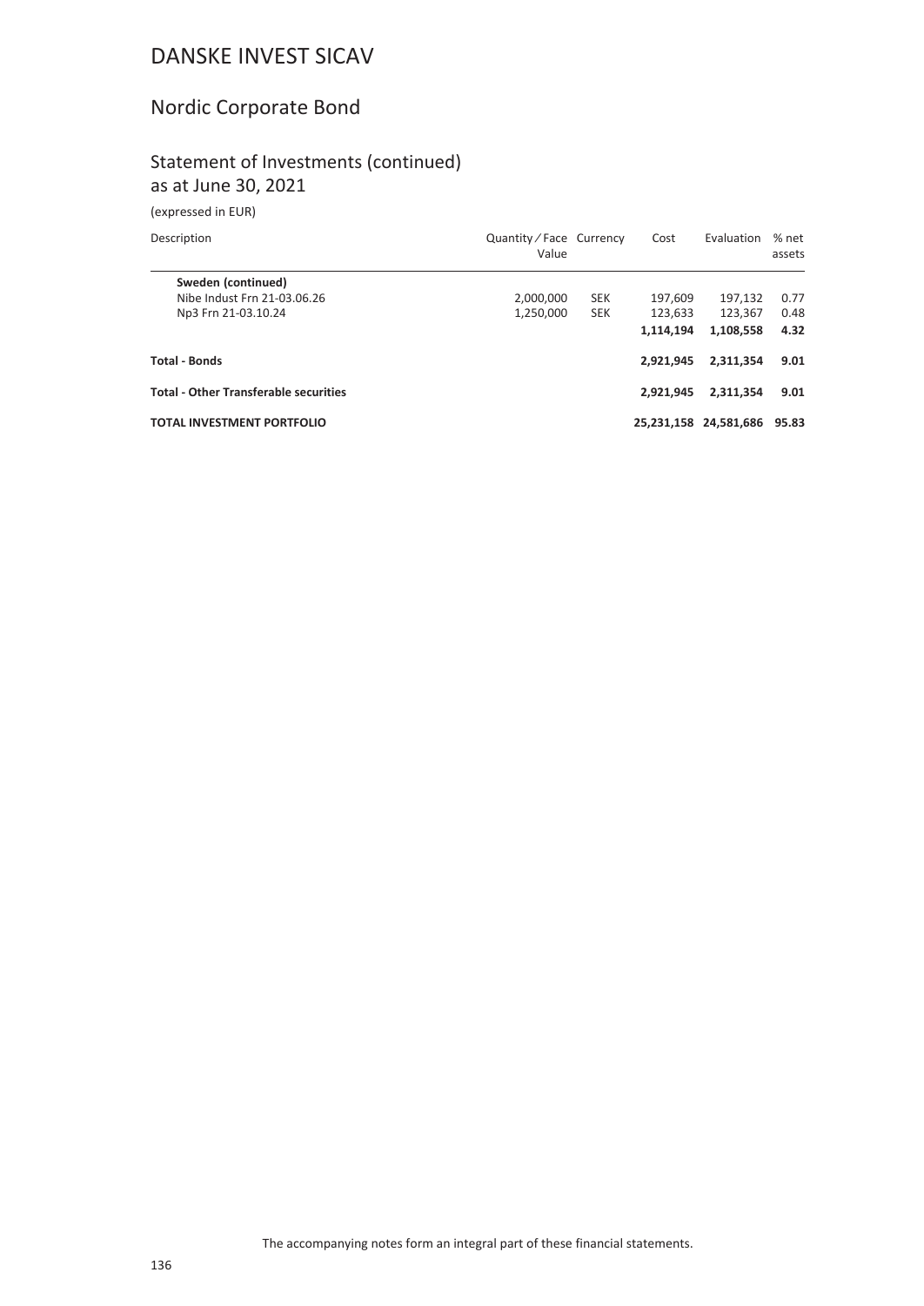# DANSKE INVEST SICAV

## Nordic Corporate Bond

### Statement of Investments (continued)
as at June 30, 2021

(expressed in EUR)

| Description | Quantity / Face Value | Currency | Cost | Evaluation | % net assets |
|---|---|---|---|---|---|
| **Sweden (continued)** | | | | | |
| Nibe Indust Frn 21-03.06.26 | 2,000,000 | SEK | 197,609 | 197,132 | 0.77 |
| Np3 Frn 21-03.10.24 | 1,250,000 | SEK | 123,633 | 123,367 | 0.48 |
| | | | **1,114,194** | **1,108,558** | **4.32** |
| **Total - Bonds** | | | **2,921,945** | **2,311,354** | **9.01** |
| **Total - Other Transferable securities** | | | **2,921,945** | **2,311,354** | **9.01** |
| **TOTAL INVESTMENT PORTFOLIO** | | | **25,231,158** | **24,581,686** | **95.83** |

The accompanying notes form an integral part of these financial statements.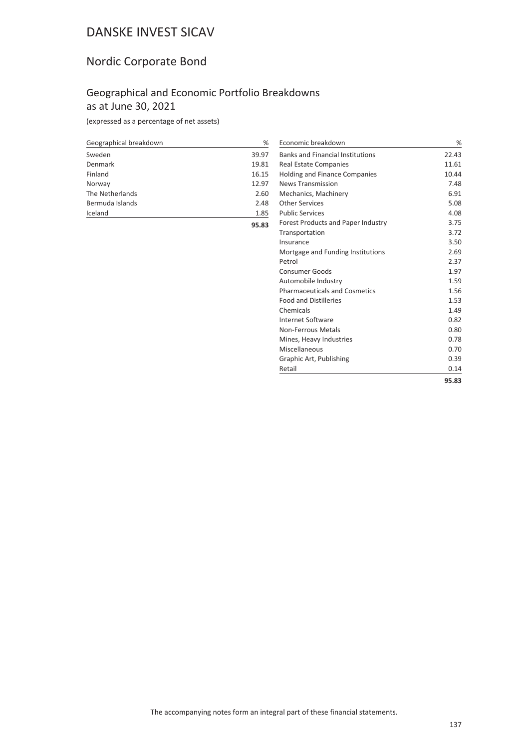# DANSKE INVEST SICAV

## Nordic Corporate Bond

### Geographical and Economic Portfolio Breakdowns as at June 30, 2021

(expressed as a percentage of net assets)

| Geographical breakdown | % |
|---|---|
| Sweden | 39.97 |
| Denmark | 19.81 |
| Finland | 16.15 |
| Norway | 12.97 |
| The Netherlands | 2.60 |
| Bermuda Islands | 2.48 |
| Iceland | 1.85 |
| | **95.83** |

| Economic breakdown | % |
|---|---|
| Banks and Financial Institutions | 22.43 |
| Real Estate Companies | 11.61 |
| Holding and Finance Companies | 10.44 |
| News Transmission | 7.48 |
| Mechanics, Machinery | 6.91 |
| Other Services | 5.08 |
| Public Services | 4.08 |
| Forest Products and Paper Industry | 3.75 |
| Transportation | 3.72 |
| Insurance | 3.50 |
| Mortgage and Funding Institutions | 2.69 |
| Petrol | 2.37 |
| Consumer Goods | 1.97 |
| Automobile Industry | 1.59 |
| Pharmaceuticals and Cosmetics | 1.56 |
| Food and Distilleries | 1.53 |
| Chemicals | 1.49 |
| Internet Software | 0.82 |
| Non-Ferrous Metals | 0.80 |
| Mines, Heavy Industries | 0.78 |
| Miscellaneous | 0.70 |
| Graphic Art, Publishing | 0.39 |
| Retail | 0.14 |
| | **95.83** |

The accompanying notes form an integral part of these financial statements.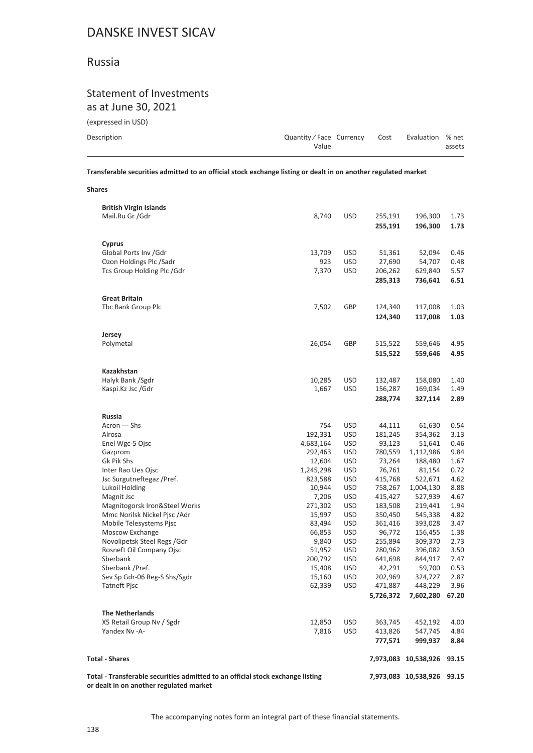# DANSKE INVEST SICAV

## Russia

### Statement of Investments
as at June 30, 2021

(expressed in USD)

| Description | Quantity / Face Value | Currency | Cost | Evaluation | % net assets |
|---|---|---|---|---|---|
| **Transferable securities admitted to an official stock exchange listing or dealt in on another regulated market** | | | | | |
| **Shares** | | | | | |
| **British Virgin Islands** | | | | | |
| Mail.Ru Gr /Gdr | 8,740 | USD | 255,191 | 196,300 | 1.73 |
| | | | **255,191** | **196,300** | **1.73** |
| **Cyprus** | | | | | |
| Global Ports Inv /Gdr | 13,709 | USD | 51,361 | 52,094 | 0.46 |
| Ozon Holdings Plc /Sadr | 923 | USD | 27,690 | 54,707 | 0.48 |
| Tcs Group Holding Plc /Gdr | 7,370 | USD | 206,262 | 629,840 | 5.57 |
| | | | **285,313** | **736,641** | **6.51** |
| **Great Britain** | | | | | |
| Tbc Bank Group Plc | 7,502 | GBP | 124,340 | 117,008 | 1.03 |
| | | | **124,340** | **117,008** | **1.03** |
| **Jersey** | | | | | |
| Polymetal | 26,054 | GBP | 515,522 | 559,646 | 4.95 |
| | | | **515,522** | **559,646** | **4.95** |
| **Kazakhstan** | | | | | |
| Halyk Bank /Sgdr | 10,285 | USD | 132,487 | 158,080 | 1.40 |
| Kaspi.Kz Jsc /Gdr | 1,667 | USD | 156,287 | 169,034 | 1.49 |
| | | | **288,774** | **327,114** | **2.89** |
| **Russia** | | | | | |
| Acron --- Shs | 754 | USD | 44,111 | 61,630 | 0.54 |
| Alrosa | 192,331 | USD | 181,245 | 354,362 | 3.13 |
| Enel Wgc-5 Ojsc | 4,683,164 | USD | 93,123 | 51,641 | 0.46 |
| Gazprom | 292,463 | USD | 780,559 | 1,112,986 | 9.84 |
| Gk Pik Shs | 12,604 | USD | 73,264 | 188,480 | 1.67 |
| Inter Rao Ues Ojsc | 1,245,298 | USD | 76,761 | 81,154 | 0.72 |
| Jsc Surgutneftegaz /Pref. | 823,588 | USD | 415,768 | 522,671 | 4.62 |
| Lukoil Holding | 10,944 | USD | 758,267 | 1,004,130 | 8.88 |
| Magnit Jsc | 7,206 | USD | 415,427 | 527,939 | 4.67 |
| Magnitogorsk Iron&Steel Works | 271,302 | USD | 183,508 | 219,441 | 1.94 |
| Mmc Norilsk Nickel Pjsc /Adr | 15,997 | USD | 350,450 | 545,338 | 4.82 |
| Mobile Telesystems Pjsc | 83,494 | USD | 361,416 | 393,028 | 3.47 |
| Moscow Exchange | 66,853 | USD | 96,772 | 156,455 | 1.38 |
| Novolipetsk Steel Regs /Gdr | 9,840 | USD | 255,894 | 309,370 | 2.73 |
| Rosneft Oil Company Ojsc | 51,952 | USD | 280,962 | 396,082 | 3.50 |
| Sberbank | 200,792 | USD | 641,698 | 844,917 | 7.47 |
| Sberbank /Pref. | 15,408 | USD | 42,291 | 59,700 | 0.53 |
| Sev Sp Gdr-06 Reg-S Shs/Sgdr | 15,160 | USD | 202,969 | 324,727 | 2.87 |
| Tatneft Pjsc | 62,339 | USD | 471,887 | 448,229 | 3.96 |
| | | | **5,726,372** | **7,602,280** | **67.20** |
| **The Netherlands** | | | | | |
| X5 Retail Group Nv / Sgdr | 12,850 | USD | 363,745 | 452,192 | 4.00 |
| Yandex Nv -A- | 7,816 | USD | 413,826 | 547,745 | 4.84 |
| | | | **777,571** | **999,937** | **8.84** |
| **Total - Shares** | | | **7,973,083** | **10,538,926** | **93.15** |
| **Total - Transferable securities admitted to an official stock exchange listing or dealt in on another regulated market** | | | **7,973,083** | **10,538,926** | **93.15** |

The accompanying notes form an integral part of these financial statements.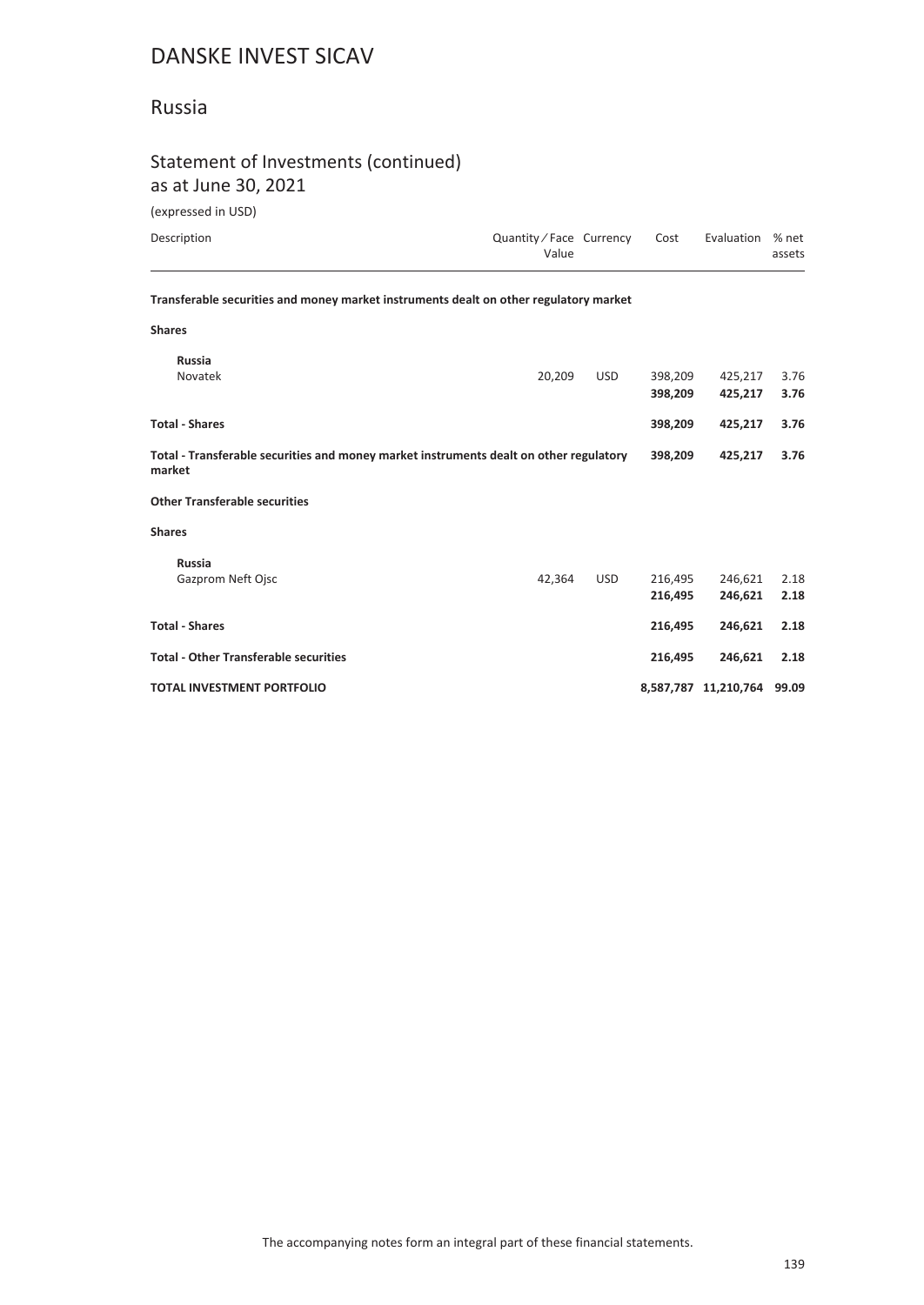# DANSKE INVEST SICAV

## Russia

### Statement of Investments (continued)
as at June 30, 2021

(expressed in USD)

| Description | Quantity ⁄ Face Value | Currency | Cost | Evaluation | % net assets |
|---|---|---|---|---|---|
| **Transferable securities and money market instruments dealt on other regulatory market** | | | | | |
| **Shares** | | | | | |
| **Russia** | | | | | |
| Novatek | 20,209 | USD | 398,209 | 425,217 | 3.76 |
| | | | **398,209** | **425,217** | **3.76** |
| **Total - Shares** | | | **398,209** | **425,217** | **3.76** |
| **Total - Transferable securities and money market instruments dealt on other regulatory market** | | | **398,209** | **425,217** | **3.76** |
| **Other Transferable securities** | | | | | |
| **Shares** | | | | | |
| **Russia** | | | | | |
| Gazprom Neft Ojsc | 42,364 | USD | 216,495 | 246,621 | 2.18 |
| | | | **216,495** | **246,621** | **2.18** |
| **Total - Shares** | | | **216,495** | **246,621** | **2.18** |
| **Total - Other Transferable securities** | | | **216,495** | **246,621** | **2.18** |
| **TOTAL INVESTMENT PORTFOLIO** | | | **8,587,787** | **11,210,764** | **99.09** |

The accompanying notes form an integral part of these financial statements.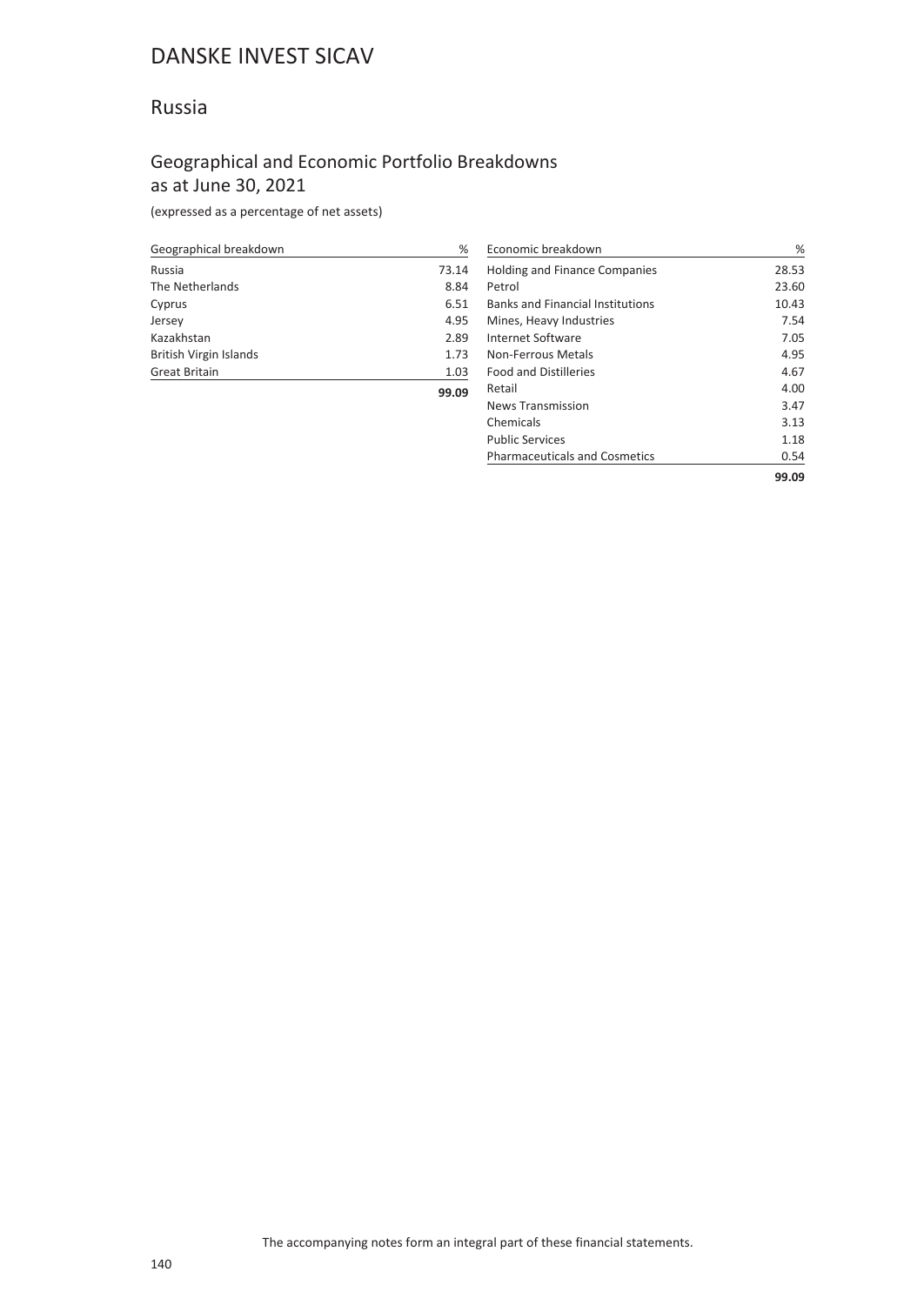# DANSKE INVEST SICAV

## Russia

### Geographical and Economic Portfolio Breakdowns as at June 30, 2021

(expressed as a percentage of net assets)

| Geographical breakdown | % |
|---|---|
| Russia | 73.14 |
| The Netherlands | 8.84 |
| Cyprus | 6.51 |
| Jersey | 4.95 |
| Kazakhstan | 2.89 |
| British Virgin Islands | 1.73 |
| Great Britain | 1.03 |
| | **99.09** |

| Economic breakdown | % |
|---|---|
| Holding and Finance Companies | 28.53 |
| Petrol | 23.60 |
| Banks and Financial Institutions | 10.43 |
| Mines, Heavy Industries | 7.54 |
| Internet Software | 7.05 |
| Non-Ferrous Metals | 4.95 |
| Food and Distilleries | 4.67 |
| Retail | 4.00 |
| News Transmission | 3.47 |
| Chemicals | 3.13 |
| Public Services | 1.18 |
| Pharmaceuticals and Cosmetics | 0.54 |
| | **99.09** |

The accompanying notes form an integral part of these financial statements.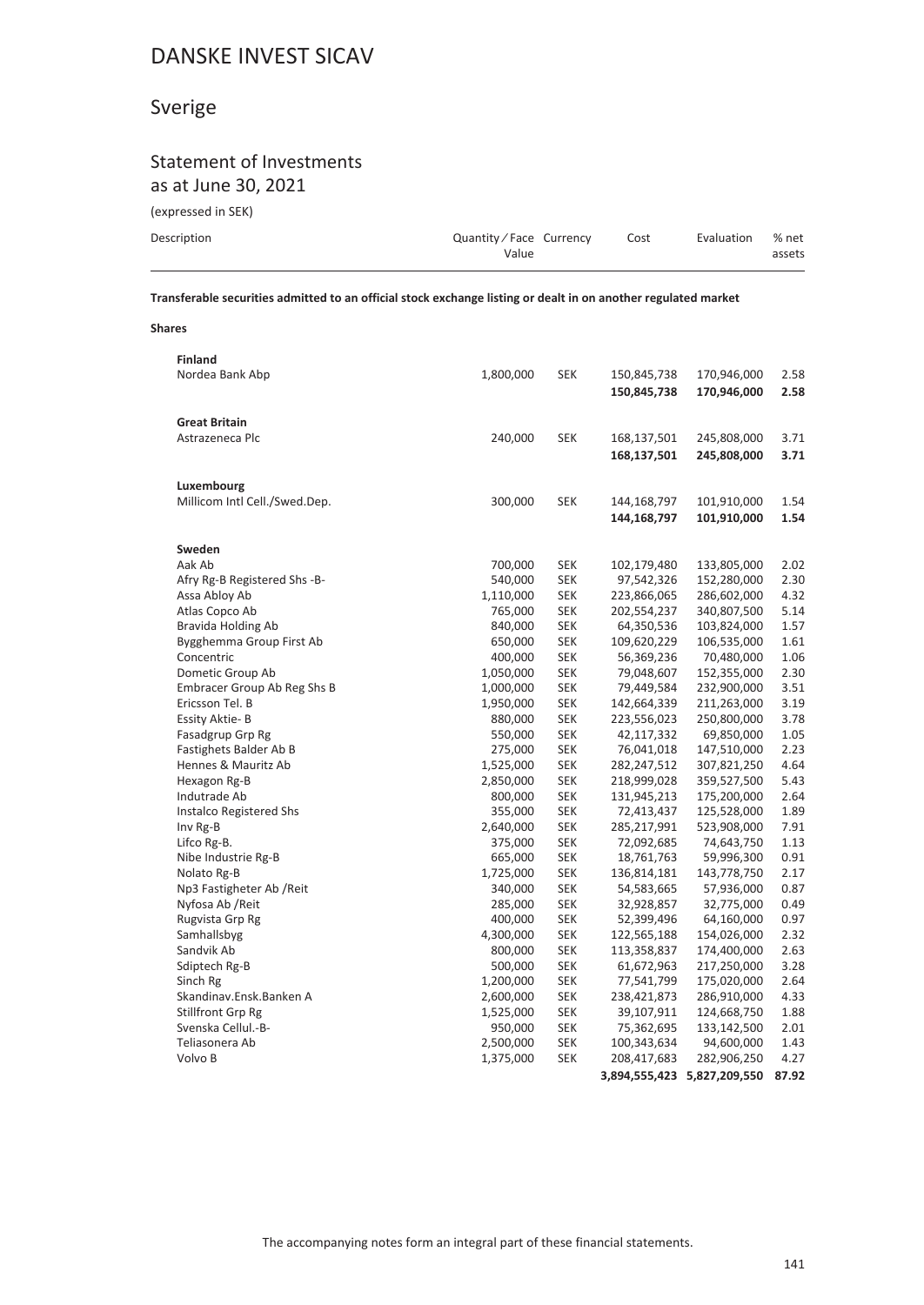# DANSKE INVEST SICAV

## Sverige

### Statement of Investments
as at June 30, 2021

(expressed in SEK)

| Description | Quantity / Face Value | Currency | Cost | Evaluation | % net assets |
|---|---|---|---|---|---|
| **Transferable securities admitted to an official stock exchange listing or dealt in on another regulated market** | | | | | |
| **Shares** | | | | | |
| **Finland** | | | | | |
| Nordea Bank Abp | 1,800,000 | SEK | 150,845,738 | 170,946,000 | 2.58 |
| | | | **150,845,738** | **170,946,000** | **2.58** |
| **Great Britain** | | | | | |
| Astrazeneca Plc | 240,000 | SEK | 168,137,501 | 245,808,000 | 3.71 |
| | | | **168,137,501** | **245,808,000** | **3.71** |
| **Luxembourg** | | | | | |
| Millicom Intl Cell./Swed.Dep. | 300,000 | SEK | 144,168,797 | 101,910,000 | 1.54 |
| | | | **144,168,797** | **101,910,000** | **1.54** |
| **Sweden** | | | | | |
| Aak Ab | 700,000 | SEK | 102,179,480 | 133,805,000 | 2.02 |
| Afry Rg-B Registered Shs -B- | 540,000 | SEK | 97,542,326 | 152,280,000 | 2.30 |
| Assa Abloy Ab | 1,110,000 | SEK | 223,866,065 | 286,602,000 | 4.32 |
| Atlas Copco Ab | 765,000 | SEK | 202,554,237 | 340,807,500 | 5.14 |
| Bravida Holding Ab | 840,000 | SEK | 64,350,536 | 103,824,000 | 1.57 |
| Bygghemma Group First Ab | 650,000 | SEK | 109,620,229 | 106,535,000 | 1.61 |
| Concentric | 400,000 | SEK | 56,369,236 | 70,480,000 | 1.06 |
| Dometic Group Ab | 1,050,000 | SEK | 79,048,607 | 152,355,000 | 2.30 |
| Embracer Group Ab Reg Shs B | 1,000,000 | SEK | 79,449,584 | 232,900,000 | 3.51 |
| Ericsson Tel. B | 1,950,000 | SEK | 142,664,339 | 211,263,000 | 3.19 |
| Essity Aktie- B | 880,000 | SEK | 223,556,023 | 250,800,000 | 3.78 |
| Fasadgrup Grp Rg | 550,000 | SEK | 42,117,332 | 69,850,000 | 1.05 |
| Fastighets Balder Ab B | 275,000 | SEK | 76,041,018 | 147,510,000 | 2.23 |
| Hennes & Mauritz Ab | 1,525,000 | SEK | 282,247,512 | 307,821,250 | 4.64 |
| Hexagon Rg-B | 2,850,000 | SEK | 218,999,028 | 359,527,500 | 5.43 |
| Indutrade Ab | 800,000 | SEK | 131,945,213 | 175,200,000 | 2.64 |
| Instalco Registered Shs | 355,000 | SEK | 72,413,437 | 125,528,000 | 1.89 |
| Inv Rg-B | 2,640,000 | SEK | 285,217,991 | 523,908,000 | 7.91 |
| Lifco Rg-B. | 375,000 | SEK | 72,092,685 | 74,643,750 | 1.13 |
| Nibe Industrie Rg-B | 665,000 | SEK | 18,761,763 | 59,996,300 | 0.91 |
| Nolato Rg-B | 1,725,000 | SEK | 136,814,181 | 143,778,750 | 2.17 |
| Np3 Fastigheter Ab /Reit | 340,000 | SEK | 54,583,665 | 57,936,000 | 0.87 |
| Nyfosa Ab /Reit | 285,000 | SEK | 32,928,857 | 32,775,000 | 0.49 |
| Rugvista Grp Rg | 400,000 | SEK | 52,399,496 | 64,160,000 | 0.97 |
| Samhallsbyg | 4,300,000 | SEK | 122,565,188 | 154,026,000 | 2.32 |
| Sandvik Ab | 800,000 | SEK | 113,358,837 | 174,400,000 | 2.63 |
| Sdiptech Rg-B | 500,000 | SEK | 61,672,963 | 217,250,000 | 3.28 |
| Sinch Rg | 1,200,000 | SEK | 77,541,799 | 175,020,000 | 2.64 |
| Skandinav.Ensk.Banken A | 2,600,000 | SEK | 238,421,873 | 286,910,000 | 4.33 |
| Stillfront Grp Rg | 1,525,000 | SEK | 39,107,911 | 124,668,750 | 1.88 |
| Svenska Cellul.-B- | 950,000 | SEK | 75,362,695 | 133,142,500 | 2.01 |
| Teliasonera Ab | 2,500,000 | SEK | 100,343,634 | 94,600,000 | 1.43 |
| Volvo B | 1,375,000 | SEK | 208,417,683 | 282,906,250 | 4.27 |
| | | | **3,894,555,423** | **5,827,209,550** | **87.92** |

The accompanying notes form an integral part of these financial statements.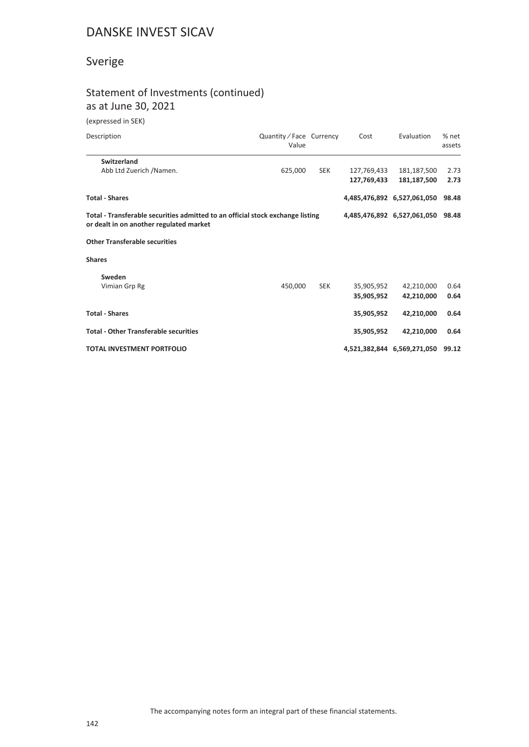# DANSKE INVEST SICAV

## Sverige

### Statement of Investments (continued)
as at June 30, 2021

(expressed in SEK)

| Description | Quantity ⁄ Face Value | Currency | Cost | Evaluation | % net assets |
|---|---|---|---|---|---|
| **Switzerland** | | | | | |
| Abb Ltd Zuerich /Namen. | 625,000 | SEK | 127,769,433 | 181,187,500 | 2.73 |
| | | | **127,769,433** | **181,187,500** | **2.73** |
| **Total - Shares** | | | **4,485,476,892** | **6,527,061,050** | **98.48** |
| **Total - Transferable securities admitted to an official stock exchange listing or dealt in on another regulated market** | | | **4,485,476,892** | **6,527,061,050** | **98.48** |
| **Other Transferable securities** | | | | | |
| **Shares** | | | | | |
| **Sweden** | | | | | |
| Vimian Grp Rg | 450,000 | SEK | 35,905,952 | 42,210,000 | 0.64 |
| | | | **35,905,952** | **42,210,000** | **0.64** |
| **Total - Shares** | | | **35,905,952** | **42,210,000** | **0.64** |
| **Total - Other Transferable securities** | | | **35,905,952** | **42,210,000** | **0.64** |
| **TOTAL INVESTMENT PORTFOLIO** | | | **4,521,382,844** | **6,569,271,050** | **99.12** |

The accompanying notes form an integral part of these financial statements.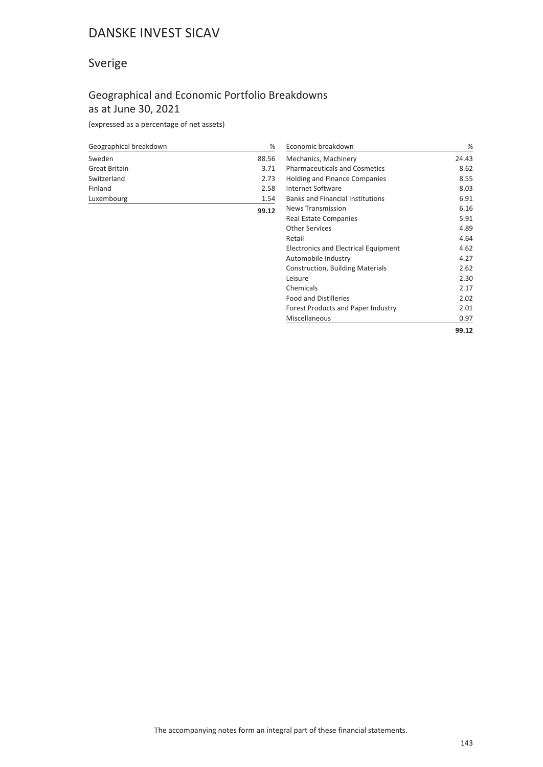# DANSKE INVEST SICAV

## Sverige

### Geographical and Economic Portfolio Breakdowns as at June 30, 2021

(expressed as a percentage of net assets)

| Geographical breakdown | % |
|---|---|
| Sweden | 88.56 |
| Great Britain | 3.71 |
| Switzerland | 2.73 |
| Finland | 2.58 |
| Luxembourg | 1.54 |
| | **99.12** |

| Economic breakdown | % |
|---|---|
| Mechanics, Machinery | 24.43 |
| Pharmaceuticals and Cosmetics | 8.62 |
| Holding and Finance Companies | 8.55 |
| Internet Software | 8.03 |
| Banks and Financial Institutions | 6.91 |
| News Transmission | 6.16 |
| Real Estate Companies | 5.91 |
| Other Services | 4.89 |
| Retail | 4.64 |
| Electronics and Electrical Equipment | 4.62 |
| Automobile Industry | 4.27 |
| Construction, Building Materials | 2.62 |
| Leisure | 2.30 |
| Chemicals | 2.17 |
| Food and Distilleries | 2.02 |
| Forest Products and Paper Industry | 2.01 |
| Miscellaneous | 0.97 |
| | **99.12** |

The accompanying notes form an integral part of these financial statements.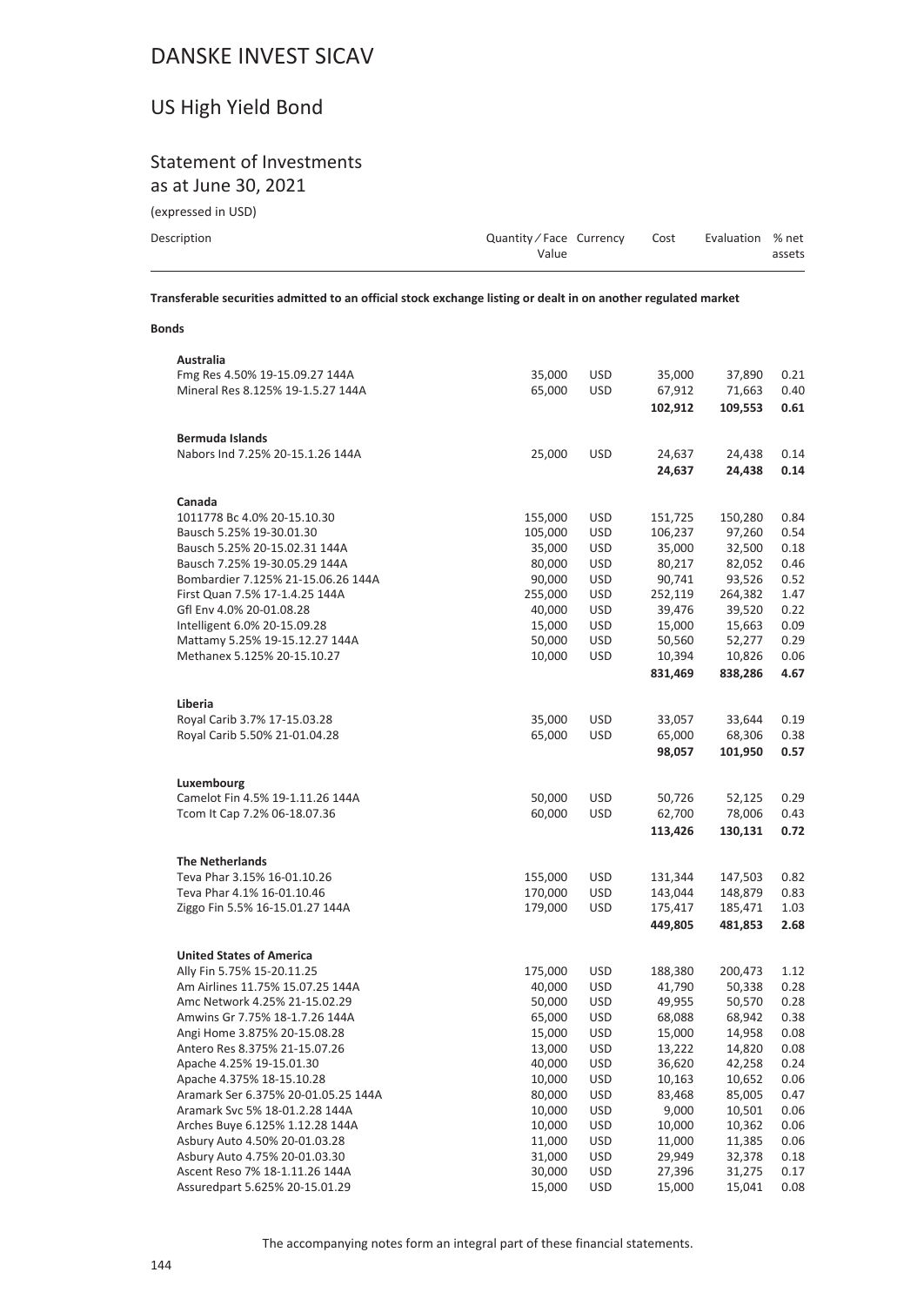# DANSKE INVEST SICAV

## US High Yield Bond

### Statement of Investments

as at June 30, 2021

(expressed in USD)

| Description | Quantity / Face Value | Currency | Cost | Evaluation | % net assets |
|---|---|---|---|---|---|
| **Transferable securities admitted to an official stock exchange listing or dealt in on another regulated market** | | | | | |
| **Bonds** | | | | | |
| **Australia** | | | | | |
| Fmg Res 4.50% 19-15.09.27 144A | 35,000 | USD | 35,000 | 37,890 | 0.21 |
| Mineral Res 8.125% 19-1.5.27 144A | 65,000 | USD | 67,912 | 71,663 | 0.40 |
| | | | **102,912** | **109,553** | **0.61** |
| **Bermuda Islands** | | | | | |
| Nabors Ind 7.25% 20-15.1.26 144A | 25,000 | USD | 24,637 | 24,438 | 0.14 |
| | | | **24,637** | **24,438** | **0.14** |
| **Canada** | | | | | |
| 1011778 Bc 4.0% 20-15.10.30 | 155,000 | USD | 151,725 | 150,280 | 0.84 |
| Bausch 5.25% 19-30.01.30 | 105,000 | USD | 106,237 | 97,260 | 0.54 |
| Bausch 5.25% 20-15.02.31 144A | 35,000 | USD | 35,000 | 32,500 | 0.18 |
| Bausch 7.25% 19-30.05.29 144A | 80,000 | USD | 80,217 | 82,052 | 0.46 |
| Bombardier 7.125% 21-15.06.26 144A | 90,000 | USD | 90,741 | 93,526 | 0.52 |
| First Quan 7.5% 17-1.4.25 144A | 255,000 | USD | 252,119 | 264,382 | 1.47 |
| Gfl Env 4.0% 20-01.08.28 | 40,000 | USD | 39,476 | 39,520 | 0.22 |
| Intelligent 6.0% 20-15.09.28 | 15,000 | USD | 15,000 | 15,663 | 0.09 |
| Mattamy 5.25% 19-15.12.27 144A | 50,000 | USD | 50,560 | 52,277 | 0.29 |
| Methanex 5.125% 20-15.10.27 | 10,000 | USD | 10,394 | 10,826 | 0.06 |
| | | | **831,469** | **838,286** | **4.67** |
| **Liberia** | | | | | |
| Royal Carib 3.7% 17-15.03.28 | 35,000 | USD | 33,057 | 33,644 | 0.19 |
| Royal Carib 5.50% 21-01.04.28 | 65,000 | USD | 65,000 | 68,306 | 0.38 |
| | | | **98,057** | **101,950** | **0.57** |
| **Luxembourg** | | | | | |
| Camelot Fin 4.5% 19-1.11.26 144A | 50,000 | USD | 50,726 | 52,125 | 0.29 |
| Tcom It Cap 7.2% 06-18.07.36 | 60,000 | USD | 62,700 | 78,006 | 0.43 |
| | | | **113,426** | **130,131** | **0.72** |
| **The Netherlands** | | | | | |
| Teva Phar 3.15% 16-01.10.26 | 155,000 | USD | 131,344 | 147,503 | 0.82 |
| Teva Phar 4.1% 16-01.10.46 | 170,000 | USD | 143,044 | 148,879 | 0.83 |
| Ziggo Fin 5.5% 16-15.01.27 144A | 179,000 | USD | 175,417 | 185,471 | 1.03 |
| | | | **449,805** | **481,853** | **2.68** |
| **United States of America** | | | | | |
| Ally Fin 5.75% 15-20.11.25 | 175,000 | USD | 188,380 | 200,473 | 1.12 |
| Am Airlines 11.75% 15.07.25 144A | 40,000 | USD | 41,790 | 50,338 | 0.28 |
| Amc Network 4.25% 21-15.02.29 | 50,000 | USD | 49,955 | 50,570 | 0.28 |
| Amwins Gr 7.75% 18-1.7.26 144A | 65,000 | USD | 68,088 | 68,942 | 0.38 |
| Angi Home 3.875% 20-15.08.28 | 15,000 | USD | 15,000 | 14,958 | 0.08 |
| Antero Res 8.375% 21-15.07.26 | 13,000 | USD | 13,222 | 14,820 | 0.08 |
| Apache 4.25% 19-15.01.30 | 40,000 | USD | 36,620 | 42,258 | 0.24 |
| Apache 4.375% 18-15.10.28 | 10,000 | USD | 10,163 | 10,652 | 0.06 |
| Aramark Ser 6.375% 20-01.05.25 144A | 80,000 | USD | 83,468 | 85,005 | 0.47 |
| Aramark Svc 5% 18-01.2.28 144A | 10,000 | USD | 9,000 | 10,501 | 0.06 |
| Arches Buye 6.125% 1.12.28 144A | 10,000 | USD | 10,000 | 10,362 | 0.06 |
| Asbury Auto 4.50% 20-01.03.28 | 11,000 | USD | 11,000 | 11,385 | 0.06 |
| Asbury Auto 4.75% 20-01.03.30 | 31,000 | USD | 29,949 | 32,378 | 0.18 |
| Ascent Reso 7% 18-1.11.26 144A | 30,000 | USD | 27,396 | 31,275 | 0.17 |
| Assuredpart 5.625% 20-15.01.29 | 15,000 | USD | 15,000 | 15,041 | 0.08 |

The accompanying notes form an integral part of these financial statements.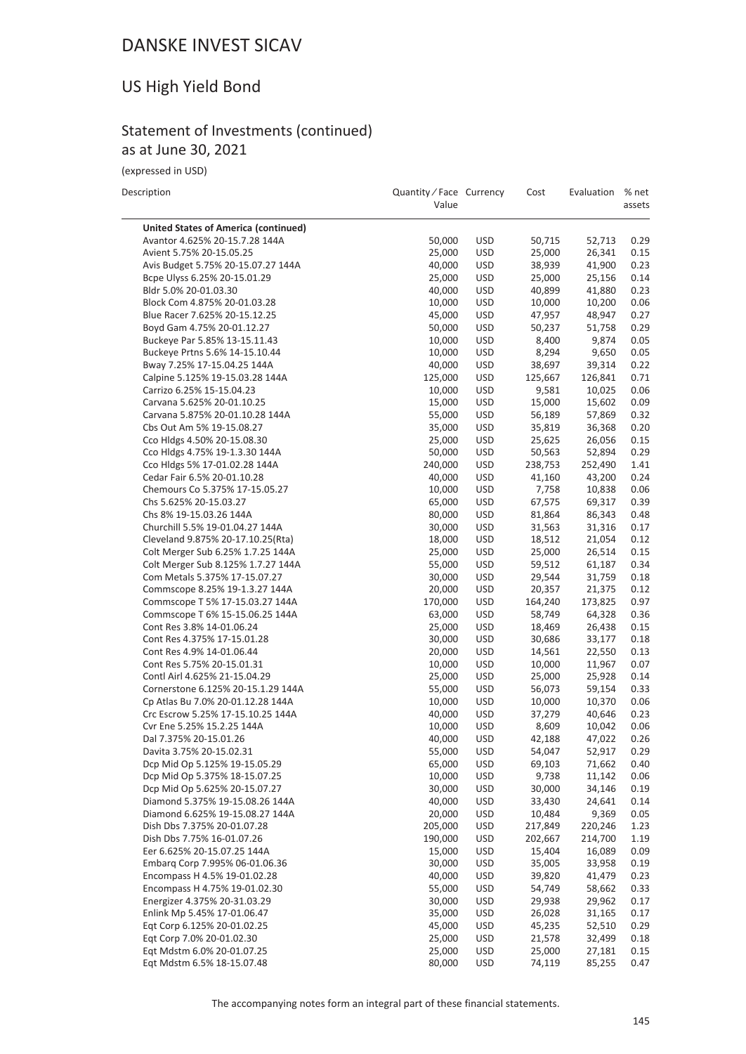# DANSKE INVEST SICAV

## US High Yield Bond

### Statement of Investments (continued)
as at June 30, 2021

(expressed in USD)

| Description | Quantity / Face Value | Currency | Cost | Evaluation | % net assets |
|---|---|---|---|---|---|
| **United States of America (continued)** | | | | | |
| Avantor 4.625% 20-15.7.28 144A | 50,000 | USD | 50,715 | 52,713 | 0.29 |
| Avient 5.75% 20-15.05.25 | 25,000 | USD | 25,000 | 26,341 | 0.15 |
| Avis Budget 5.75% 20-15.07.27 144A | 40,000 | USD | 38,939 | 41,900 | 0.23 |
| Bcpe Ulyss 6.25% 20-15.01.29 | 25,000 | USD | 25,000 | 25,156 | 0.14 |
| Bldr 5.0% 20-01.03.30 | 40,000 | USD | 40,899 | 41,880 | 0.23 |
| Block Com 4.875% 20-01.03.28 | 10,000 | USD | 10,000 | 10,200 | 0.06 |
| Blue Racer 7.625% 20-15.12.25 | 45,000 | USD | 47,957 | 48,947 | 0.27 |
| Boyd Gam 4.75% 20-01.12.27 | 50,000 | USD | 50,237 | 51,758 | 0.29 |
| Buckeye Par 5.85% 13-15.11.43 | 10,000 | USD | 8,400 | 9,874 | 0.05 |
| Buckeye Prtns 5.6% 14-15.10.44 | 10,000 | USD | 8,294 | 9,650 | 0.05 |
| Bway 7.25% 17-15.04.25 144A | 40,000 | USD | 38,697 | 39,314 | 0.22 |
| Calpine 5.125% 19-15.03.28 144A | 125,000 | USD | 125,667 | 126,841 | 0.71 |
| Carrizo 6.25% 15-15.04.23 | 10,000 | USD | 9,581 | 10,025 | 0.06 |
| Carvana 5.625% 20-01.10.25 | 15,000 | USD | 15,000 | 15,602 | 0.09 |
| Carvana 5.875% 20-01.10.28 144A | 55,000 | USD | 56,189 | 57,869 | 0.32 |
| Cbs Out Am 5% 19-15.08.27 | 35,000 | USD | 35,819 | 36,368 | 0.20 |
| Cco Hldgs 4.50% 20-15.08.30 | 25,000 | USD | 25,625 | 26,056 | 0.15 |
| Cco Hldgs 4.75% 19-1.3.30 144A | 50,000 | USD | 50,563 | 52,894 | 0.29 |
| Cco Hldgs 5% 17-01.02.28 144A | 240,000 | USD | 238,753 | 252,490 | 1.41 |
| Cedar Fair 6.5% 20-01.10.28 | 40,000 | USD | 41,160 | 43,200 | 0.24 |
| Chemours Co 5.375% 17-15.05.27 | 10,000 | USD | 7,758 | 10,838 | 0.06 |
| Chs 5.625% 20-15.03.27 | 65,000 | USD | 67,575 | 69,317 | 0.39 |
| Chs 8% 19-15.03.26 144A | 80,000 | USD | 81,864 | 86,343 | 0.48 |
| Churchill 5.5% 19-01.04.27 144A | 30,000 | USD | 31,563 | 31,316 | 0.17 |
| Cleveland 9.875% 20-17.10.25(Rta) | 18,000 | USD | 18,512 | 21,054 | 0.12 |
| Colt Merger Sub 6.25% 1.7.25 144A | 25,000 | USD | 25,000 | 26,514 | 0.15 |
| Colt Merger Sub 8.125% 1.7.27 144A | 55,000 | USD | 59,512 | 61,187 | 0.34 |
| Com Metals 5.375% 17-15.07.27 | 30,000 | USD | 29,544 | 31,759 | 0.18 |
| Commscope 8.25% 19-1.3.27 144A | 20,000 | USD | 20,357 | 21,375 | 0.12 |
| Commscope T 5% 17-15.03.27 144A | 170,000 | USD | 164,240 | 173,825 | 0.97 |
| Commscope T 6% 15-15.06.25 144A | 63,000 | USD | 58,749 | 64,328 | 0.36 |
| Cont Res 3.8% 14-01.06.24 | 25,000 | USD | 18,469 | 26,438 | 0.15 |
| Cont Res 4.375% 17-15.01.28 | 30,000 | USD | 30,686 | 33,177 | 0.18 |
| Cont Res 4.9% 14-01.06.44 | 20,000 | USD | 14,561 | 22,550 | 0.13 |
| Cont Res 5.75% 20-15.01.31 | 10,000 | USD | 10,000 | 11,967 | 0.07 |
| Contl Airl 4.625% 21-15.04.29 | 25,000 | USD | 25,000 | 25,928 | 0.14 |
| Cornerstone 6.125% 20-15.1.29 144A | 55,000 | USD | 56,073 | 59,154 | 0.33 |
| Cp Atlas Bu 7.0% 20-01.12.28 144A | 10,000 | USD | 10,000 | 10,370 | 0.06 |
| Crc Escrow 5.25% 17-15.10.25 144A | 40,000 | USD | 37,279 | 40,646 | 0.23 |
| Cvr Ene 5.25% 15.2.25 144A | 10,000 | USD | 8,609 | 10,042 | 0.06 |
| Dal 7.375% 20-15.01.26 | 40,000 | USD | 42,188 | 47,022 | 0.26 |
| Davita 3.75% 20-15.02.31 | 55,000 | USD | 54,047 | 52,917 | 0.29 |
| Dcp Mid Op 5.125% 19-15.05.29 | 65,000 | USD | 69,103 | 71,662 | 0.40 |
| Dcp Mid Op 5.375% 18-15.07.25 | 10,000 | USD | 9,738 | 11,142 | 0.06 |
| Dcp Mid Op 5.625% 20-15.07.27 | 30,000 | USD | 30,000 | 34,146 | 0.19 |
| Diamond 5.375% 19-15.08.26 144A | 40,000 | USD | 33,430 | 24,641 | 0.14 |
| Diamond 6.625% 19-15.08.27 144A | 20,000 | USD | 10,484 | 9,369 | 0.05 |
| Dish Dbs 7.375% 20-01.07.28 | 205,000 | USD | 217,849 | 220,246 | 1.23 |
| Dish Dbs 7.75% 16-01.07.26 | 190,000 | USD | 202,667 | 214,700 | 1.19 |
| Eer 6.625% 20-15.07.25 144A | 15,000 | USD | 15,404 | 16,089 | 0.09 |
| Embarq Corp 7.995% 06-01.06.36 | 30,000 | USD | 35,005 | 33,958 | 0.19 |
| Encompass H 4.5% 19-01.02.28 | 40,000 | USD | 39,820 | 41,479 | 0.23 |
| Encompass H 4.75% 19-01.02.30 | 55,000 | USD | 54,749 | 58,662 | 0.33 |
| Energizer 4.375% 20-31.03.29 | 30,000 | USD | 29,938 | 29,962 | 0.17 |
| Enlink Mp 5.45% 17-01.06.47 | 35,000 | USD | 26,028 | 31,165 | 0.17 |
| Eqt Corp 6.125% 20-01.02.25 | 45,000 | USD | 45,235 | 52,510 | 0.29 |
| Eqt Corp 7.0% 20-01.02.30 | 25,000 | USD | 21,578 | 32,499 | 0.18 |
| Eqt Mdstm 6.0% 20-01.07.25 | 25,000 | USD | 25,000 | 27,181 | 0.15 |
| Eqt Mdstm 6.5% 18-15.07.48 | 80,000 | USD | 74,119 | 85,255 | 0.47 |

The accompanying notes form an integral part of these financial statements.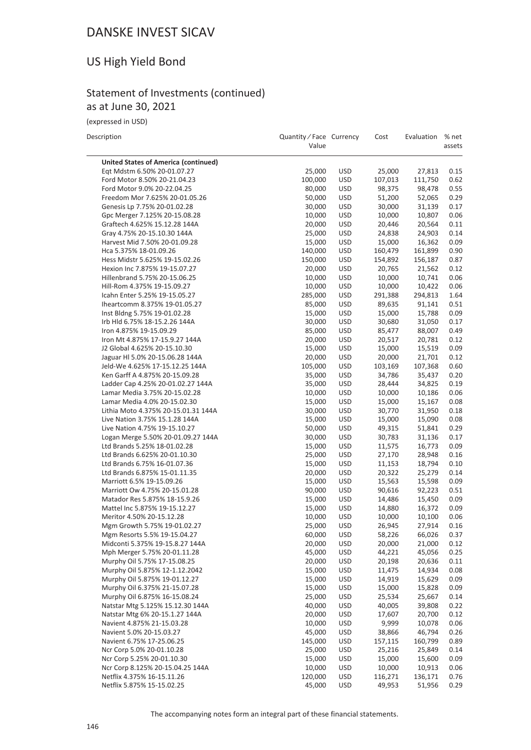# DANSKE INVEST SICAV

## US High Yield Bond

### Statement of Investments (continued)
as at June 30, 2021

(expressed in USD)

| Description | Quantity / Face Value | Currency | Cost | Evaluation | % net assets |
|---|---|---|---|---|---|
| **United States of America (continued)** | | | | | |
| Eqt Mdstm 6.50% 20-01.07.27 | 25,000 | USD | 25,000 | 27,813 | 0.15 |
| Ford Motor 8.50% 20-21.04.23 | 100,000 | USD | 107,013 | 111,750 | 0.62 |
| Ford Motor 9.0% 20-22.04.25 | 80,000 | USD | 98,375 | 98,478 | 0.55 |
| Freedom Mor 7.625% 20-01.05.26 | 50,000 | USD | 51,200 | 52,065 | 0.29 |
| Genesis Lp 7.75% 20-01.02.28 | 30,000 | USD | 30,000 | 31,139 | 0.17 |
| Gpc Merger 7.125% 20-15.08.28 | 10,000 | USD | 10,000 | 10,807 | 0.06 |
| Graftech 4.625% 15.12.28 144A | 20,000 | USD | 20,446 | 20,564 | 0.11 |
| Gray 4.75% 20-15.10.30 144A | 25,000 | USD | 24,838 | 24,903 | 0.14 |
| Harvest Mid 7.50% 20-01.09.28 | 15,000 | USD | 15,000 | 16,362 | 0.09 |
| Hca 5.375% 18-01.09.26 | 140,000 | USD | 160,479 | 161,899 | 0.90 |
| Hess Midstr 5.625% 19-15.02.26 | 150,000 | USD | 154,892 | 156,187 | 0.87 |
| Hexion Inc 7.875% 19-15.07.27 | 20,000 | USD | 20,765 | 21,562 | 0.12 |
| Hillenbrand 5.75% 20-15.06.25 | 10,000 | USD | 10,000 | 10,741 | 0.06 |
| Hill-Rom 4.375% 19-15.09.27 | 10,000 | USD | 10,000 | 10,422 | 0.06 |
| Icahn Enter 5.25% 19-15.05.27 | 285,000 | USD | 291,388 | 294,813 | 1.64 |
| Iheartcomm 8.375% 19-01.05.27 | 85,000 | USD | 89,635 | 91,141 | 0.51 |
| Inst Bldng 5.75% 19-01.02.28 | 15,000 | USD | 15,000 | 15,788 | 0.09 |
| Irb Hld 6.75% 18-15.2.26 144A | 30,000 | USD | 30,680 | 31,050 | 0.17 |
| Iron 4.875% 19-15.09.29 | 85,000 | USD | 85,477 | 88,007 | 0.49 |
| Iron Mt 4.875% 17-15.9.27 144A | 20,000 | USD | 20,517 | 20,781 | 0.12 |
| J2 Global 4.625% 20-15.10.30 | 15,000 | USD | 15,000 | 15,519 | 0.09 |
| Jaguar Hl 5.0% 20-15.06.28 144A | 20,000 | USD | 20,000 | 21,701 | 0.12 |
| Jeld-We 4.625% 17-15.12.25 144A | 105,000 | USD | 103,169 | 107,368 | 0.60 |
| Ken Garff A 4.875% 20-15.09.28 | 35,000 | USD | 34,786 | 35,437 | 0.20 |
| Ladder Cap 4.25% 20-01.02.27 144A | 35,000 | USD | 28,444 | 34,825 | 0.19 |
| Lamar Media 3.75% 20-15.02.28 | 10,000 | USD | 10,000 | 10,186 | 0.06 |
| Lamar Media 4.0% 20-15.02.30 | 15,000 | USD | 15,000 | 15,167 | 0.08 |
| Lithia Moto 4.375% 20-15.01.31 144A | 30,000 | USD | 30,770 | 31,950 | 0.18 |
| Live Nation 3.75% 15.1.28 144A | 15,000 | USD | 15,000 | 15,090 | 0.08 |
| Live Nation 4.75% 19-15.10.27 | 50,000 | USD | 49,315 | 51,841 | 0.29 |
| Logan Merge 5.50% 20-01.09.27 144A | 30,000 | USD | 30,783 | 31,136 | 0.17 |
| Ltd Brands 5.25% 18-01.02.28 | 15,000 | USD | 11,575 | 16,773 | 0.09 |
| Ltd Brands 6.625% 20-01.10.30 | 25,000 | USD | 27,170 | 28,948 | 0.16 |
| Ltd Brands 6.75% 16-01.07.36 | 15,000 | USD | 11,153 | 18,794 | 0.10 |
| Ltd Brands 6.875% 15-01.11.35 | 20,000 | USD | 20,322 | 25,279 | 0.14 |
| Marriott 6.5% 19-15.09.26 | 15,000 | USD | 15,563 | 15,598 | 0.09 |
| Marriott Ow 4.75% 20-15.01.28 | 90,000 | USD | 90,616 | 92,223 | 0.51 |
| Matador Res 5.875% 18-15.9.26 | 15,000 | USD | 14,486 | 15,450 | 0.09 |
| Mattel Inc 5.875% 19-15.12.27 | 15,000 | USD | 14,880 | 16,372 | 0.09 |
| Meritor 4.50% 20-15.12.28 | 10,000 | USD | 10,000 | 10,100 | 0.06 |
| Mgm Growth 5.75% 19-01.02.27 | 25,000 | USD | 26,945 | 27,914 | 0.16 |
| Mgm Resorts 5.5% 19-15.04.27 | 60,000 | USD | 58,226 | 66,026 | 0.37 |
| Midconti 5.375% 19-15.8.27 144A | 20,000 | USD | 20,000 | 21,000 | 0.12 |
| Mph Merger 5.75% 20-01.11.28 | 45,000 | USD | 44,221 | 45,056 | 0.25 |
| Murphy Oil 5.75% 17-15.08.25 | 20,000 | USD | 20,198 | 20,636 | 0.11 |
| Murphy Oil 5.875% 12-1.12.2042 | 15,000 | USD | 11,475 | 14,934 | 0.08 |
| Murphy Oil 5.875% 19-01.12.27 | 15,000 | USD | 14,919 | 15,629 | 0.09 |
| Murphy Oil 6.375% 21-15.07.28 | 15,000 | USD | 15,000 | 15,828 | 0.09 |
| Murphy Oil 6.875% 16-15.08.24 | 25,000 | USD | 25,534 | 25,667 | 0.14 |
| Natstar Mtg 5.125% 15.12.30 144A | 40,000 | USD | 40,005 | 39,808 | 0.22 |
| Natstar Mtg 6% 20-15.1.27 144A | 20,000 | USD | 17,607 | 20,700 | 0.12 |
| Navient 4.875% 21-15.03.28 | 10,000 | USD | 9,999 | 10,078 | 0.06 |
| Navient 5.0% 20-15.03.27 | 45,000 | USD | 38,866 | 46,794 | 0.26 |
| Navient 6.75% 17-25.06.25 | 145,000 | USD | 157,115 | 160,799 | 0.89 |
| Ncr Corp 5.0% 20-01.10.28 | 25,000 | USD | 25,216 | 25,849 | 0.14 |
| Ncr Corp 5.25% 20-01.10.30 | 15,000 | USD | 15,000 | 15,600 | 0.09 |
| Ncr Corp 8.125% 20-15.04.25 144A | 10,000 | USD | 10,000 | 10,913 | 0.06 |
| Netflix 4.375% 16-15.11.26 | 120,000 | USD | 116,271 | 136,171 | 0.76 |
| Netflix 5.875% 15-15.02.25 | 45,000 | USD | 49,953 | 51,956 | 0.29 |

The accompanying notes form an integral part of these financial statements.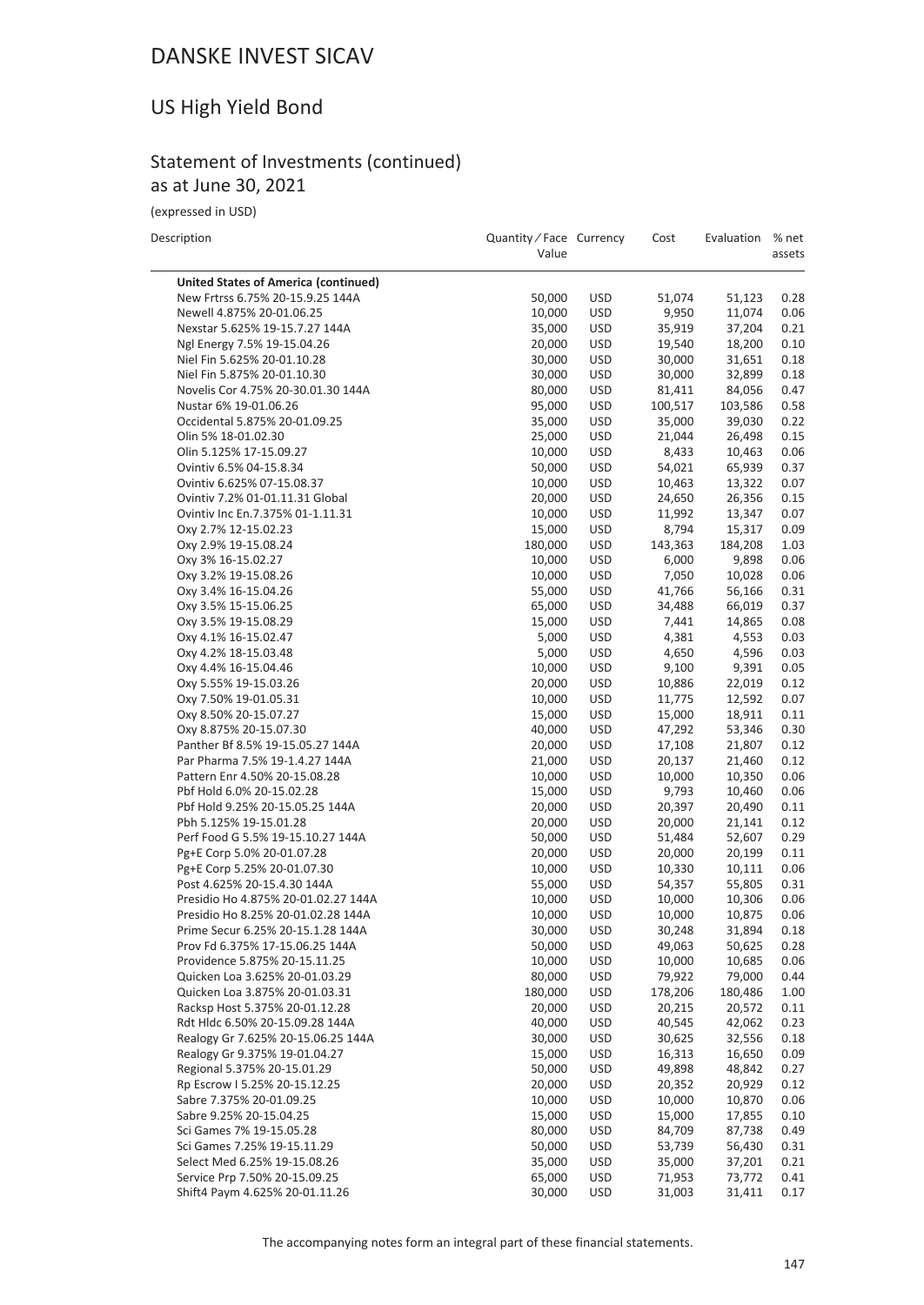# DANSKE INVEST SICAV

## US High Yield Bond

### Statement of Investments (continued)
as at June 30, 2021

(expressed in USD)

| Description | Quantity / Face Value | Currency | Cost | Evaluation | % net assets |
|---|---|---|---|---|---|
| **United States of America (continued)** | | | | | |
| New Frtrss 6.75% 20-15.9.25 144A | 50,000 | USD | 51,074 | 51,123 | 0.28 |
| Newell 4.875% 20-01.06.25 | 10,000 | USD | 9,950 | 11,074 | 0.06 |
| Nexstar 5.625% 19-15.7.27 144A | 35,000 | USD | 35,919 | 37,204 | 0.21 |
| Ngl Energy 7.5% 19-15.04.26 | 20,000 | USD | 19,540 | 18,200 | 0.10 |
| Niel Fin 5.625% 20-01.10.28 | 30,000 | USD | 30,000 | 31,651 | 0.18 |
| Niel Fin 5.875% 20-01.10.30 | 30,000 | USD | 30,000 | 32,899 | 0.18 |
| Novelis Cor 4.75% 20-30.01.30 144A | 80,000 | USD | 81,411 | 84,056 | 0.47 |
| Nustar 6% 19-01.06.26 | 95,000 | USD | 100,517 | 103,586 | 0.58 |
| Occidental 5.875% 20-01.09.25 | 35,000 | USD | 35,000 | 39,030 | 0.22 |
| Olin 5% 18-01.02.30 | 25,000 | USD | 21,044 | 26,498 | 0.15 |
| Olin 5.125% 17-15.09.27 | 10,000 | USD | 8,433 | 10,463 | 0.06 |
| Ovintiv 6.5% 04-15.8.34 | 50,000 | USD | 54,021 | 65,939 | 0.37 |
| Ovintiv 6.625% 07-15.08.37 | 10,000 | USD | 10,463 | 13,322 | 0.07 |
| Ovintiv 7.2% 01-01.11.31 Global | 20,000 | USD | 24,650 | 26,356 | 0.15 |
| Ovintiv Inc En.7.375% 01-1.11.31 | 10,000 | USD | 11,992 | 13,347 | 0.07 |
| Oxy 2.7% 12-15.02.23 | 15,000 | USD | 8,794 | 15,317 | 0.09 |
| Oxy 2.9% 19-15.08.24 | 180,000 | USD | 143,363 | 184,208 | 1.03 |
| Oxy 3% 16-15.02.27 | 10,000 | USD | 6,000 | 9,898 | 0.06 |
| Oxy 3.2% 19-15.08.26 | 10,000 | USD | 7,050 | 10,028 | 0.06 |
| Oxy 3.4% 16-15.04.26 | 55,000 | USD | 41,766 | 56,166 | 0.31 |
| Oxy 3.5% 15-15.06.25 | 65,000 | USD | 34,488 | 66,019 | 0.37 |
| Oxy 3.5% 19-15.08.29 | 15,000 | USD | 7,441 | 14,865 | 0.08 |
| Oxy 4.1% 16-15.02.47 | 5,000 | USD | 4,381 | 4,553 | 0.03 |
| Oxy 4.2% 18-15.03.48 | 5,000 | USD | 4,650 | 4,596 | 0.03 |
| Oxy 4.4% 16-15.04.46 | 10,000 | USD | 9,100 | 9,391 | 0.05 |
| Oxy 5.55% 19-15.03.26 | 20,000 | USD | 10,886 | 22,019 | 0.12 |
| Oxy 7.50% 19-01.05.31 | 10,000 | USD | 11,775 | 12,592 | 0.07 |
| Oxy 8.50% 20-15.07.27 | 15,000 | USD | 15,000 | 18,911 | 0.11 |
| Oxy 8.875% 20-15.07.30 | 40,000 | USD | 47,292 | 53,346 | 0.30 |
| Panther Bf 8.5% 19-15.05.27 144A | 20,000 | USD | 17,108 | 21,807 | 0.12 |
| Par Pharma 7.5% 19-1.4.27 144A | 21,000 | USD | 20,137 | 21,460 | 0.12 |
| Pattern Enr 4.50% 20-15.08.28 | 10,000 | USD | 10,000 | 10,350 | 0.06 |
| Pbf Hold 6.0% 20-15.02.28 | 15,000 | USD | 9,793 | 10,460 | 0.06 |
| Pbf Hold 9.25% 20-15.05.25 144A | 20,000 | USD | 20,397 | 20,490 | 0.11 |
| Pbh 5.125% 19-15.01.28 | 20,000 | USD | 20,000 | 21,141 | 0.12 |
| Perf Food G 5.5% 19-15.10.27 144A | 50,000 | USD | 51,484 | 52,607 | 0.29 |
| Pg+E Corp 5.0% 20-01.07.28 | 20,000 | USD | 20,000 | 20,199 | 0.11 |
| Pg+E Corp 5.25% 20-01.07.30 | 10,000 | USD | 10,330 | 10,111 | 0.06 |
| Post 4.625% 20-15.4.30 144A | 55,000 | USD | 54,357 | 55,805 | 0.31 |
| Presidio Ho 4.875% 20-01.02.27 144A | 10,000 | USD | 10,000 | 10,306 | 0.06 |
| Presidio Ho 8.25% 20-01.02.28 144A | 10,000 | USD | 10,000 | 10,875 | 0.06 |
| Prime Secur 6.25% 20-15.1.28 144A | 30,000 | USD | 30,248 | 31,894 | 0.18 |
| Prov Fd 6.375% 17-15.06.25 144A | 50,000 | USD | 49,063 | 50,625 | 0.28 |
| Providence 5.875% 20-15.11.25 | 10,000 | USD | 10,000 | 10,685 | 0.06 |
| Quicken Loa 3.625% 20-01.03.29 | 80,000 | USD | 79,922 | 79,000 | 0.44 |
| Quicken Loa 3.875% 20-01.03.31 | 180,000 | USD | 178,206 | 180,486 | 1.00 |
| Racksp Host 5.375% 20-01.12.28 | 20,000 | USD | 20,215 | 20,572 | 0.11 |
| Rdt Hldc 6.50% 20-15.09.28 144A | 40,000 | USD | 40,545 | 42,062 | 0.23 |
| Realogy Gr 7.625% 20-15.06.25 144A | 30,000 | USD | 30,625 | 32,556 | 0.18 |
| Realogy Gr 9.375% 19-01.04.27 | 15,000 | USD | 16,313 | 16,650 | 0.09 |
| Regional 5.375% 20-15.01.29 | 50,000 | USD | 49,898 | 48,842 | 0.27 |
| Rp Escrow I 5.25% 20-15.12.25 | 20,000 | USD | 20,352 | 20,929 | 0.12 |
| Sabre 7.375% 20-01.09.25 | 10,000 | USD | 10,000 | 10,870 | 0.06 |
| Sabre 9.25% 20-15.04.25 | 15,000 | USD | 15,000 | 17,855 | 0.10 |
| Sci Games 7% 19-15.05.28 | 80,000 | USD | 84,709 | 87,738 | 0.49 |
| Sci Games 7.25% 19-15.11.29 | 50,000 | USD | 53,739 | 56,430 | 0.31 |
| Select Med 6.25% 19-15.08.26 | 35,000 | USD | 35,000 | 37,201 | 0.21 |
| Service Prp 7.50% 20-15.09.25 | 65,000 | USD | 71,953 | 73,772 | 0.41 |
| Shift4 Paym 4.625% 20-01.11.26 | 30,000 | USD | 31,003 | 31,411 | 0.17 |

The accompanying notes form an integral part of these financial statements.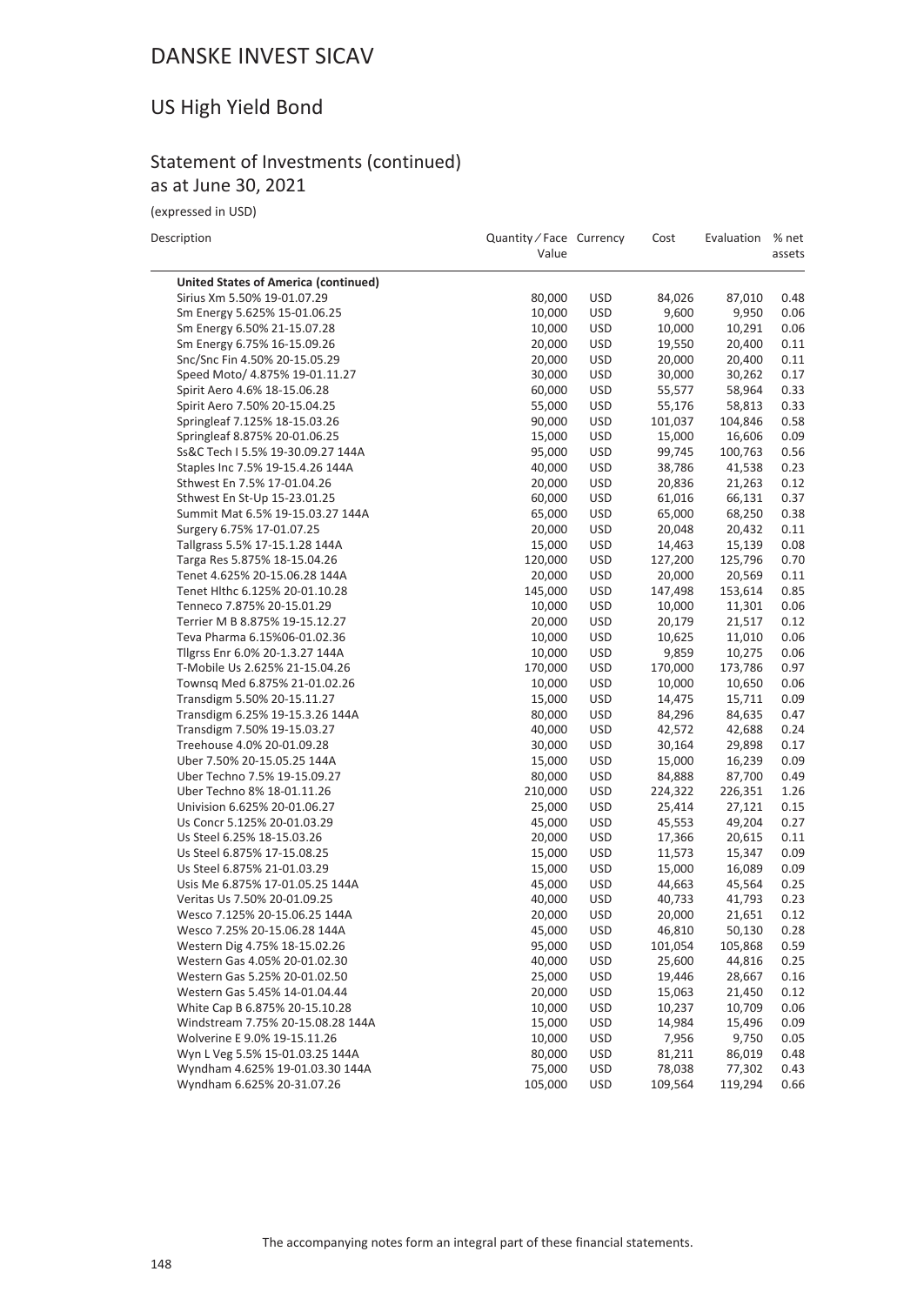# DANSKE INVEST SICAV

## US High Yield Bond

### Statement of Investments (continued)
as at June 30, 2021

(expressed in USD)

| Description | Quantity / Face Value | Currency | Cost | Evaluation | % net assets |
|---|---|---|---|---|---|
| **United States of America (continued)** | | | | | |
| Sirius Xm 5.50% 19-01.07.29 | 80,000 | USD | 84,026 | 87,010 | 0.48 |
| Sm Energy 5.625% 15-01.06.25 | 10,000 | USD | 9,600 | 9,950 | 0.06 |
| Sm Energy 6.50% 21-15.07.28 | 10,000 | USD | 10,000 | 10,291 | 0.06 |
| Sm Energy 6.75% 16-15.09.26 | 20,000 | USD | 19,550 | 20,400 | 0.11 |
| Snc/Snc Fin 4.50% 20-15.05.29 | 20,000 | USD | 20,000 | 20,400 | 0.11 |
| Speed Moto/ 4.875% 19-01.11.27 | 30,000 | USD | 30,000 | 30,262 | 0.17 |
| Spirit Aero 4.6% 18-15.06.28 | 60,000 | USD | 55,577 | 58,964 | 0.33 |
| Spirit Aero 7.50% 20-15.04.25 | 55,000 | USD | 55,176 | 58,813 | 0.33 |
| Springleaf 7.125% 18-15.03.26 | 90,000 | USD | 101,037 | 104,846 | 0.58 |
| Springleaf 8.875% 20-01.06.25 | 15,000 | USD | 15,000 | 16,606 | 0.09 |
| Ss&C Tech I 5.5% 19-30.09.27 144A | 95,000 | USD | 99,745 | 100,763 | 0.56 |
| Staples Inc 7.5% 19-15.4.26 144A | 40,000 | USD | 38,786 | 41,538 | 0.23 |
| Sthwest En 7.5% 17-01.04.26 | 20,000 | USD | 20,836 | 21,263 | 0.12 |
| Sthwest En St-Up 15-23.01.25 | 60,000 | USD | 61,016 | 66,131 | 0.37 |
| Summit Mat 6.5% 19-15.03.27 144A | 65,000 | USD | 65,000 | 68,250 | 0.38 |
| Surgery 6.75% 17-01.07.25 | 20,000 | USD | 20,048 | 20,432 | 0.11 |
| Tallgrass 5.5% 17-15.1.28 144A | 15,000 | USD | 14,463 | 15,139 | 0.08 |
| Targa Res 5.875% 18-15.04.26 | 120,000 | USD | 127,200 | 125,796 | 0.70 |
| Tenet 4.625% 20-15.06.28 144A | 20,000 | USD | 20,000 | 20,569 | 0.11 |
| Tenet Hlthc 6.125% 20-01.10.28 | 145,000 | USD | 147,498 | 153,614 | 0.85 |
| Tenneco 7.875% 20-15.01.29 | 10,000 | USD | 10,000 | 11,301 | 0.06 |
| Terrier M B 8.875% 19-15.12.27 | 20,000 | USD | 20,179 | 21,517 | 0.12 |
| Teva Pharma 6.15%06-01.02.36 | 10,000 | USD | 10,625 | 11,010 | 0.06 |
| Tllgrss Enr 6.0% 20-1.3.27 144A | 10,000 | USD | 9,859 | 10,275 | 0.06 |
| T-Mobile Us 2.625% 21-15.04.26 | 170,000 | USD | 170,000 | 173,786 | 0.97 |
| Townsq Med 6.875% 21-01.02.26 | 10,000 | USD | 10,000 | 10,650 | 0.06 |
| Transdigm 5.50% 20-15.11.27 | 15,000 | USD | 14,475 | 15,711 | 0.09 |
| Transdigm 6.25% 19-15.3.26 144A | 80,000 | USD | 84,296 | 84,635 | 0.47 |
| Transdigm 7.50% 19-15.03.27 | 40,000 | USD | 42,572 | 42,688 | 0.24 |
| Treehouse 4.0% 20-01.09.28 | 30,000 | USD | 30,164 | 29,898 | 0.17 |
| Uber 7.50% 20-15.05.25 144A | 15,000 | USD | 15,000 | 16,239 | 0.09 |
| Uber Techno 7.5% 19-15.09.27 | 80,000 | USD | 84,888 | 87,700 | 0.49 |
| Uber Techno 8% 18-01.11.26 | 210,000 | USD | 224,322 | 226,351 | 1.26 |
| Univision 6.625% 20-01.06.27 | 25,000 | USD | 25,414 | 27,121 | 0.15 |
| Us Concr 5.125% 20-01.03.29 | 45,000 | USD | 45,553 | 49,204 | 0.27 |
| Us Steel 6.25% 18-15.03.26 | 20,000 | USD | 17,366 | 20,615 | 0.11 |
| Us Steel 6.875% 17-15.08.25 | 15,000 | USD | 11,573 | 15,347 | 0.09 |
| Us Steel 6.875% 21-01.03.29 | 15,000 | USD | 15,000 | 16,089 | 0.09 |
| Usis Me 6.875% 17-01.05.25 144A | 45,000 | USD | 44,663 | 45,564 | 0.25 |
| Veritas Us 7.50% 20-01.09.25 | 40,000 | USD | 40,733 | 41,793 | 0.23 |
| Wesco 7.125% 20-15.06.25 144A | 20,000 | USD | 20,000 | 21,651 | 0.12 |
| Wesco 7.25% 20-15.06.28 144A | 45,000 | USD | 46,810 | 50,130 | 0.28 |
| Western Dig 4.75% 18-15.02.26 | 95,000 | USD | 101,054 | 105,868 | 0.59 |
| Western Gas 4.05% 20-01.02.30 | 40,000 | USD | 25,600 | 44,816 | 0.25 |
| Western Gas 5.25% 20-01.02.50 | 25,000 | USD | 19,446 | 28,667 | 0.16 |
| Western Gas 5.45% 14-01.04.44 | 20,000 | USD | 15,063 | 21,450 | 0.12 |
| White Cap B 6.875% 20-15.10.28 | 10,000 | USD | 10,237 | 10,709 | 0.06 |
| Windstream 7.75% 20-15.08.28 144A | 15,000 | USD | 14,984 | 15,496 | 0.09 |
| Wolverine E 9.0% 19-15.11.26 | 10,000 | USD | 7,956 | 9,750 | 0.05 |
| Wyn L Veg 5.5% 15-01.03.25 144A | 80,000 | USD | 81,211 | 86,019 | 0.48 |
| Wyndham 4.625% 19-01.03.30 144A | 75,000 | USD | 78,038 | 77,302 | 0.43 |
| Wyndham 6.625% 20-31.07.26 | 105,000 | USD | 109,564 | 119,294 | 0.66 |

The accompanying notes form an integral part of these financial statements.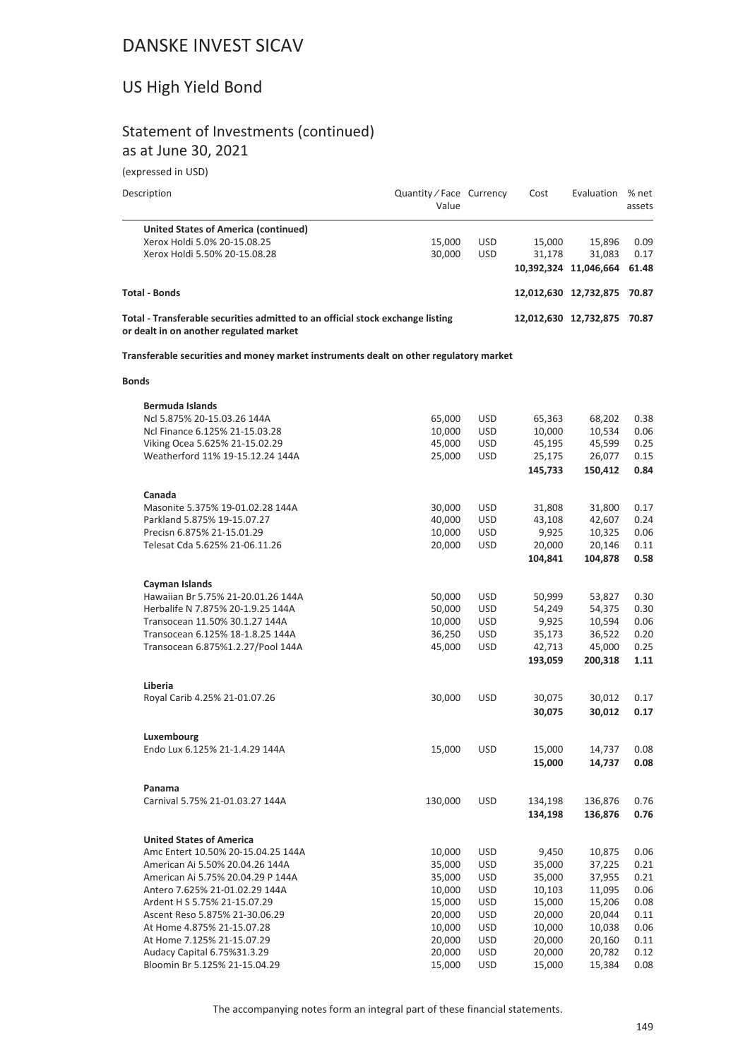# DANSKE INVEST SICAV

## US High Yield Bond

### Statement of Investments (continued)
as at June 30, 2021

(expressed in USD)

| Description | Quantity / Face Value | Currency | Cost | Evaluation | % net assets |
|---|---|---|---|---|---|
| **United States of America (continued)** | | | | | |
| Xerox Holdi 5.0% 20-15.08.25 | 15,000 | USD | 15,000 | 15,896 | 0.09 |
| Xerox Holdi 5.50% 20-15.08.28 | 30,000 | USD | 31,178 | 31,083 | 0.17 |
| | | | **10,392,324** | **11,046,664** | **61.48** |
| **Total - Bonds** | | | **12,012,630** | **12,732,875** | **70.87** |
| **Total - Transferable securities admitted to an official stock exchange listing or dealt in on another regulated market** | | | **12,012,630** | **12,732,875** | **70.87** |

**Transferable securities and money market instruments dealt on other regulatory market**

**Bonds**

| Description | Quantity / Face Value | Currency | Cost | Evaluation | % net assets |
|---|---|---|---|---|---|
| **Bermuda Islands** | | | | | |
| Ncl 5.875% 20-15.03.26 144A | 65,000 | USD | 65,363 | 68,202 | 0.38 |
| Ncl Finance 6.125% 21-15.03.28 | 10,000 | USD | 10,000 | 10,534 | 0.06 |
| Viking Ocea 5.625% 21-15.02.29 | 45,000 | USD | 45,195 | 45,599 | 0.25 |
| Weatherford 11% 19-15.12.24 144A | 25,000 | USD | 25,175 | 26,077 | 0.15 |
| | | | **145,733** | **150,412** | **0.84** |
| **Canada** | | | | | |
| Masonite 5.375% 19-01.02.28 144A | 30,000 | USD | 31,808 | 31,800 | 0.17 |
| Parkland 5.875% 19-15.07.27 | 40,000 | USD | 43,108 | 42,607 | 0.24 |
| Precisn 6.875% 21-15.01.29 | 10,000 | USD | 9,925 | 10,325 | 0.06 |
| Telesat Cda 5.625% 21-06.11.26 | 20,000 | USD | 20,000 | 20,146 | 0.11 |
| | | | **104,841** | **104,878** | **0.58** |
| **Cayman Islands** | | | | | |
| Hawaiian Br 5.75% 21-20.01.26 144A | 50,000 | USD | 50,999 | 53,827 | 0.30 |
| Herbalife N 7.875% 20-1.9.25 144A | 50,000 | USD | 54,249 | 54,375 | 0.30 |
| Transocean 11.50% 30.1.27 144A | 10,000 | USD | 9,925 | 10,594 | 0.06 |
| Transocean 6.125% 18-1.8.25 144A | 36,250 | USD | 35,173 | 36,522 | 0.20 |
| Transocean 6.875%1.2.27/Pool 144A | 45,000 | USD | 42,713 | 45,000 | 0.25 |
| | | | **193,059** | **200,318** | **1.11** |
| **Liberia** | | | | | |
| Royal Carib 4.25% 21-01.07.26 | 30,000 | USD | 30,075 | 30,012 | 0.17 |
| | | | **30,075** | **30,012** | **0.17** |
| **Luxembourg** | | | | | |
| Endo Lux 6.125% 21-1.4.29 144A | 15,000 | USD | 15,000 | 14,737 | 0.08 |
| | | | **15,000** | **14,737** | **0.08** |
| **Panama** | | | | | |
| Carnival 5.75% 21-01.03.27 144A | 130,000 | USD | 134,198 | 136,876 | 0.76 |
| | | | **134,198** | **136,876** | **0.76** |
| **United States of America** | | | | | |
| Amc Entert 10.50% 20-15.04.25 144A | 10,000 | USD | 9,450 | 10,875 | 0.06 |
| American Ai 5.50% 20.04.26 144A | 35,000 | USD | 35,000 | 37,225 | 0.21 |
| American Ai 5.75% 20.04.29 P 144A | 35,000 | USD | 35,000 | 37,955 | 0.21 |
| Antero 7.625% 21-01.02.29 144A | 10,000 | USD | 10,103 | 11,095 | 0.06 |
| Ardent H S 5.75% 21-15.07.29 | 15,000 | USD | 15,000 | 15,206 | 0.08 |
| Ascent Reso 5.875% 21-30.06.29 | 20,000 | USD | 20,000 | 20,044 | 0.11 |
| At Home 4.875% 21-15.07.28 | 10,000 | USD | 10,000 | 10,038 | 0.06 |
| At Home 7.125% 21-15.07.29 | 20,000 | USD | 20,000 | 20,160 | 0.11 |
| Audacy Capital 6.75%31.3.29 | 20,000 | USD | 20,000 | 20,782 | 0.12 |
| Bloomin Br 5.125% 21-15.04.29 | 15,000 | USD | 15,000 | 15,384 | 0.08 |

The accompanying notes form an integral part of these financial statements.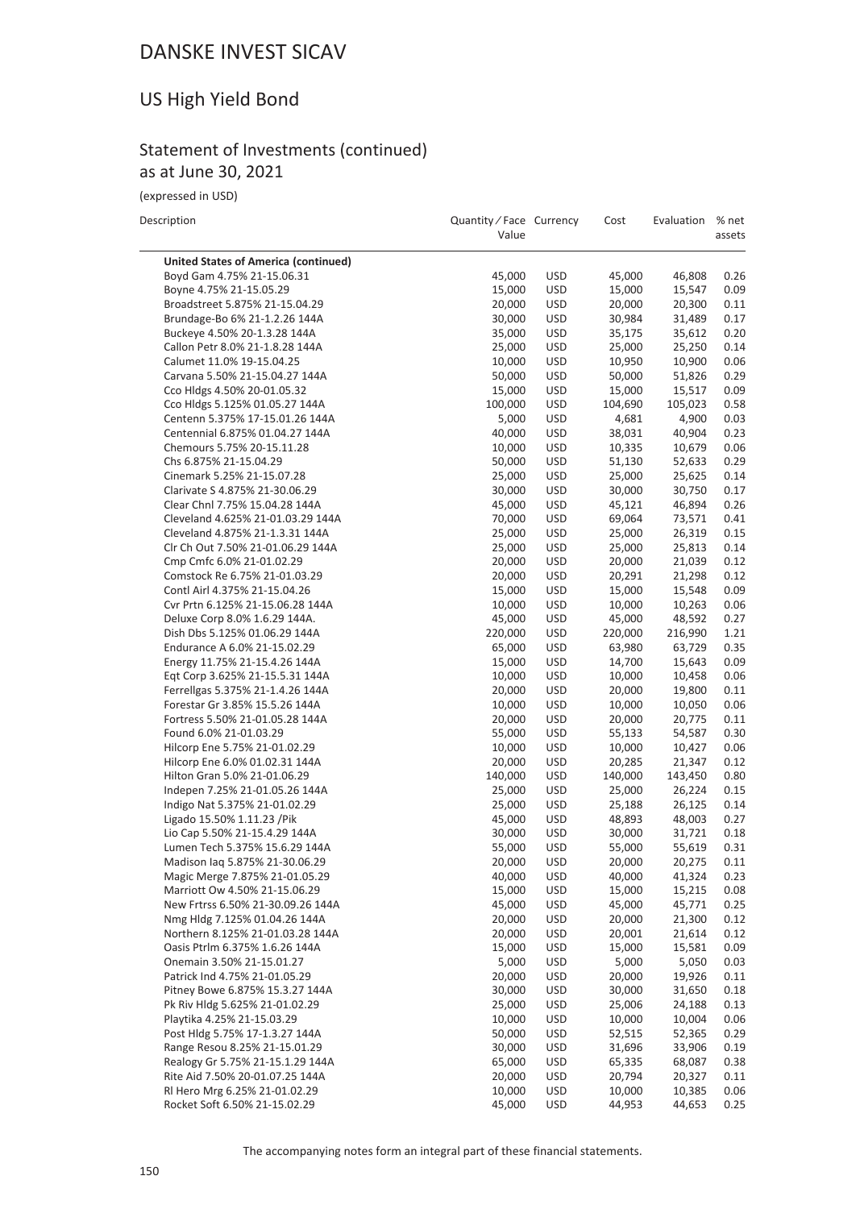# DANSKE INVEST SICAV

## US High Yield Bond

### Statement of Investments (continued)
as at June 30, 2021

(expressed in USD)

| Description | Quantity / Face Value | Currency | Cost | Evaluation | % net assets |
|---|---|---|---|---|---|
| **United States of America (continued)** | | | | | |
| Boyd Gam 4.75% 21-15.06.31 | 45,000 | USD | 45,000 | 46,808 | 0.26 |
| Boyne 4.75% 21-15.05.29 | 15,000 | USD | 15,000 | 15,547 | 0.09 |
| Broadstreet 5.875% 21-15.04.29 | 20,000 | USD | 20,000 | 20,300 | 0.11 |
| Brundage-Bo 6% 21-1.2.26 144A | 30,000 | USD | 30,984 | 31,489 | 0.17 |
| Buckeye 4.50% 20-1.3.28 144A | 35,000 | USD | 35,175 | 35,612 | 0.20 |
| Callon Petr 8.0% 21-1.8.28 144A | 25,000 | USD | 25,000 | 25,250 | 0.14 |
| Calumet 11.0% 19-15.04.25 | 10,000 | USD | 10,950 | 10,900 | 0.06 |
| Carvana 5.50% 21-15.04.27 144A | 50,000 | USD | 50,000 | 51,826 | 0.29 |
| Cco Hldgs 4.50% 20-01.05.32 | 15,000 | USD | 15,000 | 15,517 | 0.09 |
| Cco Hldgs 5.125% 01.05.27 144A | 100,000 | USD | 104,690 | 105,023 | 0.58 |
| Centenn 5.375% 17-15.01.26 144A | 5,000 | USD | 4,681 | 4,900 | 0.03 |
| Centennial 6.875% 01.04.27 144A | 40,000 | USD | 38,031 | 40,904 | 0.23 |
| Chemours 5.75% 20-15.11.28 | 10,000 | USD | 10,335 | 10,679 | 0.06 |
| Chs 6.875% 21-15.04.29 | 50,000 | USD | 51,130 | 52,633 | 0.29 |
| Cinemark 5.25% 21-15.07.28 | 25,000 | USD | 25,000 | 25,625 | 0.14 |
| Clarivate S 4.875% 21-30.06.29 | 30,000 | USD | 30,000 | 30,750 | 0.17 |
| Clear Chnl 7.75% 15.04.28 144A | 45,000 | USD | 45,121 | 46,894 | 0.26 |
| Cleveland 4.625% 21-01.03.29 144A | 70,000 | USD | 69,064 | 73,571 | 0.41 |
| Cleveland 4.875% 21-1.3.31 144A | 25,000 | USD | 25,000 | 26,319 | 0.15 |
| Clr Ch Out 7.50% 21-01.06.29 144A | 25,000 | USD | 25,000 | 25,813 | 0.14 |
| Cmp Cmfc 6.0% 21-01.02.29 | 20,000 | USD | 20,000 | 21,039 | 0.12 |
| Comstock Re 6.75% 21-01.03.29 | 20,000 | USD | 20,291 | 21,298 | 0.12 |
| Contl Airl 4.375% 21-15.04.26 | 15,000 | USD | 15,000 | 15,548 | 0.09 |
| Cvr Prtn 6.125% 21-15.06.28 144A | 10,000 | USD | 10,000 | 10,263 | 0.06 |
| Deluxe Corp 8.0% 1.6.29 144A. | 45,000 | USD | 45,000 | 48,592 | 0.27 |
| Dish Dbs 5.125% 01.06.29 144A | 220,000 | USD | 220,000 | 216,990 | 1.21 |
| Endurance A 6.0% 21-15.02.29 | 65,000 | USD | 63,980 | 63,729 | 0.35 |
| Energy 11.75% 21-15.4.26 144A | 15,000 | USD | 14,700 | 15,643 | 0.09 |
| Eqt Corp 3.625% 21-15.5.31 144A | 10,000 | USD | 10,000 | 10,458 | 0.06 |
| Ferrellgas 5.375% 21-1.4.26 144A | 20,000 | USD | 20,000 | 19,800 | 0.11 |
| Forestar Gr 3.85% 15.5.26 144A | 10,000 | USD | 10,000 | 10,050 | 0.06 |
| Fortress 5.50% 21-01.05.28 144A | 20,000 | USD | 20,000 | 20,775 | 0.11 |
| Found 6.0% 21-01.03.29 | 55,000 | USD | 55,133 | 54,587 | 0.30 |
| Hilcorp Ene 5.75% 21-01.02.29 | 10,000 | USD | 10,000 | 10,427 | 0.06 |
| Hilcorp Ene 6.0% 01.02.31 144A | 20,000 | USD | 20,285 | 21,347 | 0.12 |
| Hilton Gran 5.0% 21-01.06.29 | 140,000 | USD | 140,000 | 143,450 | 0.80 |
| Indepen 7.25% 21-01.05.26 144A | 25,000 | USD | 25,000 | 26,224 | 0.15 |
| Indigo Nat 5.375% 21-01.02.29 | 25,000 | USD | 25,188 | 26,125 | 0.14 |
| Ligado 15.50% 1.11.23 /Pik | 45,000 | USD | 48,893 | 48,003 | 0.27 |
| Lio Cap 5.50% 21-15.4.29 144A | 30,000 | USD | 30,000 | 31,721 | 0.18 |
| Lumen Tech 5.375% 15.6.29 144A | 55,000 | USD | 55,000 | 55,619 | 0.31 |
| Madison Iaq 5.875% 21-30.06.29 | 20,000 | USD | 20,000 | 20,275 | 0.11 |
| Magic Merge 7.875% 21-01.05.29 | 40,000 | USD | 40,000 | 41,324 | 0.23 |
| Marriott Ow 4.50% 21-15.06.29 | 15,000 | USD | 15,000 | 15,215 | 0.08 |
| New Frtrss 6.50% 21-30.09.26 144A | 45,000 | USD | 45,000 | 45,771 | 0.25 |
| Nmg Hldg 7.125% 01.04.26 144A | 20,000 | USD | 20,000 | 21,300 | 0.12 |
| Northern 8.125% 21-01.03.28 144A | 20,000 | USD | 20,001 | 21,614 | 0.12 |
| Oasis Ptrlm 6.375% 1.6.26 144A | 15,000 | USD | 15,000 | 15,581 | 0.09 |
| Onemain 3.50% 21-15.01.27 | 5,000 | USD | 5,000 | 5,050 | 0.03 |
| Patrick Ind 4.75% 21-01.05.29 | 20,000 | USD | 20,000 | 19,926 | 0.11 |
| Pitney Bowe 6.875% 15.3.27 144A | 30,000 | USD | 30,000 | 31,650 | 0.18 |
| Pk Riv Hldg 5.625% 21-01.02.29 | 25,000 | USD | 25,006 | 24,188 | 0.13 |
| Playtika 4.25% 21-15.03.29 | 10,000 | USD | 10,000 | 10,004 | 0.06 |
| Post Hldg 5.75% 17-1.3.27 144A | 50,000 | USD | 52,515 | 52,365 | 0.29 |
| Range Resou 8.25% 21-15.01.29 | 30,000 | USD | 31,696 | 33,906 | 0.19 |
| Realogy Gr 5.75% 21-15.1.29 144A | 65,000 | USD | 65,335 | 68,087 | 0.38 |
| Rite Aid 7.50% 20-01.07.25 144A | 20,000 | USD | 20,794 | 20,327 | 0.11 |
| Rl Hero Mrg 6.25% 21-01.02.29 | 10,000 | USD | 10,000 | 10,385 | 0.06 |
| Rocket Soft 6.50% 21-15.02.29 | 45,000 | USD | 44,953 | 44,653 | 0.25 |

The accompanying notes form an integral part of these financial statements.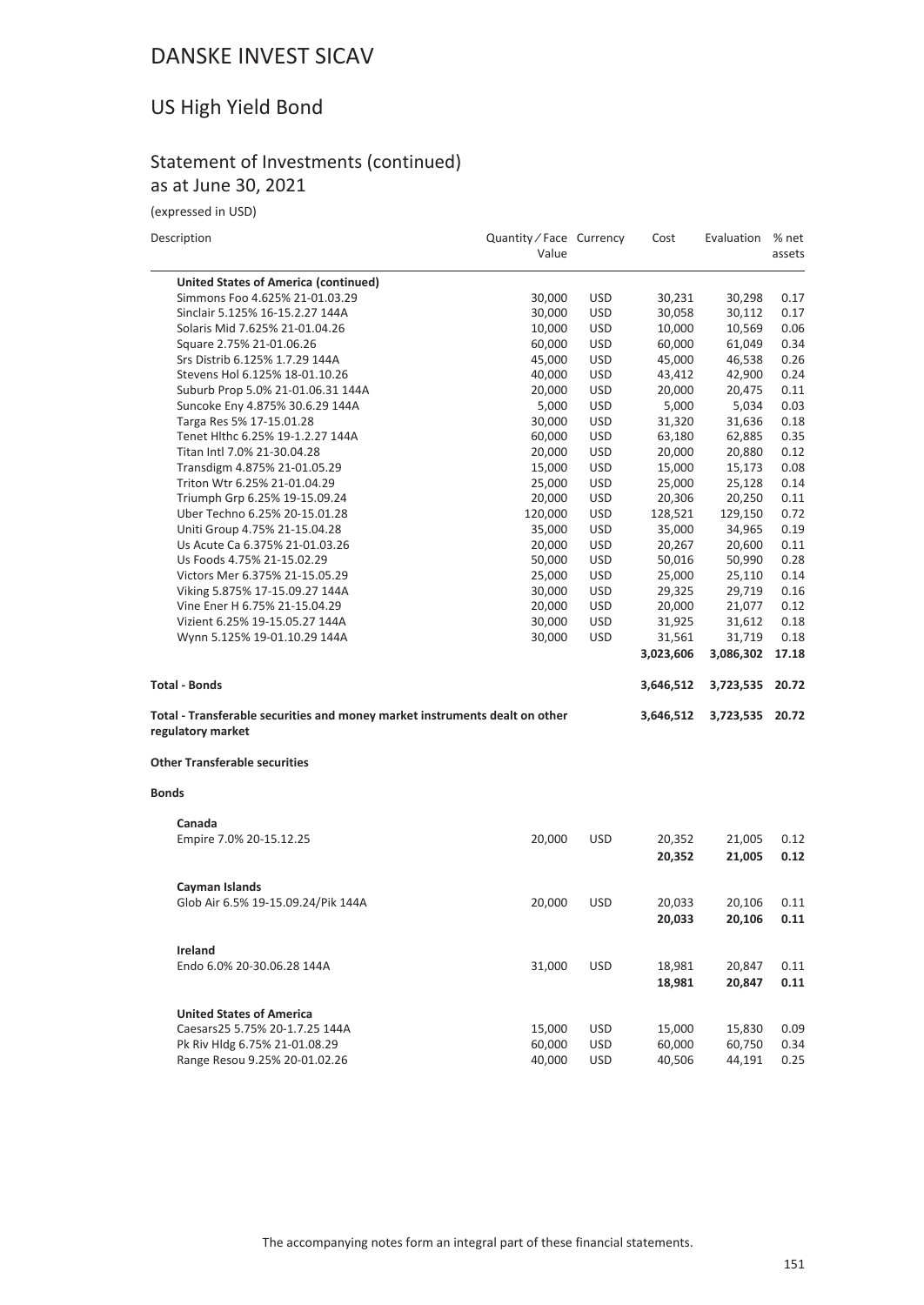# DANSKE INVEST SICAV

## US High Yield Bond

### Statement of Investments (continued)
as at June 30, 2021

(expressed in USD)

| Description | Quantity / Face Value | Currency | Cost | Evaluation | % net assets |
|---|---|---|---|---|---|
| **United States of America (continued)** | | | | | |
| Simmons Foo 4.625% 21-01.03.29 | 30,000 | USD | 30,231 | 30,298 | 0.17 |
| Sinclair 5.125% 16-15.2.27 144A | 30,000 | USD | 30,058 | 30,112 | 0.17 |
| Solaris Mid 7.625% 21-01.04.26 | 10,000 | USD | 10,000 | 10,569 | 0.06 |
| Square 2.75% 21-01.06.26 | 60,000 | USD | 60,000 | 61,049 | 0.34 |
| Srs Distrib 6.125% 1.7.29 144A | 45,000 | USD | 45,000 | 46,538 | 0.26 |
| Stevens Hol 6.125% 18-01.10.26 | 40,000 | USD | 43,412 | 42,900 | 0.24 |
| Suburb Prop 5.0% 21-01.06.31 144A | 20,000 | USD | 20,000 | 20,475 | 0.11 |
| Suncoke Eny 4.875% 30.6.29 144A | 5,000 | USD | 5,000 | 5,034 | 0.03 |
| Targa Res 5% 17-15.01.28 | 30,000 | USD | 31,320 | 31,636 | 0.18 |
| Tenet Hlthc 6.25% 19-1.2.27 144A | 60,000 | USD | 63,180 | 62,885 | 0.35 |
| Titan Intl 7.0% 21-30.04.28 | 20,000 | USD | 20,000 | 20,880 | 0.12 |
| Transdigm 4.875% 21-01.05.29 | 15,000 | USD | 15,000 | 15,173 | 0.08 |
| Triton Wtr 6.25% 21-01.04.29 | 25,000 | USD | 25,000 | 25,128 | 0.14 |
| Triumph Grp 6.25% 19-15.09.24 | 20,000 | USD | 20,306 | 20,250 | 0.11 |
| Uber Techno 6.25% 20-15.01.28 | 120,000 | USD | 128,521 | 129,150 | 0.72 |
| Uniti Group 4.75% 21-15.04.28 | 35,000 | USD | 35,000 | 34,965 | 0.19 |
| Us Acute Ca 6.375% 21-01.03.26 | 20,000 | USD | 20,267 | 20,600 | 0.11 |
| Us Foods 4.75% 21-15.02.29 | 50,000 | USD | 50,016 | 50,990 | 0.28 |
| Victors Mer 6.375% 21-15.05.29 | 25,000 | USD | 25,000 | 25,110 | 0.14 |
| Viking 5.875% 17-15.09.27 144A | 30,000 | USD | 29,325 | 29,719 | 0.16 |
| Vine Ener H 6.75% 21-15.04.29 | 20,000 | USD | 20,000 | 21,077 | 0.12 |
| Vizient 6.25% 19-15.05.27 144A | 30,000 | USD | 31,925 | 31,612 | 0.18 |
| Wynn 5.125% 19-01.10.29 144A | 30,000 | USD | 31,561 | 31,719 | 0.18 |
| | | | **3,023,606** | **3,086,302** | **17.18** |
| **Total - Bonds** | | | **3,646,512** | **3,723,535** | **20.72** |
| **Total - Transferable securities and money market instruments dealt on other regulatory market** | | | **3,646,512** | **3,723,535** | **20.72** |
| **Other Transferable securities** | | | | | |
| **Bonds** | | | | | |
| **Canada** | | | | | |
| Empire 7.0% 20-15.12.25 | 20,000 | USD | 20,352 | 21,005 | 0.12 |
| | | | **20,352** | **21,005** | **0.12** |
| **Cayman Islands** | | | | | |
| Glob Air 6.5% 19-15.09.24/Pik 144A | 20,000 | USD | 20,033 | 20,106 | 0.11 |
| | | | **20,033** | **20,106** | **0.11** |
| **Ireland** | | | | | |
| Endo 6.0% 20-30.06.28 144A | 31,000 | USD | 18,981 | 20,847 | 0.11 |
| | | | **18,981** | **20,847** | **0.11** |
| **United States of America** | | | | | |
| Caesars25 5.75% 20-1.7.25 144A | 15,000 | USD | 15,000 | 15,830 | 0.09 |
| Pk Riv Hldg 6.75% 21-01.08.29 | 60,000 | USD | 60,000 | 60,750 | 0.34 |
| Range Resou 9.25% 20-01.02.26 | 40,000 | USD | 40,506 | 44,191 | 0.25 |

The accompanying notes form an integral part of these financial statements.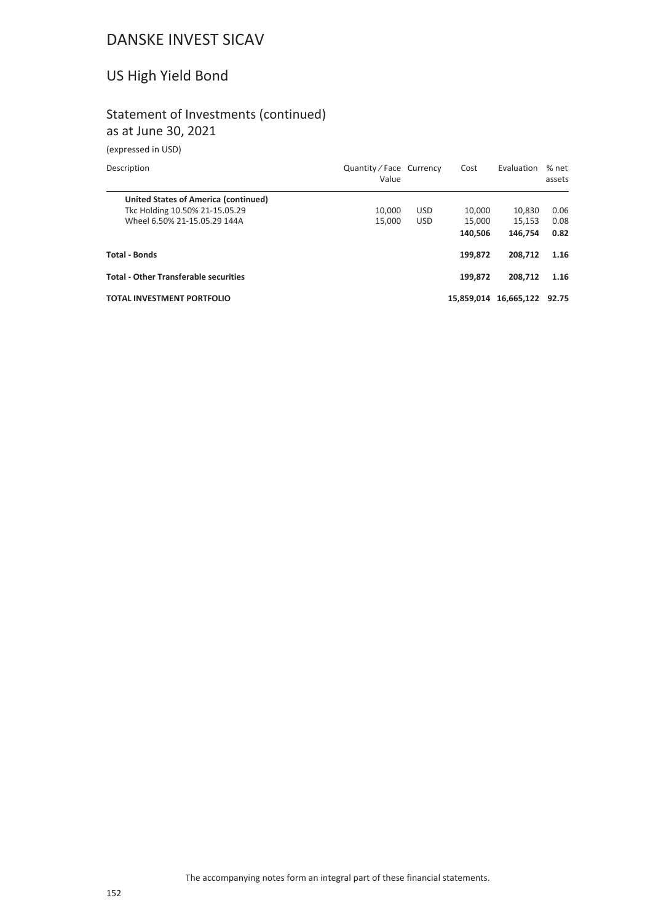# DANSKE INVEST SICAV

## US High Yield Bond

### Statement of Investments (continued)
as at June 30, 2021

(expressed in USD)

| Description | Quantity / Face Value | Currency | Cost | Evaluation | % net assets |
|---|---|---|---|---|---|
| **United States of America (continued)** | | | | | |
| Tkc Holding 10.50% 21-15.05.29 | 10,000 | USD | 10,000 | 10,830 | 0.06 |
| Wheel 6.50% 21-15.05.29 144A | 15,000 | USD | 15,000 | 15,153 | 0.08 |
| | | | **140,506** | **146,754** | **0.82** |
| **Total - Bonds** | | | **199,872** | **208,712** | **1.16** |
| **Total - Other Transferable securities** | | | **199,872** | **208,712** | **1.16** |
| **TOTAL INVESTMENT PORTFOLIO** | | | **15,859,014** | **16,665,122** | **92.75** |

The accompanying notes form an integral part of these financial statements.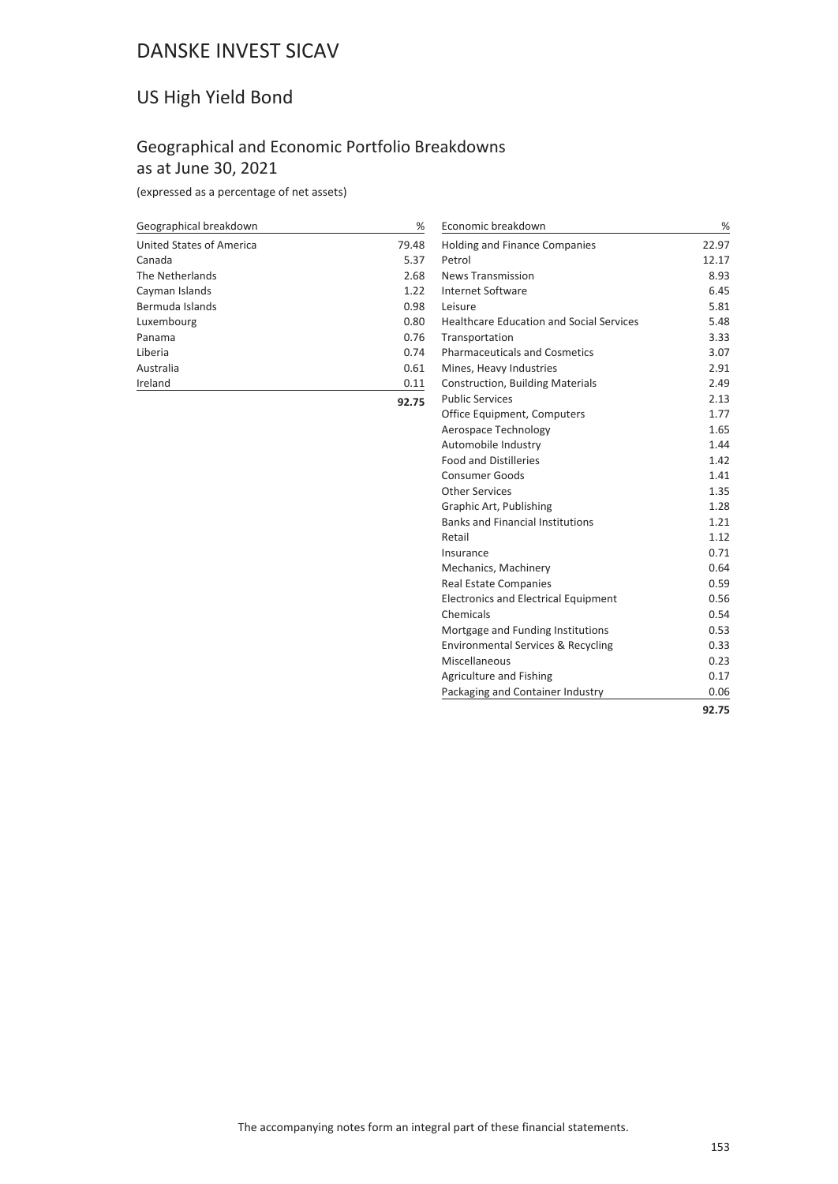# DANSKE INVEST SICAV

## US High Yield Bond

### Geographical and Economic Portfolio Breakdowns as at June 30, 2021

(expressed as a percentage of net assets)

| Geographical breakdown | % |
|---|---|
| United States of America | 79.48 |
| Canada | 5.37 |
| The Netherlands | 2.68 |
| Cayman Islands | 1.22 |
| Bermuda Islands | 0.98 |
| Luxembourg | 0.80 |
| Panama | 0.76 |
| Liberia | 0.74 |
| Australia | 0.61 |
| Ireland | 0.11 |
| | **92.75** |

| Economic breakdown | % |
|---|---|
| Holding and Finance Companies | 22.97 |
| Petrol | 12.17 |
| News Transmission | 8.93 |
| Internet Software | 6.45 |
| Leisure | 5.81 |
| Healthcare Education and Social Services | 5.48 |
| Transportation | 3.33 |
| Pharmaceuticals and Cosmetics | 3.07 |
| Mines, Heavy Industries | 2.91 |
| Construction, Building Materials | 2.49 |
| Public Services | 2.13 |
| Office Equipment, Computers | 1.77 |
| Aerospace Technology | 1.65 |
| Automobile Industry | 1.44 |
| Food and Distilleries | 1.42 |
| Consumer Goods | 1.41 |
| Other Services | 1.35 |
| Graphic Art, Publishing | 1.28 |
| Banks and Financial Institutions | 1.21 |
| Retail | 1.12 |
| Insurance | 0.71 |
| Mechanics, Machinery | 0.64 |
| Real Estate Companies | 0.59 |
| Electronics and Electrical Equipment | 0.56 |
| Chemicals | 0.54 |
| Mortgage and Funding Institutions | 0.53 |
| Environmental Services & Recycling | 0.33 |
| Miscellaneous | 0.23 |
| Agriculture and Fishing | 0.17 |
| Packaging and Container Industry | 0.06 |
| | **92.75** |

The accompanying notes form an integral part of these financial statements.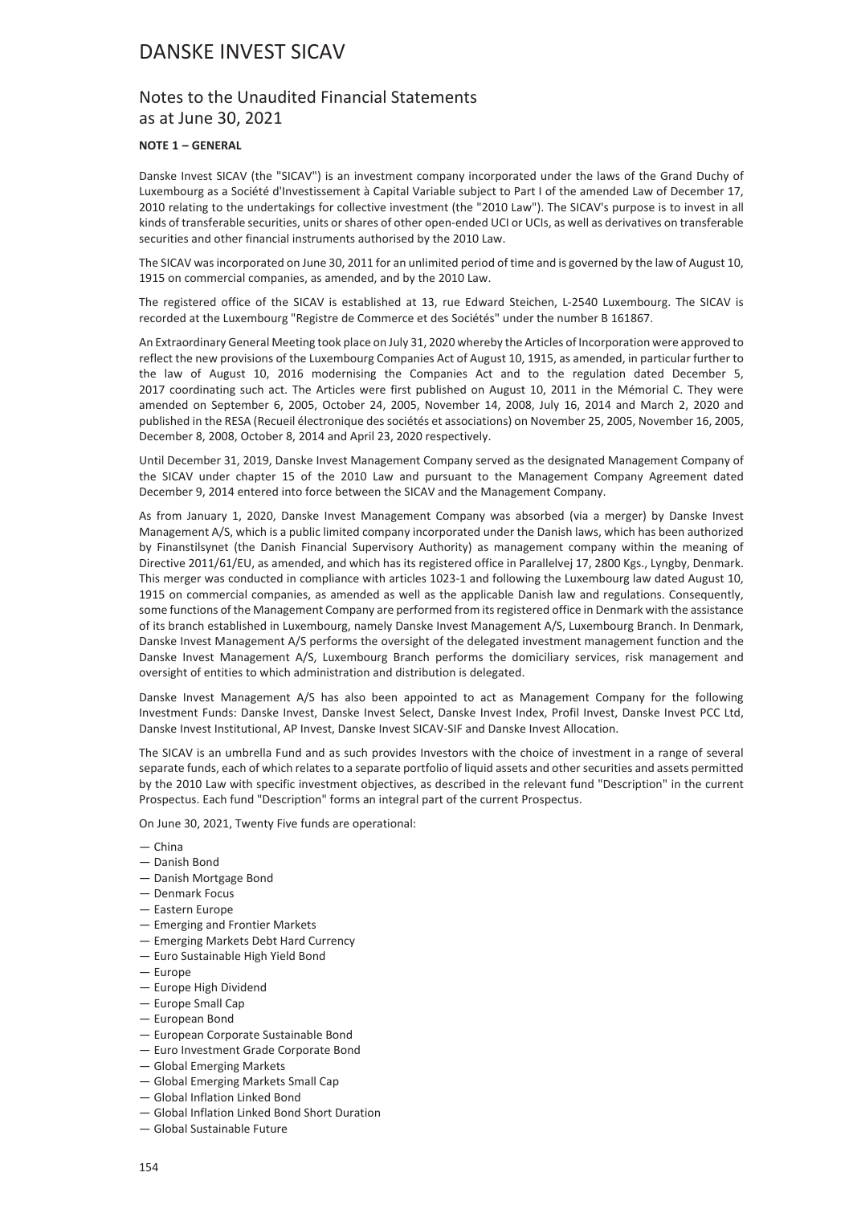# DANSKE INVEST SICAV

## Notes to the Unaudited Financial Statements as at June 30, 2021

**NOTE 1 – GENERAL**

Danske Invest SICAV (the "SICAV") is an investment company incorporated under the laws of the Grand Duchy of Luxembourg as a Société d'Investissement à Capital Variable subject to Part I of the amended Law of December 17, 2010 relating to the undertakings for collective investment (the "2010 Law"). The SICAV's purpose is to invest in all kinds of transferable securities, units or shares of other open-ended UCI or UCIs, as well as derivatives on transferable securities and other financial instruments authorised by the 2010 Law.

The SICAV was incorporated on June 30, 2011 for an unlimited period of time and is governed by the law of August 10, 1915 on commercial companies, as amended, and by the 2010 Law.

The registered office of the SICAV is established at 13, rue Edward Steichen, L-2540 Luxembourg. The SICAV is recorded at the Luxembourg "Registre de Commerce et des Sociétés" under the number B 161867.

An Extraordinary General Meeting took place on July 31, 2020 whereby the Articles of Incorporation were approved to reflect the new provisions of the Luxembourg Companies Act of August 10, 1915, as amended, in particular further to the law of August 10, 2016 modernising the Companies Act and to the regulation dated December 5, 2017 coordinating such act. The Articles were first published on August 10, 2011 in the Mémorial C. They were amended on September 6, 2005, October 24, 2005, November 14, 2008, July 16, 2014 and March 2, 2020 and published in the RESA (Recueil électronique des sociétés et associations) on November 25, 2005, November 16, 2005, December 8, 2008, October 8, 2014 and April 23, 2020 respectively.

Until December 31, 2019, Danske Invest Management Company served as the designated Management Company of the SICAV under chapter 15 of the 2010 Law and pursuant to the Management Company Agreement dated December 9, 2014 entered into force between the SICAV and the Management Company.

As from January 1, 2020, Danske Invest Management Company was absorbed (via a merger) by Danske Invest Management A/S, which is a public limited company incorporated under the Danish laws, which has been authorized by Finanstilsynet (the Danish Financial Supervisory Authority) as management company within the meaning of Directive 2011/61/EU, as amended, and which has its registered office in Parallelvej 17, 2800 Kgs., Lyngby, Denmark. This merger was conducted in compliance with articles 1023-1 and following the Luxembourg law dated August 10, 1915 on commercial companies, as amended as well as the applicable Danish law and regulations. Consequently, some functions of the Management Company are performed from its registered office in Denmark with the assistance of its branch established in Luxembourg, namely Danske Invest Management A/S, Luxembourg Branch. In Denmark, Danske Invest Management A/S performs the oversight of the delegated investment management function and the Danske Invest Management A/S, Luxembourg Branch performs the domiciliary services, risk management and oversight of entities to which administration and distribution is delegated.

Danske Invest Management A/S has also been appointed to act as Management Company for the following Investment Funds: Danske Invest, Danske Invest Select, Danske Invest Index, Profil Invest, Danske Invest PCC Ltd, Danske Invest Institutional, AP Invest, Danske Invest SICAV-SIF and Danske Invest Allocation.

The SICAV is an umbrella Fund and as such provides Investors with the choice of investment in a range of several separate funds, each of which relates to a separate portfolio of liquid assets and other securities and assets permitted by the 2010 Law with specific investment objectives, as described in the relevant fund "Description" in the current Prospectus. Each fund "Description" forms an integral part of the current Prospectus.

On June 30, 2021, Twenty Five funds are operational:

- China
- Danish Bond
- Danish Mortgage Bond
- Denmark Focus
- Eastern Europe
- Emerging and Frontier Markets
- Emerging Markets Debt Hard Currency
- Euro Sustainable High Yield Bond
- Europe
- Europe High Dividend
- Europe Small Cap
- European Bond
- European Corporate Sustainable Bond
- Euro Investment Grade Corporate Bond
- Global Emerging Markets
- Global Emerging Markets Small Cap
- Global Inflation Linked Bond
- Global Inflation Linked Bond Short Duration
- Global Sustainable Future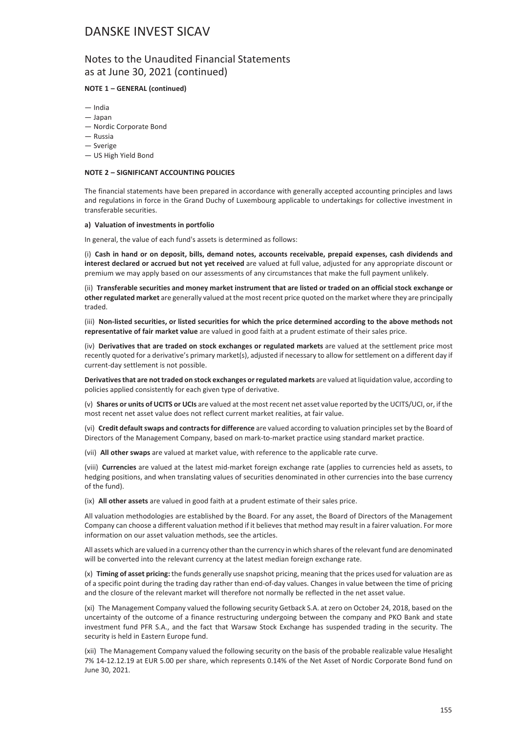# DANSKE INVEST SICAV

## Notes to the Unaudited Financial Statements as at June 30, 2021 (continued)

**NOTE 1 – GENERAL (continued)**

— India
— Japan
— Nordic Corporate Bond
— Russia
— Sverige
— US High Yield Bond

**NOTE 2 – SIGNIFICANT ACCOUNTING POLICIES**

The financial statements have been prepared in accordance with generally accepted accounting principles and laws and regulations in force in the Grand Duchy of Luxembourg applicable to undertakings for collective investment in transferable securities.

**a) Valuation of investments in portfolio**

In general, the value of each fund's assets is determined as follows:

(i) **Cash in hand or on deposit, bills, demand notes, accounts receivable, prepaid expenses, cash dividends and interest declared or accrued but not yet received** are valued at full value, adjusted for any appropriate discount or premium we may apply based on our assessments of any circumstances that make the full payment unlikely.

(ii) **Transferable securities and money market instrument that are listed or traded on an official stock exchange or other regulated market** are generally valued at the most recent price quoted on the market where they are principally traded.

(iii) **Non-listed securities, or listed securities for which the price determined according to the above methods not representative of fair market value** are valued in good faith at a prudent estimate of their sales price.

(iv) **Derivatives that are traded on stock exchanges or regulated markets** are valued at the settlement price most recently quoted for a derivative's primary market(s), adjusted if necessary to allow for settlement on a different day if current-day settlement is not possible.

**Derivatives that are not traded on stock exchanges or regulated markets** are valued at liquidation value, according to policies applied consistently for each given type of derivative.

(v) **Shares or units of UCITS or UCIs** are valued at the most recent net asset value reported by the UCITS/UCI, or, if the most recent net asset value does not reflect current market realities, at fair value.

(vi) **Credit default swaps and contracts for difference** are valued according to valuation principles set by the Board of Directors of the Management Company, based on mark-to-market practice using standard market practice.

(vii) **All other swaps** are valued at market value, with reference to the applicable rate curve.

(viii) **Currencies** are valued at the latest mid-market foreign exchange rate (applies to currencies held as assets, to hedging positions, and when translating values of securities denominated in other currencies into the base currency of the fund).

(ix) **All other assets** are valued in good faith at a prudent estimate of their sales price.

All valuation methodologies are established by the Board. For any asset, the Board of Directors of the Management Company can choose a different valuation method if it believes that method may result in a fairer valuation. For more information on our asset valuation methods, see the articles.

All assets which are valued in a currency other than the currency in which shares of the relevant fund are denominated will be converted into the relevant currency at the latest median foreign exchange rate.

(x) **Timing of asset pricing:** the funds generally use snapshot pricing, meaning that the prices used for valuation are as of a specific point during the trading day rather than end-of-day values. Changes in value between the time of pricing and the closure of the relevant market will therefore not normally be reflected in the net asset value.

(xi) The Management Company valued the following security Getback S.A. at zero on October 24, 2018, based on the uncertainty of the outcome of a finance restructuring undergoing between the company and PKO Bank and state investment fund PFR S.A., and the fact that Warsaw Stock Exchange has suspended trading in the security. The security is held in Eastern Europe fund.

(xii) The Management Company valued the following security on the basis of the probable realizable value Hesalight 7% 14-12.12.19 at EUR 5.00 per share, which represents 0.14% of the Net Asset of Nordic Corporate Bond fund on June 30, 2021.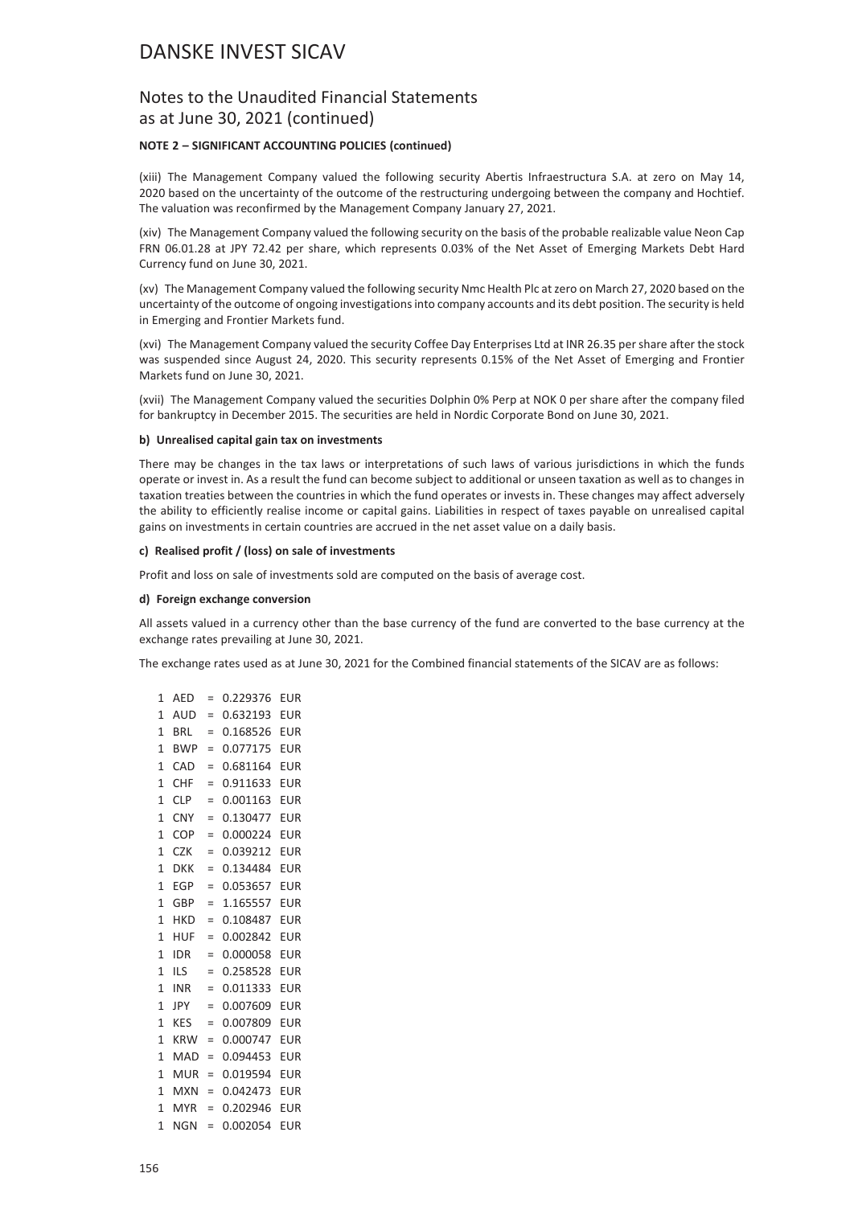# DANSKE INVEST SICAV

## Notes to the Unaudited Financial Statements as at June 30, 2021 (continued)

**NOTE 2 – SIGNIFICANT ACCOUNTING POLICIES (continued)**

(xiii) The Management Company valued the following security Abertis Infraestructura S.A. at zero on May 14, 2020 based on the uncertainty of the outcome of the restructuring undergoing between the company and Hochtief. The valuation was reconfirmed by the Management Company January 27, 2021.

(xiv) The Management Company valued the following security on the basis of the probable realizable value Neon Cap FRN 06.01.28 at JPY 72.42 per share, which represents 0.03% of the Net Asset of Emerging Markets Debt Hard Currency fund on June 30, 2021.

(xv) The Management Company valued the following security Nmc Health Plc at zero on March 27, 2020 based on the uncertainty of the outcome of ongoing investigations into company accounts and its debt position. The security is held in Emerging and Frontier Markets fund.

(xvi) The Management Company valued the security Coffee Day Enterprises Ltd at INR 26.35 per share after the stock was suspended since August 24, 2020. This security represents 0.15% of the Net Asset of Emerging and Frontier Markets fund on June 30, 2021.

(xvii) The Management Company valued the securities Dolphin 0% Perp at NOK 0 per share after the company filed for bankruptcy in December 2015. The securities are held in Nordic Corporate Bond on June 30, 2021.

**b) Unrealised capital gain tax on investments**

There may be changes in the tax laws or interpretations of such laws of various jurisdictions in which the funds operate or invest in. As a result the fund can become subject to additional or unseen taxation as well as to changes in taxation treaties between the countries in which the fund operates or invests in. These changes may affect adversely the ability to efficiently realise income or capital gains. Liabilities in respect of taxes payable on unrealised capital gains on investments in certain countries are accrued in the net asset value on a daily basis.

**c) Realised profit / (loss) on sale of investments**

Profit and loss on sale of investments sold are computed on the basis of average cost.

**d) Foreign exchange conversion**

All assets valued in a currency other than the base currency of the fund are converted to the base currency at the exchange rates prevailing at June 30, 2021.

The exchange rates used as at June 30, 2021 for the Combined financial statements of the SICAV are as follows:

| | | | | |
|---|---|---|---|---|
| 1 | AED | = | 0.229376 | EUR |
| 1 | AUD | = | 0.632193 | EUR |
| 1 | BRL | = | 0.168526 | EUR |
| 1 | BWP | = | 0.077175 | EUR |
| 1 | CAD | = | 0.681164 | EUR |
| 1 | CHF | = | 0.911633 | EUR |
| 1 | CLP | = | 0.001163 | EUR |
| 1 | CNY | = | 0.130477 | EUR |
| 1 | COP | = | 0.000224 | EUR |
| 1 | CZK | = | 0.039212 | EUR |
| 1 | DKK | = | 0.134484 | EUR |
| 1 | EGP | = | 0.053657 | EUR |
| 1 | GBP | = | 1.165557 | EUR |
| 1 | HKD | = | 0.108487 | EUR |
| 1 | HUF | = | 0.002842 | EUR |
| 1 | IDR | = | 0.000058 | EUR |
| 1 | ILS | = | 0.258528 | EUR |
| 1 | INR | = | 0.011333 | EUR |
| 1 | JPY | = | 0.007609 | EUR |
| 1 | KES | = | 0.007809 | EUR |
| 1 | KRW | = | 0.000747 | EUR |
| 1 | MAD | = | 0.094453 | EUR |
| 1 | MUR | = | 0.019594 | EUR |
| 1 | MXN | = | 0.042473 | EUR |
| 1 | MYR | = | 0.202946 | EUR |
| 1 | NGN | = | 0.002054 | EUR |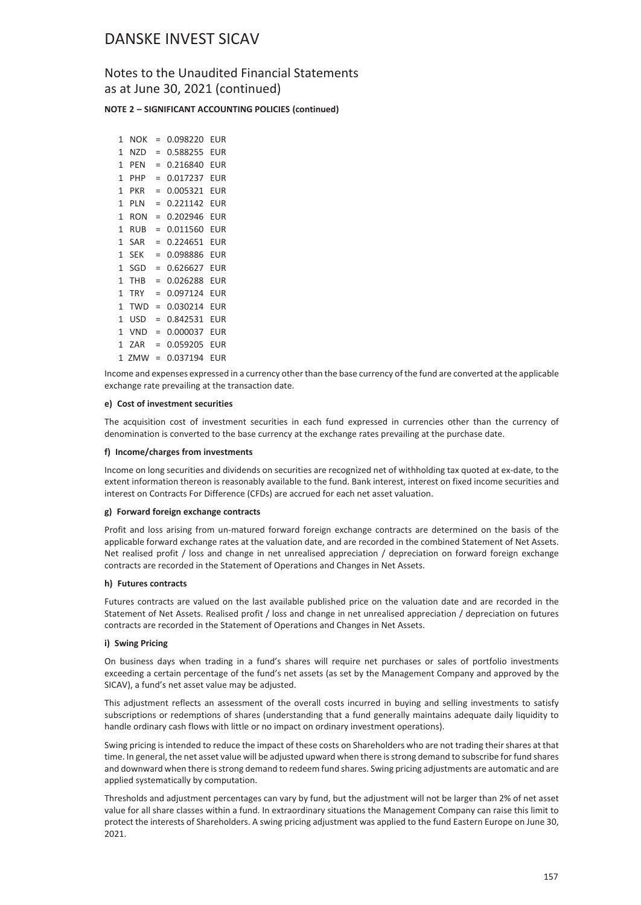# DANSKE INVEST SICAV

## Notes to the Unaudited Financial Statements as at June 30, 2021 (continued)

**NOTE 2 – SIGNIFICANT ACCOUNTING POLICIES (continued)**

| | | | | |
|---|---|---|---|---|
| 1 | NOK | = | 0.098220 | EUR |
| 1 | NZD | = | 0.588255 | EUR |
| 1 | PEN | = | 0.216840 | EUR |
| 1 | PHP | = | 0.017237 | EUR |
| 1 | PKR | = | 0.005321 | EUR |
| 1 | PLN | = | 0.221142 | EUR |
| 1 | RON | = | 0.202946 | EUR |
| 1 | RUB | = | 0.011560 | EUR |
| 1 | SAR | = | 0.224651 | EUR |
| 1 | SEK | = | 0.098886 | EUR |
| 1 | SGD | = | 0.626627 | EUR |
| 1 | THB | = | 0.026288 | EUR |
| 1 | TRY | = | 0.097124 | EUR |
| 1 | TWD | = | 0.030214 | EUR |
| 1 | USD | = | 0.842531 | EUR |
| 1 | VND | = | 0.000037 | EUR |
| 1 | ZAR | = | 0.059205 | EUR |
| 1 | ZMW | = | 0.037194 | EUR |

Income and expenses expressed in a currency other than the base currency of the fund are converted at the applicable exchange rate prevailing at the transaction date.

**e) Cost of investment securities**

The acquisition cost of investment securities in each fund expressed in currencies other than the currency of denomination is converted to the base currency at the exchange rates prevailing at the purchase date.

**f) Income/charges from investments**

Income on long securities and dividends on securities are recognized net of withholding tax quoted at ex-date, to the extent information thereon is reasonably available to the fund. Bank interest, interest on fixed income securities and interest on Contracts For Difference (CFDs) are accrued for each net asset valuation.

**g) Forward foreign exchange contracts**

Profit and loss arising from un-matured forward foreign exchange contracts are determined on the basis of the applicable forward exchange rates at the valuation date, and are recorded in the combined Statement of Net Assets. Net realised profit / loss and change in net unrealised appreciation / depreciation on forward foreign exchange contracts are recorded in the Statement of Operations and Changes in Net Assets.

**h) Futures contracts**

Futures contracts are valued on the last available published price on the valuation date and are recorded in the Statement of Net Assets. Realised profit / loss and change in net unrealised appreciation / depreciation on futures contracts are recorded in the Statement of Operations and Changes in Net Assets.

**i) Swing Pricing**

On business days when trading in a fund's shares will require net purchases or sales of portfolio investments exceeding a certain percentage of the fund's net assets (as set by the Management Company and approved by the SICAV), a fund's net asset value may be adjusted.

This adjustment reflects an assessment of the overall costs incurred in buying and selling investments to satisfy subscriptions or redemptions of shares (understanding that a fund generally maintains adequate daily liquidity to handle ordinary cash flows with little or no impact on ordinary investment operations).

Swing pricing is intended to reduce the impact of these costs on Shareholders who are not trading their shares at that time. In general, the net asset value will be adjusted upward when there is strong demand to subscribe for fund shares and downward when there is strong demand to redeem fund shares. Swing pricing adjustments are automatic and are applied systematically by computation.

Thresholds and adjustment percentages can vary by fund, but the adjustment will not be larger than 2% of net asset value for all share classes within a fund. In extraordinary situations the Management Company can raise this limit to protect the interests of Shareholders. A swing pricing adjustment was applied to the fund Eastern Europe on June 30, 2021.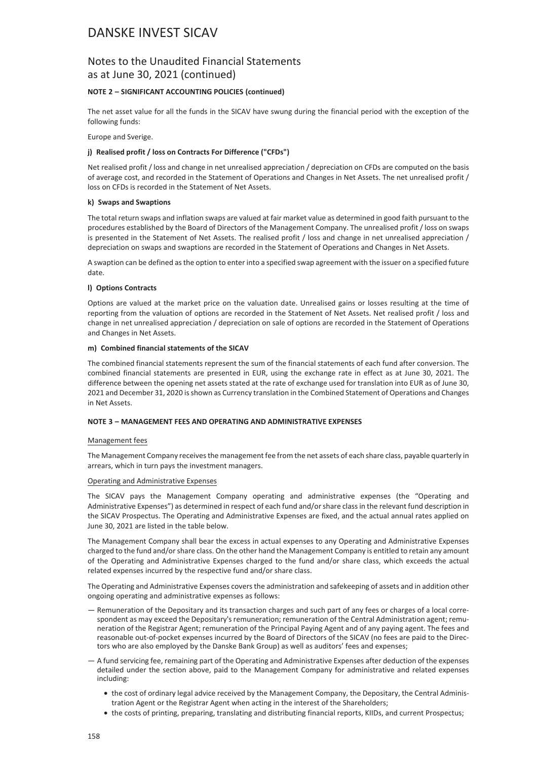# DANSKE INVEST SICAV

## Notes to the Unaudited Financial Statements as at June 30, 2021 (continued)

**NOTE 2 – SIGNIFICANT ACCOUNTING POLICIES (continued)**

The net asset value for all the funds in the SICAV have swung during the financial period with the exception of the following funds:

Europe and Sverige.

**j) Realised profit / loss on Contracts For Difference ("CFDs")**

Net realised profit / loss and change in net unrealised appreciation / depreciation on CFDs are computed on the basis of average cost, and recorded in the Statement of Operations and Changes in Net Assets. The net unrealised profit / loss on CFDs is recorded in the Statement of Net Assets.

**k) Swaps and Swaptions**

The total return swaps and inflation swaps are valued at fair market value as determined in good faith pursuant to the procedures established by the Board of Directors of the Management Company. The unrealised profit / loss on swaps is presented in the Statement of Net Assets. The realised profit / loss and change in net unrealised appreciation / depreciation on swaps and swaptions are recorded in the Statement of Operations and Changes in Net Assets.

A swaption can be defined as the option to enter into a specified swap agreement with the issuer on a specified future date.

**l) Options Contracts**

Options are valued at the market price on the valuation date. Unrealised gains or losses resulting at the time of reporting from the valuation of options are recorded in the Statement of Net Assets. Net realised profit / loss and change in net unrealised appreciation / depreciation on sale of options are recorded in the Statement of Operations and Changes in Net Assets.

**m) Combined financial statements of the SICAV**

The combined financial statements represent the sum of the financial statements of each fund after conversion. The combined financial statements are presented in EUR, using the exchange rate in effect as at June 30, 2021. The difference between the opening net assets stated at the rate of exchange used for translation into EUR as of June 30, 2021 and December 31, 2020 is shown as Currency translation in the Combined Statement of Operations and Changes in Net Assets.

**NOTE 3 – MANAGEMENT FEES AND OPERATING AND ADMINISTRATIVE EXPENSES**

Management fees

The Management Company receives the management fee from the net assets of each share class, payable quarterly in arrears, which in turn pays the investment managers.

Operating and Administrative Expenses

The SICAV pays the Management Company operating and administrative expenses (the "Operating and Administrative Expenses") as determined in respect of each fund and/or share class in the relevant fund description in the SICAV Prospectus. The Operating and Administrative Expenses are fixed, and the actual annual rates applied on June 30, 2021 are listed in the table below.

The Management Company shall bear the excess in actual expenses to any Operating and Administrative Expenses charged to the fund and/or share class. On the other hand the Management Company is entitled to retain any amount of the Operating and Administrative Expenses charged to the fund and/or share class, which exceeds the actual related expenses incurred by the respective fund and/or share class.

The Operating and Administrative Expenses covers the administration and safekeeping of assets and in addition other ongoing operating and administrative expenses as follows:

- Remuneration of the Depositary and its transaction charges and such part of any fees or charges of a local correspondent as may exceed the Depositary's remuneration; remuneration of the Central Administration agent; remuneration of the Registrar Agent; remuneration of the Principal Paying Agent and of any paying agent. The fees and reasonable out-of-pocket expenses incurred by the Board of Directors of the SICAV (no fees are paid to the Directors who are also employed by the Danske Bank Group) as well as auditors' fees and expenses;
- A fund servicing fee, remaining part of the Operating and Administrative Expenses after deduction of the expenses detailed under the section above, paid to the Management Company for administrative and related expenses including:
  - the cost of ordinary legal advice received by the Management Company, the Depositary, the Central Administration Agent or the Registrar Agent when acting in the interest of the Shareholders;
  - the costs of printing, preparing, translating and distributing financial reports, KIIDs, and current Prospectus;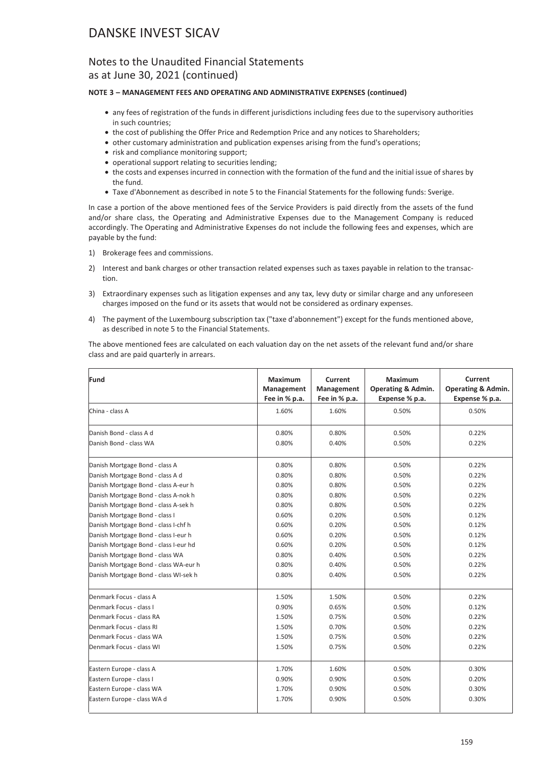# DANSKE INVEST SICAV

## Notes to the Unaudited Financial Statements as at June 30, 2021 (continued)

**NOTE 3 – MANAGEMENT FEES AND OPERATING AND ADMINISTRATIVE EXPENSES (continued)**

- any fees of registration of the funds in different jurisdictions including fees due to the supervisory authorities in such countries;
- the cost of publishing the Offer Price and Redemption Price and any notices to Shareholders;
- other customary administration and publication expenses arising from the fund's operations;
- risk and compliance monitoring support;
- operational support relating to securities lending;
- the costs and expenses incurred in connection with the formation of the fund and the initial issue of shares by the fund.
- Taxe d'Abonnement as described in note 5 to the Financial Statements for the following funds: Sverige.

In case a portion of the above mentioned fees of the Service Providers is paid directly from the assets of the fund and/or share class, the Operating and Administrative Expenses due to the Management Company is reduced accordingly. The Operating and Administrative Expenses do not include the following fees and expenses, which are payable by the fund:

1) Brokerage fees and commissions.

2) Interest and bank charges or other transaction related expenses such as taxes payable in relation to the transaction.

3) Extraordinary expenses such as litigation expenses and any tax, levy duty or similar charge and any unforeseen charges imposed on the fund or its assets that would not be considered as ordinary expenses.

4) The payment of the Luxembourg subscription tax ("taxe d'abonnement") except for the funds mentioned above, as described in note 5 to the Financial Statements.

The above mentioned fees are calculated on each valuation day on the net assets of the relevant fund and/or share class and are paid quarterly in arrears.

| Fund | Maximum Management Fee in % p.a. | Current Management Fee in % p.a. | Maximum Operating & Admin. Expense % p.a. | Current Operating & Admin. Expense % p.a. |
|---|---|---|---|---|
| China - class A | 1.60% | 1.60% | 0.50% | 0.50% |
| Danish Bond - class A d | 0.80% | 0.80% | 0.50% | 0.22% |
| Danish Bond - class WA | 0.80% | 0.40% | 0.50% | 0.22% |
| Danish Mortgage Bond - class A | 0.80% | 0.80% | 0.50% | 0.22% |
| Danish Mortgage Bond - class A d | 0.80% | 0.80% | 0.50% | 0.22% |
| Danish Mortgage Bond - class A-eur h | 0.80% | 0.80% | 0.50% | 0.22% |
| Danish Mortgage Bond - class A-nok h | 0.80% | 0.80% | 0.50% | 0.22% |
| Danish Mortgage Bond - class A-sek h | 0.80% | 0.80% | 0.50% | 0.22% |
| Danish Mortgage Bond - class I | 0.60% | 0.20% | 0.50% | 0.12% |
| Danish Mortgage Bond - class I-chf h | 0.60% | 0.20% | 0.50% | 0.12% |
| Danish Mortgage Bond - class I-eur h | 0.60% | 0.20% | 0.50% | 0.12% |
| Danish Mortgage Bond - class I-eur hd | 0.60% | 0.20% | 0.50% | 0.12% |
| Danish Mortgage Bond - class WA | 0.80% | 0.40% | 0.50% | 0.22% |
| Danish Mortgage Bond - class WA-eur h | 0.80% | 0.40% | 0.50% | 0.22% |
| Danish Mortgage Bond - class WI-sek h | 0.80% | 0.40% | 0.50% | 0.22% |
| Denmark Focus - class A | 1.50% | 1.50% | 0.50% | 0.22% |
| Denmark Focus - class I | 0.90% | 0.65% | 0.50% | 0.12% |
| Denmark Focus - class RA | 1.50% | 0.75% | 0.50% | 0.22% |
| Denmark Focus - class RI | 1.50% | 0.70% | 0.50% | 0.22% |
| Denmark Focus - class WA | 1.50% | 0.75% | 0.50% | 0.22% |
| Denmark Focus - class WI | 1.50% | 0.75% | 0.50% | 0.22% |
| Eastern Europe - class A | 1.70% | 1.60% | 0.50% | 0.30% |
| Eastern Europe - class I | 0.90% | 0.90% | 0.50% | 0.20% |
| Eastern Europe - class WA | 1.70% | 0.90% | 0.50% | 0.30% |
| Eastern Europe - class WA d | 1.70% | 0.90% | 0.50% | 0.30% |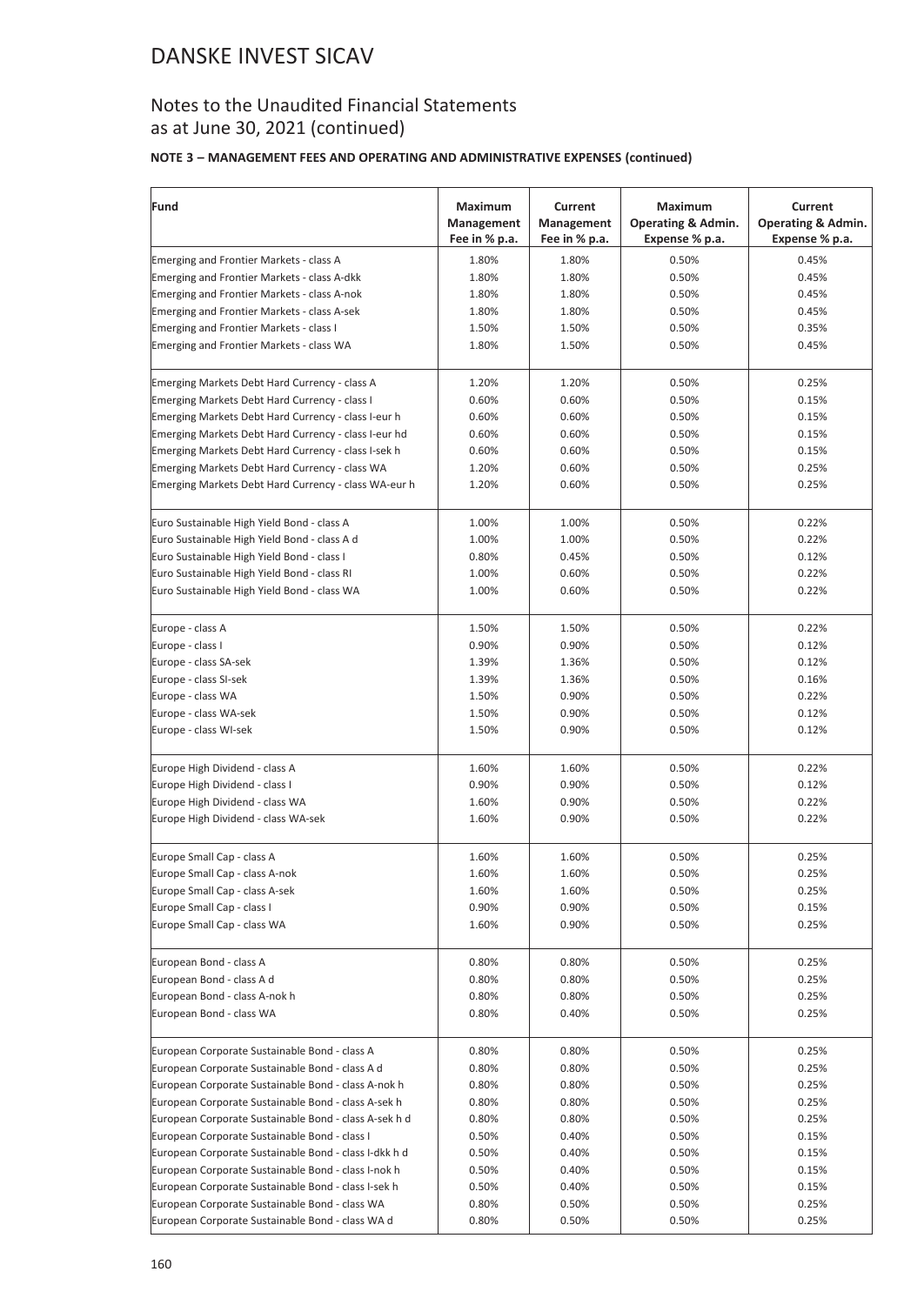# DANSKE INVEST SICAV

## Notes to the Unaudited Financial Statements as at June 30, 2021 (continued)

**NOTE 3 – MANAGEMENT FEES AND OPERATING AND ADMINISTRATIVE EXPENSES (continued)**

| Fund | Maximum Management Fee in % p.a. | Current Management Fee in % p.a. | Maximum Operating & Admin. Expense % p.a. | Current Operating & Admin. Expense % p.a. |
|---|---|---|---|---|
| Emerging and Frontier Markets - class A | 1.80% | 1.80% | 0.50% | 0.45% |
| Emerging and Frontier Markets - class A-dkk | 1.80% | 1.80% | 0.50% | 0.45% |
| Emerging and Frontier Markets - class A-nok | 1.80% | 1.80% | 0.50% | 0.45% |
| Emerging and Frontier Markets - class A-sek | 1.80% | 1.80% | 0.50% | 0.45% |
| Emerging and Frontier Markets - class I | 1.50% | 1.50% | 0.50% | 0.35% |
| Emerging and Frontier Markets - class WA | 1.80% | 1.50% | 0.50% | 0.45% |
| Emerging Markets Debt Hard Currency - class A | 1.20% | 1.20% | 0.50% | 0.25% |
| Emerging Markets Debt Hard Currency - class I | 0.60% | 0.60% | 0.50% | 0.15% |
| Emerging Markets Debt Hard Currency - class I-eur h | 0.60% | 0.60% | 0.50% | 0.15% |
| Emerging Markets Debt Hard Currency - class I-eur hd | 0.60% | 0.60% | 0.50% | 0.15% |
| Emerging Markets Debt Hard Currency - class I-sek h | 0.60% | 0.60% | 0.50% | 0.15% |
| Emerging Markets Debt Hard Currency - class WA | 1.20% | 0.60% | 0.50% | 0.25% |
| Emerging Markets Debt Hard Currency - class WA-eur h | 1.20% | 0.60% | 0.50% | 0.25% |
| Euro Sustainable High Yield Bond - class A | 1.00% | 1.00% | 0.50% | 0.22% |
| Euro Sustainable High Yield Bond - class A d | 1.00% | 1.00% | 0.50% | 0.22% |
| Euro Sustainable High Yield Bond - class I | 0.80% | 0.45% | 0.50% | 0.12% |
| Euro Sustainable High Yield Bond - class RI | 1.00% | 0.60% | 0.50% | 0.22% |
| Euro Sustainable High Yield Bond - class WA | 1.00% | 0.60% | 0.50% | 0.22% |
| Europe - class A | 1.50% | 1.50% | 0.50% | 0.22% |
| Europe - class I | 0.90% | 0.90% | 0.50% | 0.12% |
| Europe - class SA-sek | 1.39% | 1.36% | 0.50% | 0.12% |
| Europe - class SI-sek | 1.39% | 1.36% | 0.50% | 0.16% |
| Europe - class WA | 1.50% | 0.90% | 0.50% | 0.22% |
| Europe - class WA-sek | 1.50% | 0.90% | 0.50% | 0.12% |
| Europe - class WI-sek | 1.50% | 0.90% | 0.50% | 0.12% |
| Europe High Dividend - class A | 1.60% | 1.60% | 0.50% | 0.22% |
| Europe High Dividend - class I | 0.90% | 0.90% | 0.50% | 0.12% |
| Europe High Dividend - class WA | 1.60% | 0.90% | 0.50% | 0.22% |
| Europe High Dividend - class WA-sek | 1.60% | 0.90% | 0.50% | 0.22% |
| Europe Small Cap - class A | 1.60% | 1.60% | 0.50% | 0.25% |
| Europe Small Cap - class A-nok | 1.60% | 1.60% | 0.50% | 0.25% |
| Europe Small Cap - class A-sek | 1.60% | 1.60% | 0.50% | 0.25% |
| Europe Small Cap - class I | 0.90% | 0.90% | 0.50% | 0.15% |
| Europe Small Cap - class WA | 1.60% | 0.90% | 0.50% | 0.25% |
| European Bond - class A | 0.80% | 0.80% | 0.50% | 0.25% |
| European Bond - class A d | 0.80% | 0.80% | 0.50% | 0.25% |
| European Bond - class A-nok h | 0.80% | 0.80% | 0.50% | 0.25% |
| European Bond - class WA | 0.80% | 0.40% | 0.50% | 0.25% |
| European Corporate Sustainable Bond - class A | 0.80% | 0.80% | 0.50% | 0.25% |
| European Corporate Sustainable Bond - class A d | 0.80% | 0.80% | 0.50% | 0.25% |
| European Corporate Sustainable Bond - class A-nok h | 0.80% | 0.80% | 0.50% | 0.25% |
| European Corporate Sustainable Bond - class A-sek h | 0.80% | 0.80% | 0.50% | 0.25% |
| European Corporate Sustainable Bond - class A-sek h d | 0.80% | 0.80% | 0.50% | 0.25% |
| European Corporate Sustainable Bond - class I | 0.50% | 0.40% | 0.50% | 0.15% |
| European Corporate Sustainable Bond - class I-dkk h d | 0.50% | 0.40% | 0.50% | 0.15% |
| European Corporate Sustainable Bond - class I-nok h | 0.50% | 0.40% | 0.50% | 0.15% |
| European Corporate Sustainable Bond - class I-sek h | 0.50% | 0.40% | 0.50% | 0.15% |
| European Corporate Sustainable Bond - class WA | 0.80% | 0.50% | 0.50% | 0.25% |
| European Corporate Sustainable Bond - class WA d | 0.80% | 0.50% | 0.50% | 0.25% |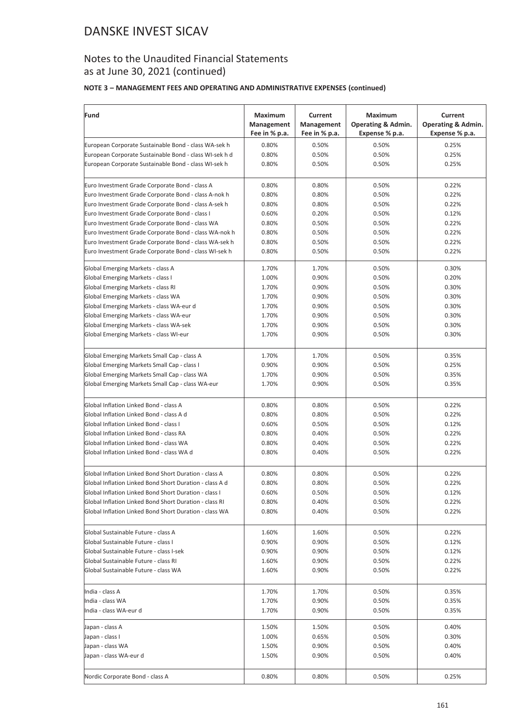# DANSKE INVEST SICAV

## Notes to the Unaudited Financial Statements as at June 30, 2021 (continued)

### NOTE 3 – MANAGEMENT FEES AND OPERATING AND ADMINISTRATIVE EXPENSES (continued)

| Fund | Maximum Management Fee in % p.a. | Current Management Fee in % p.a. | Maximum Operating & Admin. Expense % p.a. | Current Operating & Admin. Expense % p.a. |
|---|---|---|---|---|
| European Corporate Sustainable Bond - class WA-sek h | 0.80% | 0.50% | 0.50% | 0.25% |
| European Corporate Sustainable Bond - class WI-sek h d | 0.80% | 0.50% | 0.50% | 0.25% |
| European Corporate Sustainable Bond - class WI-sek h | 0.80% | 0.50% | 0.50% | 0.25% |
| Euro Investment Grade Corporate Bond - class A | 0.80% | 0.80% | 0.50% | 0.22% |
| Euro Investment Grade Corporate Bond - class A-nok h | 0.80% | 0.80% | 0.50% | 0.22% |
| Euro Investment Grade Corporate Bond - class A-sek h | 0.80% | 0.80% | 0.50% | 0.22% |
| Euro Investment Grade Corporate Bond - class I | 0.60% | 0.20% | 0.50% | 0.12% |
| Euro Investment Grade Corporate Bond - class WA | 0.80% | 0.50% | 0.50% | 0.22% |
| Euro Investment Grade Corporate Bond - class WA-nok h | 0.80% | 0.50% | 0.50% | 0.22% |
| Euro Investment Grade Corporate Bond - class WA-sek h | 0.80% | 0.50% | 0.50% | 0.22% |
| Euro Investment Grade Corporate Bond - class WI-sek h | 0.80% | 0.50% | 0.50% | 0.22% |
| Global Emerging Markets - class A | 1.70% | 1.70% | 0.50% | 0.30% |
| Global Emerging Markets - class I | 1.00% | 0.90% | 0.50% | 0.20% |
| Global Emerging Markets - class RI | 1.70% | 0.90% | 0.50% | 0.30% |
| Global Emerging Markets - class WA | 1.70% | 0.90% | 0.50% | 0.30% |
| Global Emerging Markets - class WA-eur d | 1.70% | 0.90% | 0.50% | 0.30% |
| Global Emerging Markets - class WA-eur | 1.70% | 0.90% | 0.50% | 0.30% |
| Global Emerging Markets - class WA-sek | 1.70% | 0.90% | 0.50% | 0.30% |
| Global Emerging Markets - class WI-eur | 1.70% | 0.90% | 0.50% | 0.30% |
| Global Emerging Markets Small Cap - class A | 1.70% | 1.70% | 0.50% | 0.35% |
| Global Emerging Markets Small Cap - class I | 0.90% | 0.90% | 0.50% | 0.25% |
| Global Emerging Markets Small Cap - class WA | 1.70% | 0.90% | 0.50% | 0.35% |
| Global Emerging Markets Small Cap - class WA-eur | 1.70% | 0.90% | 0.50% | 0.35% |
| Global Inflation Linked Bond - class A | 0.80% | 0.80% | 0.50% | 0.22% |
| Global Inflation Linked Bond - class A d | 0.80% | 0.80% | 0.50% | 0.22% |
| Global Inflation Linked Bond - class I | 0.60% | 0.50% | 0.50% | 0.12% |
| Global Inflation Linked Bond - class RA | 0.80% | 0.40% | 0.50% | 0.22% |
| Global Inflation Linked Bond - class WA | 0.80% | 0.40% | 0.50% | 0.22% |
| Global Inflation Linked Bond - class WA d | 0.80% | 0.40% | 0.50% | 0.22% |
| Global Inflation Linked Bond Short Duration - class A | 0.80% | 0.80% | 0.50% | 0.22% |
| Global Inflation Linked Bond Short Duration - class A d | 0.80% | 0.80% | 0.50% | 0.22% |
| Global Inflation Linked Bond Short Duration - class I | 0.60% | 0.50% | 0.50% | 0.12% |
| Global Inflation Linked Bond Short Duration - class RI | 0.80% | 0.40% | 0.50% | 0.22% |
| Global Inflation Linked Bond Short Duration - class WA | 0.80% | 0.40% | 0.50% | 0.22% |
| Global Sustainable Future - class A | 1.60% | 1.60% | 0.50% | 0.22% |
| Global Sustainable Future - class I | 0.90% | 0.90% | 0.50% | 0.12% |
| Global Sustainable Future - class I-sek | 0.90% | 0.90% | 0.50% | 0.12% |
| Global Sustainable Future - class RI | 1.60% | 0.90% | 0.50% | 0.22% |
| Global Sustainable Future - class WA | 1.60% | 0.90% | 0.50% | 0.22% |
| India - class A | 1.70% | 1.70% | 0.50% | 0.35% |
| India - class WA | 1.70% | 0.90% | 0.50% | 0.35% |
| India - class WA-eur d | 1.70% | 0.90% | 0.50% | 0.35% |
| Japan - class A | 1.50% | 1.50% | 0.50% | 0.40% |
| Japan - class I | 1.00% | 0.65% | 0.50% | 0.30% |
| Japan - class WA | 1.50% | 0.90% | 0.50% | 0.40% |
| Japan - class WA-eur d | 1.50% | 0.90% | 0.50% | 0.40% |
| Nordic Corporate Bond - class A | 0.80% | 0.80% | 0.50% | 0.25% |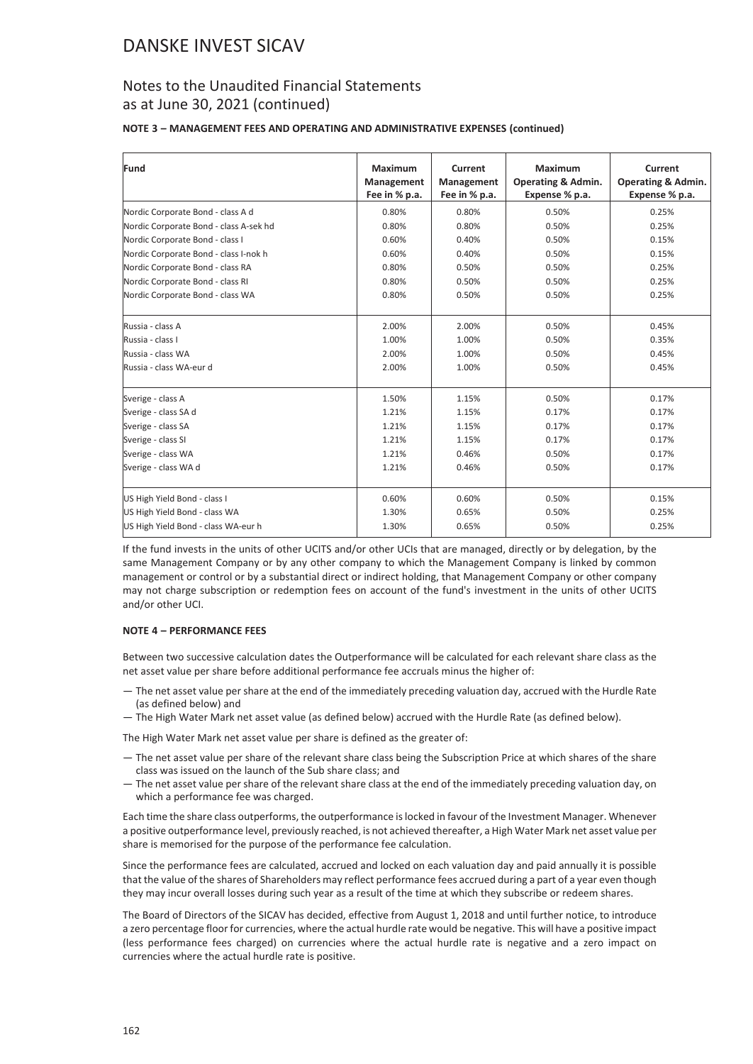# DANSKE INVEST SICAV

## Notes to the Unaudited Financial Statements as at June 30, 2021 (continued)

**NOTE 3 – MANAGEMENT FEES AND OPERATING AND ADMINISTRATIVE EXPENSES (continued)**

| Fund | Maximum Management Fee in % p.a. | Current Management Fee in % p.a. | Maximum Operating & Admin. Expense % p.a. | Current Operating & Admin. Expense % p.a. |
|---|---|---|---|---|
| Nordic Corporate Bond - class A d | 0.80% | 0.80% | 0.50% | 0.25% |
| Nordic Corporate Bond - class A-sek hd | 0.80% | 0.80% | 0.50% | 0.25% |
| Nordic Corporate Bond - class I | 0.60% | 0.40% | 0.50% | 0.15% |
| Nordic Corporate Bond - class I-nok h | 0.60% | 0.40% | 0.50% | 0.15% |
| Nordic Corporate Bond - class RA | 0.80% | 0.50% | 0.50% | 0.25% |
| Nordic Corporate Bond - class RI | 0.80% | 0.50% | 0.50% | 0.25% |
| Nordic Corporate Bond - class WA | 0.80% | 0.50% | 0.50% | 0.25% |
| Russia - class A | 2.00% | 2.00% | 0.50% | 0.45% |
| Russia - class I | 1.00% | 1.00% | 0.50% | 0.35% |
| Russia - class WA | 2.00% | 1.00% | 0.50% | 0.45% |
| Russia - class WA-eur d | 2.00% | 1.00% | 0.50% | 0.45% |
| Sverige - class A | 1.50% | 1.15% | 0.50% | 0.17% |
| Sverige - class SA d | 1.21% | 1.15% | 0.17% | 0.17% |
| Sverige - class SA | 1.21% | 1.15% | 0.17% | 0.17% |
| Sverige - class SI | 1.21% | 1.15% | 0.17% | 0.17% |
| Sverige - class WA | 1.21% | 0.46% | 0.50% | 0.17% |
| Sverige - class WA d | 1.21% | 0.46% | 0.50% | 0.17% |
| US High Yield Bond - class I | 0.60% | 0.60% | 0.50% | 0.15% |
| US High Yield Bond - class WA | 1.30% | 0.65% | 0.50% | 0.25% |
| US High Yield Bond - class WA-eur h | 1.30% | 0.65% | 0.50% | 0.25% |

If the fund invests in the units of other UCITS and/or other UCIs that are managed, directly or by delegation, by the same Management Company or by any other company to which the Management Company is linked by common management or control or by a substantial direct or indirect holding, that Management Company or other company may not charge subscription or redemption fees on account of the fund's investment in the units of other UCITS and/or other UCI.

**NOTE 4 – PERFORMANCE FEES**

Between two successive calculation dates the Outperformance will be calculated for each relevant share class as the net asset value per share before additional performance fee accruals minus the higher of:

- The net asset value per share at the end of the immediately preceding valuation day, accrued with the Hurdle Rate (as defined below) and
- The High Water Mark net asset value (as defined below) accrued with the Hurdle Rate (as defined below).

The High Water Mark net asset value per share is defined as the greater of:

- The net asset value per share of the relevant share class being the Subscription Price at which shares of the share class was issued on the launch of the Sub share class; and
- The net asset value per share of the relevant share class at the end of the immediately preceding valuation day, on which a performance fee was charged.

Each time the share class outperforms, the outperformance is locked in favour of the Investment Manager. Whenever a positive outperformance level, previously reached, is not achieved thereafter, a High Water Mark net asset value per share is memorised for the purpose of the performance fee calculation.

Since the performance fees are calculated, accrued and locked on each valuation day and paid annually it is possible that the value of the shares of Shareholders may reflect performance fees accrued during a part of a year even though they may incur overall losses during such year as a result of the time at which they subscribe or redeem shares.

The Board of Directors of the SICAV has decided, effective from August 1, 2018 and until further notice, to introduce a zero percentage floor for currencies, where the actual hurdle rate would be negative. This will have a positive impact (less performance fees charged) on currencies where the actual hurdle rate is negative and a zero impact on currencies where the actual hurdle rate is positive.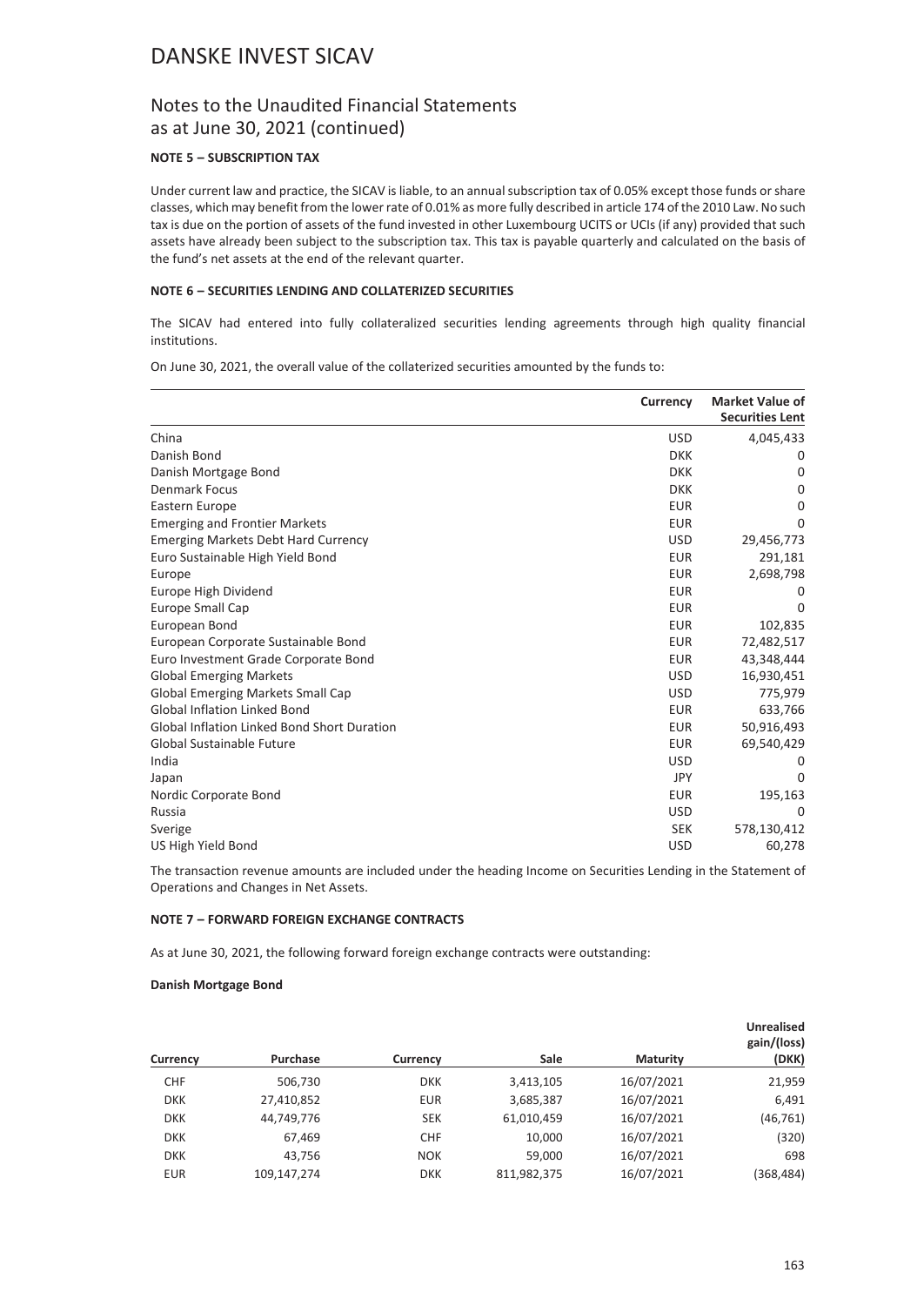# DANSKE INVEST SICAV

## Notes to the Unaudited Financial Statements as at June 30, 2021 (continued)

### NOTE 5 – SUBSCRIPTION TAX

Under current law and practice, the SICAV is liable, to an annual subscription tax of 0.05% except those funds or share classes, which may benefit from the lower rate of 0.01% as more fully described in article 174 of the 2010 Law. No such tax is due on the portion of assets of the fund invested in other Luxembourg UCITS or UCIs (if any) provided that such assets have already been subject to the subscription tax. This tax is payable quarterly and calculated on the basis of the fund's net assets at the end of the relevant quarter.

### NOTE 6 – SECURITIES LENDING AND COLLATERIZED SECURITIES

The SICAV had entered into fully collateralized securities lending agreements through high quality financial institutions.

On June 30, 2021, the overall value of the collaterized securities amounted by the funds to:

| | Currency | Market Value of Securities Lent |
|---|---|---|
| China | USD | 4,045,433 |
| Danish Bond | DKK | 0 |
| Danish Mortgage Bond | DKK | 0 |
| Denmark Focus | DKK | 0 |
| Eastern Europe | EUR | 0 |
| Emerging and Frontier Markets | EUR | 0 |
| Emerging Markets Debt Hard Currency | USD | 29,456,773 |
| Euro Sustainable High Yield Bond | EUR | 291,181 |
| Europe | EUR | 2,698,798 |
| Europe High Dividend | EUR | 0 |
| Europe Small Cap | EUR | 0 |
| European Bond | EUR | 102,835 |
| European Corporate Sustainable Bond | EUR | 72,482,517 |
| Euro Investment Grade Corporate Bond | EUR | 43,348,444 |
| Global Emerging Markets | USD | 16,930,451 |
| Global Emerging Markets Small Cap | USD | 775,979 |
| Global Inflation Linked Bond | EUR | 633,766 |
| Global Inflation Linked Bond Short Duration | EUR | 50,916,493 |
| Global Sustainable Future | EUR | 69,540,429 |
| India | USD | 0 |
| Japan | JPY | 0 |
| Nordic Corporate Bond | EUR | 195,163 |
| Russia | USD | 0 |
| Sverige | SEK | 578,130,412 |
| US High Yield Bond | USD | 60,278 |

The transaction revenue amounts are included under the heading Income on Securities Lending in the Statement of Operations and Changes in Net Assets.

### NOTE 7 – FORWARD FOREIGN EXCHANGE CONTRACTS

As at June 30, 2021, the following forward foreign exchange contracts were outstanding:

**Danish Mortgage Bond**

| Currency | Purchase | Currency | Sale | Maturity | Unrealised gain/(loss) (DKK) |
|---|---|---|---|---|---|
| CHF | 506,730 | DKK | 3,413,105 | 16/07/2021 | 21,959 |
| DKK | 27,410,852 | EUR | 3,685,387 | 16/07/2021 | 6,491 |
| DKK | 44,749,776 | SEK | 61,010,459 | 16/07/2021 | (46,761) |
| DKK | 67,469 | CHF | 10,000 | 16/07/2021 | (320) |
| DKK | 43,756 | NOK | 59,000 | 16/07/2021 | 698 |
| EUR | 109,147,274 | DKK | 811,982,375 | 16/07/2021 | (368,484) |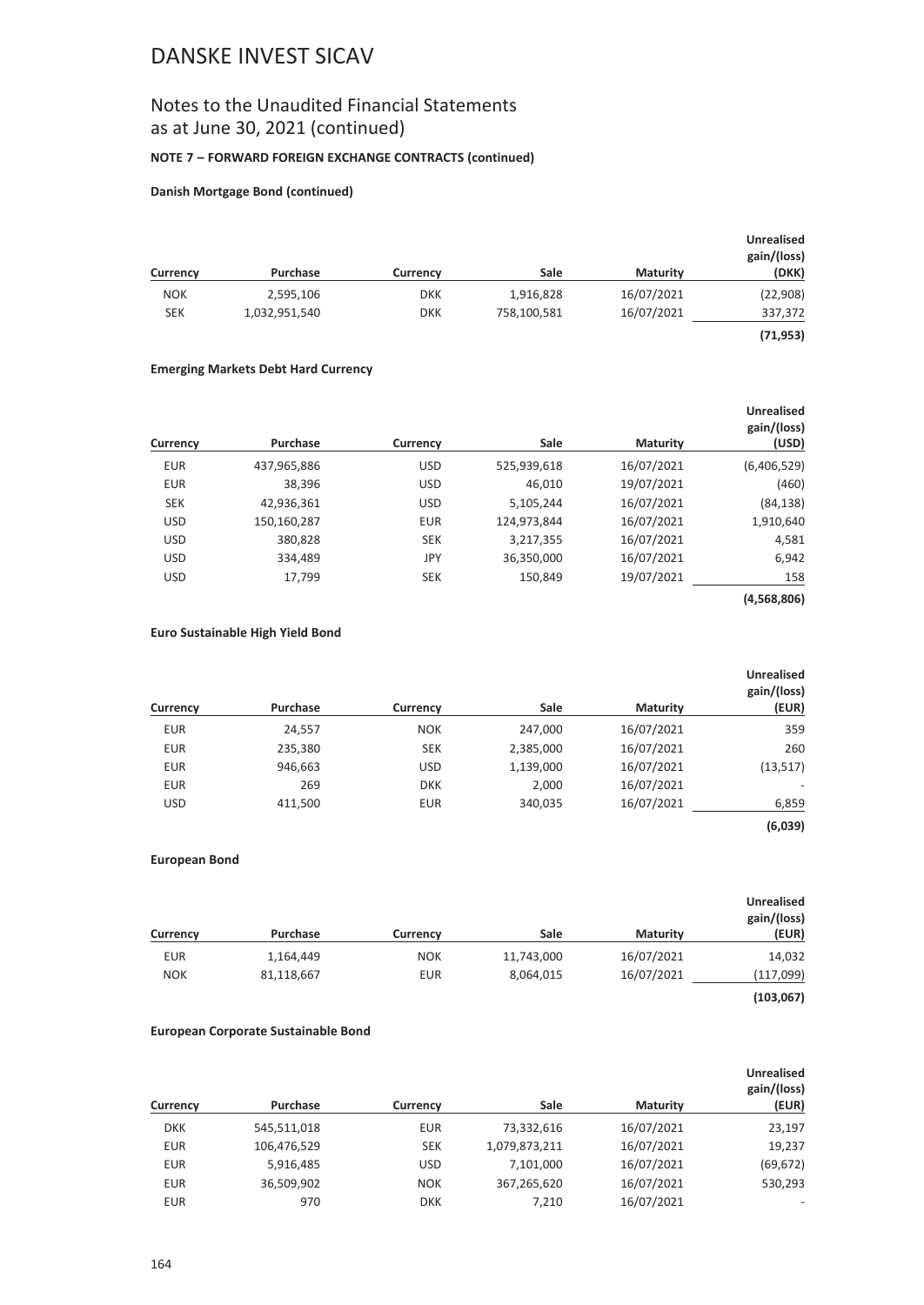# DANSKE INVEST SICAV

## Notes to the Unaudited Financial Statements as at June 30, 2021 (continued)

**NOTE 7 – FORWARD FOREIGN EXCHANGE CONTRACTS (continued)**

**Danish Mortgage Bond (continued)**

| Currency | Purchase | Currency | Sale | Maturity | Unrealised gain/(loss) (DKK) |
|---|---|---|---|---|---|
| NOK | 2,595,106 | DKK | 1,916,828 | 16/07/2021 | (22,908) |
| SEK | 1,032,951,540 | DKK | 758,100,581 | 16/07/2021 | 337,372 |
| | | | | | **(71,953)** |

**Emerging Markets Debt Hard Currency**

| Currency | Purchase | Currency | Sale | Maturity | Unrealised gain/(loss) (USD) |
|---|---|---|---|---|---|
| EUR | 437,965,886 | USD | 525,939,618 | 16/07/2021 | (6,406,529) |
| EUR | 38,396 | USD | 46,010 | 19/07/2021 | (460) |
| SEK | 42,936,361 | USD | 5,105,244 | 16/07/2021 | (84,138) |
| USD | 150,160,287 | EUR | 124,973,844 | 16/07/2021 | 1,910,640 |
| USD | 380,828 | SEK | 3,217,355 | 16/07/2021 | 4,581 |
| USD | 334,489 | JPY | 36,350,000 | 16/07/2021 | 6,942 |
| USD | 17,799 | SEK | 150,849 | 19/07/2021 | 158 |
| | | | | | **(4,568,806)** |

**Euro Sustainable High Yield Bond**

| Currency | Purchase | Currency | Sale | Maturity | Unrealised gain/(loss) (EUR) |
|---|---|---|---|---|---|
| EUR | 24,557 | NOK | 247,000 | 16/07/2021 | 359 |
| EUR | 235,380 | SEK | 2,385,000 | 16/07/2021 | 260 |
| EUR | 946,663 | USD | 1,139,000 | 16/07/2021 | (13,517) |
| EUR | 269 | DKK | 2,000 | 16/07/2021 | - |
| USD | 411,500 | EUR | 340,035 | 16/07/2021 | 6,859 |
| | | | | | **(6,039)** |

**European Bond**

| Currency | Purchase | Currency | Sale | Maturity | Unrealised gain/(loss) (EUR) |
|---|---|---|---|---|---|
| EUR | 1,164,449 | NOK | 11,743,000 | 16/07/2021 | 14,032 |
| NOK | 81,118,667 | EUR | 8,064,015 | 16/07/2021 | (117,099) |
| | | | | | **(103,067)** |

**European Corporate Sustainable Bond**

| Currency | Purchase | Currency | Sale | Maturity | Unrealised gain/(loss) (EUR) |
|---|---|---|---|---|---|
| DKK | 545,511,018 | EUR | 73,332,616 | 16/07/2021 | 23,197 |
| EUR | 106,476,529 | SEK | 1,079,873,211 | 16/07/2021 | 19,237 |
| EUR | 5,916,485 | USD | 7,101,000 | 16/07/2021 | (69,672) |
| EUR | 36,509,902 | NOK | 367,265,620 | 16/07/2021 | 530,293 |
| EUR | 970 | DKK | 7,210 | 16/07/2021 | - |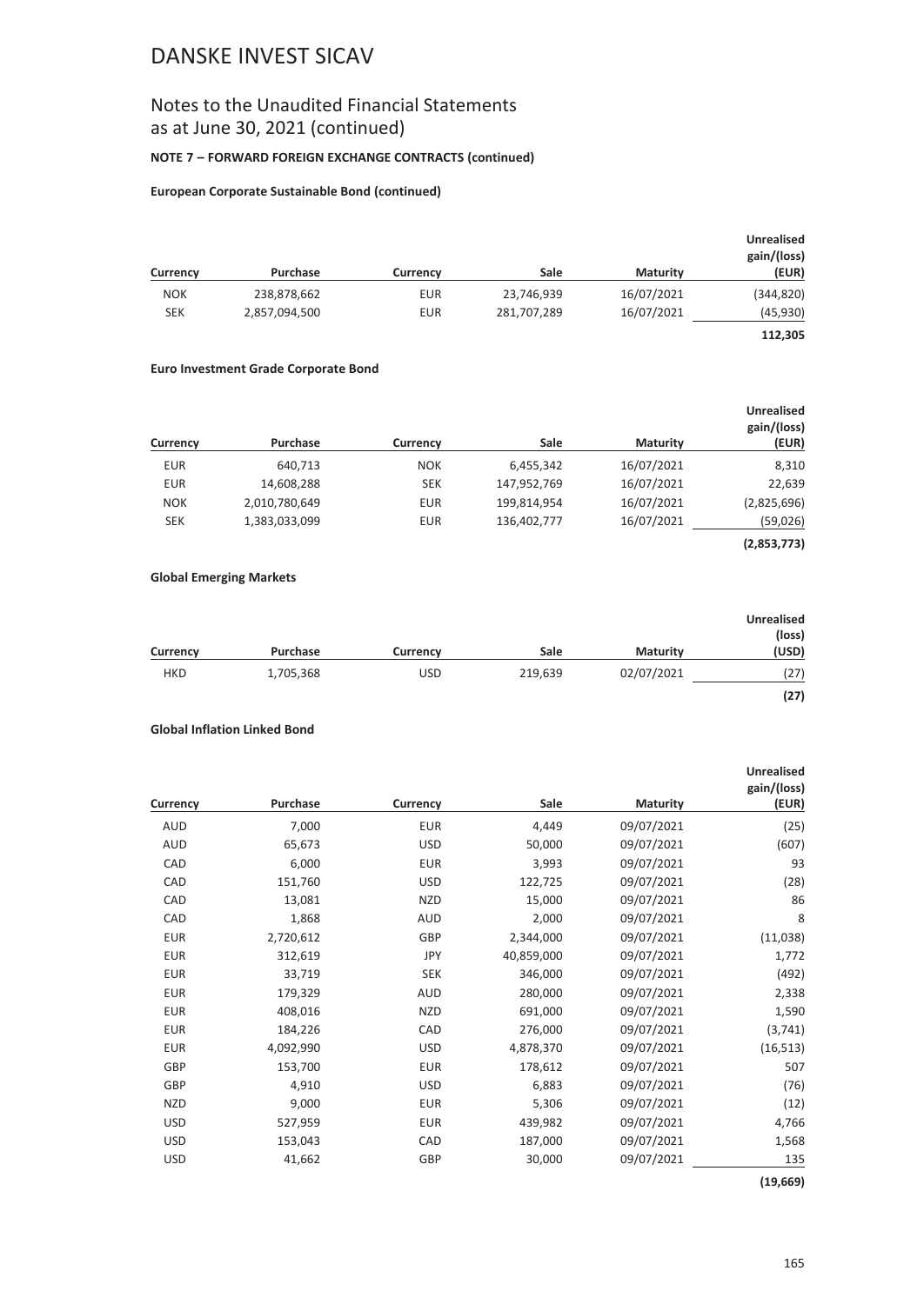# DANSKE INVEST SICAV

## Notes to the Unaudited Financial Statements as at June 30, 2021 (continued)

**NOTE 7 – FORWARD FOREIGN EXCHANGE CONTRACTS (continued)**

**European Corporate Sustainable Bond (continued)**

| Currency | Purchase | Currency | Sale | Maturity | Unrealised gain/(loss) (EUR) |
|---|---|---|---|---|---|
| NOK | 238,878,662 | EUR | 23,746,939 | 16/07/2021 | (344,820) |
| SEK | 2,857,094,500 | EUR | 281,707,289 | 16/07/2021 | (45,930) |
| | | | | | **112,305** |

**Euro Investment Grade Corporate Bond**

| Currency | Purchase | Currency | Sale | Maturity | Unrealised gain/(loss) (EUR) |
|---|---|---|---|---|---|
| EUR | 640,713 | NOK | 6,455,342 | 16/07/2021 | 8,310 |
| EUR | 14,608,288 | SEK | 147,952,769 | 16/07/2021 | 22,639 |
| NOK | 2,010,780,649 | EUR | 199,814,954 | 16/07/2021 | (2,825,696) |
| SEK | 1,383,033,099 | EUR | 136,402,777 | 16/07/2021 | (59,026) |
| | | | | | **(2,853,773)** |

**Global Emerging Markets**

| Currency | Purchase | Currency | Sale | Maturity | Unrealised (loss) (USD) |
|---|---|---|---|---|---|
| HKD | 1,705,368 | USD | 219,639 | 02/07/2021 | (27) |
| | | | | | **(27)** |

**Global Inflation Linked Bond**

| Currency | Purchase | Currency | Sale | Maturity | Unrealised gain/(loss) (EUR) |
|---|---|---|---|---|---|
| AUD | 7,000 | EUR | 4,449 | 09/07/2021 | (25) |
| AUD | 65,673 | USD | 50,000 | 09/07/2021 | (607) |
| CAD | 6,000 | EUR | 3,993 | 09/07/2021 | 93 |
| CAD | 151,760 | USD | 122,725 | 09/07/2021 | (28) |
| CAD | 13,081 | NZD | 15,000 | 09/07/2021 | 86 |
| CAD | 1,868 | AUD | 2,000 | 09/07/2021 | 8 |
| EUR | 2,720,612 | GBP | 2,344,000 | 09/07/2021 | (11,038) |
| EUR | 312,619 | JPY | 40,859,000 | 09/07/2021 | 1,772 |
| EUR | 33,719 | SEK | 346,000 | 09/07/2021 | (492) |
| EUR | 179,329 | AUD | 280,000 | 09/07/2021 | 2,338 |
| EUR | 408,016 | NZD | 691,000 | 09/07/2021 | 1,590 |
| EUR | 184,226 | CAD | 276,000 | 09/07/2021 | (3,741) |
| EUR | 4,092,990 | USD | 4,878,370 | 09/07/2021 | (16,513) |
| GBP | 153,700 | EUR | 178,612 | 09/07/2021 | 507 |
| GBP | 4,910 | USD | 6,883 | 09/07/2021 | (76) |
| NZD | 9,000 | EUR | 5,306 | 09/07/2021 | (12) |
| USD | 527,959 | EUR | 439,982 | 09/07/2021 | 4,766 |
| USD | 153,043 | CAD | 187,000 | 09/07/2021 | 1,568 |
| USD | 41,662 | GBP | 30,000 | 09/07/2021 | 135 |
| | | | | | **(19,669)** |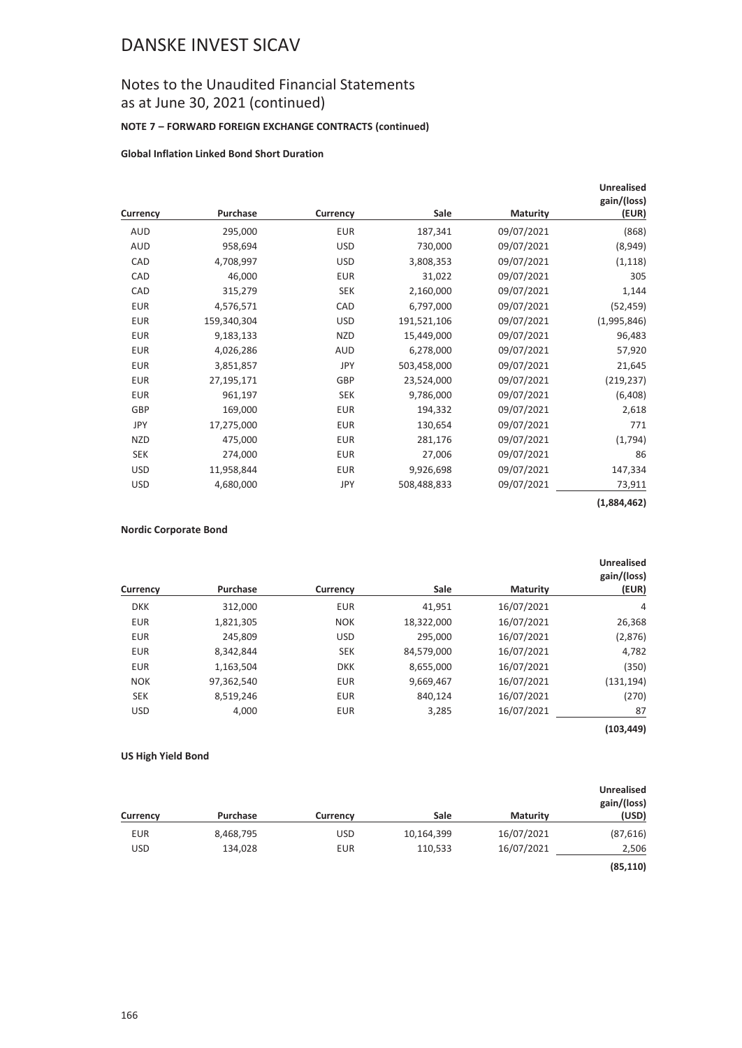# DANSKE INVEST SICAV

## Notes to the Unaudited Financial Statements as at June 30, 2021 (continued)

**NOTE 7 – FORWARD FOREIGN EXCHANGE CONTRACTS (continued)**

**Global Inflation Linked Bond Short Duration**

| Currency | Purchase | Currency | Sale | Maturity | Unrealised gain/(loss) (EUR) |
|---|---|---|---|---|---|
| AUD | 295,000 | EUR | 187,341 | 09/07/2021 | (868) |
| AUD | 958,694 | USD | 730,000 | 09/07/2021 | (8,949) |
| CAD | 4,708,997 | USD | 3,808,353 | 09/07/2021 | (1,118) |
| CAD | 46,000 | EUR | 31,022 | 09/07/2021 | 305 |
| CAD | 315,279 | SEK | 2,160,000 | 09/07/2021 | 1,144 |
| EUR | 4,576,571 | CAD | 6,797,000 | 09/07/2021 | (52,459) |
| EUR | 159,340,304 | USD | 191,521,106 | 09/07/2021 | (1,995,846) |
| EUR | 9,183,133 | NZD | 15,449,000 | 09/07/2021 | 96,483 |
| EUR | 4,026,286 | AUD | 6,278,000 | 09/07/2021 | 57,920 |
| EUR | 3,851,857 | JPY | 503,458,000 | 09/07/2021 | 21,645 |
| EUR | 27,195,171 | GBP | 23,524,000 | 09/07/2021 | (219,237) |
| EUR | 961,197 | SEK | 9,786,000 | 09/07/2021 | (6,408) |
| GBP | 169,000 | EUR | 194,332 | 09/07/2021 | 2,618 |
| JPY | 17,275,000 | EUR | 130,654 | 09/07/2021 | 771 |
| NZD | 475,000 | EUR | 281,176 | 09/07/2021 | (1,794) |
| SEK | 274,000 | EUR | 27,006 | 09/07/2021 | 86 |
| USD | 11,958,844 | EUR | 9,926,698 | 09/07/2021 | 147,334 |
| USD | 4,680,000 | JPY | 508,488,833 | 09/07/2021 | 73,911 |
| | | | | | **(1,884,462)** |

**Nordic Corporate Bond**

| Currency | Purchase | Currency | Sale | Maturity | Unrealised gain/(loss) (EUR) |
|---|---|---|---|---|---|
| DKK | 312,000 | EUR | 41,951 | 16/07/2021 | 4 |
| EUR | 1,821,305 | NOK | 18,322,000 | 16/07/2021 | 26,368 |
| EUR | 245,809 | USD | 295,000 | 16/07/2021 | (2,876) |
| EUR | 8,342,844 | SEK | 84,579,000 | 16/07/2021 | 4,782 |
| EUR | 1,163,504 | DKK | 8,655,000 | 16/07/2021 | (350) |
| NOK | 97,362,540 | EUR | 9,669,467 | 16/07/2021 | (131,194) |
| SEK | 8,519,246 | EUR | 840,124 | 16/07/2021 | (270) |
| USD | 4,000 | EUR | 3,285 | 16/07/2021 | 87 |
| | | | | | **(103,449)** |

**US High Yield Bond**

| Currency | Purchase | Currency | Sale | Maturity | Unrealised gain/(loss) (USD) |
|---|---|---|---|---|---|
| EUR | 8,468,795 | USD | 10,164,399 | 16/07/2021 | (87,616) |
| USD | 134,028 | EUR | 110,533 | 16/07/2021 | 2,506 |
| | | | | | **(85,110)** |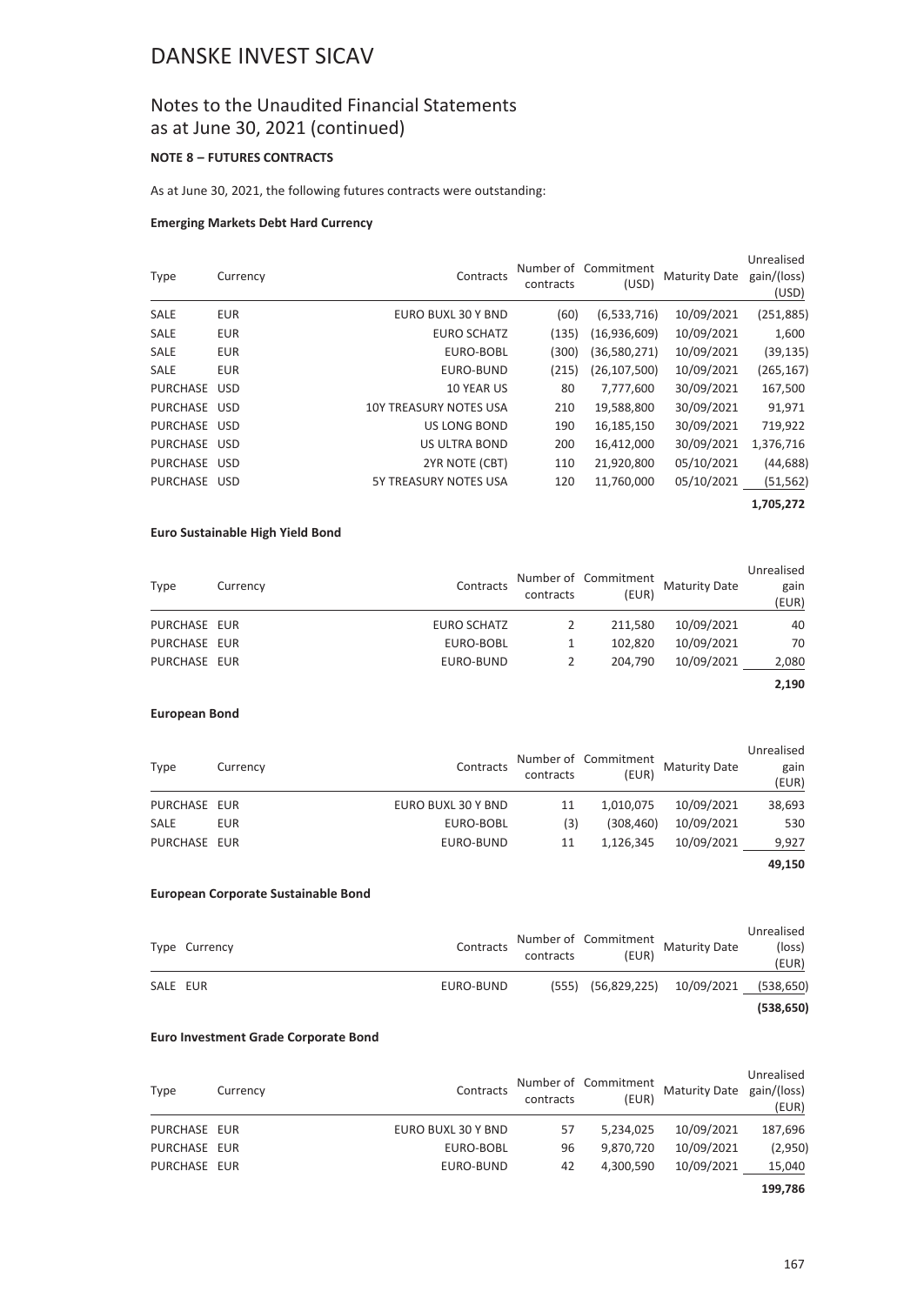# DANSKE INVEST SICAV

## Notes to the Unaudited Financial Statements as at June 30, 2021 (continued)

### NOTE 8 – FUTURES CONTRACTS

As at June 30, 2021, the following futures contracts were outstanding:

#### Emerging Markets Debt Hard Currency

| Type | Currency | Contracts | Number of contracts | Commitment (USD) | Maturity Date | Unrealised gain/(loss) (USD) |
|---|---|---|---|---|---|---|
| SALE | EUR | EURO BUXL 30 Y BND | (60) | (6,533,716) | 10/09/2021 | (251,885) |
| SALE | EUR | EURO SCHATZ | (135) | (16,936,609) | 10/09/2021 | 1,600 |
| SALE | EUR | EURO-BOBL | (300) | (36,580,271) | 10/09/2021 | (39,135) |
| SALE | EUR | EURO-BUND | (215) | (26,107,500) | 10/09/2021 | (265,167) |
| PURCHASE | USD | 10 YEAR US | 80 | 7,777,600 | 30/09/2021 | 167,500 |
| PURCHASE | USD | 10Y TREASURY NOTES USA | 210 | 19,588,800 | 30/09/2021 | 91,971 |
| PURCHASE | USD | US LONG BOND | 190 | 16,185,150 | 30/09/2021 | 719,922 |
| PURCHASE | USD | US ULTRA BOND | 200 | 16,412,000 | 30/09/2021 | 1,376,716 |
| PURCHASE | USD | 2YR NOTE (CBT) | 110 | 21,920,800 | 05/10/2021 | (44,688) |
| PURCHASE | USD | 5Y TREASURY NOTES USA | 120 | 11,760,000 | 05/10/2021 | (51,562) |
| | | | | | | **1,705,272** |

#### Euro Sustainable High Yield Bond

| Type | Currency | Contracts | Number of contracts | Commitment (EUR) | Maturity Date | Unrealised gain (EUR) |
|---|---|---|---|---|---|---|
| PURCHASE | EUR | EURO SCHATZ | 2 | 211,580 | 10/09/2021 | 40 |
| PURCHASE | EUR | EURO-BOBL | 1 | 102,820 | 10/09/2021 | 70 |
| PURCHASE | EUR | EURO-BUND | 2 | 204,790 | 10/09/2021 | 2,080 |
| | | | | | | **2,190** |

#### European Bond

| Type | Currency | Contracts | Number of contracts | Commitment (EUR) | Maturity Date | Unrealised gain (EUR) |
|---|---|---|---|---|---|---|
| PURCHASE | EUR | EURO BUXL 30 Y BND | 11 | 1,010,075 | 10/09/2021 | 38,693 |
| SALE | EUR | EURO-BOBL | (3) | (308,460) | 10/09/2021 | 530 |
| PURCHASE | EUR | EURO-BUND | 11 | 1,126,345 | 10/09/2021 | 9,927 |
| | | | | | | **49,150** |

#### European Corporate Sustainable Bond

| Type | Currency | Contracts | Number of contracts | Commitment (EUR) | Maturity Date | Unrealised (loss) (EUR) |
|---|---|---|---|---|---|---|
| SALE | EUR | EURO-BUND | (555) | (56,829,225) | 10/09/2021 | (538,650) |
| | | | | | | **(538,650)** |

#### Euro Investment Grade Corporate Bond

| Type | Currency | Contracts | Number of contracts | Commitment (EUR) | Maturity Date | Unrealised gain/(loss) (EUR) |
|---|---|---|---|---|---|---|
| PURCHASE | EUR | EURO BUXL 30 Y BND | 57 | 5,234,025 | 10/09/2021 | 187,696 |
| PURCHASE | EUR | EURO-BOBL | 96 | 9,870,720 | 10/09/2021 | (2,950) |
| PURCHASE | EUR | EURO-BUND | 42 | 4,300,590 | 10/09/2021 | 15,040 |
| | | | | | | **199,786** |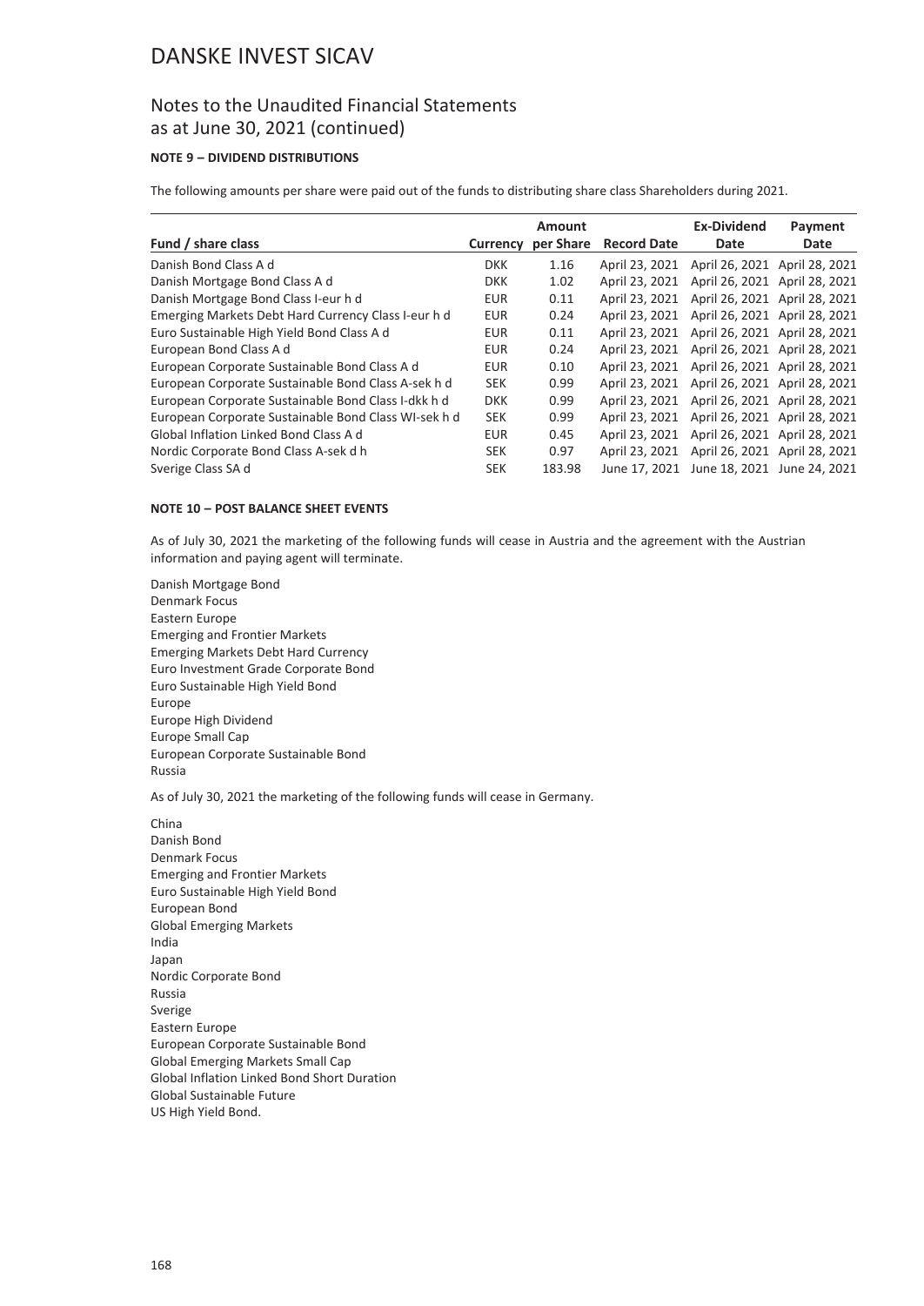# DANSKE INVEST SICAV

## Notes to the Unaudited Financial Statements as at June 30, 2021 (continued)

**NOTE 9 – DIVIDEND DISTRIBUTIONS**

The following amounts per share were paid out of the funds to distributing share class Shareholders during 2021.

| Fund / share class | Currency | Amount per Share | Record Date | Ex-Dividend Date | Payment Date |
|---|---|---|---|---|---|
| Danish Bond Class A d | DKK | 1.16 | April 23, 2021 | April 26, 2021 | April 28, 2021 |
| Danish Mortgage Bond Class A d | DKK | 1.02 | April 23, 2021 | April 26, 2021 | April 28, 2021 |
| Danish Mortgage Bond Class I-eur h d | EUR | 0.11 | April 23, 2021 | April 26, 2021 | April 28, 2021 |
| Emerging Markets Debt Hard Currency Class I-eur h d | EUR | 0.24 | April 23, 2021 | April 26, 2021 | April 28, 2021 |
| Euro Sustainable High Yield Bond Class A d | EUR | 0.11 | April 23, 2021 | April 26, 2021 | April 28, 2021 |
| European Bond Class A d | EUR | 0.24 | April 23, 2021 | April 26, 2021 | April 28, 2021 |
| European Corporate Sustainable Bond Class A d | EUR | 0.10 | April 23, 2021 | April 26, 2021 | April 28, 2021 |
| European Corporate Sustainable Bond Class A-sek h d | SEK | 0.99 | April 23, 2021 | April 26, 2021 | April 28, 2021 |
| European Corporate Sustainable Bond Class I-dkk h d | DKK | 0.99 | April 23, 2021 | April 26, 2021 | April 28, 2021 |
| European Corporate Sustainable Bond Class WI-sek h d | SEK | 0.99 | April 23, 2021 | April 26, 2021 | April 28, 2021 |
| Global Inflation Linked Bond Class A d | EUR | 0.45 | April 23, 2021 | April 26, 2021 | April 28, 2021 |
| Nordic Corporate Bond Class A-sek d h | SEK | 0.97 | April 23, 2021 | April 26, 2021 | April 28, 2021 |
| Sverige Class SA d | SEK | 183.98 | June 17, 2021 | June 18, 2021 | June 24, 2021 |

**NOTE 10 – POST BALANCE SHEET EVENTS**

As of July 30, 2021 the marketing of the following funds will cease in Austria and the agreement with the Austrian information and paying agent will terminate.

Danish Mortgage Bond
Denmark Focus
Eastern Europe
Emerging and Frontier Markets
Emerging Markets Debt Hard Currency
Euro Investment Grade Corporate Bond
Euro Sustainable High Yield Bond
Europe
Europe High Dividend
Europe Small Cap
European Corporate Sustainable Bond
Russia

As of July 30, 2021 the marketing of the following funds will cease in Germany.

China
Danish Bond
Denmark Focus
Emerging and Frontier Markets
Euro Sustainable High Yield Bond
European Bond
Global Emerging Markets
India
Japan
Nordic Corporate Bond
Russia
Sverige
Eastern Europe
European Corporate Sustainable Bond
Global Emerging Markets Small Cap
Global Inflation Linked Bond Short Duration
Global Sustainable Future
US High Yield Bond.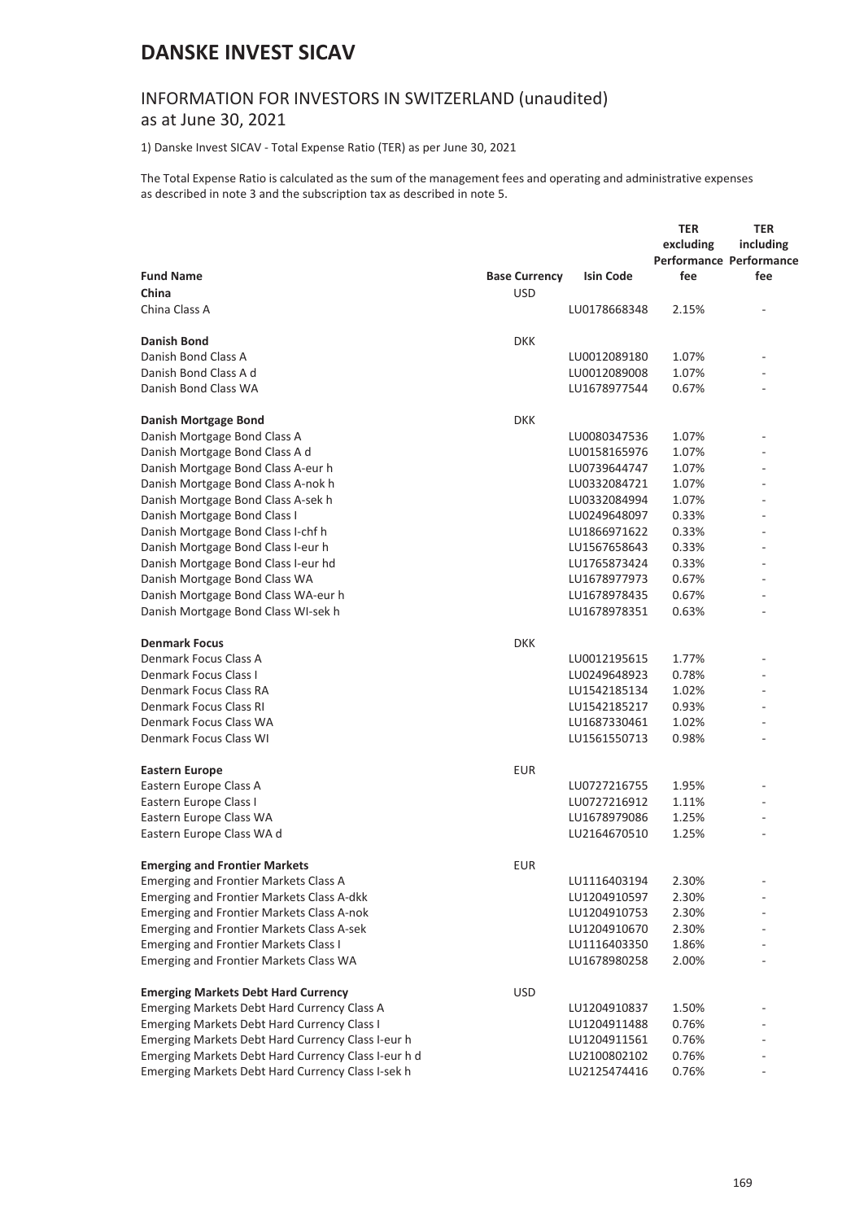# DANSKE INVEST SICAV

## INFORMATION FOR INVESTORS IN SWITZERLAND (unaudited)
as at June 30, 2021

1) Danske Invest SICAV - Total Expense Ratio (TER) as per June 30, 2021

The Total Expense Ratio is calculated as the sum of the management fees and operating and administrative expenses as described in note 3 and the subscription tax as described in note 5.

| Fund Name | Base Currency | Isin Code | TER excluding Performance fee | TER including Performance fee |
|---|---|---|---|---|
| **China** | USD | | | |
| China Class A | | LU0178668348 | 2.15% | - |
| | | | | |
| **Danish Bond** | DKK | | | |
| Danish Bond Class A | | LU0012089180 | 1.07% | - |
| Danish Bond Class A d | | LU0012089008 | 1.07% | - |
| Danish Bond Class WA | | LU1678977544 | 0.67% | - |
| | | | | |
| **Danish Mortgage Bond** | DKK | | | |
| Danish Mortgage Bond Class A | | LU0080347536 | 1.07% | - |
| Danish Mortgage Bond Class A d | | LU0158165976 | 1.07% | - |
| Danish Mortgage Bond Class A-eur h | | LU0739644747 | 1.07% | - |
| Danish Mortgage Bond Class A-nok h | | LU0332084721 | 1.07% | - |
| Danish Mortgage Bond Class A-sek h | | LU0332084994 | 1.07% | - |
| Danish Mortgage Bond Class I | | LU0249648097 | 0.33% | - |
| Danish Mortgage Bond Class I-chf h | | LU1866971622 | 0.33% | - |
| Danish Mortgage Bond Class I-eur h | | LU1567658643 | 0.33% | - |
| Danish Mortgage Bond Class I-eur hd | | LU1765873424 | 0.33% | - |
| Danish Mortgage Bond Class WA | | LU1678977973 | 0.67% | - |
| Danish Mortgage Bond Class WA-eur h | | LU1678978435 | 0.67% | - |
| Danish Mortgage Bond Class WI-sek h | | LU1678978351 | 0.63% | - |
| | | | | |
| **Denmark Focus** | DKK | | | |
| Denmark Focus Class A | | LU0012195615 | 1.77% | - |
| Denmark Focus Class I | | LU0249648923 | 0.78% | - |
| Denmark Focus Class RA | | LU1542185134 | 1.02% | - |
| Denmark Focus Class RI | | LU1542185217 | 0.93% | - |
| Denmark Focus Class WA | | LU1687330461 | 1.02% | - |
| Denmark Focus Class WI | | LU1561550713 | 0.98% | - |
| | | | | |
| **Eastern Europe** | EUR | | | |
| Eastern Europe Class A | | LU0727216755 | 1.95% | - |
| Eastern Europe Class I | | LU0727216912 | 1.11% | - |
| Eastern Europe Class WA | | LU1678979086 | 1.25% | - |
| Eastern Europe Class WA d | | LU2164670510 | 1.25% | - |
| | | | | |
| **Emerging and Frontier Markets** | EUR | | | |
| Emerging and Frontier Markets Class A | | LU1116403194 | 2.30% | - |
| Emerging and Frontier Markets Class A-dkk | | LU1204910597 | 2.30% | - |
| Emerging and Frontier Markets Class A-nok | | LU1204910753 | 2.30% | - |
| Emerging and Frontier Markets Class A-sek | | LU1204910670 | 2.30% | - |
| Emerging and Frontier Markets Class I | | LU1116403350 | 1.86% | - |
| Emerging and Frontier Markets Class WA | | LU1678980258 | 2.00% | - |
| | | | | |
| **Emerging Markets Debt Hard Currency** | USD | | | |
| Emerging Markets Debt Hard Currency Class A | | LU1204910837 | 1.50% | - |
| Emerging Markets Debt Hard Currency Class I | | LU1204911488 | 0.76% | - |
| Emerging Markets Debt Hard Currency Class I-eur h | | LU1204911561 | 0.76% | - |
| Emerging Markets Debt Hard Currency Class I-eur h d | | LU2100802102 | 0.76% | - |
| Emerging Markets Debt Hard Currency Class I-sek h | | LU2125474416 | 0.76% | - |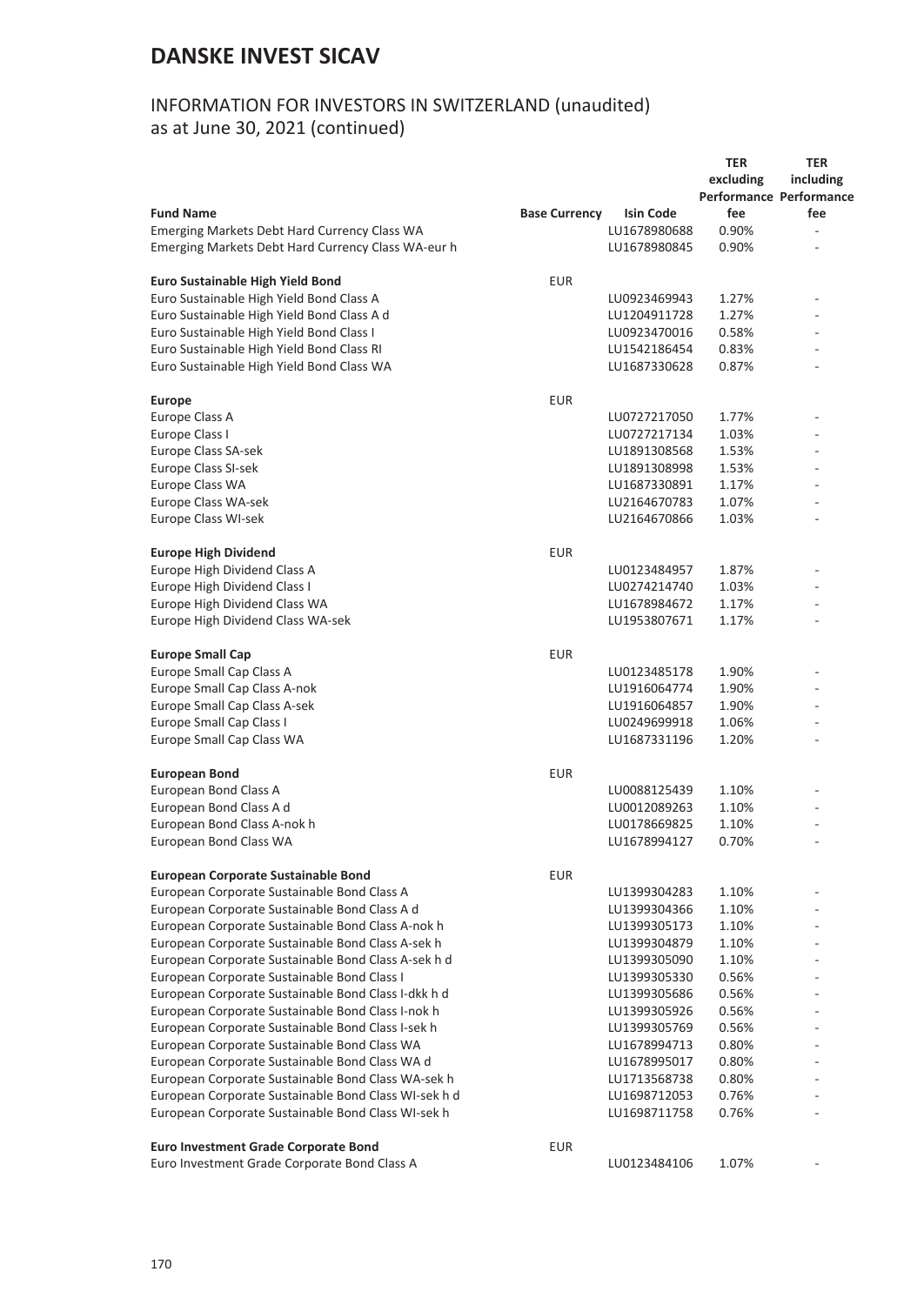# DANSKE INVEST SICAV

## INFORMATION FOR INVESTORS IN SWITZERLAND (unaudited) as at June 30, 2021 (continued)

| Fund Name | Base Currency | Isin Code | TER excluding Performance fee | TER including Performance fee |
|---|---|---|---|---|
| Emerging Markets Debt Hard Currency Class WA | | LU1678980688 | 0.90% | - |
| Emerging Markets Debt Hard Currency Class WA-eur h | | LU1678980845 | 0.90% | - |
| | | | | |
| **Euro Sustainable High Yield Bond** | EUR | | | |
| Euro Sustainable High Yield Bond Class A | | LU0923469943 | 1.27% | - |
| Euro Sustainable High Yield Bond Class A d | | LU1204911728 | 1.27% | - |
| Euro Sustainable High Yield Bond Class I | | LU0923470016 | 0.58% | - |
| Euro Sustainable High Yield Bond Class RI | | LU1542186454 | 0.83% | - |
| Euro Sustainable High Yield Bond Class WA | | LU1687330628 | 0.87% | - |
| | | | | |
| **Europe** | EUR | | | |
| Europe Class A | | LU0727217050 | 1.77% | - |
| Europe Class I | | LU0727217134 | 1.03% | - |
| Europe Class SA-sek | | LU1891308568 | 1.53% | - |
| Europe Class SI-sek | | LU1891308998 | 1.53% | - |
| Europe Class WA | | LU1687330891 | 1.17% | - |
| Europe Class WA-sek | | LU2164670783 | 1.07% | - |
| Europe Class WI-sek | | LU2164670866 | 1.03% | - |
| | | | | |
| **Europe High Dividend** | EUR | | | |
| Europe High Dividend Class A | | LU0123484957 | 1.87% | - |
| Europe High Dividend Class I | | LU0274214740 | 1.03% | - |
| Europe High Dividend Class WA | | LU1678984672 | 1.17% | - |
| Europe High Dividend Class WA-sek | | LU1953807671 | 1.17% | - |
| | | | | |
| **Europe Small Cap** | EUR | | | |
| Europe Small Cap Class A | | LU0123485178 | 1.90% | - |
| Europe Small Cap Class A-nok | | LU1916064774 | 1.90% | - |
| Europe Small Cap Class A-sek | | LU1916064857 | 1.90% | - |
| Europe Small Cap Class I | | LU0249699918 | 1.06% | - |
| Europe Small Cap Class WA | | LU1687331196 | 1.20% | - |
| | | | | |
| **European Bond** | EUR | | | |
| European Bond Class A | | LU0088125439 | 1.10% | - |
| European Bond Class A d | | LU0012089263 | 1.10% | - |
| European Bond Class A-nok h | | LU0178669825 | 1.10% | - |
| European Bond Class WA | | LU1678994127 | 0.70% | - |
| | | | | |
| **European Corporate Sustainable Bond** | EUR | | | |
| European Corporate Sustainable Bond Class A | | LU1399304283 | 1.10% | - |
| European Corporate Sustainable Bond Class A d | | LU1399304366 | 1.10% | - |
| European Corporate Sustainable Bond Class A-nok h | | LU1399305173 | 1.10% | - |
| European Corporate Sustainable Bond Class A-sek h | | LU1399304879 | 1.10% | - |
| European Corporate Sustainable Bond Class A-sek h d | | LU1399305090 | 1.10% | - |
| European Corporate Sustainable Bond Class I | | LU1399305330 | 0.56% | - |
| European Corporate Sustainable Bond Class I-dkk h d | | LU1399305686 | 0.56% | - |
| European Corporate Sustainable Bond Class I-nok h | | LU1399305926 | 0.56% | - |
| European Corporate Sustainable Bond Class I-sek h | | LU1399305769 | 0.56% | - |
| European Corporate Sustainable Bond Class WA | | LU1678994713 | 0.80% | - |
| European Corporate Sustainable Bond Class WA d | | LU1678995017 | 0.80% | - |
| European Corporate Sustainable Bond Class WA-sek h | | LU1713568738 | 0.80% | - |
| European Corporate Sustainable Bond Class WI-sek h d | | LU1698712053 | 0.76% | - |
| European Corporate Sustainable Bond Class WI-sek h | | LU1698711758 | 0.76% | - |
| | | | | |
| **Euro Investment Grade Corporate Bond** | EUR | | | |
| Euro Investment Grade Corporate Bond Class A | | LU0123484106 | 1.07% | - |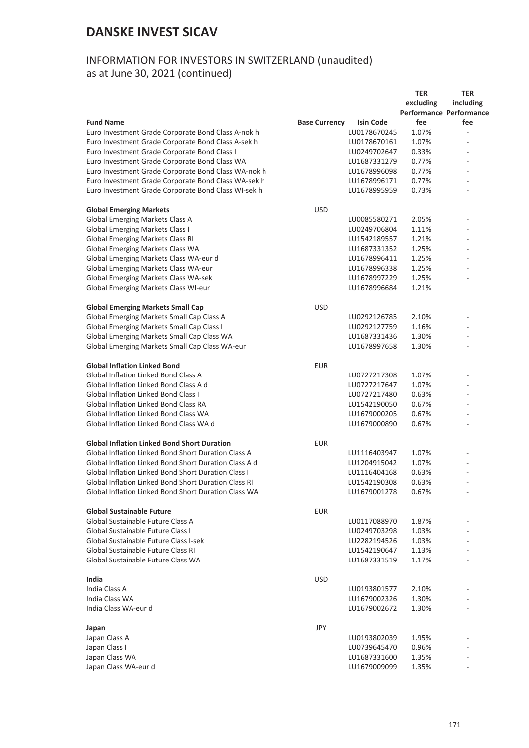# DANSKE INVEST SICAV

## INFORMATION FOR INVESTORS IN SWITZERLAND (unaudited) as at June 30, 2021 (continued)

| Fund Name | Base Currency | Isin Code | TER excluding Performance fee | TER including Performance fee |
|---|---|---|---|---|
| Euro Investment Grade Corporate Bond Class A-nok h | | LU0178670245 | 1.07% | - |
| Euro Investment Grade Corporate Bond Class A-sek h | | LU0178670161 | 1.07% | - |
| Euro Investment Grade Corporate Bond Class I | | LU0249702647 | 0.33% | - |
| Euro Investment Grade Corporate Bond Class WA | | LU1687331279 | 0.77% | - |
| Euro Investment Grade Corporate Bond Class WA-nok h | | LU1678996098 | 0.77% | - |
| Euro Investment Grade Corporate Bond Class WA-sek h | | LU1678996171 | 0.77% | - |
| Euro Investment Grade Corporate Bond Class WI-sek h | | LU1678995959 | 0.73% | - |
| | | | | |
| **Global Emerging Markets** | USD | | | |
| Global Emerging Markets Class A | | LU0085580271 | 2.05% | - |
| Global Emerging Markets Class I | | LU0249706804 | 1.11% | - |
| Global Emerging Markets Class RI | | LU1542189557 | 1.21% | - |
| Global Emerging Markets Class WA | | LU1687331352 | 1.25% | - |
| Global Emerging Markets Class WA-eur d | | LU1678996411 | 1.25% | - |
| Global Emerging Markets Class WA-eur | | LU1678996338 | 1.25% | - |
| Global Emerging Markets Class WA-sek | | LU1678997229 | 1.25% | - |
| Global Emerging Markets Class WI-eur | | LU1678996684 | 1.21% | |
| | | | | |
| **Global Emerging Markets Small Cap** | USD | | | |
| Global Emerging Markets Small Cap Class A | | LU0292126785 | 2.10% | - |
| Global Emerging Markets Small Cap Class I | | LU0292127759 | 1.16% | - |
| Global Emerging Markets Small Cap Class WA | | LU1687331436 | 1.30% | - |
| Global Emerging Markets Small Cap Class WA-eur | | LU1678997658 | 1.30% | - |
| | | | | |
| **Global Inflation Linked Bond** | EUR | | | |
| Global Inflation Linked Bond Class A | | LU0727217308 | 1.07% | - |
| Global Inflation Linked Bond Class A d | | LU0727217647 | 1.07% | - |
| Global Inflation Linked Bond Class I | | LU0727217480 | 0.63% | - |
| Global Inflation Linked Bond Class RA | | LU1542190050 | 0.67% | - |
| Global Inflation Linked Bond Class WA | | LU1679000205 | 0.67% | - |
| Global Inflation Linked Bond Class WA d | | LU1679000890 | 0.67% | - |
| | | | | |
| **Global Inflation Linked Bond Short Duration** | EUR | | | |
| Global Inflation Linked Bond Short Duration Class A | | LU1116403947 | 1.07% | - |
| Global Inflation Linked Bond Short Duration Class A d | | LU1204915042 | 1.07% | - |
| Global Inflation Linked Bond Short Duration Class I | | LU1116404168 | 0.63% | - |
| Global Inflation Linked Bond Short Duration Class RI | | LU1542190308 | 0.63% | - |
| Global Inflation Linked Bond Short Duration Class WA | | LU1679001278 | 0.67% | - |
| | | | | |
| **Global Sustainable Future** | EUR | | | |
| Global Sustainable Future Class A | | LU0117088970 | 1.87% | - |
| Global Sustainable Future Class I | | LU0249703298 | 1.03% | - |
| Global Sustainable Future Class I-sek | | LU2282194526 | 1.03% | - |
| Global Sustainable Future Class RI | | LU1542190647 | 1.13% | - |
| Global Sustainable Future Class WA | | LU1687331519 | 1.17% | - |
| | | | | |
| **India** | USD | | | |
| India Class A | | LU0193801577 | 2.10% | - |
| India Class WA | | LU1679002326 | 1.30% | - |
| India Class WA-eur d | | LU1679002672 | 1.30% | - |
| | | | | |
| **Japan** | JPY | | | |
| Japan Class A | | LU0193802039 | 1.95% | - |
| Japan Class I | | LU0739645470 | 0.96% | - |
| Japan Class WA | | LU1687331600 | 1.35% | - |
| Japan Class WA-eur d | | LU1679009099 | 1.35% | - |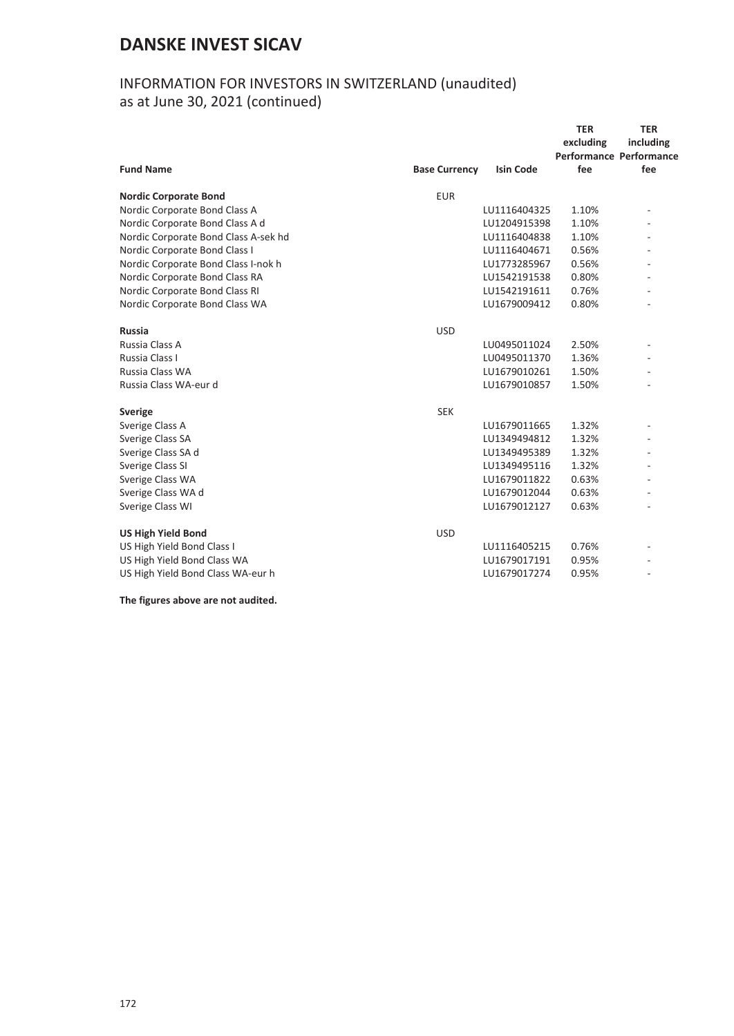# DANSKE INVEST SICAV

## INFORMATION FOR INVESTORS IN SWITZERLAND (unaudited)
as at June 30, 2021 (continued)

| Fund Name | Base Currency | Isin Code | TER excluding Performance fee | TER including Performance fee |
|---|---|---|---|---|
| **Nordic Corporate Bond** | EUR | | | |
| Nordic Corporate Bond Class A | | LU1116404325 | 1.10% | - |
| Nordic Corporate Bond Class A d | | LU1204915398 | 1.10% | - |
| Nordic Corporate Bond Class A-sek hd | | LU1116404838 | 1.10% | - |
| Nordic Corporate Bond Class I | | LU1116404671 | 0.56% | - |
| Nordic Corporate Bond Class I-nok h | | LU1773285967 | 0.56% | - |
| Nordic Corporate Bond Class RA | | LU1542191538 | 0.80% | - |
| Nordic Corporate Bond Class RI | | LU1542191611 | 0.76% | - |
| Nordic Corporate Bond Class WA | | LU1679009412 | 0.80% | - |
| **Russia** | USD | | | |
| Russia Class A | | LU0495011024 | 2.50% | - |
| Russia Class I | | LU0495011370 | 1.36% | - |
| Russia Class WA | | LU1679010261 | 1.50% | - |
| Russia Class WA-eur d | | LU1679010857 | 1.50% | - |
| **Sverige** | SEK | | | |
| Sverige Class A | | LU1679011665 | 1.32% | - |
| Sverige Class SA | | LU1349494812 | 1.32% | - |
| Sverige Class SA d | | LU1349495389 | 1.32% | - |
| Sverige Class SI | | LU1349495116 | 1.32% | - |
| Sverige Class WA | | LU1679011822 | 0.63% | - |
| Sverige Class WA d | | LU1679012044 | 0.63% | - |
| Sverige Class WI | | LU1679012127 | 0.63% | - |
| **US High Yield Bond** | USD | | | |
| US High Yield Bond Class I | | LU1116405215 | 0.76% | - |
| US High Yield Bond Class WA | | LU1679017191 | 0.95% | - |
| US High Yield Bond Class WA-eur h | | LU1679017274 | 0.95% | - |

**The figures above are not audited.**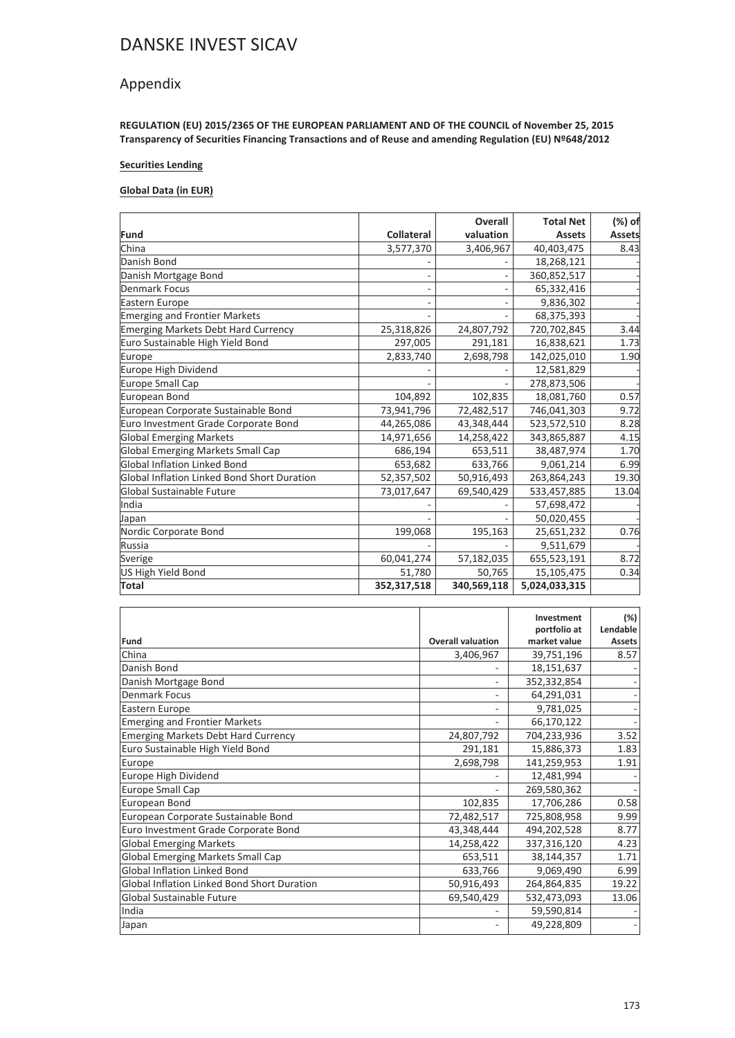# DANSKE INVEST SICAV

## Appendix

**REGULATION (EU) 2015/2365 OF THE EUROPEAN PARLIAMENT AND OF THE COUNCIL of November 25, 2015 Transparency of Securities Financing Transactions and of Reuse and amending Regulation (EU) Nº648/2012**

**Securities Lending**

**Global Data (in EUR)**

| Fund | Collateral | Overall valuation | Total Net Assets | (%) of Assets |
|---|---|---|---|---|
| China | 3,577,370 | 3,406,967 | 40,403,475 | 8.43 |
| Danish Bond | - | - | 18,268,121 | - |
| Danish Mortgage Bond | - | - | 360,852,517 | - |
| Denmark Focus | - | - | 65,332,416 | - |
| Eastern Europe | - | - | 9,836,302 | - |
| Emerging and Frontier Markets | - | - | 68,375,393 | - |
| Emerging Markets Debt Hard Currency | 25,318,826 | 24,807,792 | 720,702,845 | 3.44 |
| Euro Sustainable High Yield Bond | 297,005 | 291,181 | 16,838,621 | 1.73 |
| Europe | 2,833,740 | 2,698,798 | 142,025,010 | 1.90 |
| Europe High Dividend | - | - | 12,581,829 | - |
| Europe Small Cap | - | - | 278,873,506 | - |
| European Bond | 104,892 | 102,835 | 18,081,760 | 0.57 |
| European Corporate Sustainable Bond | 73,941,796 | 72,482,517 | 746,041,303 | 9.72 |
| Euro Investment Grade Corporate Bond | 44,265,086 | 43,348,444 | 523,572,510 | 8.28 |
| Global Emerging Markets | 14,971,656 | 14,258,422 | 343,865,887 | 4.15 |
| Global Emerging Markets Small Cap | 686,194 | 653,511 | 38,487,974 | 1.70 |
| Global Inflation Linked Bond | 653,682 | 633,766 | 9,061,214 | 6.99 |
| Global Inflation Linked Bond Short Duration | 52,357,502 | 50,916,493 | 263,864,243 | 19.30 |
| Global Sustainable Future | 73,017,647 | 69,540,429 | 533,457,885 | 13.04 |
| India | - | - | 57,698,472 | - |
| Japan | - | - | 50,020,455 | - |
| Nordic Corporate Bond | 199,068 | 195,163 | 25,651,232 | 0.76 |
| Russia | - | - | 9,511,679 | - |
| Sverige | 60,041,274 | 57,182,035 | 655,523,191 | 8.72 |
| US High Yield Bond | 51,780 | 50,765 | 15,105,475 | 0.34 |
| **Total** | **352,317,518** | **340,569,118** | **5,024,033,315** | |

| Fund | Overall valuation | Investment portfolio at market value | (%) Lendable Assets |
|---|---|---|---|
| China | 3,406,967 | 39,751,196 | 8.57 |
| Danish Bond | - | 18,151,637 | - |
| Danish Mortgage Bond | - | 352,332,854 | - |
| Denmark Focus | - | 64,291,031 | - |
| Eastern Europe | - | 9,781,025 | - |
| Emerging and Frontier Markets | - | 66,170,122 | - |
| Emerging Markets Debt Hard Currency | 24,807,792 | 704,233,936 | 3.52 |
| Euro Sustainable High Yield Bond | 291,181 | 15,886,373 | 1.83 |
| Europe | 2,698,798 | 141,259,953 | 1.91 |
| Europe High Dividend | - | 12,481,994 | - |
| Europe Small Cap | - | 269,580,362 | - |
| European Bond | 102,835 | 17,706,286 | 0.58 |
| European Corporate Sustainable Bond | 72,482,517 | 725,808,958 | 9.99 |
| Euro Investment Grade Corporate Bond | 43,348,444 | 494,202,528 | 8.77 |
| Global Emerging Markets | 14,258,422 | 337,316,120 | 4.23 |
| Global Emerging Markets Small Cap | 653,511 | 38,144,357 | 1.71 |
| Global Inflation Linked Bond | 633,766 | 9,069,490 | 6.99 |
| Global Inflation Linked Bond Short Duration | 50,916,493 | 264,864,835 | 19.22 |
| Global Sustainable Future | 69,540,429 | 532,473,093 | 13.06 |
| India | - | 59,590,814 | - |
| Japan | - | 49,228,809 | - |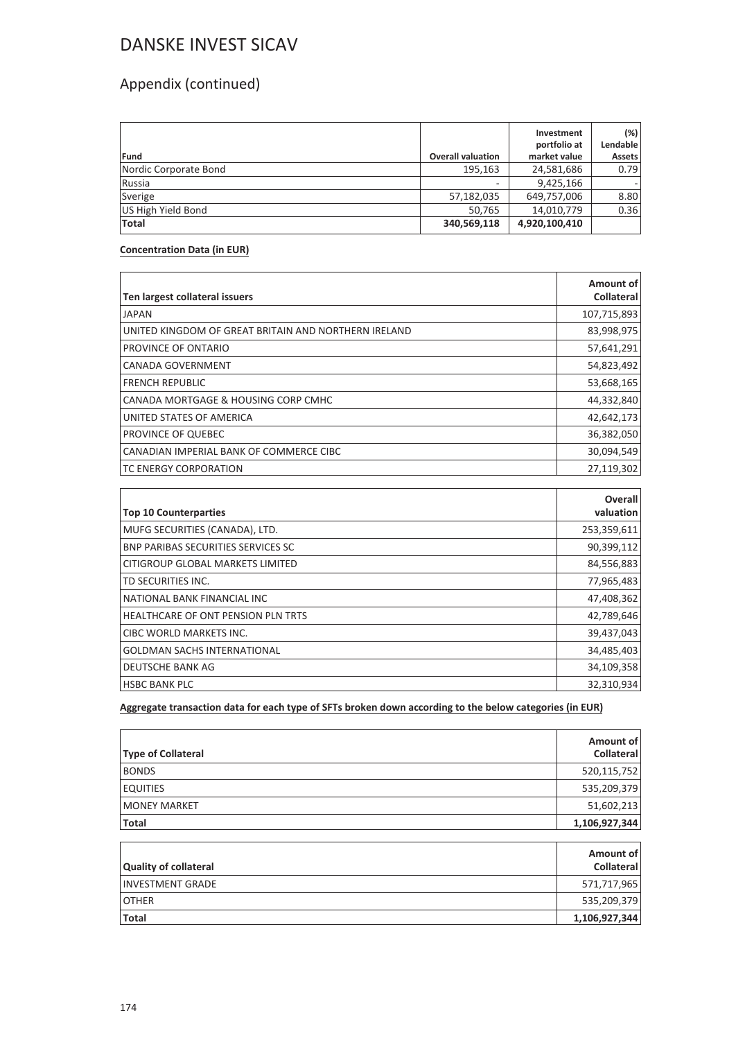# DANSKE INVEST SICAV

## Appendix (continued)

| Fund | Overall valuation | Investment portfolio at market value | (%) Lendable Assets |
|---|---|---|---|
| Nordic Corporate Bond | 195,163 | 24,581,686 | 0.79 |
| Russia | - | 9,425,166 | - |
| Sverige | 57,182,035 | 649,757,006 | 8.80 |
| US High Yield Bond | 50,765 | 14,010,779 | 0.36 |
| **Total** | **340,569,118** | **4,920,100,410** | |

**Concentration Data (in EUR)**

| Ten largest collateral issuers | Amount of Collateral |
|---|---|
| JAPAN | 107,715,893 |
| UNITED KINGDOM OF GREAT BRITAIN AND NORTHERN IRELAND | 83,998,975 |
| PROVINCE OF ONTARIO | 57,641,291 |
| CANADA GOVERNMENT | 54,823,492 |
| FRENCH REPUBLIC | 53,668,165 |
| CANADA MORTGAGE & HOUSING CORP CMHC | 44,332,840 |
| UNITED STATES OF AMERICA | 42,642,173 |
| PROVINCE OF QUEBEC | 36,382,050 |
| CANADIAN IMPERIAL BANK OF COMMERCE CIBC | 30,094,549 |
| TC ENERGY CORPORATION | 27,119,302 |

| Top 10 Counterparties | Overall valuation |
|---|---|
| MUFG SECURITIES (CANADA), LTD. | 253,359,611 |
| BNP PARIBAS SECURITIES SERVICES SC | 90,399,112 |
| CITIGROUP GLOBAL MARKETS LIMITED | 84,556,883 |
| TD SECURITIES INC. | 77,965,483 |
| NATIONAL BANK FINANCIAL INC | 47,408,362 |
| HEALTHCARE OF ONT PENSION PLN TRTS | 42,789,646 |
| CIBC WORLD MARKETS INC. | 39,437,043 |
| GOLDMAN SACHS INTERNATIONAL | 34,485,403 |
| DEUTSCHE BANK AG | 34,109,358 |
| HSBC BANK PLC | 32,310,934 |

**Aggregate transaction data for each type of SFTs broken down according to the below categories (in EUR)**

| Type of Collateral | Amount of Collateral |
|---|---|
| BONDS | 520,115,752 |
| EQUITIES | 535,209,379 |
| MONEY MARKET | 51,602,213 |
| **Total** | **1,106,927,344** |

| Quality of collateral | Amount of Collateral |
|---|---|
| INVESTMENT GRADE | 571,717,965 |
| OTHER | 535,209,379 |
| **Total** | **1,106,927,344** |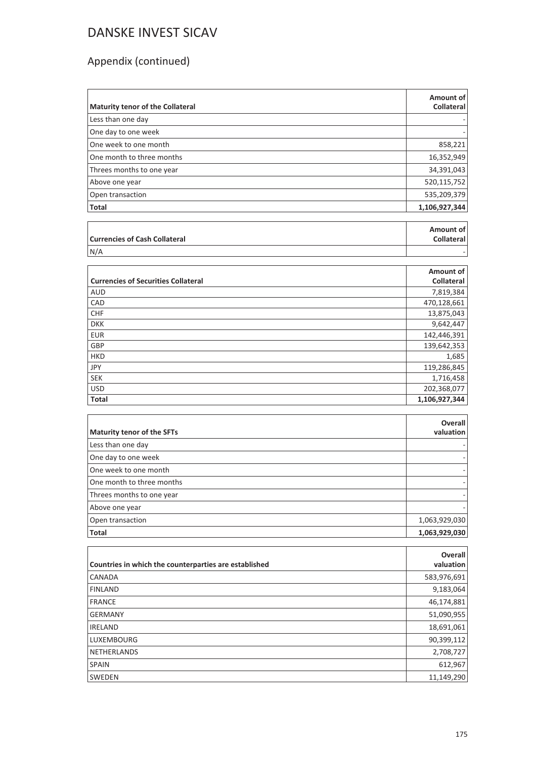# DANSKE INVEST SICAV

## Appendix (continued)

| Maturity tenor of the Collateral | Amount of Collateral |
|---|---|
| Less than one day | - |
| One day to one week | - |
| One week to one month | 858,221 |
| One month to three months | 16,352,949 |
| Threes months to one year | 34,391,043 |
| Above one year | 520,115,752 |
| Open transaction | 535,209,379 |
| **Total** | **1,106,927,344** |

| Currencies of Cash Collateral | Amount of Collateral |
|---|---|
| N/A | - |

| Currencies of Securities Collateral | Amount of Collateral |
|---|---|
| AUD | 7,819,384 |
| CAD | 470,128,661 |
| CHF | 13,875,043 |
| DKK | 9,642,447 |
| EUR | 142,446,391 |
| GBP | 139,642,353 |
| HKD | 1,685 |
| JPY | 119,286,845 |
| SEK | 1,716,458 |
| USD | 202,368,077 |
| **Total** | **1,106,927,344** |

| Maturity tenor of the SFTs | Overall valuation |
|---|---|
| Less than one day | - |
| One day to one week | - |
| One week to one month | - |
| One month to three months | - |
| Threes months to one year | - |
| Above one year | - |
| Open transaction | 1,063,929,030 |
| **Total** | **1,063,929,030** |

| Countries in which the counterparties are established | Overall valuation |
|---|---|
| CANADA | 583,976,691 |
| FINLAND | 9,183,064 |
| FRANCE | 46,174,881 |
| GERMANY | 51,090,955 |
| IRELAND | 18,691,061 |
| LUXEMBOURG | 90,399,112 |
| NETHERLANDS | 2,708,727 |
| SPAIN | 612,967 |
| SWEDEN | 11,149,290 |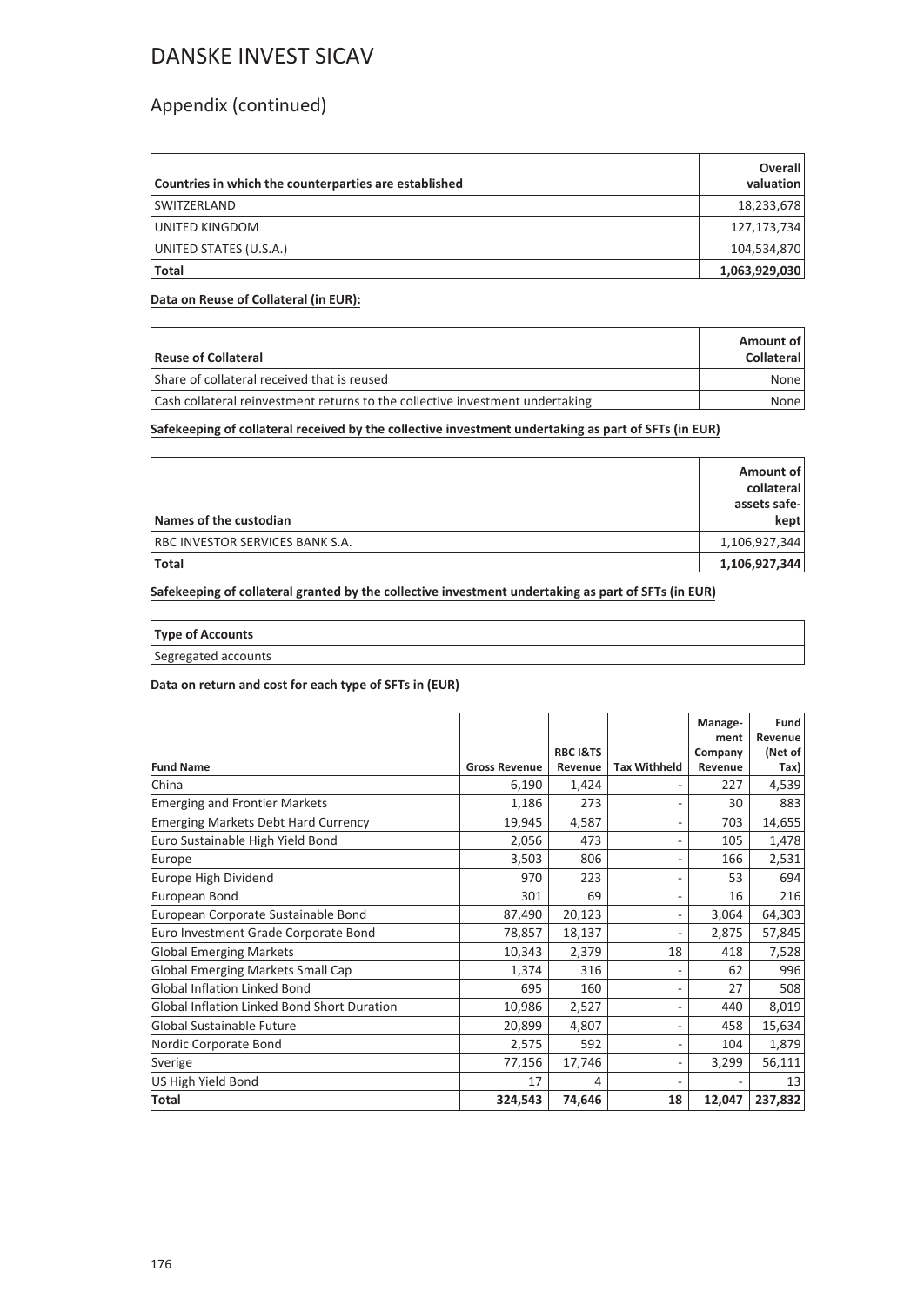# DANSKE INVEST SICAV

## Appendix (continued)

| Countries in which the counterparties are established | Overall valuation |
|---|---|
| SWITZERLAND | 18,233,678 |
| UNITED KINGDOM | 127,173,734 |
| UNITED STATES (U.S.A.) | 104,534,870 |
| **Total** | **1,063,929,030** |

**Data on Reuse of Collateral (in EUR):**

| Reuse of Collateral | Amount of Collateral |
|---|---|
| Share of collateral received that is reused | None |
| Cash collateral reinvestment returns to the collective investment undertaking | None |

**Safekeeping of collateral received by the collective investment undertaking as part of SFTs (in EUR)**

| Names of the custodian | Amount of collateral assets safe-kept |
|---|---|
| RBC INVESTOR SERVICES BANK S.A. | 1,106,927,344 |
| **Total** | **1,106,927,344** |

**Safekeeping of collateral granted by the collective investment undertaking as part of SFTs (in EUR)**

| Type of Accounts |
|---|
| Segregated accounts |

**Data on return and cost for each type of SFTs in (EUR)**

| Fund Name | Gross Revenue | RBC I&TS Revenue | Tax Withheld | Manage-ment Company Revenue | Fund Revenue (Net of Tax) |
|---|---|---|---|---|---|
| China | 6,190 | 1,424 | - | 227 | 4,539 |
| Emerging and Frontier Markets | 1,186 | 273 | - | 30 | 883 |
| Emerging Markets Debt Hard Currency | 19,945 | 4,587 | - | 703 | 14,655 |
| Euro Sustainable High Yield Bond | 2,056 | 473 | - | 105 | 1,478 |
| Europe | 3,503 | 806 | - | 166 | 2,531 |
| Europe High Dividend | 970 | 223 | - | 53 | 694 |
| European Bond | 301 | 69 | - | 16 | 216 |
| European Corporate Sustainable Bond | 87,490 | 20,123 | - | 3,064 | 64,303 |
| Euro Investment Grade Corporate Bond | 78,857 | 18,137 | - | 2,875 | 57,845 |
| Global Emerging Markets | 10,343 | 2,379 | 18 | 418 | 7,528 |
| Global Emerging Markets Small Cap | 1,374 | 316 | - | 62 | 996 |
| Global Inflation Linked Bond | 695 | 160 | - | 27 | 508 |
| Global Inflation Linked Bond Short Duration | 10,986 | 2,527 | - | 440 | 8,019 |
| Global Sustainable Future | 20,899 | 4,807 | - | 458 | 15,634 |
| Nordic Corporate Bond | 2,575 | 592 | - | 104 | 1,879 |
| Sverige | 77,156 | 17,746 | - | 3,299 | 56,111 |
| US High Yield Bond | 17 | 4 | - | - | 13 |
| **Total** | **324,543** | **74,646** | **18** | **12,047** | **237,832** |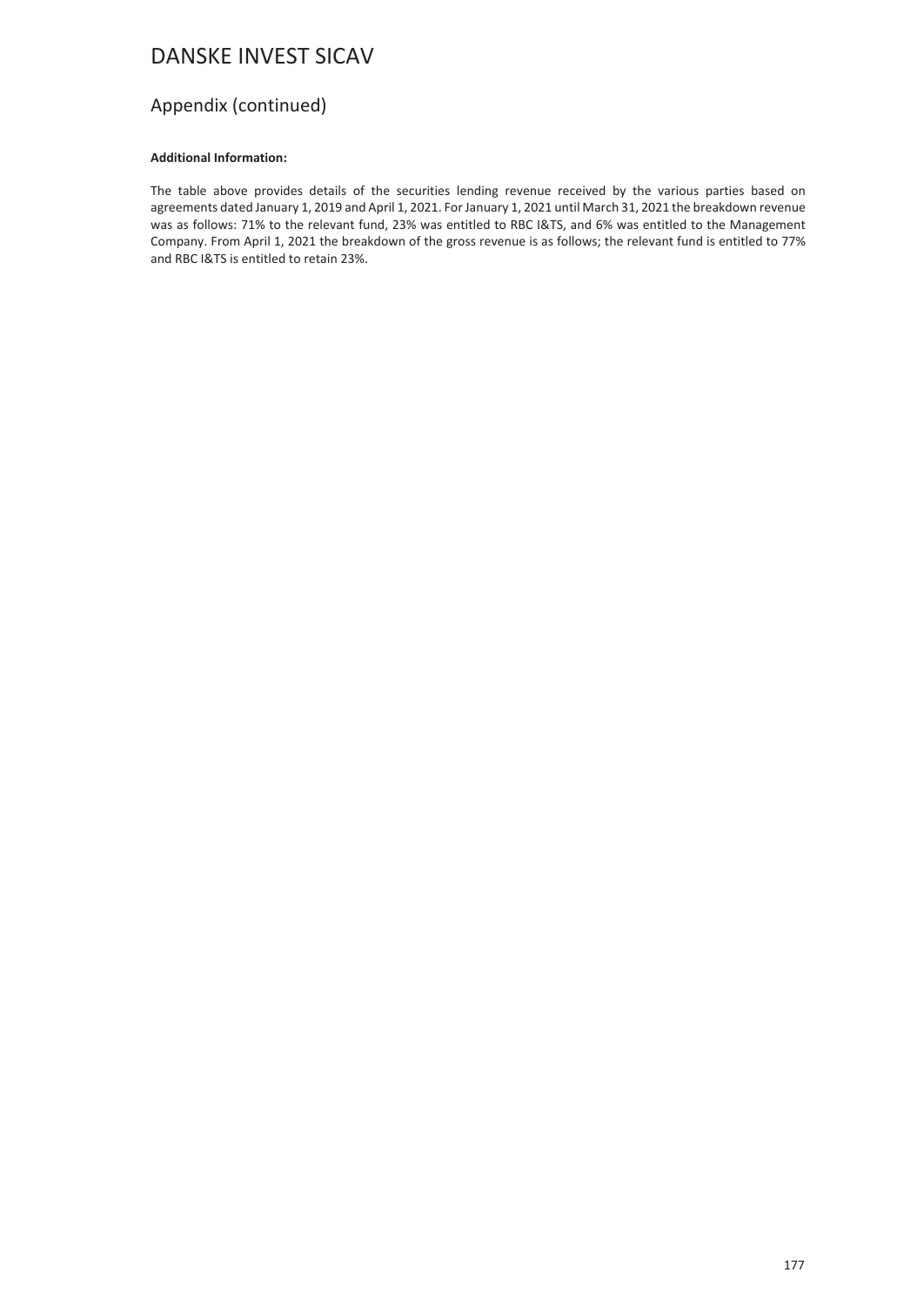# DANSKE INVEST SICAV

## Appendix (continued)

**Additional Information:**

The table above provides details of the securities lending revenue received by the various parties based on agreements dated January 1, 2019 and April 1, 2021. For January 1, 2021 until March 31, 2021 the breakdown revenue was as follows: 71% to the relevant fund, 23% was entitled to RBC I&TS, and 6% was entitled to the Management Company. From April 1, 2021 the breakdown of the gross revenue is as follows; the relevant fund is entitled to 77% and RBC I&TS is entitled to retain 23%.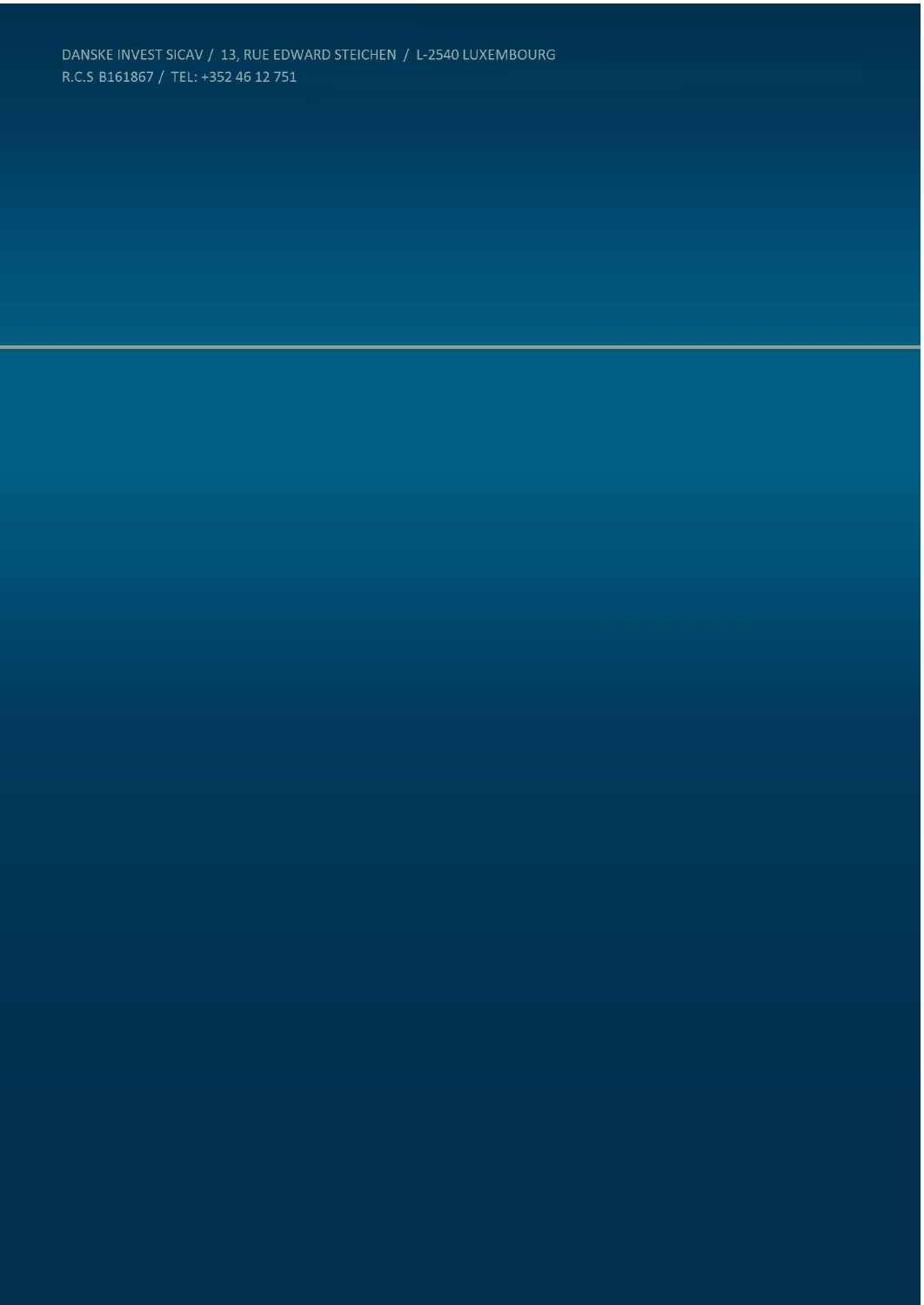DANSKE INVEST SICAV / 13, RUE EDWARD STEICHEN / L-2540 LUXEMBOURG
R.C.S B161867 / TEL: +352 46 12 751